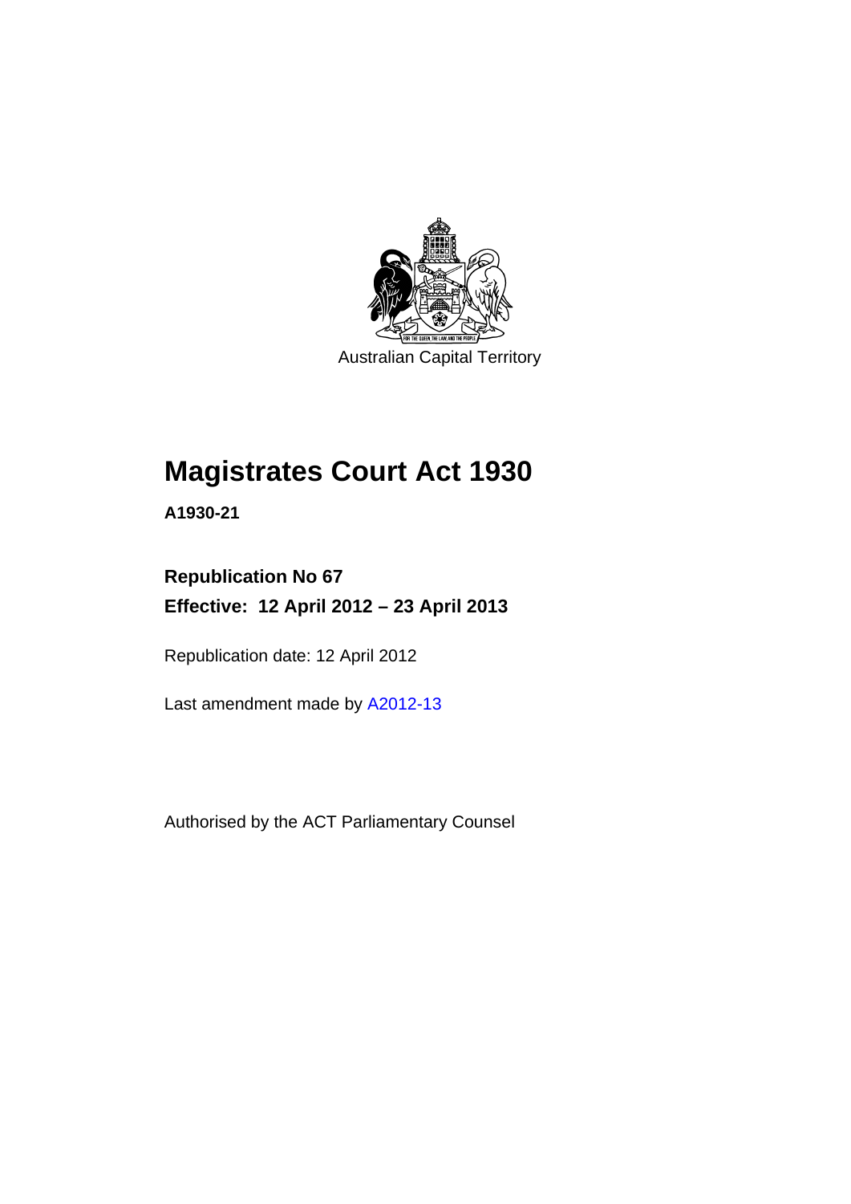Australian Capital Territory

# Magistrates Court Act 1930

**A1930-21**

**Republication No 67**

**Effective: 12 April 2012 – 23 April 2013**

Republication date: 12 April 2012

Last amendment made by A2012-13

Authorised by the ACT Parliamentary Counsel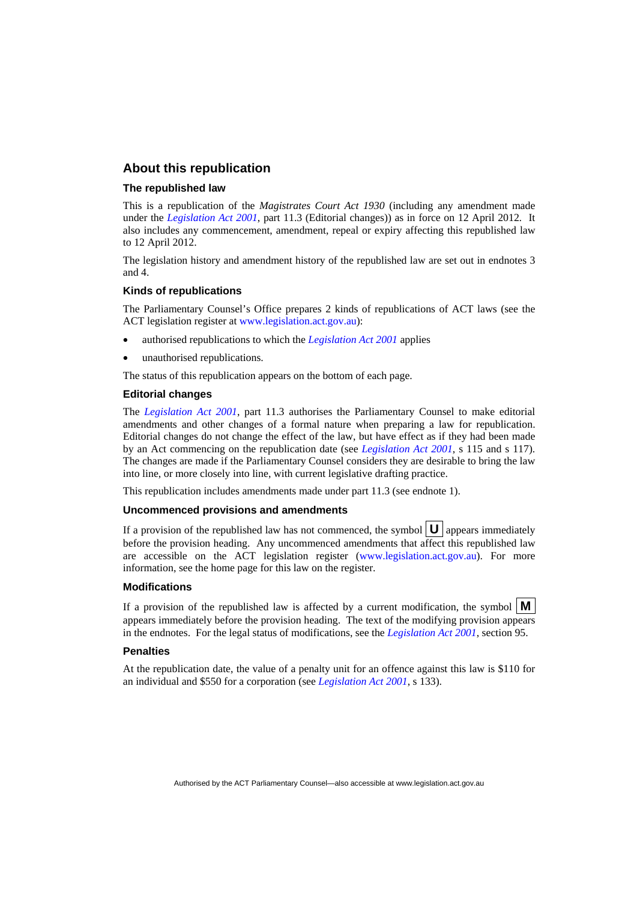## About this republication

### The republished law

This is a republication of the *Magistrates Court Act 1930* (including any amendment made under the *Legislation Act 2001*, part 11.3 (Editorial changes)) as in force on 12 April 2012. It also includes any commencement, amendment, repeal or expiry affecting this republished law to 12 April 2012.

The legislation history and amendment history of the republished law are set out in endnotes 3 and 4.

### Kinds of republications

The Parliamentary Counsel's Office prepares 2 kinds of republications of ACT laws (see the ACT legislation register at www.legislation.act.gov.au):

- authorised republications to which the *Legislation Act 2001* applies
- unauthorised republications.

The status of this republication appears on the bottom of each page.

### Editorial changes

The *Legislation Act 2001*, part 11.3 authorises the Parliamentary Counsel to make editorial amendments and other changes of a formal nature when preparing a law for republication. Editorial changes do not change the effect of the law, but have effect as if they had been made by an Act commencing on the republication date (see *Legislation Act 2001*, s 115 and s 117). The changes are made if the Parliamentary Counsel considers they are desirable to bring the law into line, or more closely into line, with current legislative drafting practice.

This republication includes amendments made under part 11.3 (see endnote 1).

### Uncommenced provisions and amendments

If a provision of the republished law has not commenced, the symbol **U** appears immediately before the provision heading. Any uncommenced amendments that affect this republished law are accessible on the ACT legislation register (www.legislation.act.gov.au). For more information, see the home page for this law on the register.

### Modifications

If a provision of the republished law is affected by a current modification, the symbol **M** appears immediately before the provision heading. The text of the modifying provision appears in the endnotes. For the legal status of modifications, see the *Legislation Act 2001*, section 95.

### Penalties

At the republication date, the value of a penalty unit for an offence against this law is $110 for an individual and $550 for a corporation (see *Legislation Act 2001*, s 133).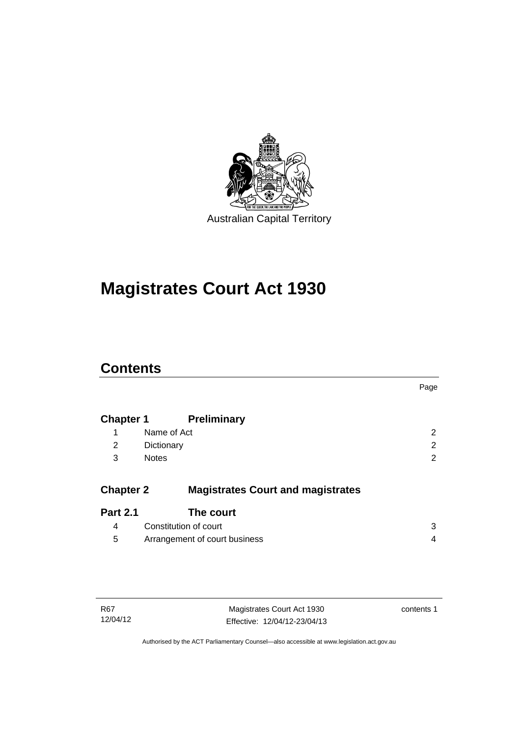Australian Capital Territory

# Magistrates Court Act 1930

## Contents

| | | Page |
|---|---|---|
| **Chapter 1** | **Preliminary** | |
| 1 | Name of Act | 2 |
| 2 | Dictionary | 2 |
| 3 | Notes | 2 |
| **Chapter 2** | **Magistrates Court and magistrates** | |
| **Part 2.1** | **The court** | |
| 4 | Constitution of court | 3 |
| 5 | Arrangement of court business | 4 |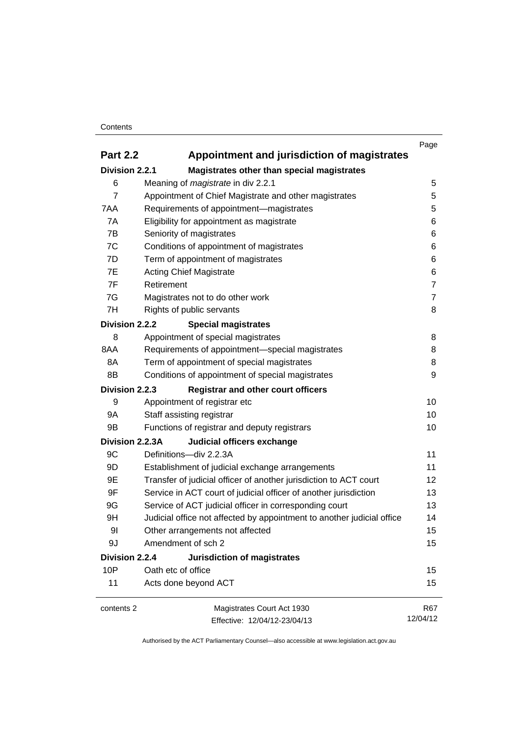| | | Page |
|---|---|---|
| **Part 2.2** | **Appointment and jurisdiction of magistrates** | |
| **Division 2.2.1** | **Magistrates other than special magistrates** | |
| 6 | Meaning of *magistrate* in div 2.2.1 | 5 |
| 7 | Appointment of Chief Magistrate and other magistrates | 5 |
| 7AA | Requirements of appointment—magistrates | 5 |
| 7A | Eligibility for appointment as magistrate | 6 |
| 7B | Seniority of magistrates | 6 |
| 7C | Conditions of appointment of magistrates | 6 |
| 7D | Term of appointment of magistrates | 6 |
| 7E | Acting Chief Magistrate | 6 |
| 7F | Retirement | 7 |
| 7G | Magistrates not to do other work | 7 |
| 7H | Rights of public servants | 8 |
| **Division 2.2.2** | **Special magistrates** | |
| 8 | Appointment of special magistrates | 8 |
| 8AA | Requirements of appointment—special magistrates | 8 |
| 8A | Term of appointment of special magistrates | 8 |
| 8B | Conditions of appointment of special magistrates | 9 |
| **Division 2.2.3** | **Registrar and other court officers** | |
| 9 | Appointment of registrar etc | 10 |
| 9A | Staff assisting registrar | 10 |
| 9B | Functions of registrar and deputy registrars | 10 |
| **Division 2.2.3A** | **Judicial officers exchange** | |
| 9C | Definitions—div 2.2.3A | 11 |
| 9D | Establishment of judicial exchange arrangements | 11 |
| 9E | Transfer of judicial officer of another jurisdiction to ACT court | 12 |
| 9F | Service in ACT court of judicial officer of another jurisdiction | 13 |
| 9G | Service of ACT judicial officer in corresponding court | 13 |
| 9H | Judicial office not affected by appointment to another judicial office | 14 |
| 9I | Other arrangements not affected | 15 |
| 9J | Amendment of sch 2 | 15 |
| **Division 2.2.4** | **Jurisdiction of magistrates** | |
| 10P | Oath etc of office | 15 |
| 11 | Acts done beyond ACT | 15 |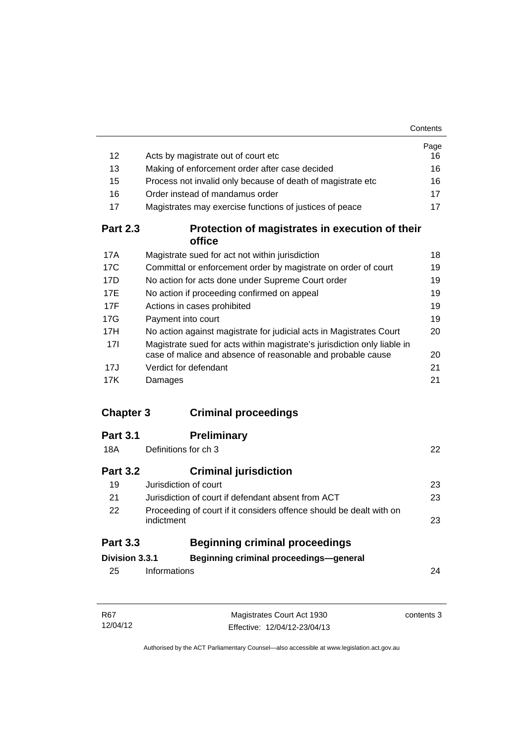| | | Page |
|---|---|---|
| 12 | Acts by magistrate out of court etc | 16 |
| 13 | Making of enforcement order after case decided | 16 |
| 15 | Process not invalid only because of death of magistrate etc | 16 |
| 16 | Order instead of mandamus order | 17 |
| 17 | Magistrates may exercise functions of justices of peace | 17 |

## Part 2.3 Protection of magistrates in execution of their office

| | | |
|---|---|---|
| 17A | Magistrate sued for act not within jurisdiction | 18 |
| 17C | Committal or enforcement order by magistrate on order of court | 19 |
| 17D | No action for acts done under Supreme Court order | 19 |
| 17E | No action if proceeding confirmed on appeal | 19 |
| 17F | Actions in cases prohibited | 19 |
| 17G | Payment into court | 19 |
| 17H | No action against magistrate for judicial acts in Magistrates Court | 20 |
| 17I | Magistrate sued for acts within magistrate's jurisdiction only liable in case of malice and absence of reasonable and probable cause | 20 |
| 17J | Verdict for defendant | 21 |
| 17K | Damages | 21 |

# Chapter 3 Criminal proceedings

## Part 3.1 Preliminary

| | | |
|---|---|---|
| 18A | Definitions for ch 3 | 22 |

## Part 3.2 Criminal jurisdiction

| | | |
|---|---|---|
| 19 | Jurisdiction of court | 23 |
| 21 | Jurisdiction of court if defendant absent from ACT | 23 |
| 22 | Proceeding of court if it considers offence should be dealt with on indictment | 23 |

## Part 3.3 Beginning criminal proceedings

### Division 3.3.1 Beginning criminal proceedings—general

| | | |
|---|---|---|
| 25 | Informations | 24 |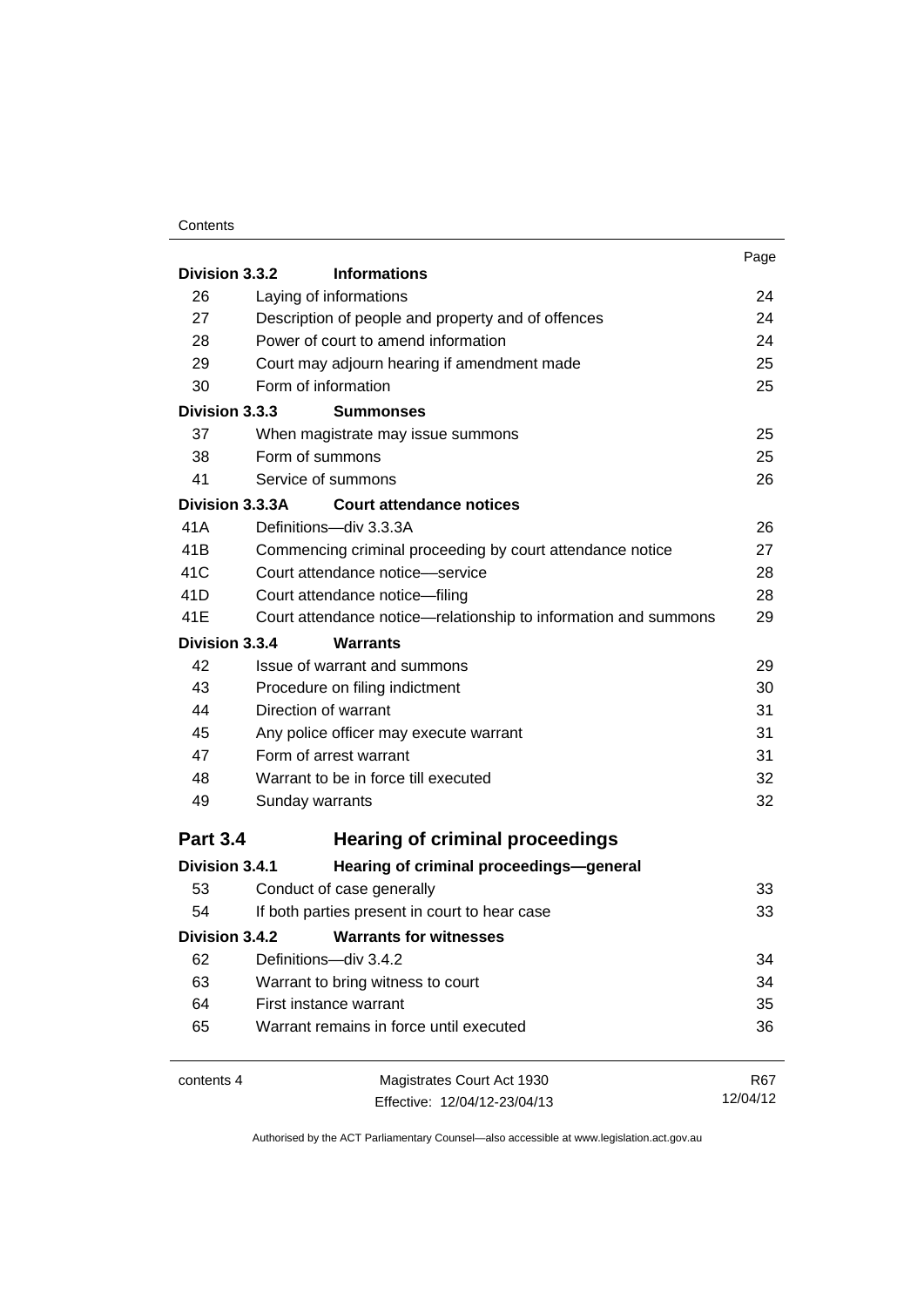| | | Page |
|---|---|---|
| **Division 3.3.2** | **Informations** | |
| 26 | Laying of informations | 24 |
| 27 | Description of people and property and of offences | 24 |
| 28 | Power of court to amend information | 24 |
| 29 | Court may adjourn hearing if amendment made | 25 |
| 30 | Form of information | 25 |
| **Division 3.3.3** | **Summonses** | |
| 37 | When magistrate may issue summons | 25 |
| 38 | Form of summons | 25 |
| 41 | Service of summons | 26 |
| **Division 3.3.3A** | **Court attendance notices** | |
| 41A | Definitions—div 3.3.3A | 26 |
| 41B | Commencing criminal proceeding by court attendance notice | 27 |
| 41C | Court attendance notice—service | 28 |
| 41D | Court attendance notice—filing | 28 |
| 41E | Court attendance notice—relationship to information and summons | 29 |
| **Division 3.3.4** | **Warrants** | |
| 42 | Issue of warrant and summons | 29 |
| 43 | Procedure on filing indictment | 30 |
| 44 | Direction of warrant | 31 |
| 45 | Any police officer may execute warrant | 31 |
| 47 | Form of arrest warrant | 31 |
| 48 | Warrant to be in force till executed | 32 |
| 49 | Sunday warrants | 32 |
| **Part 3.4** | **Hearing of criminal proceedings** | |
| **Division 3.4.1** | **Hearing of criminal proceedings—general** | |
| 53 | Conduct of case generally | 33 |
| 54 | If both parties present in court to hear case | 33 |
| **Division 3.4.2** | **Warrants for witnesses** | |
| 62 | Definitions—div 3.4.2 | 34 |
| 63 | Warrant to bring witness to court | 34 |
| 64 | First instance warrant | 35 |
| 65 | Warrant remains in force until executed | 36 |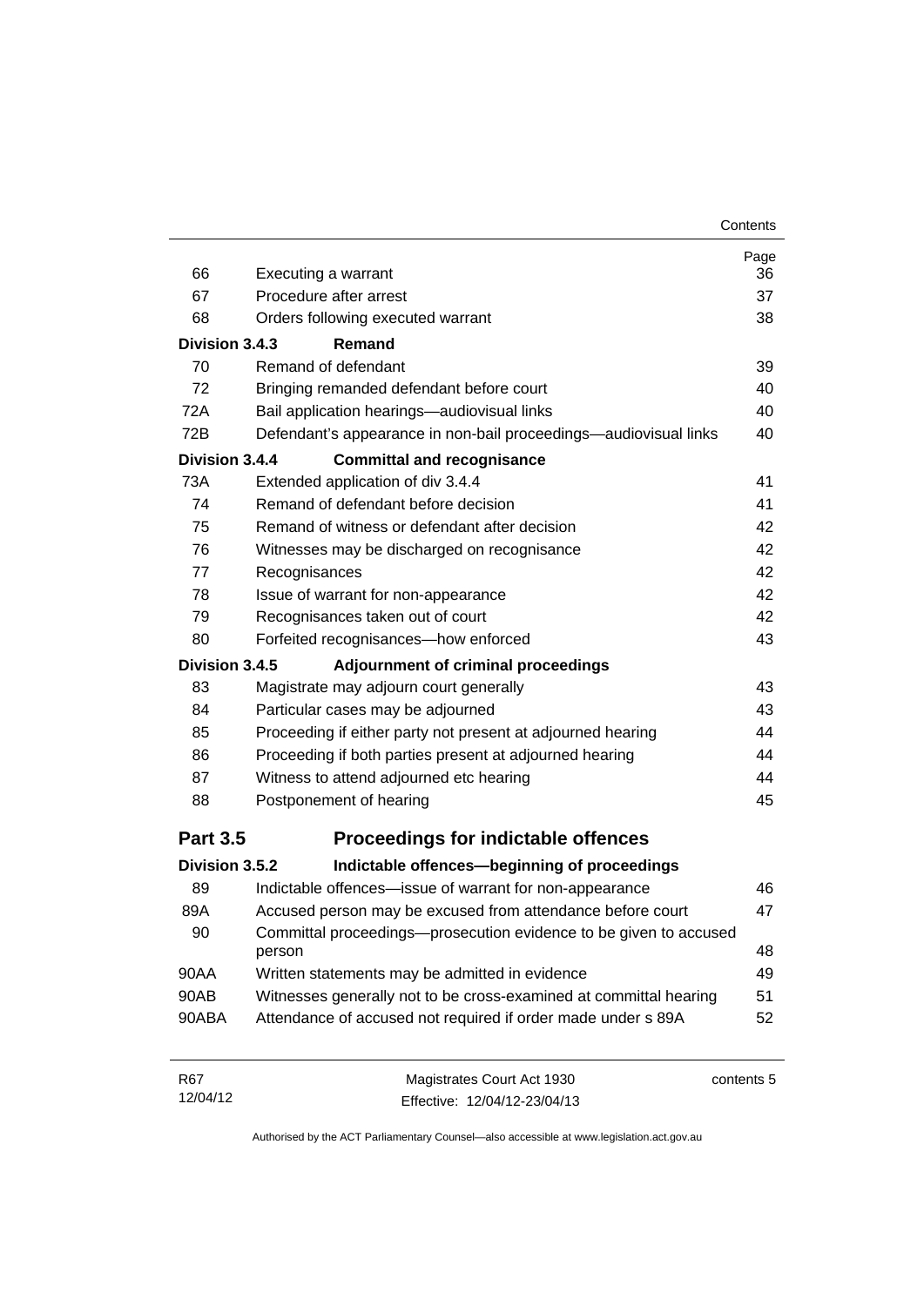| | | Page |
|---|---|---|
| 66 | Executing a warrant | 36 |
| 67 | Procedure after arrest | 37 |
| 68 | Orders following executed warrant | 38 |
| **Division 3.4.3** | **Remand** | |
| 70 | Remand of defendant | 39 |
| 72 | Bringing remanded defendant before court | 40 |
| 72A | Bail application hearings—audiovisual links | 40 |
| 72B | Defendant's appearance in non-bail proceedings—audiovisual links | 40 |
| **Division 3.4.4** | **Committal and recognisance** | |
| 73A | Extended application of div 3.4.4 | 41 |
| 74 | Remand of defendant before decision | 41 |
| 75 | Remand of witness or defendant after decision | 42 |
| 76 | Witnesses may be discharged on recognisance | 42 |
| 77 | Recognisances | 42 |
| 78 | Issue of warrant for non-appearance | 42 |
| 79 | Recognisances taken out of court | 42 |
| 80 | Forfeited recognisances—how enforced | 43 |
| **Division 3.4.5** | **Adjournment of criminal proceedings** | |
| 83 | Magistrate may adjourn court generally | 43 |
| 84 | Particular cases may be adjourned | 43 |
| 85 | Proceeding if either party not present at adjourned hearing | 44 |
| 86 | Proceeding if both parties present at adjourned hearing | 44 |
| 87 | Witness to attend adjourned etc hearing | 44 |
| 88 | Postponement of hearing | 45 |

## Part 3.5 Proceedings for indictable offences

| | | |
|---|---|---|
| **Division 3.5.2** | **Indictable offences—beginning of proceedings** | |
| 89 | Indictable offences—issue of warrant for non-appearance | 46 |
| 89A | Accused person may be excused from attendance before court | 47 |
| 90 | Committal proceedings—prosecution evidence to be given to accused person | 48 |
| 90AA | Written statements may be admitted in evidence | 49 |
| 90AB | Witnesses generally not to be cross-examined at committal hearing | 51 |
| 90ABA | Attendance of accused not required if order made under s 89A | 52 |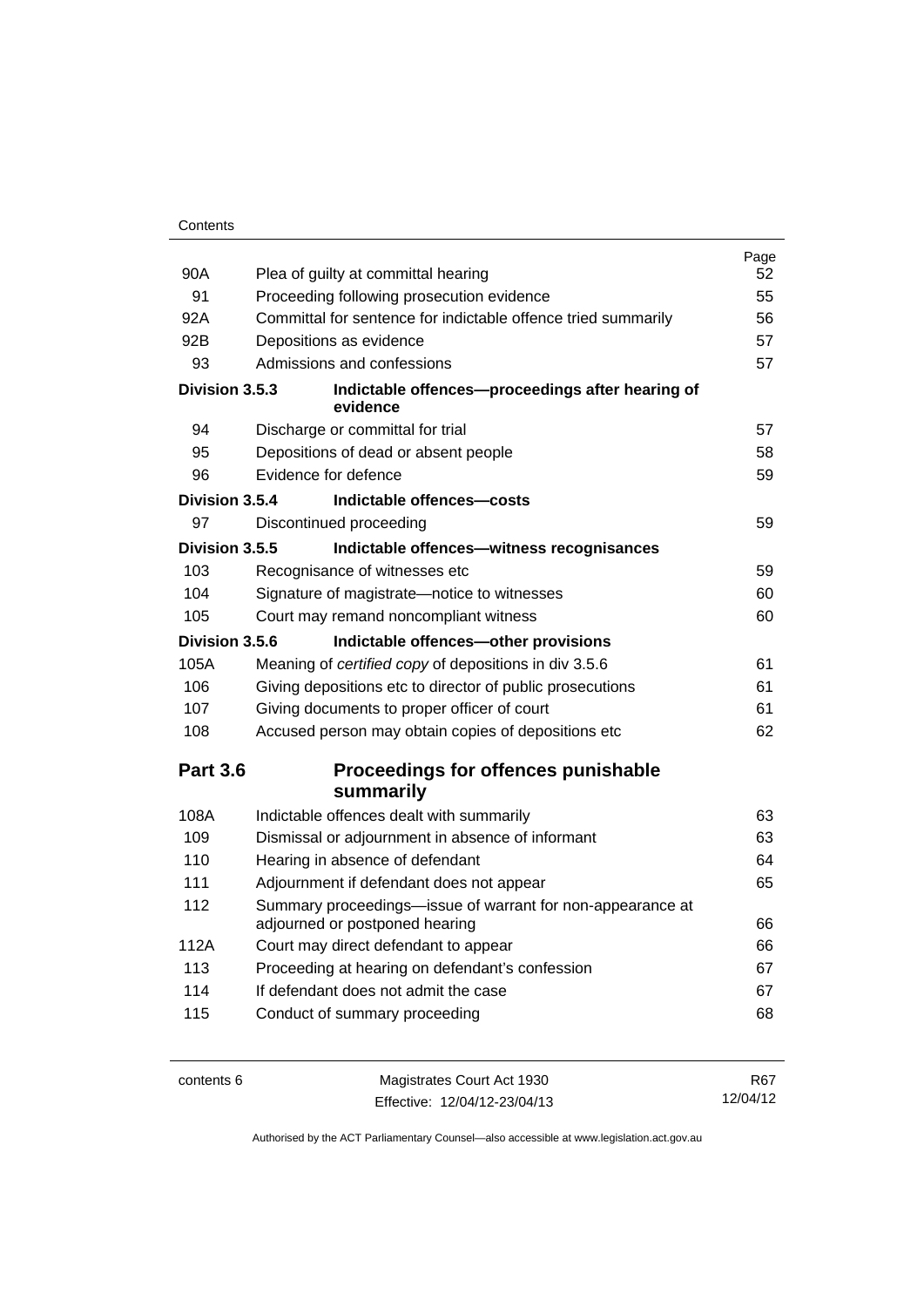| | | Page |
|---|---|---|
| 90A | Plea of guilty at committal hearing | 52 |
| 91 | Proceeding following prosecution evidence | 55 |
| 92A | Committal for sentence for indictable offence tried summarily | 56 |
| 92B | Depositions as evidence | 57 |
| 93 | Admissions and confessions | 57 |
| **Division 3.5.3** | **Indictable offences—proceedings after hearing of evidence** | |
| 94 | Discharge or committal for trial | 57 |
| 95 | Depositions of dead or absent people | 58 |
| 96 | Evidence for defence | 59 |
| **Division 3.5.4** | **Indictable offences—costs** | |
| 97 | Discontinued proceeding | 59 |
| **Division 3.5.5** | **Indictable offences—witness recognisances** | |
| 103 | Recognisance of witnesses etc | 59 |
| 104 | Signature of magistrate—notice to witnesses | 60 |
| 105 | Court may remand noncompliant witness | 60 |
| **Division 3.5.6** | **Indictable offences—other provisions** | |
| 105A | Meaning of *certified copy* of depositions in div 3.5.6 | 61 |
| 106 | Giving depositions etc to director of public prosecutions | 61 |
| 107 | Giving documents to proper officer of court | 61 |
| 108 | Accused person may obtain copies of depositions etc | 62 |
| **Part 3.6** | **Proceedings for offences punishable summarily** | |
| 108A | Indictable offences dealt with summarily | 63 |
| 109 | Dismissal or adjournment in absence of informant | 63 |
| 110 | Hearing in absence of defendant | 64 |
| 111 | Adjournment if defendant does not appear | 65 |
| 112 | Summary proceedings—issue of warrant for non-appearance at adjourned or postponed hearing | 66 |
| 112A | Court may direct defendant to appear | 66 |
| 113 | Proceeding at hearing on defendant's confession | 67 |
| 114 | If defendant does not admit the case | 67 |
| 115 | Conduct of summary proceeding | 68 |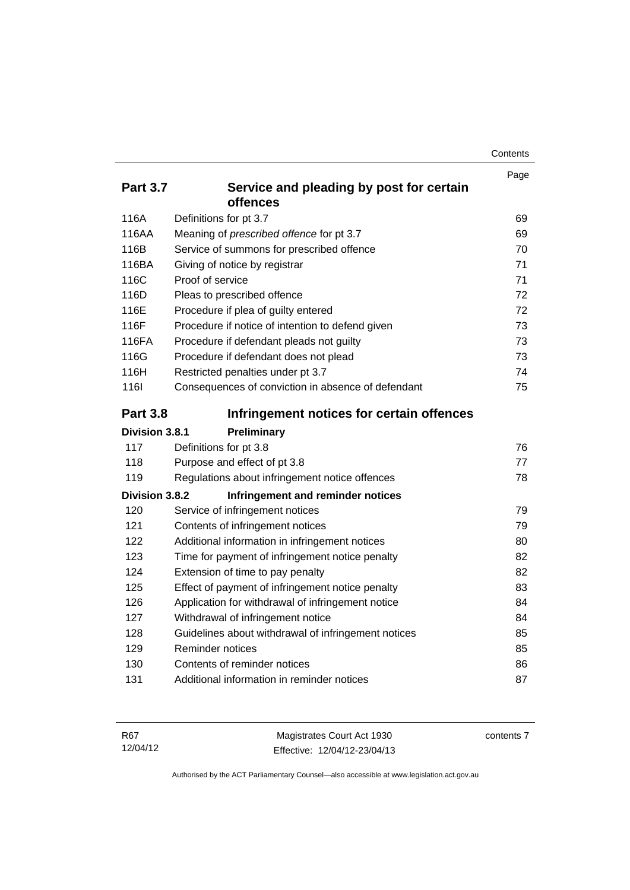| | | Page |
|---|---|---|
| **Part 3.7** | **Service and pleading by post for certain offences** | |
| 116A | Definitions for pt 3.7 | 69 |
| 116AA | Meaning of *prescribed offence* for pt 3.7 | 69 |
| 116B | Service of summons for prescribed offence | 70 |
| 116BA | Giving of notice by registrar | 71 |
| 116C | Proof of service | 71 |
| 116D | Pleas to prescribed offence | 72 |
| 116E | Procedure if plea of guilty entered | 72 |
| 116F | Procedure if notice of intention to defend given | 73 |
| 116FA | Procedure if defendant pleads not guilty | 73 |
| 116G | Procedure if defendant does not plead | 73 |
| 116H | Restricted penalties under pt 3.7 | 74 |
| 116I | Consequences of conviction in absence of defendant | 75 |
| **Part 3.8** | **Infringement notices for certain offences** | |
| **Division 3.8.1** | **Preliminary** | |
| 117 | Definitions for pt 3.8 | 76 |
| 118 | Purpose and effect of pt 3.8 | 77 |
| 119 | Regulations about infringement notice offences | 78 |
| **Division 3.8.2** | **Infringement and reminder notices** | |
| 120 | Service of infringement notices | 79 |
| 121 | Contents of infringement notices | 79 |
| 122 | Additional information in infringement notices | 80 |
| 123 | Time for payment of infringement notice penalty | 82 |
| 124 | Extension of time to pay penalty | 82 |
| 125 | Effect of payment of infringement notice penalty | 83 |
| 126 | Application for withdrawal of infringement notice | 84 |
| 127 | Withdrawal of infringement notice | 84 |
| 128 | Guidelines about withdrawal of infringement notices | 85 |
| 129 | Reminder notices | 85 |
| 130 | Contents of reminder notices | 86 |
| 131 | Additional information in reminder notices | 87 |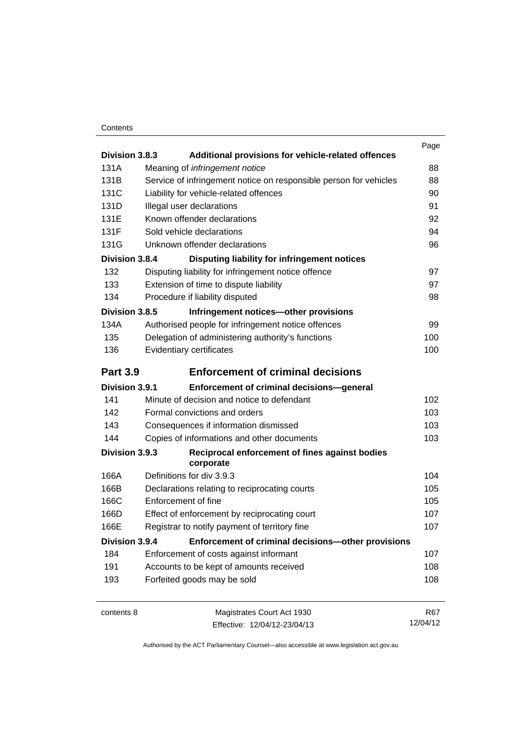| | | Page |
|---|---|---|
| **Division 3.8.3** | **Additional provisions for vehicle-related offences** | |
| 131A | Meaning of *infringement notice* | 88 |
| 131B | Service of infringement notice on responsible person for vehicles | 88 |
| 131C | Liability for vehicle-related offences | 90 |
| 131D | Illegal user declarations | 91 |
| 131E | Known offender declarations | 92 |
| 131F | Sold vehicle declarations | 94 |
| 131G | Unknown offender declarations | 96 |
| **Division 3.8.4** | **Disputing liability for infringement notices** | |
| 132 | Disputing liability for infringement notice offence | 97 |
| 133 | Extension of time to dispute liability | 97 |
| 134 | Procedure if liability disputed | 98 |
| **Division 3.8.5** | **Infringement notices—other provisions** | |
| 134A | Authorised people for infringement notice offences | 99 |
| 135 | Delegation of administering authority's functions | 100 |
| 136 | Evidentiary certificates | 100 |
| **Part 3.9** | **Enforcement of criminal decisions** | |
| **Division 3.9.1** | **Enforcement of criminal decisions—general** | |
| 141 | Minute of decision and notice to defendant | 102 |
| 142 | Formal convictions and orders | 103 |
| 143 | Consequences if information dismissed | 103 |
| 144 | Copies of informations and other documents | 103 |
| **Division 3.9.3** | **Reciprocal enforcement of fines against bodies corporate** | |
| 166A | Definitions for div 3.9.3 | 104 |
| 166B | Declarations relating to reciprocating courts | 105 |
| 166C | Enforcement of fine | 105 |
| 166D | Effect of enforcement by reciprocating court | 107 |
| 166E | Registrar to notify payment of territory fine | 107 |
| **Division 3.9.4** | **Enforcement of criminal decisions—other provisions** | |
| 184 | Enforcement of costs against informant | 107 |
| 191 | Accounts to be kept of amounts received | 108 |
| 193 | Forfeited goods may be sold | 108 |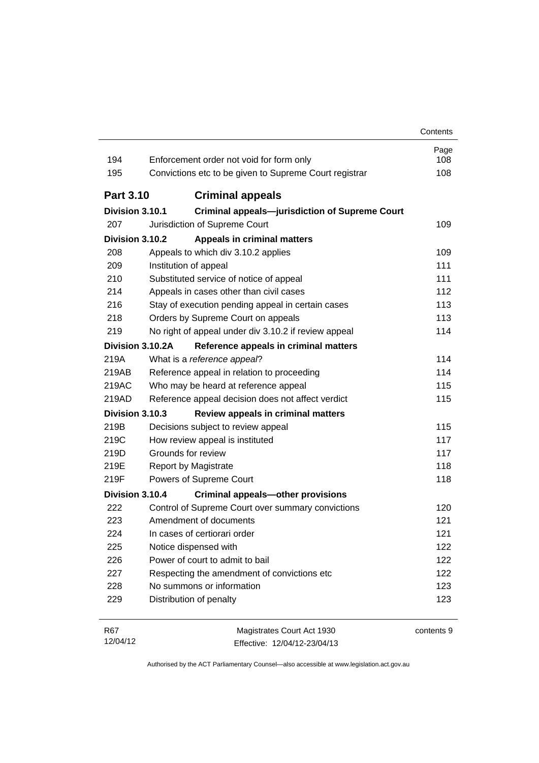| | | Page |
|---|---|---|
| 194 | Enforcement order not void for form only | 108 |
| 195 | Convictions etc to be given to Supreme Court registrar | 108 |
| **Part 3.10** | **Criminal appeals** | |
| **Division 3.10.1** | **Criminal appeals—jurisdiction of Supreme Court** | |
| 207 | Jurisdiction of Supreme Court | 109 |
| **Division 3.10.2** | **Appeals in criminal matters** | |
| 208 | Appeals to which div 3.10.2 applies | 109 |
| 209 | Institution of appeal | 111 |
| 210 | Substituted service of notice of appeal | 111 |
| 214 | Appeals in cases other than civil cases | 112 |
| 216 | Stay of execution pending appeal in certain cases | 113 |
| 218 | Orders by Supreme Court on appeals | 113 |
| 219 | No right of appeal under div 3.10.2 if review appeal | 114 |
| **Division 3.10.2A** | **Reference appeals in criminal matters** | |
| 219A | What is a *reference appeal*? | 114 |
| 219AB | Reference appeal in relation to proceeding | 114 |
| 219AC | Who may be heard at reference appeal | 115 |
| 219AD | Reference appeal decision does not affect verdict | 115 |
| **Division 3.10.3** | **Review appeals in criminal matters** | |
| 219B | Decisions subject to review appeal | 115 |
| 219C | How review appeal is instituted | 117 |
| 219D | Grounds for review | 117 |
| 219E | Report by Magistrate | 118 |
| 219F | Powers of Supreme Court | 118 |
| **Division 3.10.4** | **Criminal appeals—other provisions** | |
| 222 | Control of Supreme Court over summary convictions | 120 |
| 223 | Amendment of documents | 121 |
| 224 | In cases of certiorari order | 121 |
| 225 | Notice dispensed with | 122 |
| 226 | Power of court to admit to bail | 122 |
| 227 | Respecting the amendment of convictions etc | 122 |
| 228 | No summons or information | 123 |
| 229 | Distribution of penalty | 123 |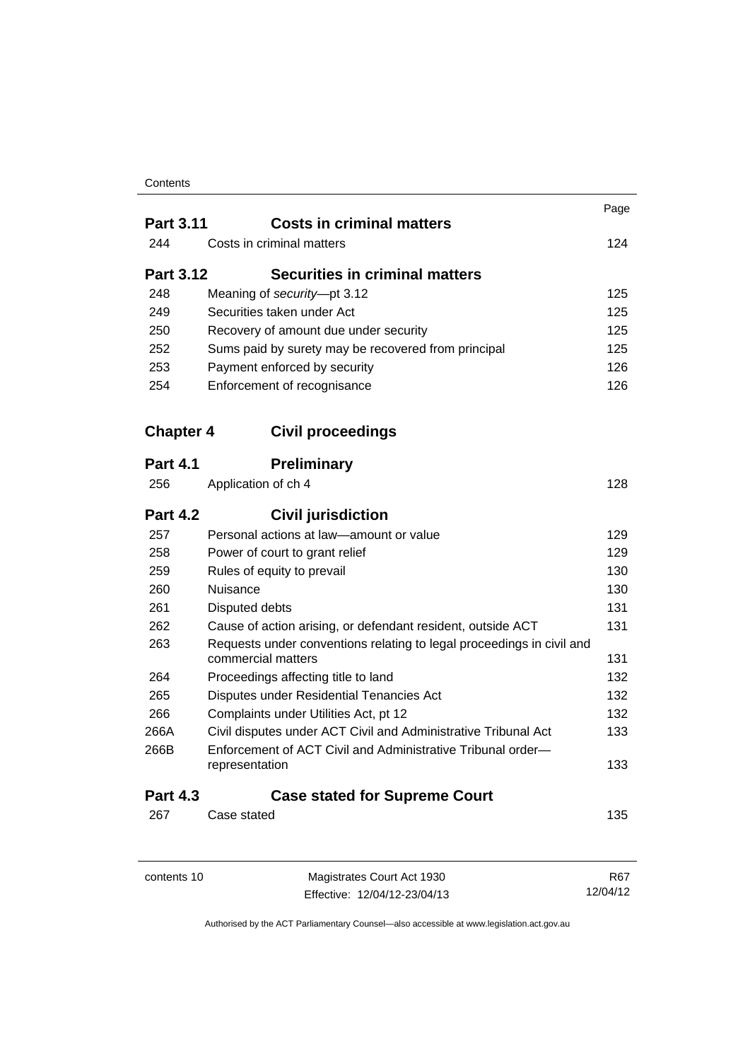| | | Page |
|---|---|---|
| **Part 3.11** | **Costs in criminal matters** | |
| 244 | Costs in criminal matters | 124 |
| **Part 3.12** | **Securities in criminal matters** | |
| 248 | Meaning of *security*—pt 3.12 | 125 |
| 249 | Securities taken under Act | 125 |
| 250 | Recovery of amount due under security | 125 |
| 252 | Sums paid by surety may be recovered from principal | 125 |
| 253 | Payment enforced by security | 126 |
| 254 | Enforcement of recognisance | 126 |
| **Chapter 4** | **Civil proceedings** | |
| **Part 4.1** | **Preliminary** | |
| 256 | Application of ch 4 | 128 |
| **Part 4.2** | **Civil jurisdiction** | |
| 257 | Personal actions at law—amount or value | 129 |
| 258 | Power of court to grant relief | 129 |
| 259 | Rules of equity to prevail | 130 |
| 260 | Nuisance | 130 |
| 261 | Disputed debts | 131 |
| 262 | Cause of action arising, or defendant resident, outside ACT | 131 |
| 263 | Requests under conventions relating to legal proceedings in civil and commercial matters | 131 |
| 264 | Proceedings affecting title to land | 132 |
| 265 | Disputes under Residential Tenancies Act | 132 |
| 266 | Complaints under Utilities Act, pt 12 | 132 |
| 266A | Civil disputes under ACT Civil and Administrative Tribunal Act | 133 |
| 266B | Enforcement of ACT Civil and Administrative Tribunal order—representation | 133 |
| **Part 4.3** | **Case stated for Supreme Court** | |
| 267 | Case stated | 135 |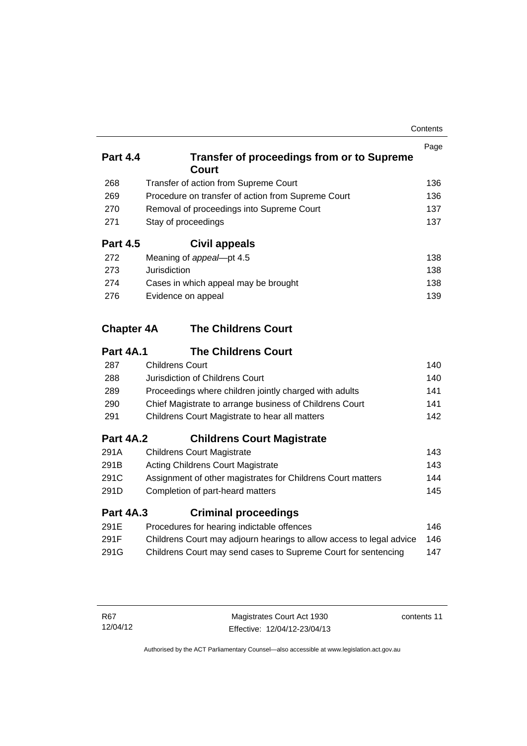| | | Page |
|---|---|---|
| **Part 4.4** | **Transfer of proceedings from or to Supreme Court** | |
| 268 | Transfer of action from Supreme Court | 136 |
| 269 | Procedure on transfer of action from Supreme Court | 136 |
| 270 | Removal of proceedings into Supreme Court | 137 |
| 271 | Stay of proceedings | 137 |
| **Part 4.5** | **Civil appeals** | |
| 272 | Meaning of *appeal*—pt 4.5 | 138 |
| 273 | Jurisdiction | 138 |
| 274 | Cases in which appeal may be brought | 138 |
| 276 | Evidence on appeal | 139 |
| **Chapter 4A** | **The Childrens Court** | |
| **Part 4A.1** | **The Childrens Court** | |
| 287 | Childrens Court | 140 |
| 288 | Jurisdiction of Childrens Court | 140 |
| 289 | Proceedings where children jointly charged with adults | 141 |
| 290 | Chief Magistrate to arrange business of Childrens Court | 141 |
| 291 | Childrens Court Magistrate to hear all matters | 142 |
| **Part 4A.2** | **Childrens Court Magistrate** | |
| 291A | Childrens Court Magistrate | 143 |
| 291B | Acting Childrens Court Magistrate | 143 |
| 291C | Assignment of other magistrates for Childrens Court matters | 144 |
| 291D | Completion of part-heard matters | 145 |
| **Part 4A.3** | **Criminal proceedings** | |
| 291E | Procedures for hearing indictable offences | 146 |
| 291F | Childrens Court may adjourn hearings to allow access to legal advice | 146 |
| 291G | Childrens Court may send cases to Supreme Court for sentencing | 147 |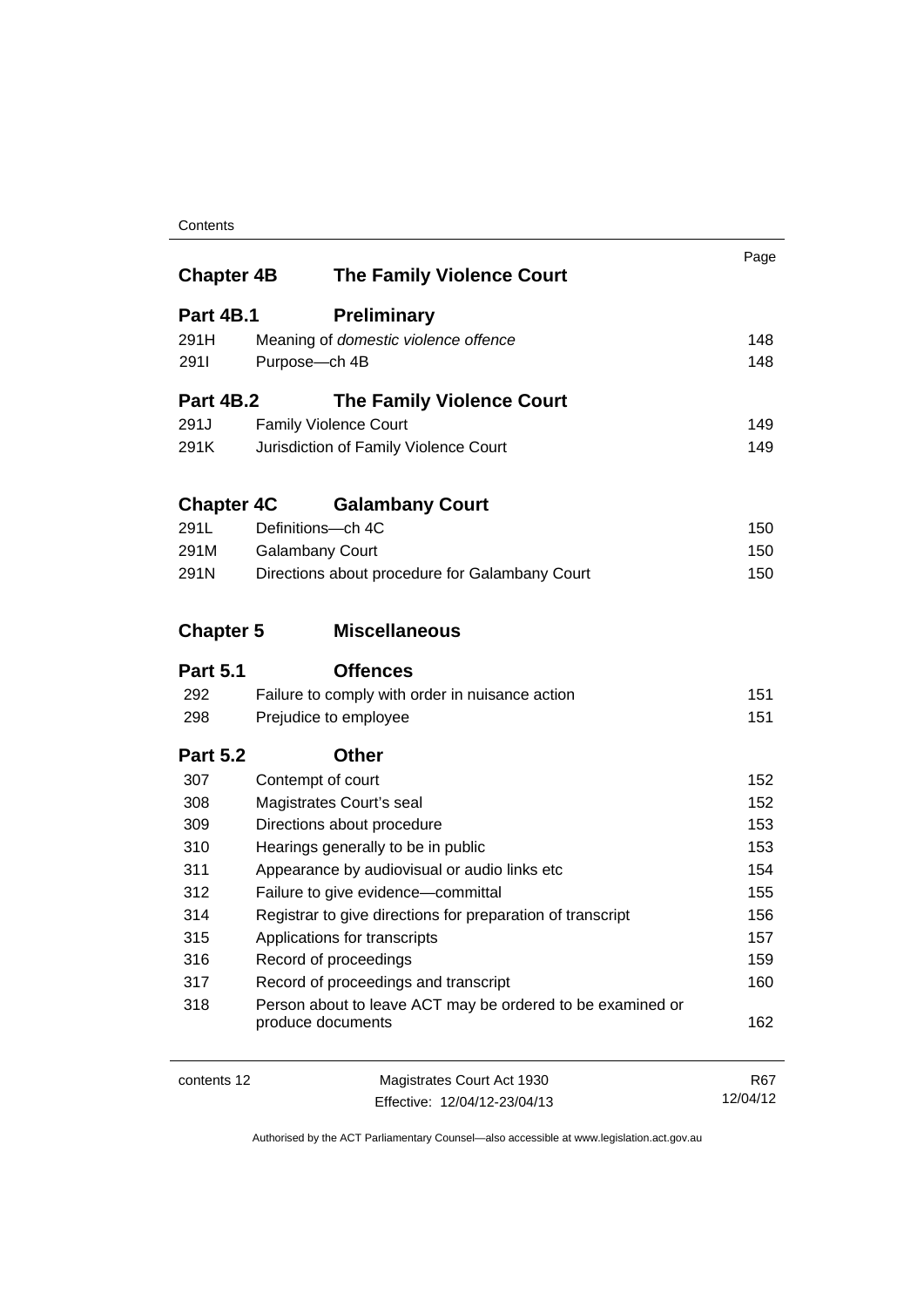| | | Page |
|---|---|---|
| **Chapter 4B** | **The Family Violence Court** | |
| **Part 4B.1** | **Preliminary** | |
| 291H | Meaning of *domestic violence offence* | 148 |
| 291I | Purpose—ch 4B | 148 |
| **Part 4B.2** | **The Family Violence Court** | |
| 291J | Family Violence Court | 149 |
| 291K | Jurisdiction of Family Violence Court | 149 |
| **Chapter 4C** | **Galambany Court** | |
| 291L | Definitions—ch 4C | 150 |
| 291M | Galambany Court | 150 |
| 291N | Directions about procedure for Galambany Court | 150 |
| **Chapter 5** | **Miscellaneous** | |
| **Part 5.1** | **Offences** | |
| 292 | Failure to comply with order in nuisance action | 151 |
| 298 | Prejudice to employee | 151 |
| **Part 5.2** | **Other** | |
| 307 | Contempt of court | 152 |
| 308 | Magistrates Court's seal | 152 |
| 309 | Directions about procedure | 153 |
| 310 | Hearings generally to be in public | 153 |
| 311 | Appearance by audiovisual or audio links etc | 154 |
| 312 | Failure to give evidence—committal | 155 |
| 314 | Registrar to give directions for preparation of transcript | 156 |
| 315 | Applications for transcripts | 157 |
| 316 | Record of proceedings | 159 |
| 317 | Record of proceedings and transcript | 160 |
| 318 | Person about to leave ACT may be ordered to be examined or produce documents | 162 |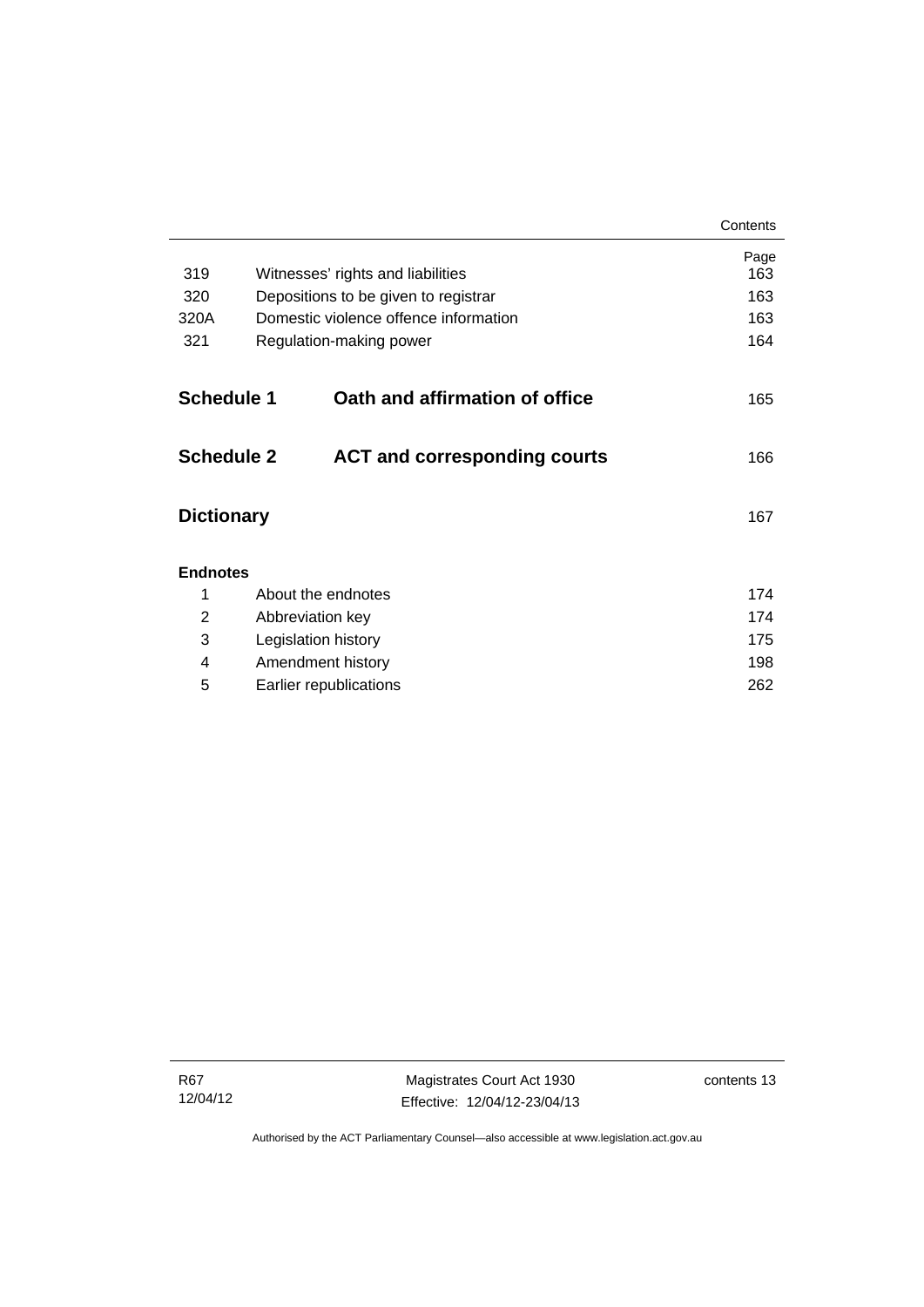| | | Page |
|---|---|---|
| 319 | Witnesses' rights and liabilities | 163 |
| 320 | Depositions to be given to registrar | 163 |
| 320A | Domestic violence offence information | 163 |
| 321 | Regulation-making power | 164 |

**Schedule 1 Oath and affirmation of office** 165

**Schedule 2 ACT and corresponding courts** 166

**Dictionary** 167

**Endnotes**

| | | |
|---|---|---|
| 1 | About the endnotes | 174 |
| 2 | Abbreviation key | 174 |
| 3 | Legislation history | 175 |
| 4 | Amendment history | 198 |
| 5 | Earlier republications | 262 |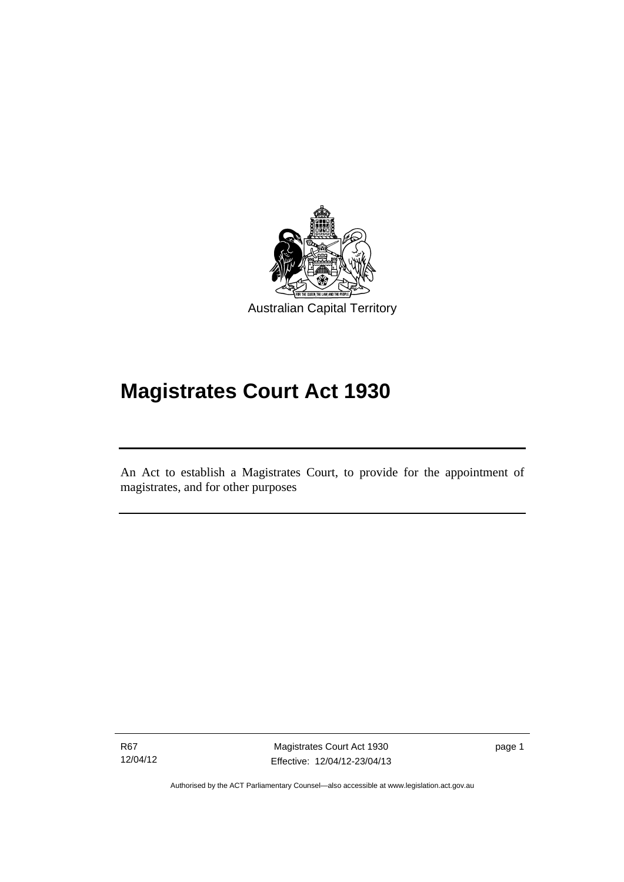Australian Capital Territory

# Magistrates Court Act 1930

An Act to establish a Magistrates Court, to provide for the appointment of magistrates, and for other purposes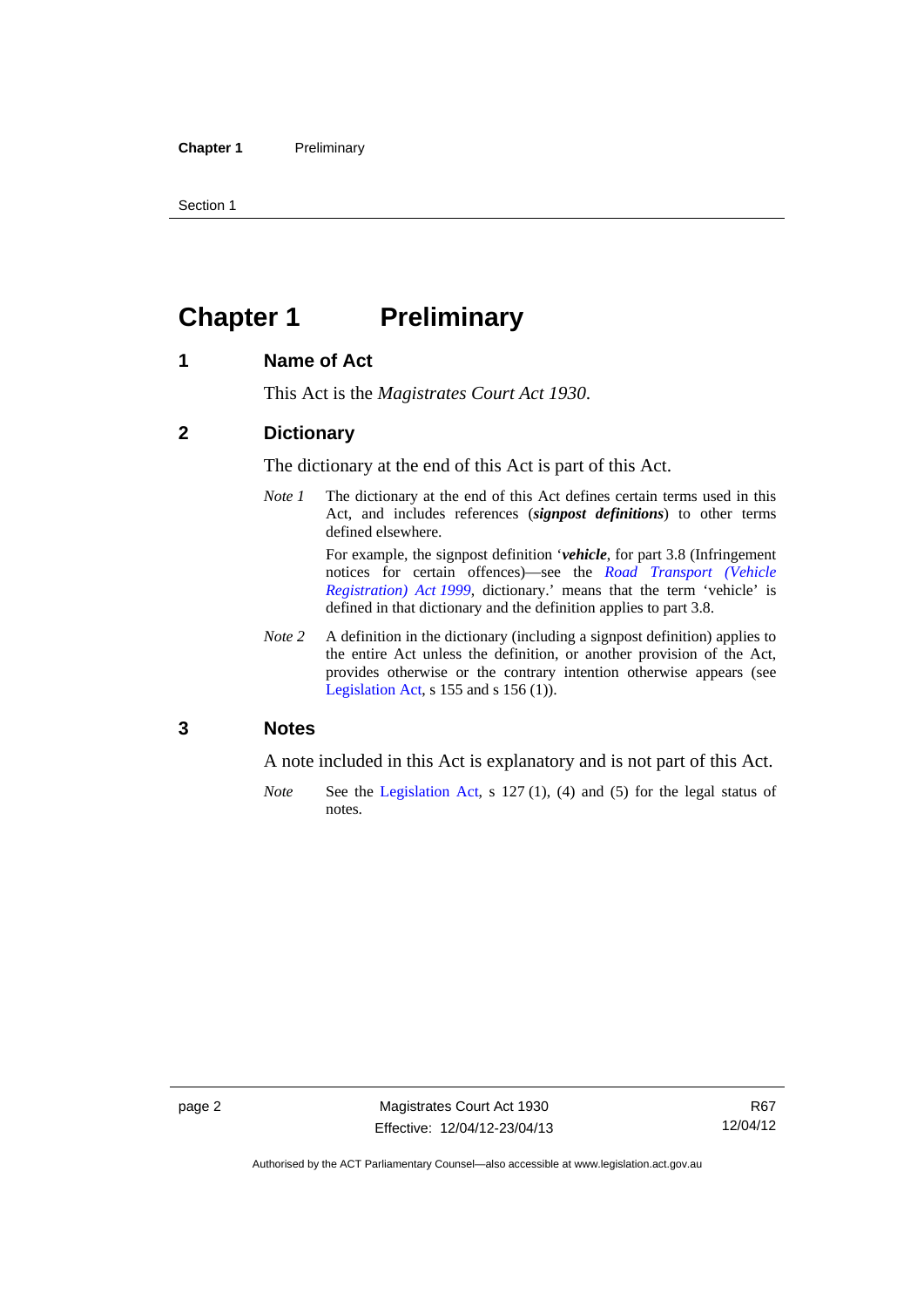# Chapter 1 Preliminary

## 1 Name of Act

This Act is the *Magistrates Court Act 1930*.

## 2 Dictionary

The dictionary at the end of this Act is part of this Act.

*Note 1* The dictionary at the end of this Act defines certain terms used in this Act, and includes references (***signpost definitions***) to other terms defined elsewhere.

For example, the signpost definition '***vehicle***, for part 3.8 (Infringement notices for certain offences)—see the *Road Transport (Vehicle Registration) Act 1999*, dictionary.' means that the term 'vehicle' is defined in that dictionary and the definition applies to part 3.8.

*Note 2* A definition in the dictionary (including a signpost definition) applies to the entire Act unless the definition, or another provision of the Act, provides otherwise or the contrary intention otherwise appears (see Legislation Act, s 155 and s 156 (1)).

## 3 Notes

A note included in this Act is explanatory and is not part of this Act.

*Note* See the Legislation Act, s 127 (1), (4) and (5) for the legal status of notes.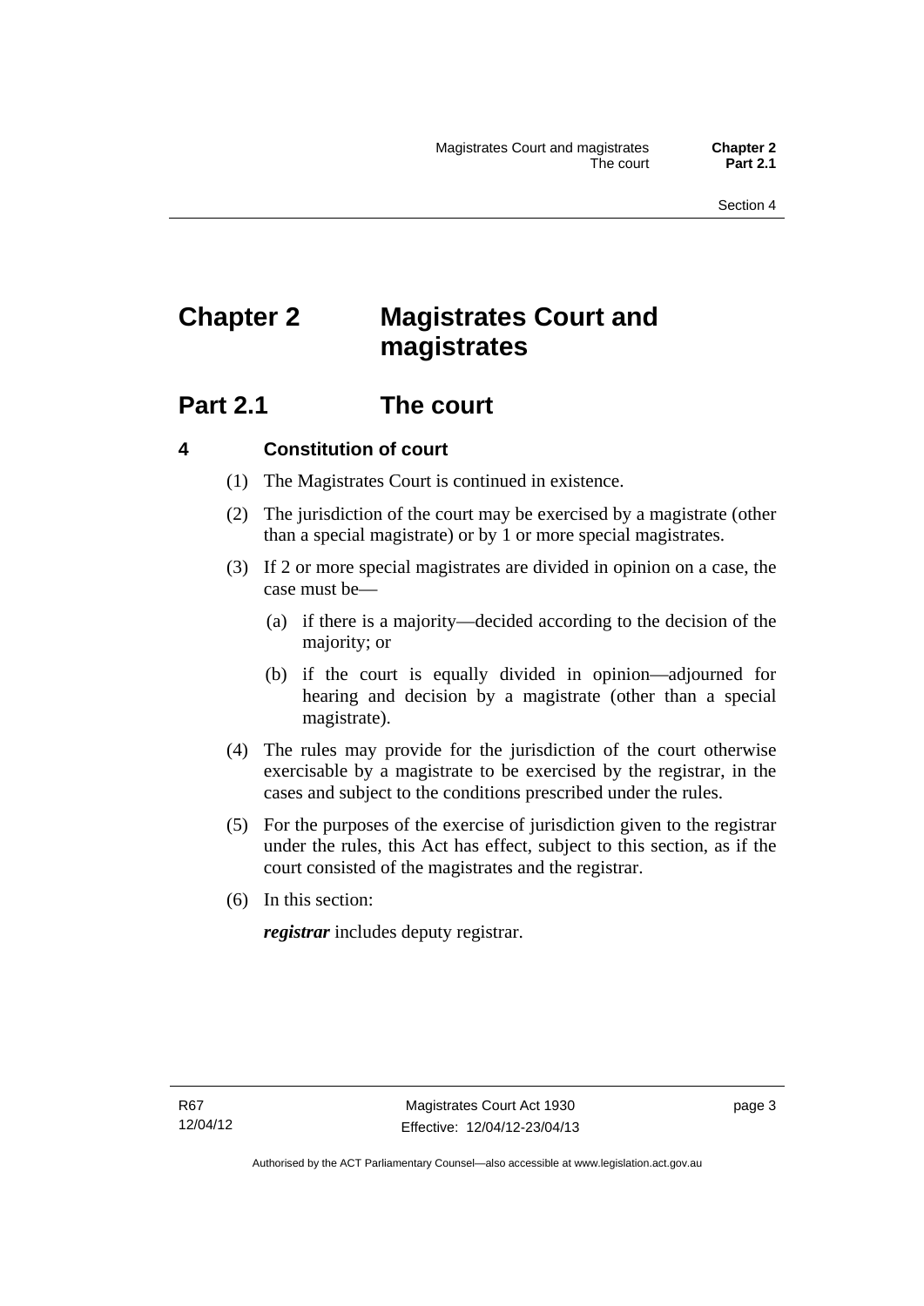# Chapter 2 Magistrates Court and magistrates

## Part 2.1 The court

### 4 Constitution of court

(1) The Magistrates Court is continued in existence.

(2) The jurisdiction of the court may be exercised by a magistrate (other than a special magistrate) or by 1 or more special magistrates.

(3) If 2 or more special magistrates are divided in opinion on a case, the case must be—

(a) if there is a majority—decided according to the decision of the majority; or

(b) if the court is equally divided in opinion—adjourned for hearing and decision by a magistrate (other than a special magistrate).

(4) The rules may provide for the jurisdiction of the court otherwise exercisable by a magistrate to be exercised by the registrar, in the cases and subject to the conditions prescribed under the rules.

(5) For the purposes of the exercise of jurisdiction given to the registrar under the rules, this Act has effect, subject to this section, as if the court consisted of the magistrates and the registrar.

(6) In this section:

***registrar*** includes deputy registrar.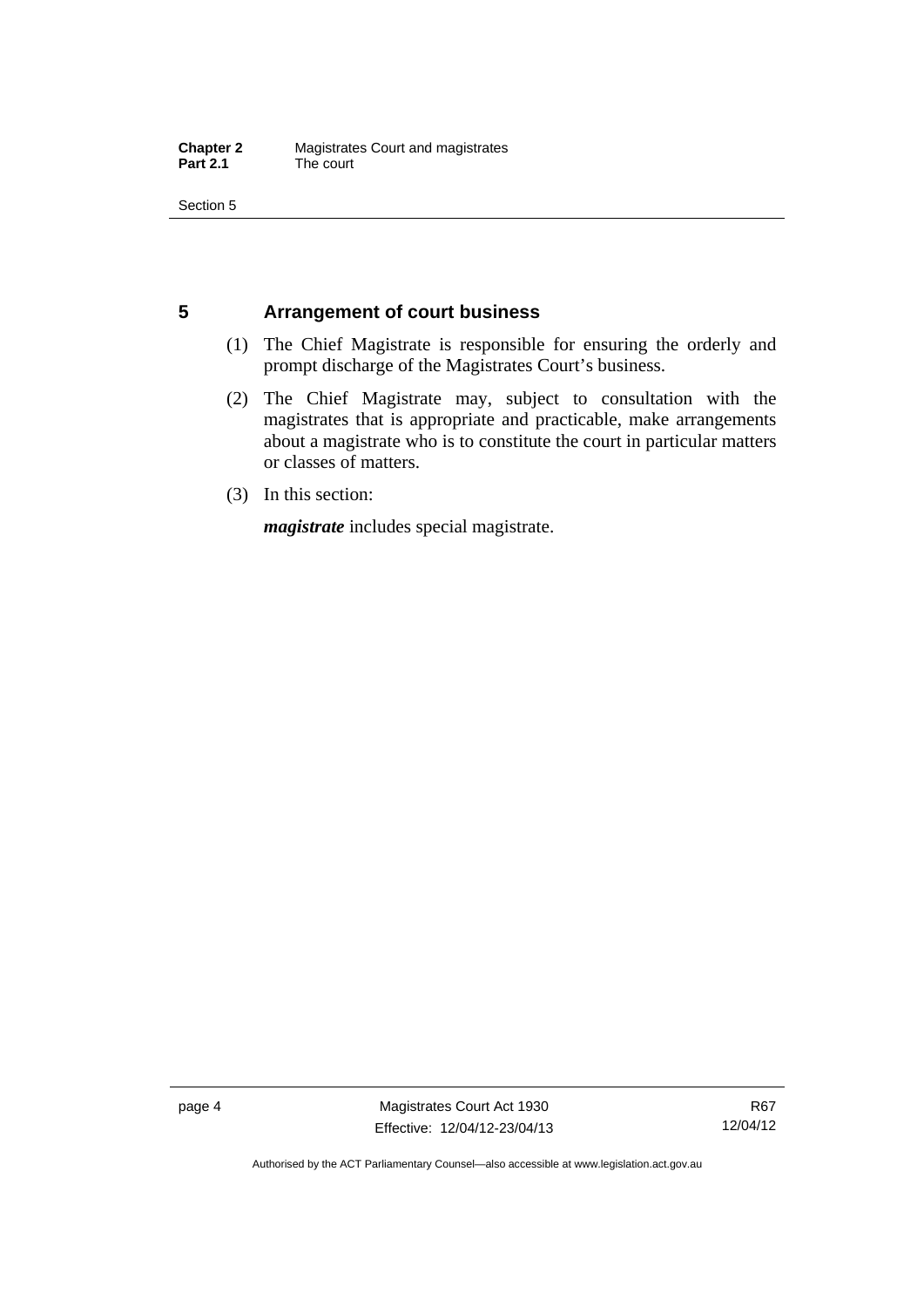## 5 Arrangement of court business

(1) The Chief Magistrate is responsible for ensuring the orderly and prompt discharge of the Magistrates Court's business.

(2) The Chief Magistrate may, subject to consultation with the magistrates that is appropriate and practicable, make arrangements about a magistrate who is to constitute the court in particular matters or classes of matters.

(3) In this section:

***magistrate*** includes special magistrate.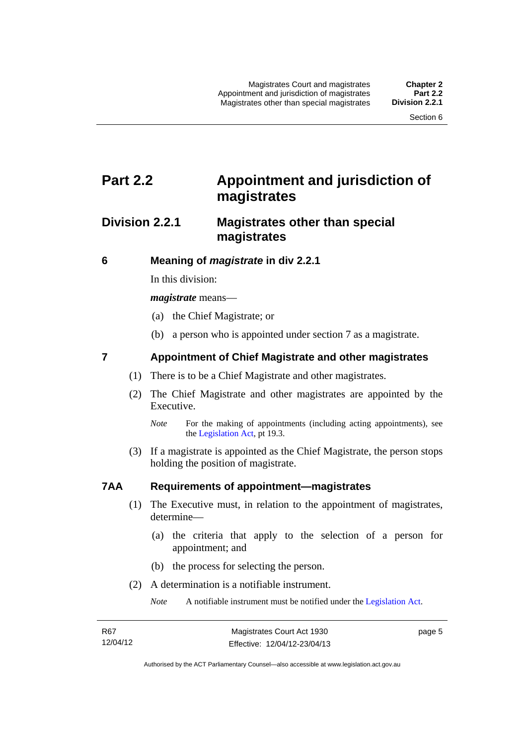# Part 2.2 Appointment and jurisdiction of magistrates

## Division 2.2.1 Magistrates other than special magistrates

### 6 Meaning of *magistrate* in div 2.2.1

In this division:

***magistrate*** means—

(a) the Chief Magistrate; or

(b) a person who is appointed under section 7 as a magistrate.

### 7 Appointment of Chief Magistrate and other magistrates

(1) There is to be a Chief Magistrate and other magistrates.

(2) The Chief Magistrate and other magistrates are appointed by the Executive.

*Note* For the making of appointments (including acting appointments), see the Legislation Act, pt 19.3.

(3) If a magistrate is appointed as the Chief Magistrate, the person stops holding the position of magistrate.

### 7AA Requirements of appointment—magistrates

(1) The Executive must, in relation to the appointment of magistrates, determine—

(a) the criteria that apply to the selection of a person for appointment; and

(b) the process for selecting the person.

(2) A determination is a notifiable instrument.

*Note* A notifiable instrument must be notified under the Legislation Act.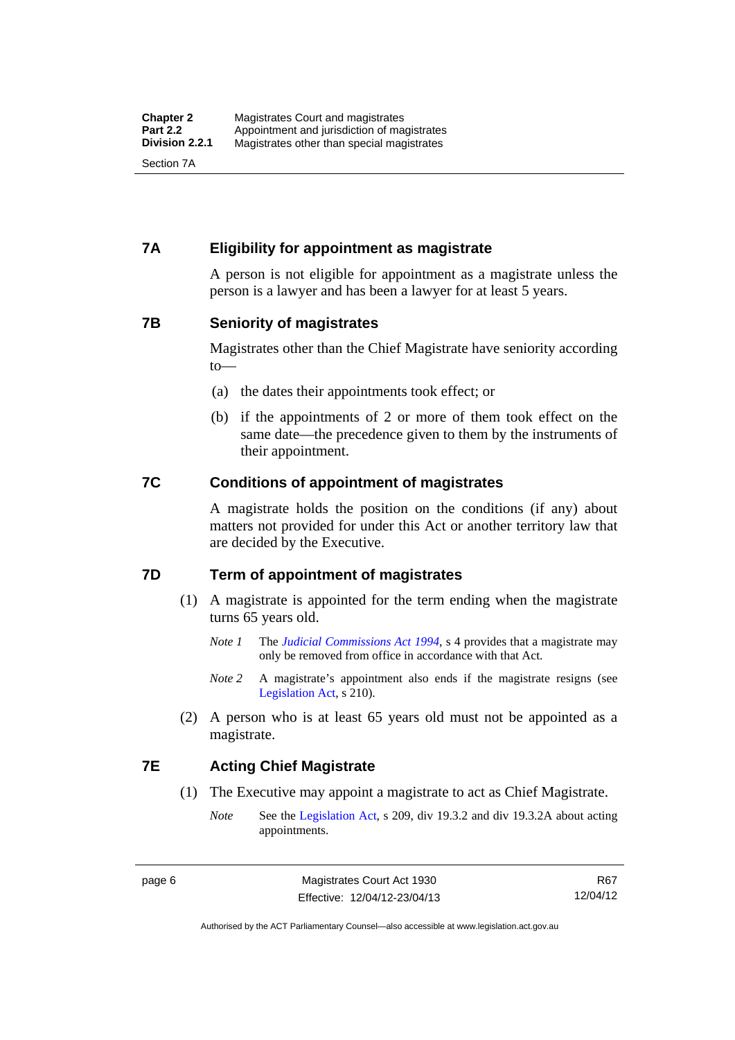## 7A Eligibility for appointment as magistrate

A person is not eligible for appointment as a magistrate unless the person is a lawyer and has been a lawyer for at least 5 years.

## 7B Seniority of magistrates

Magistrates other than the Chief Magistrate have seniority according to—

(a) the dates their appointments took effect; or

(b) if the appointments of 2 or more of them took effect on the same date—the precedence given to them by the instruments of their appointment.

## 7C Conditions of appointment of magistrates

A magistrate holds the position on the conditions (if any) about matters not provided for under this Act or another territory law that are decided by the Executive.

## 7D Term of appointment of magistrates

(1) A magistrate is appointed for the term ending when the magistrate turns 65 years old.

*Note 1* The *Judicial Commissions Act 1994*, s 4 provides that a magistrate may only be removed from office in accordance with that Act.

*Note 2* A magistrate's appointment also ends if the magistrate resigns (see Legislation Act, s 210).

(2) A person who is at least 65 years old must not be appointed as a magistrate.

## 7E Acting Chief Magistrate

(1) The Executive may appoint a magistrate to act as Chief Magistrate.

*Note* See the Legislation Act, s 209, div 19.3.2 and div 19.3.2A about acting appointments.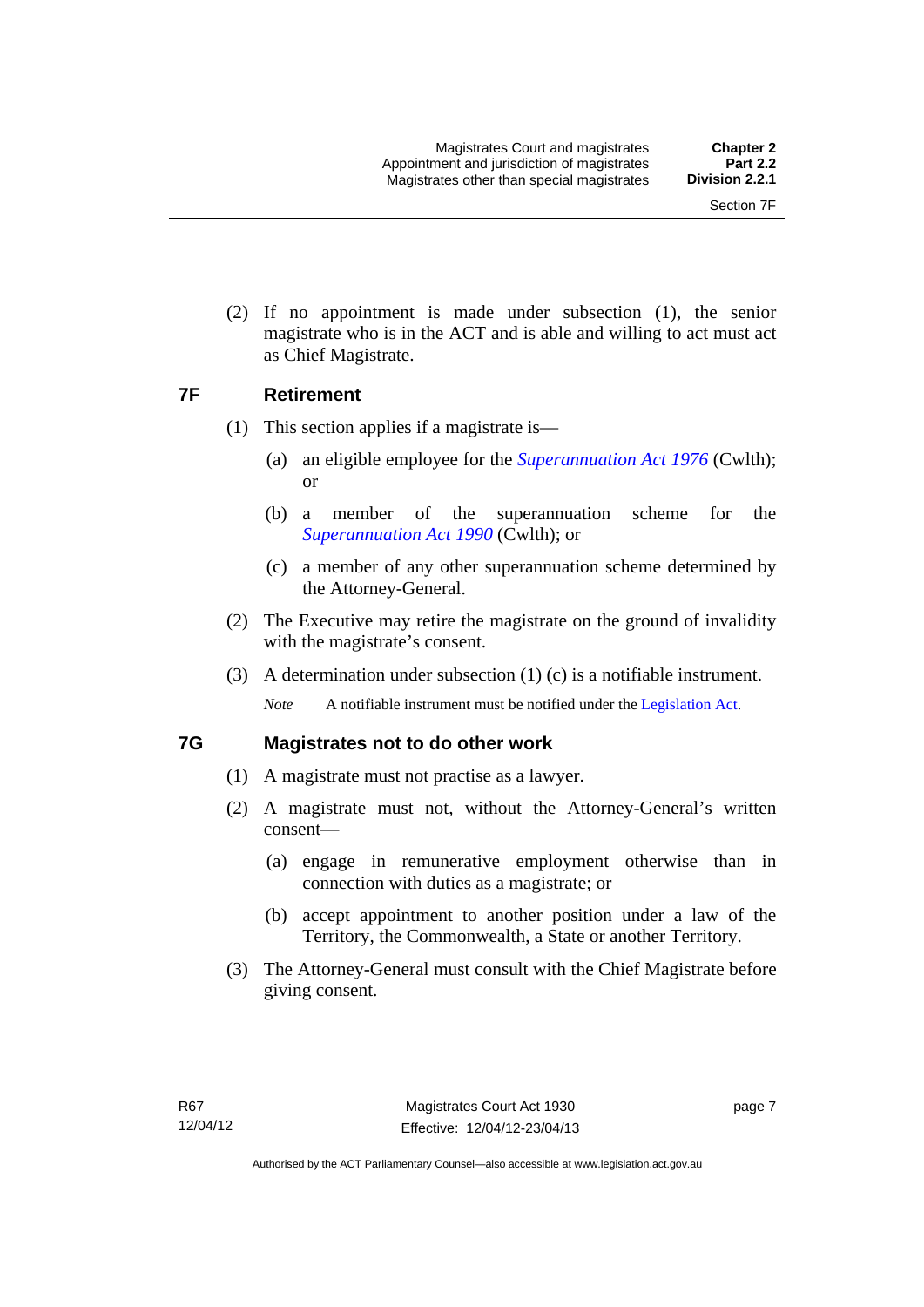(2) If no appointment is made under subsection (1), the senior magistrate who is in the ACT and is able and willing to act must act as Chief Magistrate.

## 7F Retirement

(1) This section applies if a magistrate is—

(a) an eligible employee for the *Superannuation Act 1976* (Cwlth); or

(b) a member of the superannuation scheme for the *Superannuation Act 1990* (Cwlth); or

(c) a member of any other superannuation scheme determined by the Attorney-General.

(2) The Executive may retire the magistrate on the ground of invalidity with the magistrate's consent.

(3) A determination under subsection (1) (c) is a notifiable instrument.

*Note* A notifiable instrument must be notified under the Legislation Act.

## 7G Magistrates not to do other work

(1) A magistrate must not practise as a lawyer.

(2) A magistrate must not, without the Attorney-General's written consent—

(a) engage in remunerative employment otherwise than in connection with duties as a magistrate; or

(b) accept appointment to another position under a law of the Territory, the Commonwealth, a State or another Territory.

(3) The Attorney-General must consult with the Chief Magistrate before giving consent.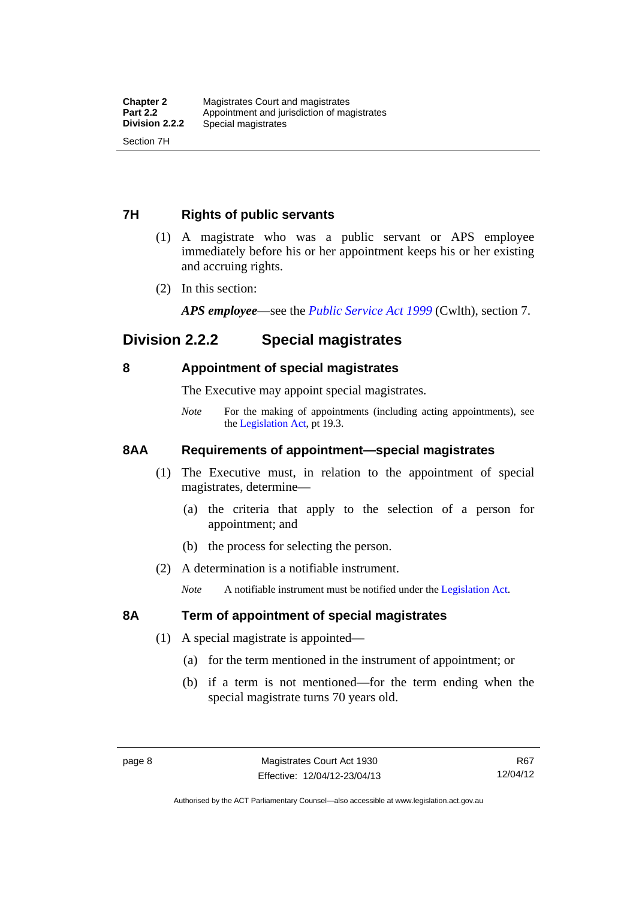### 7H Rights of public servants

(1) A magistrate who was a public servant or APS employee immediately before his or her appointment keeps his or her existing and accruing rights.

(2) In this section:

***APS employee***—see the *Public Service Act 1999* (Cwlth), section 7.

## Division 2.2.2 Special magistrates

### 8 Appointment of special magistrates

The Executive may appoint special magistrates.

*Note* For the making of appointments (including acting appointments), see the Legislation Act, pt 19.3.

### 8AA Requirements of appointment—special magistrates

(1) The Executive must, in relation to the appointment of special magistrates, determine—

(a) the criteria that apply to the selection of a person for appointment; and

(b) the process for selecting the person.

(2) A determination is a notifiable instrument.

*Note* A notifiable instrument must be notified under the Legislation Act.

### 8A Term of appointment of special magistrates

(1) A special magistrate is appointed—

(a) for the term mentioned in the instrument of appointment; or

(b) if a term is not mentioned—for the term ending when the special magistrate turns 70 years old.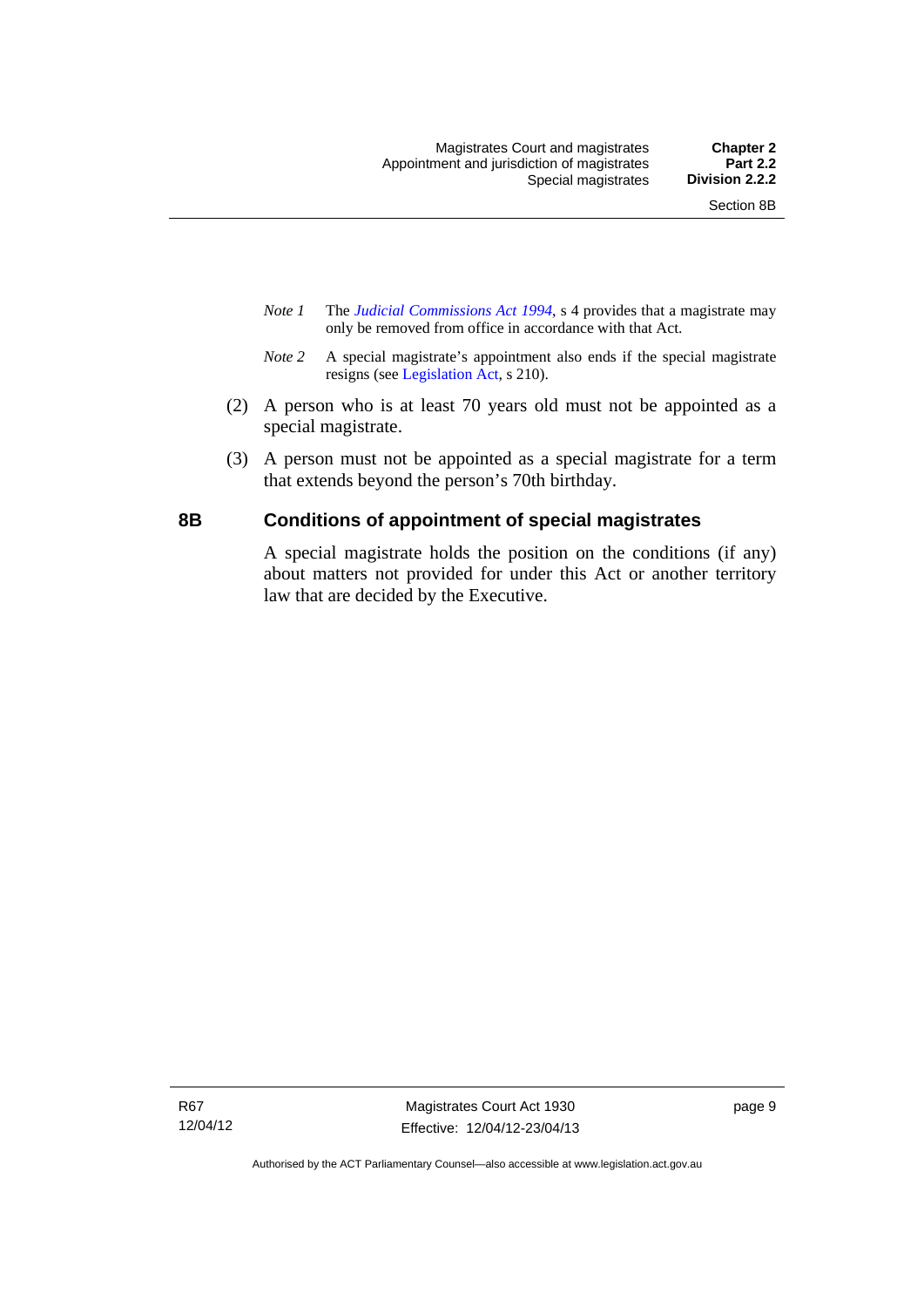*Note 1* The *Judicial Commissions Act 1994*, s 4 provides that a magistrate may only be removed from office in accordance with that Act.

*Note 2* A special magistrate's appointment also ends if the special magistrate resigns (see Legislation Act, s 210).

(2) A person who is at least 70 years old must not be appointed as a special magistrate.

(3) A person must not be appointed as a special magistrate for a term that extends beyond the person's 70th birthday.

## 8B Conditions of appointment of special magistrates

A special magistrate holds the position on the conditions (if any) about matters not provided for under this Act or another territory law that are decided by the Executive.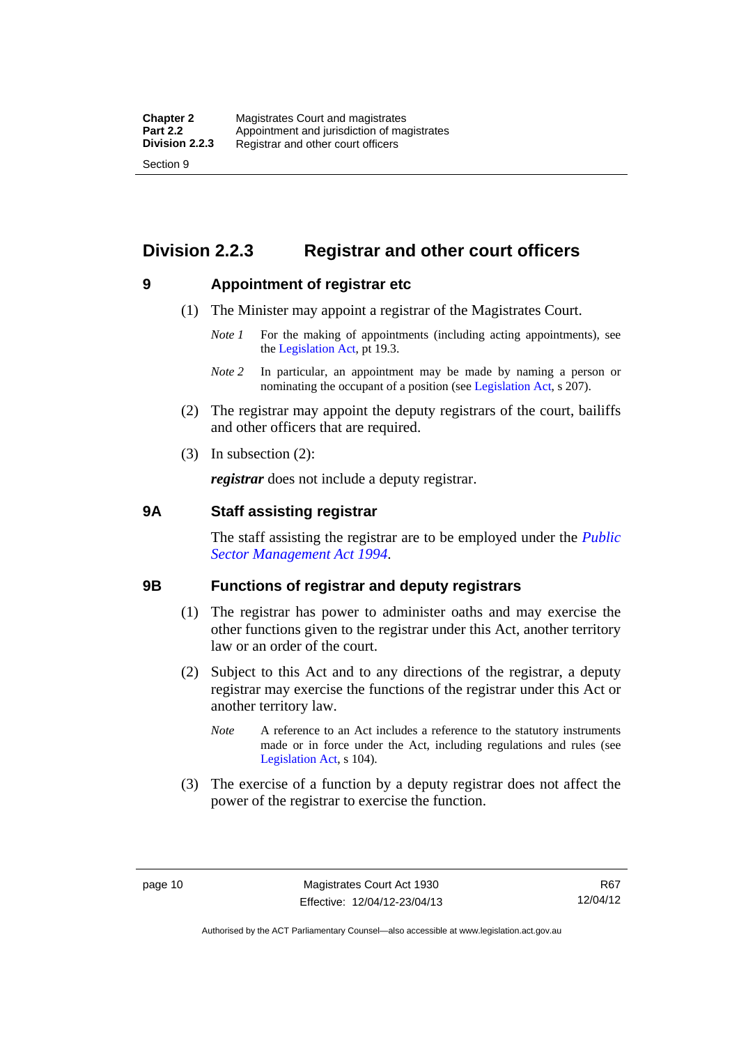## Division 2.2.3 Registrar and other court officers

### 9 Appointment of registrar etc

(1) The Minister may appoint a registrar of the Magistrates Court.

*Note 1* For the making of appointments (including acting appointments), see the Legislation Act, pt 19.3.

*Note 2* In particular, an appointment may be made by naming a person or nominating the occupant of a position (see Legislation Act, s 207).

(2) The registrar may appoint the deputy registrars of the court, bailiffs and other officers that are required.

(3) In subsection (2):

***registrar*** does not include a deputy registrar.

### 9A Staff assisting registrar

The staff assisting the registrar are to be employed under the *Public Sector Management Act 1994*.

### 9B Functions of registrar and deputy registrars

(1) The registrar has power to administer oaths and may exercise the other functions given to the registrar under this Act, another territory law or an order of the court.

(2) Subject to this Act and to any directions of the registrar, a deputy registrar may exercise the functions of the registrar under this Act or another territory law.

*Note* A reference to an Act includes a reference to the statutory instruments made or in force under the Act, including regulations and rules (see Legislation Act, s 104).

(3) The exercise of a function by a deputy registrar does not affect the power of the registrar to exercise the function.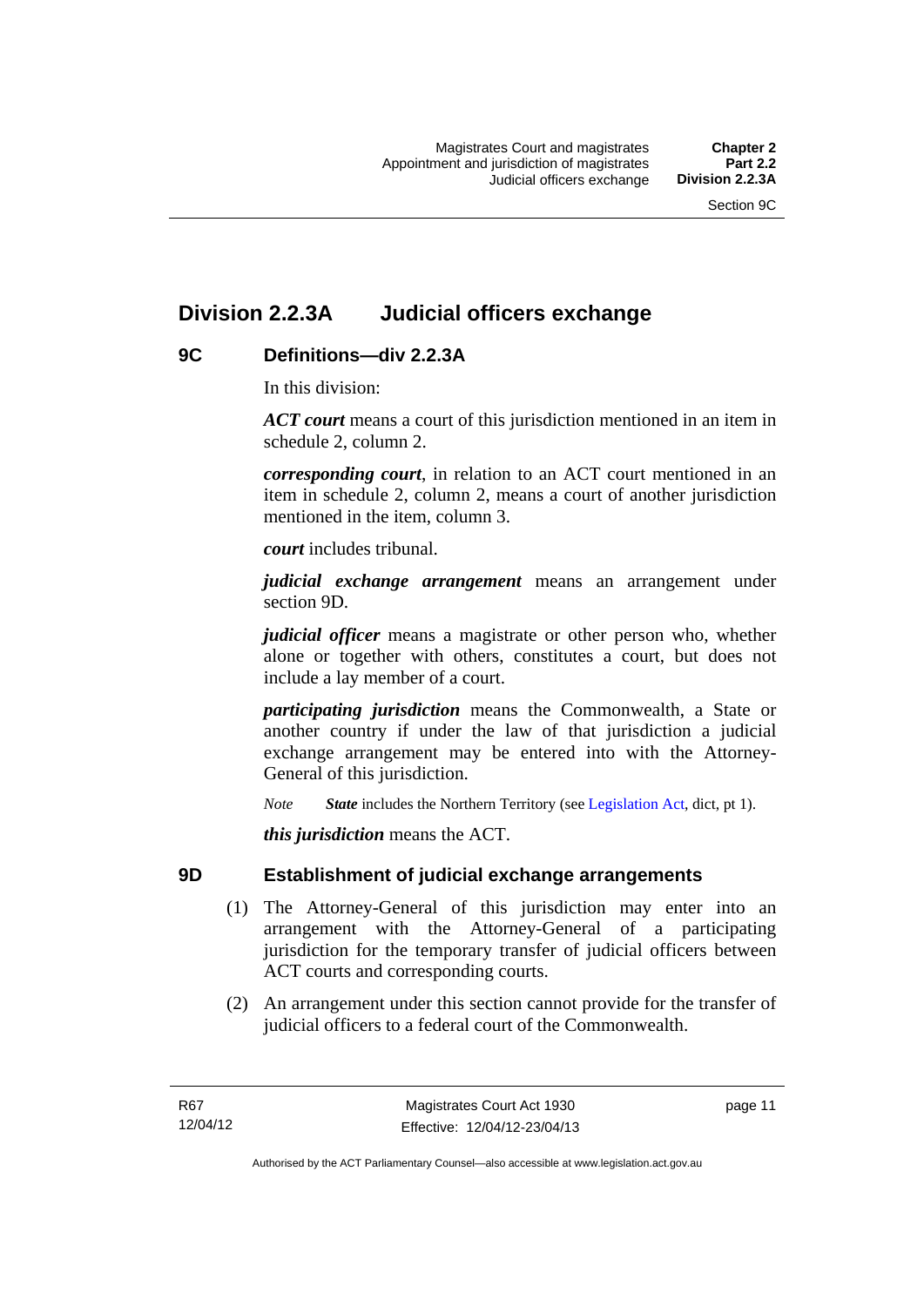# Division 2.2.3A Judicial officers exchange

## 9C Definitions—div 2.2.3A

In this division:

***ACT court*** means a court of this jurisdiction mentioned in an item in schedule 2, column 2.

***corresponding court***, in relation to an ACT court mentioned in an item in schedule 2, column 2, means a court of another jurisdiction mentioned in the item, column 3.

***court*** includes tribunal.

***judicial exchange arrangement*** means an arrangement under section 9D.

***judicial officer*** means a magistrate or other person who, whether alone or together with others, constitutes a court, but does not include a lay member of a court.

***participating jurisdiction*** means the Commonwealth, a State or another country if under the law of that jurisdiction a judicial exchange arrangement may be entered into with the Attorney-General of this jurisdiction.

*Note* ***State*** includes the Northern Territory (see Legislation Act, dict, pt 1).

***this jurisdiction*** means the ACT.

## 9D Establishment of judicial exchange arrangements

(1) The Attorney-General of this jurisdiction may enter into an arrangement with the Attorney-General of a participating jurisdiction for the temporary transfer of judicial officers between ACT courts and corresponding courts.

(2) An arrangement under this section cannot provide for the transfer of judicial officers to a federal court of the Commonwealth.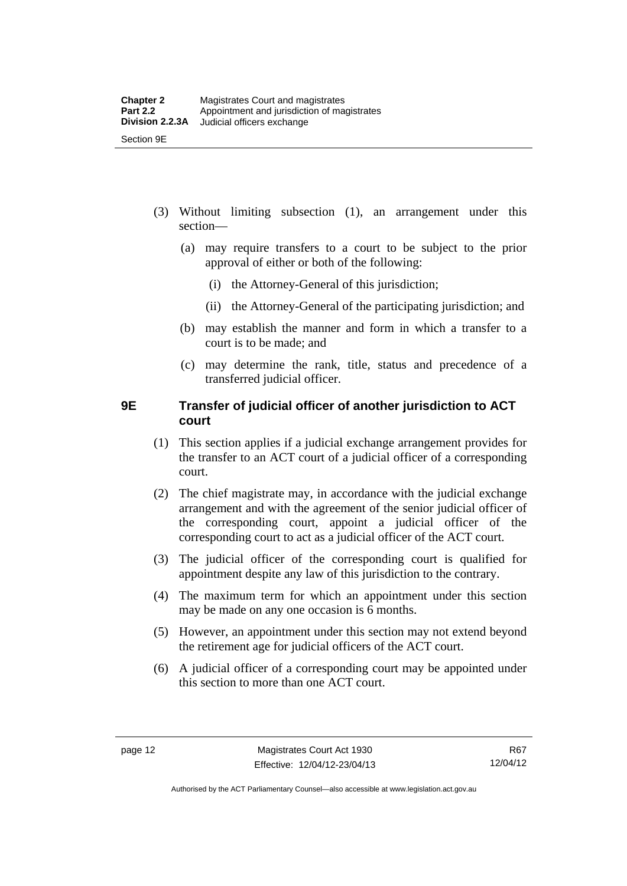(3) Without limiting subsection (1), an arrangement under this section—

(a) may require transfers to a court to be subject to the prior approval of either or both of the following:

(i) the Attorney-General of this jurisdiction;

(ii) the Attorney-General of the participating jurisdiction; and

(b) may establish the manner and form in which a transfer to a court is to be made; and

(c) may determine the rank, title, status and precedence of a transferred judicial officer.

### 9E Transfer of judicial officer of another jurisdiction to ACT court

(1) This section applies if a judicial exchange arrangement provides for the transfer to an ACT court of a judicial officer of a corresponding court.

(2) The chief magistrate may, in accordance with the judicial exchange arrangement and with the agreement of the senior judicial officer of the corresponding court, appoint a judicial officer of the corresponding court to act as a judicial officer of the ACT court.

(3) The judicial officer of the corresponding court is qualified for appointment despite any law of this jurisdiction to the contrary.

(4) The maximum term for which an appointment under this section may be made on any one occasion is 6 months.

(5) However, an appointment under this section may not extend beyond the retirement age for judicial officers of the ACT court.

(6) A judicial officer of a corresponding court may be appointed under this section to more than one ACT court.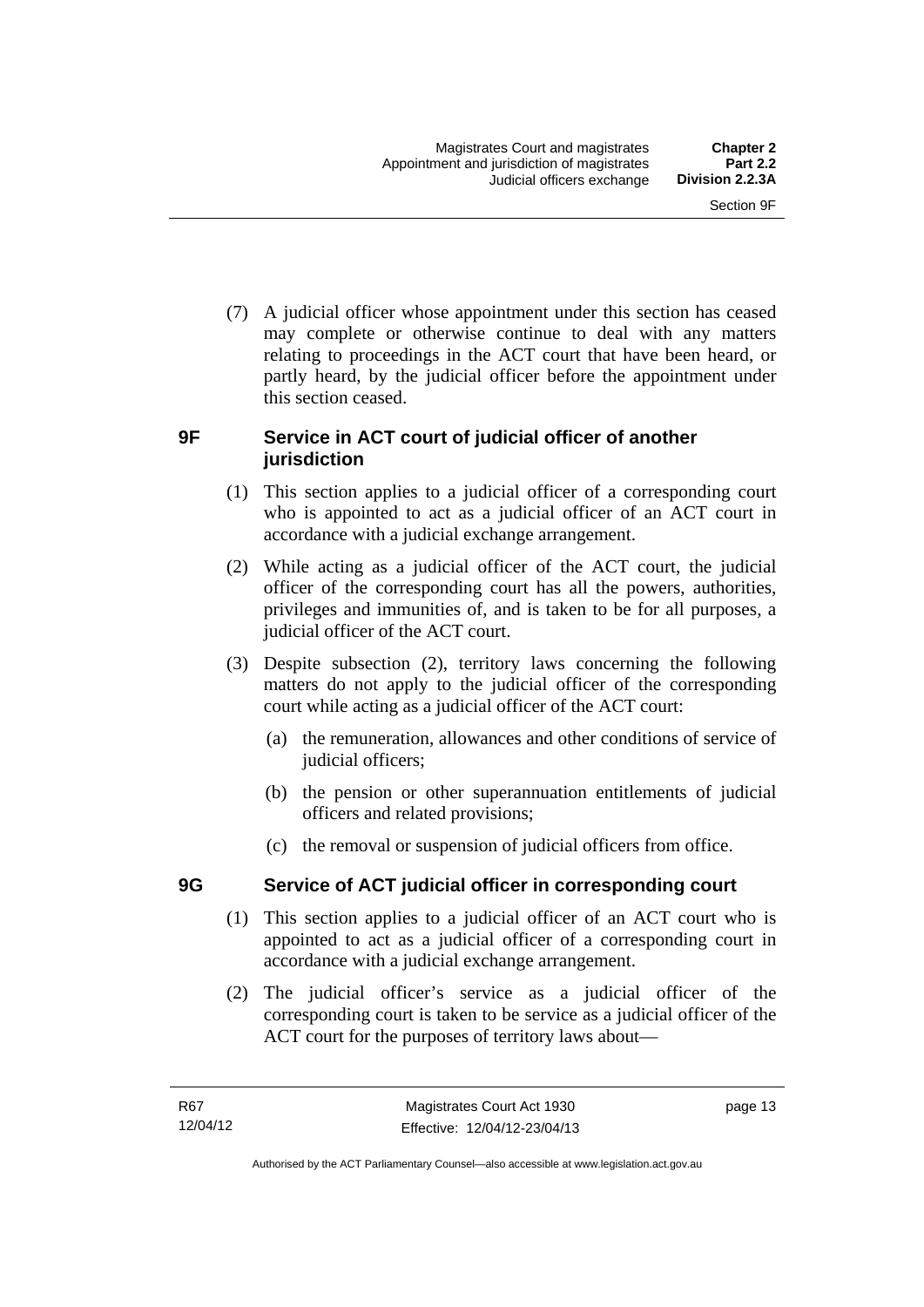(7) A judicial officer whose appointment under this section has ceased may complete or otherwise continue to deal with any matters relating to proceedings in the ACT court that have been heard, or partly heard, by the judicial officer before the appointment under this section ceased.

### 9F Service in ACT court of judicial officer of another jurisdiction

(1) This section applies to a judicial officer of a corresponding court who is appointed to act as a judicial officer of an ACT court in accordance with a judicial exchange arrangement.

(2) While acting as a judicial officer of the ACT court, the judicial officer of the corresponding court has all the powers, authorities, privileges and immunities of, and is taken to be for all purposes, a judicial officer of the ACT court.

(3) Despite subsection (2), territory laws concerning the following matters do not apply to the judicial officer of the corresponding court while acting as a judicial officer of the ACT court:

(a) the remuneration, allowances and other conditions of service of judicial officers;

(b) the pension or other superannuation entitlements of judicial officers and related provisions;

(c) the removal or suspension of judicial officers from office.

### 9G Service of ACT judicial officer in corresponding court

(1) This section applies to a judicial officer of an ACT court who is appointed to act as a judicial officer of a corresponding court in accordance with a judicial exchange arrangement.

(2) The judicial officer's service as a judicial officer of the corresponding court is taken to be service as a judicial officer of the ACT court for the purposes of territory laws about—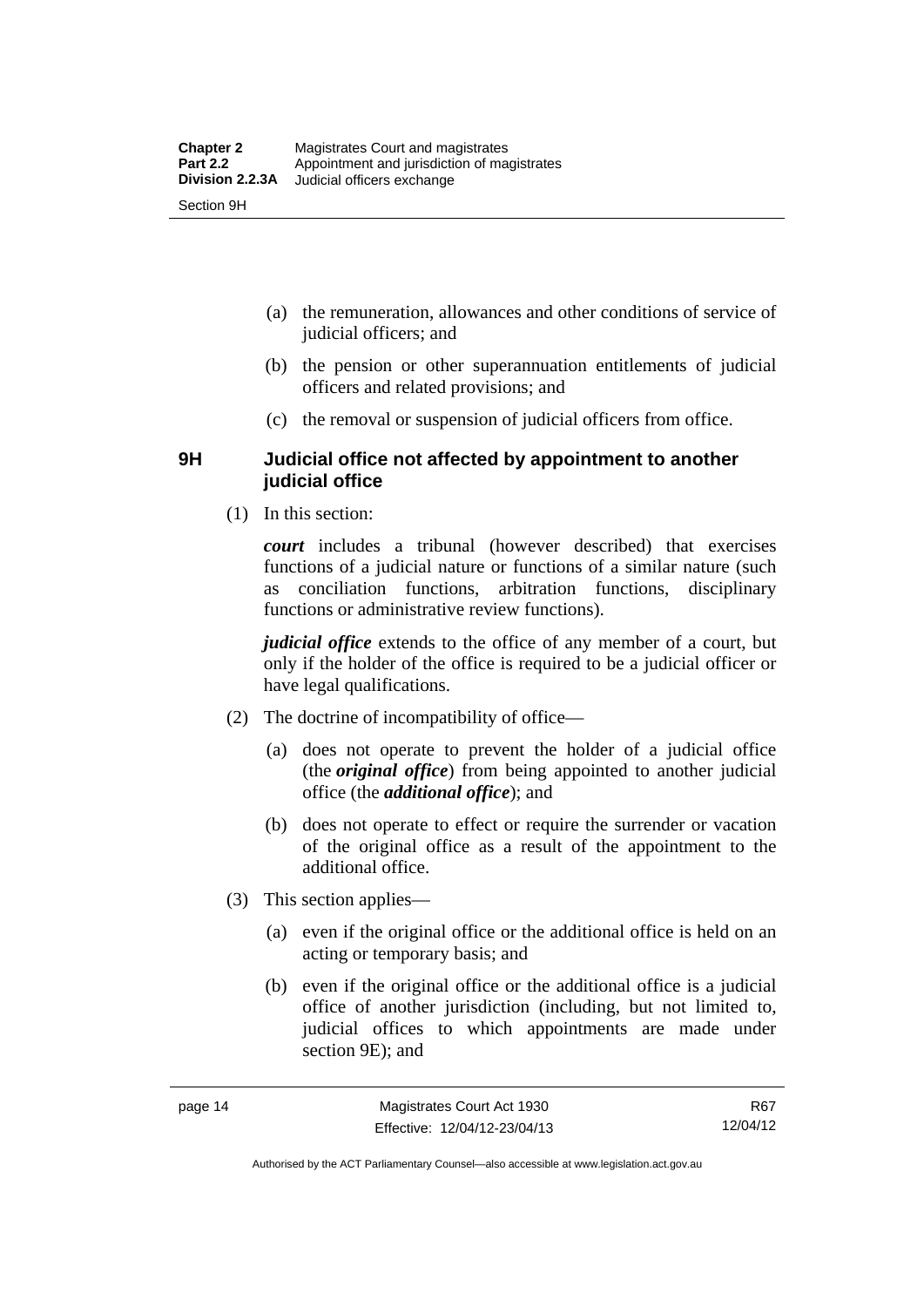(a) the remuneration, allowances and other conditions of service of judicial officers; and

(b) the pension or other superannuation entitlements of judicial officers and related provisions; and

(c) the removal or suspension of judicial officers from office.

### 9H Judicial office not affected by appointment to another judicial office

(1) In this section:

***court*** includes a tribunal (however described) that exercises functions of a judicial nature or functions of a similar nature (such as conciliation functions, arbitration functions, disciplinary functions or administrative review functions).

***judicial office*** extends to the office of any member of a court, but only if the holder of the office is required to be a judicial officer or have legal qualifications.

(2) The doctrine of incompatibility of office—

(a) does not operate to prevent the holder of a judicial office (the ***original office***) from being appointed to another judicial office (the ***additional office***); and

(b) does not operate to effect or require the surrender or vacation of the original office as a result of the appointment to the additional office.

(3) This section applies—

(a) even if the original office or the additional office is held on an acting or temporary basis; and

(b) even if the original office or the additional office is a judicial office of another jurisdiction (including, but not limited to, judicial offices to which appointments are made under section 9E); and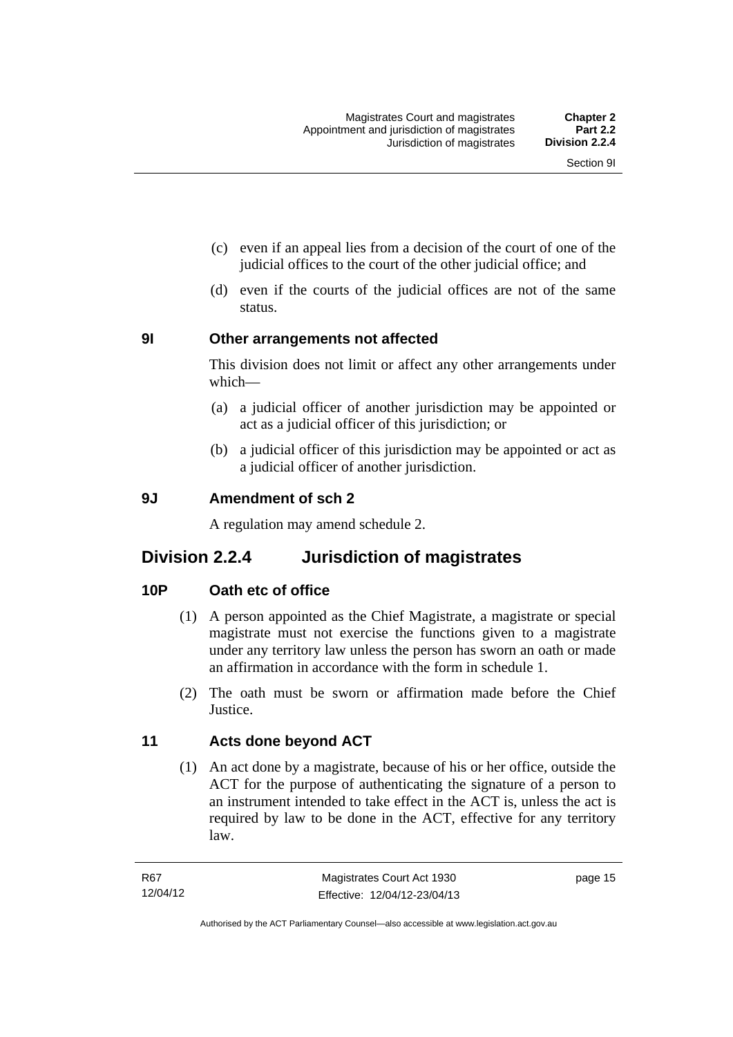(c) even if an appeal lies from a decision of the court of one of the judicial offices to the court of the other judicial office; and

(d) even if the courts of the judicial offices are not of the same status.

### 9I Other arrangements not affected

This division does not limit or affect any other arrangements under which—

(a) a judicial officer of another jurisdiction may be appointed or act as a judicial officer of this jurisdiction; or

(b) a judicial officer of this jurisdiction may be appointed or act as a judicial officer of another jurisdiction.

### 9J Amendment of sch 2

A regulation may amend schedule 2.

## Division 2.2.4 Jurisdiction of magistrates

### 10P Oath etc of office

(1) A person appointed as the Chief Magistrate, a magistrate or special magistrate must not exercise the functions given to a magistrate under any territory law unless the person has sworn an oath or made an affirmation in accordance with the form in schedule 1.

(2) The oath must be sworn or affirmation made before the Chief Justice.

### 11 Acts done beyond ACT

(1) An act done by a magistrate, because of his or her office, outside the ACT for the purpose of authenticating the signature of a person to an instrument intended to take effect in the ACT is, unless the act is required by law to be done in the ACT, effective for any territory law.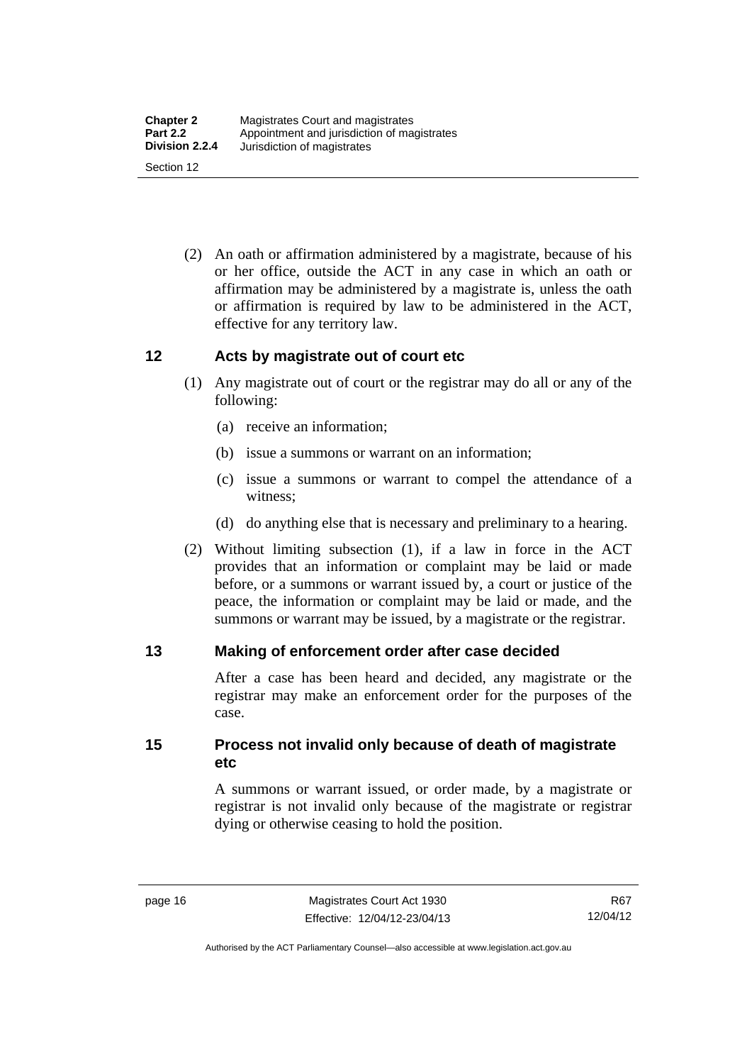(2) An oath or affirmation administered by a magistrate, because of his or her office, outside the ACT in any case in which an oath or affirmation may be administered by a magistrate is, unless the oath or affirmation is required by law to be administered in the ACT, effective for any territory law.

## 12 Acts by magistrate out of court etc

(1) Any magistrate out of court or the registrar may do all or any of the following:

(a) receive an information;

(b) issue a summons or warrant on an information;

(c) issue a summons or warrant to compel the attendance of a witness;

(d) do anything else that is necessary and preliminary to a hearing.

(2) Without limiting subsection (1), if a law in force in the ACT provides that an information or complaint may be laid or made before, or a summons or warrant issued by, a court or justice of the peace, the information or complaint may be laid or made, and the summons or warrant may be issued, by a magistrate or the registrar.

## 13 Making of enforcement order after case decided

After a case has been heard and decided, any magistrate or the registrar may make an enforcement order for the purposes of the case.

## 15 Process not invalid only because of death of magistrate etc

A summons or warrant issued, or order made, by a magistrate or registrar is not invalid only because of the magistrate or registrar dying or otherwise ceasing to hold the position.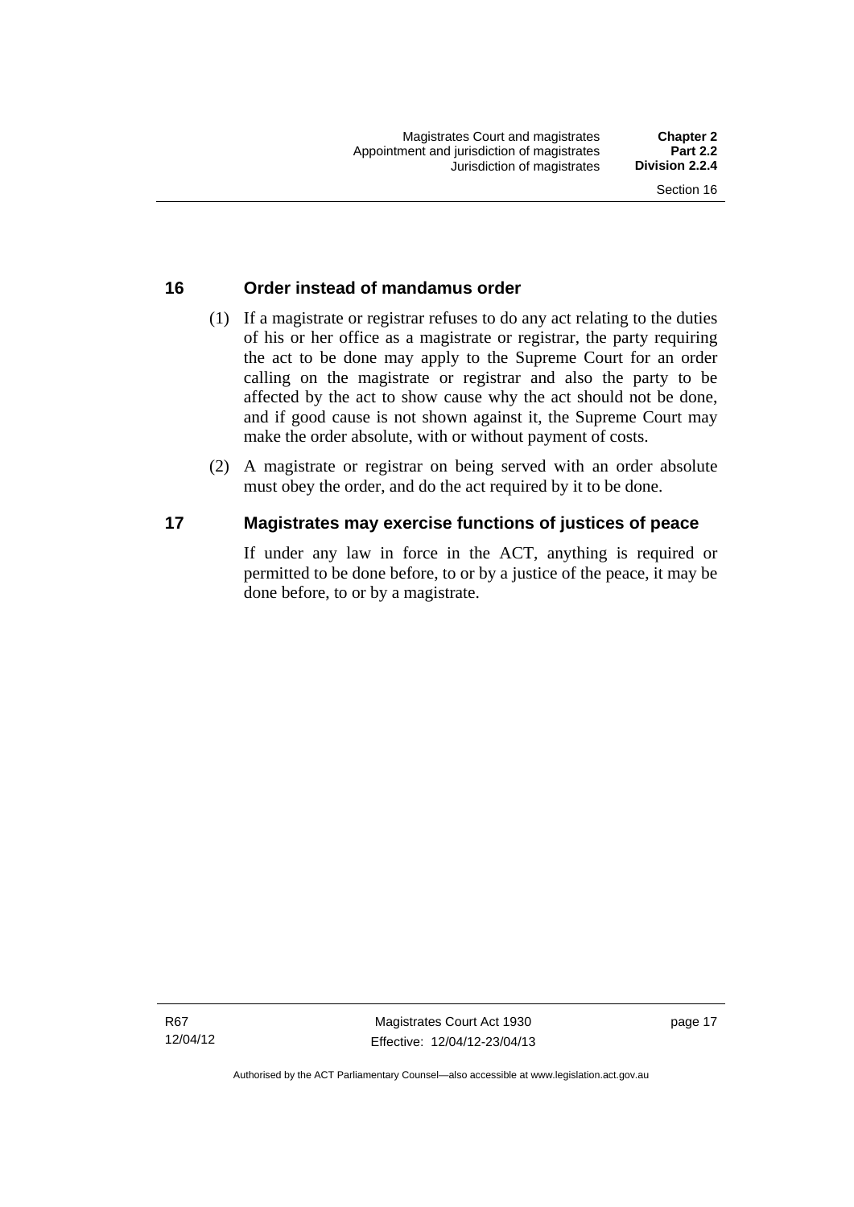## 16 Order instead of mandamus order

(1) If a magistrate or registrar refuses to do any act relating to the duties of his or her office as a magistrate or registrar, the party requiring the act to be done may apply to the Supreme Court for an order calling on the magistrate or registrar and also the party to be affected by the act to show cause why the act should not be done, and if good cause is not shown against it, the Supreme Court may make the order absolute, with or without payment of costs.

(2) A magistrate or registrar on being served with an order absolute must obey the order, and do the act required by it to be done.

## 17 Magistrates may exercise functions of justices of peace

If under any law in force in the ACT, anything is required or permitted to be done before, to or by a justice of the peace, it may be done before, to or by a magistrate.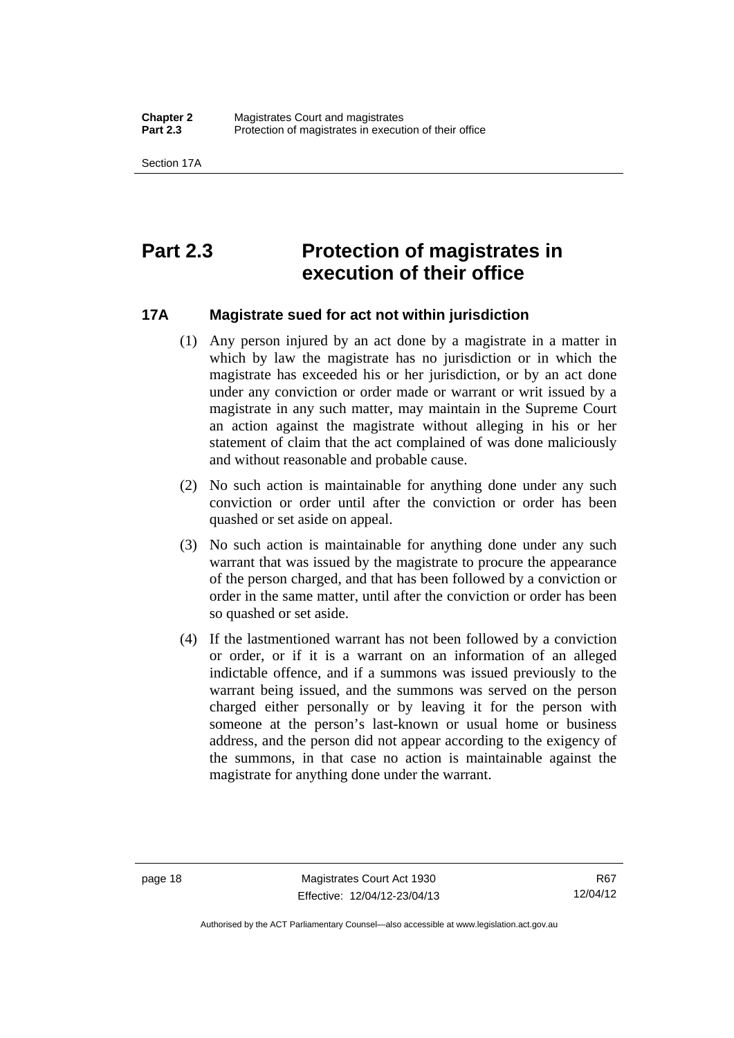# Part 2.3 Protection of magistrates in execution of their office

## 17A Magistrate sued for act not within jurisdiction

(1) Any person injured by an act done by a magistrate in a matter in which by law the magistrate has no jurisdiction or in which the magistrate has exceeded his or her jurisdiction, or by an act done under any conviction or order made or warrant or writ issued by a magistrate in any such matter, may maintain in the Supreme Court an action against the magistrate without alleging in his or her statement of claim that the act complained of was done maliciously and without reasonable and probable cause.

(2) No such action is maintainable for anything done under any such conviction or order until after the conviction or order has been quashed or set aside on appeal.

(3) No such action is maintainable for anything done under any such warrant that was issued by the magistrate to procure the appearance of the person charged, and that has been followed by a conviction or order in the same matter, until after the conviction or order has been so quashed or set aside.

(4) If the lastmentioned warrant has not been followed by a conviction or order, or if it is a warrant on an information of an alleged indictable offence, and if a summons was issued previously to the warrant being issued, and the summons was served on the person charged either personally or by leaving it for the person with someone at the person's last-known or usual home or business address, and the person did not appear according to the exigency of the summons, in that case no action is maintainable against the magistrate for anything done under the warrant.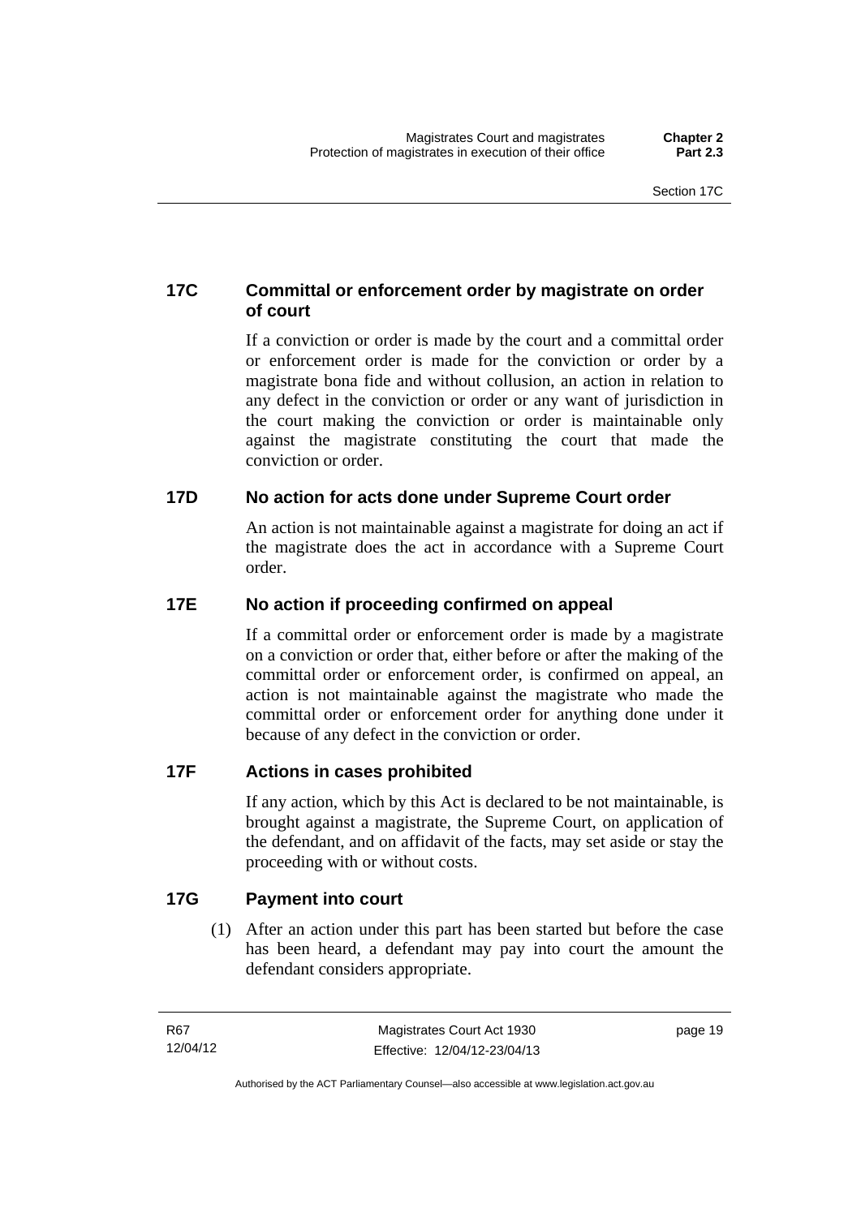### 17C Committal or enforcement order by magistrate on order of court

If a conviction or order is made by the court and a committal order or enforcement order is made for the conviction or order by a magistrate bona fide and without collusion, an action in relation to any defect in the conviction or order or any want of jurisdiction in the court making the conviction or order is maintainable only against the magistrate constituting the court that made the conviction or order.

### 17D No action for acts done under Supreme Court order

An action is not maintainable against a magistrate for doing an act if the magistrate does the act in accordance with a Supreme Court order.

### 17E No action if proceeding confirmed on appeal

If a committal order or enforcement order is made by a magistrate on a conviction or order that, either before or after the making of the committal order or enforcement order, is confirmed on appeal, an action is not maintainable against the magistrate who made the committal order or enforcement order for anything done under it because of any defect in the conviction or order.

### 17F Actions in cases prohibited

If any action, which by this Act is declared to be not maintainable, is brought against a magistrate, the Supreme Court, on application of the defendant, and on affidavit of the facts, may set aside or stay the proceeding with or without costs.

### 17G Payment into court

(1) After an action under this part has been started but before the case has been heard, a defendant may pay into court the amount the defendant considers appropriate.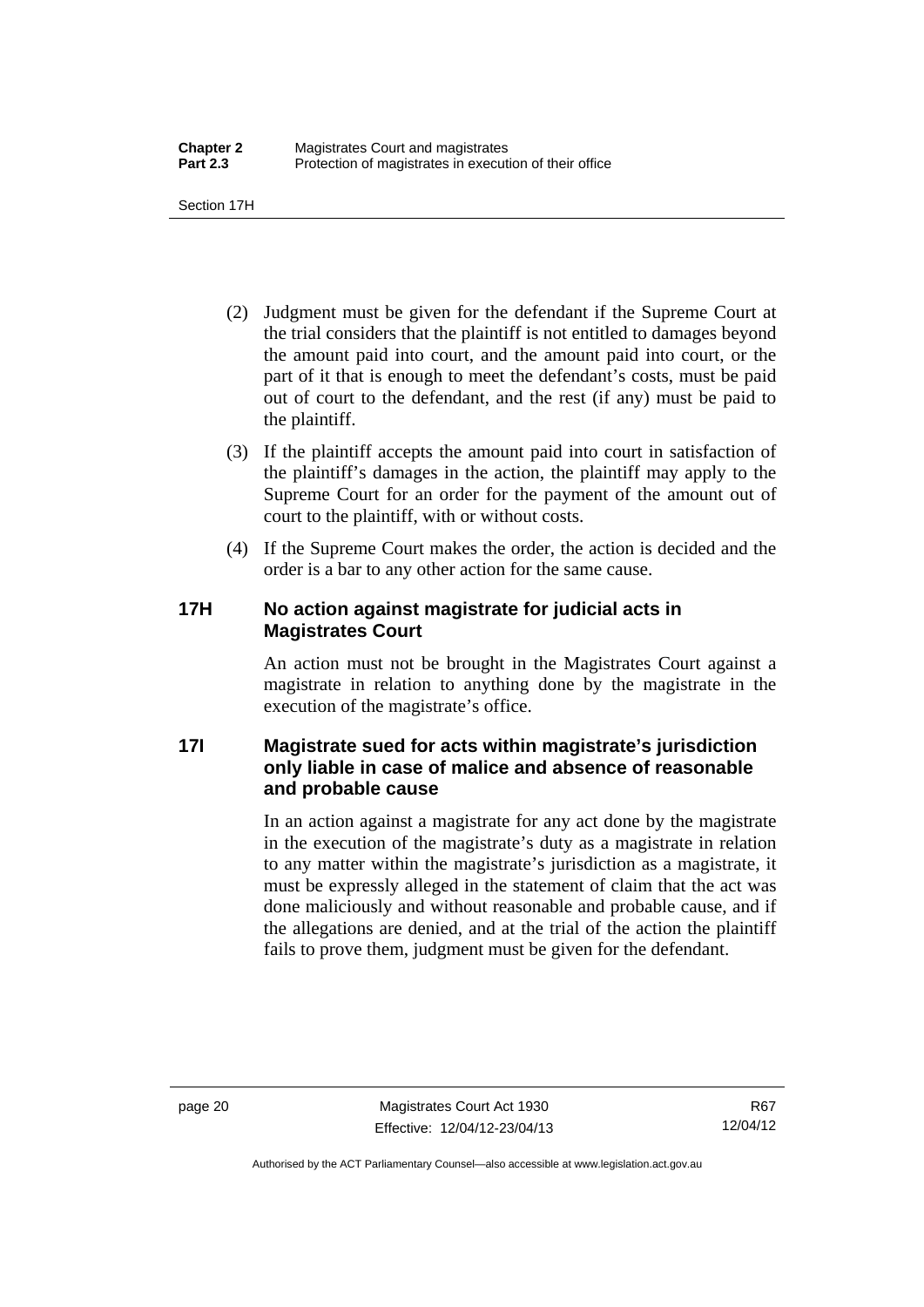(2) Judgment must be given for the defendant if the Supreme Court at the trial considers that the plaintiff is not entitled to damages beyond the amount paid into court, and the amount paid into court, or the part of it that is enough to meet the defendant's costs, must be paid out of court to the defendant, and the rest (if any) must be paid to the plaintiff.

(3) If the plaintiff accepts the amount paid into court in satisfaction of the plaintiff's damages in the action, the plaintiff may apply to the Supreme Court for an order for the payment of the amount out of court to the plaintiff, with or without costs.

(4) If the Supreme Court makes the order, the action is decided and the order is a bar to any other action for the same cause.

### 17H No action against magistrate for judicial acts in Magistrates Court

An action must not be brought in the Magistrates Court against a magistrate in relation to anything done by the magistrate in the execution of the magistrate's office.

### 17I Magistrate sued for acts within magistrate's jurisdiction only liable in case of malice and absence of reasonable and probable cause

In an action against a magistrate for any act done by the magistrate in the execution of the magistrate's duty as a magistrate in relation to any matter within the magistrate's jurisdiction as a magistrate, it must be expressly alleged in the statement of claim that the act was done maliciously and without reasonable and probable cause, and if the allegations are denied, and at the trial of the action the plaintiff fails to prove them, judgment must be given for the defendant.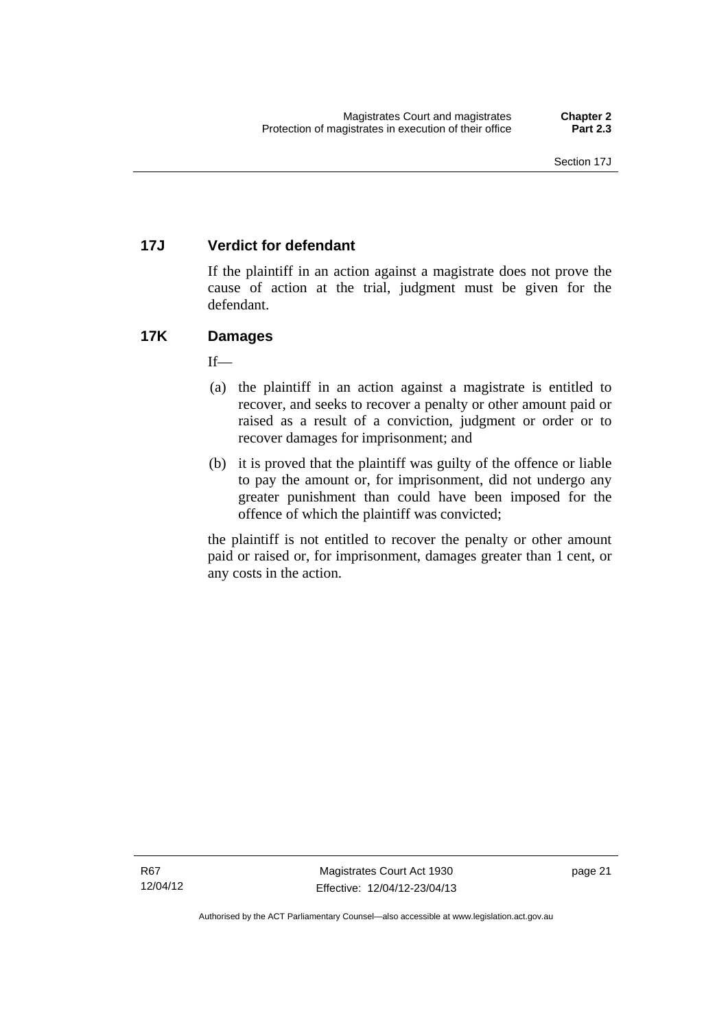## 17J Verdict for defendant

If the plaintiff in an action against a magistrate does not prove the cause of action at the trial, judgment must be given for the defendant.

## 17K Damages

If—

(a) the plaintiff in an action against a magistrate is entitled to recover, and seeks to recover a penalty or other amount paid or raised as a result of a conviction, judgment or order or to recover damages for imprisonment; and

(b) it is proved that the plaintiff was guilty of the offence or liable to pay the amount or, for imprisonment, did not undergo any greater punishment than could have been imposed for the offence of which the plaintiff was convicted;

the plaintiff is not entitled to recover the penalty or other amount paid or raised or, for imprisonment, damages greater than 1 cent, or any costs in the action.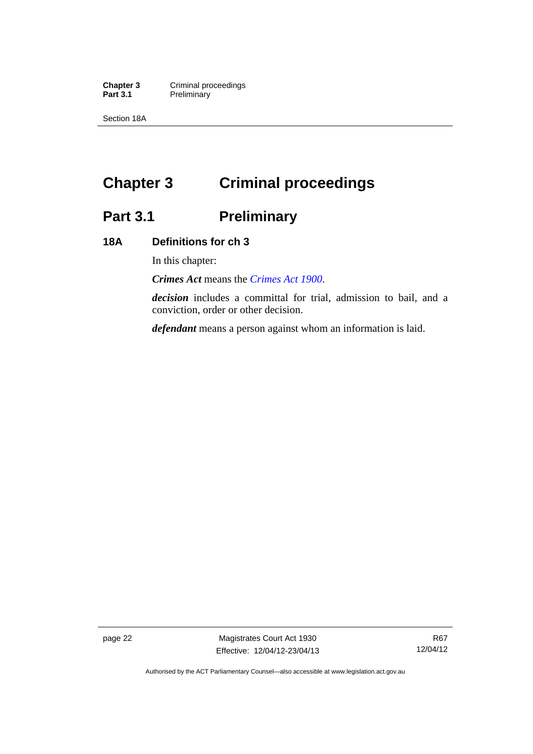# Chapter 3 Criminal proceedings

## Part 3.1 Preliminary

### 18A Definitions for ch 3

In this chapter:

***Crimes Act*** means the *Crimes Act 1900*.

***decision*** includes a committal for trial, admission to bail, and a conviction, order or other decision.

***defendant*** means a person against whom an information is laid.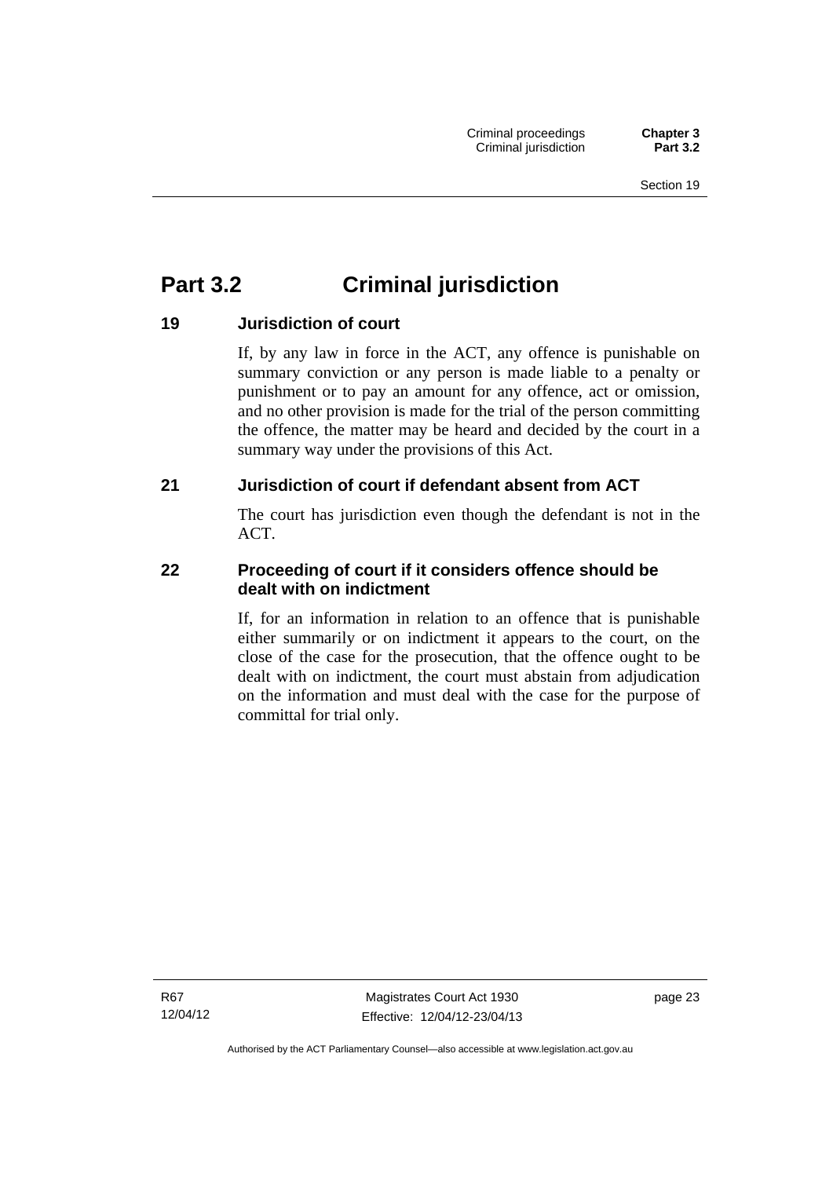# Part 3.2 Criminal jurisdiction

### 19 Jurisdiction of court

If, by any law in force in the ACT, any offence is punishable on summary conviction or any person is made liable to a penalty or punishment or to pay an amount for any offence, act or omission, and no other provision is made for the trial of the person committing the offence, the matter may be heard and decided by the court in a summary way under the provisions of this Act.

### 21 Jurisdiction of court if defendant absent from ACT

The court has jurisdiction even though the defendant is not in the ACT.

### 22 Proceeding of court if it considers offence should be dealt with on indictment

If, for an information in relation to an offence that is punishable either summarily or on indictment it appears to the court, on the close of the case for the prosecution, that the offence ought to be dealt with on indictment, the court must abstain from adjudication on the information and must deal with the case for the purpose of committal for trial only.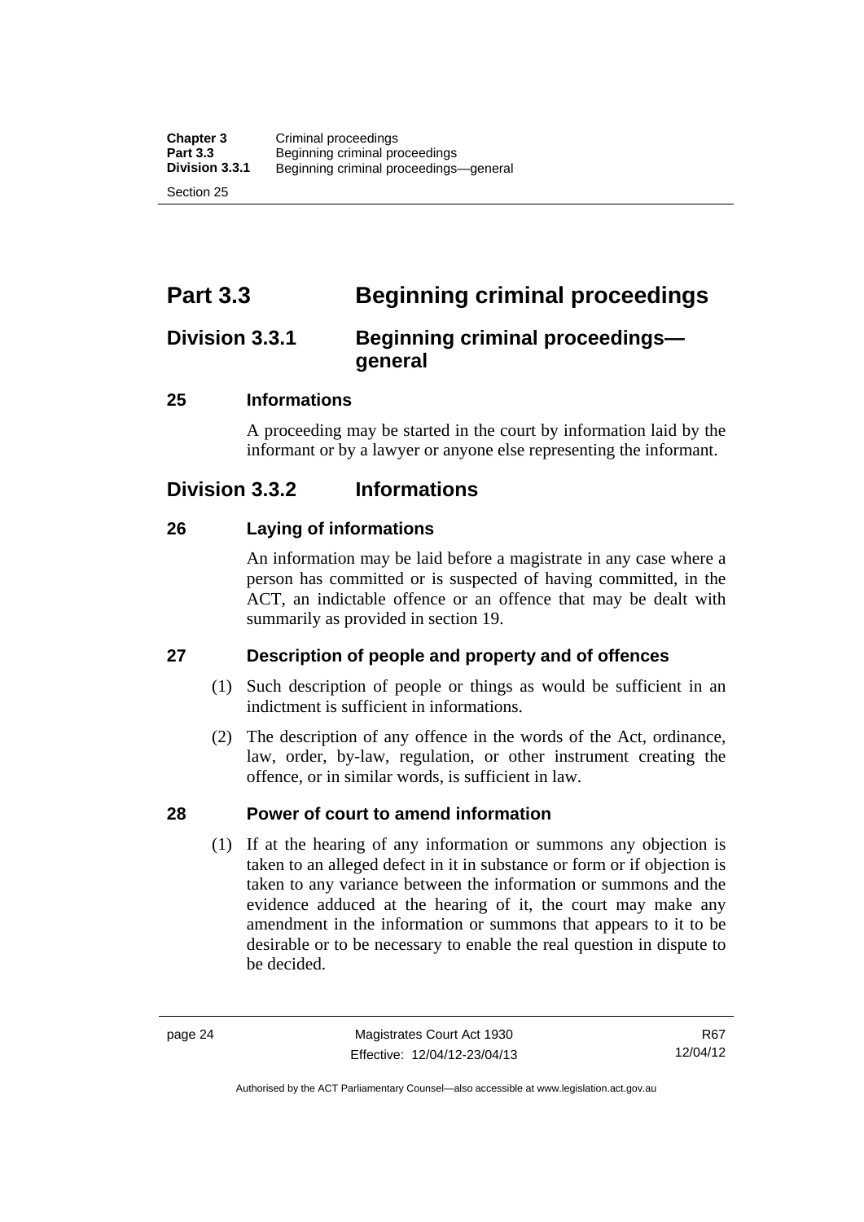# Part 3.3 Beginning criminal proceedings

## Division 3.3.1 Beginning criminal proceedings—general

### 25 Informations

A proceeding may be started in the court by information laid by the informant or by a lawyer or anyone else representing the informant.

## Division 3.3.2 Informations

### 26 Laying of informations

An information may be laid before a magistrate in any case where a person has committed or is suspected of having committed, in the ACT, an indictable offence or an offence that may be dealt with summarily as provided in section 19.

### 27 Description of people and property and of offences

(1) Such description of people or things as would be sufficient in an indictment is sufficient in informations.

(2) The description of any offence in the words of the Act, ordinance, law, order, by-law, regulation, or other instrument creating the offence, or in similar words, is sufficient in law.

### 28 Power of court to amend information

(1) If at the hearing of any information or summons any objection is taken to an alleged defect in it in substance or form or if objection is taken to any variance between the information or summons and the evidence adduced at the hearing of it, the court may make any amendment in the information or summons that appears to it to be desirable or to be necessary to enable the real question in dispute to be decided.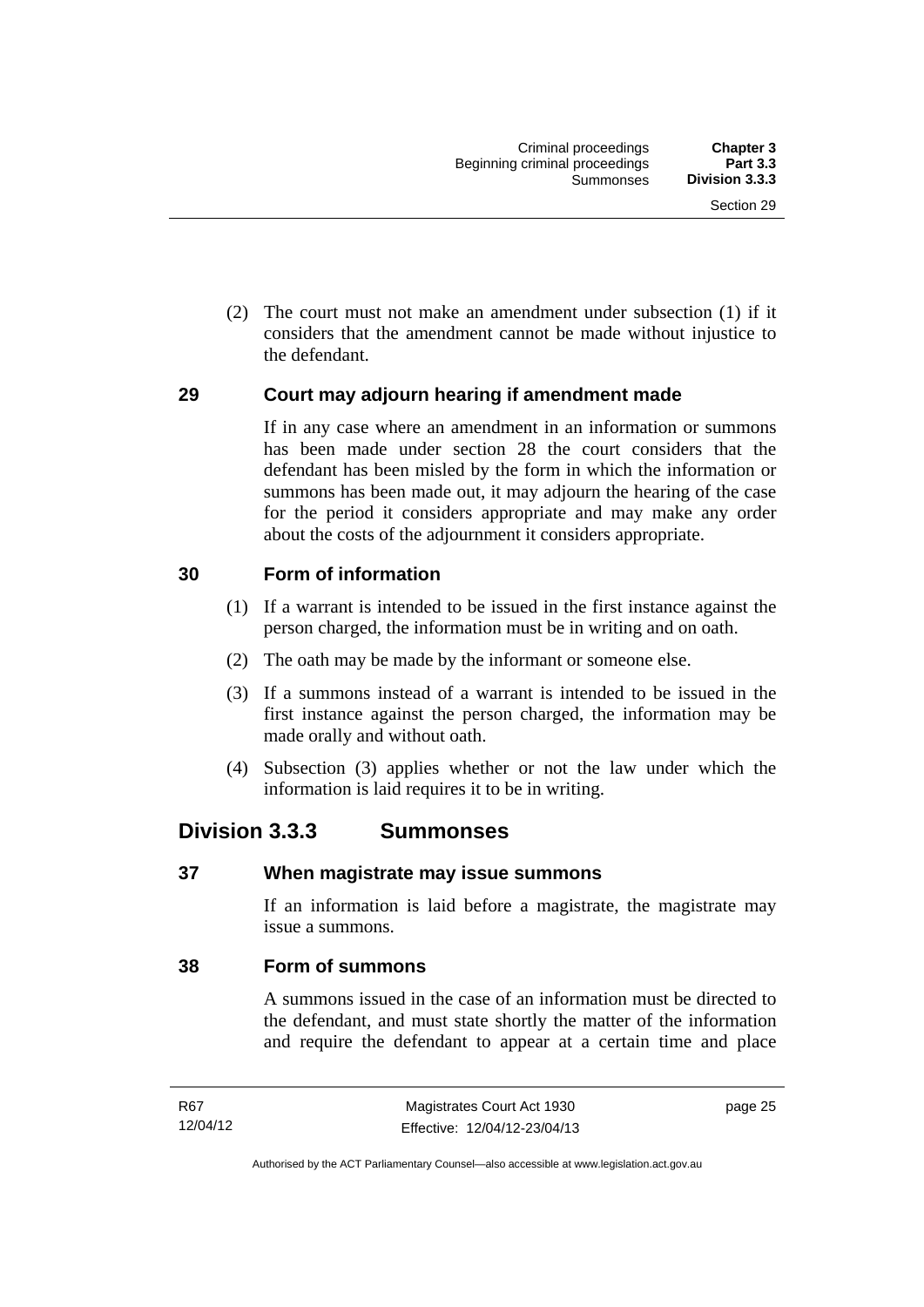(2) The court must not make an amendment under subsection (1) if it considers that the amendment cannot be made without injustice to the defendant.

### 29 Court may adjourn hearing if amendment made

If in any case where an amendment in an information or summons has been made under section 28 the court considers that the defendant has been misled by the form in which the information or summons has been made out, it may adjourn the hearing of the case for the period it considers appropriate and may make any order about the costs of the adjournment it considers appropriate.

### 30 Form of information

(1) If a warrant is intended to be issued in the first instance against the person charged, the information must be in writing and on oath.

(2) The oath may be made by the informant or someone else.

(3) If a summons instead of a warrant is intended to be issued in the first instance against the person charged, the information may be made orally and without oath.

(4) Subsection (3) applies whether or not the law under which the information is laid requires it to be in writing.

## Division 3.3.3 Summonses

### 37 When magistrate may issue summons

If an information is laid before a magistrate, the magistrate may issue a summons.

### 38 Form of summons

A summons issued in the case of an information must be directed to the defendant, and must state shortly the matter of the information and require the defendant to appear at a certain time and place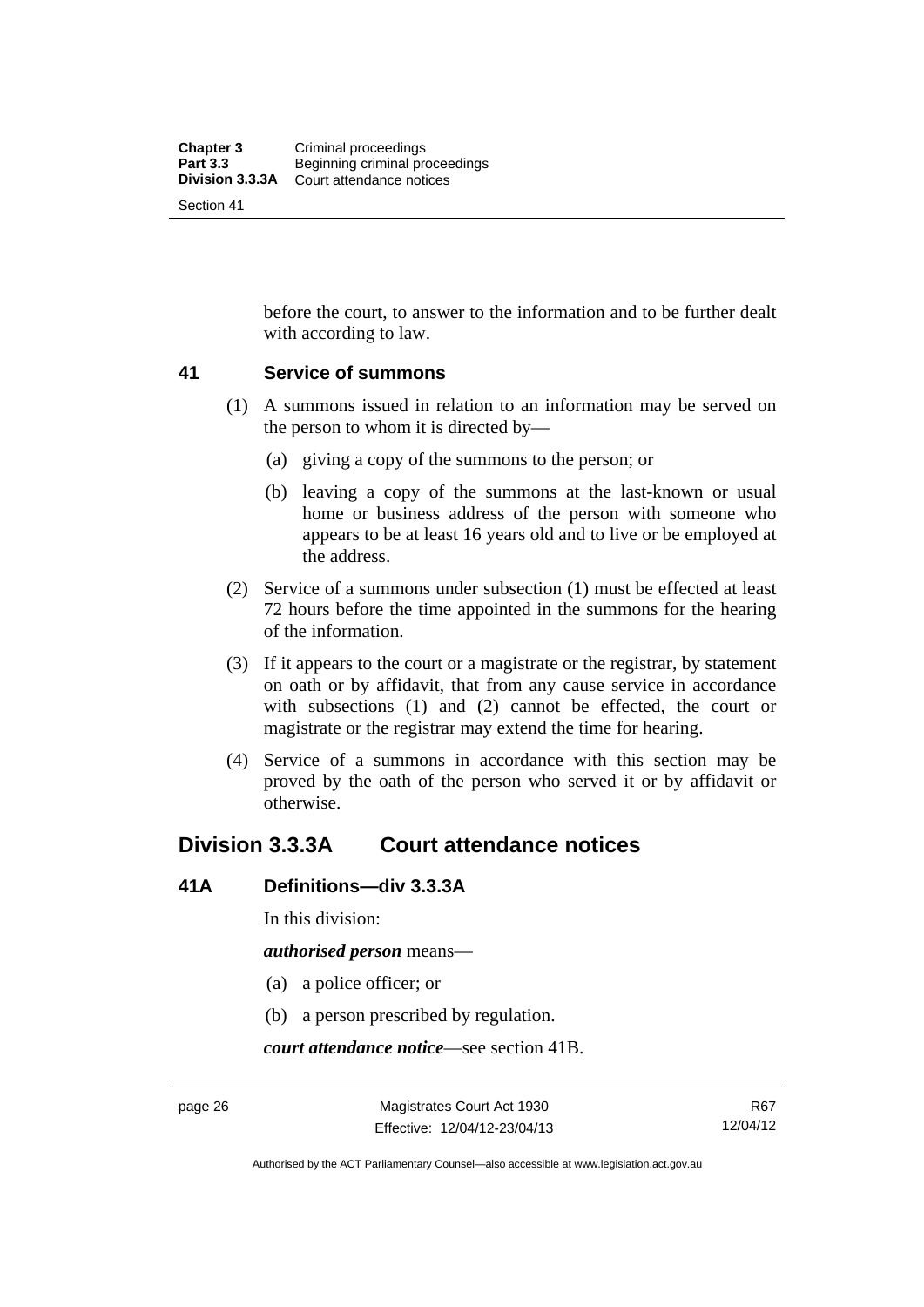before the court, to answer to the information and to be further dealt with according to law.

### 41 Service of summons

(1) A summons issued in relation to an information may be served on the person to whom it is directed by—

(a) giving a copy of the summons to the person; or

(b) leaving a copy of the summons at the last-known or usual home or business address of the person with someone who appears to be at least 16 years old and to live or be employed at the address.

(2) Service of a summons under subsection (1) must be effected at least 72 hours before the time appointed in the summons for the hearing of the information.

(3) If it appears to the court or a magistrate or the registrar, by statement on oath or by affidavit, that from any cause service in accordance with subsections (1) and (2) cannot be effected, the court or magistrate or the registrar may extend the time for hearing.

(4) Service of a summons in accordance with this section may be proved by the oath of the person who served it or by affidavit or otherwise.

## Division 3.3.3A Court attendance notices

### 41A Definitions—div 3.3.3A

In this division:

***authorised person*** means—

(a) a police officer; or

(b) a person prescribed by regulation.

***court attendance notice***—see section 41B.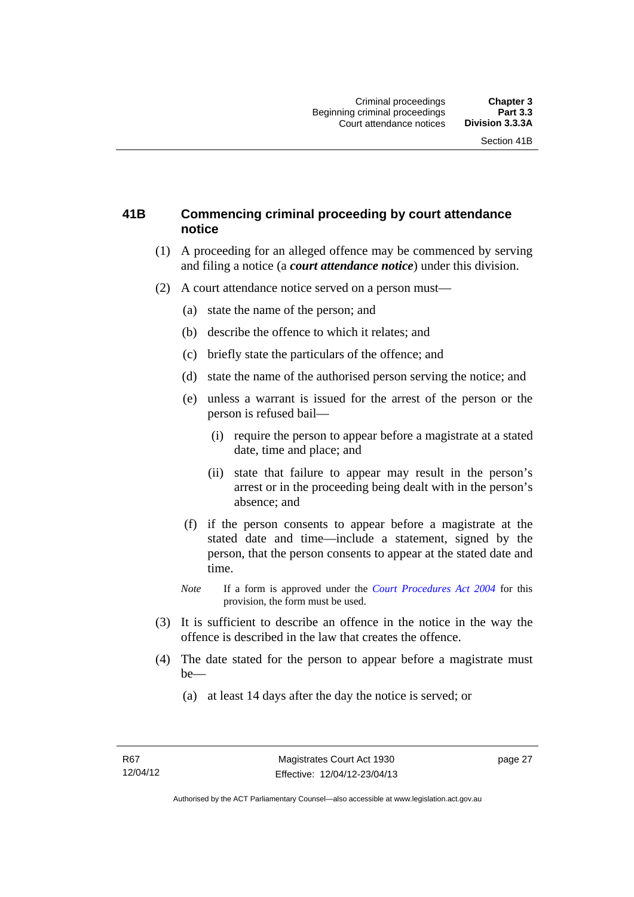## 41B Commencing criminal proceeding by court attendance notice

(1) A proceeding for an alleged offence may be commenced by serving and filing a notice (a ***court attendance notice***) under this division.

(2) A court attendance notice served on a person must—

(a) state the name of the person; and

(b) describe the offence to which it relates; and

(c) briefly state the particulars of the offence; and

(d) state the name of the authorised person serving the notice; and

(e) unless a warrant is issued for the arrest of the person or the person is refused bail—

(i) require the person to appear before a magistrate at a stated date, time and place; and

(ii) state that failure to appear may result in the person's arrest or in the proceeding being dealt with in the person's absence; and

(f) if the person consents to appear before a magistrate at the stated date and time—include a statement, signed by the person, that the person consents to appear at the stated date and time.

*Note* If a form is approved under the *Court Procedures Act 2004* for this provision, the form must be used.

(3) It is sufficient to describe an offence in the notice in the way the offence is described in the law that creates the offence.

(4) The date stated for the person to appear before a magistrate must be—

(a) at least 14 days after the day the notice is served; or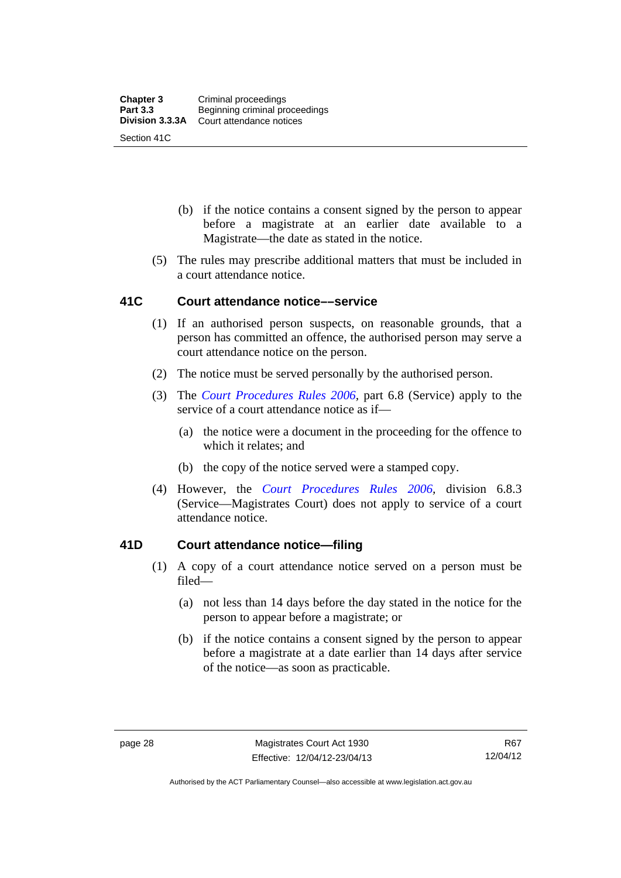(b) if the notice contains a consent signed by the person to appear before a magistrate at an earlier date available to a Magistrate—the date as stated in the notice.

(5) The rules may prescribe additional matters that must be included in a court attendance notice.

### 41C Court attendance notice––service

(1) If an authorised person suspects, on reasonable grounds, that a person has committed an offence, the authorised person may serve a court attendance notice on the person.

(2) The notice must be served personally by the authorised person.

(3) The *Court Procedures Rules 2006*, part 6.8 (Service) apply to the service of a court attendance notice as if—

(a) the notice were a document in the proceeding for the offence to which it relates; and

(b) the copy of the notice served were a stamped copy.

(4) However, the *Court Procedures Rules 2006*, division 6.8.3 (Service—Magistrates Court) does not apply to service of a court attendance notice.

### 41D Court attendance notice—filing

(1) A copy of a court attendance notice served on a person must be filed—

(a) not less than 14 days before the day stated in the notice for the person to appear before a magistrate; or

(b) if the notice contains a consent signed by the person to appear before a magistrate at a date earlier than 14 days after service of the notice—as soon as practicable.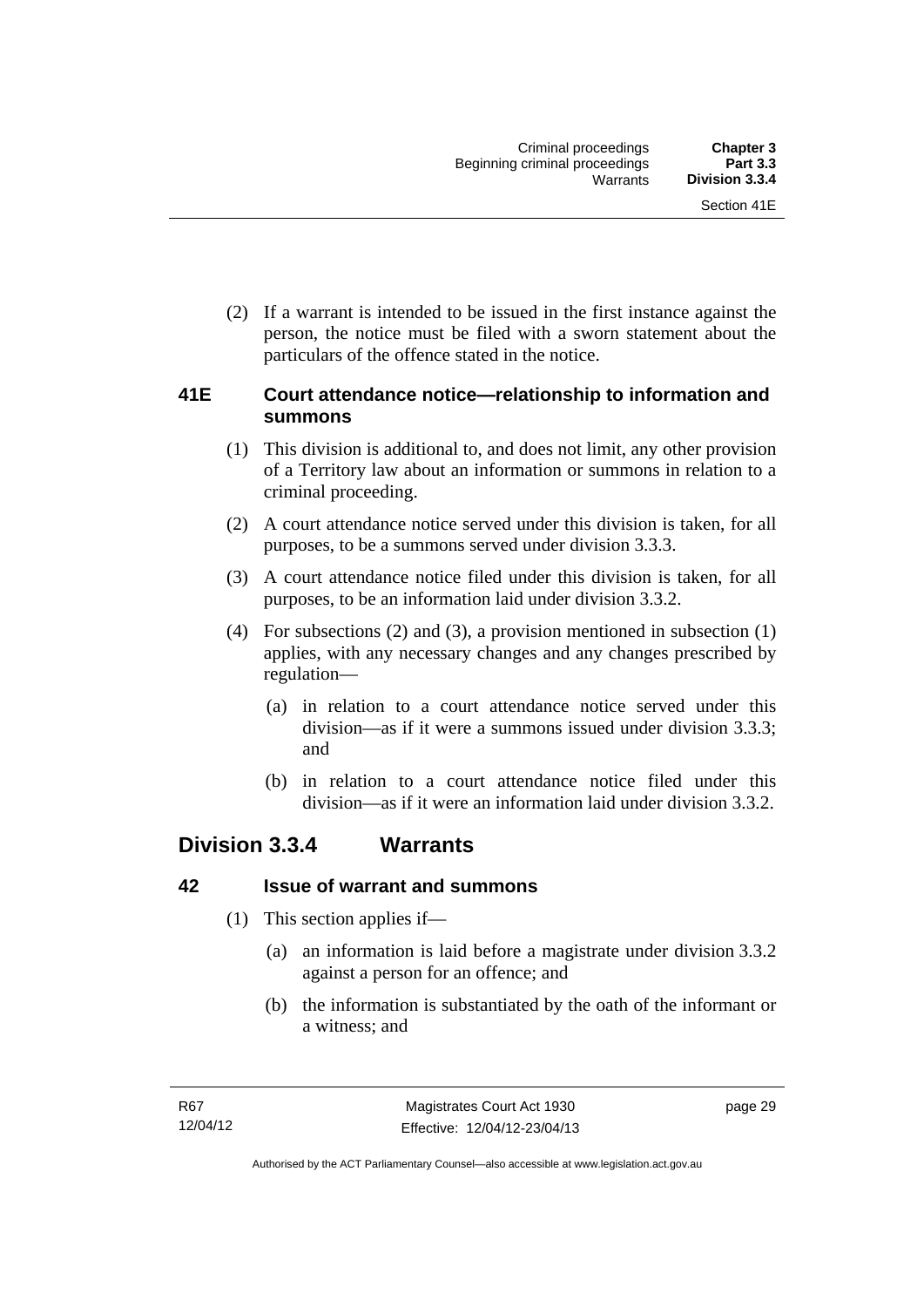(2) If a warrant is intended to be issued in the first instance against the person, the notice must be filed with a sworn statement about the particulars of the offence stated in the notice.

### 41E Court attendance notice—relationship to information and summons

(1) This division is additional to, and does not limit, any other provision of a Territory law about an information or summons in relation to a criminal proceeding.

(2) A court attendance notice served under this division is taken, for all purposes, to be a summons served under division 3.3.3.

(3) A court attendance notice filed under this division is taken, for all purposes, to be an information laid under division 3.3.2.

(4) For subsections (2) and (3), a provision mentioned in subsection (1) applies, with any necessary changes and any changes prescribed by regulation—

(a) in relation to a court attendance notice served under this division—as if it were a summons issued under division 3.3.3; and

(b) in relation to a court attendance notice filed under this division—as if it were an information laid under division 3.3.2.

## Division 3.3.4 Warrants

### 42 Issue of warrant and summons

(1) This section applies if—

(a) an information is laid before a magistrate under division 3.3.2 against a person for an offence; and

(b) the information is substantiated by the oath of the informant or a witness; and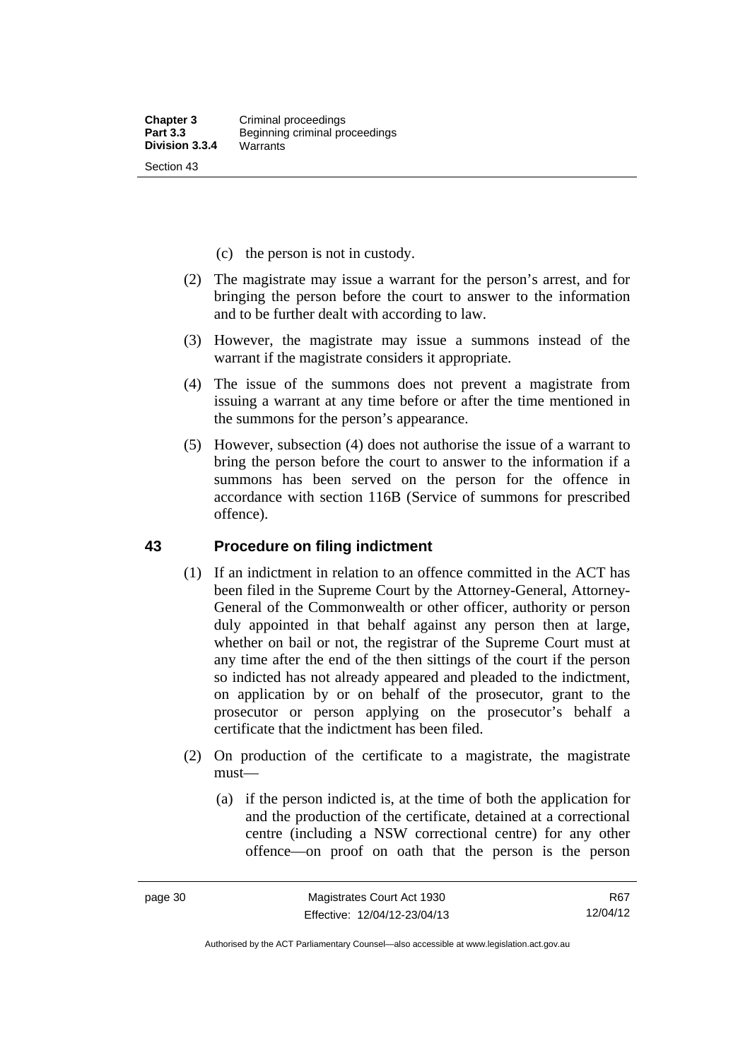(c) the person is not in custody.

(2) The magistrate may issue a warrant for the person's arrest, and for bringing the person before the court to answer to the information and to be further dealt with according to law.

(3) However, the magistrate may issue a summons instead of the warrant if the magistrate considers it appropriate.

(4) The issue of the summons does not prevent a magistrate from issuing a warrant at any time before or after the time mentioned in the summons for the person's appearance.

(5) However, subsection (4) does not authorise the issue of a warrant to bring the person before the court to answer to the information if a summons has been served on the person for the offence in accordance with section 116B (Service of summons for prescribed offence).

## 43 Procedure on filing indictment

(1) If an indictment in relation to an offence committed in the ACT has been filed in the Supreme Court by the Attorney-General, Attorney-General of the Commonwealth or other officer, authority or person duly appointed in that behalf against any person then at large, whether on bail or not, the registrar of the Supreme Court must at any time after the end of the then sittings of the court if the person so indicted has not already appeared and pleaded to the indictment, on application by or on behalf of the prosecutor, grant to the prosecutor or person applying on the prosecutor's behalf a certificate that the indictment has been filed.

(2) On production of the certificate to a magistrate, the magistrate must—

(a) if the person indicted is, at the time of both the application for and the production of the certificate, detained at a correctional centre (including a NSW correctional centre) for any other offence—on proof on oath that the person is the person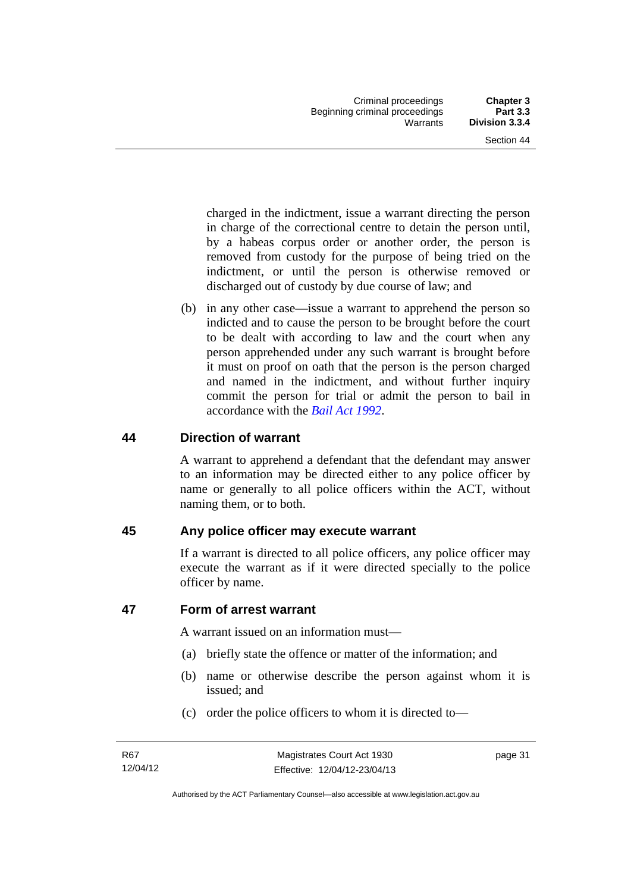charged in the indictment, issue a warrant directing the person in charge of the correctional centre to detain the person until, by a habeas corpus order or another order, the person is removed from custody for the purpose of being tried on the indictment, or until the person is otherwise removed or discharged out of custody by due course of law; and

(b) in any other case—issue a warrant to apprehend the person so indicted and to cause the person to be brought before the court to be dealt with according to law and the court when any person apprehended under any such warrant is brought before it must on proof on oath that the person is the person charged and named in the indictment, and without further inquiry commit the person for trial or admit the person to bail in accordance with the *Bail Act 1992*.

## 44 Direction of warrant

A warrant to apprehend a defendant that the defendant may answer to an information may be directed either to any police officer by name or generally to all police officers within the ACT, without naming them, or to both.

## 45 Any police officer may execute warrant

If a warrant is directed to all police officers, any police officer may execute the warrant as if it were directed specially to the police officer by name.

## 47 Form of arrest warrant

A warrant issued on an information must—

(a) briefly state the offence or matter of the information; and

(b) name or otherwise describe the person against whom it is issued; and

(c) order the police officers to whom it is directed to—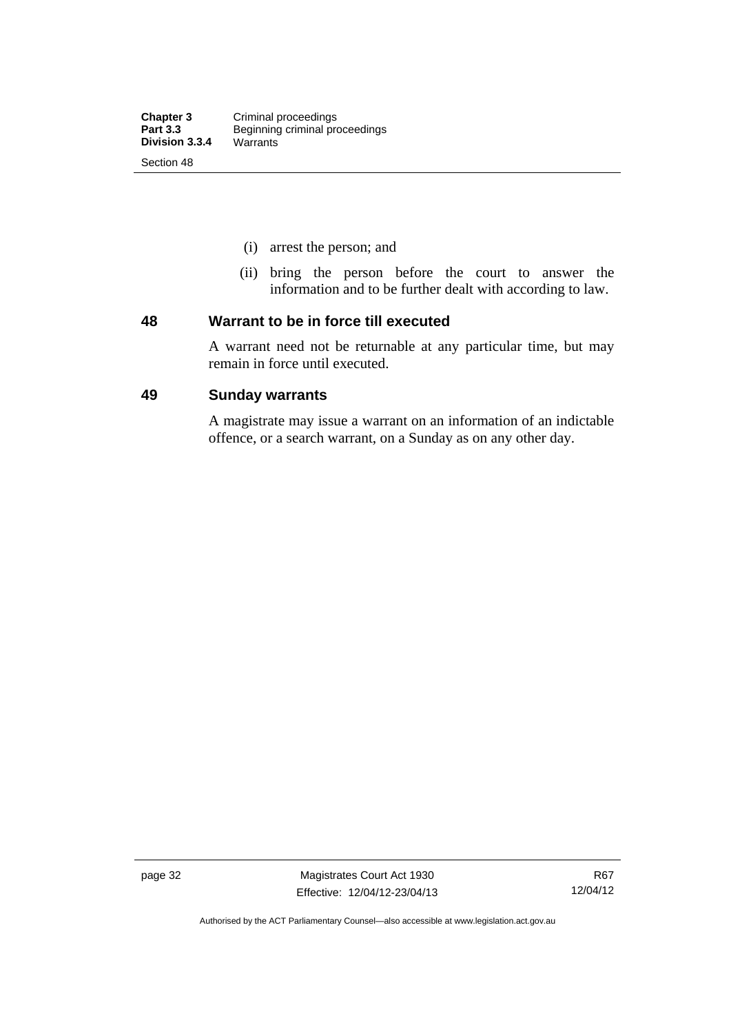(i) arrest the person; and

(ii) bring the person before the court to answer the information and to be further dealt with according to law.

## 48 Warrant to be in force till executed

A warrant need not be returnable at any particular time, but may remain in force until executed.

## 49 Sunday warrants

A magistrate may issue a warrant on an information of an indictable offence, or a search warrant, on a Sunday as on any other day.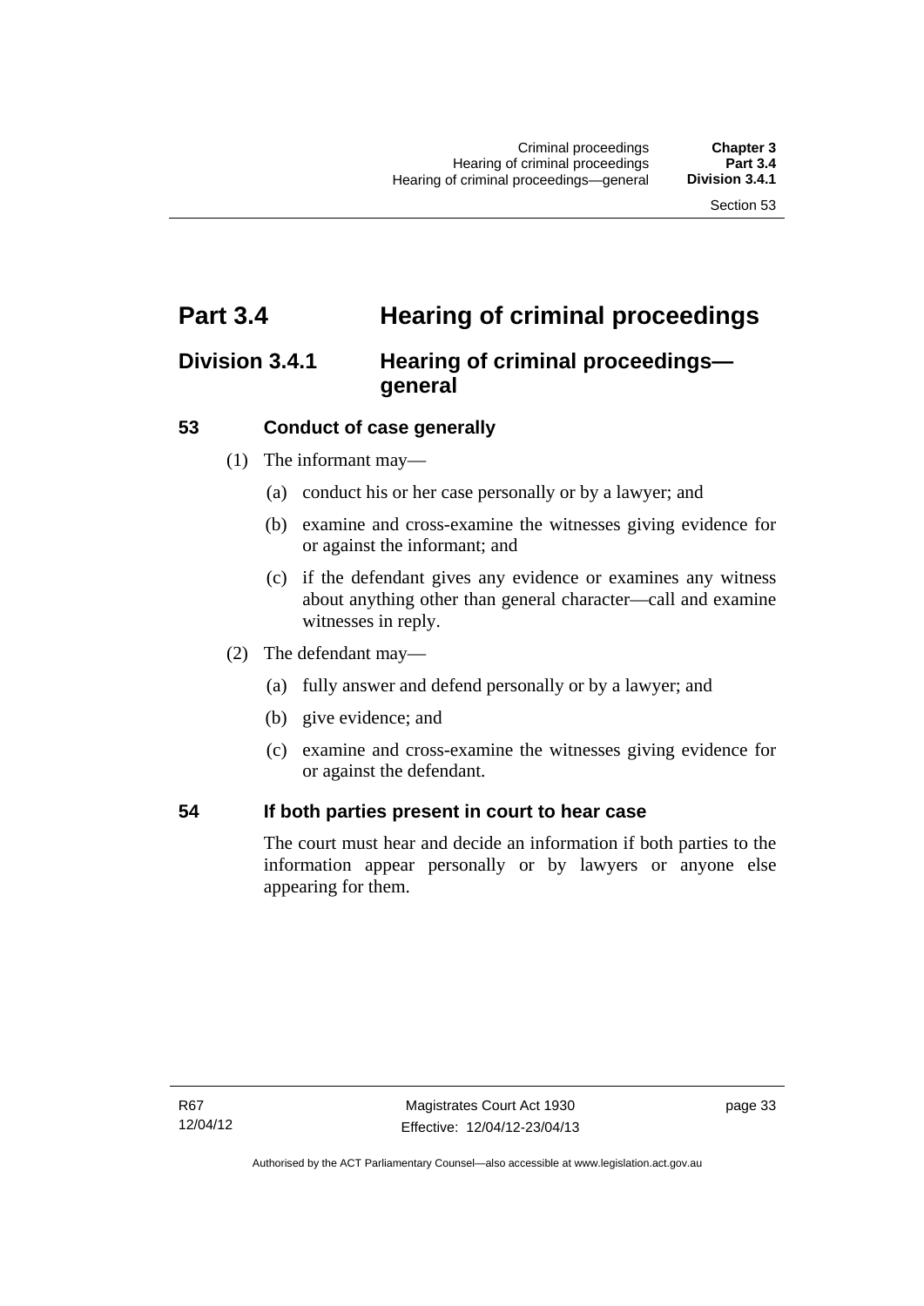# Part 3.4 Hearing of criminal proceedings

## Division 3.4.1 Hearing of criminal proceedings—general

### 53 Conduct of case generally

(1) The informant may—

(a) conduct his or her case personally or by a lawyer; and

(b) examine and cross-examine the witnesses giving evidence for or against the informant; and

(c) if the defendant gives any evidence or examines any witness about anything other than general character—call and examine witnesses in reply.

(2) The defendant may—

(a) fully answer and defend personally or by a lawyer; and

(b) give evidence; and

(c) examine and cross-examine the witnesses giving evidence for or against the defendant.

### 54 If both parties present in court to hear case

The court must hear and decide an information if both parties to the information appear personally or by lawyers or anyone else appearing for them.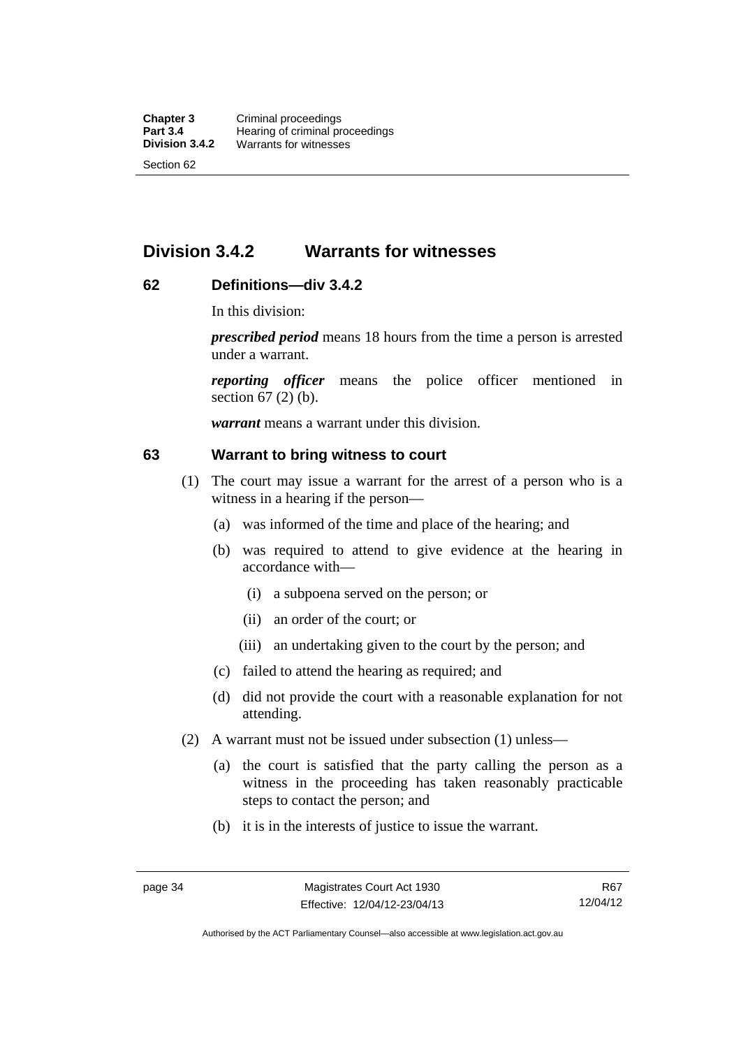## Division 3.4.2 Warrants for witnesses

### 62 Definitions—div 3.4.2

In this division:

***prescribed period*** means 18 hours from the time a person is arrested under a warrant.

***reporting officer*** means the police officer mentioned in section 67 (2) (b).

***warrant*** means a warrant under this division.

### 63 Warrant to bring witness to court

(1) The court may issue a warrant for the arrest of a person who is a witness in a hearing if the person—

  (a) was informed of the time and place of the hearing; and

  (b) was required to attend to give evidence at the hearing in accordance with—

    (i) a subpoena served on the person; or

    (ii) an order of the court; or

    (iii) an undertaking given to the court by the person; and

  (c) failed to attend the hearing as required; and

  (d) did not provide the court with a reasonable explanation for not attending.

(2) A warrant must not be issued under subsection (1) unless—

  (a) the court is satisfied that the party calling the person as a witness in the proceeding has taken reasonably practicable steps to contact the person; and

  (b) it is in the interests of justice to issue the warrant.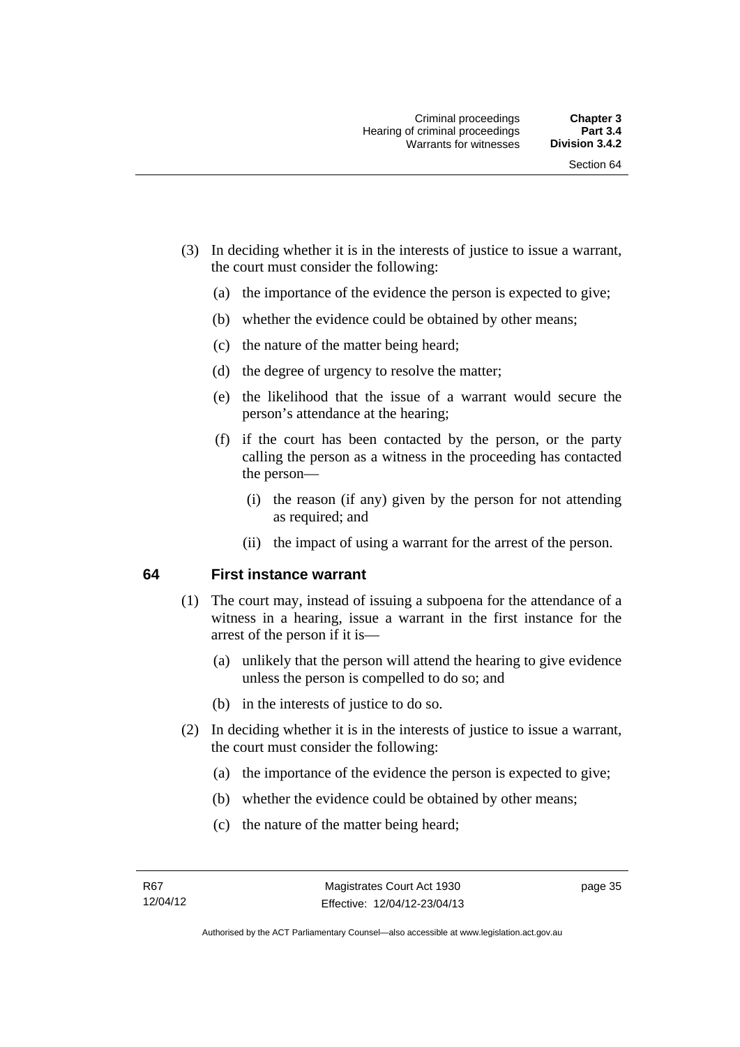(3) In deciding whether it is in the interests of justice to issue a warrant, the court must consider the following:

(a) the importance of the evidence the person is expected to give;

(b) whether the evidence could be obtained by other means;

(c) the nature of the matter being heard;

(d) the degree of urgency to resolve the matter;

(e) the likelihood that the issue of a warrant would secure the person's attendance at the hearing;

(f) if the court has been contacted by the person, or the party calling the person as a witness in the proceeding has contacted the person—

(i) the reason (if any) given by the person for not attending as required; and

(ii) the impact of using a warrant for the arrest of the person.

## 64 First instance warrant

(1) The court may, instead of issuing a subpoena for the attendance of a witness in a hearing, issue a warrant in the first instance for the arrest of the person if it is—

(a) unlikely that the person will attend the hearing to give evidence unless the person is compelled to do so; and

(b) in the interests of justice to do so.

(2) In deciding whether it is in the interests of justice to issue a warrant, the court must consider the following:

(a) the importance of the evidence the person is expected to give;

(b) whether the evidence could be obtained by other means;

(c) the nature of the matter being heard;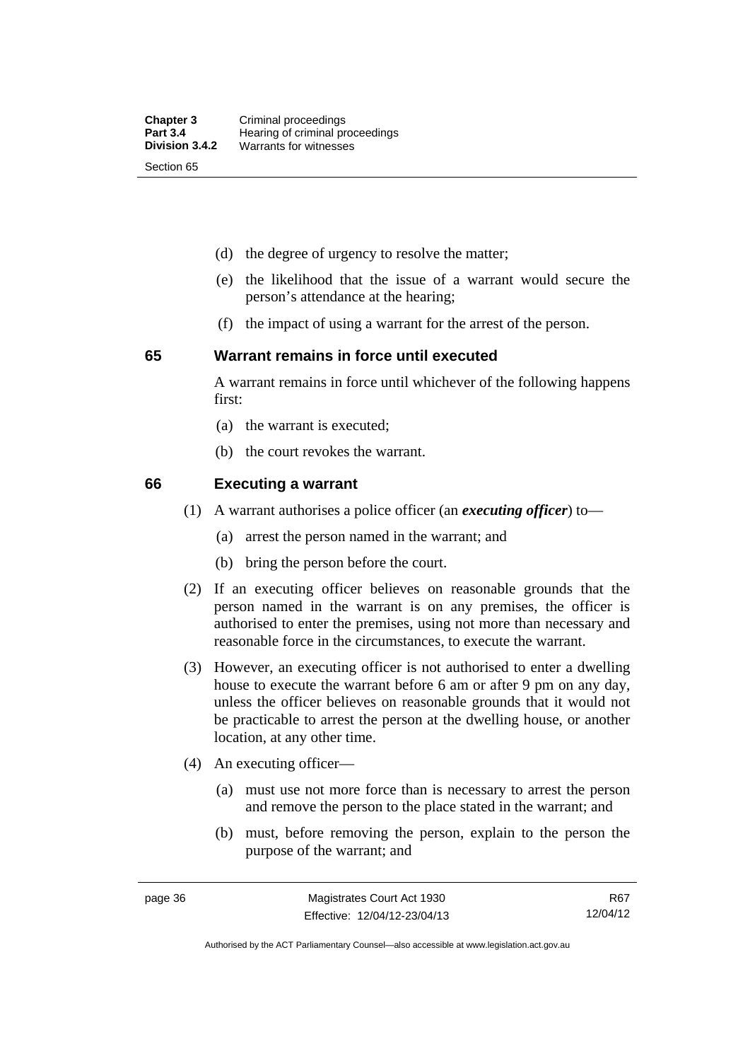- (d) the degree of urgency to resolve the matter;
- (e) the likelihood that the issue of a warrant would secure the person's attendance at the hearing;
- (f) the impact of using a warrant for the arrest of the person.

## 65 Warrant remains in force until executed

A warrant remains in force until whichever of the following happens first:

- (a) the warrant is executed;
- (b) the court revokes the warrant.

## 66 Executing a warrant

(1) A warrant authorises a police officer (an ***executing officer***) to—

- (a) arrest the person named in the warrant; and
- (b) bring the person before the court.

(2) If an executing officer believes on reasonable grounds that the person named in the warrant is on any premises, the officer is authorised to enter the premises, using not more than necessary and reasonable force in the circumstances, to execute the warrant.

(3) However, an executing officer is not authorised to enter a dwelling house to execute the warrant before 6 am or after 9 pm on any day, unless the officer believes on reasonable grounds that it would not be practicable to arrest the person at the dwelling house, or another location, at any other time.

(4) An executing officer—

- (a) must use not more force than is necessary to arrest the person and remove the person to the place stated in the warrant; and
- (b) must, before removing the person, explain to the person the purpose of the warrant; and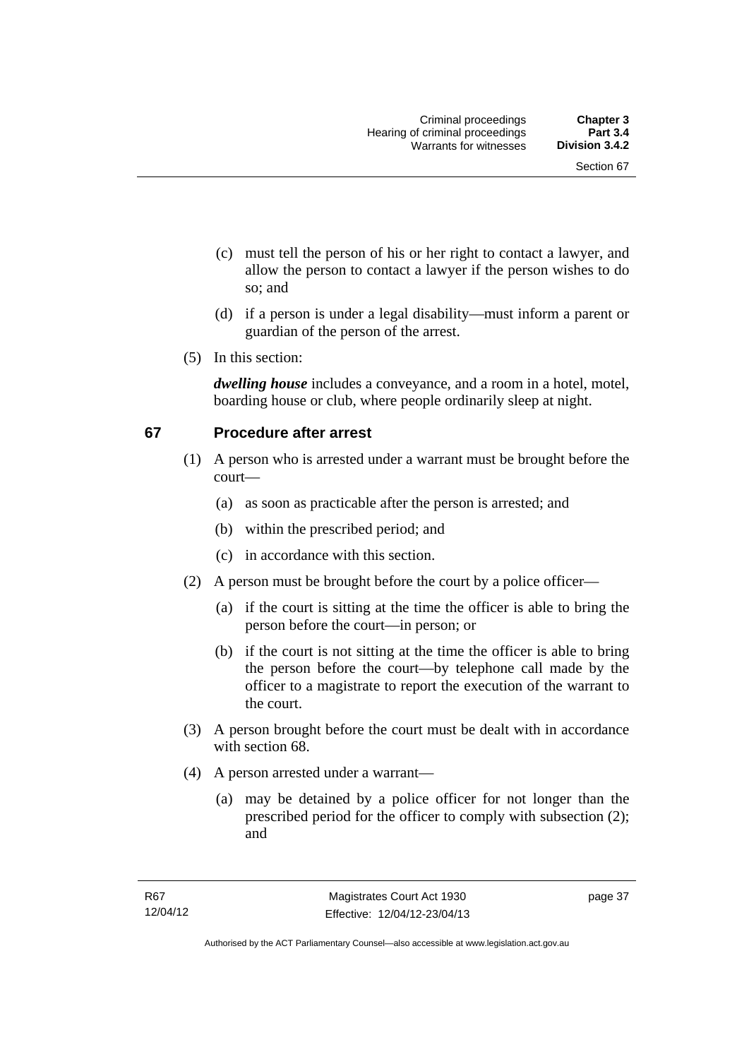(c) must tell the person of his or her right to contact a lawyer, and allow the person to contact a lawyer if the person wishes to do so; and

(d) if a person is under a legal disability—must inform a parent or guardian of the person of the arrest.

(5) In this section:

***dwelling house*** includes a conveyance, and a room in a hotel, motel, boarding house or club, where people ordinarily sleep at night.

## 67 Procedure after arrest

(1) A person who is arrested under a warrant must be brought before the court—

(a) as soon as practicable after the person is arrested; and

(b) within the prescribed period; and

(c) in accordance with this section.

(2) A person must be brought before the court by a police officer—

(a) if the court is sitting at the time the officer is able to bring the person before the court—in person; or

(b) if the court is not sitting at the time the officer is able to bring the person before the court—by telephone call made by the officer to a magistrate to report the execution of the warrant to the court.

(3) A person brought before the court must be dealt with in accordance with section 68.

(4) A person arrested under a warrant—

(a) may be detained by a police officer for not longer than the prescribed period for the officer to comply with subsection (2); and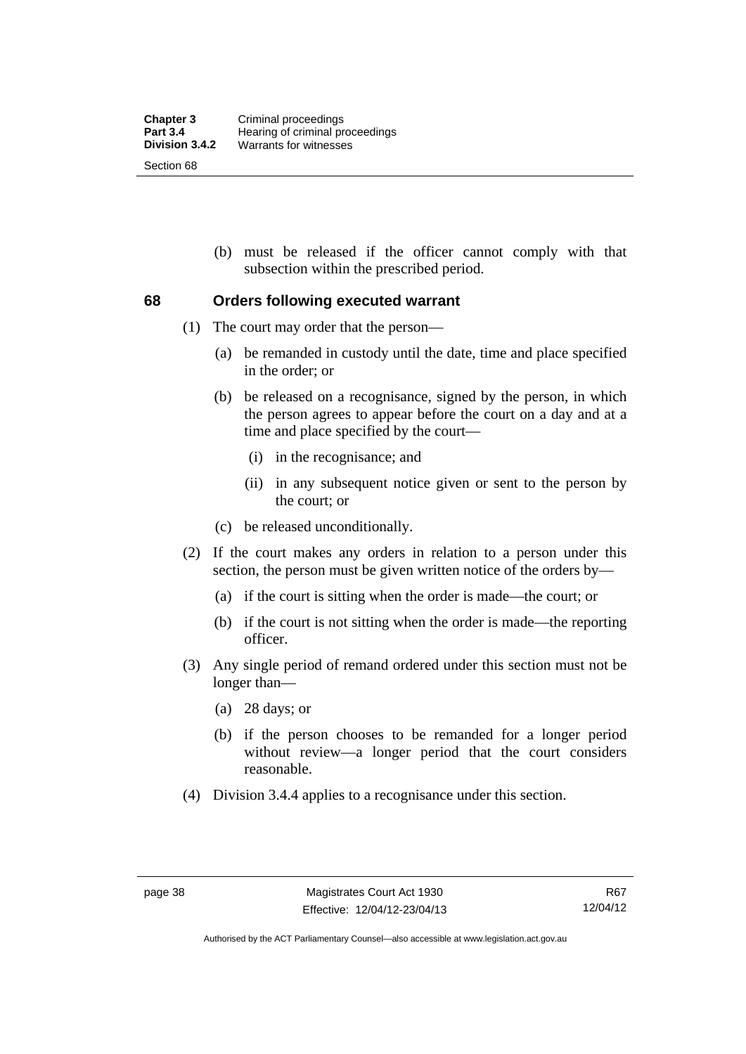(b) must be released if the officer cannot comply with that subsection within the prescribed period.

## 68 Orders following executed warrant

(1) The court may order that the person—

(a) be remanded in custody until the date, time and place specified in the order; or

(b) be released on a recognisance, signed by the person, in which the person agrees to appear before the court on a day and at a time and place specified by the court—

(i) in the recognisance; and

(ii) in any subsequent notice given or sent to the person by the court; or

(c) be released unconditionally.

(2) If the court makes any orders in relation to a person under this section, the person must be given written notice of the orders by—

(a) if the court is sitting when the order is made—the court; or

(b) if the court is not sitting when the order is made—the reporting officer.

(3) Any single period of remand ordered under this section must not be longer than—

(a) 28 days; or

(b) if the person chooses to be remanded for a longer period without review—a longer period that the court considers reasonable.

(4) Division 3.4.4 applies to a recognisance under this section.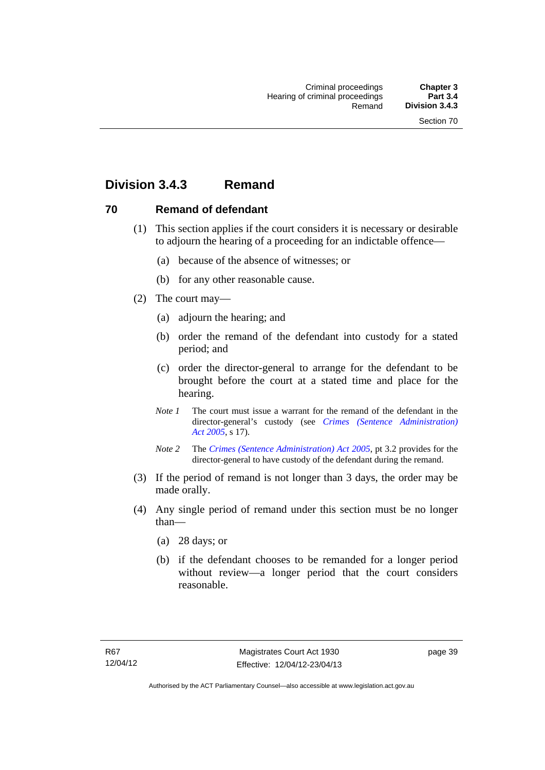## Division 3.4.3 Remand

### 70 Remand of defendant

(1) This section applies if the court considers it is necessary or desirable to adjourn the hearing of a proceeding for an indictable offence—

(a) because of the absence of witnesses; or

(b) for any other reasonable cause.

(2) The court may—

(a) adjourn the hearing; and

(b) order the remand of the defendant into custody for a stated period; and

(c) order the director-general to arrange for the defendant to be brought before the court at a stated time and place for the hearing.

*Note 1* The court must issue a warrant for the remand of the defendant in the director-general's custody (see *Crimes (Sentence Administration) Act 2005*, s 17).

*Note 2* The *Crimes (Sentence Administration) Act 2005*, pt 3.2 provides for the director-general to have custody of the defendant during the remand.

(3) If the period of remand is not longer than 3 days, the order may be made orally.

(4) Any single period of remand under this section must be no longer than—

(a) 28 days; or

(b) if the defendant chooses to be remanded for a longer period without review—a longer period that the court considers reasonable.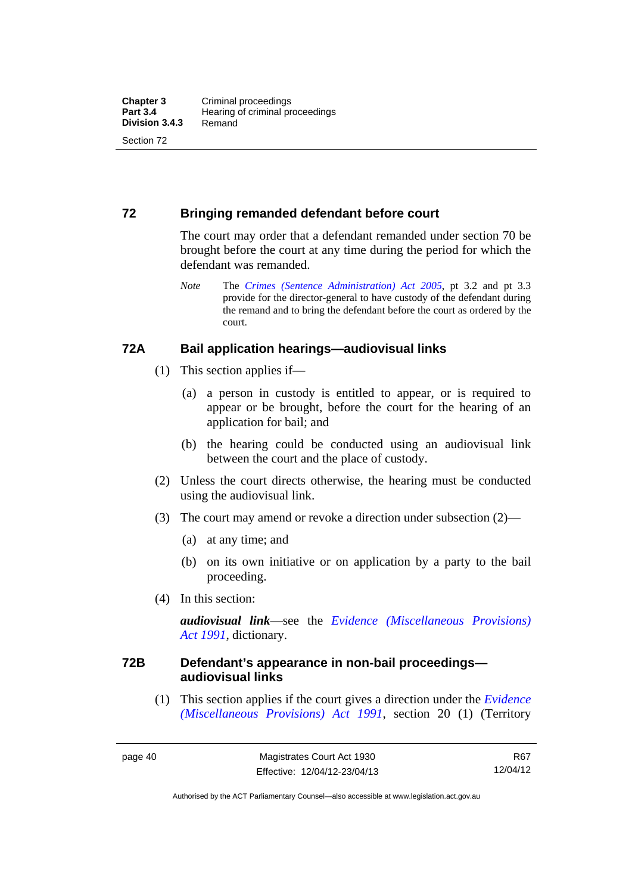## 72 Bringing remanded defendant before court

The court may order that a defendant remanded under section 70 be brought before the court at any time during the period for which the defendant was remanded.

*Note* The *Crimes (Sentence Administration) Act 2005*, pt 3.2 and pt 3.3 provide for the director-general to have custody of the defendant during the remand and to bring the defendant before the court as ordered by the court.

## 72A Bail application hearings—audiovisual links

(1) This section applies if—

(a) a person in custody is entitled to appear, or is required to appear or be brought, before the court for the hearing of an application for bail; and

(b) the hearing could be conducted using an audiovisual link between the court and the place of custody.

(2) Unless the court directs otherwise, the hearing must be conducted using the audiovisual link.

(3) The court may amend or revoke a direction under subsection (2)—

(a) at any time; and

(b) on its own initiative or on application by a party to the bail proceeding.

(4) In this section:

***audiovisual link***—see the *Evidence (Miscellaneous Provisions) Act 1991*, dictionary.

## 72B Defendant's appearance in non-bail proceedings—audiovisual links

(1) This section applies if the court gives a direction under the *Evidence (Miscellaneous Provisions) Act 1991*, section 20 (1) (Territory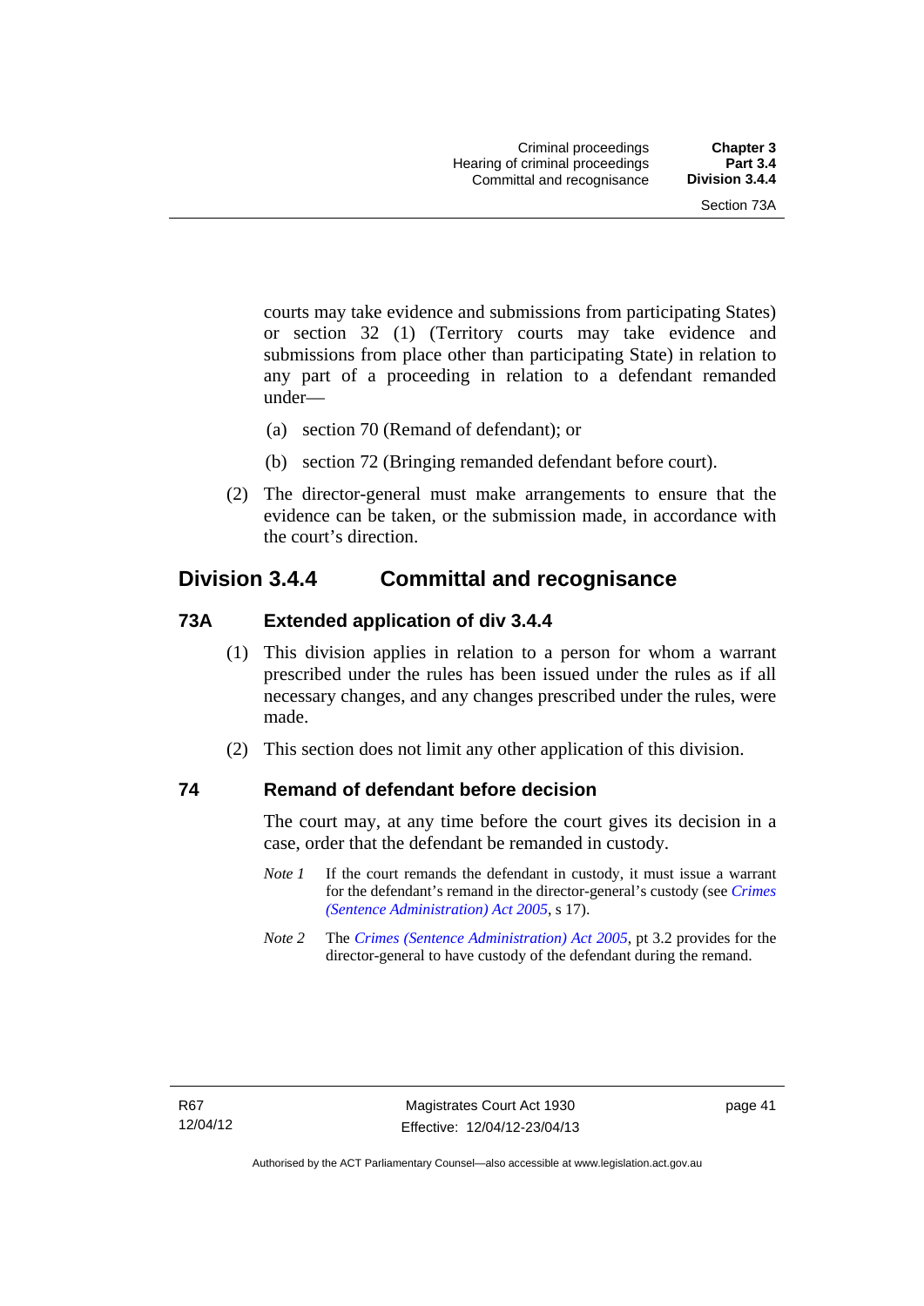courts may take evidence and submissions from participating States) or section 32 (1) (Territory courts may take evidence and submissions from place other than participating State) in relation to any part of a proceeding in relation to a defendant remanded under—

(a) section 70 (Remand of defendant); or

(b) section 72 (Bringing remanded defendant before court).

(2) The director-general must make arrangements to ensure that the evidence can be taken, or the submission made, in accordance with the court's direction.

## Division 3.4.4 Committal and recognisance

### 73A Extended application of div 3.4.4

(1) This division applies in relation to a person for whom a warrant prescribed under the rules has been issued under the rules as if all necessary changes, and any changes prescribed under the rules, were made.

(2) This section does not limit any other application of this division.

### 74 Remand of defendant before decision

The court may, at any time before the court gives its decision in a case, order that the defendant be remanded in custody.

*Note 1* If the court remands the defendant in custody, it must issue a warrant for the defendant's remand in the director-general's custody (see *Crimes (Sentence Administration) Act 2005*, s 17).

*Note 2* The *Crimes (Sentence Administration) Act 2005*, pt 3.2 provides for the director-general to have custody of the defendant during the remand.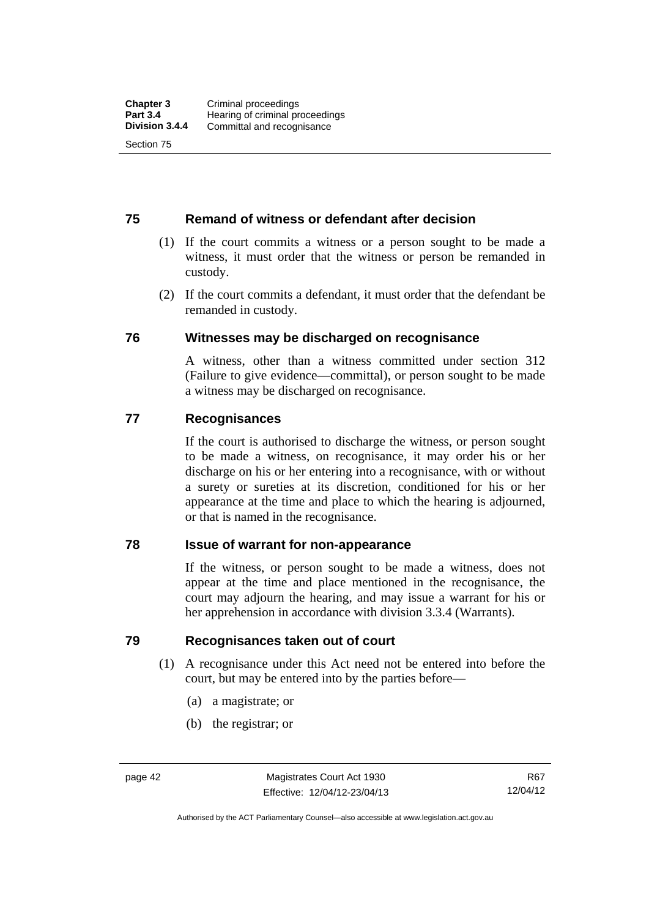## 75 Remand of witness or defendant after decision

(1) If the court commits a witness or a person sought to be made a witness, it must order that the witness or person be remanded in custody.

(2) If the court commits a defendant, it must order that the defendant be remanded in custody.

## 76 Witnesses may be discharged on recognisance

A witness, other than a witness committed under section 312 (Failure to give evidence—committal), or person sought to be made a witness may be discharged on recognisance.

## 77 Recognisances

If the court is authorised to discharge the witness, or person sought to be made a witness, on recognisance, it may order his or her discharge on his or her entering into a recognisance, with or without a surety or sureties at its discretion, conditioned for his or her appearance at the time and place to which the hearing is adjourned, or that is named in the recognisance.

## 78 Issue of warrant for non-appearance

If the witness, or person sought to be made a witness, does not appear at the time and place mentioned in the recognisance, the court may adjourn the hearing, and may issue a warrant for his or her apprehension in accordance with division 3.3.4 (Warrants).

## 79 Recognisances taken out of court

(1) A recognisance under this Act need not be entered into before the court, but may be entered into by the parties before—

(a) a magistrate; or

(b) the registrar; or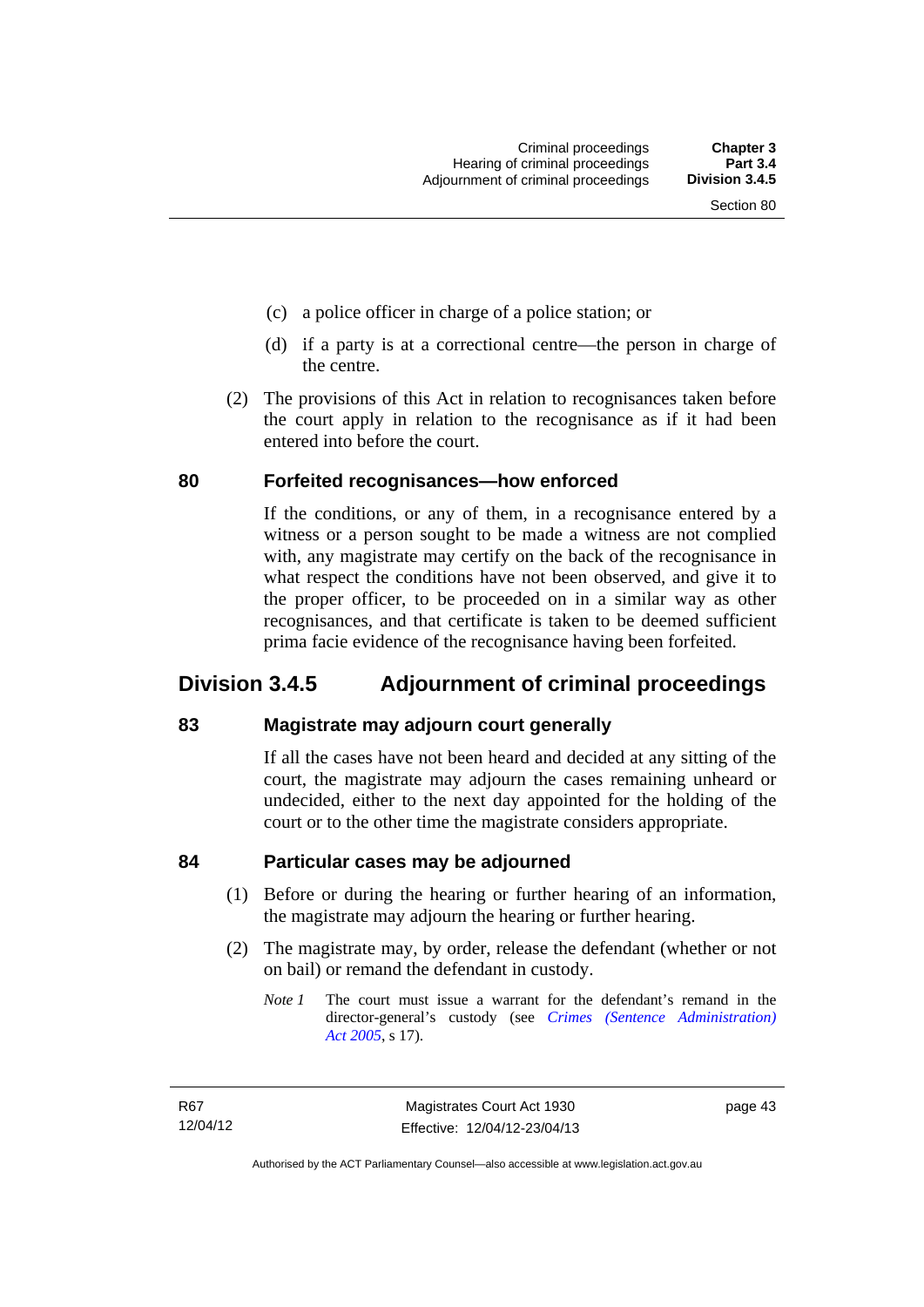(c) a police officer in charge of a police station; or

(d) if a party is at a correctional centre—the person in charge of the centre.

(2) The provisions of this Act in relation to recognisances taken before the court apply in relation to the recognisance as if it had been entered into before the court.

### 80 Forfeited recognisances—how enforced

If the conditions, or any of them, in a recognisance entered by a witness or a person sought to be made a witness are not complied with, any magistrate may certify on the back of the recognisance in what respect the conditions have not been observed, and give it to the proper officer, to be proceeded on in a similar way as other recognisances, and that certificate is taken to be deemed sufficient prima facie evidence of the recognisance having been forfeited.

## Division 3.4.5 Adjournment of criminal proceedings

### 83 Magistrate may adjourn court generally

If all the cases have not been heard and decided at any sitting of the court, the magistrate may adjourn the cases remaining unheard or undecided, either to the next day appointed for the holding of the court or to the other time the magistrate considers appropriate.

### 84 Particular cases may be adjourned

(1) Before or during the hearing or further hearing of an information, the magistrate may adjourn the hearing or further hearing.

(2) The magistrate may, by order, release the defendant (whether or not on bail) or remand the defendant in custody.

*Note 1* The court must issue a warrant for the defendant's remand in the director-general's custody (see *Crimes (Sentence Administration) Act 2005*, s 17).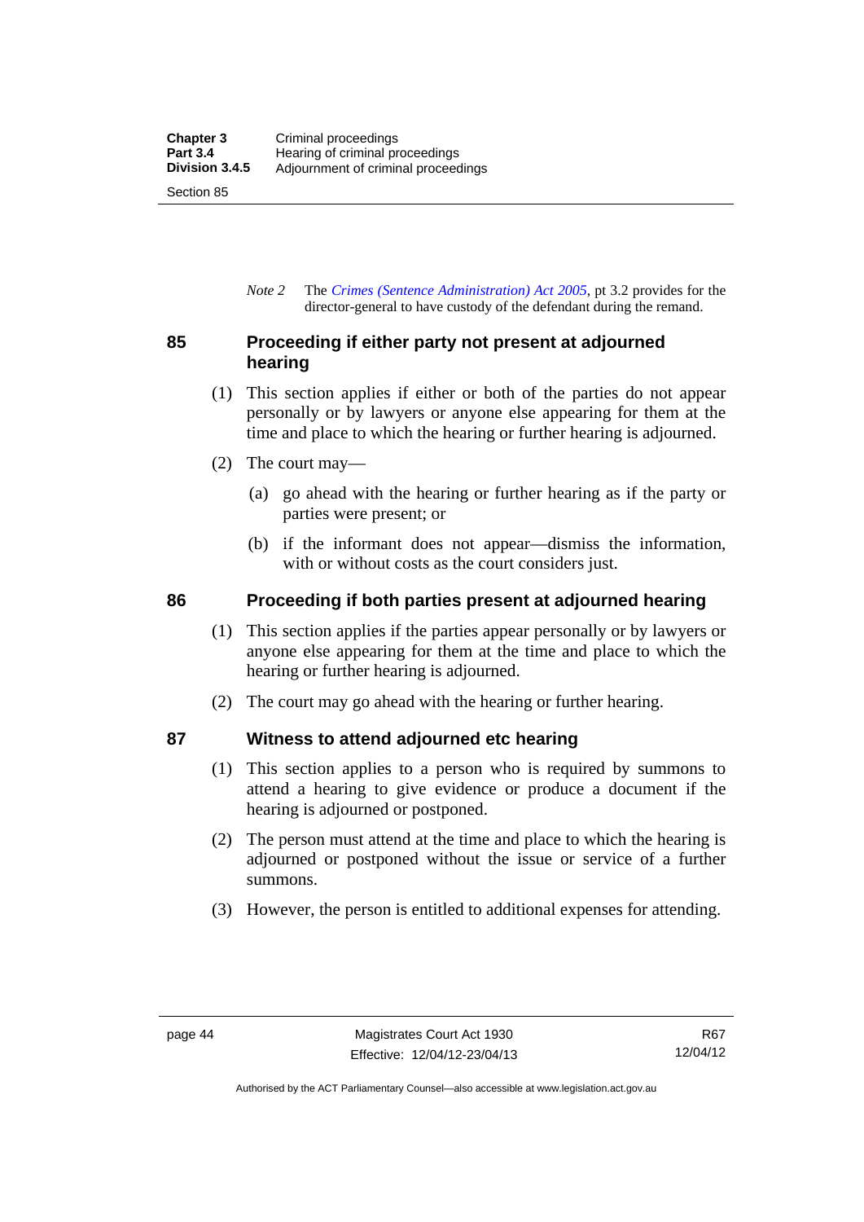*Note 2* The *Crimes (Sentence Administration) Act 2005*, pt 3.2 provides for the director-general to have custody of the defendant during the remand.

## 85 Proceeding if either party not present at adjourned hearing

(1) This section applies if either or both of the parties do not appear personally or by lawyers or anyone else appearing for them at the time and place to which the hearing or further hearing is adjourned.

(2) The court may—

(a) go ahead with the hearing or further hearing as if the party or parties were present; or

(b) if the informant does not appear—dismiss the information, with or without costs as the court considers just.

## 86 Proceeding if both parties present at adjourned hearing

(1) This section applies if the parties appear personally or by lawyers or anyone else appearing for them at the time and place to which the hearing or further hearing is adjourned.

(2) The court may go ahead with the hearing or further hearing.

## 87 Witness to attend adjourned etc hearing

(1) This section applies to a person who is required by summons to attend a hearing to give evidence or produce a document if the hearing is adjourned or postponed.

(2) The person must attend at the time and place to which the hearing is adjourned or postponed without the issue or service of a further summons.

(3) However, the person is entitled to additional expenses for attending.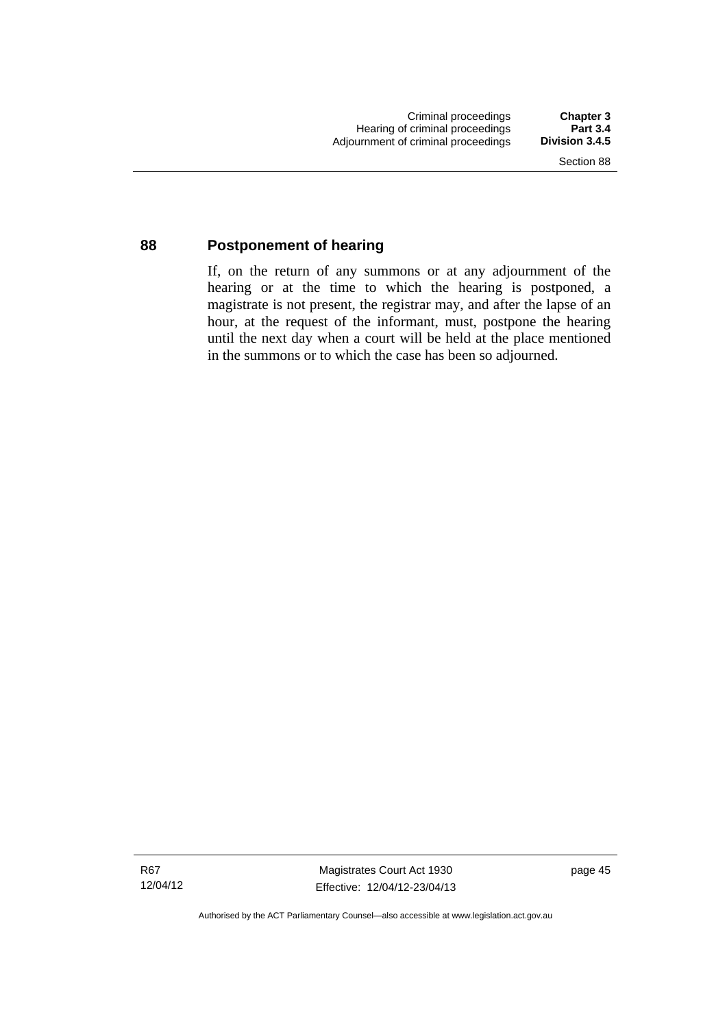## 88 Postponement of hearing

If, on the return of any summons or at any adjournment of the hearing or at the time to which the hearing is postponed, a magistrate is not present, the registrar may, and after the lapse of an hour, at the request of the informant, must, postpone the hearing until the next day when a court will be held at the place mentioned in the summons or to which the case has been so adjourned.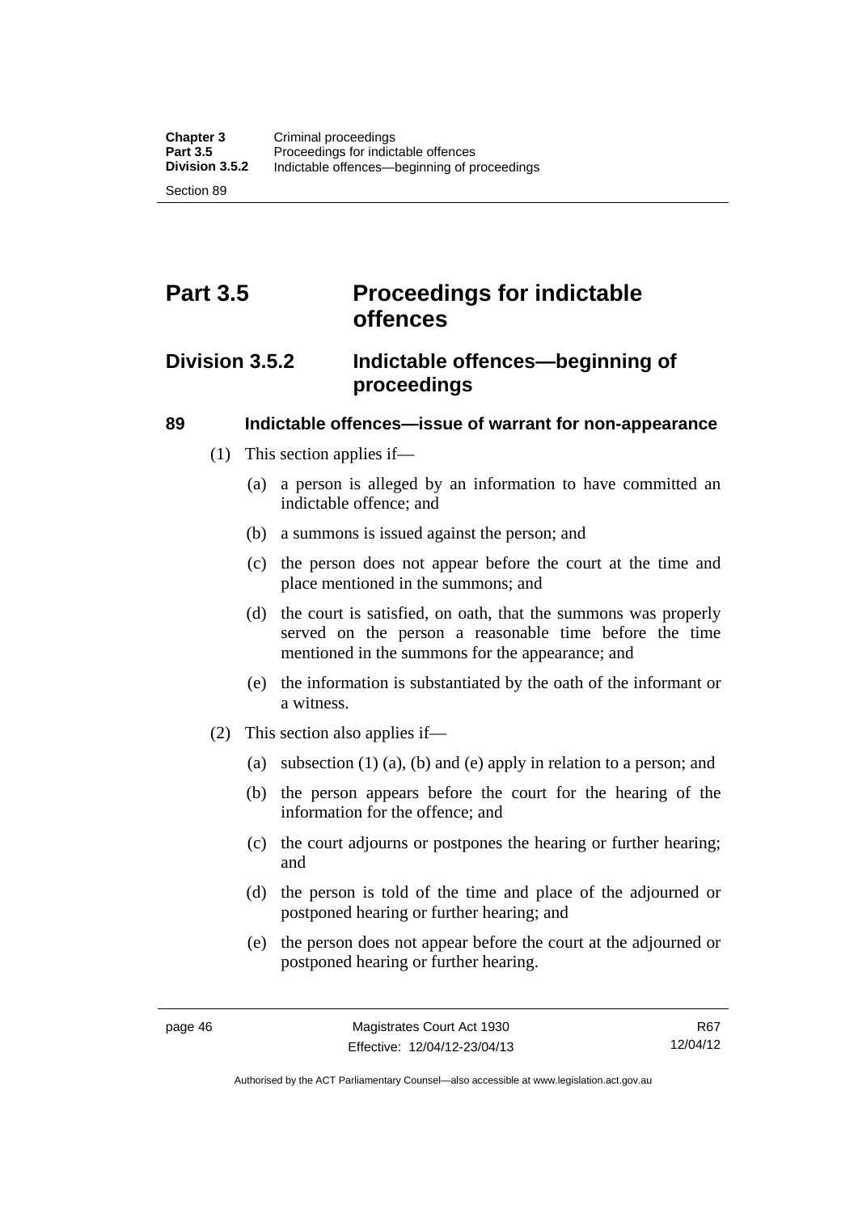# Part 3.5 Proceedings for indictable offences

## Division 3.5.2 Indictable offences—beginning of proceedings

### 89 Indictable offences—issue of warrant for non-appearance

(1) This section applies if—

(a) a person is alleged by an information to have committed an indictable offence; and

(b) a summons is issued against the person; and

(c) the person does not appear before the court at the time and place mentioned in the summons; and

(d) the court is satisfied, on oath, that the summons was properly served on the person a reasonable time before the time mentioned in the summons for the appearance; and

(e) the information is substantiated by the oath of the informant or a witness.

(2) This section also applies if—

(a) subsection (1) (a), (b) and (e) apply in relation to a person; and

(b) the person appears before the court for the hearing of the information for the offence; and

(c) the court adjourns or postpones the hearing or further hearing; and

(d) the person is told of the time and place of the adjourned or postponed hearing or further hearing; and

(e) the person does not appear before the court at the adjourned or postponed hearing or further hearing.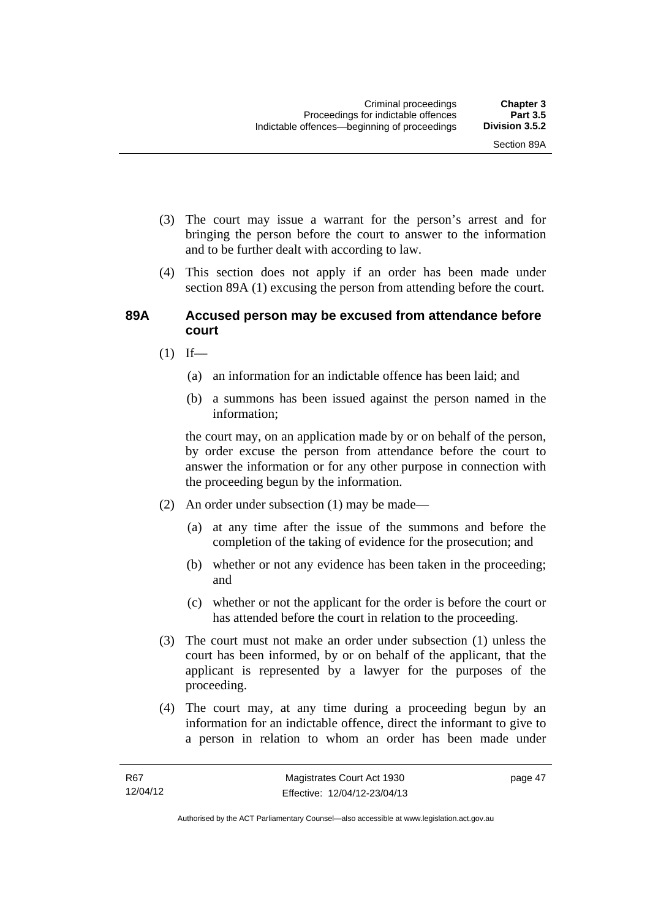(3) The court may issue a warrant for the person's arrest and for bringing the person before the court to answer to the information and to be further dealt with according to law.

(4) This section does not apply if an order has been made under section 89A (1) excusing the person from attending before the court.

### 89A Accused person may be excused from attendance before court

(1) If—

(a) an information for an indictable offence has been laid; and

(b) a summons has been issued against the person named in the information;

the court may, on an application made by or on behalf of the person, by order excuse the person from attendance before the court to answer the information or for any other purpose in connection with the proceeding begun by the information.

(2) An order under subsection (1) may be made—

(a) at any time after the issue of the summons and before the completion of the taking of evidence for the prosecution; and

(b) whether or not any evidence has been taken in the proceeding; and

(c) whether or not the applicant for the order is before the court or has attended before the court in relation to the proceeding.

(3) The court must not make an order under subsection (1) unless the court has been informed, by or on behalf of the applicant, that the applicant is represented by a lawyer for the purposes of the proceeding.

(4) The court may, at any time during a proceeding begun by an information for an indictable offence, direct the informant to give to a person in relation to whom an order has been made under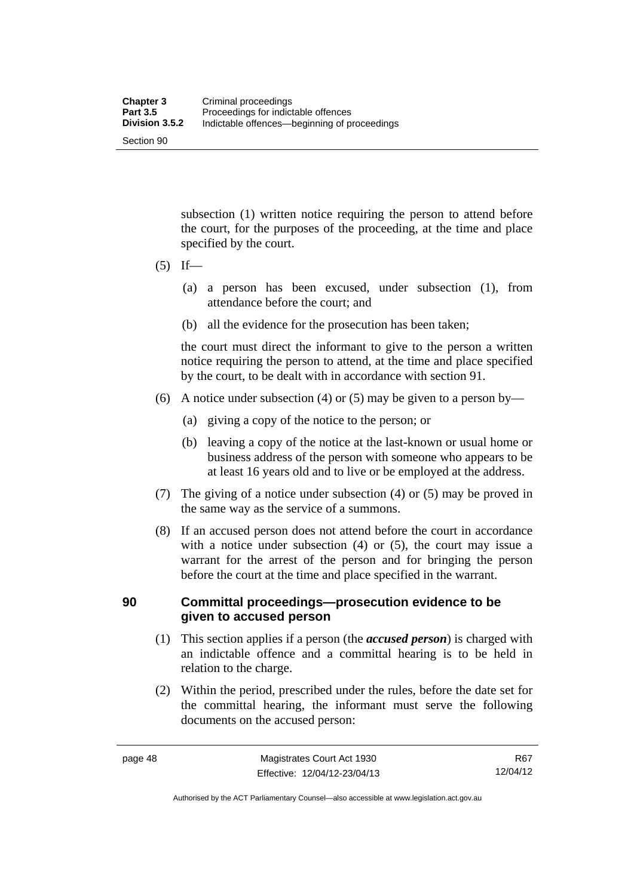subsection (1) written notice requiring the person to attend before the court, for the purposes of the proceeding, at the time and place specified by the court.

(5) If—

(a) a person has been excused, under subsection (1), from attendance before the court; and

(b) all the evidence for the prosecution has been taken;

the court must direct the informant to give to the person a written notice requiring the person to attend, at the time and place specified by the court, to be dealt with in accordance with section 91.

(6) A notice under subsection (4) or (5) may be given to a person by—

(a) giving a copy of the notice to the person; or

(b) leaving a copy of the notice at the last-known or usual home or business address of the person with someone who appears to be at least 16 years old and to live or be employed at the address.

(7) The giving of a notice under subsection (4) or (5) may be proved in the same way as the service of a summons.

(8) If an accused person does not attend before the court in accordance with a notice under subsection (4) or (5), the court may issue a warrant for the arrest of the person and for bringing the person before the court at the time and place specified in the warrant.

## 90 Committal proceedings—prosecution evidence to be given to accused person

(1) This section applies if a person (the ***accused person***) is charged with an indictable offence and a committal hearing is to be held in relation to the charge.

(2) Within the period, prescribed under the rules, before the date set for the committal hearing, the informant must serve the following documents on the accused person: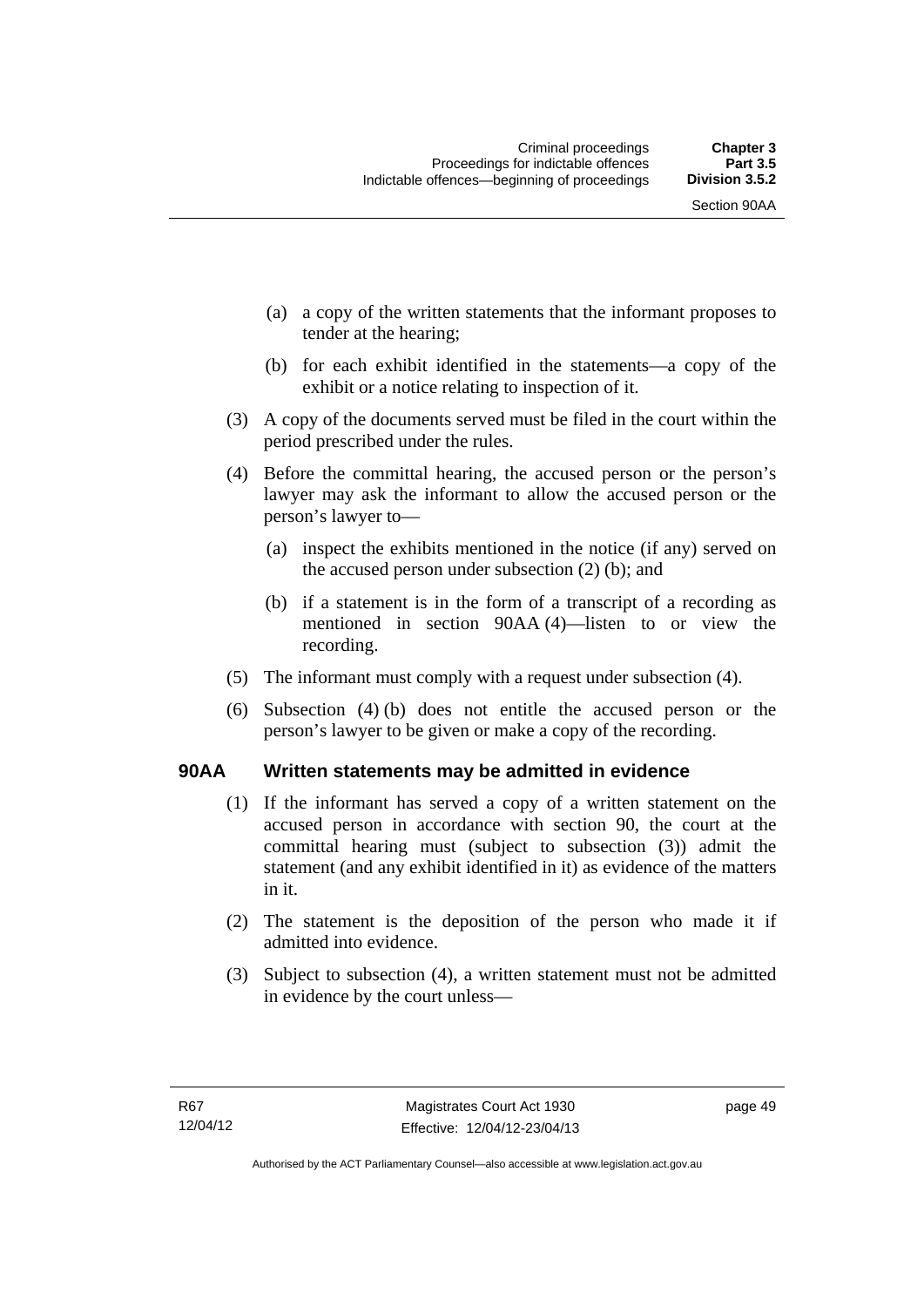(a) a copy of the written statements that the informant proposes to tender at the hearing;

(b) for each exhibit identified in the statements—a copy of the exhibit or a notice relating to inspection of it.

(3) A copy of the documents served must be filed in the court within the period prescribed under the rules.

(4) Before the committal hearing, the accused person or the person's lawyer may ask the informant to allow the accused person or the person's lawyer to—

(a) inspect the exhibits mentioned in the notice (if any) served on the accused person under subsection (2) (b); and

(b) if a statement is in the form of a transcript of a recording as mentioned in section 90AA (4)—listen to or view the recording.

(5) The informant must comply with a request under subsection (4).

(6) Subsection (4) (b) does not entitle the accused person or the person's lawyer to be given or make a copy of the recording.

## 90AA Written statements may be admitted in evidence

(1) If the informant has served a copy of a written statement on the accused person in accordance with section 90, the court at the committal hearing must (subject to subsection (3)) admit the statement (and any exhibit identified in it) as evidence of the matters in it.

(2) The statement is the deposition of the person who made it if admitted into evidence.

(3) Subject to subsection (4), a written statement must not be admitted in evidence by the court unless—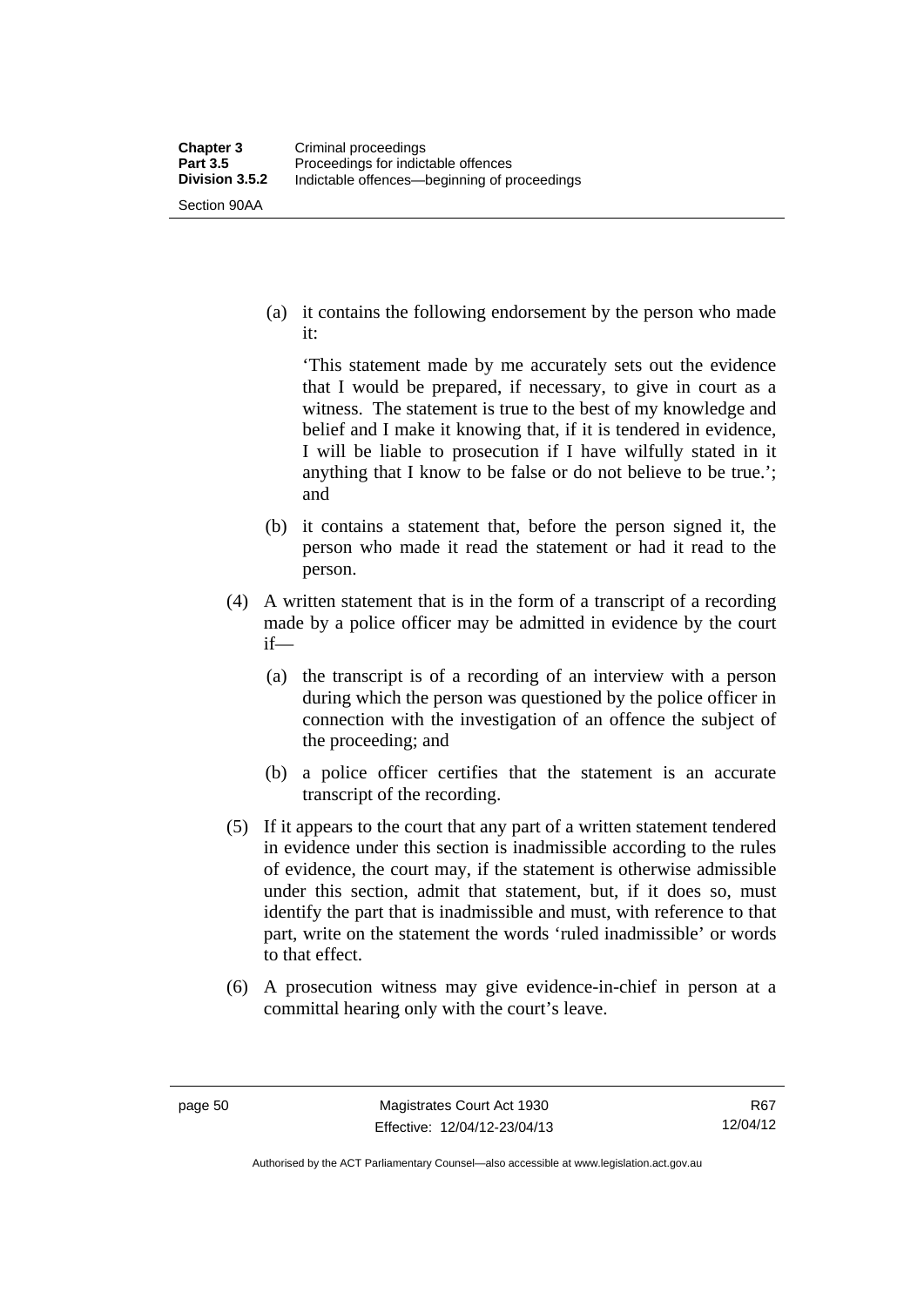(a) it contains the following endorsement by the person who made it:

'This statement made by me accurately sets out the evidence that I would be prepared, if necessary, to give in court as a witness. The statement is true to the best of my knowledge and belief and I make it knowing that, if it is tendered in evidence, I will be liable to prosecution if I have wilfully stated in it anything that I know to be false or do not believe to be true.'; and

(b) it contains a statement that, before the person signed it, the person who made it read the statement or had it read to the person.

(4) A written statement that is in the form of a transcript of a recording made by a police officer may be admitted in evidence by the court if—

(a) the transcript is of a recording of an interview with a person during which the person was questioned by the police officer in connection with the investigation of an offence the subject of the proceeding; and

(b) a police officer certifies that the statement is an accurate transcript of the recording.

(5) If it appears to the court that any part of a written statement tendered in evidence under this section is inadmissible according to the rules of evidence, the court may, if the statement is otherwise admissible under this section, admit that statement, but, if it does so, must identify the part that is inadmissible and must, with reference to that part, write on the statement the words 'ruled inadmissible' or words to that effect.

(6) A prosecution witness may give evidence-in-chief in person at a committal hearing only with the court's leave.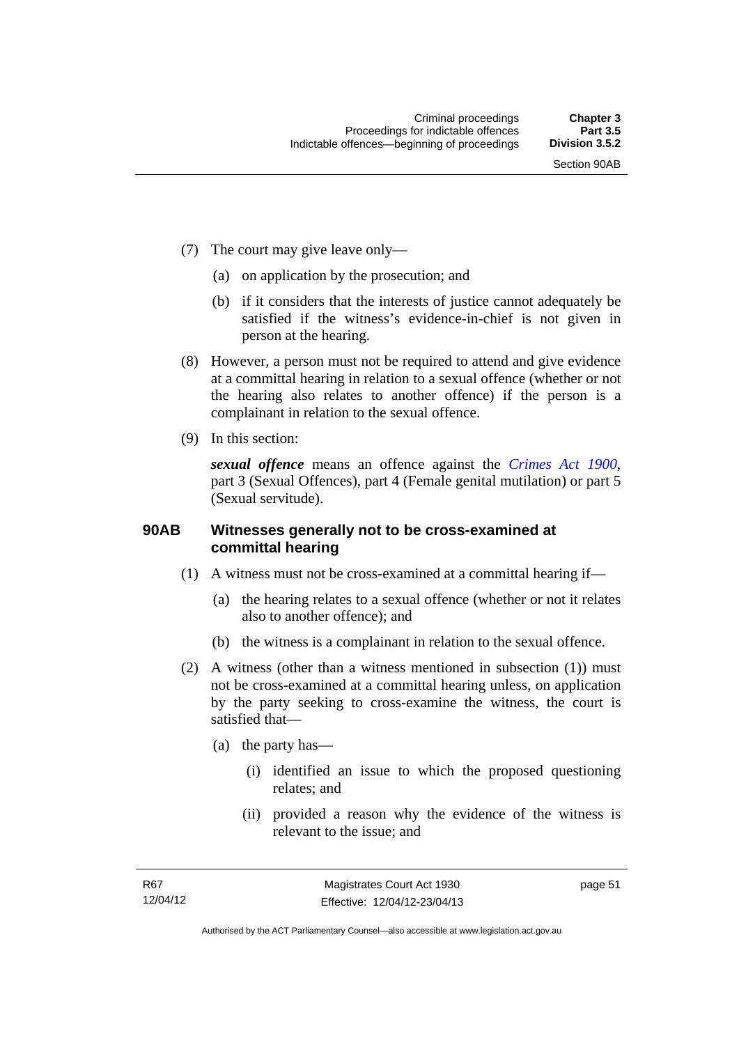(7) The court may give leave only—

(a) on application by the prosecution; and

(b) if it considers that the interests of justice cannot adequately be satisfied if the witness's evidence-in-chief is not given in person at the hearing.

(8) However, a person must not be required to attend and give evidence at a committal hearing in relation to a sexual offence (whether or not the hearing also relates to another offence) if the person is a complainant in relation to the sexual offence.

(9) In this section:

***sexual offence*** means an offence against the *Crimes Act 1900*, part 3 (Sexual Offences), part 4 (Female genital mutilation) or part 5 (Sexual servitude).

### 90AB Witnesses generally not to be cross-examined at committal hearing

(1) A witness must not be cross-examined at a committal hearing if—

(a) the hearing relates to a sexual offence (whether or not it relates also to another offence); and

(b) the witness is a complainant in relation to the sexual offence.

(2) A witness (other than a witness mentioned in subsection (1)) must not be cross-examined at a committal hearing unless, on application by the party seeking to cross-examine the witness, the court is satisfied that—

(a) the party has—

(i) identified an issue to which the proposed questioning relates; and

(ii) provided a reason why the evidence of the witness is relevant to the issue; and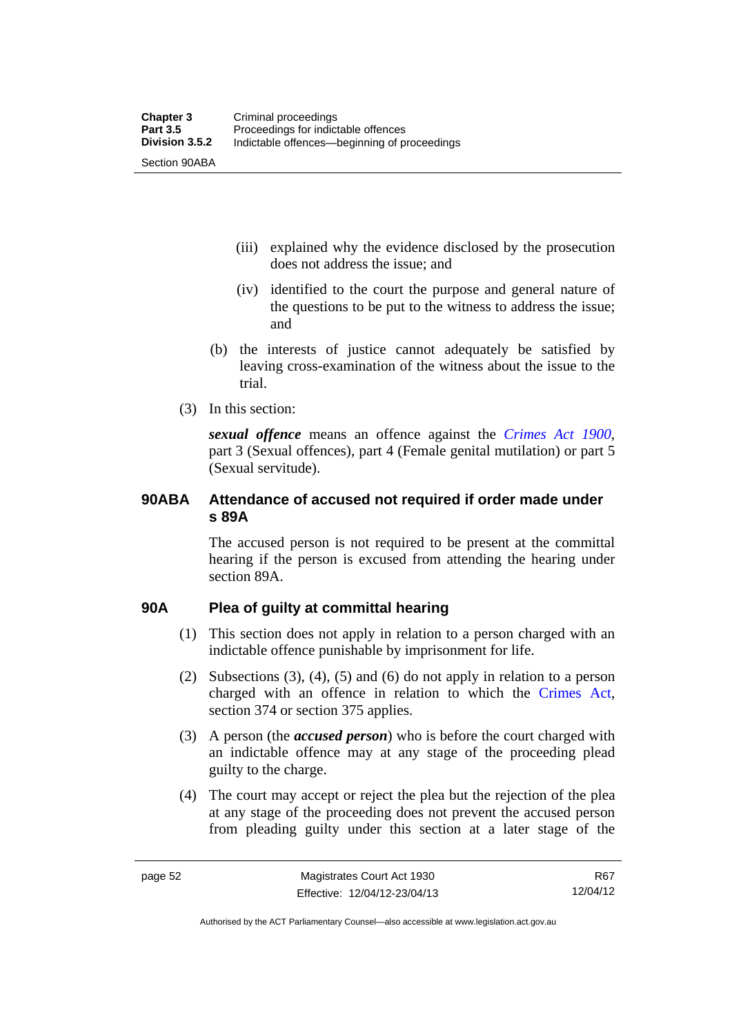(iii) explained why the evidence disclosed by the prosecution does not address the issue; and

(iv) identified to the court the purpose and general nature of the questions to be put to the witness to address the issue; and

(b) the interests of justice cannot adequately be satisfied by leaving cross-examination of the witness about the issue to the trial.

(3) In this section:

***sexual offence*** means an offence against the *Crimes Act 1900*, part 3 (Sexual offences), part 4 (Female genital mutilation) or part 5 (Sexual servitude).

### 90ABA Attendance of accused not required if order made under s 89A

The accused person is not required to be present at the committal hearing if the person is excused from attending the hearing under section 89A.

### 90A Plea of guilty at committal hearing

(1) This section does not apply in relation to a person charged with an indictable offence punishable by imprisonment for life.

(2) Subsections (3), (4), (5) and (6) do not apply in relation to a person charged with an offence in relation to which the Crimes Act, section 374 or section 375 applies.

(3) A person (the ***accused person***) who is before the court charged with an indictable offence may at any stage of the proceeding plead guilty to the charge.

(4) The court may accept or reject the plea but the rejection of the plea at any stage of the proceeding does not prevent the accused person from pleading guilty under this section at a later stage of the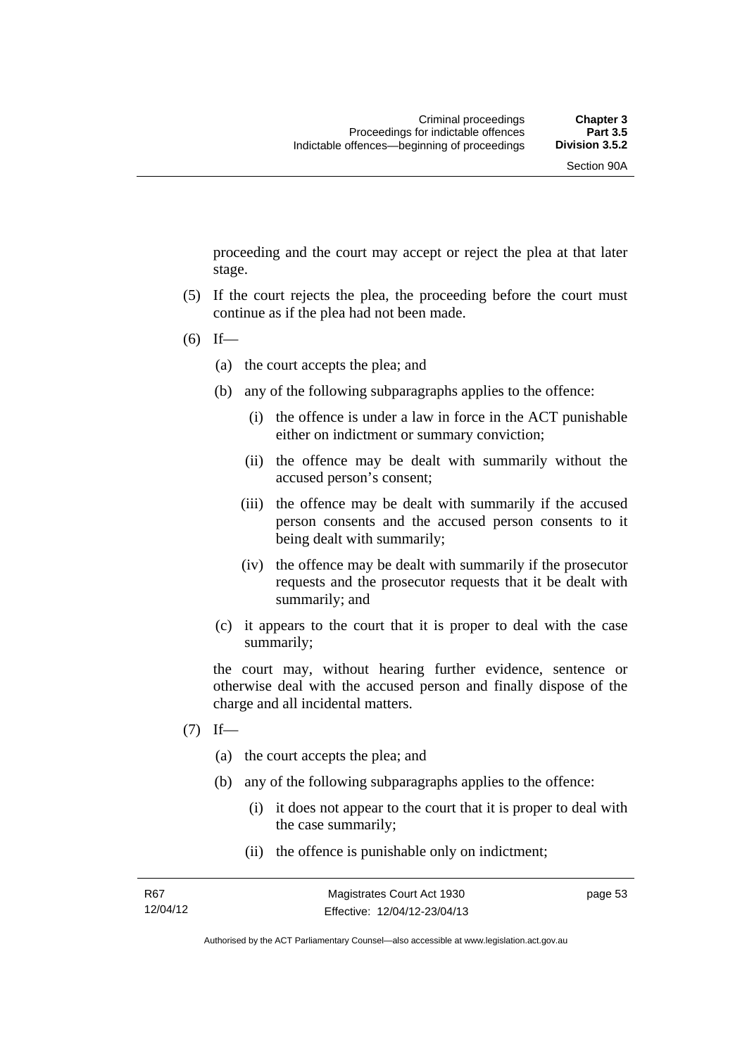proceeding and the court may accept or reject the plea at that later stage.

(5) If the court rejects the plea, the proceeding before the court must continue as if the plea had not been made.

(6) If—

(a) the court accepts the plea; and

(b) any of the following subparagraphs applies to the offence:

(i) the offence is under a law in force in the ACT punishable either on indictment or summary conviction;

(ii) the offence may be dealt with summarily without the accused person's consent;

(iii) the offence may be dealt with summarily if the accused person consents and the accused person consents to it being dealt with summarily;

(iv) the offence may be dealt with summarily if the prosecutor requests and the prosecutor requests that it be dealt with summarily; and

(c) it appears to the court that it is proper to deal with the case summarily;

the court may, without hearing further evidence, sentence or otherwise deal with the accused person and finally dispose of the charge and all incidental matters.

(7) If—

(a) the court accepts the plea; and

(b) any of the following subparagraphs applies to the offence:

(i) it does not appear to the court that it is proper to deal with the case summarily;

(ii) the offence is punishable only on indictment;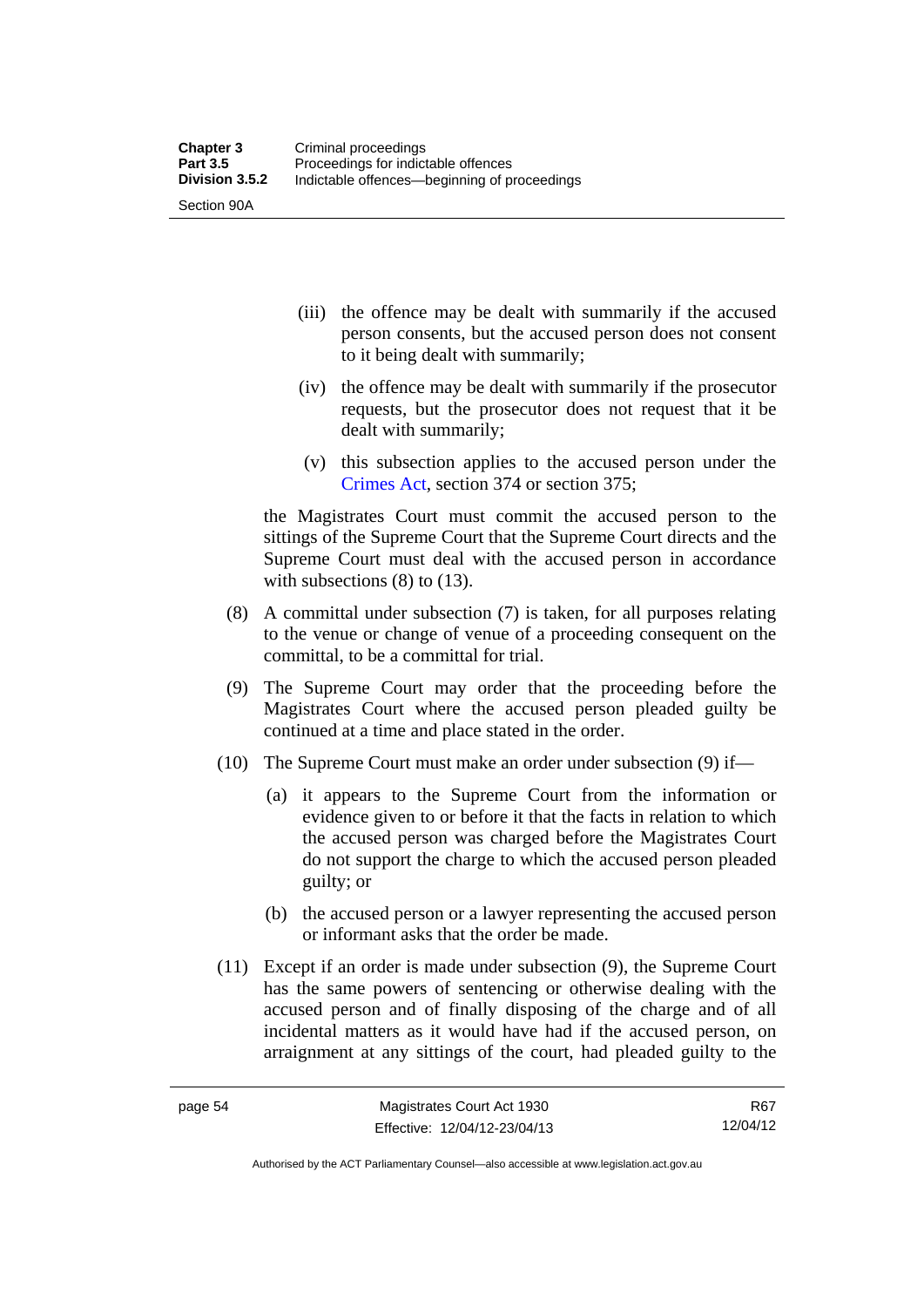(iii) the offence may be dealt with summarily if the accused person consents, but the accused person does not consent to it being dealt with summarily;

(iv) the offence may be dealt with summarily if the prosecutor requests, but the prosecutor does not request that it be dealt with summarily;

(v) this subsection applies to the accused person under the Crimes Act, section 374 or section 375;

the Magistrates Court must commit the accused person to the sittings of the Supreme Court that the Supreme Court directs and the Supreme Court must deal with the accused person in accordance with subsections (8) to (13).

(8) A committal under subsection (7) is taken, for all purposes relating to the venue or change of venue of a proceeding consequent on the committal, to be a committal for trial.

(9) The Supreme Court may order that the proceeding before the Magistrates Court where the accused person pleaded guilty be continued at a time and place stated in the order.

(10) The Supreme Court must make an order under subsection (9) if—

(a) it appears to the Supreme Court from the information or evidence given to or before it that the facts in relation to which the accused person was charged before the Magistrates Court do not support the charge to which the accused person pleaded guilty; or

(b) the accused person or a lawyer representing the accused person or informant asks that the order be made.

(11) Except if an order is made under subsection (9), the Supreme Court has the same powers of sentencing or otherwise dealing with the accused person and of finally disposing of the charge and of all incidental matters as it would have had if the accused person, on arraignment at any sittings of the court, had pleaded guilty to the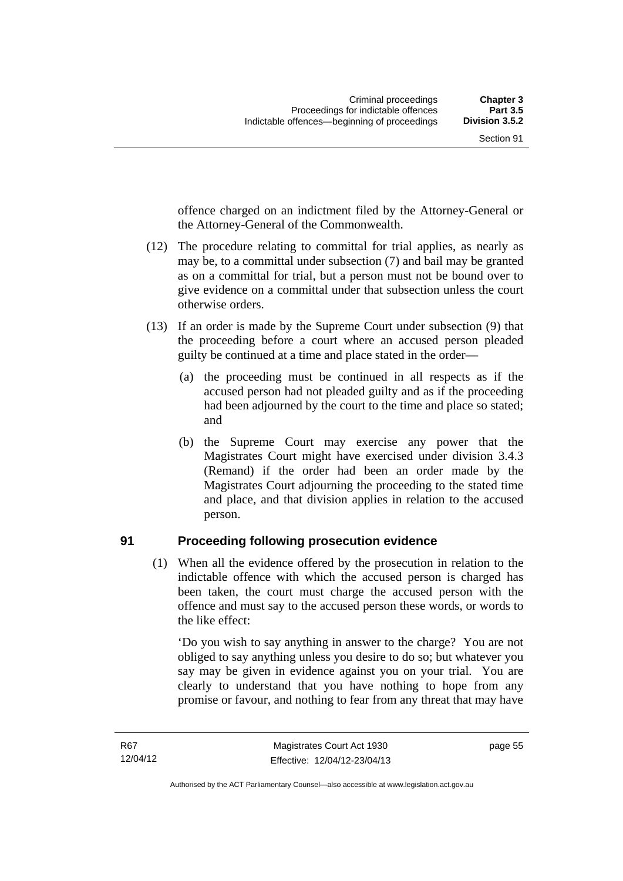offence charged on an indictment filed by the Attorney-General or the Attorney-General of the Commonwealth.

(12) The procedure relating to committal for trial applies, as nearly as may be, to a committal under subsection (7) and bail may be granted as on a committal for trial, but a person must not be bound over to give evidence on a committal under that subsection unless the court otherwise orders.

(13) If an order is made by the Supreme Court under subsection (9) that the proceeding before a court where an accused person pleaded guilty be continued at a time and place stated in the order—

(a) the proceeding must be continued in all respects as if the accused person had not pleaded guilty and as if the proceeding had been adjourned by the court to the time and place so stated; and

(b) the Supreme Court may exercise any power that the Magistrates Court might have exercised under division 3.4.3 (Remand) if the order had been an order made by the Magistrates Court adjourning the proceeding to the stated time and place, and that division applies in relation to the accused person.

## 91 Proceeding following prosecution evidence

(1) When all the evidence offered by the prosecution in relation to the indictable offence with which the accused person is charged has been taken, the court must charge the accused person with the offence and must say to the accused person these words, or words to the like effect:

'Do you wish to say anything in answer to the charge? You are not obliged to say anything unless you desire to do so; but whatever you say may be given in evidence against you on your trial. You are clearly to understand that you have nothing to hope from any promise or favour, and nothing to fear from any threat that may have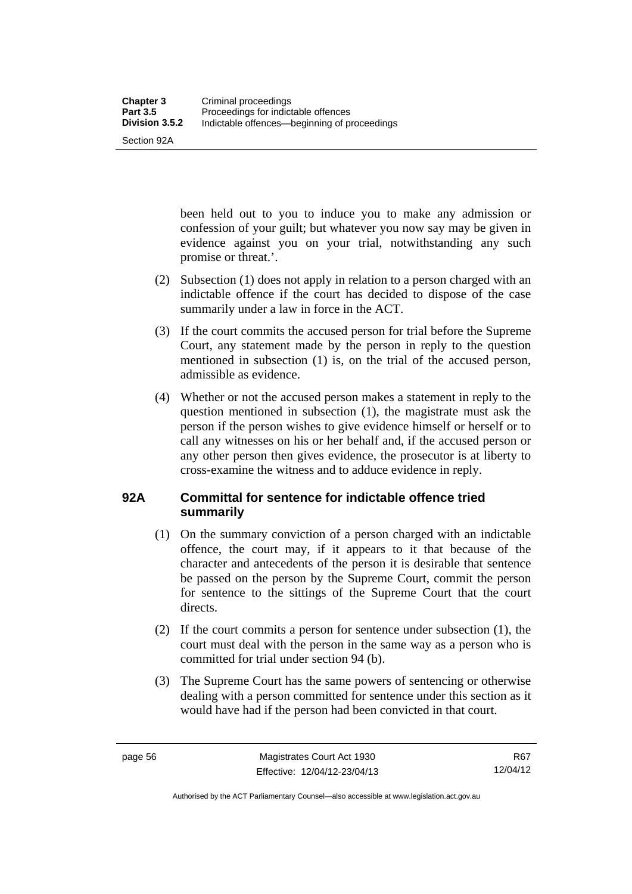been held out to you to induce you to make any admission or confession of your guilt; but whatever you now say may be given in evidence against you on your trial, notwithstanding any such promise or threat.'.

(2) Subsection (1) does not apply in relation to a person charged with an indictable offence if the court has decided to dispose of the case summarily under a law in force in the ACT.

(3) If the court commits the accused person for trial before the Supreme Court, any statement made by the person in reply to the question mentioned in subsection (1) is, on the trial of the accused person, admissible as evidence.

(4) Whether or not the accused person makes a statement in reply to the question mentioned in subsection (1), the magistrate must ask the person if the person wishes to give evidence himself or herself or to call any witnesses on his or her behalf and, if the accused person or any other person then gives evidence, the prosecutor is at liberty to cross-examine the witness and to adduce evidence in reply.

### 92A Committal for sentence for indictable offence tried summarily

(1) On the summary conviction of a person charged with an indictable offence, the court may, if it appears to it that because of the character and antecedents of the person it is desirable that sentence be passed on the person by the Supreme Court, commit the person for sentence to the sittings of the Supreme Court that the court directs.

(2) If the court commits a person for sentence under subsection (1), the court must deal with the person in the same way as a person who is committed for trial under section 94 (b).

(3) The Supreme Court has the same powers of sentencing or otherwise dealing with a person committed for sentence under this section as it would have had if the person had been convicted in that court.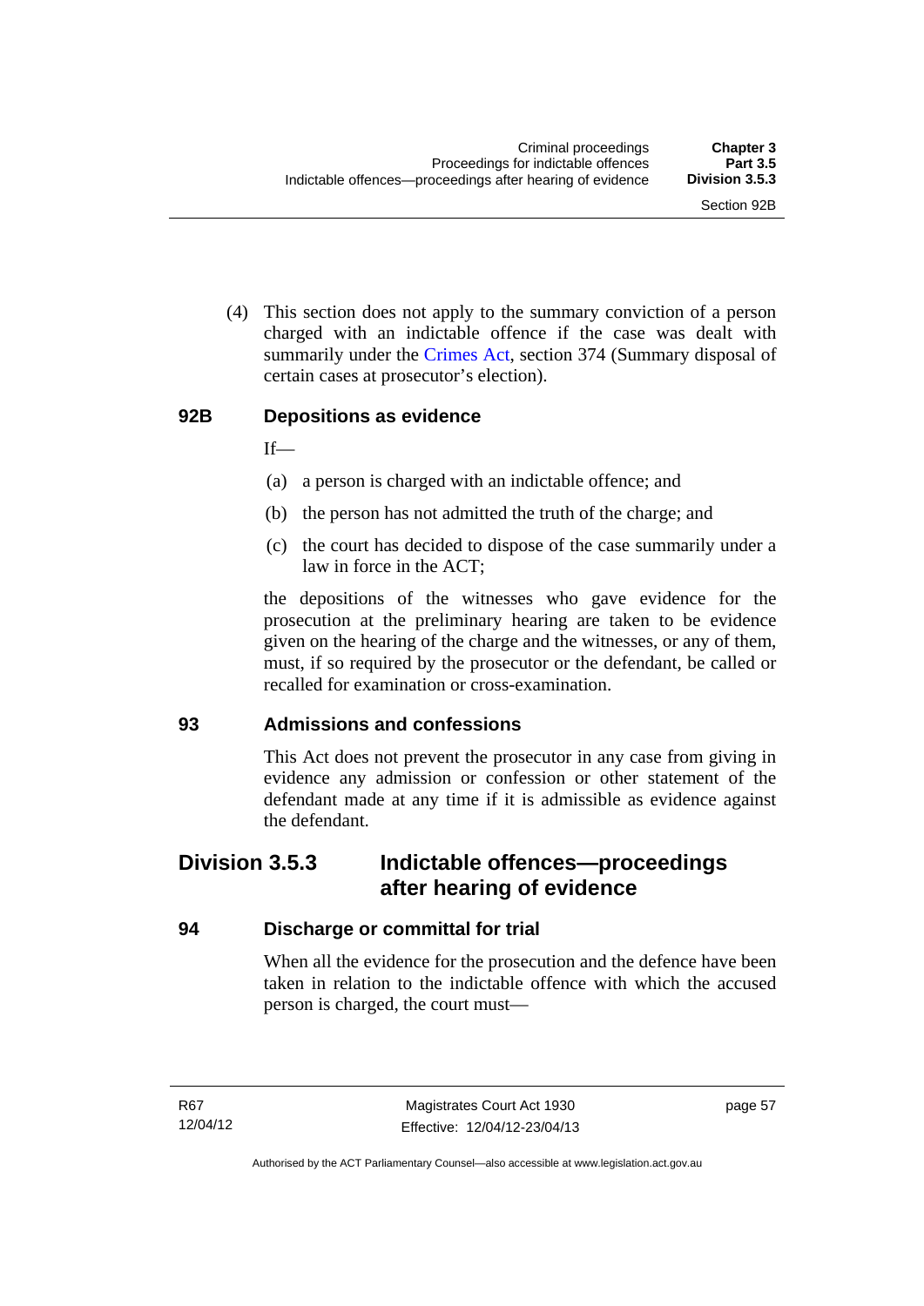(4) This section does not apply to the summary conviction of a person charged with an indictable offence if the case was dealt with summarily under the Crimes Act, section 374 (Summary disposal of certain cases at prosecutor's election).

### 92B Depositions as evidence

If—

(a) a person is charged with an indictable offence; and

(b) the person has not admitted the truth of the charge; and

(c) the court has decided to dispose of the case summarily under a law in force in the ACT;

the depositions of the witnesses who gave evidence for the prosecution at the preliminary hearing are taken to be evidence given on the hearing of the charge and the witnesses, or any of them, must, if so required by the prosecutor or the defendant, be called or recalled for examination or cross-examination.

### 93 Admissions and confessions

This Act does not prevent the prosecutor in any case from giving in evidence any admission or confession or other statement of the defendant made at any time if it is admissible as evidence against the defendant.

## Division 3.5.3 Indictable offences—proceedings after hearing of evidence

### 94 Discharge or committal for trial

When all the evidence for the prosecution and the defence have been taken in relation to the indictable offence with which the accused person is charged, the court must—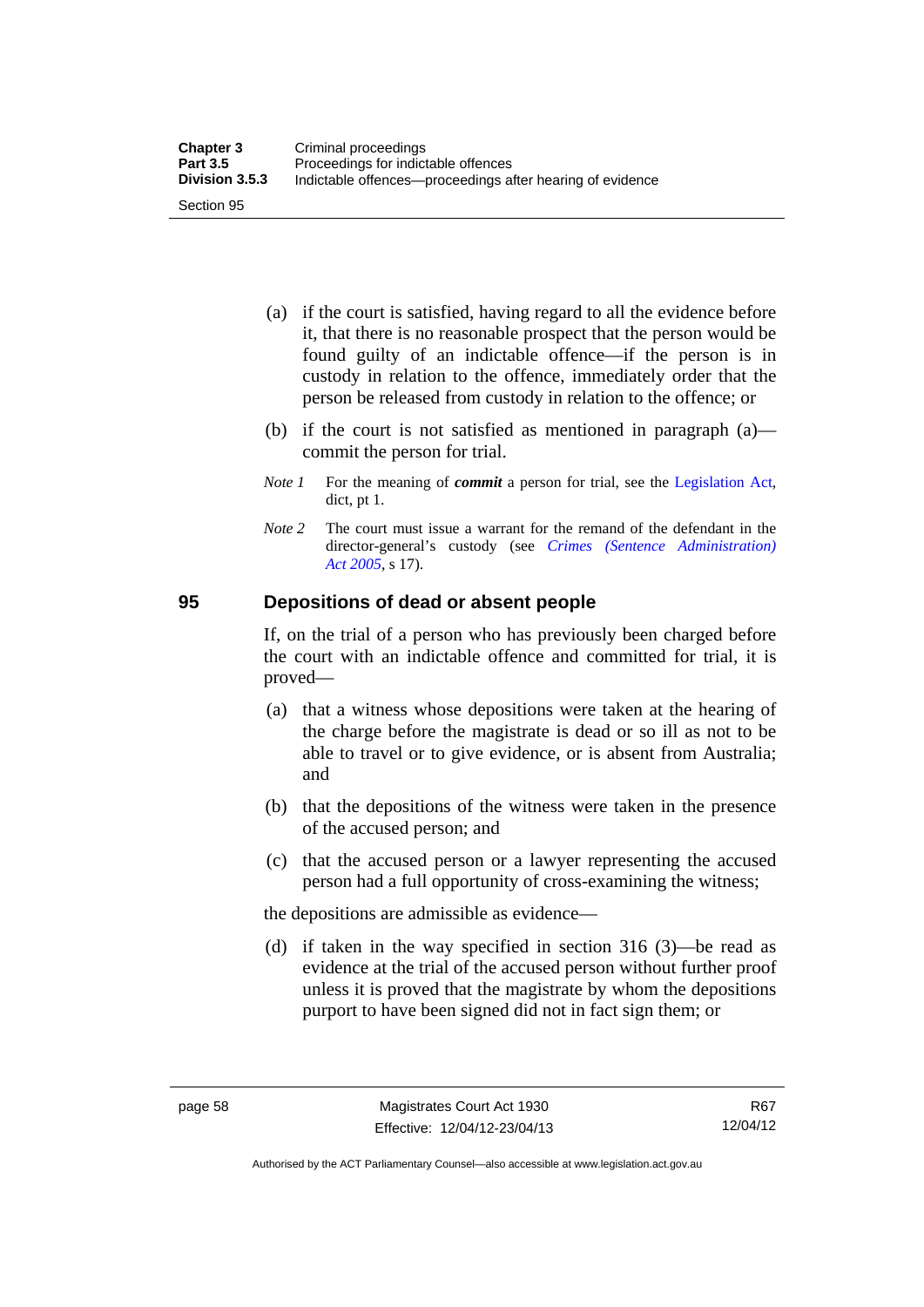(a) if the court is satisfied, having regard to all the evidence before it, that there is no reasonable prospect that the person would be found guilty of an indictable offence—if the person is in custody in relation to the offence, immediately order that the person be released from custody in relation to the offence; or

(b) if the court is not satisfied as mentioned in paragraph (a)—commit the person for trial.

*Note 1* For the meaning of ***commit*** a person for trial, see the Legislation Act, dict, pt 1.

*Note 2* The court must issue a warrant for the remand of the defendant in the director-general's custody (see *Crimes (Sentence Administration) Act 2005*, s 17).

## 95 Depositions of dead or absent people

If, on the trial of a person who has previously been charged before the court with an indictable offence and committed for trial, it is proved—

(a) that a witness whose depositions were taken at the hearing of the charge before the magistrate is dead or so ill as not to be able to travel or to give evidence, or is absent from Australia; and

(b) that the depositions of the witness were taken in the presence of the accused person; and

(c) that the accused person or a lawyer representing the accused person had a full opportunity of cross-examining the witness;

the depositions are admissible as evidence—

(d) if taken in the way specified in section 316 (3)—be read as evidence at the trial of the accused person without further proof unless it is proved that the magistrate by whom the depositions purport to have been signed did not in fact sign them; or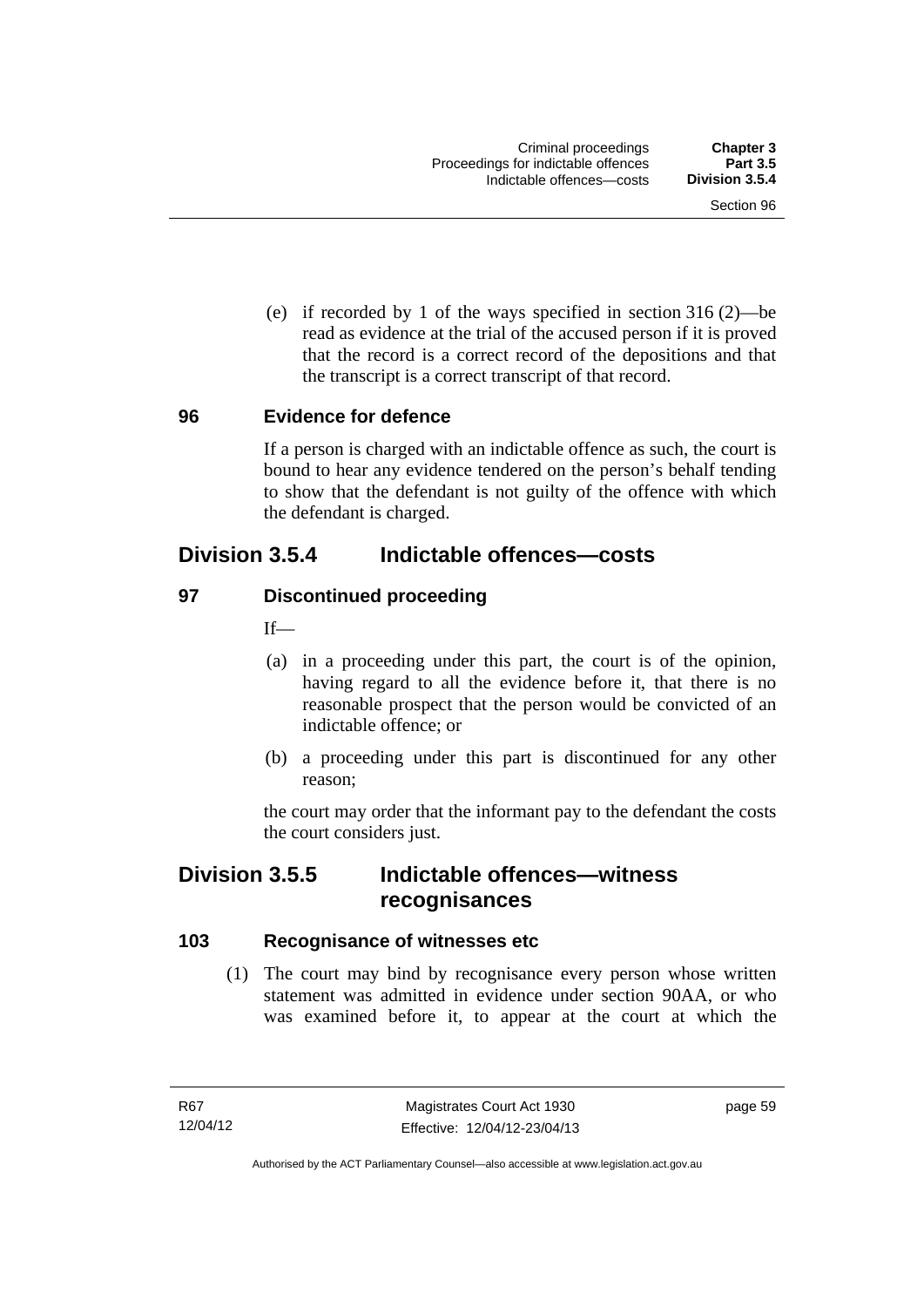(e) if recorded by 1 of the ways specified in section 316 (2)—be read as evidence at the trial of the accused person if it is proved that the record is a correct record of the depositions and that the transcript is a correct transcript of that record.

### 96 Evidence for defence

If a person is charged with an indictable offence as such, the court is bound to hear any evidence tendered on the person's behalf tending to show that the defendant is not guilty of the offence with which the defendant is charged.

## Division 3.5.4 Indictable offences—costs

### 97 Discontinued proceeding

If—

(a) in a proceeding under this part, the court is of the opinion, having regard to all the evidence before it, that there is no reasonable prospect that the person would be convicted of an indictable offence; or

(b) a proceeding under this part is discontinued for any other reason;

the court may order that the informant pay to the defendant the costs the court considers just.

## Division 3.5.5 Indictable offences—witness recognisances

### 103 Recognisance of witnesses etc

(1) The court may bind by recognisance every person whose written statement was admitted in evidence under section 90AA, or who was examined before it, to appear at the court at which the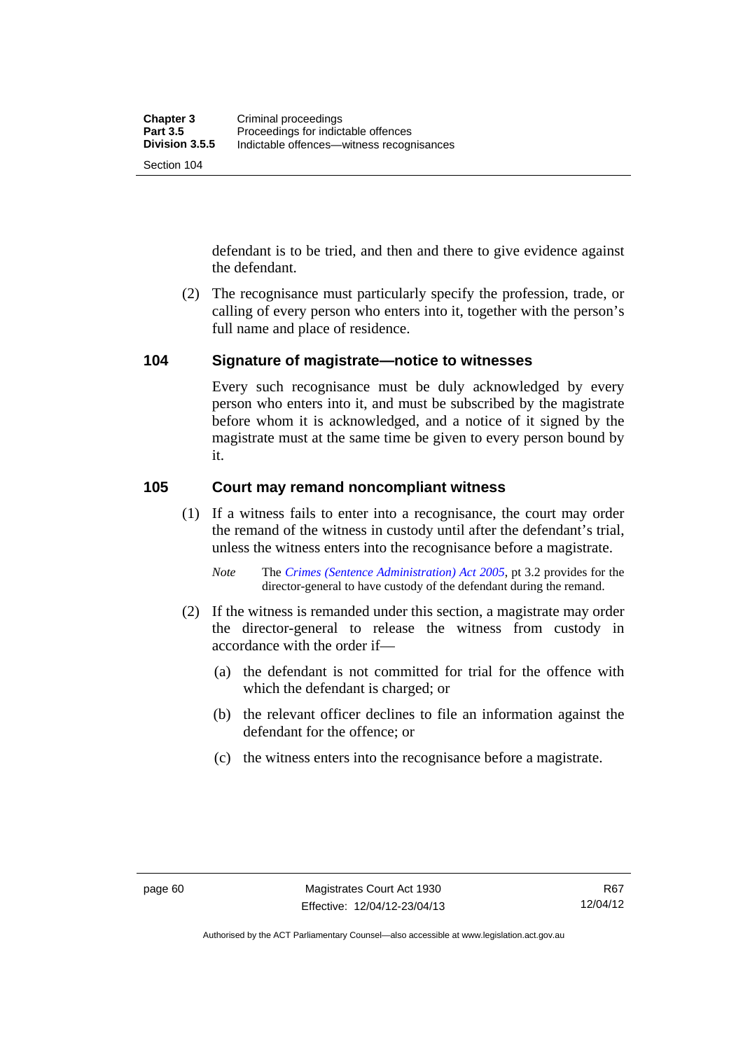defendant is to be tried, and then and there to give evidence against the defendant.

(2) The recognisance must particularly specify the profession, trade, or calling of every person who enters into it, together with the person's full name and place of residence.

## 104 Signature of magistrate—notice to witnesses

Every such recognisance must be duly acknowledged by every person who enters into it, and must be subscribed by the magistrate before whom it is acknowledged, and a notice of it signed by the magistrate must at the same time be given to every person bound by it.

## 105 Court may remand noncompliant witness

(1) If a witness fails to enter into a recognisance, the court may order the remand of the witness in custody until after the defendant's trial, unless the witness enters into the recognisance before a magistrate.

*Note* The *Crimes (Sentence Administration) Act 2005*, pt 3.2 provides for the director-general to have custody of the defendant during the remand.

(2) If the witness is remanded under this section, a magistrate may order the director-general to release the witness from custody in accordance with the order if—

(a) the defendant is not committed for trial for the offence with which the defendant is charged; or

(b) the relevant officer declines to file an information against the defendant for the offence; or

(c) the witness enters into the recognisance before a magistrate.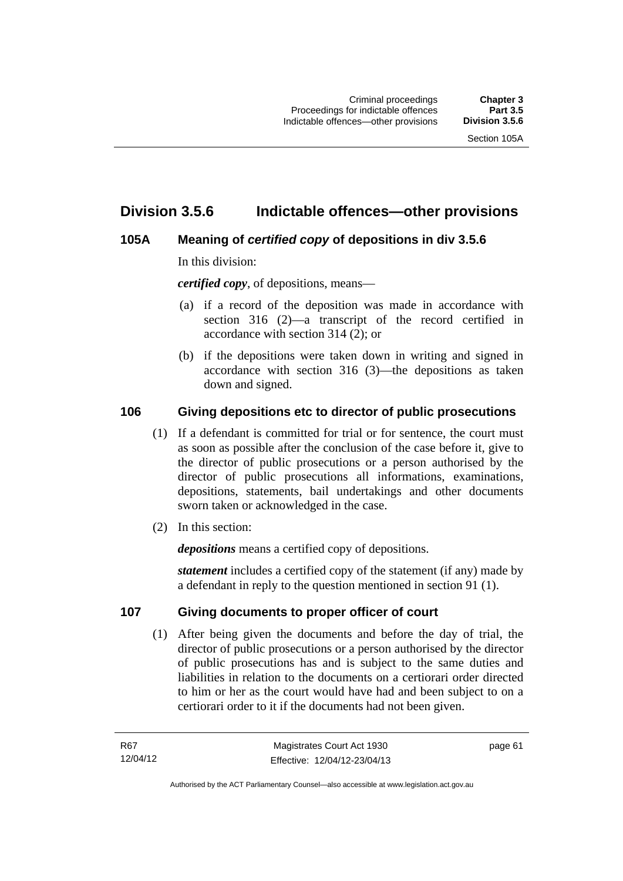## Division 3.5.6 Indictable offences—other provisions

### 105A Meaning of *certified copy* of depositions in div 3.5.6

In this division:

***certified copy***, of depositions, means—

(a) if a record of the deposition was made in accordance with section 316 (2)—a transcript of the record certified in accordance with section 314 (2); or

(b) if the depositions were taken down in writing and signed in accordance with section 316 (3)—the depositions as taken down and signed.

### 106 Giving depositions etc to director of public prosecutions

(1) If a defendant is committed for trial or for sentence, the court must as soon as possible after the conclusion of the case before it, give to the director of public prosecutions or a person authorised by the director of public prosecutions all informations, examinations, depositions, statements, bail undertakings and other documents sworn taken or acknowledged in the case.

(2) In this section:

***depositions*** means a certified copy of depositions.

***statement*** includes a certified copy of the statement (if any) made by a defendant in reply to the question mentioned in section 91 (1).

### 107 Giving documents to proper officer of court

(1) After being given the documents and before the day of trial, the director of public prosecutions or a person authorised by the director of public prosecutions has and is subject to the same duties and liabilities in relation to the documents on a certiorari order directed to him or her as the court would have had and been subject to on a certiorari order to it if the documents had not been given.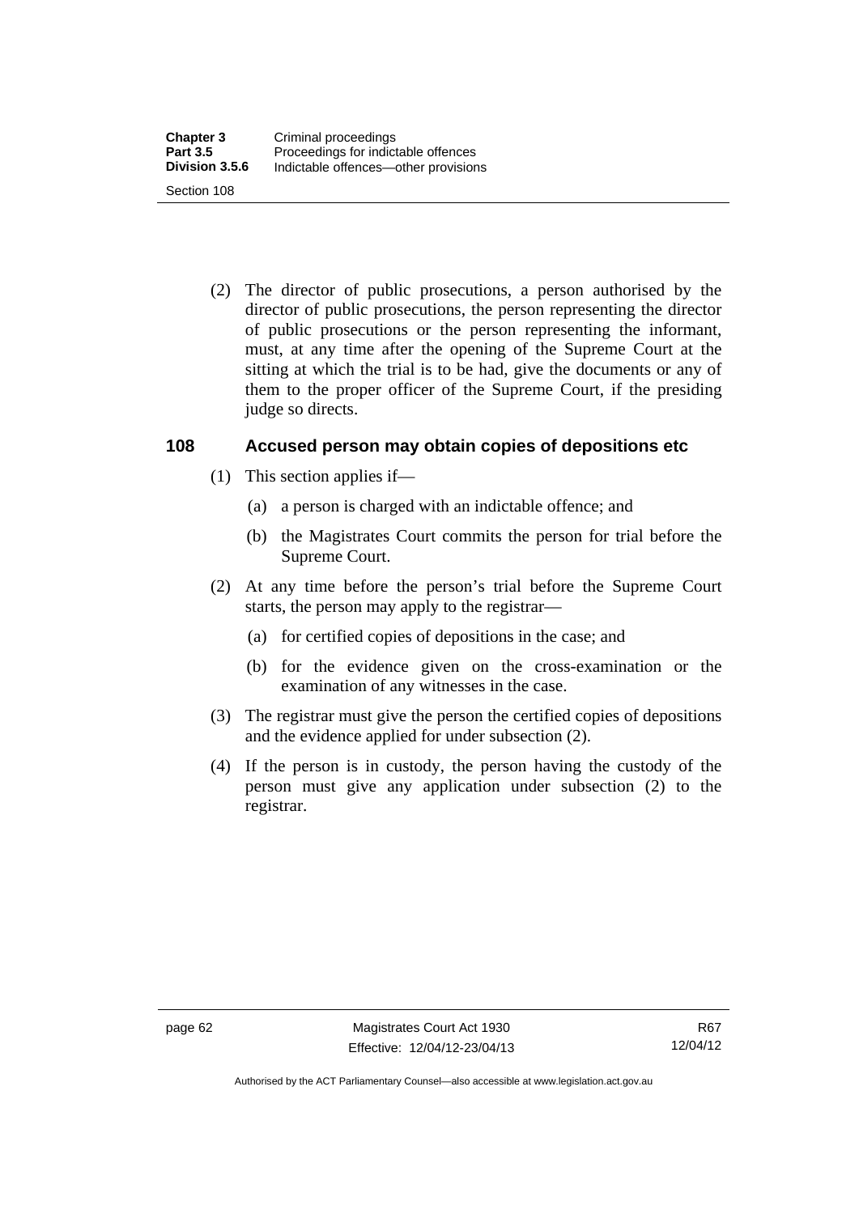(2) The director of public prosecutions, a person authorised by the director of public prosecutions, the person representing the director of public prosecutions or the person representing the informant, must, at any time after the opening of the Supreme Court at the sitting at which the trial is to be had, give the documents or any of them to the proper officer of the Supreme Court, if the presiding judge so directs.

### 108 Accused person may obtain copies of depositions etc

(1) This section applies if—

(a) a person is charged with an indictable offence; and

(b) the Magistrates Court commits the person for trial before the Supreme Court.

(2) At any time before the person's trial before the Supreme Court starts, the person may apply to the registrar—

(a) for certified copies of depositions in the case; and

(b) for the evidence given on the cross-examination or the examination of any witnesses in the case.

(3) The registrar must give the person the certified copies of depositions and the evidence applied for under subsection (2).

(4) If the person is in custody, the person having the custody of the person must give any application under subsection (2) to the registrar.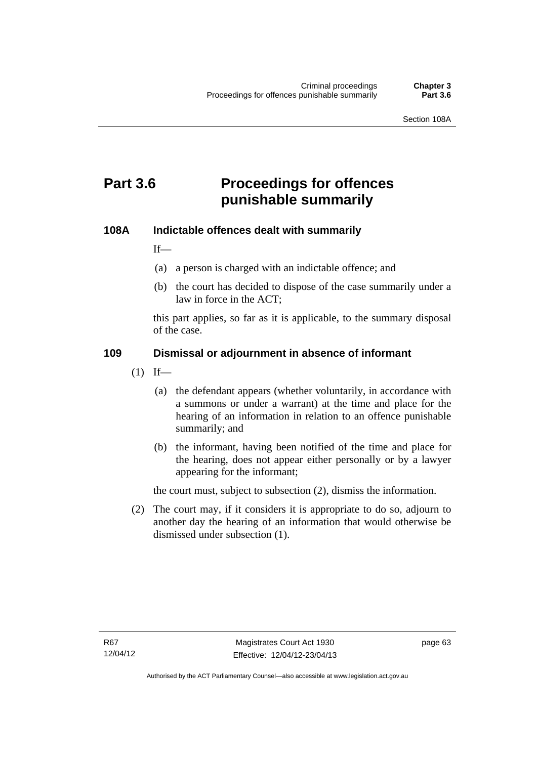# Part 3.6 Proceedings for offences punishable summarily

### 108A Indictable offences dealt with summarily

If—

(a) a person is charged with an indictable offence; and

(b) the court has decided to dispose of the case summarily under a law in force in the ACT;

this part applies, so far as it is applicable, to the summary disposal of the case.

### 109 Dismissal or adjournment in absence of informant

(1) If—

(a) the defendant appears (whether voluntarily, in accordance with a summons or under a warrant) at the time and place for the hearing of an information in relation to an offence punishable summarily; and

(b) the informant, having been notified of the time and place for the hearing, does not appear either personally or by a lawyer appearing for the informant;

the court must, subject to subsection (2), dismiss the information.

(2) The court may, if it considers it is appropriate to do so, adjourn to another day the hearing of an information that would otherwise be dismissed under subsection (1).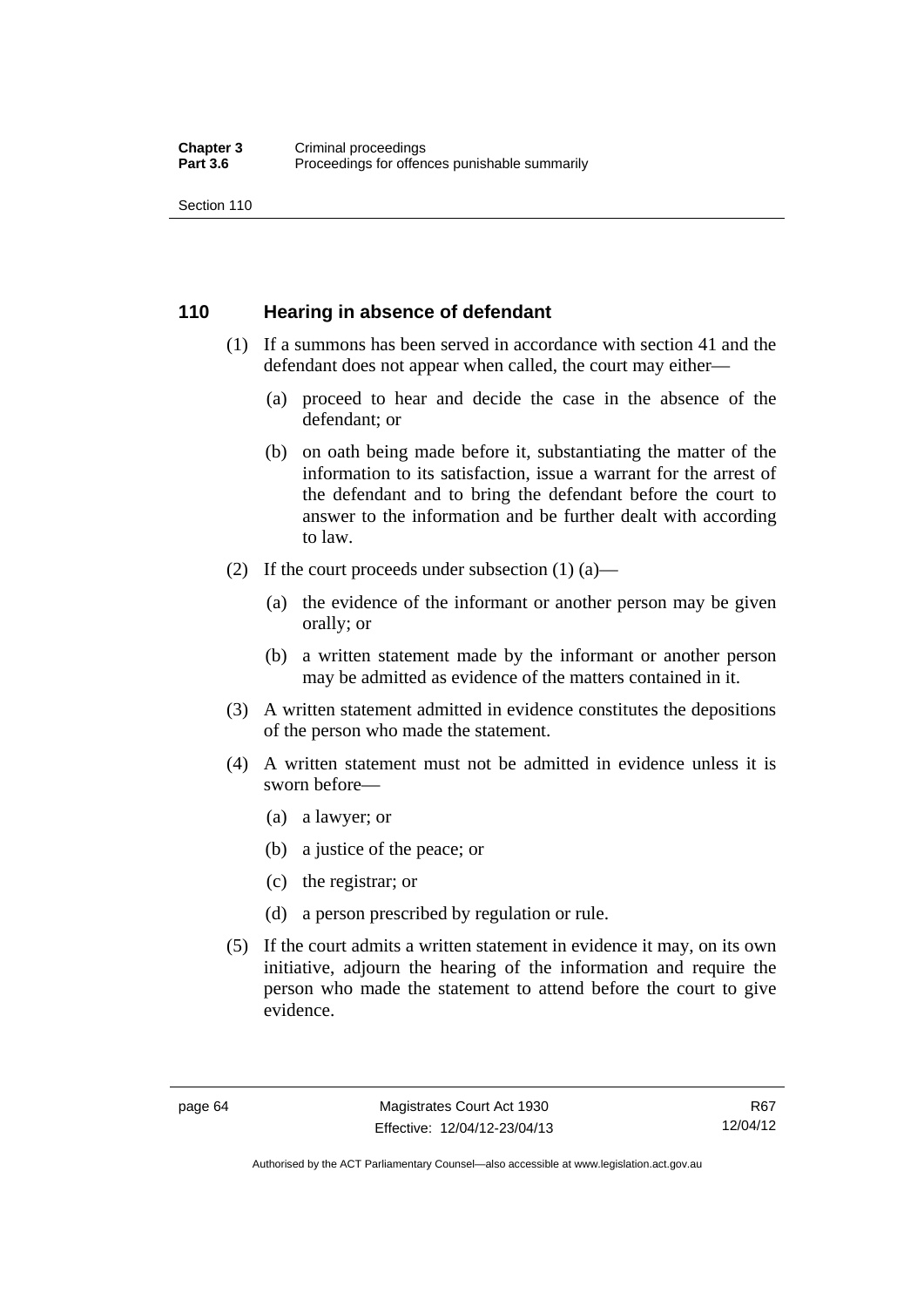## 110 Hearing in absence of defendant

(1) If a summons has been served in accordance with section 41 and the defendant does not appear when called, the court may either—

(a) proceed to hear and decide the case in the absence of the defendant; or

(b) on oath being made before it, substantiating the matter of the information to its satisfaction, issue a warrant for the arrest of the defendant and to bring the defendant before the court to answer to the information and be further dealt with according to law.

(2) If the court proceeds under subsection (1) (a)—

(a) the evidence of the informant or another person may be given orally; or

(b) a written statement made by the informant or another person may be admitted as evidence of the matters contained in it.

(3) A written statement admitted in evidence constitutes the depositions of the person who made the statement.

(4) A written statement must not be admitted in evidence unless it is sworn before—

(a) a lawyer; or

(b) a justice of the peace; or

(c) the registrar; or

(d) a person prescribed by regulation or rule.

(5) If the court admits a written statement in evidence it may, on its own initiative, adjourn the hearing of the information and require the person who made the statement to attend before the court to give evidence.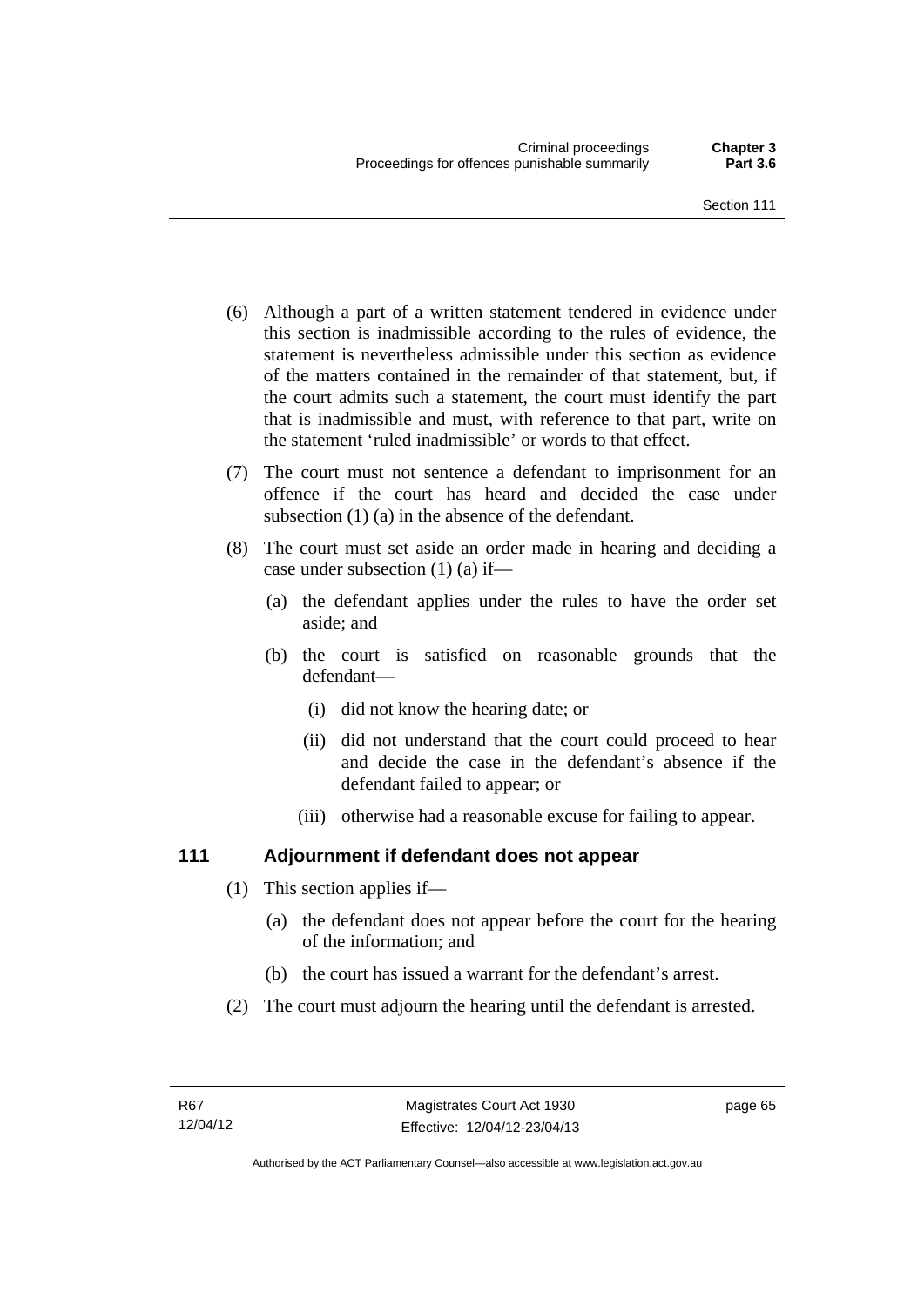(6) Although a part of a written statement tendered in evidence under this section is inadmissible according to the rules of evidence, the statement is nevertheless admissible under this section as evidence of the matters contained in the remainder of that statement, but, if the court admits such a statement, the court must identify the part that is inadmissible and must, with reference to that part, write on the statement 'ruled inadmissible' or words to that effect.

(7) The court must not sentence a defendant to imprisonment for an offence if the court has heard and decided the case under subsection (1) (a) in the absence of the defendant.

(8) The court must set aside an order made in hearing and deciding a case under subsection (1) (a) if—

(a) the defendant applies under the rules to have the order set aside; and

(b) the court is satisfied on reasonable grounds that the defendant—

(i) did not know the hearing date; or

(ii) did not understand that the court could proceed to hear and decide the case in the defendant's absence if the defendant failed to appear; or

(iii) otherwise had a reasonable excuse for failing to appear.

## 111 Adjournment if defendant does not appear

(1) This section applies if—

(a) the defendant does not appear before the court for the hearing of the information; and

(b) the court has issued a warrant for the defendant's arrest.

(2) The court must adjourn the hearing until the defendant is arrested.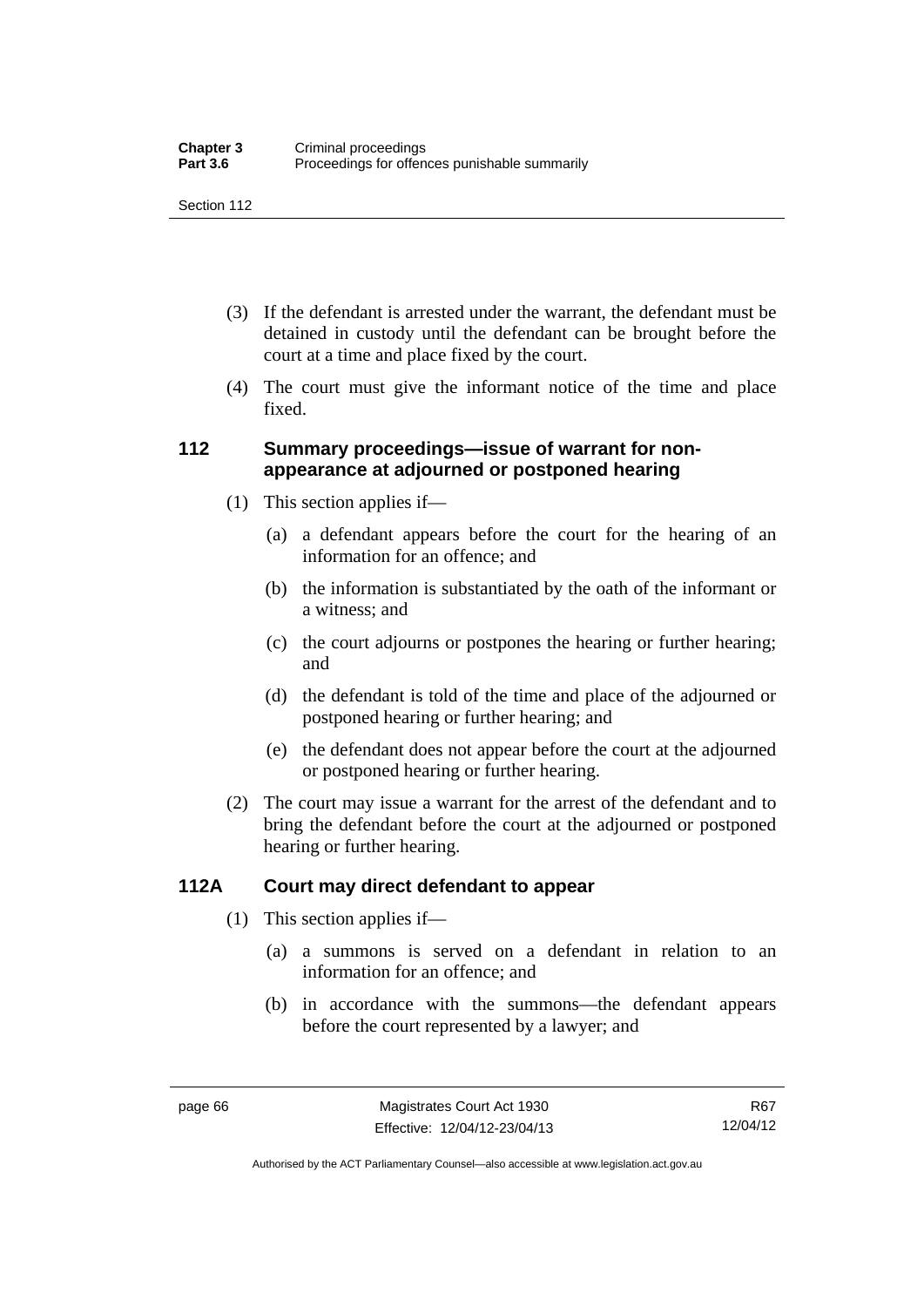(3) If the defendant is arrested under the warrant, the defendant must be detained in custody until the defendant can be brought before the court at a time and place fixed by the court.

(4) The court must give the informant notice of the time and place fixed.

### 112 Summary proceedings—issue of warrant for non-appearance at adjourned or postponed hearing

(1) This section applies if—

(a) a defendant appears before the court for the hearing of an information for an offence; and

(b) the information is substantiated by the oath of the informant or a witness; and

(c) the court adjourns or postpones the hearing or further hearing; and

(d) the defendant is told of the time and place of the adjourned or postponed hearing or further hearing; and

(e) the defendant does not appear before the court at the adjourned or postponed hearing or further hearing.

(2) The court may issue a warrant for the arrest of the defendant and to bring the defendant before the court at the adjourned or postponed hearing or further hearing.

### 112A Court may direct defendant to appear

(1) This section applies if—

(a) a summons is served on a defendant in relation to an information for an offence; and

(b) in accordance with the summons—the defendant appears before the court represented by a lawyer; and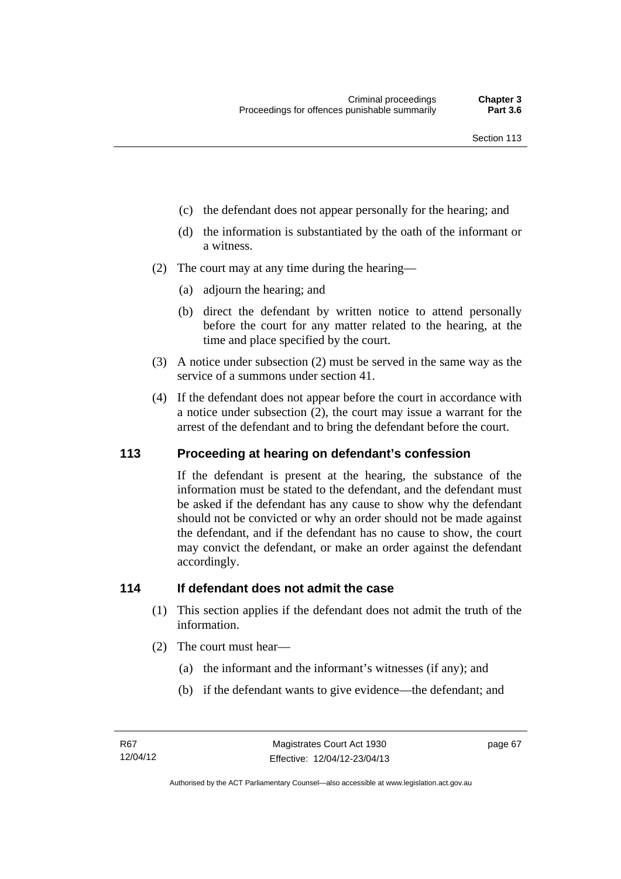(c) the defendant does not appear personally for the hearing; and

(d) the information is substantiated by the oath of the informant or a witness.

(2) The court may at any time during the hearing—

(a) adjourn the hearing; and

(b) direct the defendant by written notice to attend personally before the court for any matter related to the hearing, at the time and place specified by the court.

(3) A notice under subsection (2) must be served in the same way as the service of a summons under section 41.

(4) If the defendant does not appear before the court in accordance with a notice under subsection (2), the court may issue a warrant for the arrest of the defendant and to bring the defendant before the court.

## 113 Proceeding at hearing on defendant's confession

If the defendant is present at the hearing, the substance of the information must be stated to the defendant, and the defendant must be asked if the defendant has any cause to show why the defendant should not be convicted or why an order should not be made against the defendant, and if the defendant has no cause to show, the court may convict the defendant, or make an order against the defendant accordingly.

## 114 If defendant does not admit the case

(1) This section applies if the defendant does not admit the truth of the information.

(2) The court must hear—

(a) the informant and the informant's witnesses (if any); and

(b) if the defendant wants to give evidence—the defendant; and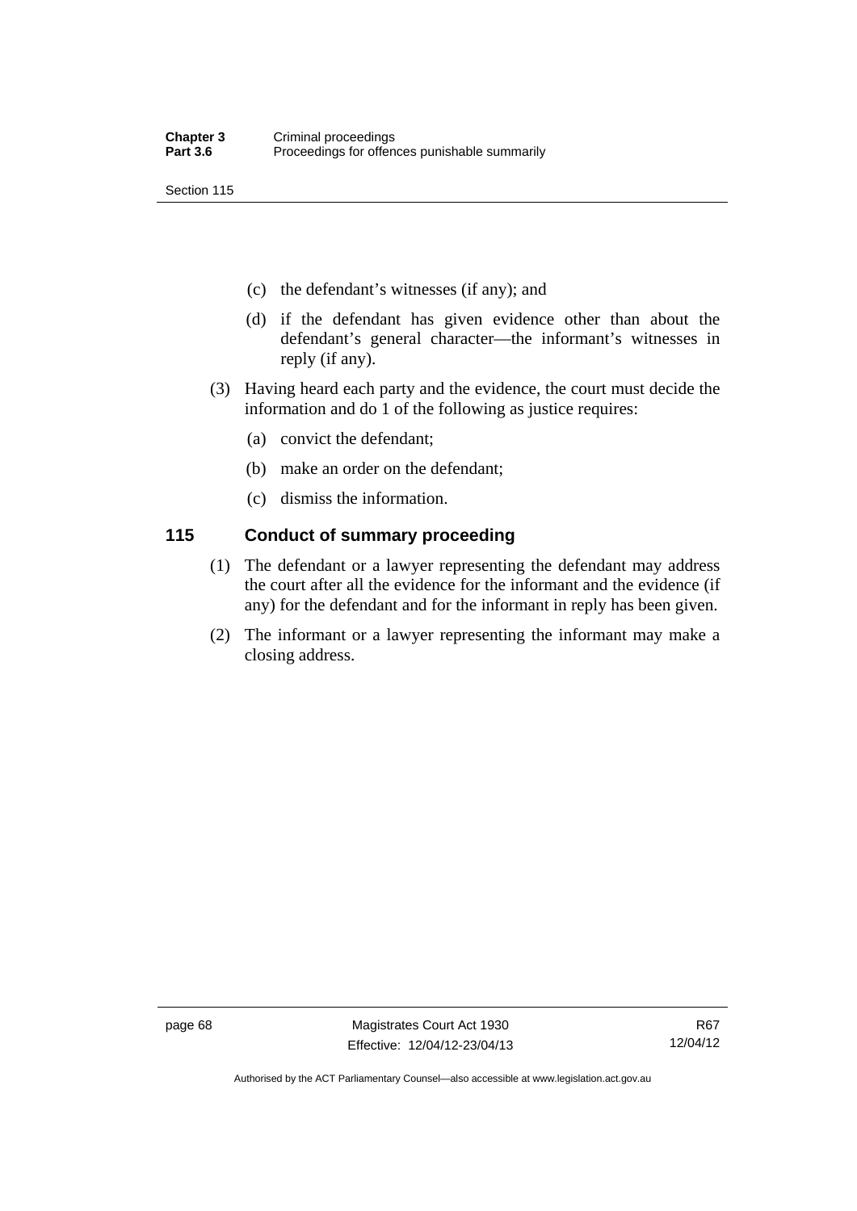(c) the defendant's witnesses (if any); and

(d) if the defendant has given evidence other than about the defendant's general character—the informant's witnesses in reply (if any).

(3) Having heard each party and the evidence, the court must decide the information and do 1 of the following as justice requires:

(a) convict the defendant;

(b) make an order on the defendant;

(c) dismiss the information.

## 115 Conduct of summary proceeding

(1) The defendant or a lawyer representing the defendant may address the court after all the evidence for the informant and the evidence (if any) for the defendant and for the informant in reply has been given.

(2) The informant or a lawyer representing the informant may make a closing address.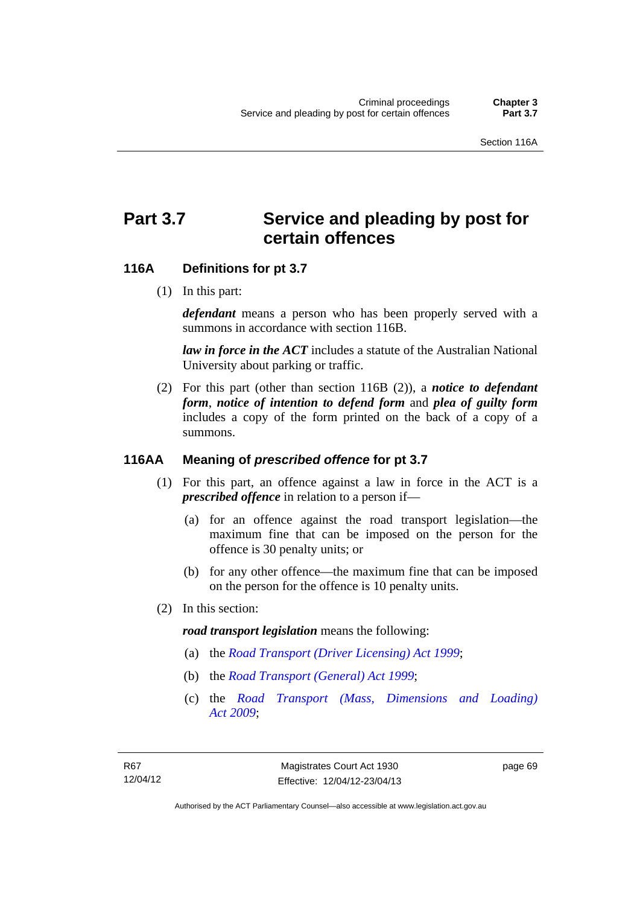# Part 3.7 Service and pleading by post for certain offences

## 116A Definitions for pt 3.7

(1) In this part:

***defendant*** means a person who has been properly served with a summons in accordance with section 116B.

***law in force in the ACT*** includes a statute of the Australian National University about parking or traffic.

(2) For this part (other than section 116B (2)), a ***notice to defendant form***, ***notice of intention to defend form*** and ***plea of guilty form*** includes a copy of the form printed on the back of a copy of a summons.

## 116AA Meaning of *prescribed offence* for pt 3.7

(1) For this part, an offence against a law in force in the ACT is a ***prescribed offence*** in relation to a person if—

(a) for an offence against the road transport legislation—the maximum fine that can be imposed on the person for the offence is 30 penalty units; or

(b) for any other offence—the maximum fine that can be imposed on the person for the offence is 10 penalty units.

(2) In this section:

***road transport legislation*** means the following:

(a) the *Road Transport (Driver Licensing) Act 1999*;

(b) the *Road Transport (General) Act 1999*;

(c) the *Road Transport (Mass, Dimensions and Loading) Act 2009*;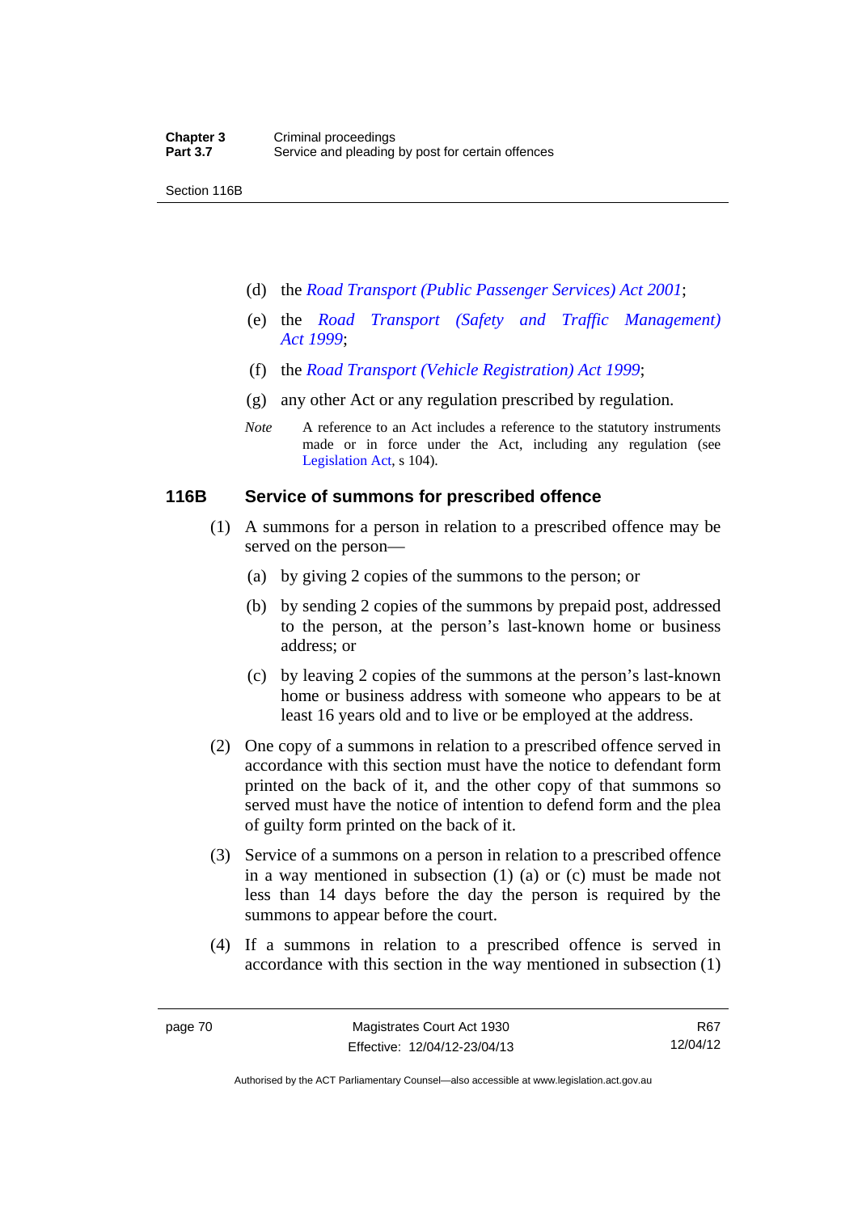(d) the *Road Transport (Public Passenger Services) Act 2001*;

(e) the *Road Transport (Safety and Traffic Management) Act 1999*;

(f) the *Road Transport (Vehicle Registration) Act 1999*;

(g) any other Act or any regulation prescribed by regulation.

*Note* A reference to an Act includes a reference to the statutory instruments made or in force under the Act, including any regulation (see Legislation Act, s 104).

### 116B Service of summons for prescribed offence

(1) A summons for a person in relation to a prescribed offence may be served on the person—

(a) by giving 2 copies of the summons to the person; or

(b) by sending 2 copies of the summons by prepaid post, addressed to the person, at the person's last-known home or business address; or

(c) by leaving 2 copies of the summons at the person's last-known home or business address with someone who appears to be at least 16 years old and to live or be employed at the address.

(2) One copy of a summons in relation to a prescribed offence served in accordance with this section must have the notice to defendant form printed on the back of it, and the other copy of that summons so served must have the notice of intention to defend form and the plea of guilty form printed on the back of it.

(3) Service of a summons on a person in relation to a prescribed offence in a way mentioned in subsection (1) (a) or (c) must be made not less than 14 days before the day the person is required by the summons to appear before the court.

(4) If a summons in relation to a prescribed offence is served in accordance with this section in the way mentioned in subsection (1)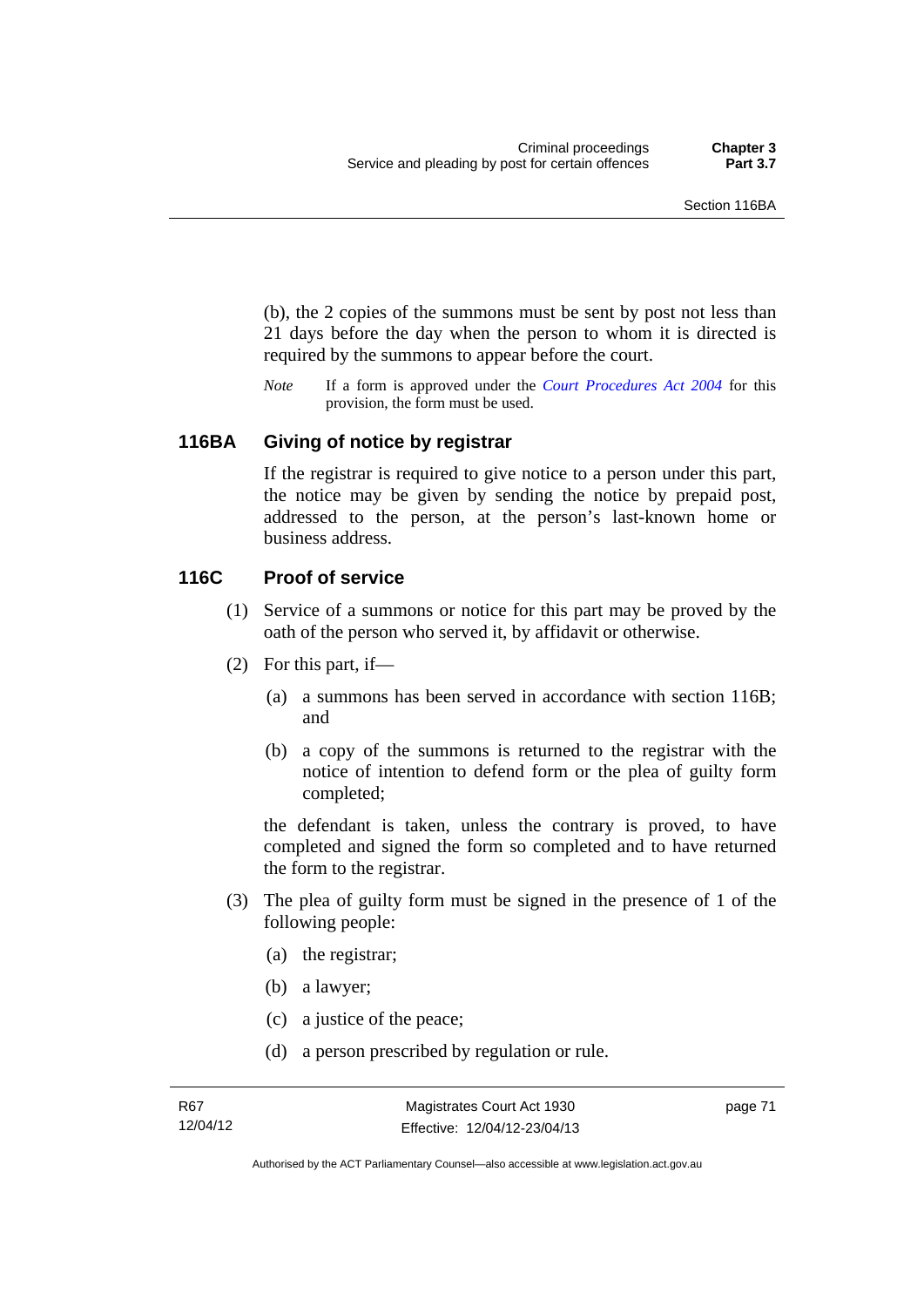(b), the 2 copies of the summons must be sent by post not less than 21 days before the day when the person to whom it is directed is required by the summons to appear before the court.

*Note* If a form is approved under the *Court Procedures Act 2004* for this provision, the form must be used.

## 116BA Giving of notice by registrar

If the registrar is required to give notice to a person under this part, the notice may be given by sending the notice by prepaid post, addressed to the person, at the person's last-known home or business address.

## 116C Proof of service

(1) Service of a summons or notice for this part may be proved by the oath of the person who served it, by affidavit or otherwise.

(2) For this part, if—

(a) a summons has been served in accordance with section 116B; and

(b) a copy of the summons is returned to the registrar with the notice of intention to defend form or the plea of guilty form completed;

the defendant is taken, unless the contrary is proved, to have completed and signed the form so completed and to have returned the form to the registrar.

(3) The plea of guilty form must be signed in the presence of 1 of the following people:

(a) the registrar;

(b) a lawyer;

(c) a justice of the peace;

(d) a person prescribed by regulation or rule.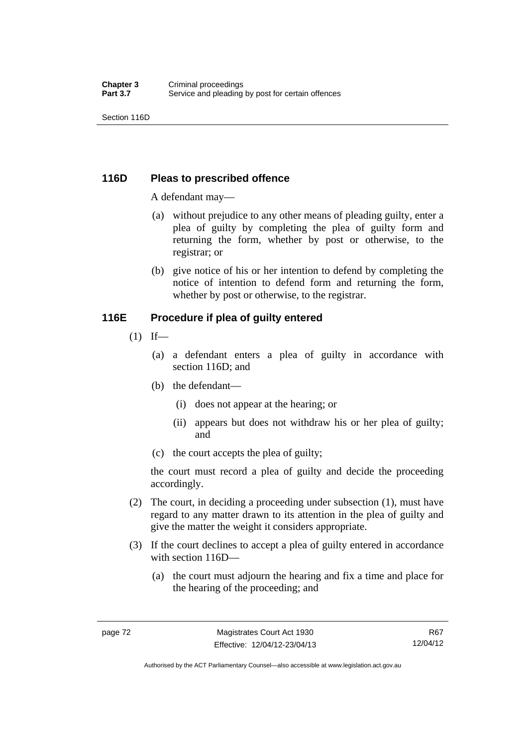### 116D Pleas to prescribed offence

A defendant may—

(a) without prejudice to any other means of pleading guilty, enter a plea of guilty by completing the plea of guilty form and returning the form, whether by post or otherwise, to the registrar; or

(b) give notice of his or her intention to defend by completing the notice of intention to defend form and returning the form, whether by post or otherwise, to the registrar.

### 116E Procedure if plea of guilty entered

(1) If—

(a) a defendant enters a plea of guilty in accordance with section 116D; and

(b) the defendant—

(i) does not appear at the hearing; or

(ii) appears but does not withdraw his or her plea of guilty; and

(c) the court accepts the plea of guilty;

the court must record a plea of guilty and decide the proceeding accordingly.

(2) The court, in deciding a proceeding under subsection (1), must have regard to any matter drawn to its attention in the plea of guilty and give the matter the weight it considers appropriate.

(3) If the court declines to accept a plea of guilty entered in accordance with section 116D—

(a) the court must adjourn the hearing and fix a time and place for the hearing of the proceeding; and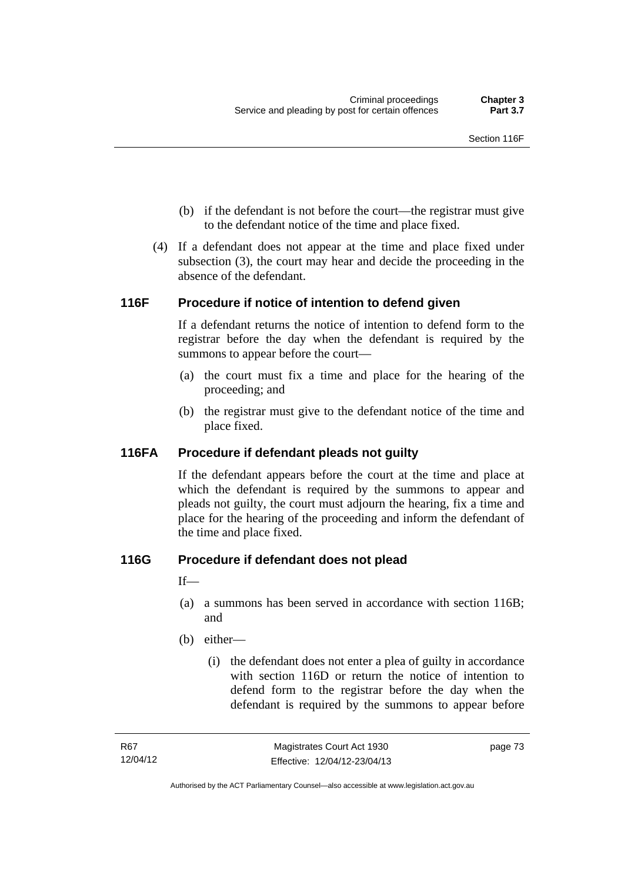(b) if the defendant is not before the court—the registrar must give to the defendant notice of the time and place fixed.

(4) If a defendant does not appear at the time and place fixed under subsection (3), the court may hear and decide the proceeding in the absence of the defendant.

### 116F Procedure if notice of intention to defend given

If a defendant returns the notice of intention to defend form to the registrar before the day when the defendant is required by the summons to appear before the court—

(a) the court must fix a time and place for the hearing of the proceeding; and

(b) the registrar must give to the defendant notice of the time and place fixed.

### 116FA Procedure if defendant pleads not guilty

If the defendant appears before the court at the time and place at which the defendant is required by the summons to appear and pleads not guilty, the court must adjourn the hearing, fix a time and place for the hearing of the proceeding and inform the defendant of the time and place fixed.

### 116G Procedure if defendant does not plead

If—

(a) a summons has been served in accordance with section 116B; and

(b) either—

(i) the defendant does not enter a plea of guilty in accordance with section 116D or return the notice of intention to defend form to the registrar before the day when the defendant is required by the summons to appear before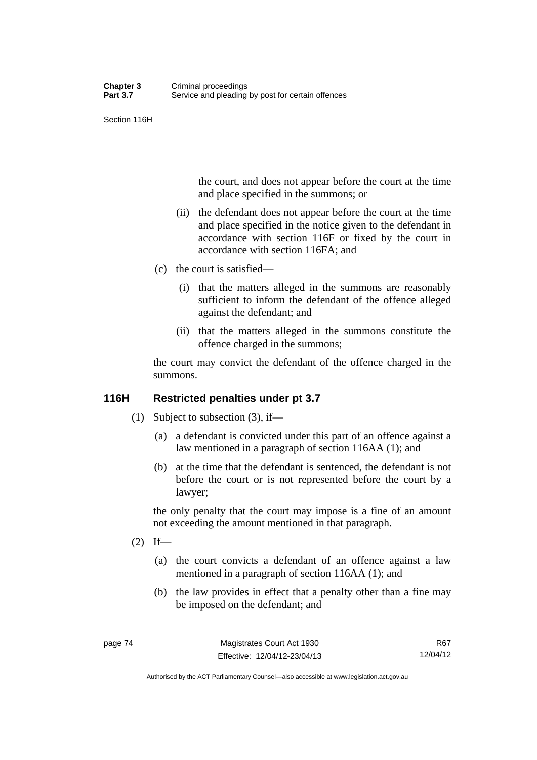the court, and does not appear before the court at the time and place specified in the summons; or

(ii) the defendant does not appear before the court at the time and place specified in the notice given to the defendant in accordance with section 116F or fixed by the court in accordance with section 116FA; and

(c) the court is satisfied—

(i) that the matters alleged in the summons are reasonably sufficient to inform the defendant of the offence alleged against the defendant; and

(ii) that the matters alleged in the summons constitute the offence charged in the summons;

the court may convict the defendant of the offence charged in the summons.

## 116H Restricted penalties under pt 3.7

(1) Subject to subsection (3), if—

(a) a defendant is convicted under this part of an offence against a law mentioned in a paragraph of section 116AA (1); and

(b) at the time that the defendant is sentenced, the defendant is not before the court or is not represented before the court by a lawyer;

the only penalty that the court may impose is a fine of an amount not exceeding the amount mentioned in that paragraph.

(2) If—

(a) the court convicts a defendant of an offence against a law mentioned in a paragraph of section 116AA (1); and

(b) the law provides in effect that a penalty other than a fine may be imposed on the defendant; and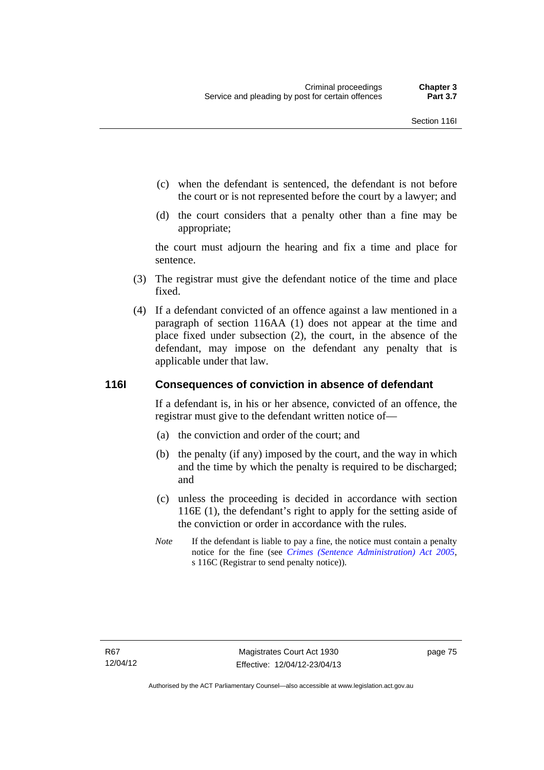(c) when the defendant is sentenced, the defendant is not before the court or is not represented before the court by a lawyer; and

(d) the court considers that a penalty other than a fine may be appropriate;

the court must adjourn the hearing and fix a time and place for sentence.

(3) The registrar must give the defendant notice of the time and place fixed.

(4) If a defendant convicted of an offence against a law mentioned in a paragraph of section 116AA (1) does not appear at the time and place fixed under subsection (2), the court, in the absence of the defendant, may impose on the defendant any penalty that is applicable under that law.

### 116I Consequences of conviction in absence of defendant

If a defendant is, in his or her absence, convicted of an offence, the registrar must give to the defendant written notice of—

(a) the conviction and order of the court; and

(b) the penalty (if any) imposed by the court, and the way in which and the time by which the penalty is required to be discharged; and

(c) unless the proceeding is decided in accordance with section 116E (1), the defendant's right to apply for the setting aside of the conviction or order in accordance with the rules.

*Note* If the defendant is liable to pay a fine, the notice must contain a penalty notice for the fine (see *Crimes (Sentence Administration) Act 2005*, s 116C (Registrar to send penalty notice)).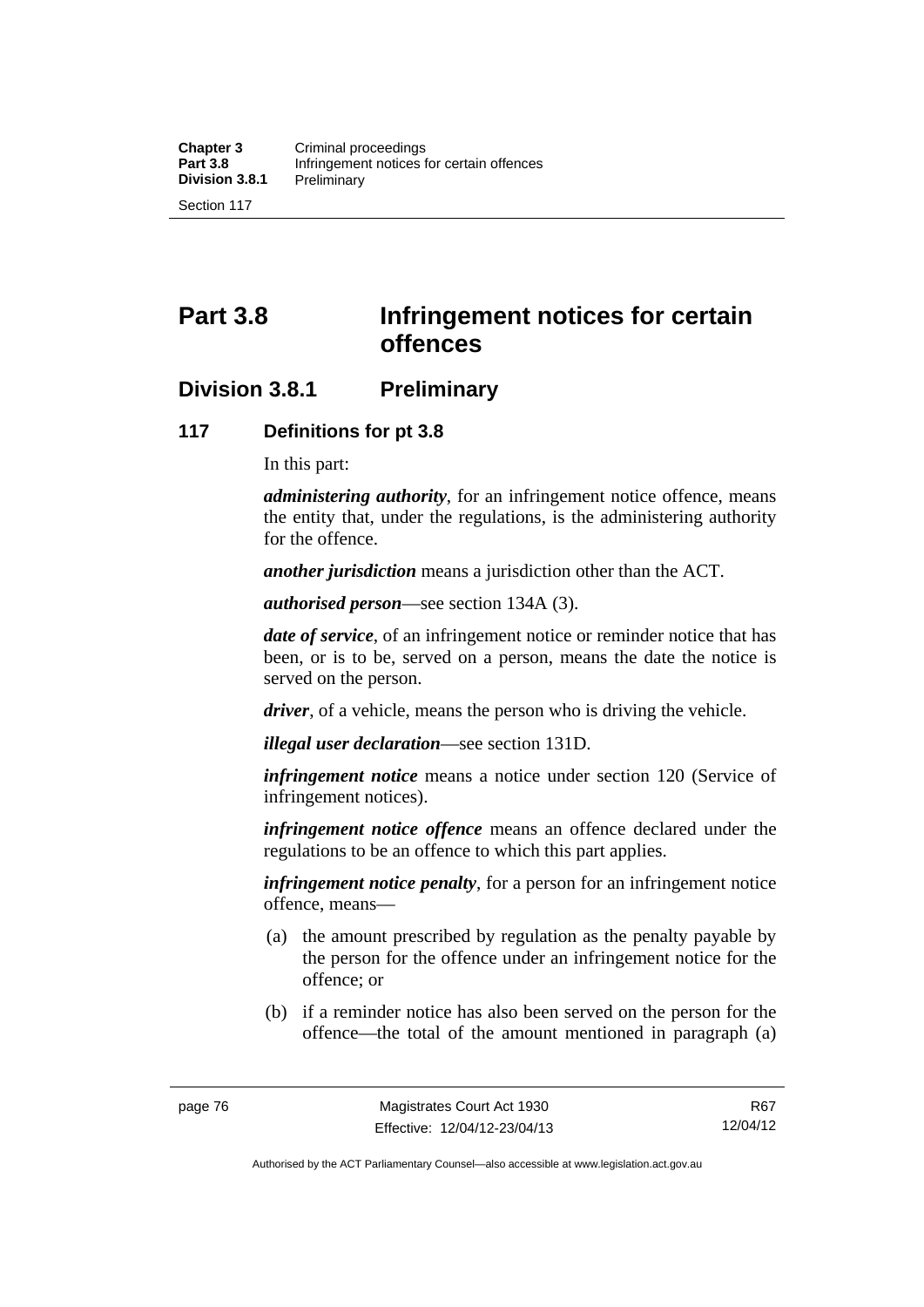# Part 3.8 Infringement notices for certain offences

## Division 3.8.1 Preliminary

### 117 Definitions for pt 3.8

In this part:

***administering authority***, for an infringement notice offence, means the entity that, under the regulations, is the administering authority for the offence.

***another jurisdiction*** means a jurisdiction other than the ACT.

***authorised person***—see section 134A (3).

***date of service***, of an infringement notice or reminder notice that has been, or is to be, served on a person, means the date the notice is served on the person.

***driver***, of a vehicle, means the person who is driving the vehicle.

***illegal user declaration***—see section 131D.

***infringement notice*** means a notice under section 120 (Service of infringement notices).

***infringement notice offence*** means an offence declared under the regulations to be an offence to which this part applies.

***infringement notice penalty***, for a person for an infringement notice offence, means—

(a) the amount prescribed by regulation as the penalty payable by the person for the offence under an infringement notice for the offence; or

(b) if a reminder notice has also been served on the person for the offence—the total of the amount mentioned in paragraph (a)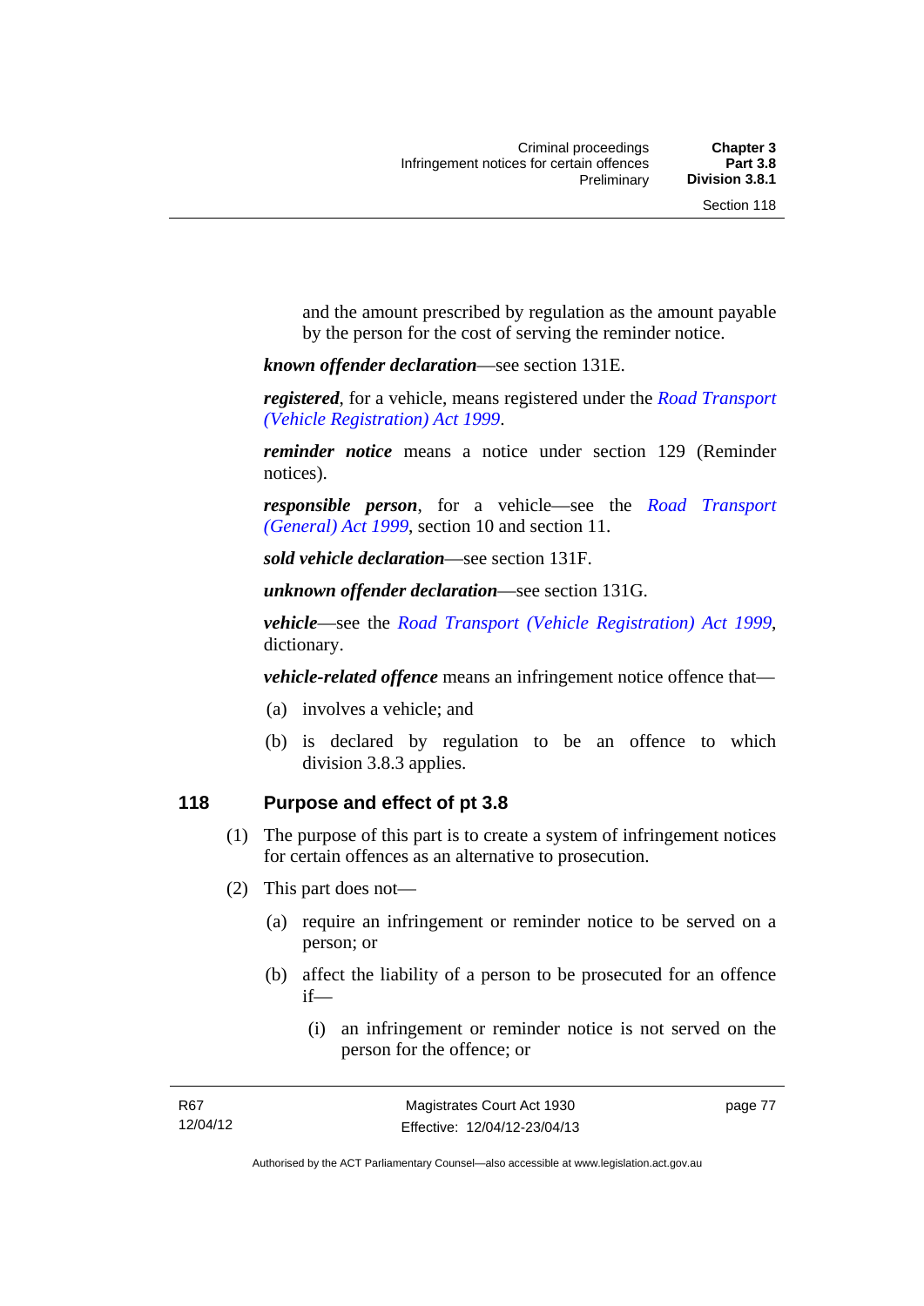and the amount prescribed by regulation as the amount payable by the person for the cost of serving the reminder notice.

***known offender declaration***—see section 131E.

***registered***, for a vehicle, means registered under the *Road Transport (Vehicle Registration) Act 1999*.

***reminder notice*** means a notice under section 129 (Reminder notices).

***responsible person***, for a vehicle—see the *Road Transport (General) Act 1999*, section 10 and section 11.

***sold vehicle declaration***—see section 131F.

***unknown offender declaration***—see section 131G.

***vehicle***—see the *Road Transport (Vehicle Registration) Act 1999*, dictionary.

***vehicle-related offence*** means an infringement notice offence that—

(a) involves a vehicle; and

(b) is declared by regulation to be an offence to which division 3.8.3 applies.

### 118 Purpose and effect of pt 3.8

(1) The purpose of this part is to create a system of infringement notices for certain offences as an alternative to prosecution.

(2) This part does not—

(a) require an infringement or reminder notice to be served on a person; or

(b) affect the liability of a person to be prosecuted for an offence if—

(i) an infringement or reminder notice is not served on the person for the offence; or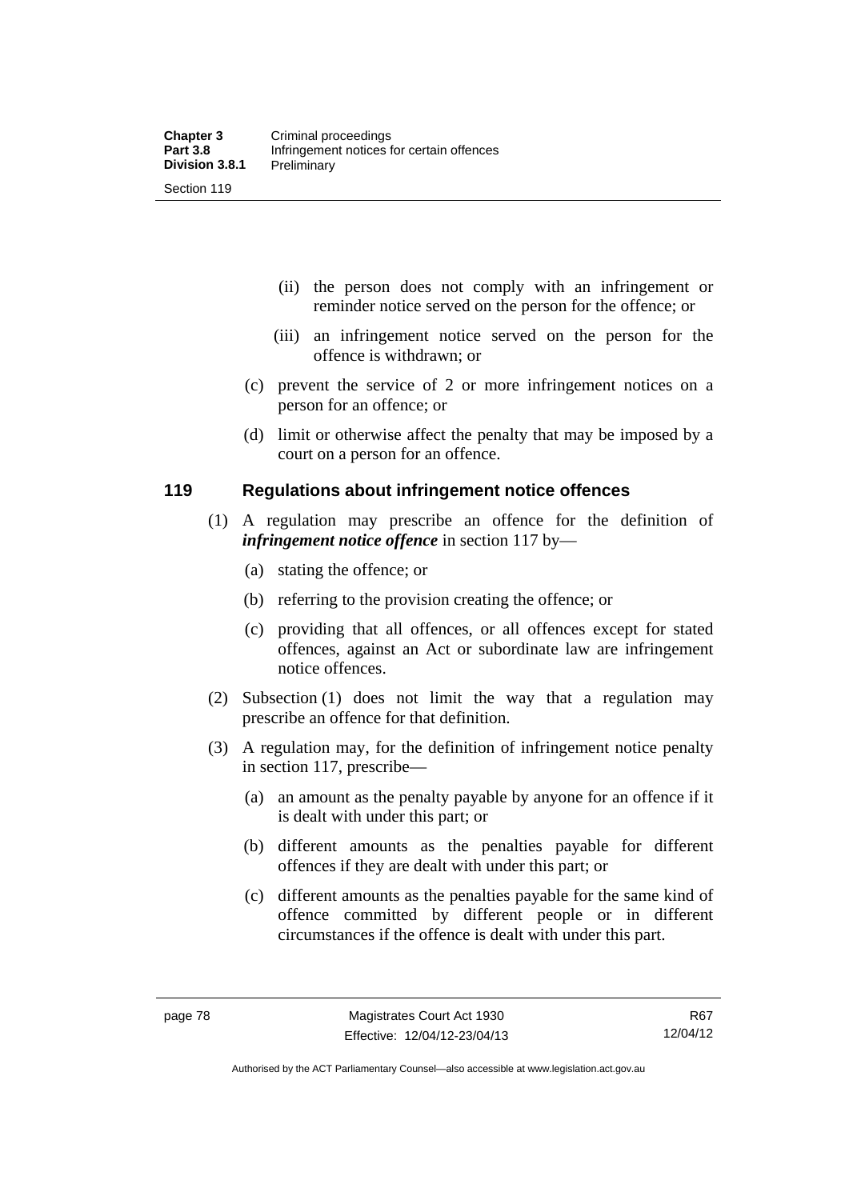(ii) the person does not comply with an infringement or reminder notice served on the person for the offence; or

(iii) an infringement notice served on the person for the offence is withdrawn; or

(c) prevent the service of 2 or more infringement notices on a person for an offence; or

(d) limit or otherwise affect the penalty that may be imposed by a court on a person for an offence.

## 119 Regulations about infringement notice offences

(1) A regulation may prescribe an offence for the definition of ***infringement notice offence*** in section 117 by—

(a) stating the offence; or

(b) referring to the provision creating the offence; or

(c) providing that all offences, or all offences except for stated offences, against an Act or subordinate law are infringement notice offences.

(2) Subsection (1) does not limit the way that a regulation may prescribe an offence for that definition.

(3) A regulation may, for the definition of infringement notice penalty in section 117, prescribe—

(a) an amount as the penalty payable by anyone for an offence if it is dealt with under this part; or

(b) different amounts as the penalties payable for different offences if they are dealt with under this part; or

(c) different amounts as the penalties payable for the same kind of offence committed by different people or in different circumstances if the offence is dealt with under this part.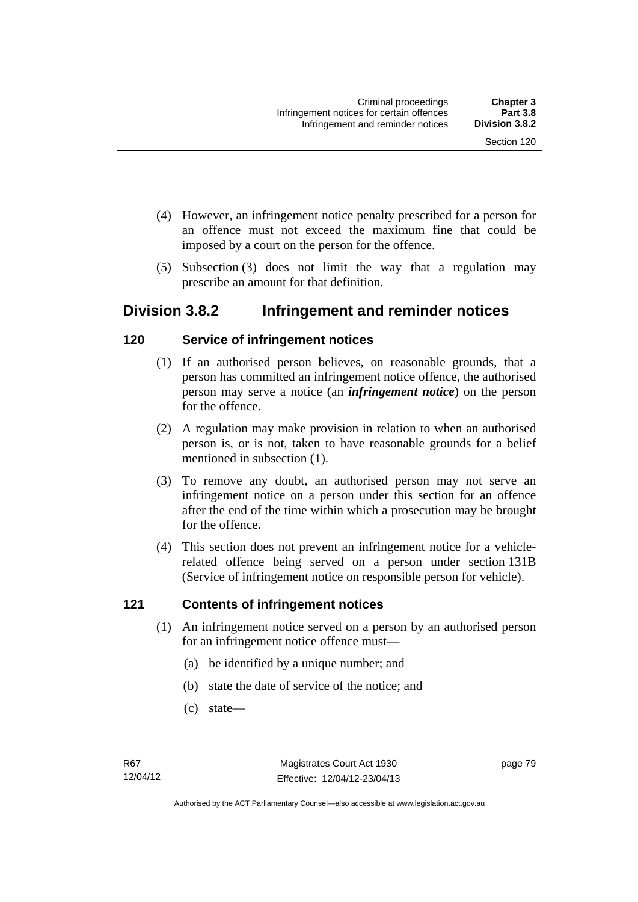(4) However, an infringement notice penalty prescribed for a person for an offence must not exceed the maximum fine that could be imposed by a court on the person for the offence.

(5) Subsection (3) does not limit the way that a regulation may prescribe an amount for that definition.

## Division 3.8.2 Infringement and reminder notices

### 120 Service of infringement notices

(1) If an authorised person believes, on reasonable grounds, that a person has committed an infringement notice offence, the authorised person may serve a notice (an ***infringement notice***) on the person for the offence.

(2) A regulation may make provision in relation to when an authorised person is, or is not, taken to have reasonable grounds for a belief mentioned in subsection (1).

(3) To remove any doubt, an authorised person may not serve an infringement notice on a person under this section for an offence after the end of the time within which a prosecution may be brought for the offence.

(4) This section does not prevent an infringement notice for a vehicle-related offence being served on a person under section 131B (Service of infringement notice on responsible person for vehicle).

### 121 Contents of infringement notices

(1) An infringement notice served on a person by an authorised person for an infringement notice offence must—

(a) be identified by a unique number; and

(b) state the date of service of the notice; and

(c) state—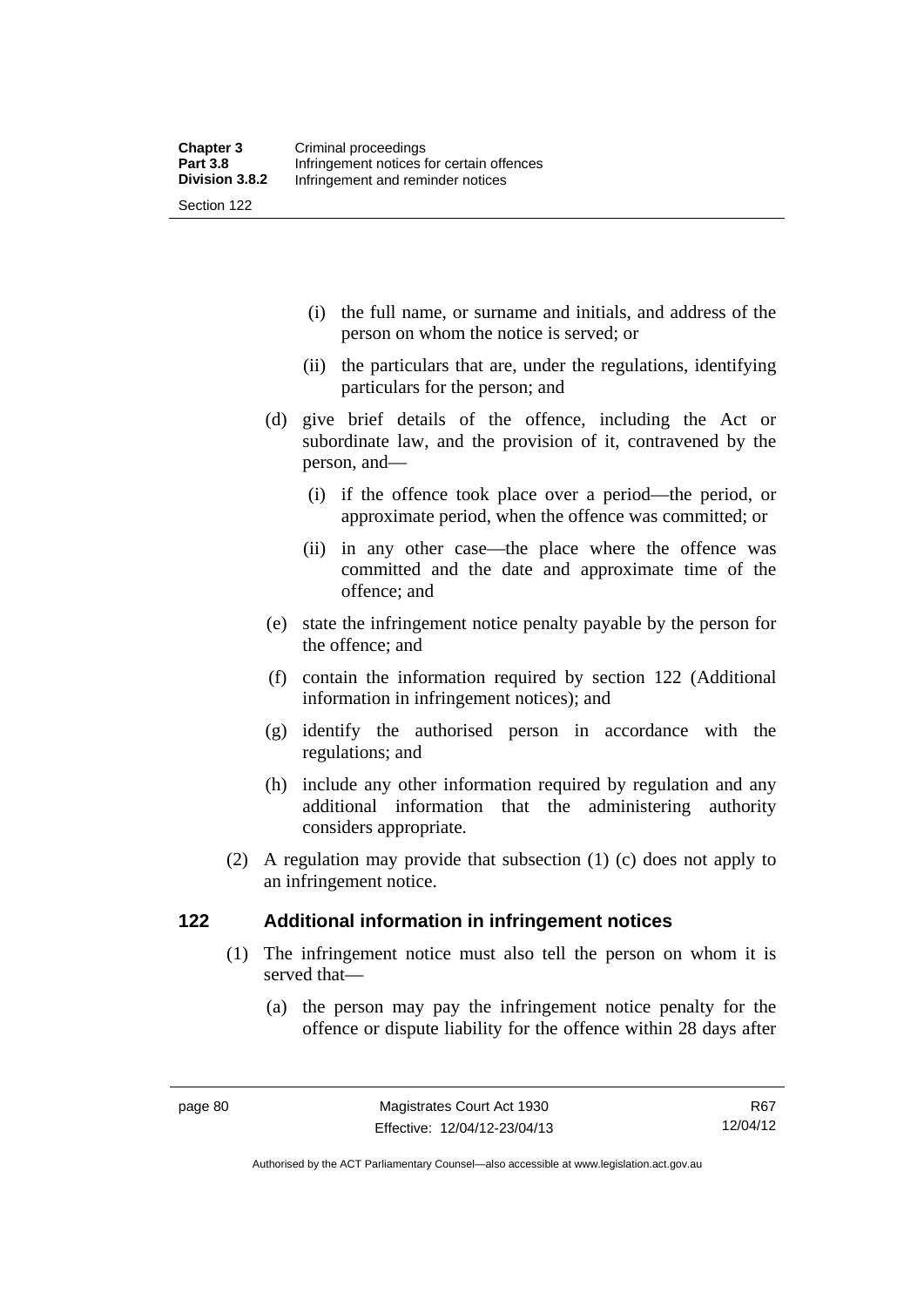(i) the full name, or surname and initials, and address of the person on whom the notice is served; or

(ii) the particulars that are, under the regulations, identifying particulars for the person; and

(d) give brief details of the offence, including the Act or subordinate law, and the provision of it, contravened by the person, and—

(i) if the offence took place over a period—the period, or approximate period, when the offence was committed; or

(ii) in any other case—the place where the offence was committed and the date and approximate time of the offence; and

(e) state the infringement notice penalty payable by the person for the offence; and

(f) contain the information required by section 122 (Additional information in infringement notices); and

(g) identify the authorised person in accordance with the regulations; and

(h) include any other information required by regulation and any additional information that the administering authority considers appropriate.

(2) A regulation may provide that subsection (1) (c) does not apply to an infringement notice.

### 122 Additional information in infringement notices

(1) The infringement notice must also tell the person on whom it is served that—

(a) the person may pay the infringement notice penalty for the offence or dispute liability for the offence within 28 days after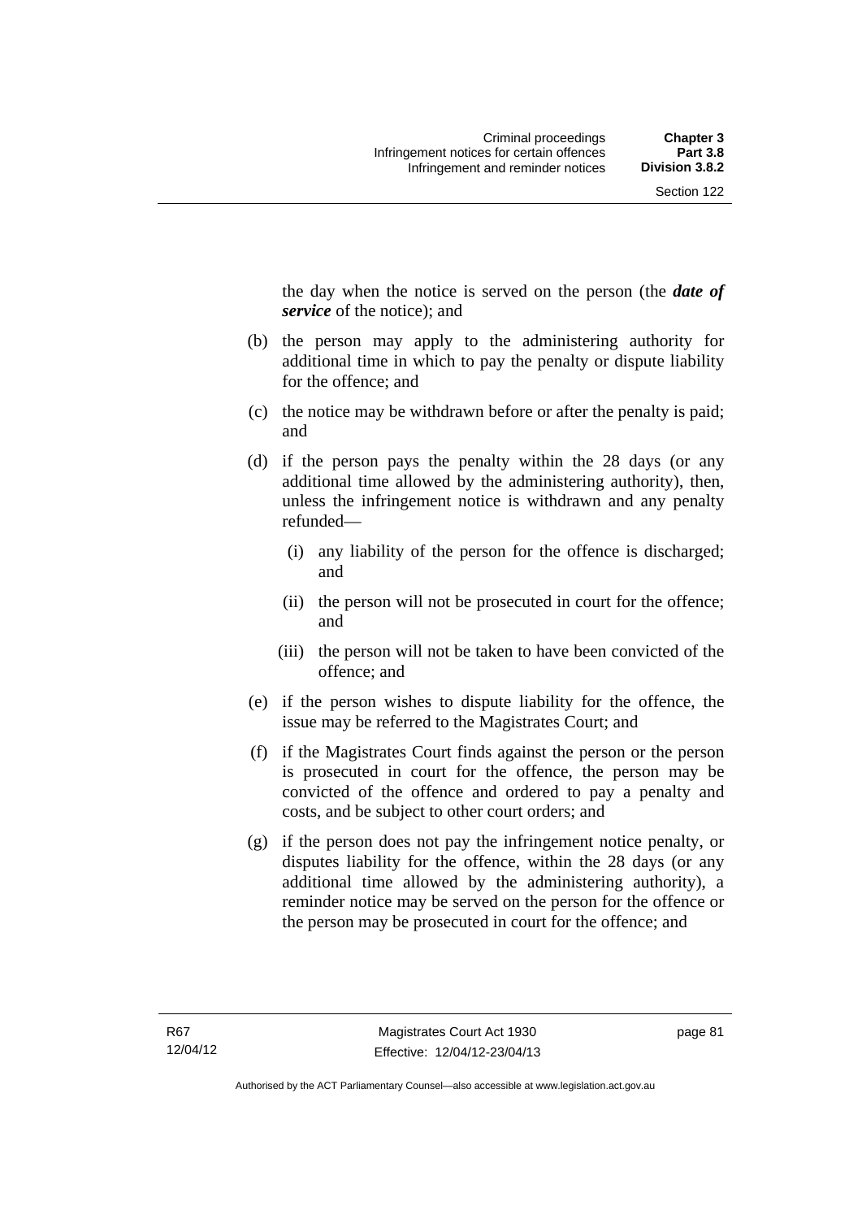the day when the notice is served on the person (the ***date of service*** of the notice); and

(b) the person may apply to the administering authority for additional time in which to pay the penalty or dispute liability for the offence; and

(c) the notice may be withdrawn before or after the penalty is paid; and

(d) if the person pays the penalty within the 28 days (or any additional time allowed by the administering authority), then, unless the infringement notice is withdrawn and any penalty refunded—

  (i) any liability of the person for the offence is discharged; and

  (ii) the person will not be prosecuted in court for the offence; and

  (iii) the person will not be taken to have been convicted of the offence; and

(e) if the person wishes to dispute liability for the offence, the issue may be referred to the Magistrates Court; and

(f) if the Magistrates Court finds against the person or the person is prosecuted in court for the offence, the person may be convicted of the offence and ordered to pay a penalty and costs, and be subject to other court orders; and

(g) if the person does not pay the infringement notice penalty, or disputes liability for the offence, within the 28 days (or any additional time allowed by the administering authority), a reminder notice may be served on the person for the offence or the person may be prosecuted in court for the offence; and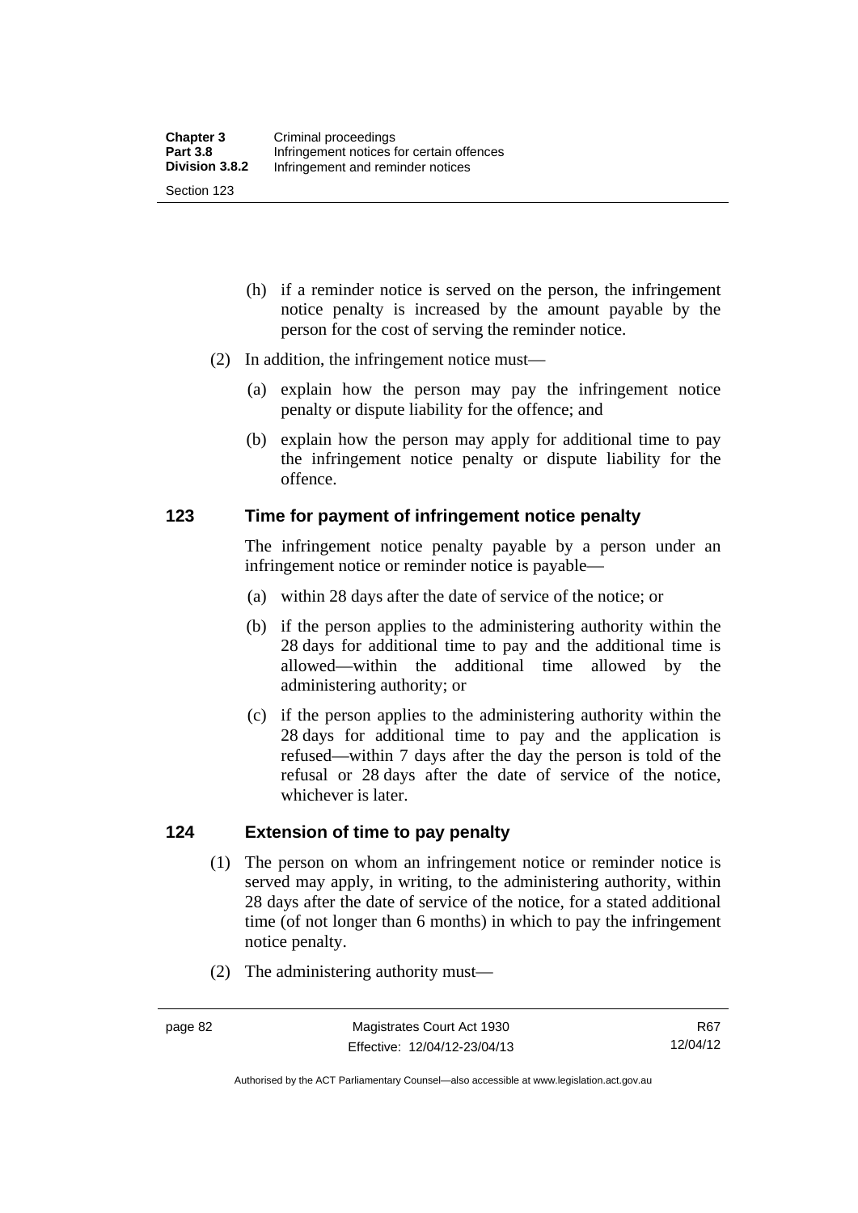(h) if a reminder notice is served on the person, the infringement notice penalty is increased by the amount payable by the person for the cost of serving the reminder notice.

(2) In addition, the infringement notice must—

(a) explain how the person may pay the infringement notice penalty or dispute liability for the offence; and

(b) explain how the person may apply for additional time to pay the infringement notice penalty or dispute liability for the offence.

## 123 Time for payment of infringement notice penalty

The infringement notice penalty payable by a person under an infringement notice or reminder notice is payable—

(a) within 28 days after the date of service of the notice; or

(b) if the person applies to the administering authority within the 28 days for additional time to pay and the additional time is allowed—within the additional time allowed by the administering authority; or

(c) if the person applies to the administering authority within the 28 days for additional time to pay and the application is refused—within 7 days after the day the person is told of the refusal or 28 days after the date of service of the notice, whichever is later.

## 124 Extension of time to pay penalty

(1) The person on whom an infringement notice or reminder notice is served may apply, in writing, to the administering authority, within 28 days after the date of service of the notice, for a stated additional time (of not longer than 6 months) in which to pay the infringement notice penalty.

(2) The administering authority must—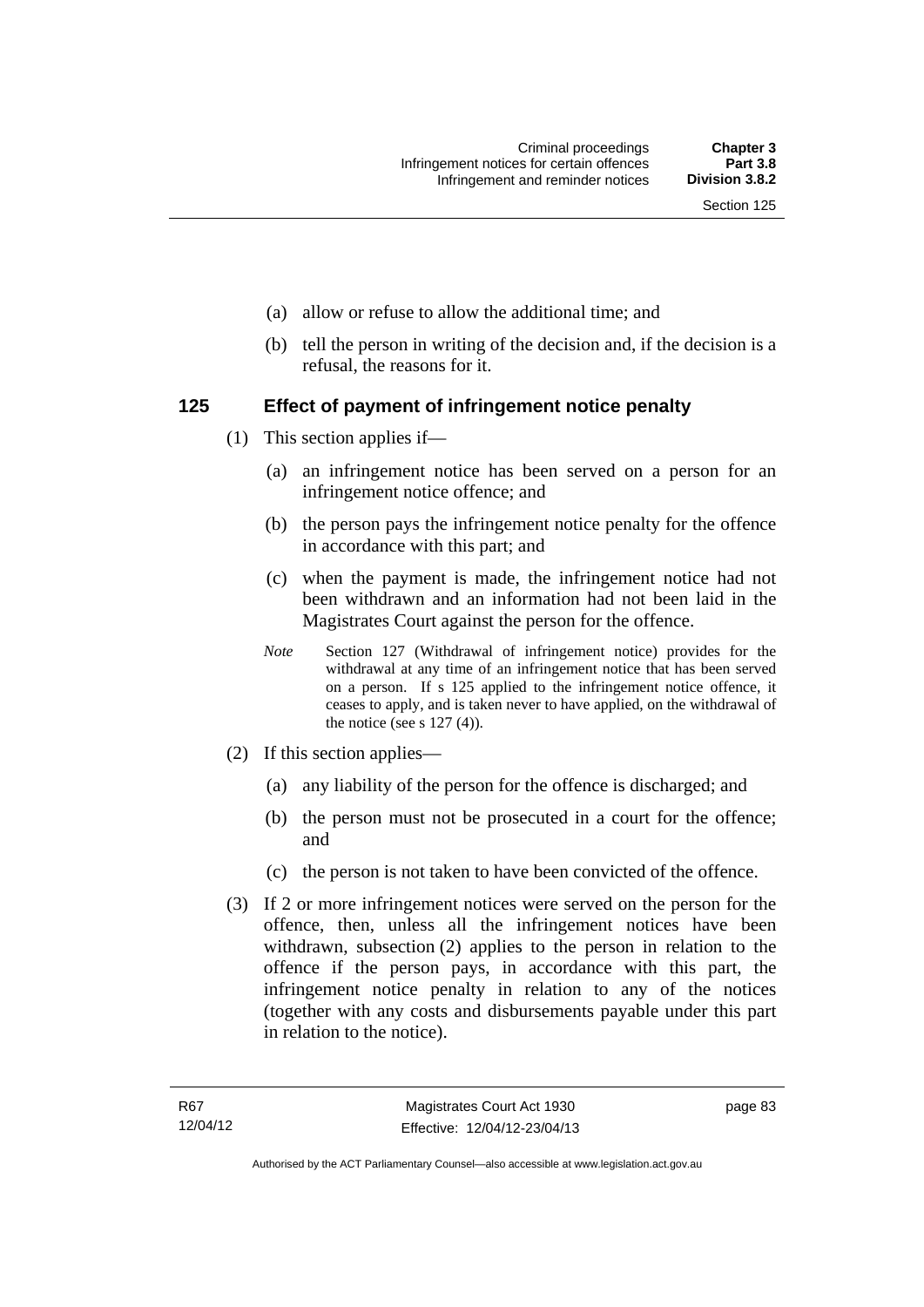(a) allow or refuse to allow the additional time; and

(b) tell the person in writing of the decision and, if the decision is a refusal, the reasons for it.

## 125 Effect of payment of infringement notice penalty

(1) This section applies if—

(a) an infringement notice has been served on a person for an infringement notice offence; and

(b) the person pays the infringement notice penalty for the offence in accordance with this part; and

(c) when the payment is made, the infringement notice had not been withdrawn and an information had not been laid in the Magistrates Court against the person for the offence.

*Note* Section 127 (Withdrawal of infringement notice) provides for the withdrawal at any time of an infringement notice that has been served on a person. If s 125 applied to the infringement notice offence, it ceases to apply, and is taken never to have applied, on the withdrawal of the notice (see s 127 (4)).

(2) If this section applies—

(a) any liability of the person for the offence is discharged; and

(b) the person must not be prosecuted in a court for the offence; and

(c) the person is not taken to have been convicted of the offence.

(3) If 2 or more infringement notices were served on the person for the offence, then, unless all the infringement notices have been withdrawn, subsection (2) applies to the person in relation to the offence if the person pays, in accordance with this part, the infringement notice penalty in relation to any of the notices (together with any costs and disbursements payable under this part in relation to the notice).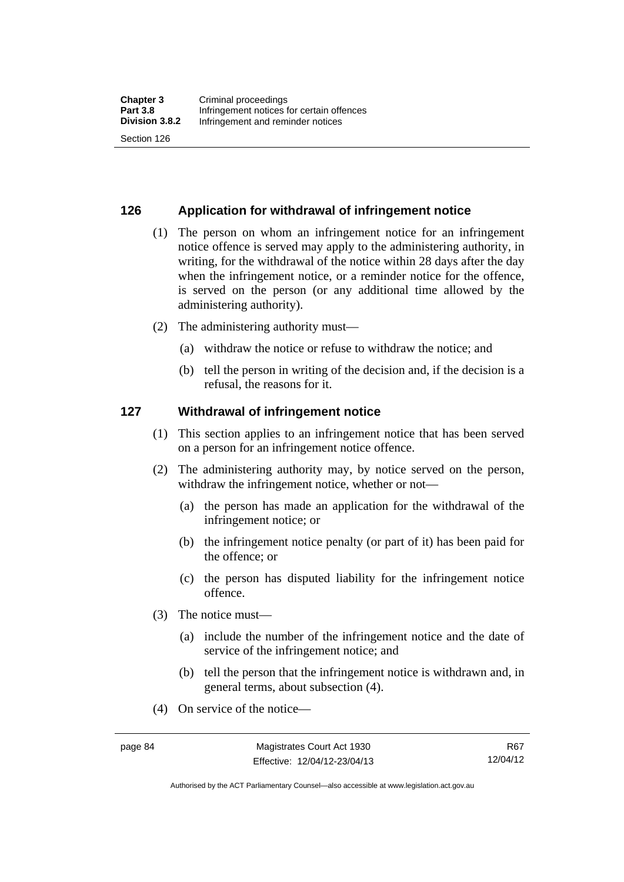## 126 Application for withdrawal of infringement notice

(1) The person on whom an infringement notice for an infringement notice offence is served may apply to the administering authority, in writing, for the withdrawal of the notice within 28 days after the day when the infringement notice, or a reminder notice for the offence, is served on the person (or any additional time allowed by the administering authority).

(2) The administering authority must—

(a) withdraw the notice or refuse to withdraw the notice; and

(b) tell the person in writing of the decision and, if the decision is a refusal, the reasons for it.

## 127 Withdrawal of infringement notice

(1) This section applies to an infringement notice that has been served on a person for an infringement notice offence.

(2) The administering authority may, by notice served on the person, withdraw the infringement notice, whether or not—

(a) the person has made an application for the withdrawal of the infringement notice; or

(b) the infringement notice penalty (or part of it) has been paid for the offence; or

(c) the person has disputed liability for the infringement notice offence.

(3) The notice must—

(a) include the number of the infringement notice and the date of service of the infringement notice; and

(b) tell the person that the infringement notice is withdrawn and, in general terms, about subsection (4).

(4) On service of the notice—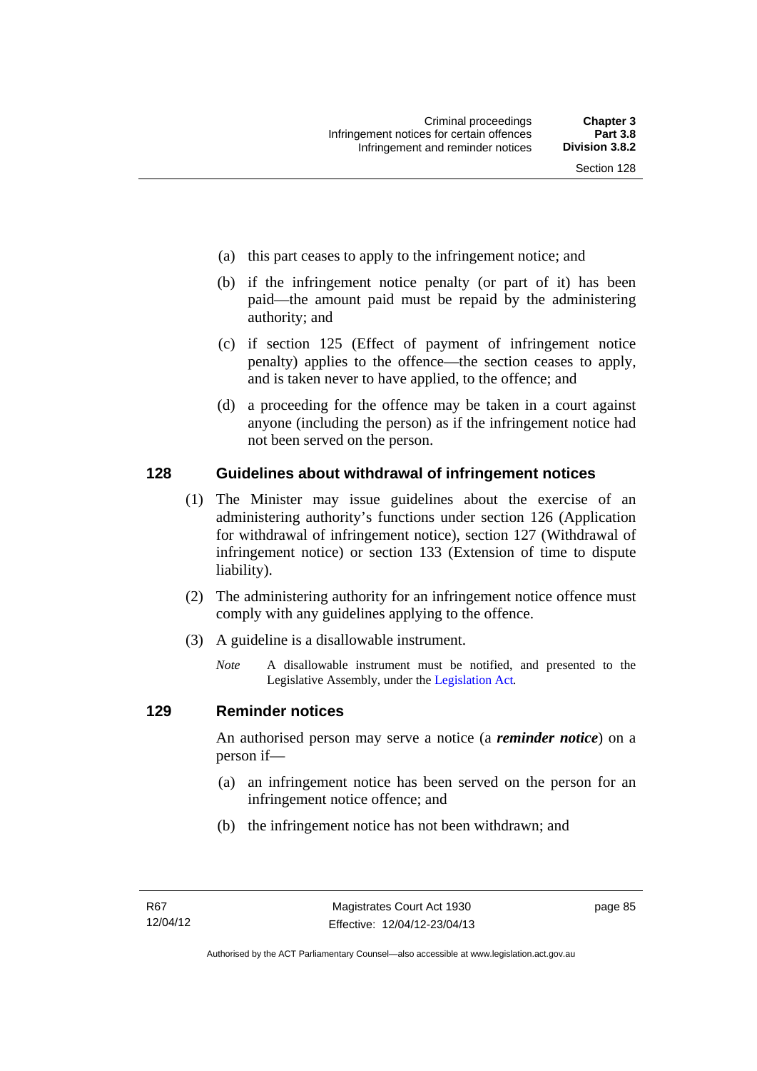(a) this part ceases to apply to the infringement notice; and

(b) if the infringement notice penalty (or part of it) has been paid—the amount paid must be repaid by the administering authority; and

(c) if section 125 (Effect of payment of infringement notice penalty) applies to the offence—the section ceases to apply, and is taken never to have applied, to the offence; and

(d) a proceeding for the offence may be taken in a court against anyone (including the person) as if the infringement notice had not been served on the person.

## 128 Guidelines about withdrawal of infringement notices

(1) The Minister may issue guidelines about the exercise of an administering authority's functions under section 126 (Application for withdrawal of infringement notice), section 127 (Withdrawal of infringement notice) or section 133 (Extension of time to dispute liability).

(2) The administering authority for an infringement notice offence must comply with any guidelines applying to the offence.

(3) A guideline is a disallowable instrument.

*Note* A disallowable instrument must be notified, and presented to the Legislative Assembly, under the Legislation Act.

## 129 Reminder notices

An authorised person may serve a notice (a ***reminder notice***) on a person if—

(a) an infringement notice has been served on the person for an infringement notice offence; and

(b) the infringement notice has not been withdrawn; and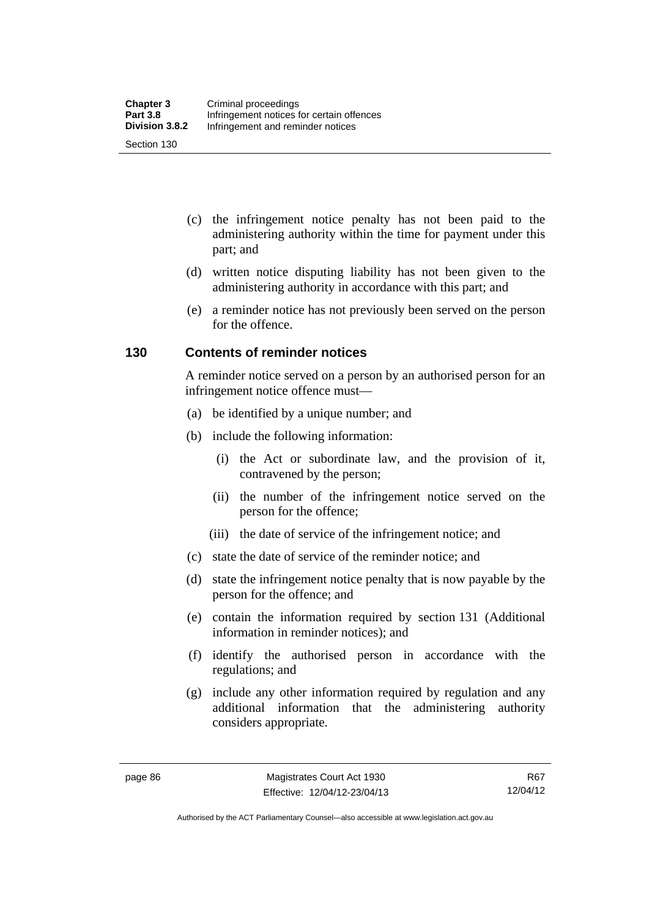- (c) the infringement notice penalty has not been paid to the administering authority within the time for payment under this part; and
- (d) written notice disputing liability has not been given to the administering authority in accordance with this part; and
- (e) a reminder notice has not previously been served on the person for the offence.

### 130 Contents of reminder notices

A reminder notice served on a person by an authorised person for an infringement notice offence must—

- (a) be identified by a unique number; and
- (b) include the following information:
  - (i) the Act or subordinate law, and the provision of it, contravened by the person;
  - (ii) the number of the infringement notice served on the person for the offence;
  - (iii) the date of service of the infringement notice; and
- (c) state the date of service of the reminder notice; and
- (d) state the infringement notice penalty that is now payable by the person for the offence; and
- (e) contain the information required by section 131 (Additional information in reminder notices); and
- (f) identify the authorised person in accordance with the regulations; and
- (g) include any other information required by regulation and any additional information that the administering authority considers appropriate.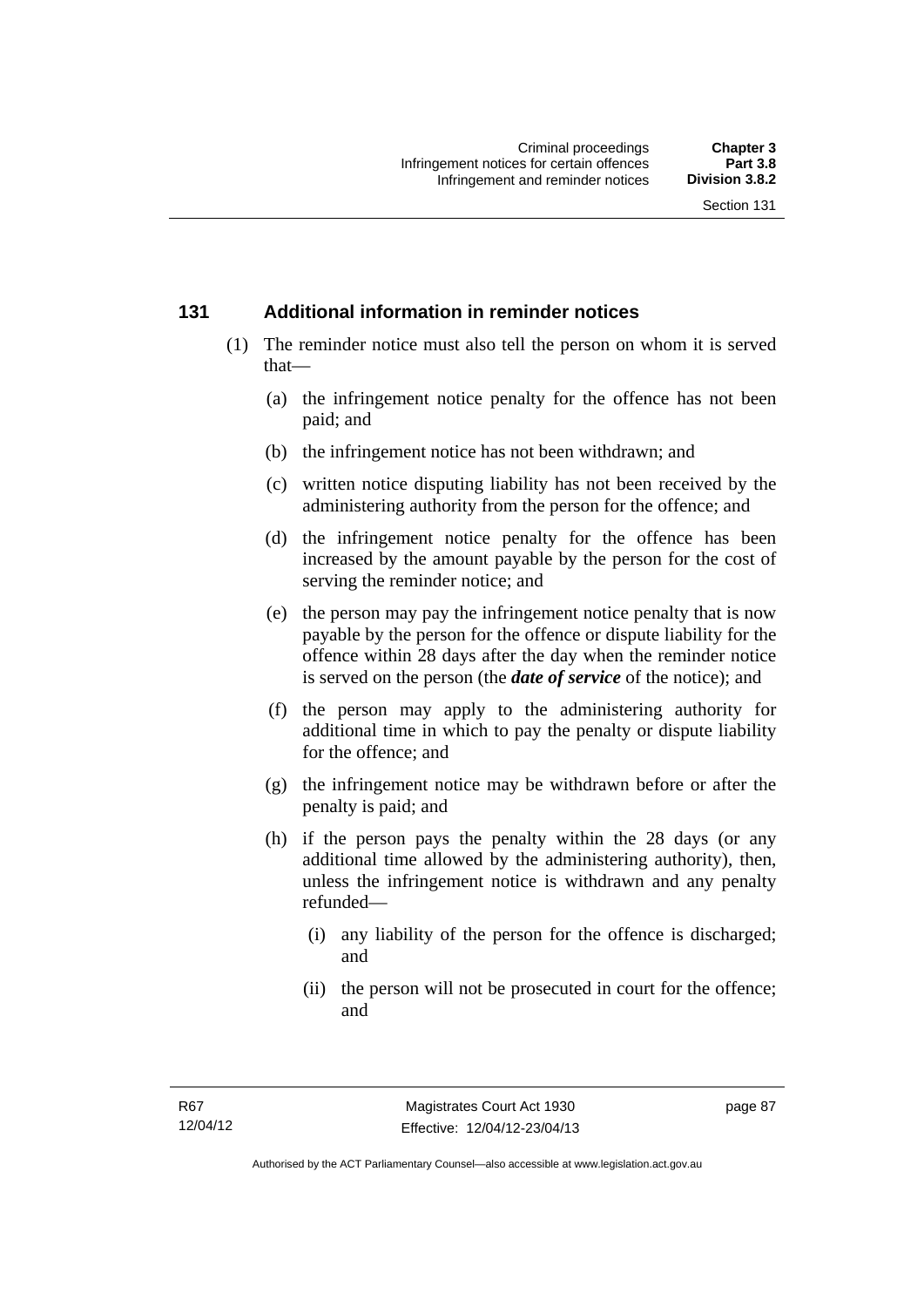## 131 Additional information in reminder notices

(1) The reminder notice must also tell the person on whom it is served that—

(a) the infringement notice penalty for the offence has not been paid; and

(b) the infringement notice has not been withdrawn; and

(c) written notice disputing liability has not been received by the administering authority from the person for the offence; and

(d) the infringement notice penalty for the offence has been increased by the amount payable by the person for the cost of serving the reminder notice; and

(e) the person may pay the infringement notice penalty that is now payable by the person for the offence or dispute liability for the offence within 28 days after the day when the reminder notice is served on the person (the ***date of service*** of the notice); and

(f) the person may apply to the administering authority for additional time in which to pay the penalty or dispute liability for the offence; and

(g) the infringement notice may be withdrawn before or after the penalty is paid; and

(h) if the person pays the penalty within the 28 days (or any additional time allowed by the administering authority), then, unless the infringement notice is withdrawn and any penalty refunded—

(i) any liability of the person for the offence is discharged; and

(ii) the person will not be prosecuted in court for the offence; and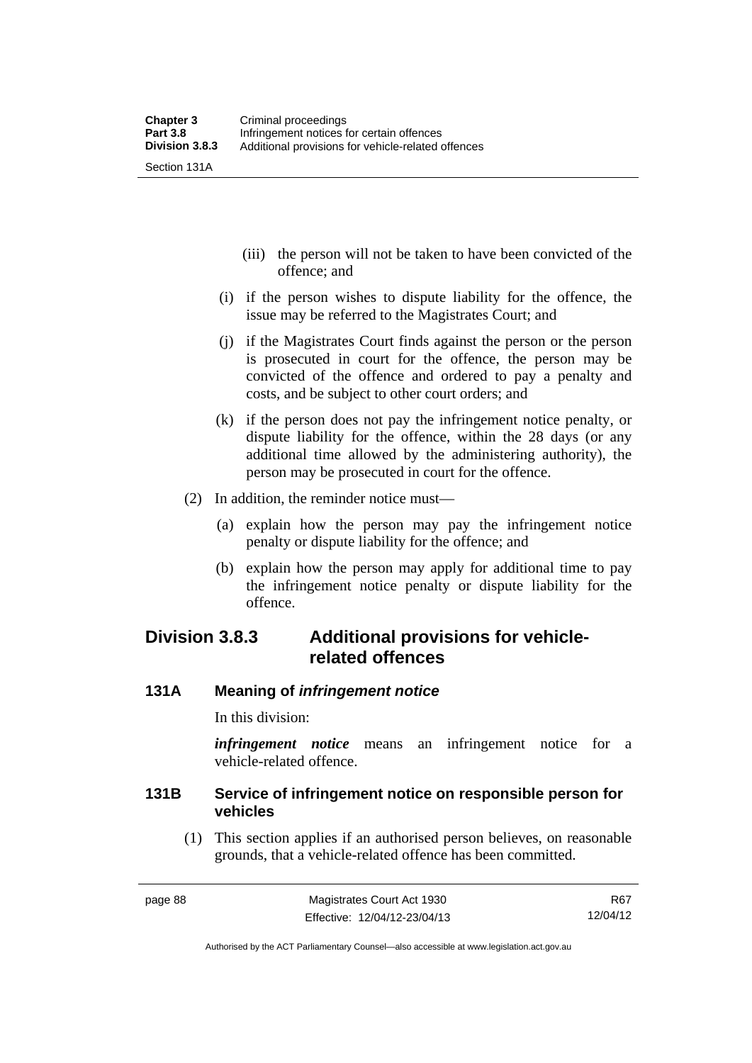(iii) the person will not be taken to have been convicted of the offence; and

(i) if the person wishes to dispute liability for the offence, the issue may be referred to the Magistrates Court; and

(j) if the Magistrates Court finds against the person or the person is prosecuted in court for the offence, the person may be convicted of the offence and ordered to pay a penalty and costs, and be subject to other court orders; and

(k) if the person does not pay the infringement notice penalty, or dispute liability for the offence, within the 28 days (or any additional time allowed by the administering authority), the person may be prosecuted in court for the offence.

(2) In addition, the reminder notice must—

(a) explain how the person may pay the infringement notice penalty or dispute liability for the offence; and

(b) explain how the person may apply for additional time to pay the infringement notice penalty or dispute liability for the offence.

## Division 3.8.3 Additional provisions for vehicle-related offences

### 131A Meaning of *infringement notice*

In this division:

***infringement notice*** means an infringement notice for a vehicle-related offence.

### 131B Service of infringement notice on responsible person for vehicles

(1) This section applies if an authorised person believes, on reasonable grounds, that a vehicle-related offence has been committed.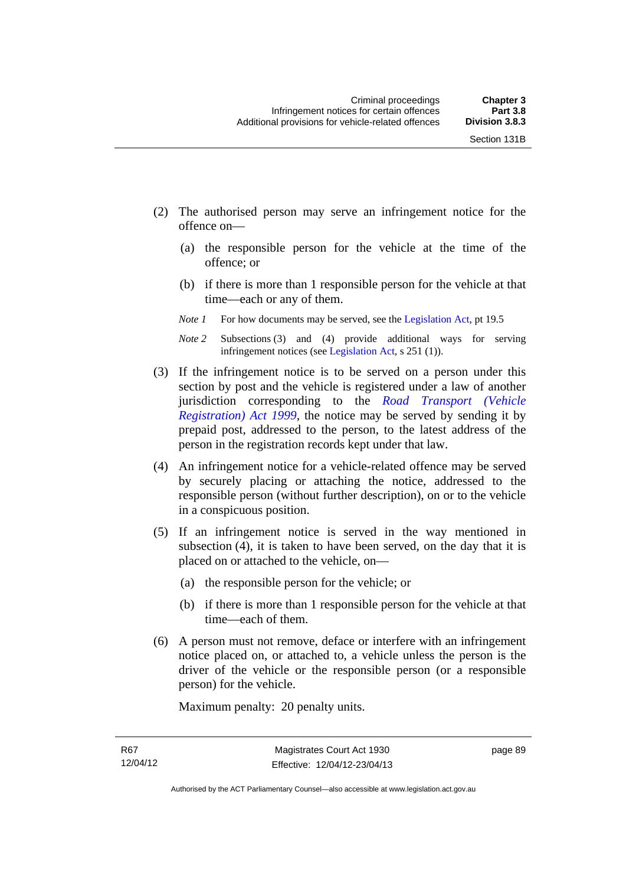(2) The authorised person may serve an infringement notice for the offence on—

  (a) the responsible person for the vehicle at the time of the offence; or

  (b) if there is more than 1 responsible person for the vehicle at that time—each or any of them.

*Note 1* For how documents may be served, see the Legislation Act, pt 19.5

*Note 2* Subsections (3) and (4) provide additional ways for serving infringement notices (see Legislation Act, s 251 (1)).

(3) If the infringement notice is to be served on a person under this section by post and the vehicle is registered under a law of another jurisdiction corresponding to the *Road Transport (Vehicle Registration) Act 1999*, the notice may be served by sending it by prepaid post, addressed to the person, to the latest address of the person in the registration records kept under that law.

(4) An infringement notice for a vehicle-related offence may be served by securely placing or attaching the notice, addressed to the responsible person (without further description), on or to the vehicle in a conspicuous position.

(5) If an infringement notice is served in the way mentioned in subsection (4), it is taken to have been served, on the day that it is placed on or attached to the vehicle, on—

  (a) the responsible person for the vehicle; or

  (b) if there is more than 1 responsible person for the vehicle at that time—each of them.

(6) A person must not remove, deface or interfere with an infringement notice placed on, or attached to, a vehicle unless the person is the driver of the vehicle or the responsible person (or a responsible person) for the vehicle.

Maximum penalty: 20 penalty units.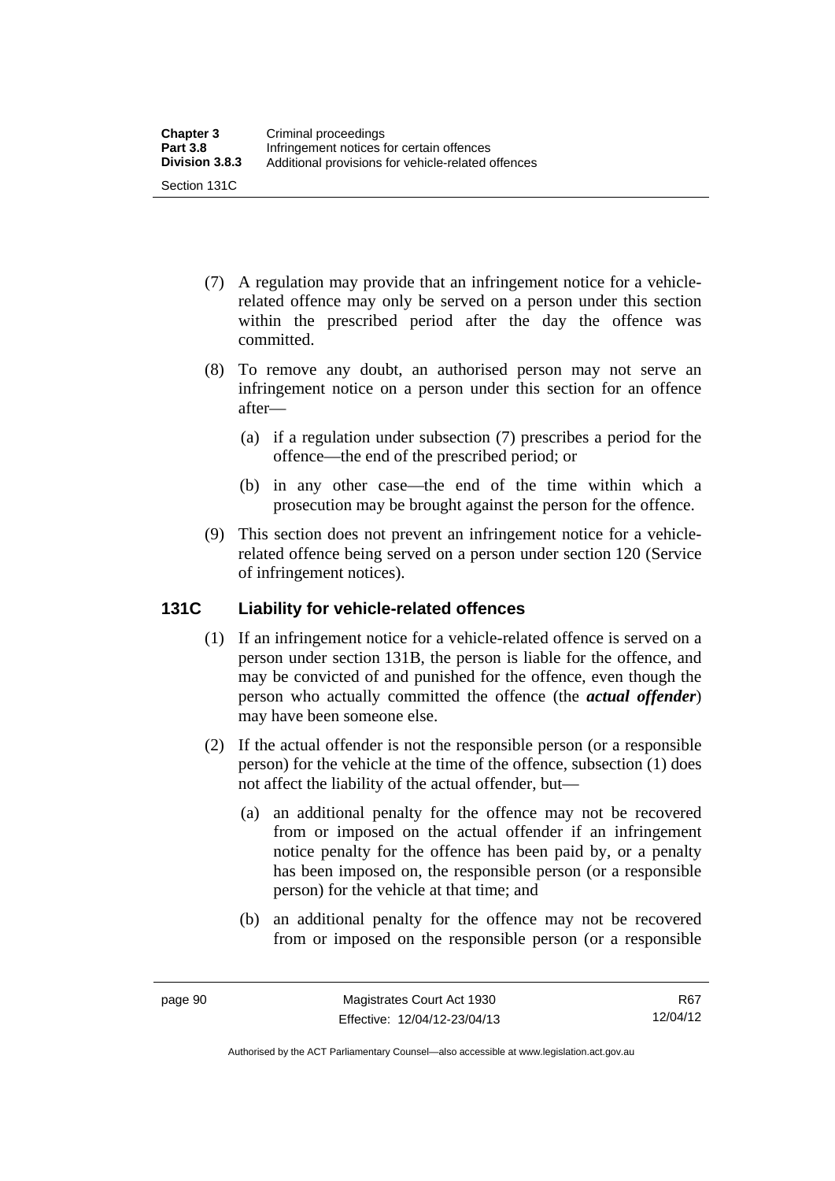(7) A regulation may provide that an infringement notice for a vehicle-related offence may only be served on a person under this section within the prescribed period after the day the offence was committed.

(8) To remove any doubt, an authorised person may not serve an infringement notice on a person under this section for an offence after—

(a) if a regulation under subsection (7) prescribes a period for the offence—the end of the prescribed period; or

(b) in any other case—the end of the time within which a prosecution may be brought against the person for the offence.

(9) This section does not prevent an infringement notice for a vehicle-related offence being served on a person under section 120 (Service of infringement notices).

### 131C Liability for vehicle-related offences

(1) If an infringement notice for a vehicle-related offence is served on a person under section 131B, the person is liable for the offence, and may be convicted of and punished for the offence, even though the person who actually committed the offence (the ***actual offender***) may have been someone else.

(2) If the actual offender is not the responsible person (or a responsible person) for the vehicle at the time of the offence, subsection (1) does not affect the liability of the actual offender, but—

(a) an additional penalty for the offence may not be recovered from or imposed on the actual offender if an infringement notice penalty for the offence has been paid by, or a penalty has been imposed on, the responsible person (or a responsible person) for the vehicle at that time; and

(b) an additional penalty for the offence may not be recovered from or imposed on the responsible person (or a responsible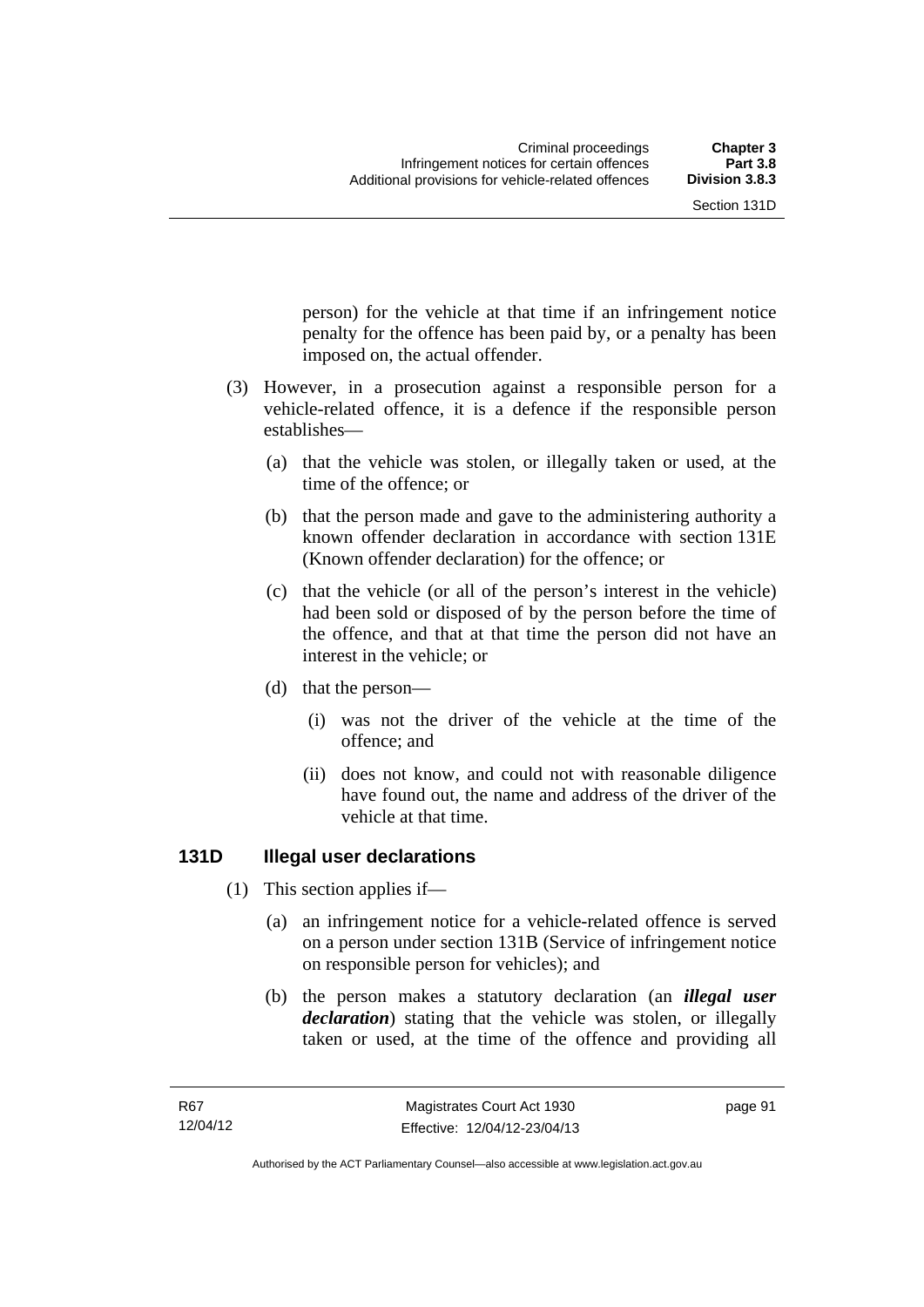person) for the vehicle at that time if an infringement notice penalty for the offence has been paid by, or a penalty has been imposed on, the actual offender.

(3) However, in a prosecution against a responsible person for a vehicle-related offence, it is a defence if the responsible person establishes—

(a) that the vehicle was stolen, or illegally taken or used, at the time of the offence; or

(b) that the person made and gave to the administering authority a known offender declaration in accordance with section 131E (Known offender declaration) for the offence; or

(c) that the vehicle (or all of the person's interest in the vehicle) had been sold or disposed of by the person before the time of the offence, and that at that time the person did not have an interest in the vehicle; or

(d) that the person—

(i) was not the driver of the vehicle at the time of the offence; and

(ii) does not know, and could not with reasonable diligence have found out, the name and address of the driver of the vehicle at that time.

### 131D Illegal user declarations

(1) This section applies if—

(a) an infringement notice for a vehicle-related offence is served on a person under section 131B (Service of infringement notice on responsible person for vehicles); and

(b) the person makes a statutory declaration (an ***illegal user declaration***) stating that the vehicle was stolen, or illegally taken or used, at the time of the offence and providing all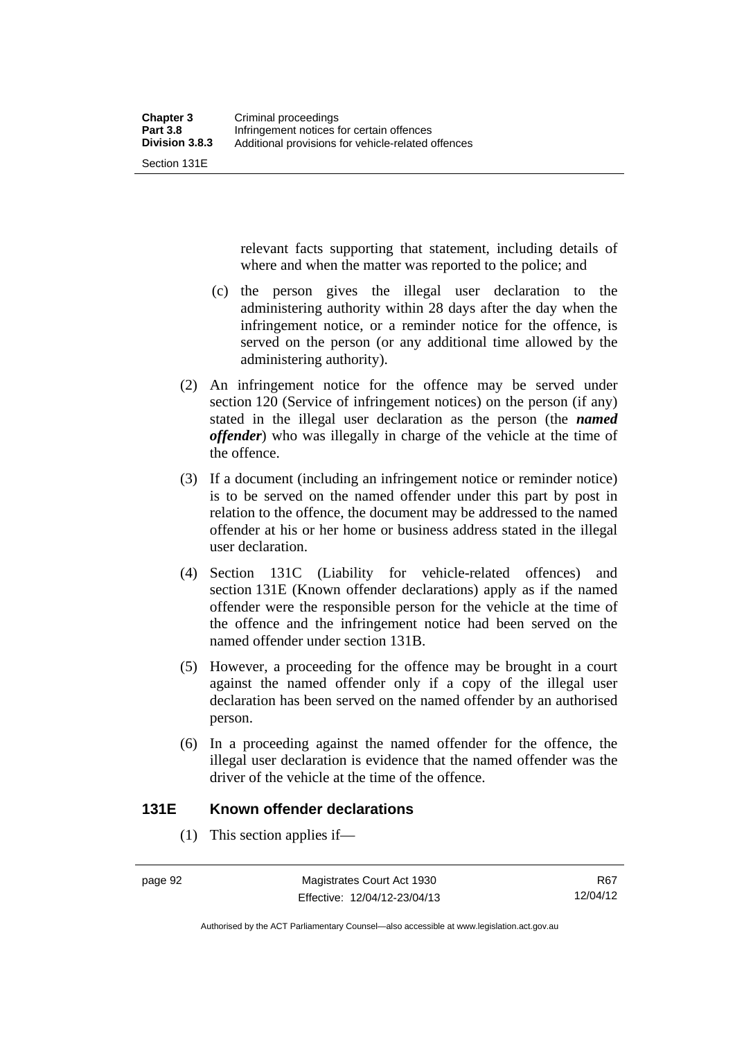relevant facts supporting that statement, including details of where and when the matter was reported to the police; and

(c) the person gives the illegal user declaration to the administering authority within 28 days after the day when the infringement notice, or a reminder notice for the offence, is served on the person (or any additional time allowed by the administering authority).

(2) An infringement notice for the offence may be served under section 120 (Service of infringement notices) on the person (if any) stated in the illegal user declaration as the person (the ***named offender***) who was illegally in charge of the vehicle at the time of the offence.

(3) If a document (including an infringement notice or reminder notice) is to be served on the named offender under this part by post in relation to the offence, the document may be addressed to the named offender at his or her home or business address stated in the illegal user declaration.

(4) Section 131C (Liability for vehicle-related offences) and section 131E (Known offender declarations) apply as if the named offender were the responsible person for the vehicle at the time of the offence and the infringement notice had been served on the named offender under section 131B.

(5) However, a proceeding for the offence may be brought in a court against the named offender only if a copy of the illegal user declaration has been served on the named offender by an authorised person.

(6) In a proceeding against the named offender for the offence, the illegal user declaration is evidence that the named offender was the driver of the vehicle at the time of the offence.

## 131E Known offender declarations

(1) This section applies if—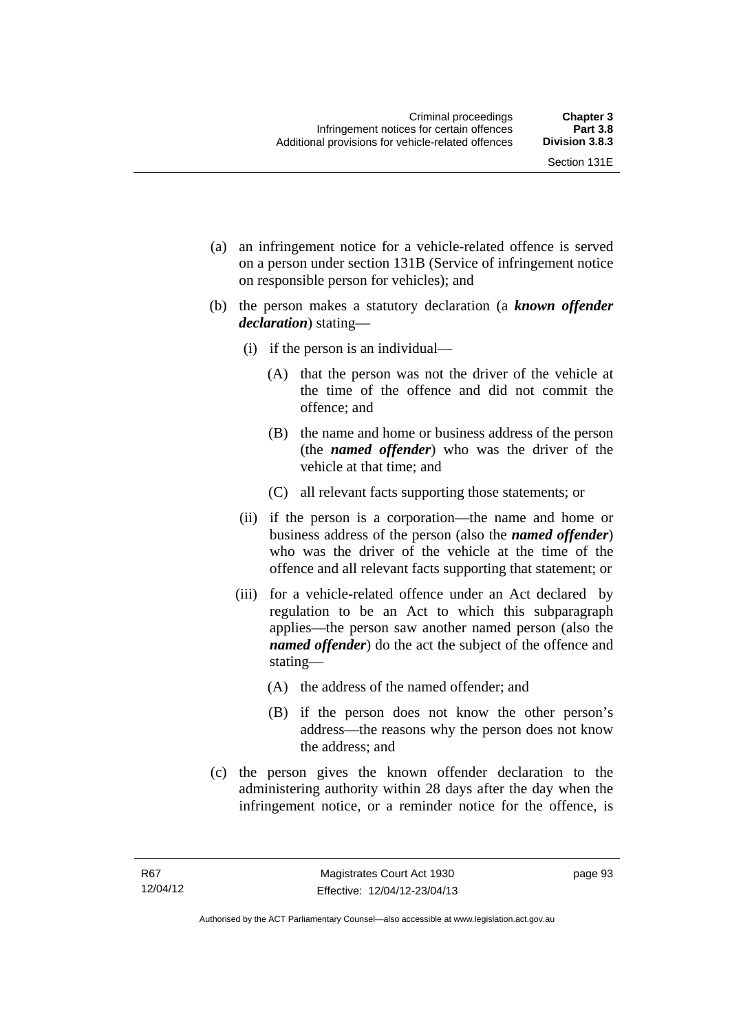(a) an infringement notice for a vehicle-related offence is served on a person under section 131B (Service of infringement notice on responsible person for vehicles); and

(b) the person makes a statutory declaration (a ***known offender declaration***) stating—

   (i) if the person is an individual—

      (A) that the person was not the driver of the vehicle at the time of the offence and did not commit the offence; and

      (B) the name and home or business address of the person (the ***named offender***) who was the driver of the vehicle at that time; and

      (C) all relevant facts supporting those statements; or

   (ii) if the person is a corporation—the name and home or business address of the person (also the ***named offender***) who was the driver of the vehicle at the time of the offence and all relevant facts supporting that statement; or

   (iii) for a vehicle-related offence under an Act declared by regulation to be an Act to which this subparagraph applies—the person saw another named person (also the ***named offender***) do the act the subject of the offence and stating—

      (A) the address of the named offender; and

      (B) if the person does not know the other person's address—the reasons why the person does not know the address; and

(c) the person gives the known offender declaration to the administering authority within 28 days after the day when the infringement notice, or a reminder notice for the offence, is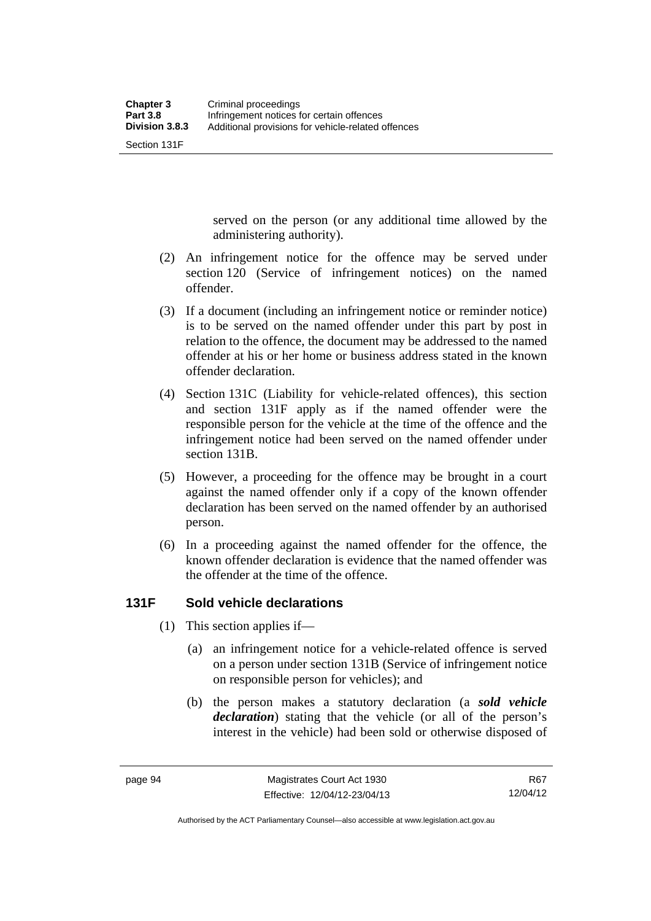served on the person (or any additional time allowed by the administering authority).

(2) An infringement notice for the offence may be served under section 120 (Service of infringement notices) on the named offender.

(3) If a document (including an infringement notice or reminder notice) is to be served on the named offender under this part by post in relation to the offence, the document may be addressed to the named offender at his or her home or business address stated in the known offender declaration.

(4) Section 131C (Liability for vehicle-related offences), this section and section 131F apply as if the named offender were the responsible person for the vehicle at the time of the offence and the infringement notice had been served on the named offender under section 131B.

(5) However, a proceeding for the offence may be brought in a court against the named offender only if a copy of the known offender declaration has been served on the named offender by an authorised person.

(6) In a proceeding against the named offender for the offence, the known offender declaration is evidence that the named offender was the offender at the time of the offence.

### 131F Sold vehicle declarations

(1) This section applies if—

(a) an infringement notice for a vehicle-related offence is served on a person under section 131B (Service of infringement notice on responsible person for vehicles); and

(b) the person makes a statutory declaration (a ***sold vehicle declaration***) stating that the vehicle (or all of the person's interest in the vehicle) had been sold or otherwise disposed of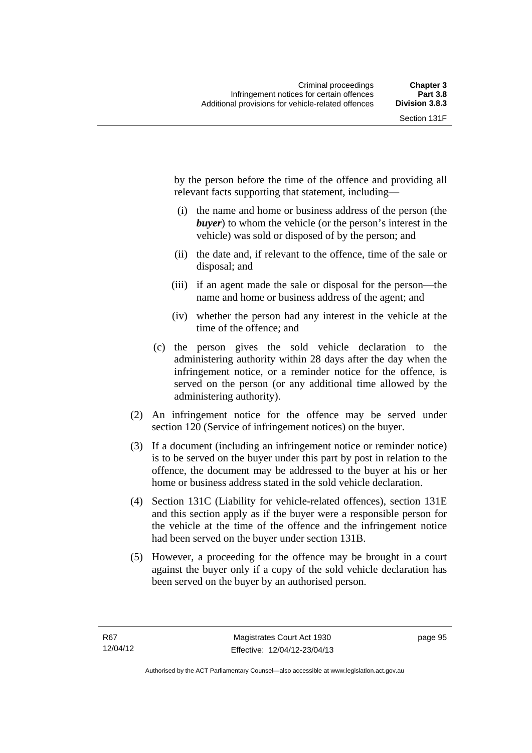by the person before the time of the offence and providing all relevant facts supporting that statement, including—

   (i) the name and home or business address of the person (the ***buyer***) to whom the vehicle (or the person's interest in the vehicle) was sold or disposed of by the person; and

   (ii) the date and, if relevant to the offence, time of the sale or disposal; and

   (iii) if an agent made the sale or disposal for the person—the name and home or business address of the agent; and

   (iv) whether the person had any interest in the vehicle at the time of the offence; and

(c) the person gives the sold vehicle declaration to the administering authority within 28 days after the day when the infringement notice, or a reminder notice for the offence, is served on the person (or any additional time allowed by the administering authority).

(2) An infringement notice for the offence may be served under section 120 (Service of infringement notices) on the buyer.

(3) If a document (including an infringement notice or reminder notice) is to be served on the buyer under this part by post in relation to the offence, the document may be addressed to the buyer at his or her home or business address stated in the sold vehicle declaration.

(4) Section 131C (Liability for vehicle-related offences), section 131E and this section apply as if the buyer were a responsible person for the vehicle at the time of the offence and the infringement notice had been served on the buyer under section 131B.

(5) However, a proceeding for the offence may be brought in a court against the buyer only if a copy of the sold vehicle declaration has been served on the buyer by an authorised person.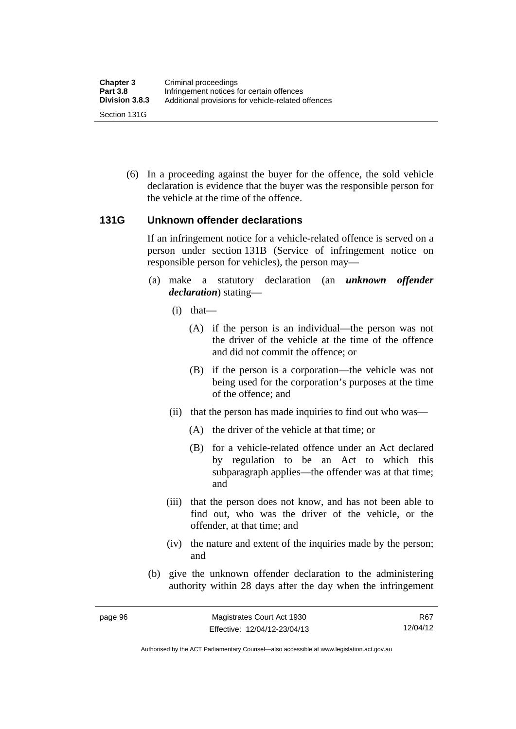(6) In a proceeding against the buyer for the offence, the sold vehicle declaration is evidence that the buyer was the responsible person for the vehicle at the time of the offence.

### 131G Unknown offender declarations

If an infringement notice for a vehicle-related offence is served on a person under section 131B (Service of infringement notice on responsible person for vehicles), the person may—

(a) make a statutory declaration (an ***unknown offender declaration***) stating—

(i) that—

(A) if the person is an individual—the person was not the driver of the vehicle at the time of the offence and did not commit the offence; or

(B) if the person is a corporation—the vehicle was not being used for the corporation's purposes at the time of the offence; and

(ii) that the person has made inquiries to find out who was—

(A) the driver of the vehicle at that time; or

(B) for a vehicle-related offence under an Act declared by regulation to be an Act to which this subparagraph applies—the offender was at that time; and

(iii) that the person does not know, and has not been able to find out, who was the driver of the vehicle, or the offender, at that time; and

(iv) the nature and extent of the inquiries made by the person; and

(b) give the unknown offender declaration to the administering authority within 28 days after the day when the infringement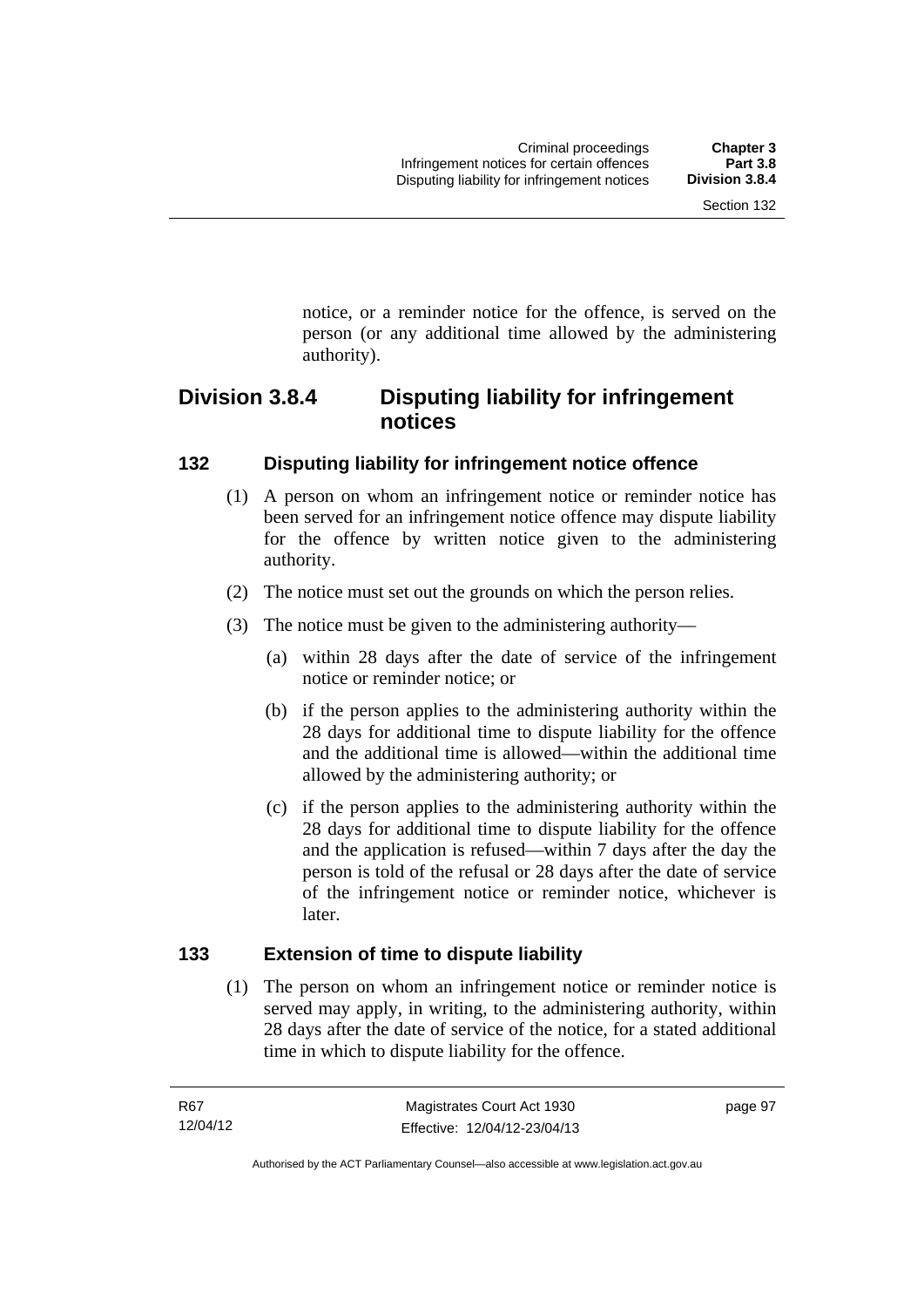notice, or a reminder notice for the offence, is served on the person (or any additional time allowed by the administering authority).

## Division 3.8.4 Disputing liability for infringement notices

### 132 Disputing liability for infringement notice offence

(1) A person on whom an infringement notice or reminder notice has been served for an infringement notice offence may dispute liability for the offence by written notice given to the administering authority.

(2) The notice must set out the grounds on which the person relies.

(3) The notice must be given to the administering authority—

(a) within 28 days after the date of service of the infringement notice or reminder notice; or

(b) if the person applies to the administering authority within the 28 days for additional time to dispute liability for the offence and the additional time is allowed—within the additional time allowed by the administering authority; or

(c) if the person applies to the administering authority within the 28 days for additional time to dispute liability for the offence and the application is refused—within 7 days after the day the person is told of the refusal or 28 days after the date of service of the infringement notice or reminder notice, whichever is later.

### 133 Extension of time to dispute liability

(1) The person on whom an infringement notice or reminder notice is served may apply, in writing, to the administering authority, within 28 days after the date of service of the notice, for a stated additional time in which to dispute liability for the offence.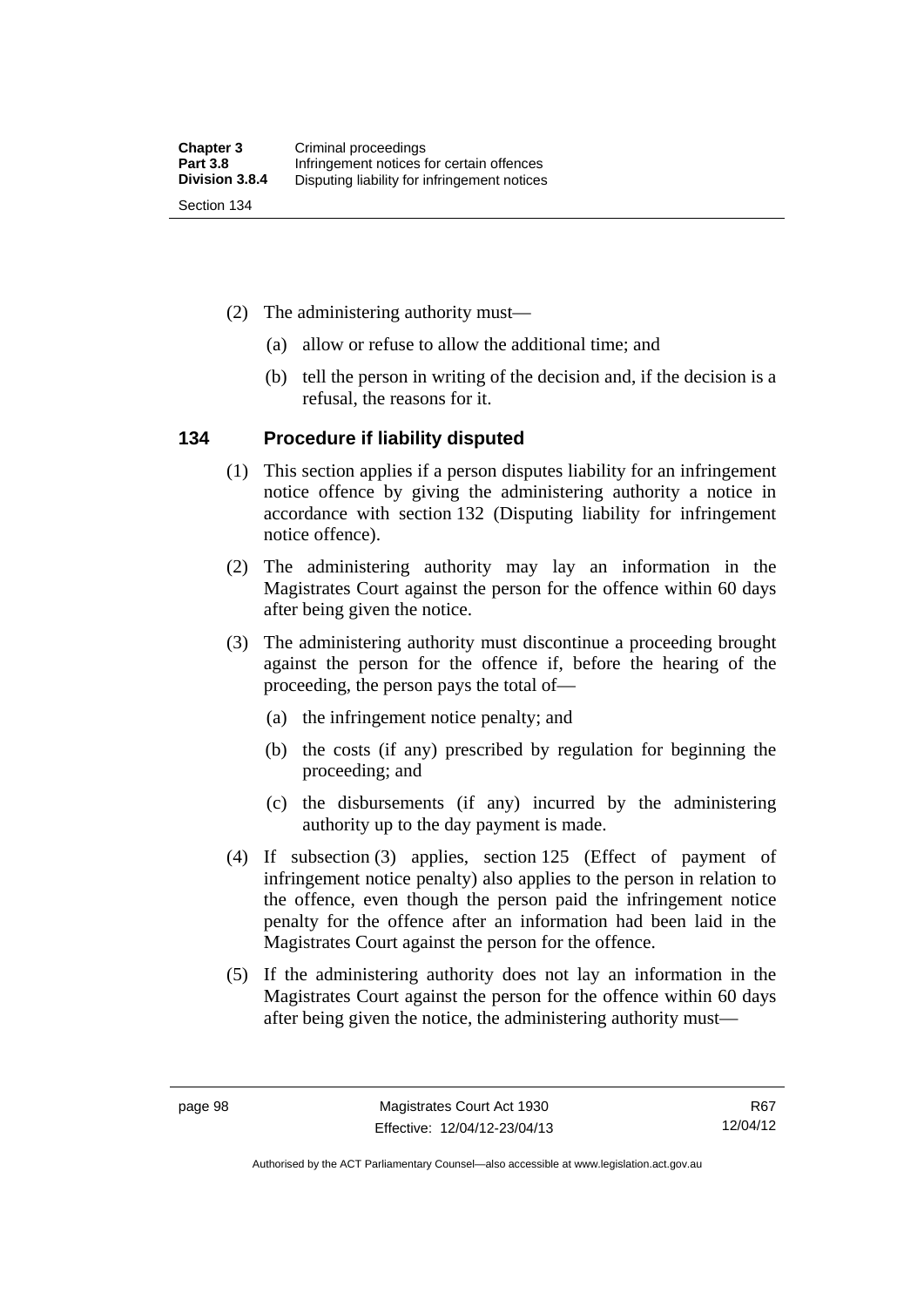(2) The administering authority must—

(a) allow or refuse to allow the additional time; and

(b) tell the person in writing of the decision and, if the decision is a refusal, the reasons for it.

## 134 Procedure if liability disputed

(1) This section applies if a person disputes liability for an infringement notice offence by giving the administering authority a notice in accordance with section 132 (Disputing liability for infringement notice offence).

(2) The administering authority may lay an information in the Magistrates Court against the person for the offence within 60 days after being given the notice.

(3) The administering authority must discontinue a proceeding brought against the person for the offence if, before the hearing of the proceeding, the person pays the total of—

(a) the infringement notice penalty; and

(b) the costs (if any) prescribed by regulation for beginning the proceeding; and

(c) the disbursements (if any) incurred by the administering authority up to the day payment is made.

(4) If subsection (3) applies, section 125 (Effect of payment of infringement notice penalty) also applies to the person in relation to the offence, even though the person paid the infringement notice penalty for the offence after an information had been laid in the Magistrates Court against the person for the offence.

(5) If the administering authority does not lay an information in the Magistrates Court against the person for the offence within 60 days after being given the notice, the administering authority must—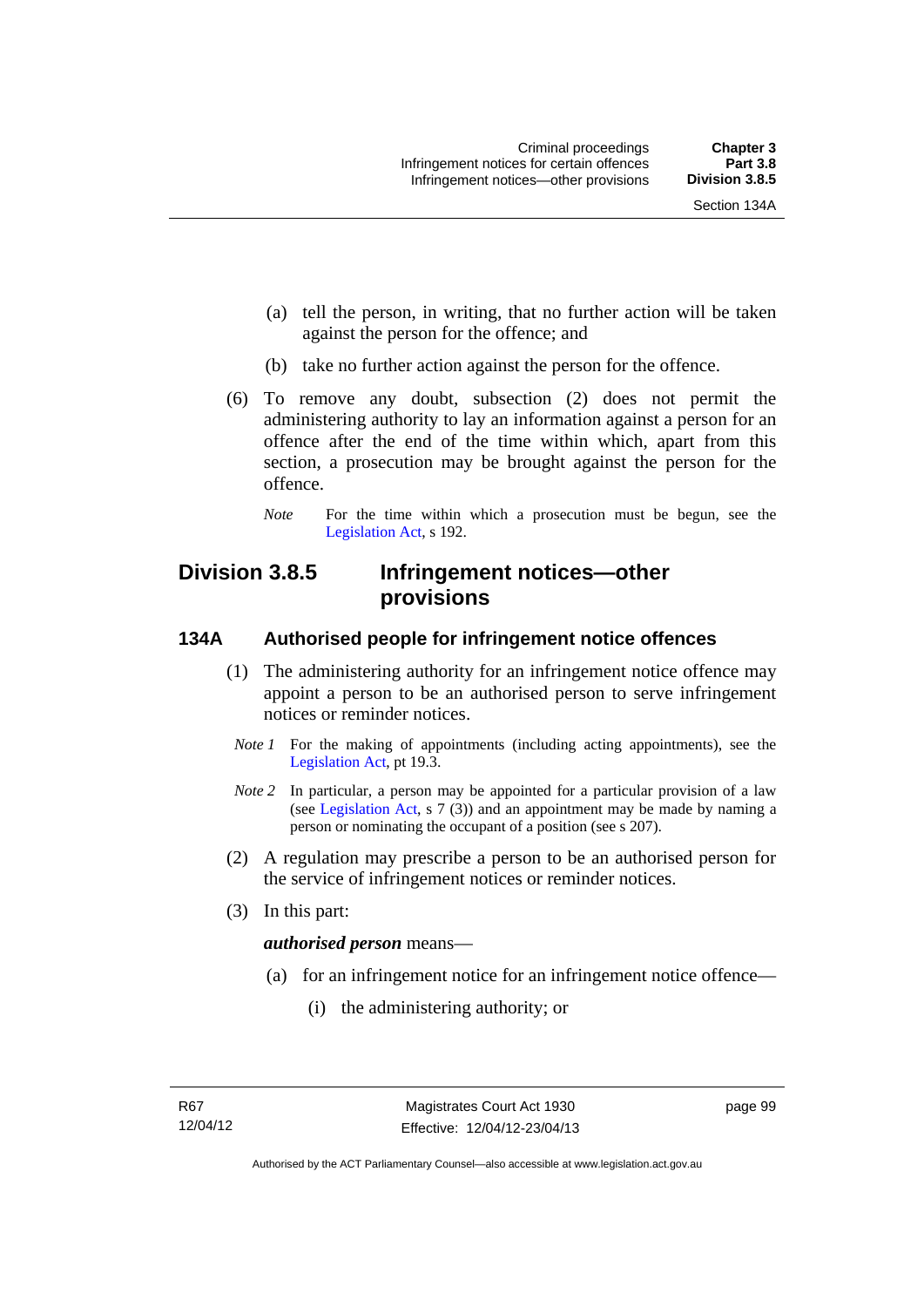(a) tell the person, in writing, that no further action will be taken against the person for the offence; and

(b) take no further action against the person for the offence.

(6) To remove any doubt, subsection (2) does not permit the administering authority to lay an information against a person for an offence after the end of the time within which, apart from this section, a prosecution may be brought against the person for the offence.

*Note* For the time within which a prosecution must be begun, see the Legislation Act, s 192.

## Division 3.8.5 Infringement notices—other provisions

### 134A Authorised people for infringement notice offences

(1) The administering authority for an infringement notice offence may appoint a person to be an authorised person to serve infringement notices or reminder notices.

*Note 1* For the making of appointments (including acting appointments), see the Legislation Act, pt 19.3.

*Note 2* In particular, a person may be appointed for a particular provision of a law (see Legislation Act, s 7 (3)) and an appointment may be made by naming a person or nominating the occupant of a position (see s 207).

(2) A regulation may prescribe a person to be an authorised person for the service of infringement notices or reminder notices.

(3) In this part:

***authorised person*** means—

(a) for an infringement notice for an infringement notice offence—

(i) the administering authority; or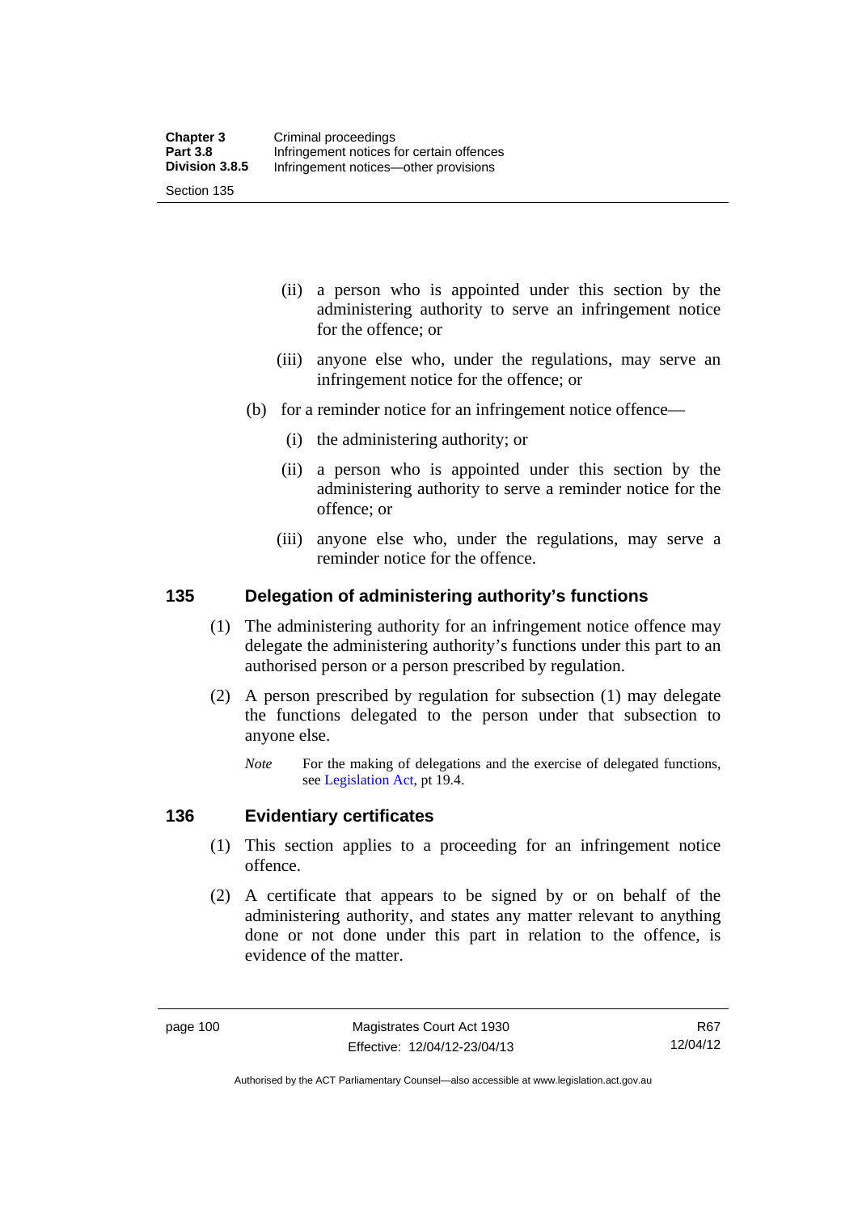(ii) a person who is appointed under this section by the administering authority to serve an infringement notice for the offence; or

(iii) anyone else who, under the regulations, may serve an infringement notice for the offence; or

(b) for a reminder notice for an infringement notice offence—

(i) the administering authority; or

(ii) a person who is appointed under this section by the administering authority to serve a reminder notice for the offence; or

(iii) anyone else who, under the regulations, may serve a reminder notice for the offence.

## 135 Delegation of administering authority's functions

(1) The administering authority for an infringement notice offence may delegate the administering authority's functions under this part to an authorised person or a person prescribed by regulation.

(2) A person prescribed by regulation for subsection (1) may delegate the functions delegated to the person under that subsection to anyone else.

*Note* For the making of delegations and the exercise of delegated functions, see Legislation Act, pt 19.4.

## 136 Evidentiary certificates

(1) This section applies to a proceeding for an infringement notice offence.

(2) A certificate that appears to be signed by or on behalf of the administering authority, and states any matter relevant to anything done or not done under this part in relation to the offence, is evidence of the matter.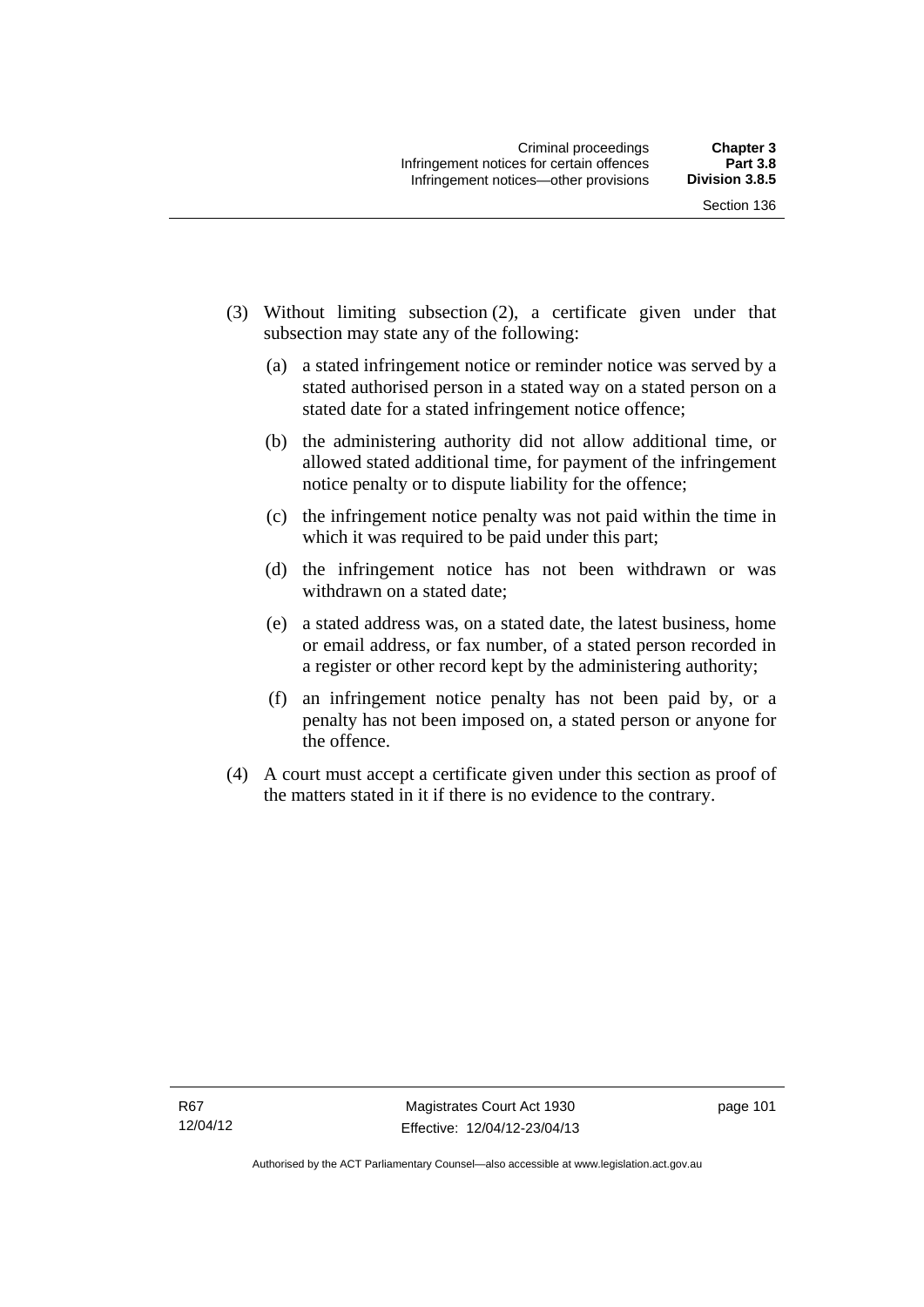(3) Without limiting subsection (2), a certificate given under that subsection may state any of the following:

  (a) a stated infringement notice or reminder notice was served by a stated authorised person in a stated way on a stated person on a stated date for a stated infringement notice offence;

  (b) the administering authority did not allow additional time, or allowed stated additional time, for payment of the infringement notice penalty or to dispute liability for the offence;

  (c) the infringement notice penalty was not paid within the time in which it was required to be paid under this part;

  (d) the infringement notice has not been withdrawn or was withdrawn on a stated date;

  (e) a stated address was, on a stated date, the latest business, home or email address, or fax number, of a stated person recorded in a register or other record kept by the administering authority;

  (f) an infringement notice penalty has not been paid by, or a penalty has not been imposed on, a stated person or anyone for the offence.

(4) A court must accept a certificate given under this section as proof of the matters stated in it if there is no evidence to the contrary.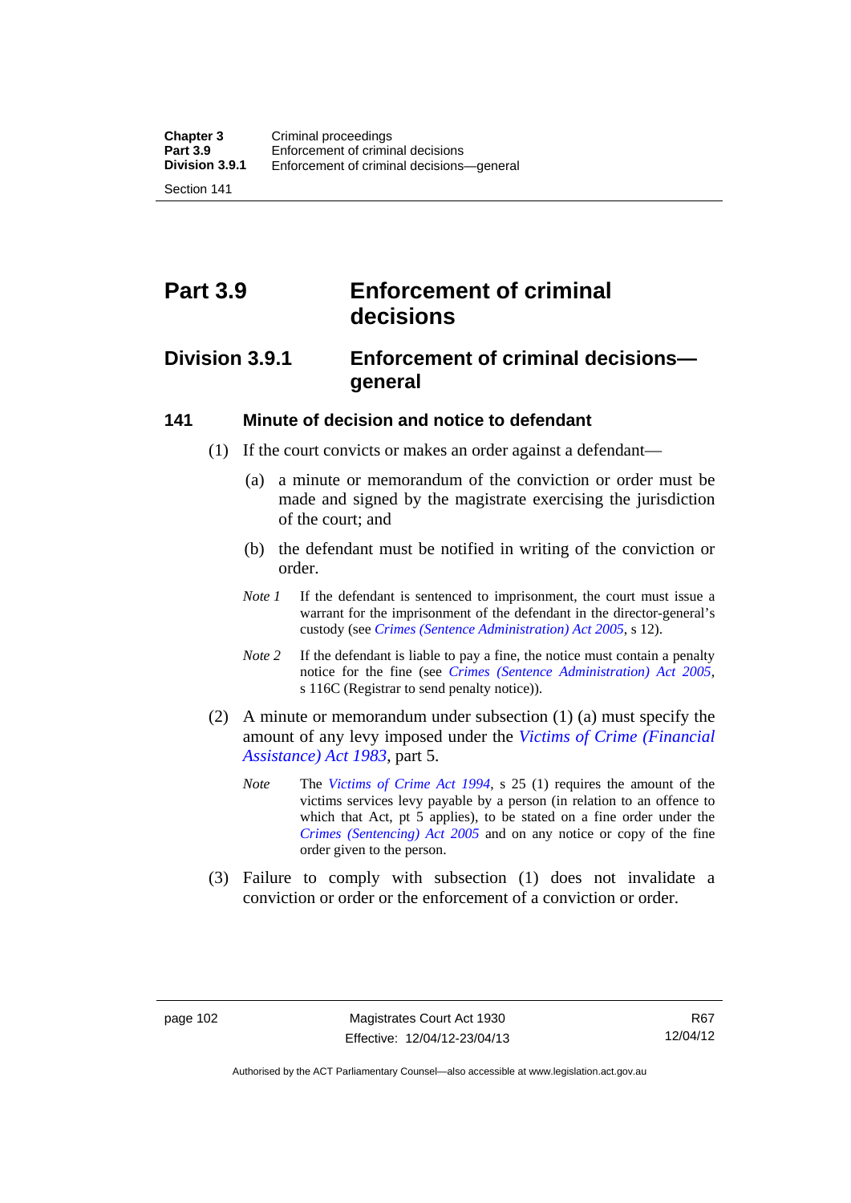# Part 3.9 Enforcement of criminal decisions

## Division 3.9.1 Enforcement of criminal decisions—general

### 141 Minute of decision and notice to defendant

(1) If the court convicts or makes an order against a defendant—

(a) a minute or memorandum of the conviction or order must be made and signed by the magistrate exercising the jurisdiction of the court; and

(b) the defendant must be notified in writing of the conviction or order.

*Note 1* If the defendant is sentenced to imprisonment, the court must issue a warrant for the imprisonment of the defendant in the director-general's custody (see *Crimes (Sentence Administration) Act 2005*, s 12).

*Note 2* If the defendant is liable to pay a fine, the notice must contain a penalty notice for the fine (see *Crimes (Sentence Administration) Act 2005*, s 116C (Registrar to send penalty notice)).

(2) A minute or memorandum under subsection (1) (a) must specify the amount of any levy imposed under the *Victims of Crime (Financial Assistance) Act 1983*, part 5.

*Note* The *Victims of Crime Act 1994*, s 25 (1) requires the amount of the victims services levy payable by a person (in relation to an offence to which that Act, pt 5 applies), to be stated on a fine order under the *Crimes (Sentencing) Act 2005* and on any notice or copy of the fine order given to the person.

(3) Failure to comply with subsection (1) does not invalidate a conviction or order or the enforcement of a conviction or order.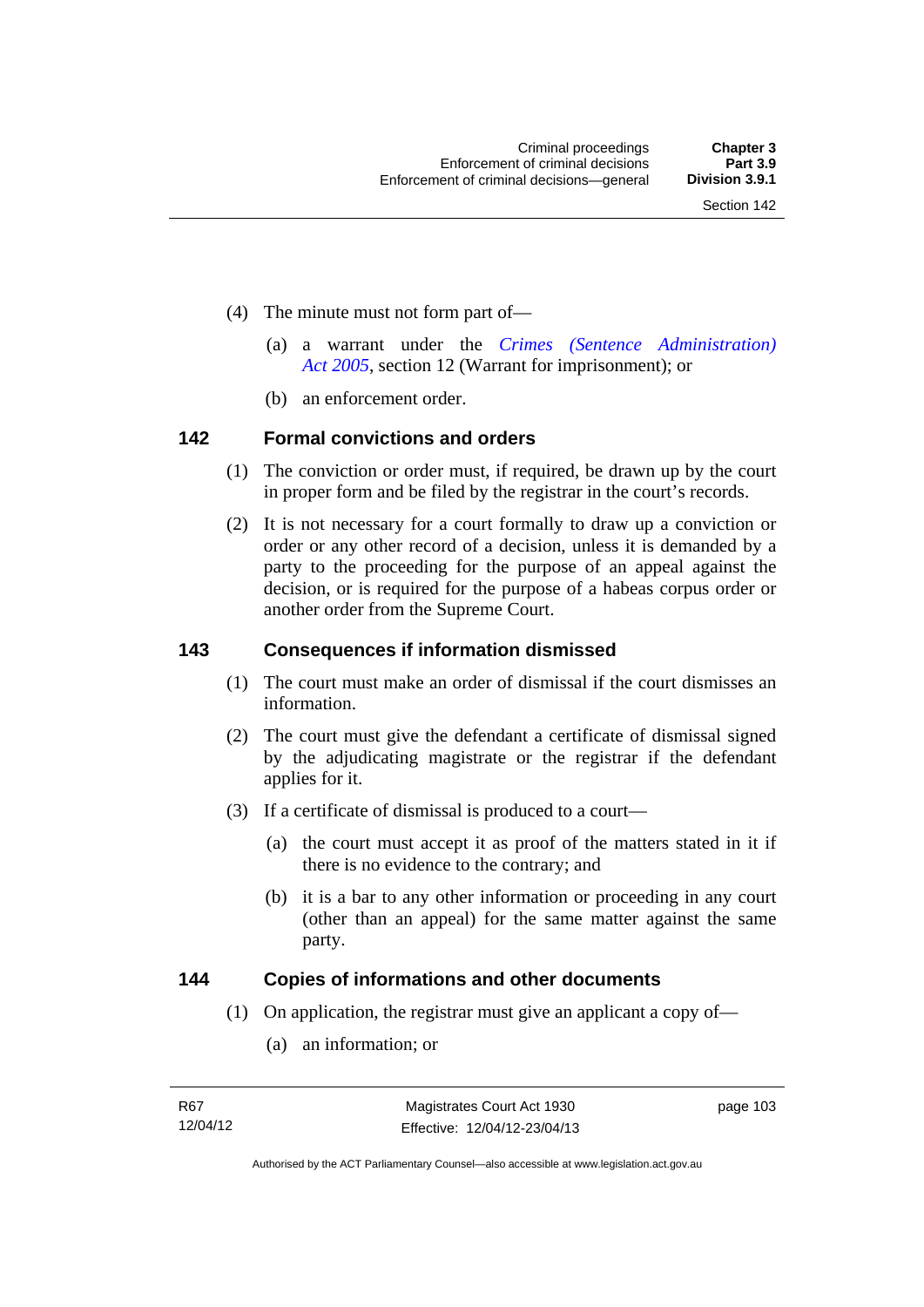(4) The minute must not form part of—

(a) a warrant under the *Crimes (Sentence Administration) Act 2005*, section 12 (Warrant for imprisonment); or

(b) an enforcement order.

### 142 Formal convictions and orders

(1) The conviction or order must, if required, be drawn up by the court in proper form and be filed by the registrar in the court's records.

(2) It is not necessary for a court formally to draw up a conviction or order or any other record of a decision, unless it is demanded by a party to the proceeding for the purpose of an appeal against the decision, or is required for the purpose of a habeas corpus order or another order from the Supreme Court.

### 143 Consequences if information dismissed

(1) The court must make an order of dismissal if the court dismisses an information.

(2) The court must give the defendant a certificate of dismissal signed by the adjudicating magistrate or the registrar if the defendant applies for it.

(3) If a certificate of dismissal is produced to a court—

(a) the court must accept it as proof of the matters stated in it if there is no evidence to the contrary; and

(b) it is a bar to any other information or proceeding in any court (other than an appeal) for the same matter against the same party.

### 144 Copies of informations and other documents

(1) On application, the registrar must give an applicant a copy of—

(a) an information; or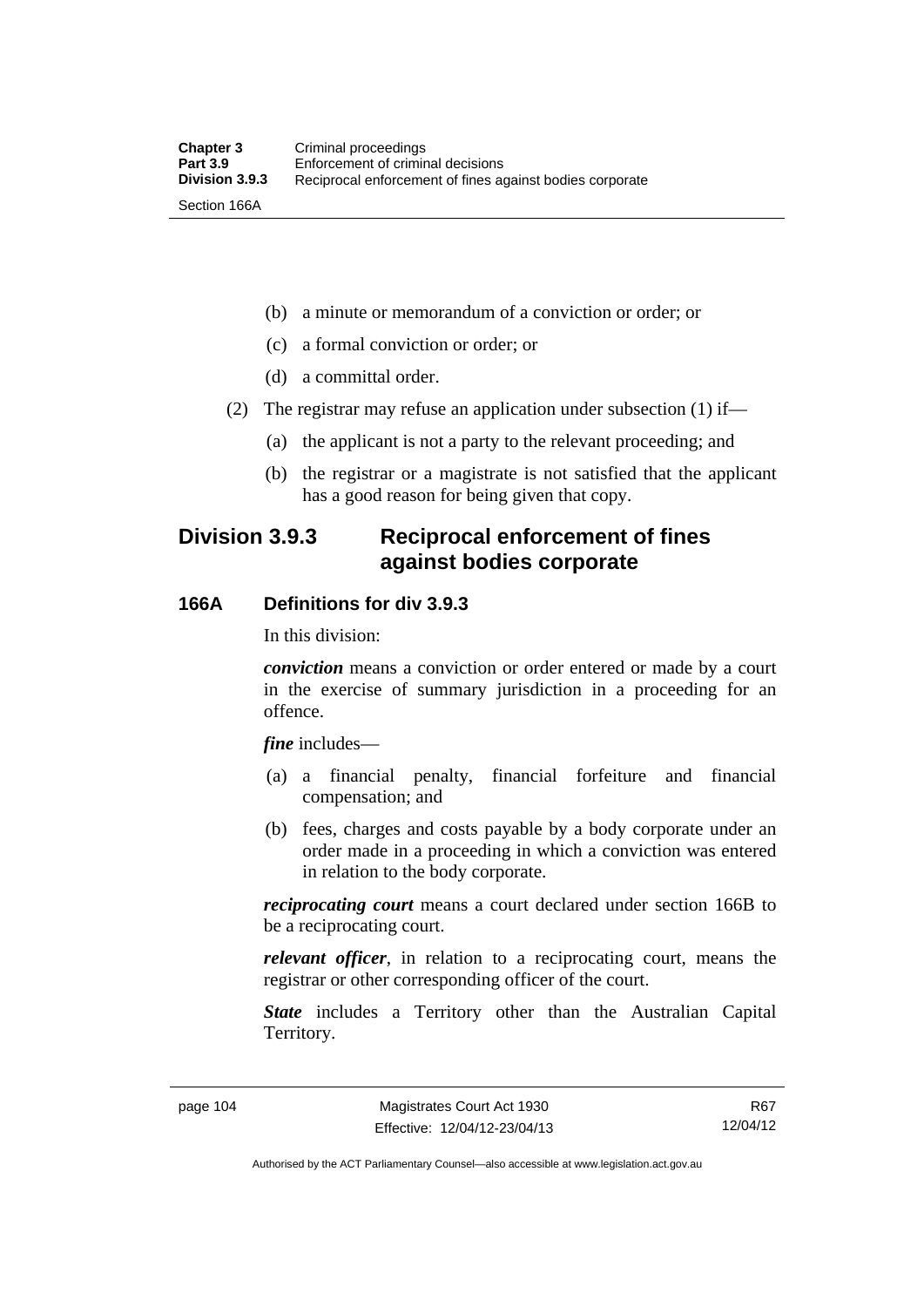(b) a minute or memorandum of a conviction or order; or

(c) a formal conviction or order; or

(d) a committal order.

(2) The registrar may refuse an application under subsection (1) if—

(a) the applicant is not a party to the relevant proceeding; and

(b) the registrar or a magistrate is not satisfied that the applicant has a good reason for being given that copy.

## Division 3.9.3 Reciprocal enforcement of fines against bodies corporate

### 166A Definitions for div 3.9.3

In this division:

***conviction*** means a conviction or order entered or made by a court in the exercise of summary jurisdiction in a proceeding for an offence.

***fine*** includes—

(a) a financial penalty, financial forfeiture and financial compensation; and

(b) fees, charges and costs payable by a body corporate under an order made in a proceeding in which a conviction was entered in relation to the body corporate.

***reciprocating court*** means a court declared under section 166B to be a reciprocating court.

***relevant officer***, in relation to a reciprocating court, means the registrar or other corresponding officer of the court.

***State*** includes a Territory other than the Australian Capital Territory.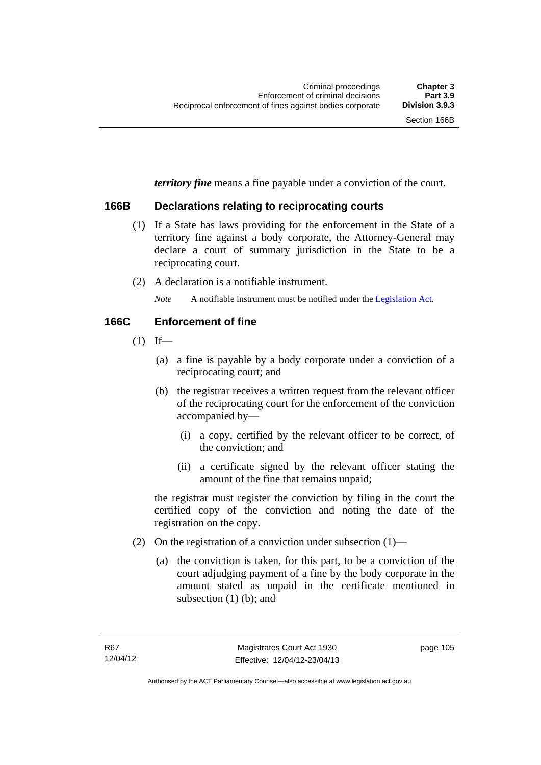***territory fine*** means a fine payable under a conviction of the court.

### 166B Declarations relating to reciprocating courts

(1) If a State has laws providing for the enforcement in the State of a territory fine against a body corporate, the Attorney-General may declare a court of summary jurisdiction in the State to be a reciprocating court.

(2) A declaration is a notifiable instrument.

*Note* A notifiable instrument must be notified under the Legislation Act.

### 166C Enforcement of fine

(1) If—

(a) a fine is payable by a body corporate under a conviction of a reciprocating court; and

(b) the registrar receives a written request from the relevant officer of the reciprocating court for the enforcement of the conviction accompanied by—

(i) a copy, certified by the relevant officer to be correct, of the conviction; and

(ii) a certificate signed by the relevant officer stating the amount of the fine that remains unpaid;

the registrar must register the conviction by filing in the court the certified copy of the conviction and noting the date of the registration on the copy.

(2) On the registration of a conviction under subsection (1)—

(a) the conviction is taken, for this part, to be a conviction of the court adjudging payment of a fine by the body corporate in the amount stated as unpaid in the certificate mentioned in subsection (1) (b); and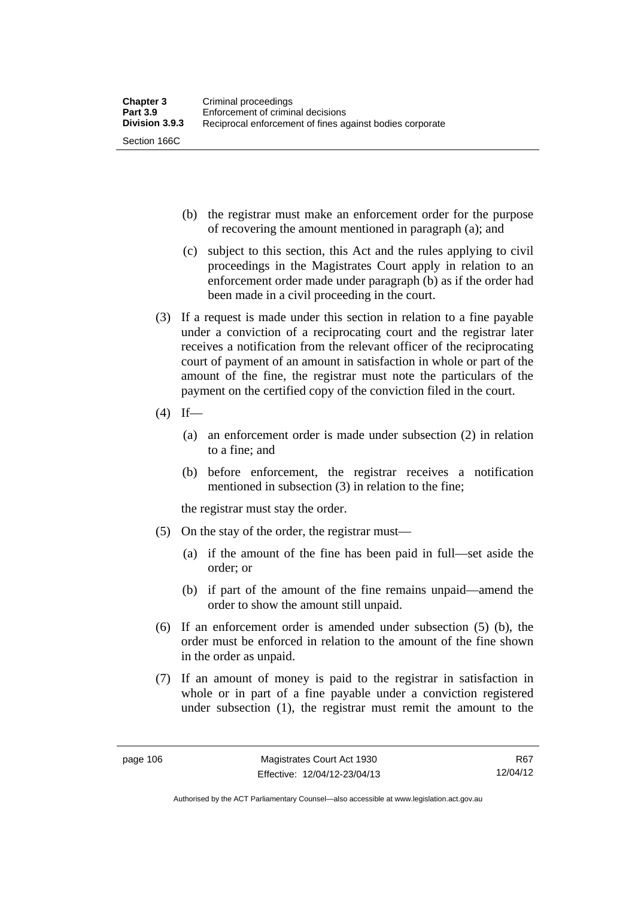(b) the registrar must make an enforcement order for the purpose of recovering the amount mentioned in paragraph (a); and

(c) subject to this section, this Act and the rules applying to civil proceedings in the Magistrates Court apply in relation to an enforcement order made under paragraph (b) as if the order had been made in a civil proceeding in the court.

(3) If a request is made under this section in relation to a fine payable under a conviction of a reciprocating court and the registrar later receives a notification from the relevant officer of the reciprocating court of payment of an amount in satisfaction in whole or part of the amount of the fine, the registrar must note the particulars of the payment on the certified copy of the conviction filed in the court.

(4) If—

(a) an enforcement order is made under subsection (2) in relation to a fine; and

(b) before enforcement, the registrar receives a notification mentioned in subsection (3) in relation to the fine;

the registrar must stay the order.

(5) On the stay of the order, the registrar must—

(a) if the amount of the fine has been paid in full—set aside the order; or

(b) if part of the amount of the fine remains unpaid—amend the order to show the amount still unpaid.

(6) If an enforcement order is amended under subsection (5) (b), the order must be enforced in relation to the amount of the fine shown in the order as unpaid.

(7) If an amount of money is paid to the registrar in satisfaction in whole or in part of a fine payable under a conviction registered under subsection (1), the registrar must remit the amount to the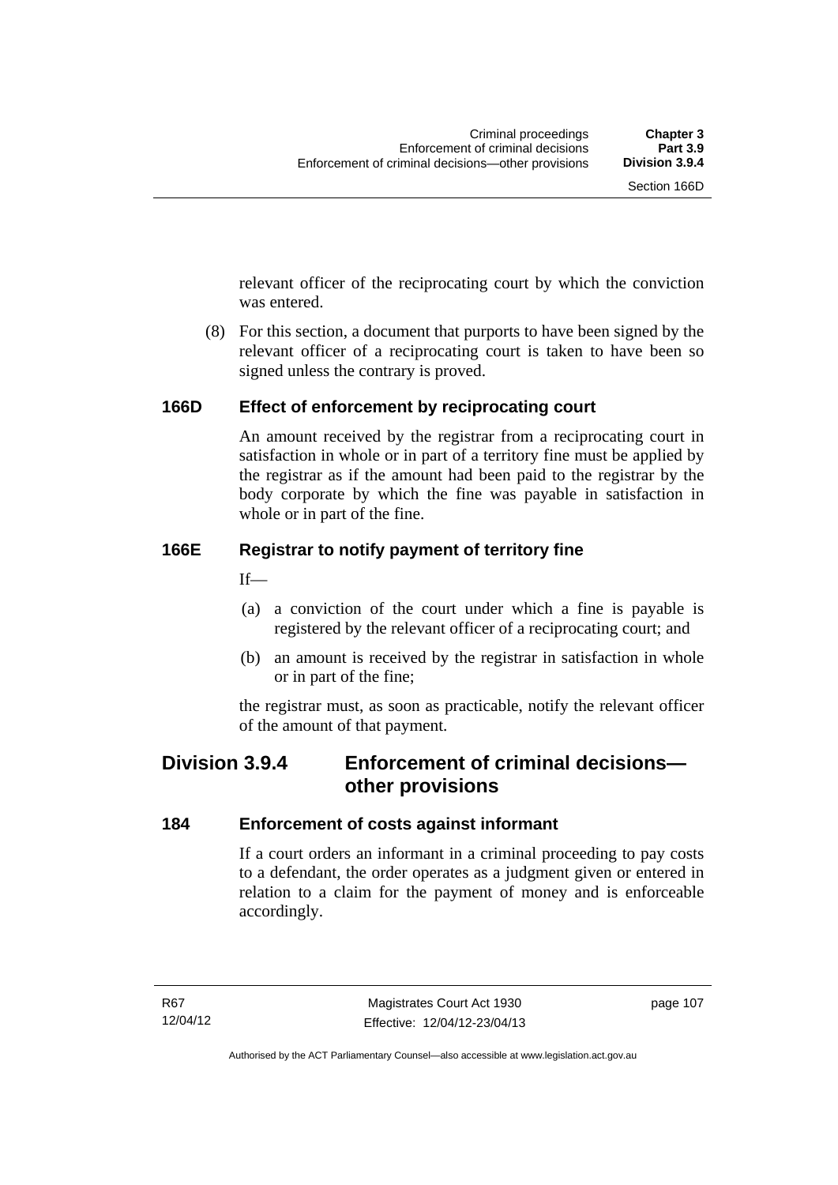relevant officer of the reciprocating court by which the conviction was entered.

(8) For this section, a document that purports to have been signed by the relevant officer of a reciprocating court is taken to have been so signed unless the contrary is proved.

### 166D Effect of enforcement by reciprocating court

An amount received by the registrar from a reciprocating court in satisfaction in whole or in part of a territory fine must be applied by the registrar as if the amount had been paid to the registrar by the body corporate by which the fine was payable in satisfaction in whole or in part of the fine.

### 166E Registrar to notify payment of territory fine

If—

(a) a conviction of the court under which a fine is payable is registered by the relevant officer of a reciprocating court; and

(b) an amount is received by the registrar in satisfaction in whole or in part of the fine;

the registrar must, as soon as practicable, notify the relevant officer of the amount of that payment.

## Division 3.9.4 Enforcement of criminal decisions—other provisions

### 184 Enforcement of costs against informant

If a court orders an informant in a criminal proceeding to pay costs to a defendant, the order operates as a judgment given or entered in relation to a claim for the payment of money and is enforceable accordingly.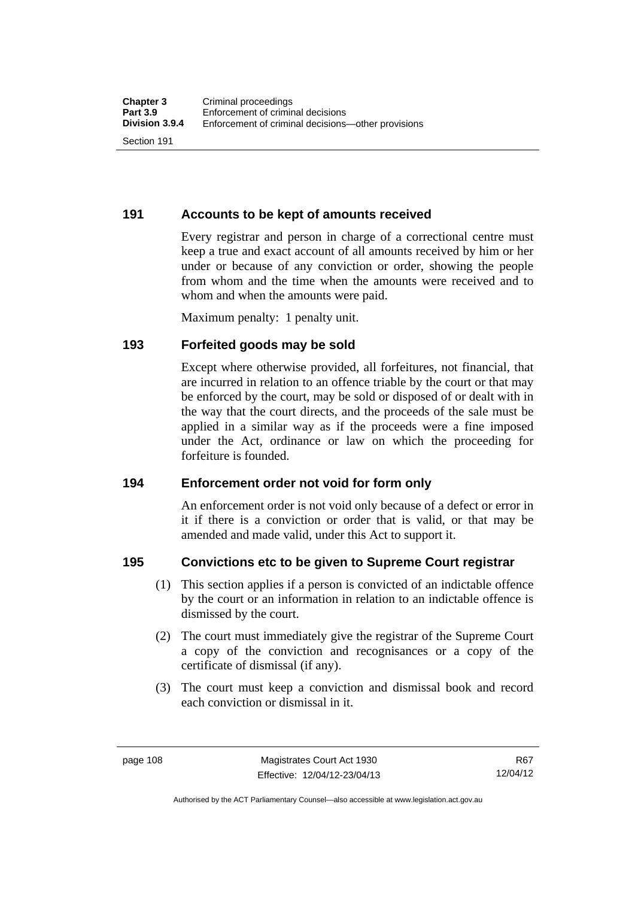## 191 Accounts to be kept of amounts received

Every registrar and person in charge of a correctional centre must keep a true and exact account of all amounts received by him or her under or because of any conviction or order, showing the people from whom and the time when the amounts were received and to whom and when the amounts were paid.

Maximum penalty: 1 penalty unit.

## 193 Forfeited goods may be sold

Except where otherwise provided, all forfeitures, not financial, that are incurred in relation to an offence triable by the court or that may be enforced by the court, may be sold or disposed of or dealt with in the way that the court directs, and the proceeds of the sale must be applied in a similar way as if the proceeds were a fine imposed under the Act, ordinance or law on which the proceeding for forfeiture is founded.

## 194 Enforcement order not void for form only

An enforcement order is not void only because of a defect or error in it if there is a conviction or order that is valid, or that may be amended and made valid, under this Act to support it.

## 195 Convictions etc to be given to Supreme Court registrar

(1) This section applies if a person is convicted of an indictable offence by the court or an information in relation to an indictable offence is dismissed by the court.

(2) The court must immediately give the registrar of the Supreme Court a copy of the conviction and recognisances or a copy of the certificate of dismissal (if any).

(3) The court must keep a conviction and dismissal book and record each conviction or dismissal in it.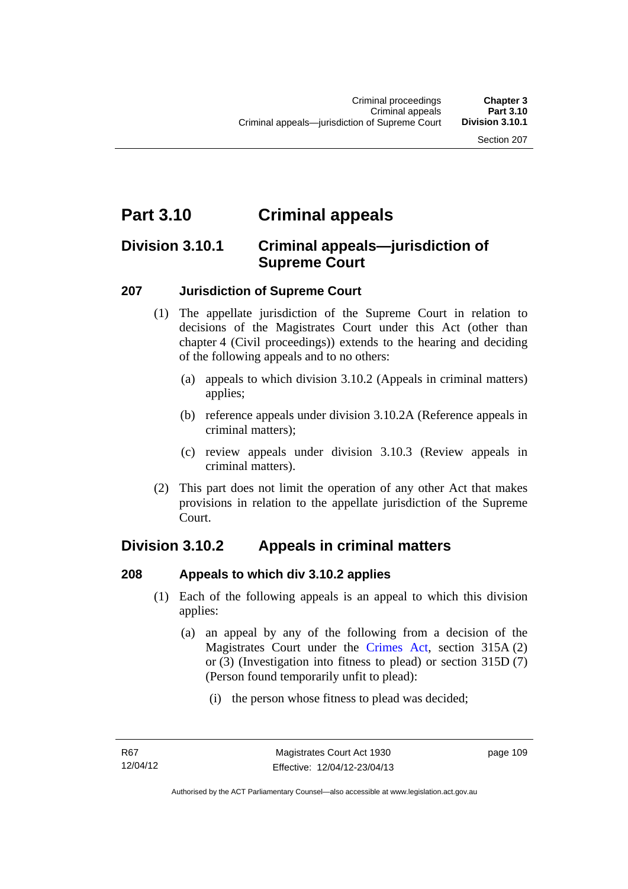# Part 3.10 Criminal appeals

## Division 3.10.1 Criminal appeals—jurisdiction of Supreme Court

### 207 Jurisdiction of Supreme Court

(1) The appellate jurisdiction of the Supreme Court in relation to decisions of the Magistrates Court under this Act (other than chapter 4 (Civil proceedings)) extends to the hearing and deciding of the following appeals and to no others:

(a) appeals to which division 3.10.2 (Appeals in criminal matters) applies;

(b) reference appeals under division 3.10.2A (Reference appeals in criminal matters);

(c) review appeals under division 3.10.3 (Review appeals in criminal matters).

(2) This part does not limit the operation of any other Act that makes provisions in relation to the appellate jurisdiction of the Supreme Court.

## Division 3.10.2 Appeals in criminal matters

### 208 Appeals to which div 3.10.2 applies

(1) Each of the following appeals is an appeal to which this division applies:

(a) an appeal by any of the following from a decision of the Magistrates Court under the Crimes Act, section 315A (2) or (3) (Investigation into fitness to plead) or section 315D (7) (Person found temporarily unfit to plead):

(i) the person whose fitness to plead was decided;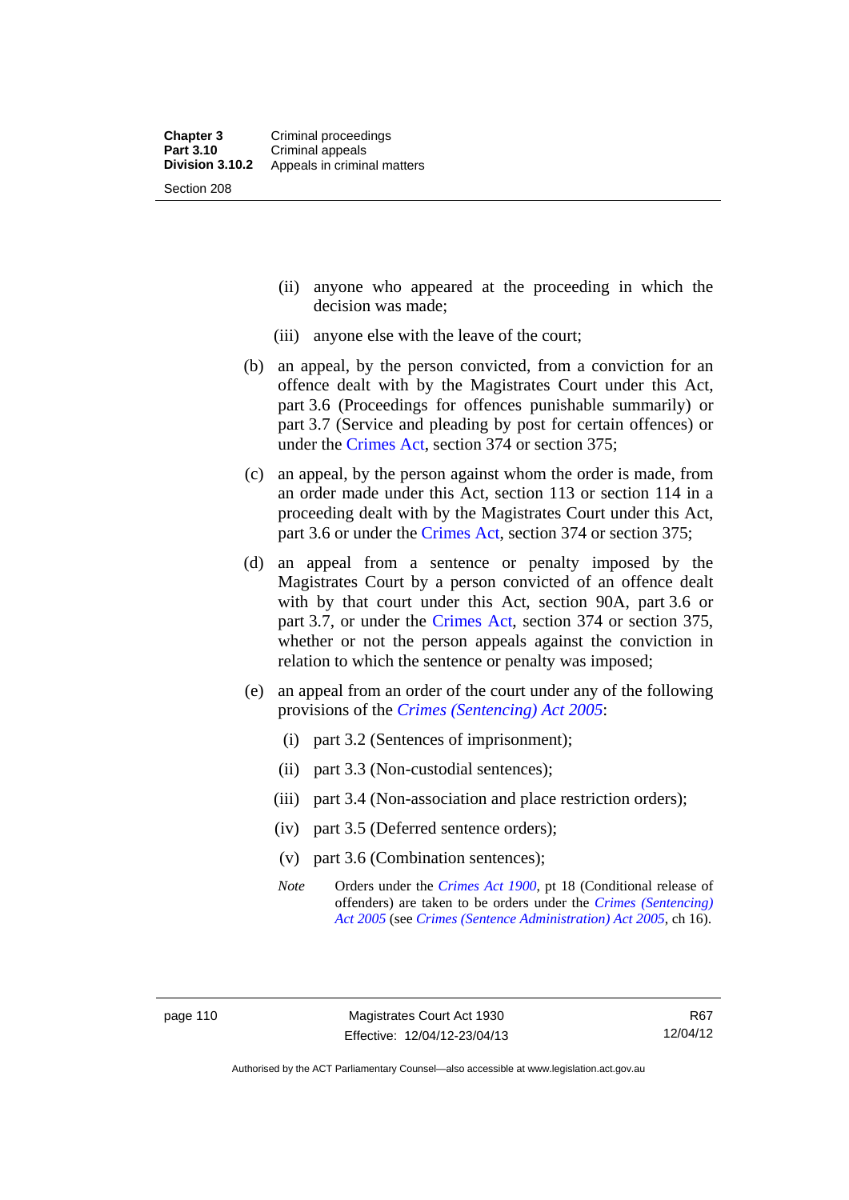(ii) anyone who appeared at the proceeding in which the decision was made;

(iii) anyone else with the leave of the court;

(b) an appeal, by the person convicted, from a conviction for an offence dealt with by the Magistrates Court under this Act, part 3.6 (Proceedings for offences punishable summarily) or part 3.7 (Service and pleading by post for certain offences) or under the Crimes Act, section 374 or section 375;

(c) an appeal, by the person against whom the order is made, from an order made under this Act, section 113 or section 114 in a proceeding dealt with by the Magistrates Court under this Act, part 3.6 or under the Crimes Act, section 374 or section 375;

(d) an appeal from a sentence or penalty imposed by the Magistrates Court by a person convicted of an offence dealt with by that court under this Act, section 90A, part 3.6 or part 3.7, or under the Crimes Act, section 374 or section 375, whether or not the person appeals against the conviction in relation to which the sentence or penalty was imposed;

(e) an appeal from an order of the court under any of the following provisions of the *Crimes (Sentencing) Act 2005*:

(i) part 3.2 (Sentences of imprisonment);

(ii) part 3.3 (Non-custodial sentences);

(iii) part 3.4 (Non-association and place restriction orders);

(iv) part 3.5 (Deferred sentence orders);

(v) part 3.6 (Combination sentences);

*Note* Orders under the *Crimes Act 1900*, pt 18 (Conditional release of offenders) are taken to be orders under the *Crimes (Sentencing) Act 2005* (see *Crimes (Sentence Administration) Act 2005*, ch 16).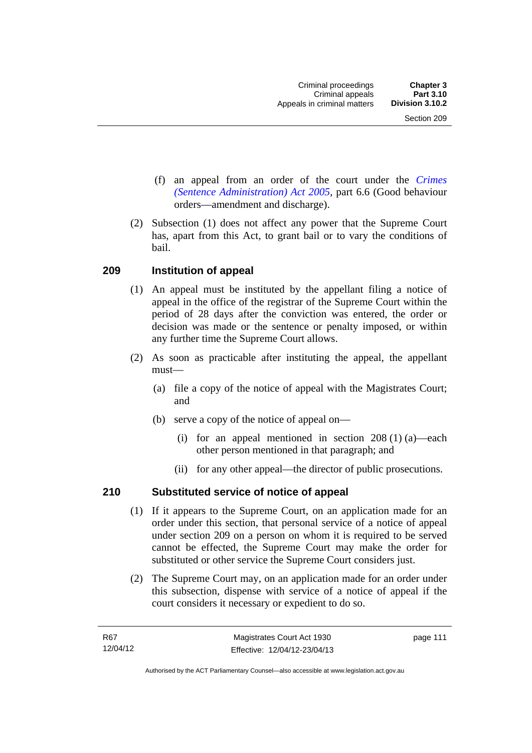(f) an appeal from an order of the court under the *Crimes (Sentence Administration) Act 2005*, part 6.6 (Good behaviour orders—amendment and discharge).

(2) Subsection (1) does not affect any power that the Supreme Court has, apart from this Act, to grant bail or to vary the conditions of bail.

## 209 Institution of appeal

(1) An appeal must be instituted by the appellant filing a notice of appeal in the office of the registrar of the Supreme Court within the period of 28 days after the conviction was entered, the order or decision was made or the sentence or penalty imposed, or within any further time the Supreme Court allows.

(2) As soon as practicable after instituting the appeal, the appellant must—

(a) file a copy of the notice of appeal with the Magistrates Court; and

(b) serve a copy of the notice of appeal on—

(i) for an appeal mentioned in section 208 (1) (a)—each other person mentioned in that paragraph; and

(ii) for any other appeal—the director of public prosecutions.

## 210 Substituted service of notice of appeal

(1) If it appears to the Supreme Court, on an application made for an order under this section, that personal service of a notice of appeal under section 209 on a person on whom it is required to be served cannot be effected, the Supreme Court may make the order for substituted or other service the Supreme Court considers just.

(2) The Supreme Court may, on an application made for an order under this subsection, dispense with service of a notice of appeal if the court considers it necessary or expedient to do so.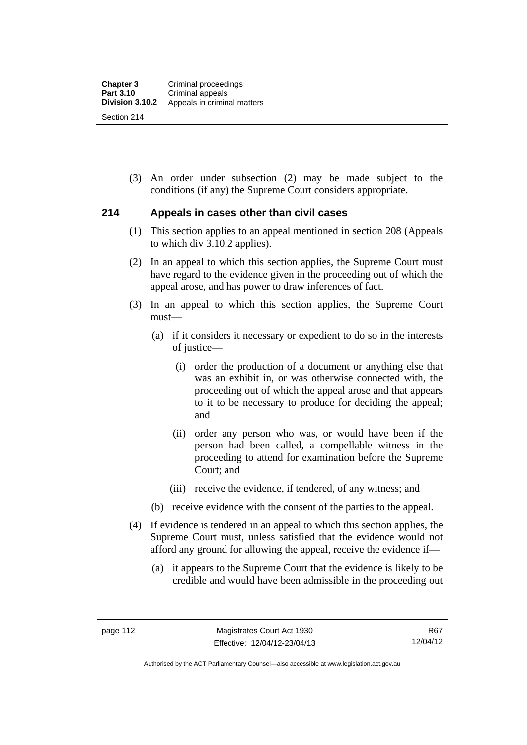(3) An order under subsection (2) may be made subject to the conditions (if any) the Supreme Court considers appropriate.

## 214 Appeals in cases other than civil cases

(1) This section applies to an appeal mentioned in section 208 (Appeals to which div 3.10.2 applies).

(2) In an appeal to which this section applies, the Supreme Court must have regard to the evidence given in the proceeding out of which the appeal arose, and has power to draw inferences of fact.

(3) In an appeal to which this section applies, the Supreme Court must—

(a) if it considers it necessary or expedient to do so in the interests of justice—

(i) order the production of a document or anything else that was an exhibit in, or was otherwise connected with, the proceeding out of which the appeal arose and that appears to it to be necessary to produce for deciding the appeal; and

(ii) order any person who was, or would have been if the person had been called, a compellable witness in the proceeding to attend for examination before the Supreme Court; and

(iii) receive the evidence, if tendered, of any witness; and

(b) receive evidence with the consent of the parties to the appeal.

(4) If evidence is tendered in an appeal to which this section applies, the Supreme Court must, unless satisfied that the evidence would not afford any ground for allowing the appeal, receive the evidence if—

(a) it appears to the Supreme Court that the evidence is likely to be credible and would have been admissible in the proceeding out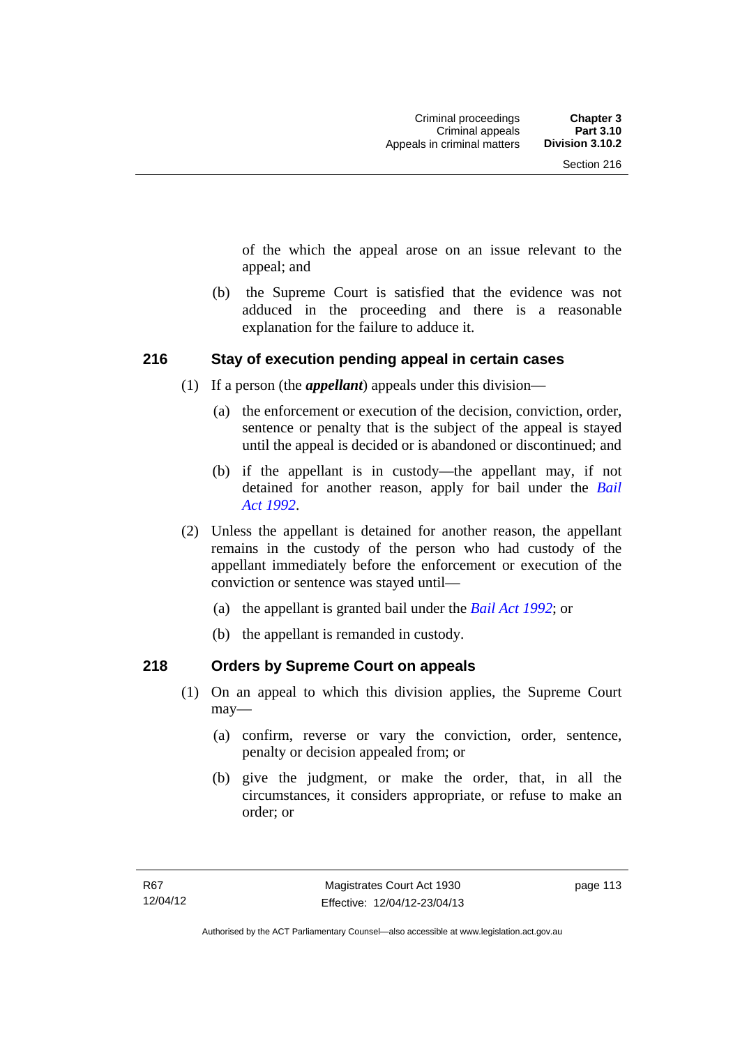of the which the appeal arose on an issue relevant to the appeal; and

(b) the Supreme Court is satisfied that the evidence was not adduced in the proceeding and there is a reasonable explanation for the failure to adduce it.

## 216 Stay of execution pending appeal in certain cases

(1) If a person (the ***appellant***) appeals under this division—

(a) the enforcement or execution of the decision, conviction, order, sentence or penalty that is the subject of the appeal is stayed until the appeal is decided or is abandoned or discontinued; and

(b) if the appellant is in custody—the appellant may, if not detained for another reason, apply for bail under the *Bail Act 1992*.

(2) Unless the appellant is detained for another reason, the appellant remains in the custody of the person who had custody of the appellant immediately before the enforcement or execution of the conviction or sentence was stayed until—

(a) the appellant is granted bail under the *Bail Act 1992*; or

(b) the appellant is remanded in custody.

## 218 Orders by Supreme Court on appeals

(1) On an appeal to which this division applies, the Supreme Court may—

(a) confirm, reverse or vary the conviction, order, sentence, penalty or decision appealed from; or

(b) give the judgment, or make the order, that, in all the circumstances, it considers appropriate, or refuse to make an order; or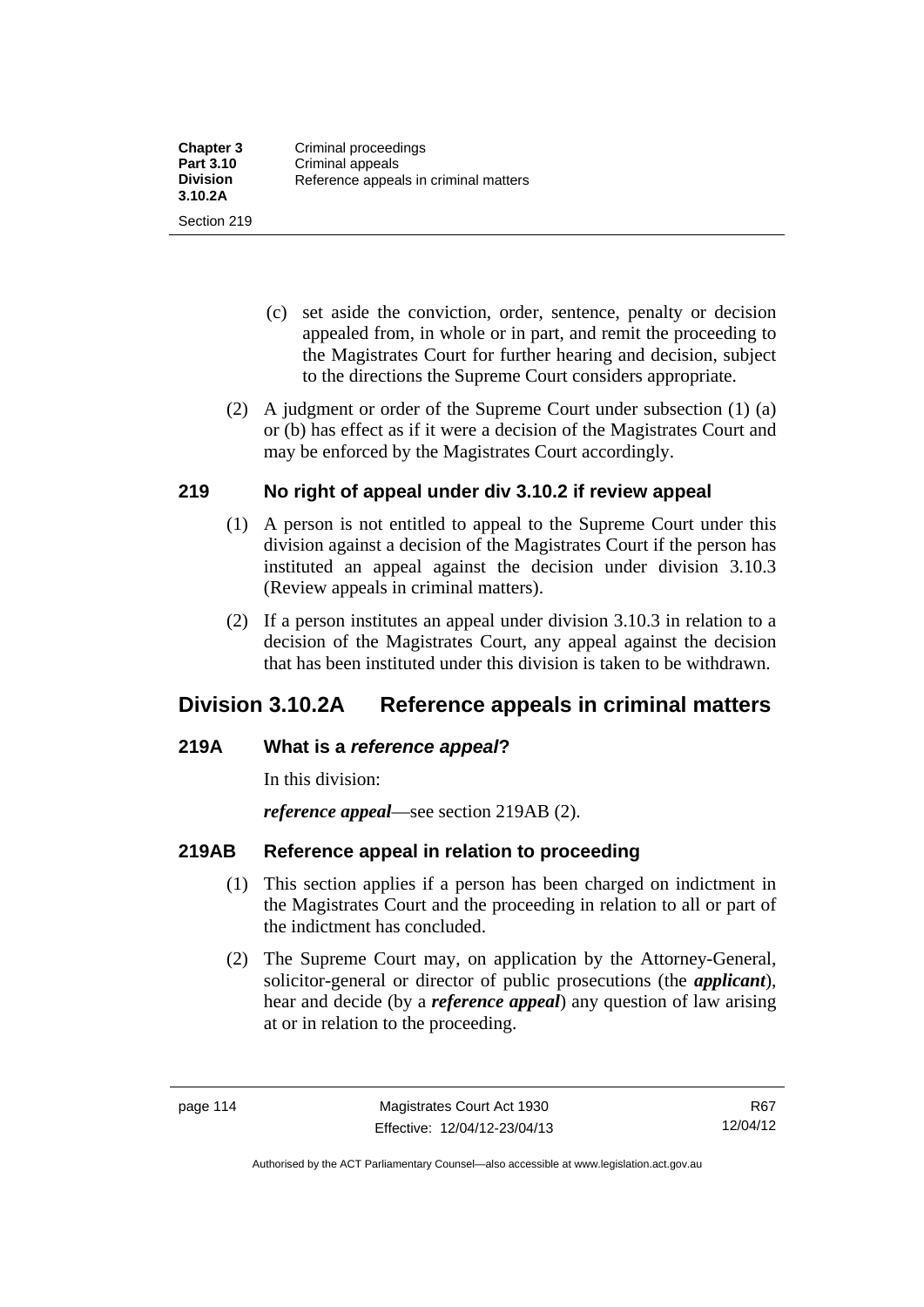(c) set aside the conviction, order, sentence, penalty or decision appealed from, in whole or in part, and remit the proceeding to the Magistrates Court for further hearing and decision, subject to the directions the Supreme Court considers appropriate.

(2) A judgment or order of the Supreme Court under subsection (1) (a) or (b) has effect as if it were a decision of the Magistrates Court and may be enforced by the Magistrates Court accordingly.

### 219 No right of appeal under div 3.10.2 if review appeal

(1) A person is not entitled to appeal to the Supreme Court under this division against a decision of the Magistrates Court if the person has instituted an appeal against the decision under division 3.10.3 (Review appeals in criminal matters).

(2) If a person institutes an appeal under division 3.10.3 in relation to a decision of the Magistrates Court, any appeal against the decision that has been instituted under this division is taken to be withdrawn.

## Division 3.10.2A Reference appeals in criminal matters

### 219A What is a *reference appeal*?

In this division:

***reference appeal***—see section 219AB (2).

### 219AB Reference appeal in relation to proceeding

(1) This section applies if a person has been charged on indictment in the Magistrates Court and the proceeding in relation to all or part of the indictment has concluded.

(2) The Supreme Court may, on application by the Attorney-General, solicitor-general or director of public prosecutions (the ***applicant***), hear and decide (by a ***reference appeal***) any question of law arising at or in relation to the proceeding.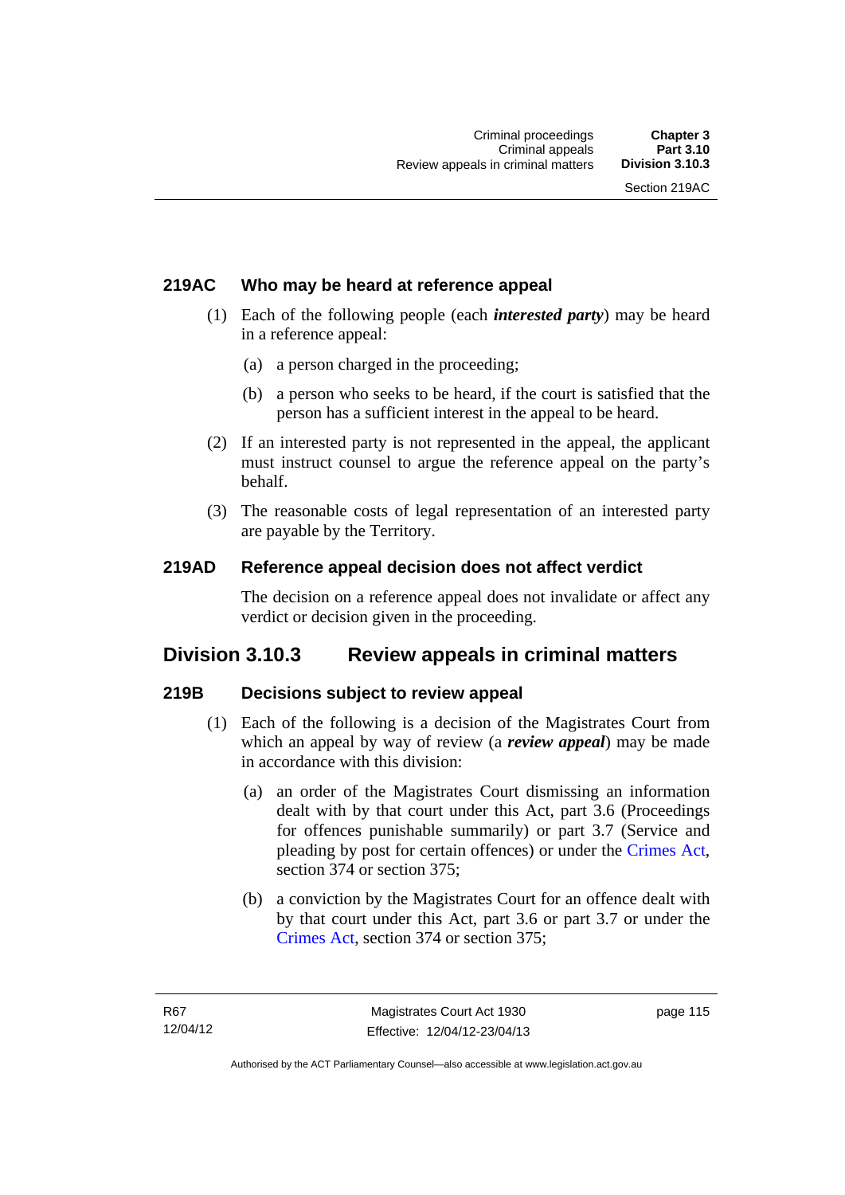### 219AC Who may be heard at reference appeal

(1) Each of the following people (each ***interested party***) may be heard in a reference appeal:

(a) a person charged in the proceeding;

(b) a person who seeks to be heard, if the court is satisfied that the person has a sufficient interest in the appeal to be heard.

(2) If an interested party is not represented in the appeal, the applicant must instruct counsel to argue the reference appeal on the party's behalf.

(3) The reasonable costs of legal representation of an interested party are payable by the Territory.

### 219AD Reference appeal decision does not affect verdict

The decision on a reference appeal does not invalidate or affect any verdict or decision given in the proceeding.

## Division 3.10.3 Review appeals in criminal matters

### 219B Decisions subject to review appeal

(1) Each of the following is a decision of the Magistrates Court from which an appeal by way of review (a ***review appeal***) may be made in accordance with this division:

(a) an order of the Magistrates Court dismissing an information dealt with by that court under this Act, part 3.6 (Proceedings for offences punishable summarily) or part 3.7 (Service and pleading by post for certain offences) or under the Crimes Act, section 374 or section 375;

(b) a conviction by the Magistrates Court for an offence dealt with by that court under this Act, part 3.6 or part 3.7 or under the Crimes Act, section 374 or section 375;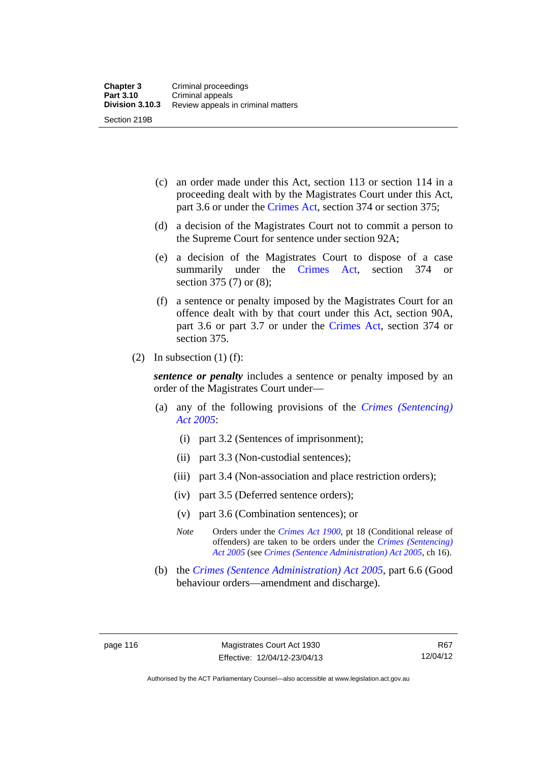(c) an order made under this Act, section 113 or section 114 in a proceeding dealt with by the Magistrates Court under this Act, part 3.6 or under the Crimes Act, section 374 or section 375;

(d) a decision of the Magistrates Court not to commit a person to the Supreme Court for sentence under section 92A;

(e) a decision of the Magistrates Court to dispose of a case summarily under the Crimes Act, section 374 or section 375 (7) or (8);

(f) a sentence or penalty imposed by the Magistrates Court for an offence dealt with by that court under this Act, section 90A, part 3.6 or part 3.7 or under the Crimes Act, section 374 or section 375.

(2) In subsection (1) (f):

***sentence or penalty*** includes a sentence or penalty imposed by an order of the Magistrates Court under—

(a) any of the following provisions of the *Crimes (Sentencing) Act 2005*:

(i) part 3.2 (Sentences of imprisonment);

(ii) part 3.3 (Non-custodial sentences);

(iii) part 3.4 (Non-association and place restriction orders);

(iv) part 3.5 (Deferred sentence orders);

(v) part 3.6 (Combination sentences); or

*Note* Orders under the *Crimes Act 1900*, pt 18 (Conditional release of offenders) are taken to be orders under the *Crimes (Sentencing) Act 2005* (see *Crimes (Sentence Administration) Act 2005*, ch 16).

(b) the *Crimes (Sentence Administration) Act 2005*, part 6.6 (Good behaviour orders—amendment and discharge).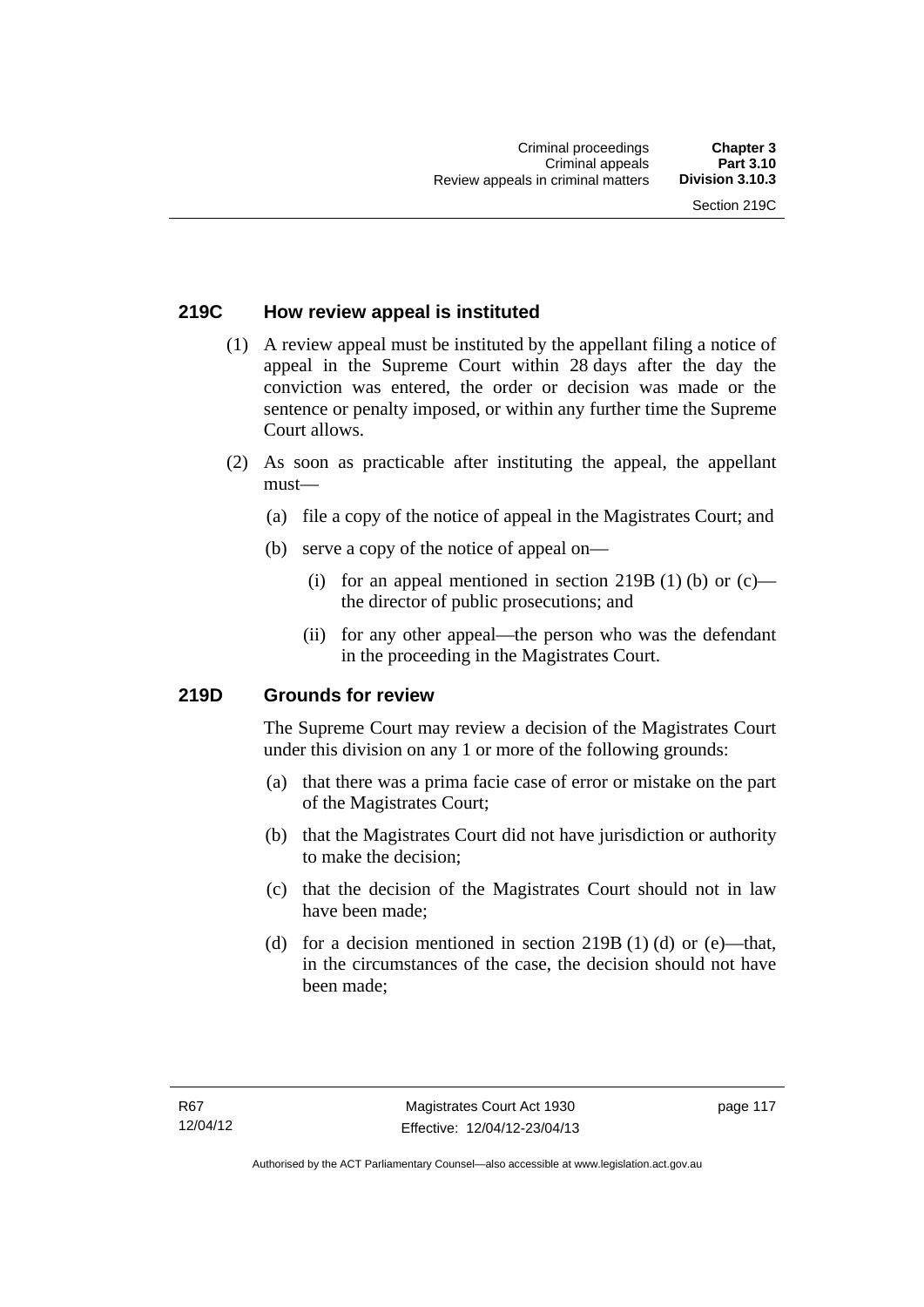## 219C How review appeal is instituted

(1) A review appeal must be instituted by the appellant filing a notice of appeal in the Supreme Court within 28 days after the day the conviction was entered, the order or decision was made or the sentence or penalty imposed, or within any further time the Supreme Court allows.

(2) As soon as practicable after instituting the appeal, the appellant must—

(a) file a copy of the notice of appeal in the Magistrates Court; and

(b) serve a copy of the notice of appeal on—

(i) for an appeal mentioned in section 219B (1) (b) or (c)—the director of public prosecutions; and

(ii) for any other appeal—the person who was the defendant in the proceeding in the Magistrates Court.

## 219D Grounds for review

The Supreme Court may review a decision of the Magistrates Court under this division on any 1 or more of the following grounds:

(a) that there was a prima facie case of error or mistake on the part of the Magistrates Court;

(b) that the Magistrates Court did not have jurisdiction or authority to make the decision;

(c) that the decision of the Magistrates Court should not in law have been made;

(d) for a decision mentioned in section 219B (1) (d) or (e)—that, in the circumstances of the case, the decision should not have been made;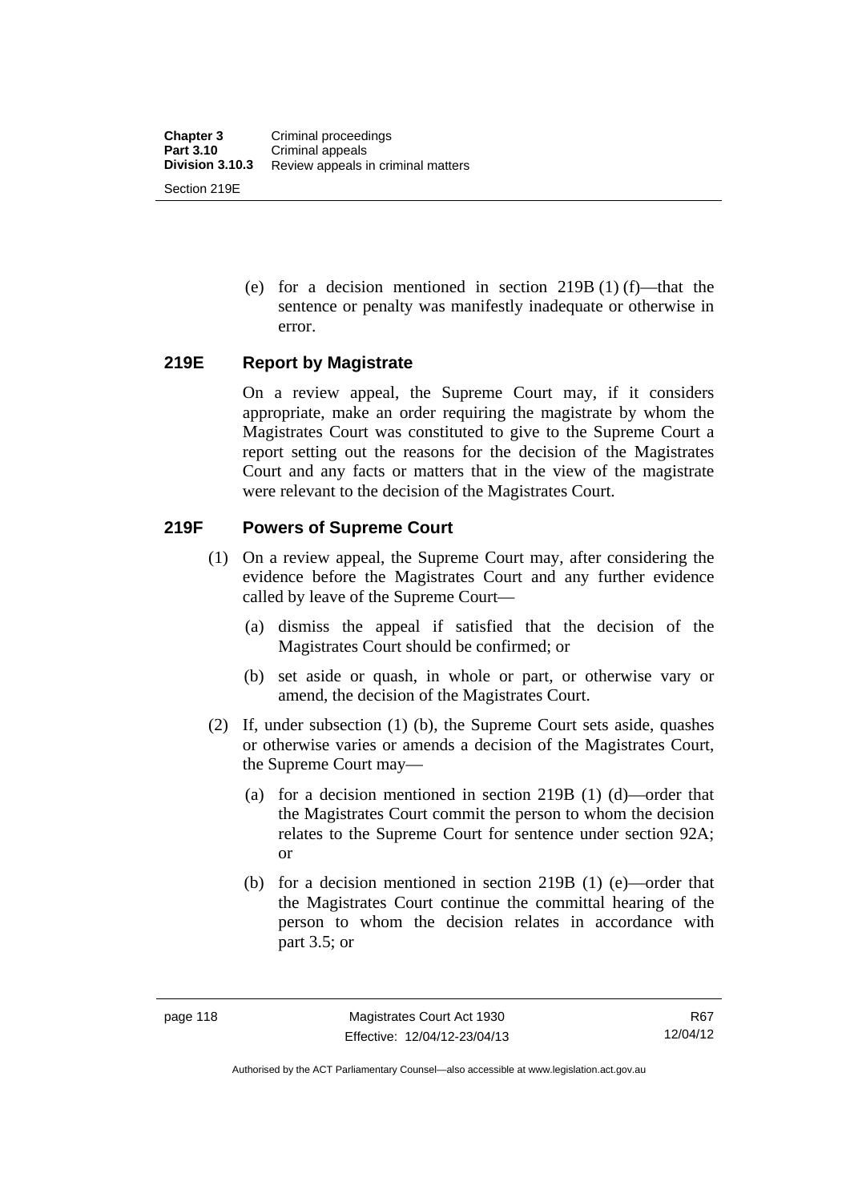(e) for a decision mentioned in section 219B (1) (f)—that the sentence or penalty was manifestly inadequate or otherwise in error.

## 219E Report by Magistrate

On a review appeal, the Supreme Court may, if it considers appropriate, make an order requiring the magistrate by whom the Magistrates Court was constituted to give to the Supreme Court a report setting out the reasons for the decision of the Magistrates Court and any facts or matters that in the view of the magistrate were relevant to the decision of the Magistrates Court.

## 219F Powers of Supreme Court

(1) On a review appeal, the Supreme Court may, after considering the evidence before the Magistrates Court and any further evidence called by leave of the Supreme Court—

(a) dismiss the appeal if satisfied that the decision of the Magistrates Court should be confirmed; or

(b) set aside or quash, in whole or part, or otherwise vary or amend, the decision of the Magistrates Court.

(2) If, under subsection (1) (b), the Supreme Court sets aside, quashes or otherwise varies or amends a decision of the Magistrates Court, the Supreme Court may—

(a) for a decision mentioned in section 219B (1) (d)—order that the Magistrates Court commit the person to whom the decision relates to the Supreme Court for sentence under section 92A; or

(b) for a decision mentioned in section 219B (1) (e)—order that the Magistrates Court continue the committal hearing of the person to whom the decision relates in accordance with part 3.5; or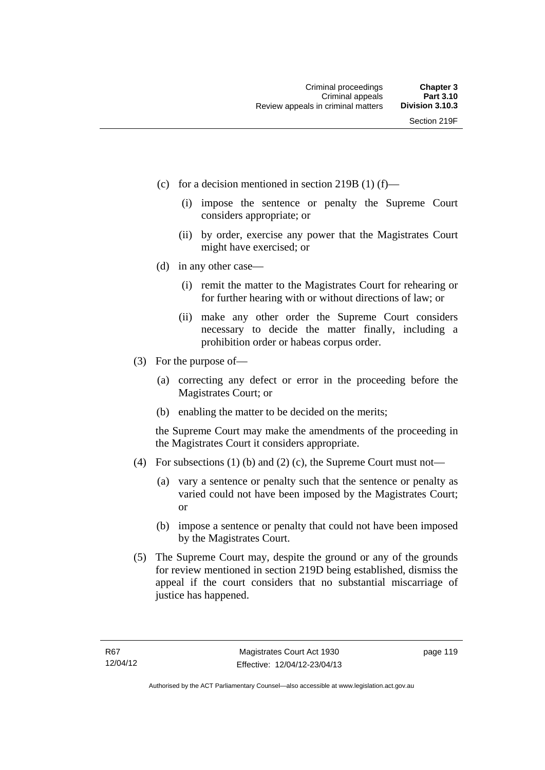(c) for a decision mentioned in section 219B (1) (f)—

  (i) impose the sentence or penalty the Supreme Court considers appropriate; or

  (ii) by order, exercise any power that the Magistrates Court might have exercised; or

(d) in any other case—

  (i) remit the matter to the Magistrates Court for rehearing or for further hearing with or without directions of law; or

  (ii) make any other order the Supreme Court considers necessary to decide the matter finally, including a prohibition order or habeas corpus order.

(3) For the purpose of—

  (a) correcting any defect or error in the proceeding before the Magistrates Court; or

  (b) enabling the matter to be decided on the merits;

  the Supreme Court may make the amendments of the proceeding in the Magistrates Court it considers appropriate.

(4) For subsections (1) (b) and (2) (c), the Supreme Court must not—

  (a) vary a sentence or penalty such that the sentence or penalty as varied could not have been imposed by the Magistrates Court; or

  (b) impose a sentence or penalty that could not have been imposed by the Magistrates Court.

(5) The Supreme Court may, despite the ground or any of the grounds for review mentioned in section 219D being established, dismiss the appeal if the court considers that no substantial miscarriage of justice has happened.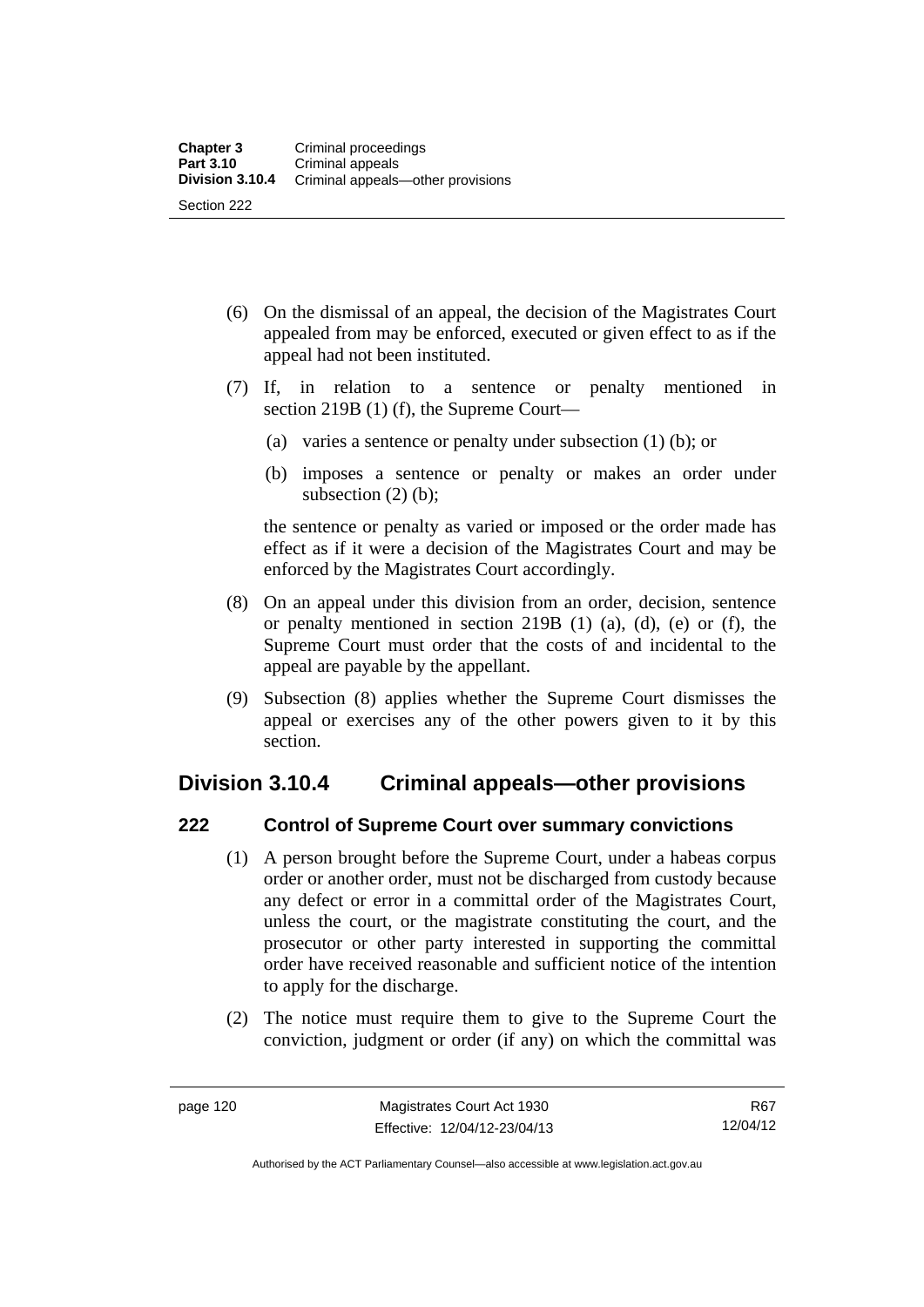(6) On the dismissal of an appeal, the decision of the Magistrates Court appealed from may be enforced, executed or given effect to as if the appeal had not been instituted.

(7) If, in relation to a sentence or penalty mentioned in section 219B (1) (f), the Supreme Court—

(a) varies a sentence or penalty under subsection (1) (b); or

(b) imposes a sentence or penalty or makes an order under subsection (2) (b);

the sentence or penalty as varied or imposed or the order made has effect as if it were a decision of the Magistrates Court and may be enforced by the Magistrates Court accordingly.

(8) On an appeal under this division from an order, decision, sentence or penalty mentioned in section 219B (1) (a), (d), (e) or (f), the Supreme Court must order that the costs of and incidental to the appeal are payable by the appellant.

(9) Subsection (8) applies whether the Supreme Court dismisses the appeal or exercises any of the other powers given to it by this section.

## Division 3.10.4 Criminal appeals—other provisions

### 222 Control of Supreme Court over summary convictions

(1) A person brought before the Supreme Court, under a habeas corpus order or another order, must not be discharged from custody because any defect or error in a committal order of the Magistrates Court, unless the court, or the magistrate constituting the court, and the prosecutor or other party interested in supporting the committal order have received reasonable and sufficient notice of the intention to apply for the discharge.

(2) The notice must require them to give to the Supreme Court the conviction, judgment or order (if any) on which the committal was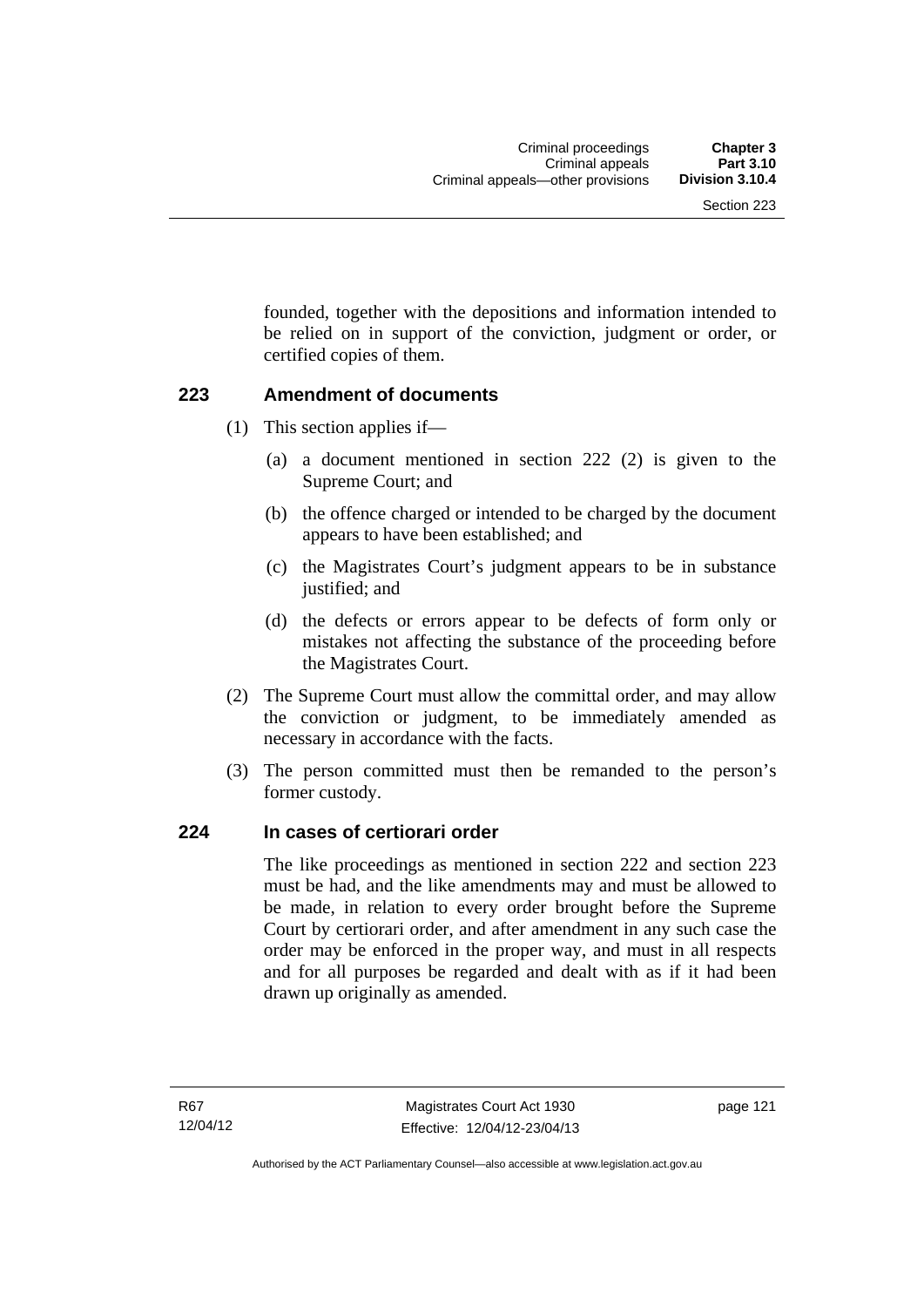founded, together with the depositions and information intended to be relied on in support of the conviction, judgment or order, or certified copies of them.

## 223 Amendment of documents

(1) This section applies if—

(a) a document mentioned in section 222 (2) is given to the Supreme Court; and

(b) the offence charged or intended to be charged by the document appears to have been established; and

(c) the Magistrates Court's judgment appears to be in substance justified; and

(d) the defects or errors appear to be defects of form only or mistakes not affecting the substance of the proceeding before the Magistrates Court.

(2) The Supreme Court must allow the committal order, and may allow the conviction or judgment, to be immediately amended as necessary in accordance with the facts.

(3) The person committed must then be remanded to the person's former custody.

## 224 In cases of certiorari order

The like proceedings as mentioned in section 222 and section 223 must be had, and the like amendments may and must be allowed to be made, in relation to every order brought before the Supreme Court by certiorari order, and after amendment in any such case the order may be enforced in the proper way, and must in all respects and for all purposes be regarded and dealt with as if it had been drawn up originally as amended.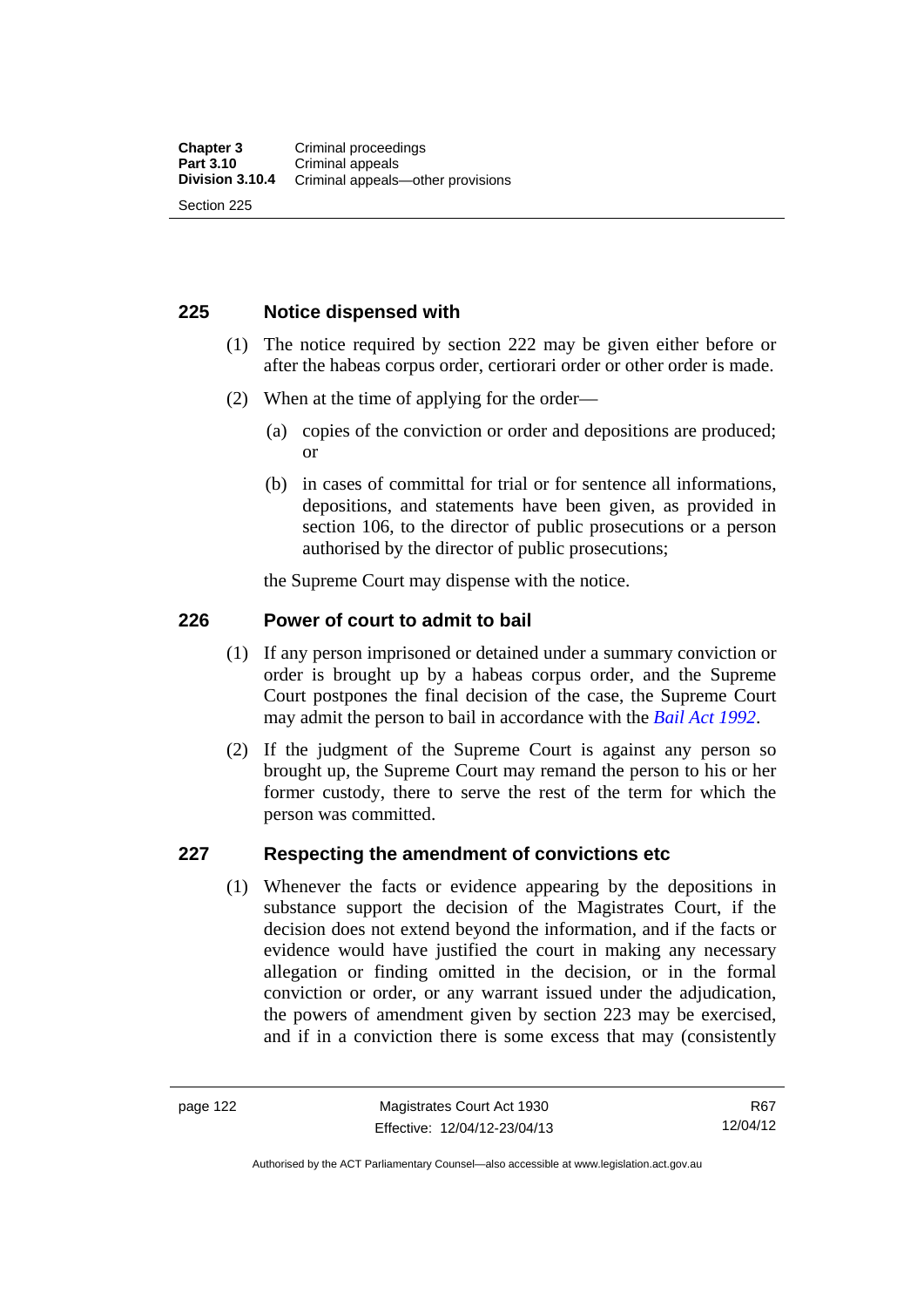## 225 Notice dispensed with

(1) The notice required by section 222 may be given either before or after the habeas corpus order, certiorari order or other order is made.

(2) When at the time of applying for the order—

(a) copies of the conviction or order and depositions are produced; or

(b) in cases of committal for trial or for sentence all informations, depositions, and statements have been given, as provided in section 106, to the director of public prosecutions or a person authorised by the director of public prosecutions;

the Supreme Court may dispense with the notice.

## 226 Power of court to admit to bail

(1) If any person imprisoned or detained under a summary conviction or order is brought up by a habeas corpus order, and the Supreme Court postpones the final decision of the case, the Supreme Court may admit the person to bail in accordance with the *Bail Act 1992*.

(2) If the judgment of the Supreme Court is against any person so brought up, the Supreme Court may remand the person to his or her former custody, there to serve the rest of the term for which the person was committed.

## 227 Respecting the amendment of convictions etc

(1) Whenever the facts or evidence appearing by the depositions in substance support the decision of the Magistrates Court, if the decision does not extend beyond the information, and if the facts or evidence would have justified the court in making any necessary allegation or finding omitted in the decision, or in the formal conviction or order, or any warrant issued under the adjudication, the powers of amendment given by section 223 may be exercised, and if in a conviction there is some excess that may (consistently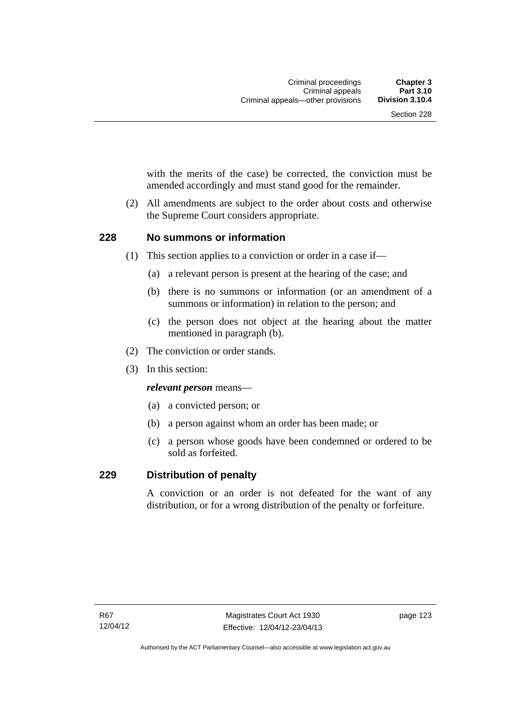with the merits of the case) be corrected, the conviction must be amended accordingly and must stand good for the remainder.

(2) All amendments are subject to the order about costs and otherwise the Supreme Court considers appropriate.

## 228 No summons or information

(1) This section applies to a conviction or order in a case if—

(a) a relevant person is present at the hearing of the case; and

(b) there is no summons or information (or an amendment of a summons or information) in relation to the person; and

(c) the person does not object at the hearing about the matter mentioned in paragraph (b).

(2) The conviction or order stands.

(3) In this section:

***relevant person*** means—

(a) a convicted person; or

(b) a person against whom an order has been made; or

(c) a person whose goods have been condemned or ordered to be sold as forfeited.

## 229 Distribution of penalty

A conviction or an order is not defeated for the want of any distribution, or for a wrong distribution of the penalty or forfeiture.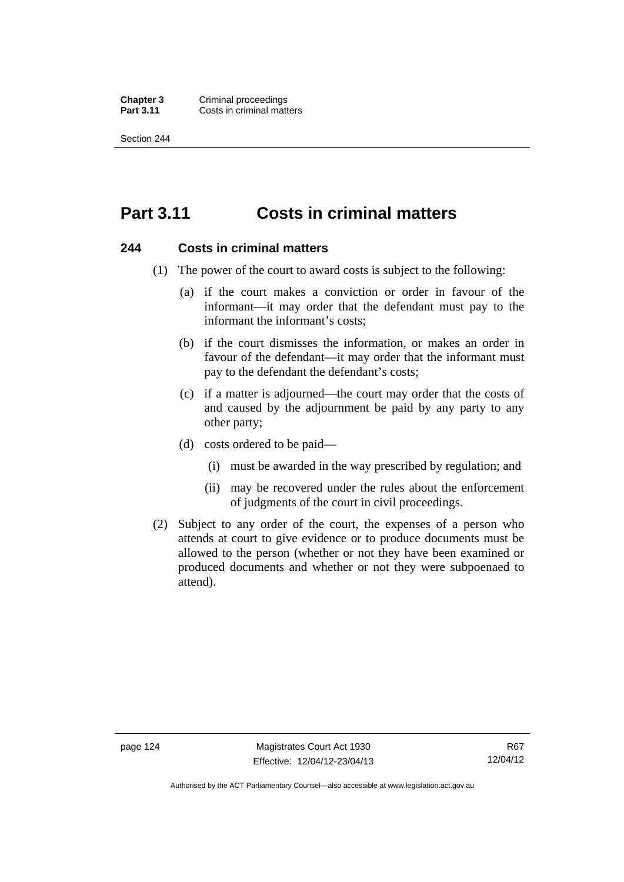# Part 3.11 Costs in criminal matters

## 244 Costs in criminal matters

(1) The power of the court to award costs is subject to the following:

(a) if the court makes a conviction or order in favour of the informant—it may order that the defendant must pay to the informant the informant's costs;

(b) if the court dismisses the information, or makes an order in favour of the defendant—it may order that the informant must pay to the defendant the defendant's costs;

(c) if a matter is adjourned—the court may order that the costs of and caused by the adjournment be paid by any party to any other party;

(d) costs ordered to be paid—

(i) must be awarded in the way prescribed by regulation; and

(ii) may be recovered under the rules about the enforcement of judgments of the court in civil proceedings.

(2) Subject to any order of the court, the expenses of a person who attends at court to give evidence or to produce documents must be allowed to the person (whether or not they have been examined or produced documents and whether or not they were subpoenaed to attend).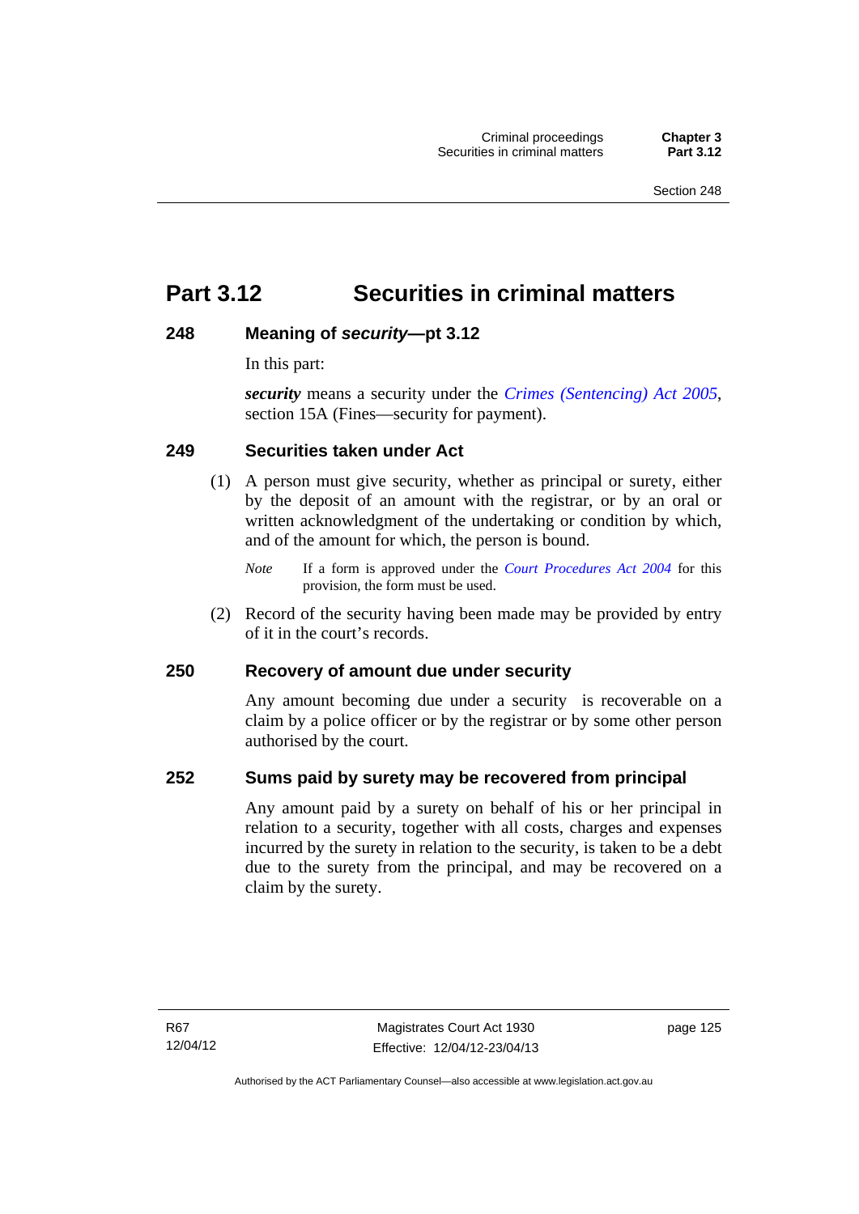# Part 3.12 Securities in criminal matters

## 248 Meaning of *security*—pt 3.12

In this part:

***security*** means a security under the *Crimes (Sentencing) Act 2005*, section 15A (Fines—security for payment).

## 249 Securities taken under Act

(1) A person must give security, whether as principal or surety, either by the deposit of an amount with the registrar, or by an oral or written acknowledgment of the undertaking or condition by which, and of the amount for which, the person is bound.

*Note* If a form is approved under the *Court Procedures Act 2004* for this provision, the form must be used.

(2) Record of the security having been made may be provided by entry of it in the court's records.

## 250 Recovery of amount due under security

Any amount becoming due under a security is recoverable on a claim by a police officer or by the registrar or by some other person authorised by the court.

## 252 Sums paid by surety may be recovered from principal

Any amount paid by a surety on behalf of his or her principal in relation to a security, together with all costs, charges and expenses incurred by the surety in relation to the security, is taken to be a debt due to the surety from the principal, and may be recovered on a claim by the surety.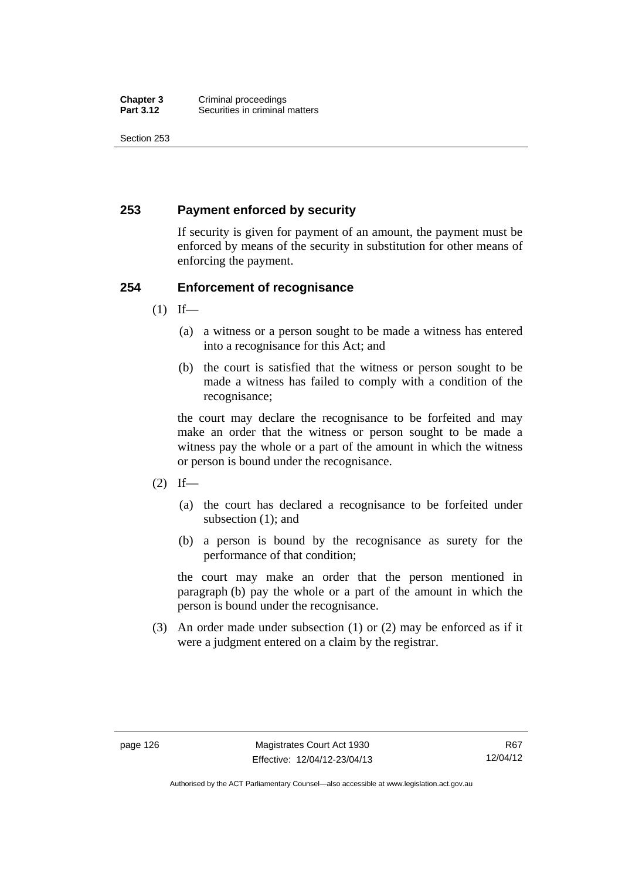## 253 Payment enforced by security

If security is given for payment of an amount, the payment must be enforced by means of the security in substitution for other means of enforcing the payment.

## 254 Enforcement of recognisance

(1) If—

(a) a witness or a person sought to be made a witness has entered into a recognisance for this Act; and

(b) the court is satisfied that the witness or person sought to be made a witness has failed to comply with a condition of the recognisance;

the court may declare the recognisance to be forfeited and may make an order that the witness or person sought to be made a witness pay the whole or a part of the amount in which the witness or person is bound under the recognisance.

(2) If—

(a) the court has declared a recognisance to be forfeited under subsection (1); and

(b) a person is bound by the recognisance as surety for the performance of that condition;

the court may make an order that the person mentioned in paragraph (b) pay the whole or a part of the amount in which the person is bound under the recognisance.

(3) An order made under subsection (1) or (2) may be enforced as if it were a judgment entered on a claim by the registrar.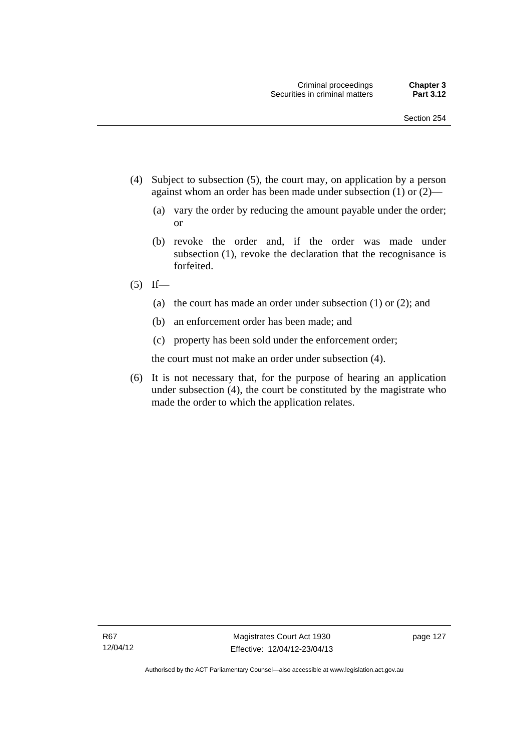(4) Subject to subsection (5), the court may, on application by a person against whom an order has been made under subsection (1) or (2)—

(a) vary the order by reducing the amount payable under the order; or

(b) revoke the order and, if the order was made under subsection (1), revoke the declaration that the recognisance is forfeited.

(5) If—

(a) the court has made an order under subsection (1) or (2); and

(b) an enforcement order has been made; and

(c) property has been sold under the enforcement order;

the court must not make an order under subsection (4).

(6) It is not necessary that, for the purpose of hearing an application under subsection (4), the court be constituted by the magistrate who made the order to which the application relates.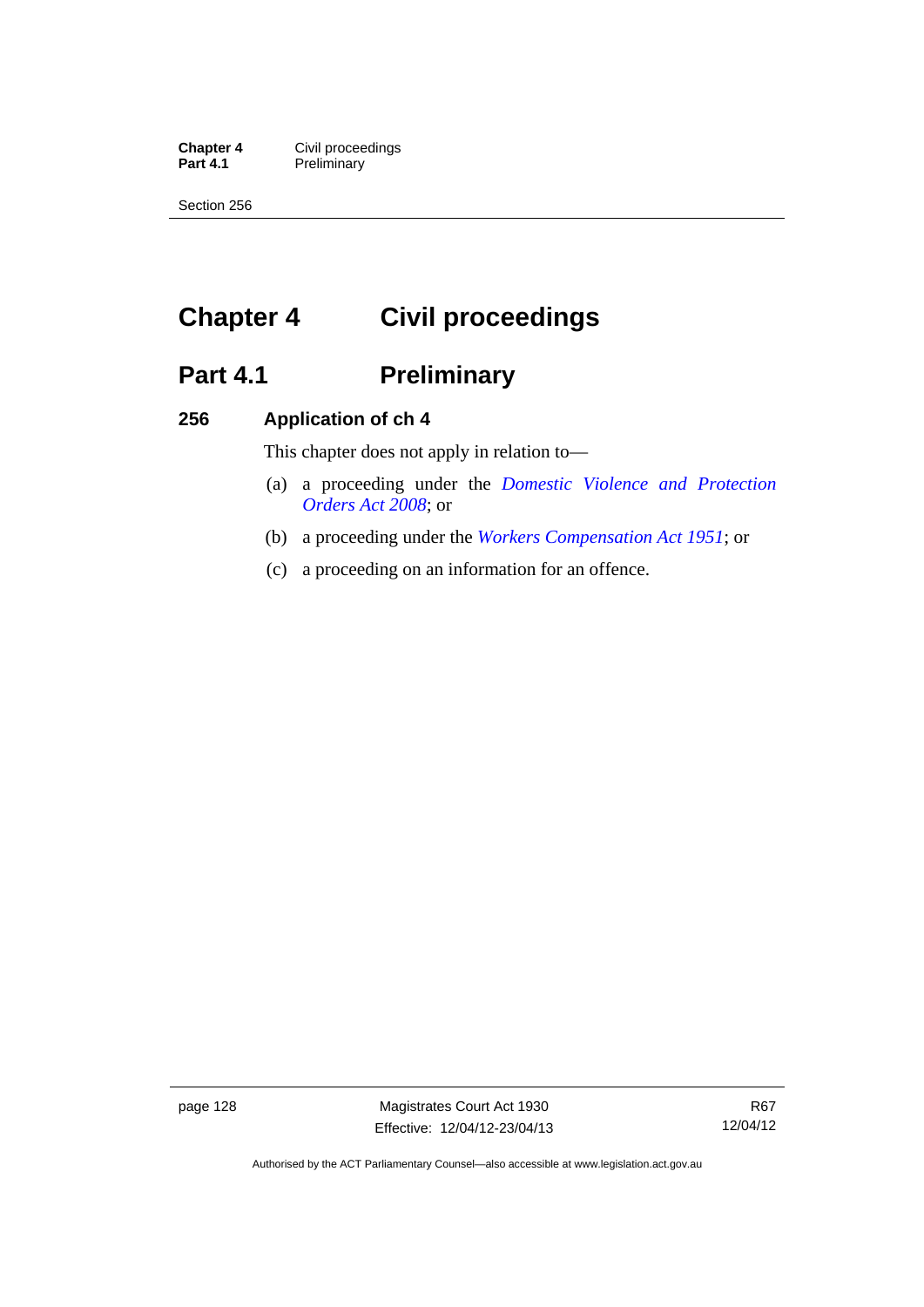# Chapter 4 Civil proceedings

## Part 4.1 Preliminary

### 256 Application of ch 4

This chapter does not apply in relation to—

(a) a proceeding under the *Domestic Violence and Protection Orders Act 2008*; or

(b) a proceeding under the *Workers Compensation Act 1951*; or

(c) a proceeding on an information for an offence.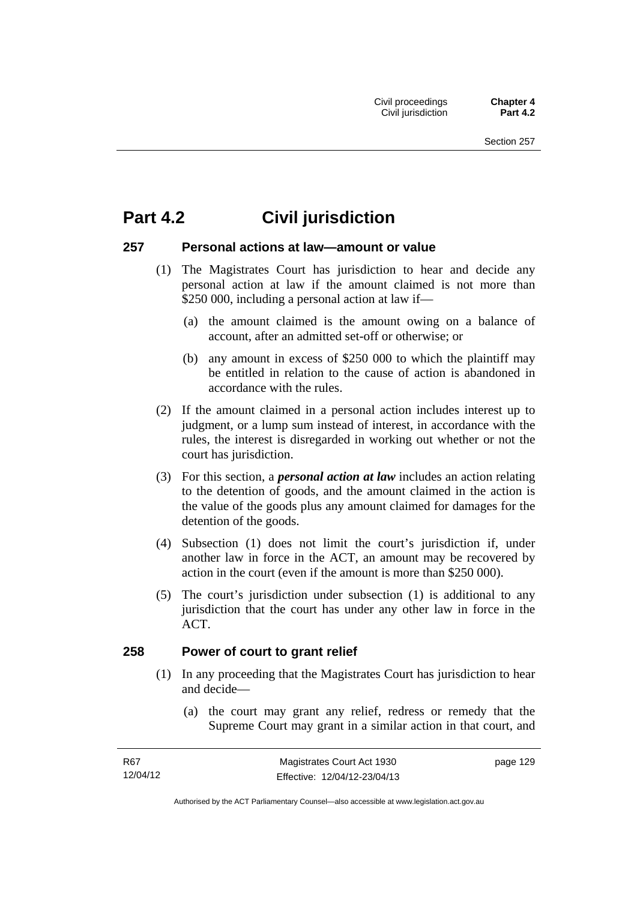# Part 4.2 Civil jurisdiction

### 257 Personal actions at law—amount or value

(1) The Magistrates Court has jurisdiction to hear and decide any personal action at law if the amount claimed is not more than $250 000, including a personal action at law if—

(a) the amount claimed is the amount owing on a balance of account, after an admitted set-off or otherwise; or

(b) any amount in excess of $250 000 to which the plaintiff may be entitled in relation to the cause of action is abandoned in accordance with the rules.

(2) If the amount claimed in a personal action includes interest up to judgment, or a lump sum instead of interest, in accordance with the rules, the interest is disregarded in working out whether or not the court has jurisdiction.

(3) For this section, a ***personal action at law*** includes an action relating to the detention of goods, and the amount claimed in the action is the value of the goods plus any amount claimed for damages for the detention of the goods.

(4) Subsection (1) does not limit the court's jurisdiction if, under another law in force in the ACT, an amount may be recovered by action in the court (even if the amount is more than $250 000).

(5) The court's jurisdiction under subsection (1) is additional to any jurisdiction that the court has under any other law in force in the ACT.

### 258 Power of court to grant relief

(1) In any proceeding that the Magistrates Court has jurisdiction to hear and decide—

(a) the court may grant any relief, redress or remedy that the Supreme Court may grant in a similar action in that court, and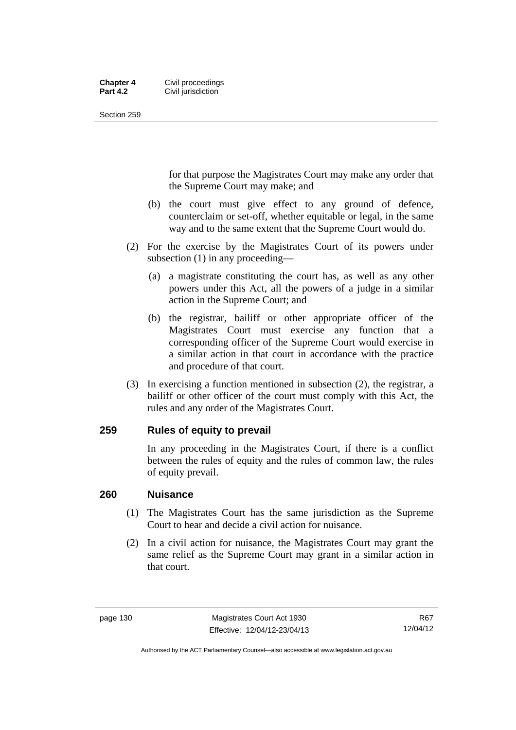for that purpose the Magistrates Court may make any order that the Supreme Court may make; and

(b) the court must give effect to any ground of defence, counterclaim or set-off, whether equitable or legal, in the same way and to the same extent that the Supreme Court would do.

(2) For the exercise by the Magistrates Court of its powers under subsection (1) in any proceeding—

(a) a magistrate constituting the court has, as well as any other powers under this Act, all the powers of a judge in a similar action in the Supreme Court; and

(b) the registrar, bailiff or other appropriate officer of the Magistrates Court must exercise any function that a corresponding officer of the Supreme Court would exercise in a similar action in that court in accordance with the practice and procedure of that court.

(3) In exercising a function mentioned in subsection (2), the registrar, a bailiff or other officer of the court must comply with this Act, the rules and any order of the Magistrates Court.

## 259 Rules of equity to prevail

In any proceeding in the Magistrates Court, if there is a conflict between the rules of equity and the rules of common law, the rules of equity prevail.

## 260 Nuisance

(1) The Magistrates Court has the same jurisdiction as the Supreme Court to hear and decide a civil action for nuisance.

(2) In a civil action for nuisance, the Magistrates Court may grant the same relief as the Supreme Court may grant in a similar action in that court.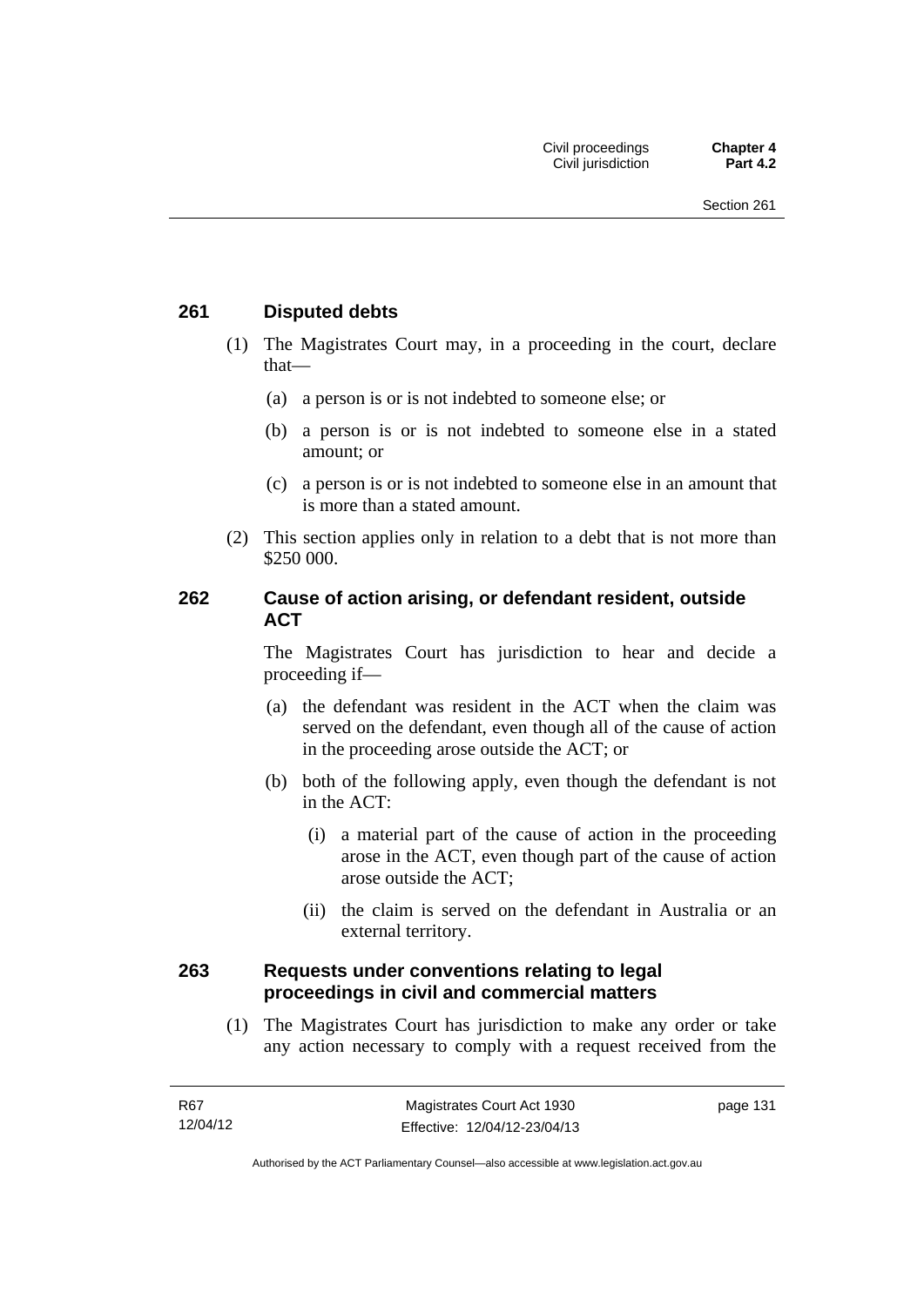## 261 Disputed debts

(1) The Magistrates Court may, in a proceeding in the court, declare that—

(a) a person is or is not indebted to someone else; or

(b) a person is or is not indebted to someone else in a stated amount; or

(c) a person is or is not indebted to someone else in an amount that is more than a stated amount.

(2) This section applies only in relation to a debt that is not more than $250 000.

## 262 Cause of action arising, or defendant resident, outside ACT

The Magistrates Court has jurisdiction to hear and decide a proceeding if—

(a) the defendant was resident in the ACT when the claim was served on the defendant, even though all of the cause of action in the proceeding arose outside the ACT; or

(b) both of the following apply, even though the defendant is not in the ACT:

(i) a material part of the cause of action in the proceeding arose in the ACT, even though part of the cause of action arose outside the ACT;

(ii) the claim is served on the defendant in Australia or an external territory.

## 263 Requests under conventions relating to legal proceedings in civil and commercial matters

(1) The Magistrates Court has jurisdiction to make any order or take any action necessary to comply with a request received from the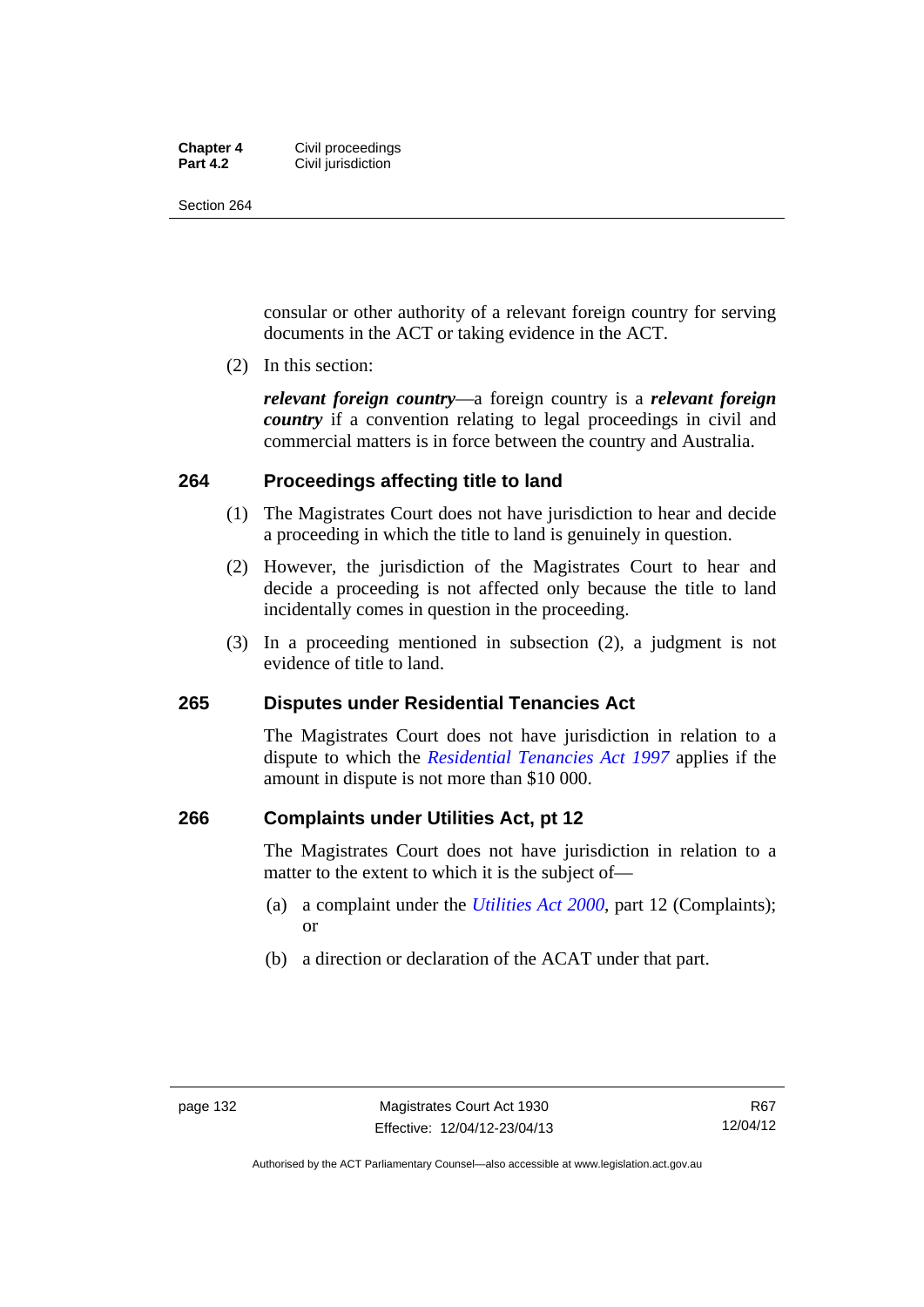consular or other authority of a relevant foreign country for serving documents in the ACT or taking evidence in the ACT.

(2) In this section:

***relevant foreign country***—a foreign country is a ***relevant foreign country*** if a convention relating to legal proceedings in civil and commercial matters is in force between the country and Australia.

## 264 Proceedings affecting title to land

(1) The Magistrates Court does not have jurisdiction to hear and decide a proceeding in which the title to land is genuinely in question.

(2) However, the jurisdiction of the Magistrates Court to hear and decide a proceeding is not affected only because the title to land incidentally comes in question in the proceeding.

(3) In a proceeding mentioned in subsection (2), a judgment is not evidence of title to land.

## 265 Disputes under Residential Tenancies Act

The Magistrates Court does not have jurisdiction in relation to a dispute to which the *Residential Tenancies Act 1997* applies if the amount in dispute is not more than $10 000.

## 266 Complaints under Utilities Act, pt 12

The Magistrates Court does not have jurisdiction in relation to a matter to the extent to which it is the subject of—

(a) a complaint under the *Utilities Act 2000*, part 12 (Complaints); or

(b) a direction or declaration of the ACAT under that part.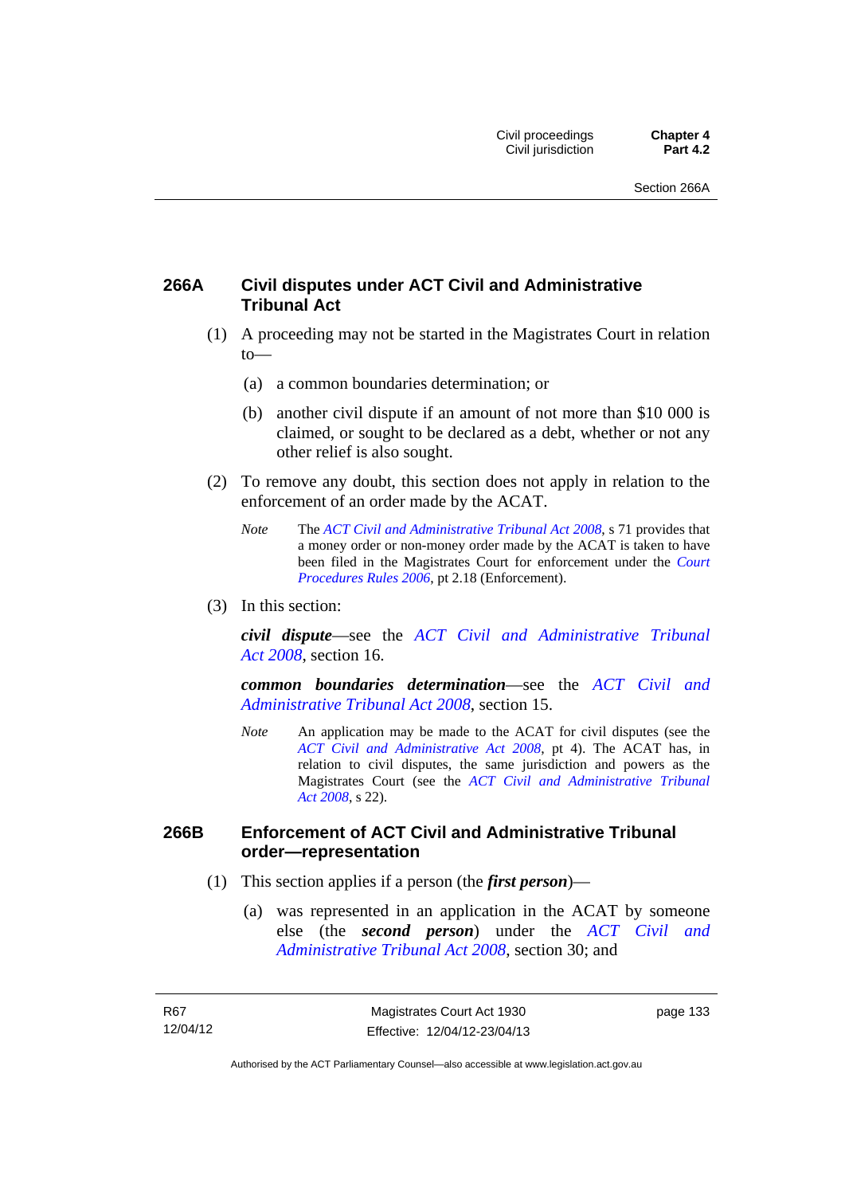## 266A Civil disputes under ACT Civil and Administrative Tribunal Act

(1) A proceeding may not be started in the Magistrates Court in relation to—

(a) a common boundaries determination; or

(b) another civil dispute if an amount of not more than $10 000 is claimed, or sought to be declared as a debt, whether or not any other relief is also sought.

(2) To remove any doubt, this section does not apply in relation to the enforcement of an order made by the ACAT.

*Note* The *ACT Civil and Administrative Tribunal Act 2008*, s 71 provides that a money order or non-money order made by the ACAT is taken to have been filed in the Magistrates Court for enforcement under the *Court Procedures Rules 2006*, pt 2.18 (Enforcement).

(3) In this section:

***civil dispute***—see the *ACT Civil and Administrative Tribunal Act 2008*, section 16.

***common boundaries determination***—see the *ACT Civil and Administrative Tribunal Act 2008*, section 15.

*Note* An application may be made to the ACAT for civil disputes (see the *ACT Civil and Administrative Act 2008*, pt 4). The ACAT has, in relation to civil disputes, the same jurisdiction and powers as the Magistrates Court (see the *ACT Civil and Administrative Tribunal Act 2008*, s 22).

## 266B Enforcement of ACT Civil and Administrative Tribunal order—representation

(1) This section applies if a person (the ***first person***)—

(a) was represented in an application in the ACAT by someone else (the ***second person***) under the *ACT Civil and Administrative Tribunal Act 2008*, section 30; and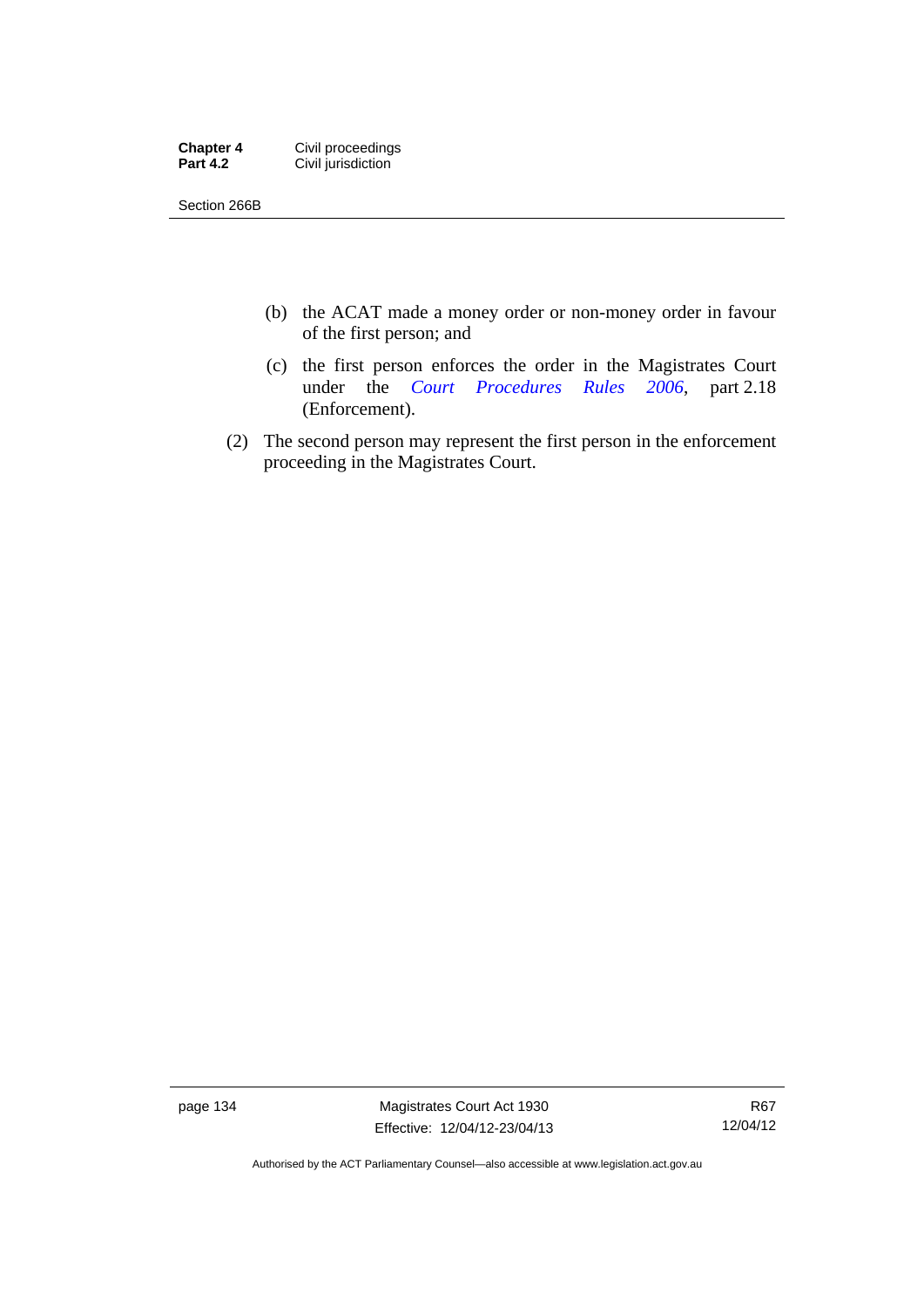(b) the ACAT made a money order or non-money order in favour of the first person; and

(c) the first person enforces the order in the Magistrates Court under the *Court Procedures Rules 2006*, part 2.18 (Enforcement).

(2) The second person may represent the first person in the enforcement proceeding in the Magistrates Court.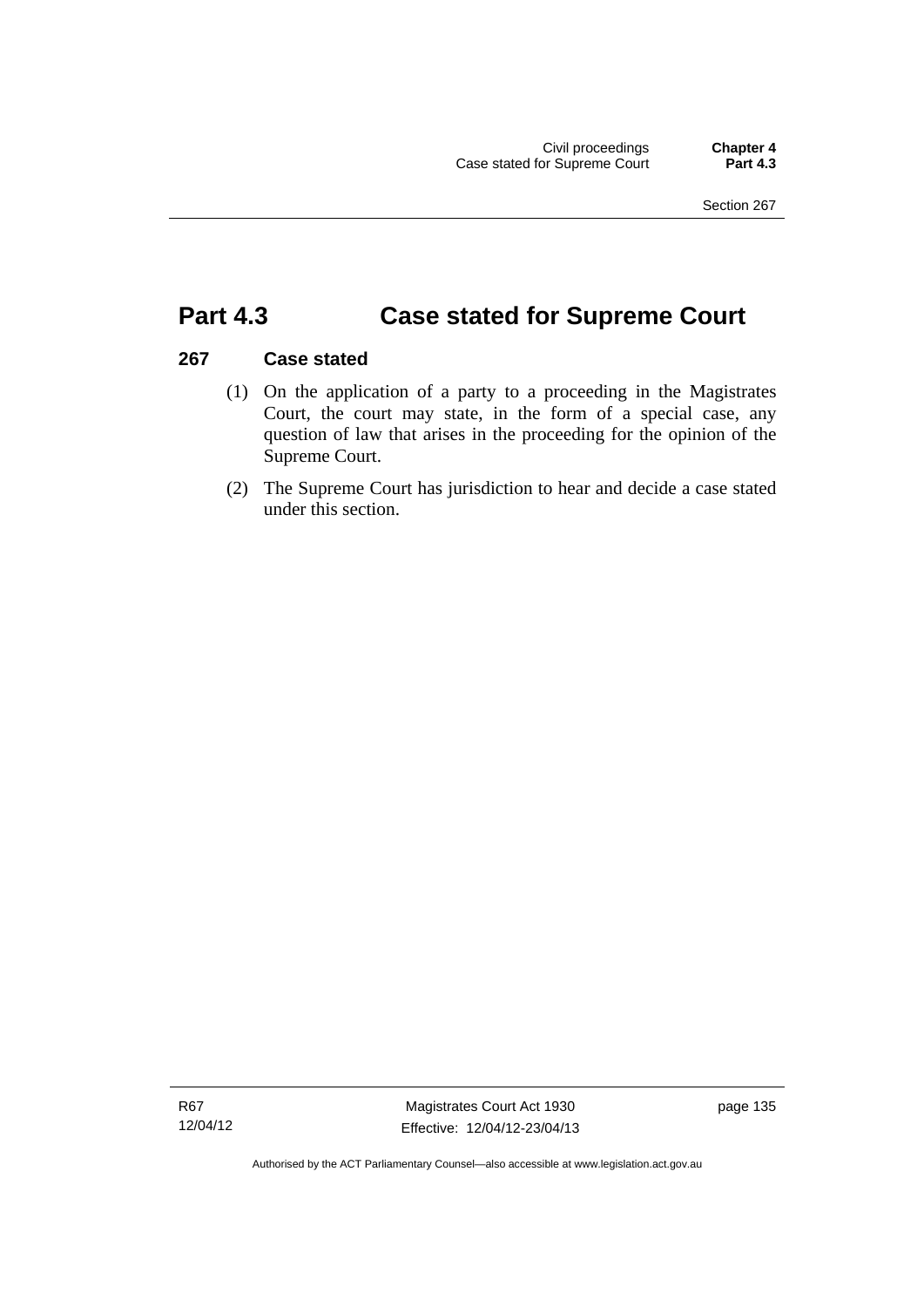# Part 4.3 Case stated for Supreme Court

## 267 Case stated

(1) On the application of a party to a proceeding in the Magistrates Court, the court may state, in the form of a special case, any question of law that arises in the proceeding for the opinion of the Supreme Court.

(2) The Supreme Court has jurisdiction to hear and decide a case stated under this section.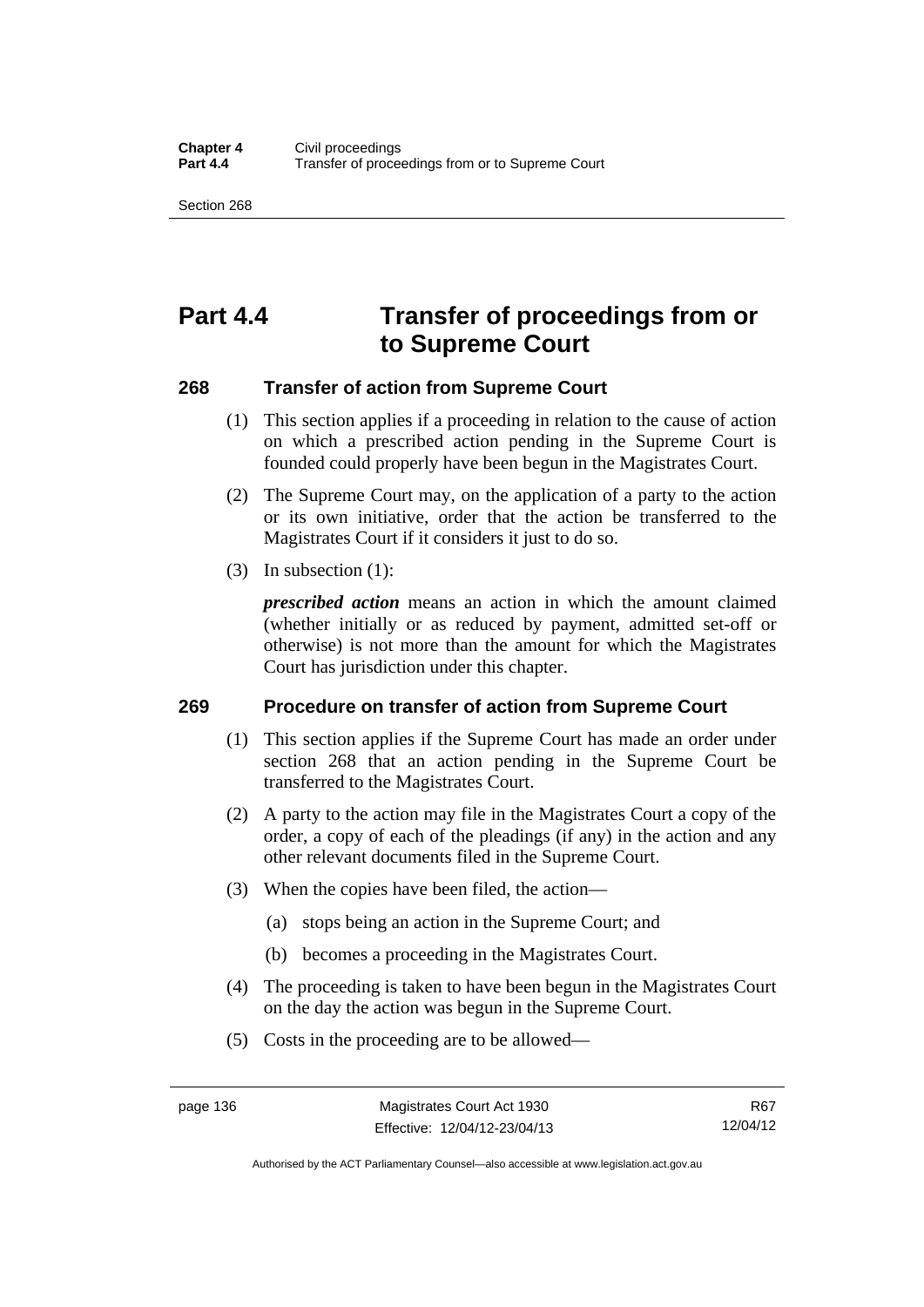# Part 4.4 Transfer of proceedings from or to Supreme Court

## 268 Transfer of action from Supreme Court

(1) This section applies if a proceeding in relation to the cause of action on which a prescribed action pending in the Supreme Court is founded could properly have been begun in the Magistrates Court.

(2) The Supreme Court may, on the application of a party to the action or its own initiative, order that the action be transferred to the Magistrates Court if it considers it just to do so.

(3) In subsection (1):

***prescribed action*** means an action in which the amount claimed (whether initially or as reduced by payment, admitted set-off or otherwise) is not more than the amount for which the Magistrates Court has jurisdiction under this chapter.

## 269 Procedure on transfer of action from Supreme Court

(1) This section applies if the Supreme Court has made an order under section 268 that an action pending in the Supreme Court be transferred to the Magistrates Court.

(2) A party to the action may file in the Magistrates Court a copy of the order, a copy of each of the pleadings (if any) in the action and any other relevant documents filed in the Supreme Court.

(3) When the copies have been filed, the action—

(a) stops being an action in the Supreme Court; and

(b) becomes a proceeding in the Magistrates Court.

(4) The proceeding is taken to have been begun in the Magistrates Court on the day the action was begun in the Supreme Court.

(5) Costs in the proceeding are to be allowed—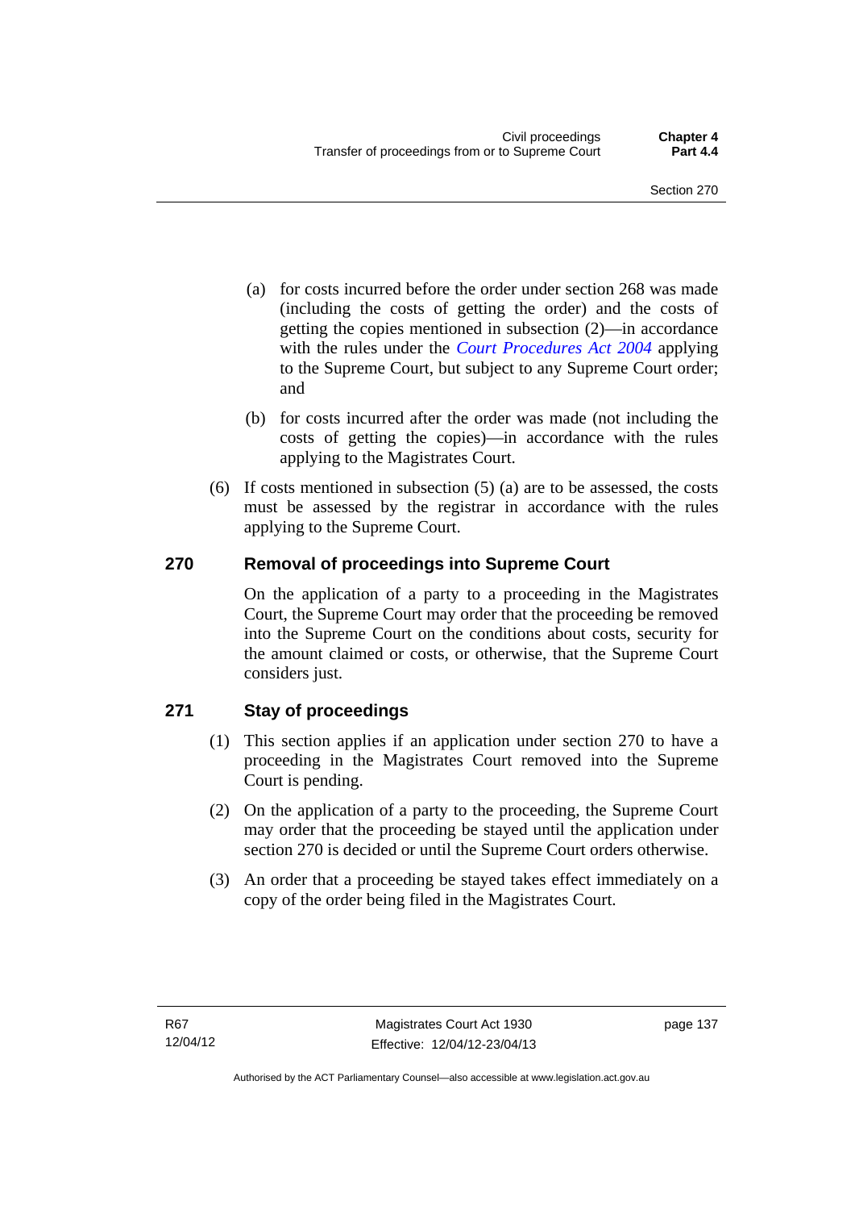(a) for costs incurred before the order under section 268 was made (including the costs of getting the order) and the costs of getting the copies mentioned in subsection (2)—in accordance with the rules under the *Court Procedures Act 2004* applying to the Supreme Court, but subject to any Supreme Court order; and

(b) for costs incurred after the order was made (not including the costs of getting the copies)—in accordance with the rules applying to the Magistrates Court.

(6) If costs mentioned in subsection (5) (a) are to be assessed, the costs must be assessed by the registrar in accordance with the rules applying to the Supreme Court.

### 270 Removal of proceedings into Supreme Court

On the application of a party to a proceeding in the Magistrates Court, the Supreme Court may order that the proceeding be removed into the Supreme Court on the conditions about costs, security for the amount claimed or costs, or otherwise, that the Supreme Court considers just.

### 271 Stay of proceedings

(1) This section applies if an application under section 270 to have a proceeding in the Magistrates Court removed into the Supreme Court is pending.

(2) On the application of a party to the proceeding, the Supreme Court may order that the proceeding be stayed until the application under section 270 is decided or until the Supreme Court orders otherwise.

(3) An order that a proceeding be stayed takes effect immediately on a copy of the order being filed in the Magistrates Court.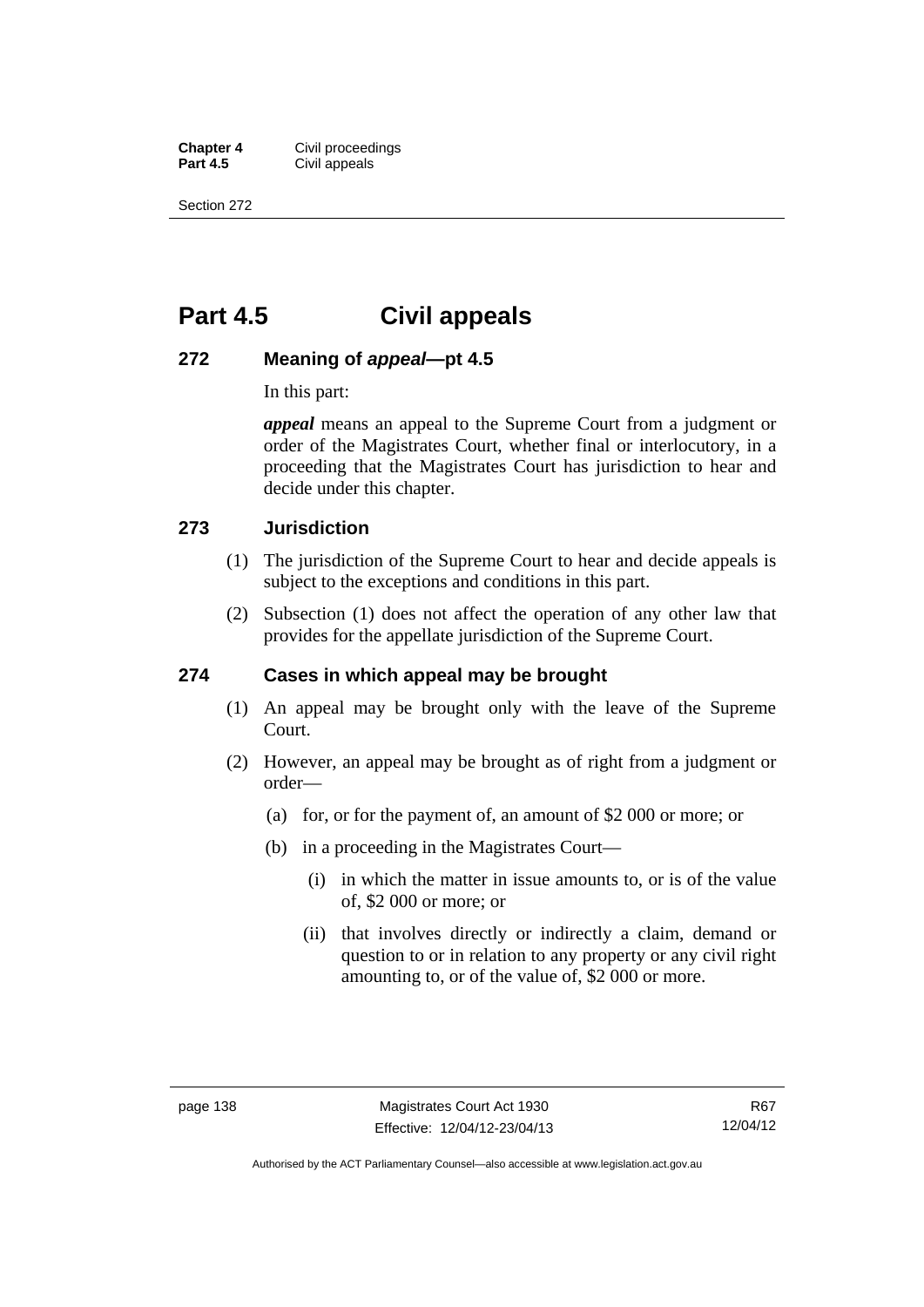# Part 4.5 Civil appeals

## 272 Meaning of *appeal*—pt 4.5

In this part:

***appeal*** means an appeal to the Supreme Court from a judgment or order of the Magistrates Court, whether final or interlocutory, in a proceeding that the Magistrates Court has jurisdiction to hear and decide under this chapter.

## 273 Jurisdiction

(1) The jurisdiction of the Supreme Court to hear and decide appeals is subject to the exceptions and conditions in this part.

(2) Subsection (1) does not affect the operation of any other law that provides for the appellate jurisdiction of the Supreme Court.

## 274 Cases in which appeal may be brought

(1) An appeal may be brought only with the leave of the Supreme Court.

(2) However, an appeal may be brought as of right from a judgment or order—

(a) for, or for the payment of, an amount of $2 000 or more; or

(b) in a proceeding in the Magistrates Court—

(i) in which the matter in issue amounts to, or is of the value of, $2 000 or more; or

(ii) that involves directly or indirectly a claim, demand or question to or in relation to any property or any civil right amounting to, or of the value of, $2 000 or more.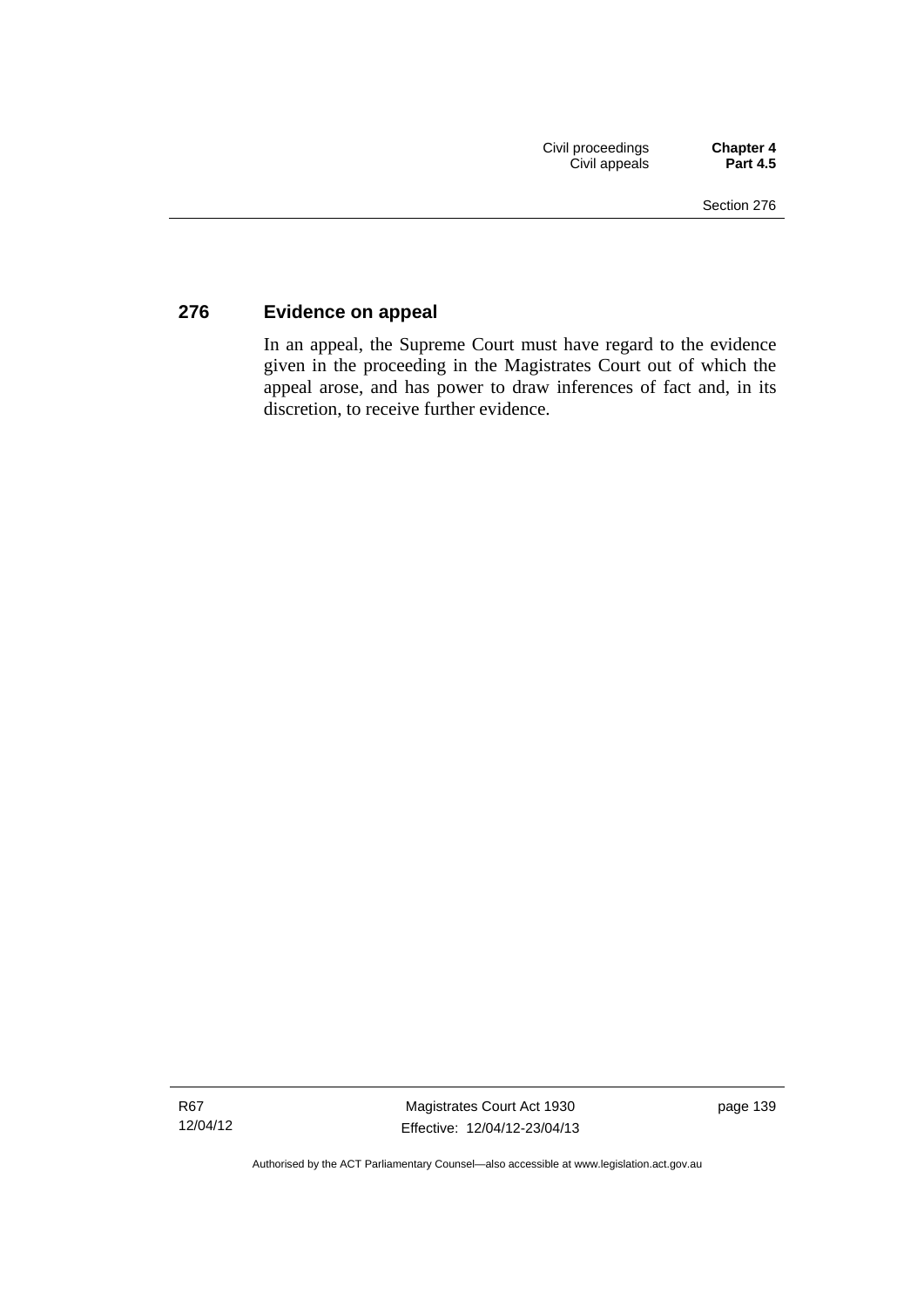### 276 Evidence on appeal

In an appeal, the Supreme Court must have regard to the evidence given in the proceeding in the Magistrates Court out of which the appeal arose, and has power to draw inferences of fact and, in its discretion, to receive further evidence.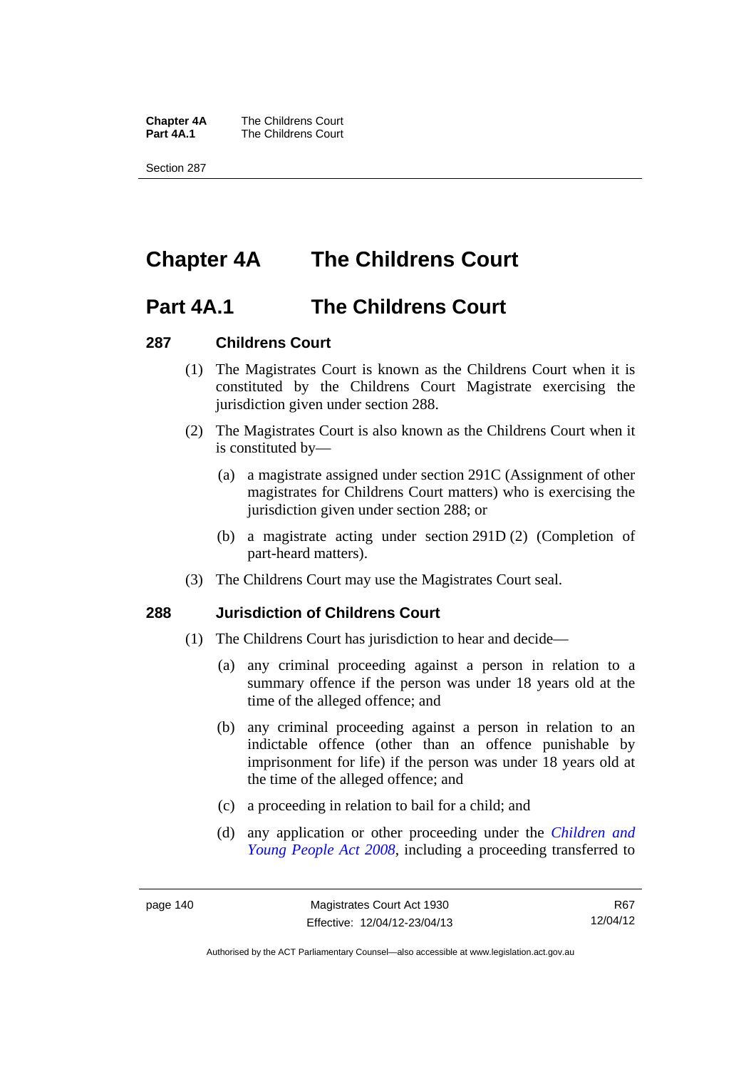# Chapter 4A The Childrens Court

## Part 4A.1 The Childrens Court

### 287 Childrens Court

(1) The Magistrates Court is known as the Childrens Court when it is constituted by the Childrens Court Magistrate exercising the jurisdiction given under section 288.

(2) The Magistrates Court is also known as the Childrens Court when it is constituted by—

(a) a magistrate assigned under section 291C (Assignment of other magistrates for Childrens Court matters) who is exercising the jurisdiction given under section 288; or

(b) a magistrate acting under section 291D (2) (Completion of part-heard matters).

(3) The Childrens Court may use the Magistrates Court seal.

### 288 Jurisdiction of Childrens Court

(1) The Childrens Court has jurisdiction to hear and decide—

(a) any criminal proceeding against a person in relation to a summary offence if the person was under 18 years old at the time of the alleged offence; and

(b) any criminal proceeding against a person in relation to an indictable offence (other than an offence punishable by imprisonment for life) if the person was under 18 years old at the time of the alleged offence; and

(c) a proceeding in relation to bail for a child; and

(d) any application or other proceeding under the *Children and Young People Act 2008*, including a proceeding transferred to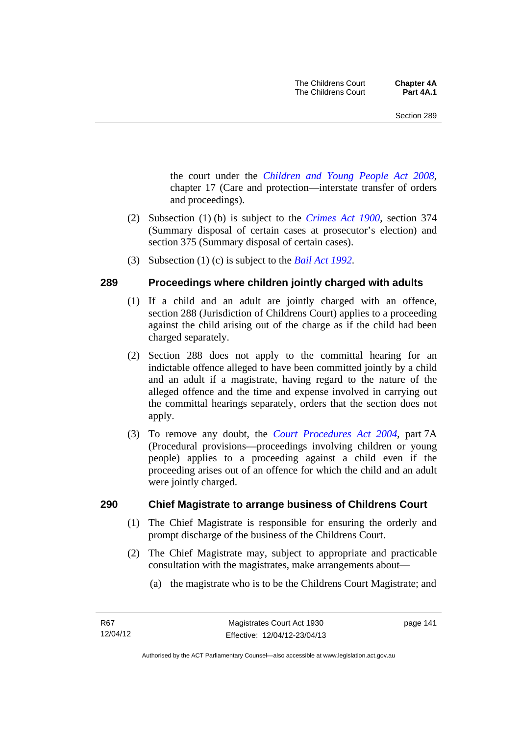the court under the *Children and Young People Act 2008*, chapter 17 (Care and protection—interstate transfer of orders and proceedings).

(2) Subsection (1) (b) is subject to the *Crimes Act 1900*, section 374 (Summary disposal of certain cases at prosecutor's election) and section 375 (Summary disposal of certain cases).

(3) Subsection (1) (c) is subject to the *Bail Act 1992*.

## 289 Proceedings where children jointly charged with adults

(1) If a child and an adult are jointly charged with an offence, section 288 (Jurisdiction of Childrens Court) applies to a proceeding against the child arising out of the charge as if the child had been charged separately.

(2) Section 288 does not apply to the committal hearing for an indictable offence alleged to have been committed jointly by a child and an adult if a magistrate, having regard to the nature of the alleged offence and the time and expense involved in carrying out the committal hearings separately, orders that the section does not apply.

(3) To remove any doubt, the *Court Procedures Act 2004*, part 7A (Procedural provisions—proceedings involving children or young people) applies to a proceeding against a child even if the proceeding arises out of an offence for which the child and an adult were jointly charged.

## 290 Chief Magistrate to arrange business of Childrens Court

(1) The Chief Magistrate is responsible for ensuring the orderly and prompt discharge of the business of the Childrens Court.

(2) The Chief Magistrate may, subject to appropriate and practicable consultation with the magistrates, make arrangements about—

(a) the magistrate who is to be the Childrens Court Magistrate; and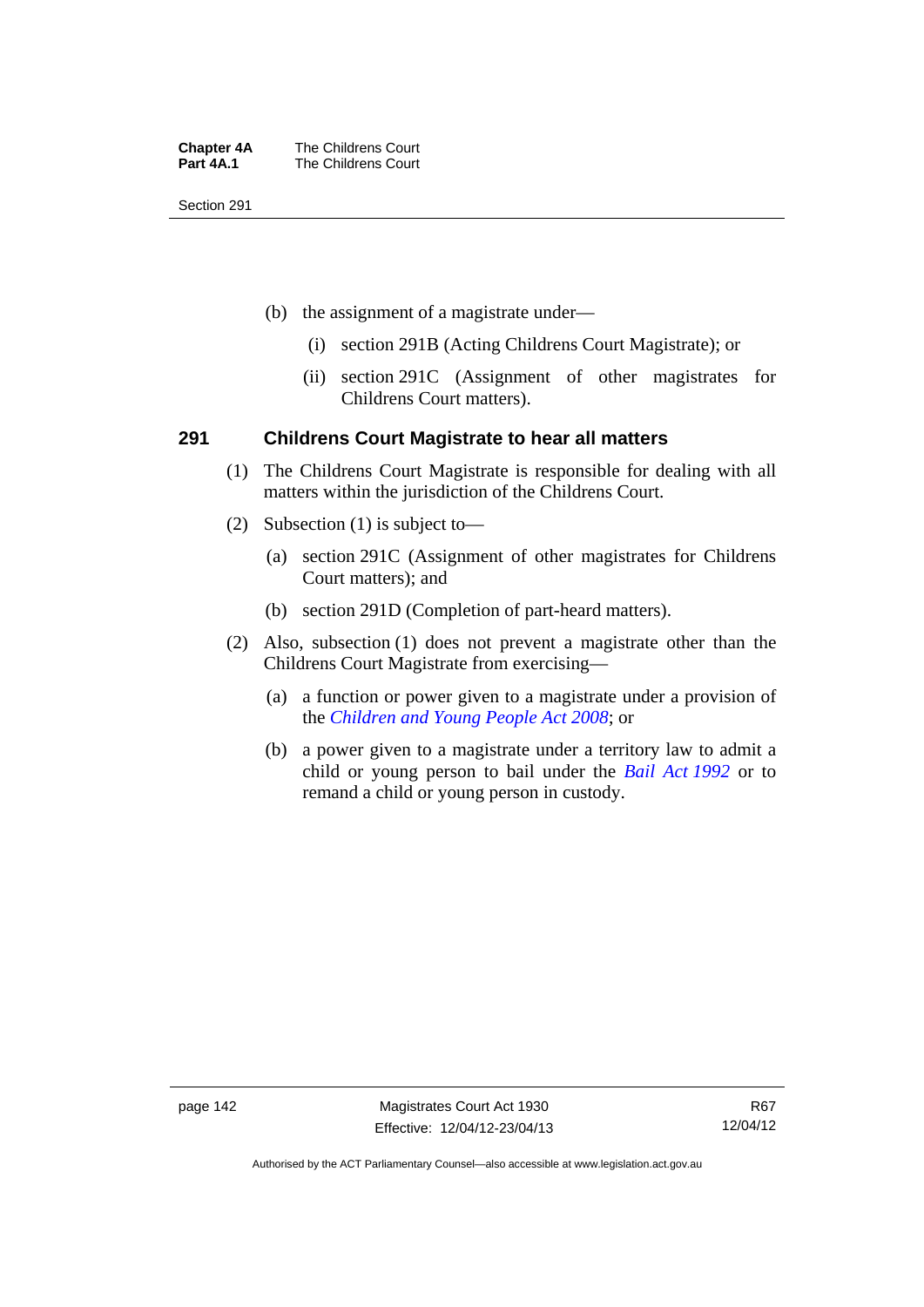(b) the assignment of a magistrate under—

  (i) section 291B (Acting Childrens Court Magistrate); or

  (ii) section 291C (Assignment of other magistrates for Childrens Court matters).

### 291 Childrens Court Magistrate to hear all matters

(1) The Childrens Court Magistrate is responsible for dealing with all matters within the jurisdiction of the Childrens Court.

(2) Subsection (1) is subject to—

  (a) section 291C (Assignment of other magistrates for Childrens Court matters); and

  (b) section 291D (Completion of part-heard matters).

(2) Also, subsection (1) does not prevent a magistrate other than the Childrens Court Magistrate from exercising—

  (a) a function or power given to a magistrate under a provision of the *Children and Young People Act 2008*; or

  (b) a power given to a magistrate under a territory law to admit a child or young person to bail under the *Bail Act 1992* or to remand a child or young person in custody.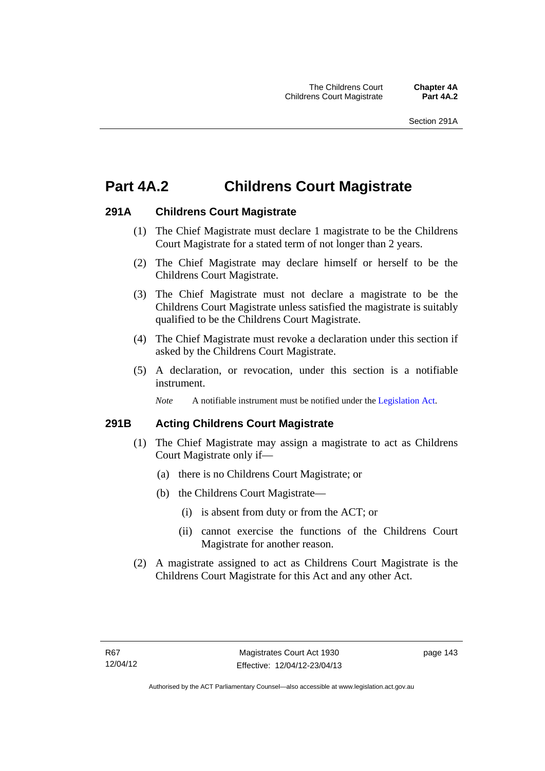# Part 4A.2 Childrens Court Magistrate

## 291A Childrens Court Magistrate

(1) The Chief Magistrate must declare 1 magistrate to be the Childrens Court Magistrate for a stated term of not longer than 2 years.

(2) The Chief Magistrate may declare himself or herself to be the Childrens Court Magistrate.

(3) The Chief Magistrate must not declare a magistrate to be the Childrens Court Magistrate unless satisfied the magistrate is suitably qualified to be the Childrens Court Magistrate.

(4) The Chief Magistrate must revoke a declaration under this section if asked by the Childrens Court Magistrate.

(5) A declaration, or revocation, under this section is a notifiable instrument.

*Note* A notifiable instrument must be notified under the Legislation Act.

## 291B Acting Childrens Court Magistrate

(1) The Chief Magistrate may assign a magistrate to act as Childrens Court Magistrate only if—

(a) there is no Childrens Court Magistrate; or

(b) the Childrens Court Magistrate—

(i) is absent from duty or from the ACT; or

(ii) cannot exercise the functions of the Childrens Court Magistrate for another reason.

(2) A magistrate assigned to act as Childrens Court Magistrate is the Childrens Court Magistrate for this Act and any other Act.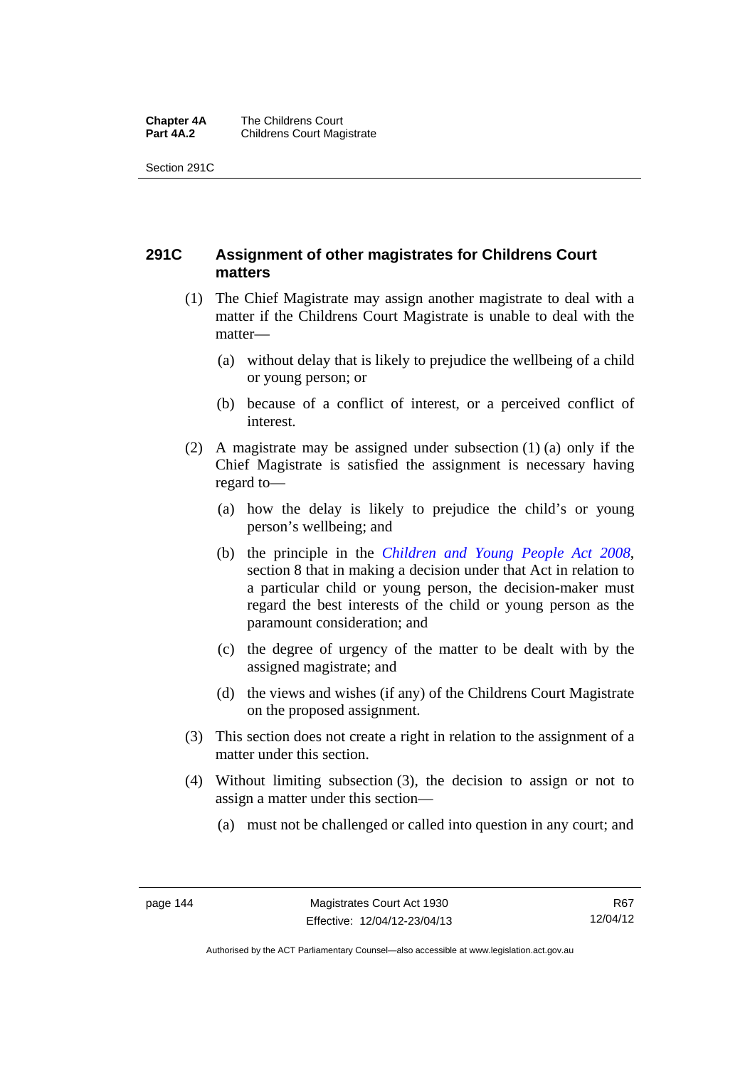## 291C Assignment of other magistrates for Childrens Court matters

(1) The Chief Magistrate may assign another magistrate to deal with a matter if the Childrens Court Magistrate is unable to deal with the matter—

(a) without delay that is likely to prejudice the wellbeing of a child or young person; or

(b) because of a conflict of interest, or a perceived conflict of interest.

(2) A magistrate may be assigned under subsection (1) (a) only if the Chief Magistrate is satisfied the assignment is necessary having regard to—

(a) how the delay is likely to prejudice the child's or young person's wellbeing; and

(b) the principle in the *Children and Young People Act 2008*, section 8 that in making a decision under that Act in relation to a particular child or young person, the decision-maker must regard the best interests of the child or young person as the paramount consideration; and

(c) the degree of urgency of the matter to be dealt with by the assigned magistrate; and

(d) the views and wishes (if any) of the Childrens Court Magistrate on the proposed assignment.

(3) This section does not create a right in relation to the assignment of a matter under this section.

(4) Without limiting subsection (3), the decision to assign or not to assign a matter under this section—

(a) must not be challenged or called into question in any court; and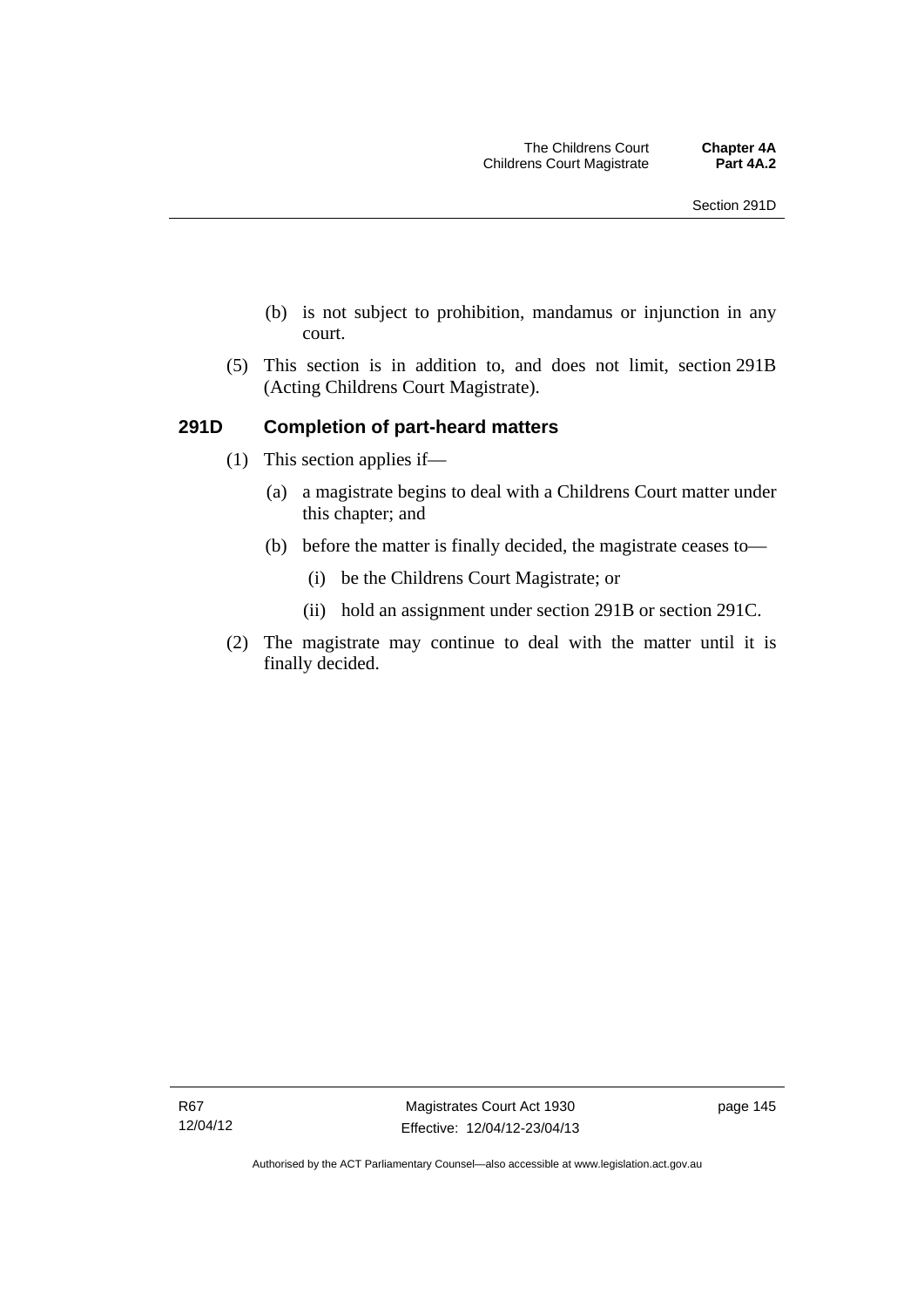(b) is not subject to prohibition, mandamus or injunction in any court.

(5) This section is in addition to, and does not limit, section 291B (Acting Childrens Court Magistrate).

### 291D Completion of part-heard matters

(1) This section applies if—

(a) a magistrate begins to deal with a Childrens Court matter under this chapter; and

(b) before the matter is finally decided, the magistrate ceases to—

(i) be the Childrens Court Magistrate; or

(ii) hold an assignment under section 291B or section 291C.

(2) The magistrate may continue to deal with the matter until it is finally decided.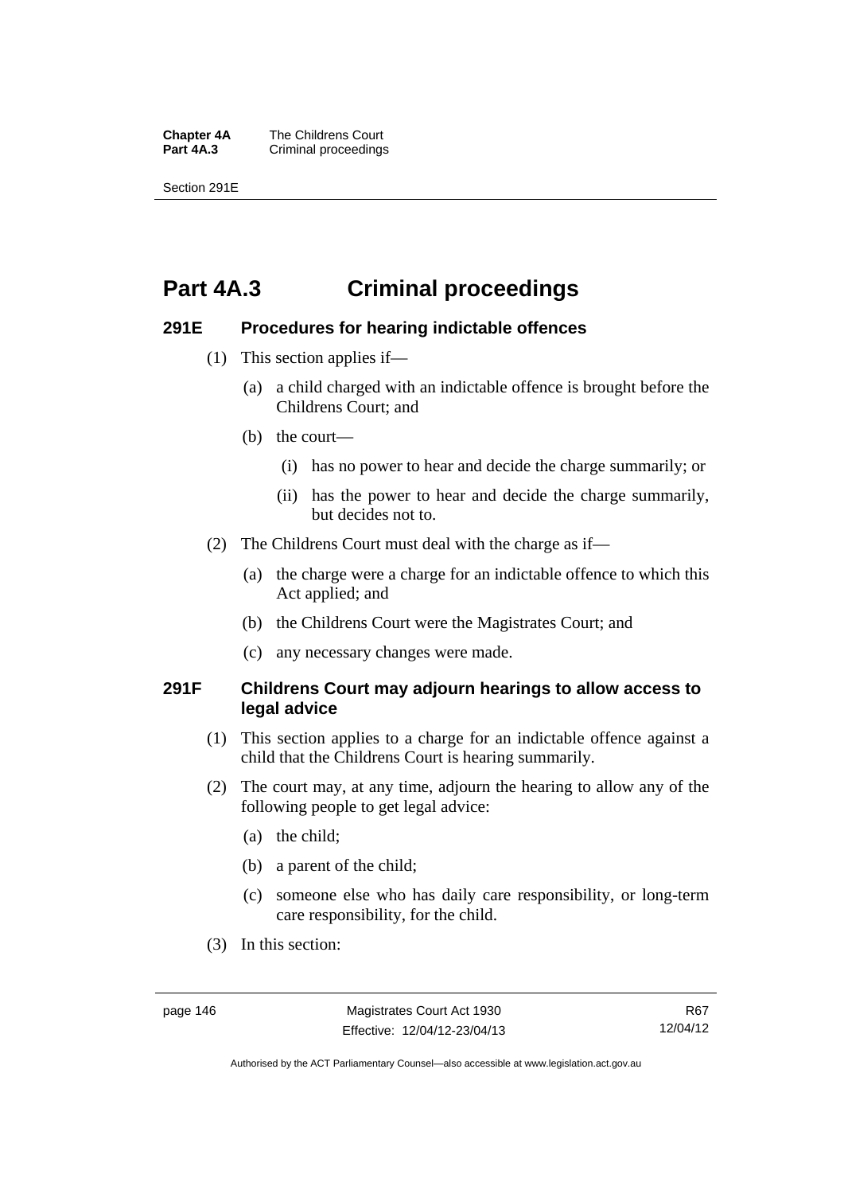# Part 4A.3 Criminal proceedings

### 291E Procedures for hearing indictable offences

(1) This section applies if—

(a) a child charged with an indictable offence is brought before the Childrens Court; and

(b) the court—

(i) has no power to hear and decide the charge summarily; or

(ii) has the power to hear and decide the charge summarily, but decides not to.

(2) The Childrens Court must deal with the charge as if—

(a) the charge were a charge for an indictable offence to which this Act applied; and

(b) the Childrens Court were the Magistrates Court; and

(c) any necessary changes were made.

### 291F Childrens Court may adjourn hearings to allow access to legal advice

(1) This section applies to a charge for an indictable offence against a child that the Childrens Court is hearing summarily.

(2) The court may, at any time, adjourn the hearing to allow any of the following people to get legal advice:

(a) the child;

(b) a parent of the child;

(c) someone else who has daily care responsibility, or long-term care responsibility, for the child.

(3) In this section: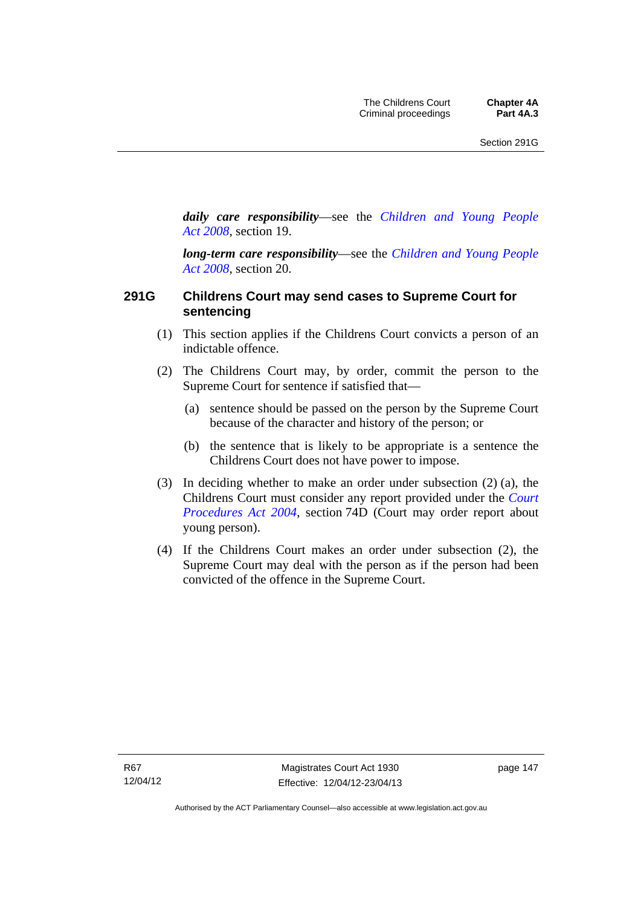***daily care responsibility***—see the *Children and Young People Act 2008*, section 19.

***long-term care responsibility***—see the *Children and Young People Act 2008*, section 20.

### 291G Childrens Court may send cases to Supreme Court for sentencing

(1) This section applies if the Childrens Court convicts a person of an indictable offence.

(2) The Childrens Court may, by order, commit the person to the Supreme Court for sentence if satisfied that—

(a) sentence should be passed on the person by the Supreme Court because of the character and history of the person; or

(b) the sentence that is likely to be appropriate is a sentence the Childrens Court does not have power to impose.

(3) In deciding whether to make an order under subsection (2) (a), the Childrens Court must consider any report provided under the *Court Procedures Act 2004*, section 74D (Court may order report about young person).

(4) If the Childrens Court makes an order under subsection (2), the Supreme Court may deal with the person as if the person had been convicted of the offence in the Supreme Court.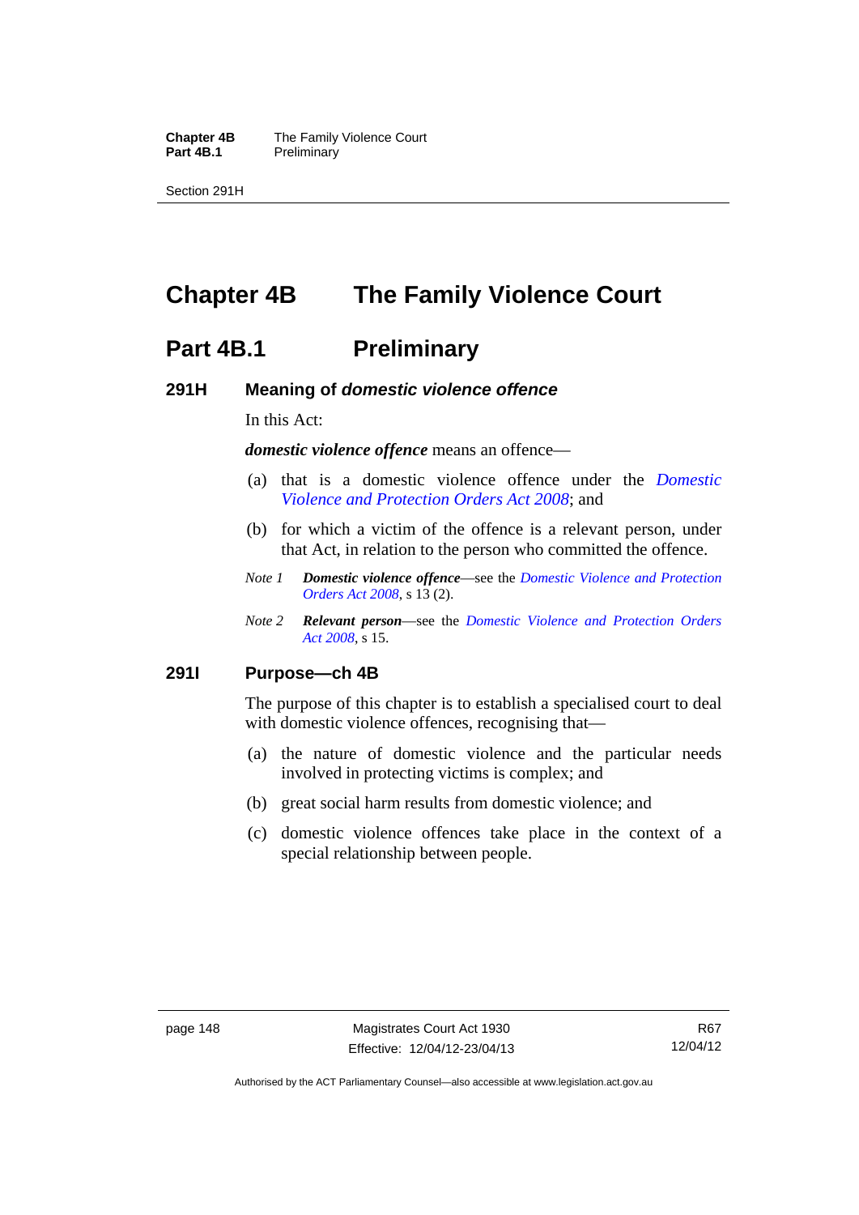# Chapter 4B The Family Violence Court

## Part 4B.1 Preliminary

### 291H Meaning of *domestic violence offence*

In this Act:

***domestic violence offence*** means an offence—

(a) that is a domestic violence offence under the *Domestic Violence and Protection Orders Act 2008*; and

(b) for which a victim of the offence is a relevant person, under that Act, in relation to the person who committed the offence.

*Note 1* ***Domestic violence offence***—see the *Domestic Violence and Protection Orders Act 2008*, s 13 (2).

*Note 2* ***Relevant person***—see the *Domestic Violence and Protection Orders Act 2008*, s 15.

### 291I Purpose—ch 4B

The purpose of this chapter is to establish a specialised court to deal with domestic violence offences, recognising that—

(a) the nature of domestic violence and the particular needs involved in protecting victims is complex; and

(b) great social harm results from domestic violence; and

(c) domestic violence offences take place in the context of a special relationship between people.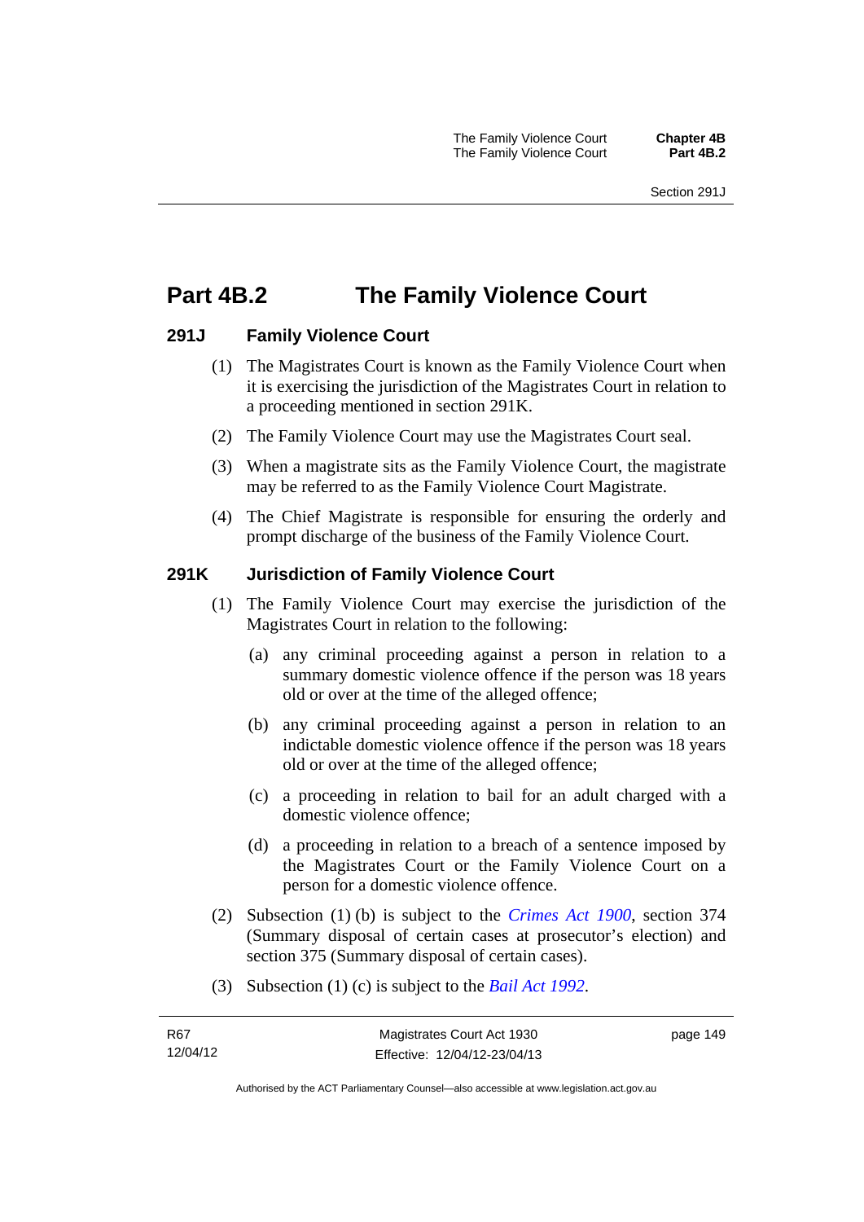# Part 4B.2 The Family Violence Court

## 291J Family Violence Court

(1) The Magistrates Court is known as the Family Violence Court when it is exercising the jurisdiction of the Magistrates Court in relation to a proceeding mentioned in section 291K.

(2) The Family Violence Court may use the Magistrates Court seal.

(3) When a magistrate sits as the Family Violence Court, the magistrate may be referred to as the Family Violence Court Magistrate.

(4) The Chief Magistrate is responsible for ensuring the orderly and prompt discharge of the business of the Family Violence Court.

## 291K Jurisdiction of Family Violence Court

(1) The Family Violence Court may exercise the jurisdiction of the Magistrates Court in relation to the following:

(a) any criminal proceeding against a person in relation to a summary domestic violence offence if the person was 18 years old or over at the time of the alleged offence;

(b) any criminal proceeding against a person in relation to an indictable domestic violence offence if the person was 18 years old or over at the time of the alleged offence;

(c) a proceeding in relation to bail for an adult charged with a domestic violence offence;

(d) a proceeding in relation to a breach of a sentence imposed by the Magistrates Court or the Family Violence Court on a person for a domestic violence offence.

(2) Subsection (1) (b) is subject to the *Crimes Act 1900*, section 374 (Summary disposal of certain cases at prosecutor's election) and section 375 (Summary disposal of certain cases).

(3) Subsection (1) (c) is subject to the *Bail Act 1992*.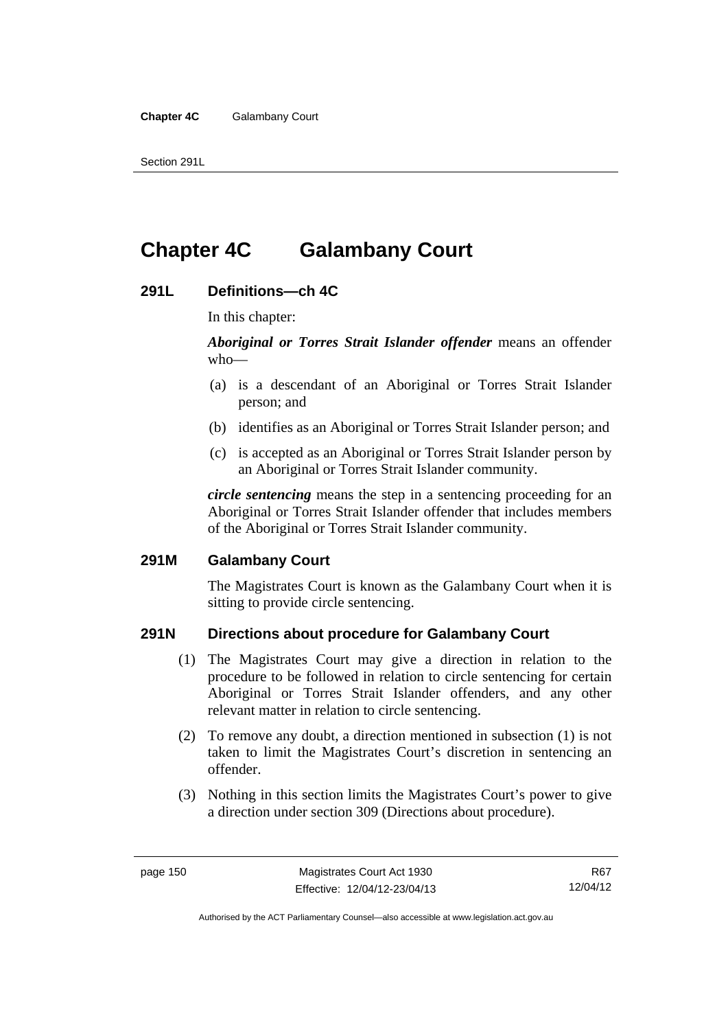# Chapter 4C Galambany Court

## 291L Definitions—ch 4C

In this chapter:

***Aboriginal or Torres Strait Islander offender*** means an offender who—

(a) is a descendant of an Aboriginal or Torres Strait Islander person; and

(b) identifies as an Aboriginal or Torres Strait Islander person; and

(c) is accepted as an Aboriginal or Torres Strait Islander person by an Aboriginal or Torres Strait Islander community.

***circle sentencing*** means the step in a sentencing proceeding for an Aboriginal or Torres Strait Islander offender that includes members of the Aboriginal or Torres Strait Islander community.

## 291M Galambany Court

The Magistrates Court is known as the Galambany Court when it is sitting to provide circle sentencing.

## 291N Directions about procedure for Galambany Court

(1) The Magistrates Court may give a direction in relation to the procedure to be followed in relation to circle sentencing for certain Aboriginal or Torres Strait Islander offenders, and any other relevant matter in relation to circle sentencing.

(2) To remove any doubt, a direction mentioned in subsection (1) is not taken to limit the Magistrates Court's discretion in sentencing an offender.

(3) Nothing in this section limits the Magistrates Court's power to give a direction under section 309 (Directions about procedure).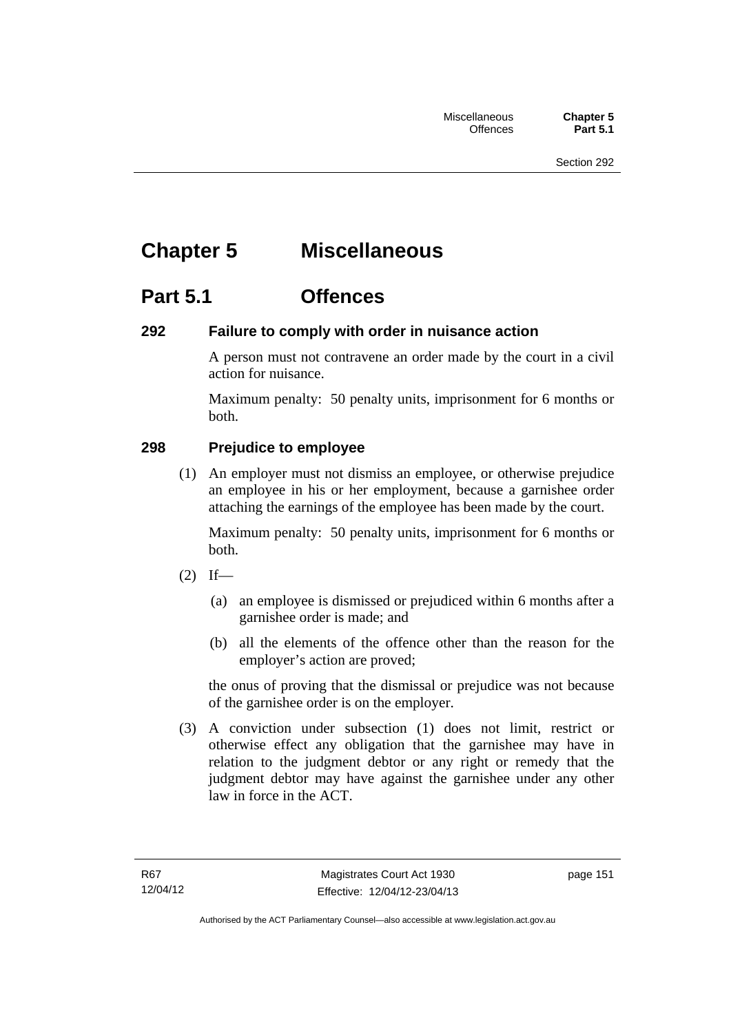# Chapter 5 Miscellaneous

## Part 5.1 Offences

### 292 Failure to comply with order in nuisance action

A person must not contravene an order made by the court in a civil action for nuisance.

Maximum penalty: 50 penalty units, imprisonment for 6 months or both.

### 298 Prejudice to employee

(1) An employer must not dismiss an employee, or otherwise prejudice an employee in his or her employment, because a garnishee order attaching the earnings of the employee has been made by the court.

Maximum penalty: 50 penalty units, imprisonment for 6 months or both.

(2) If—

(a) an employee is dismissed or prejudiced within 6 months after a garnishee order is made; and

(b) all the elements of the offence other than the reason for the employer's action are proved;

the onus of proving that the dismissal or prejudice was not because of the garnishee order is on the employer.

(3) A conviction under subsection (1) does not limit, restrict or otherwise effect any obligation that the garnishee may have in relation to the judgment debtor or any right or remedy that the judgment debtor may have against the garnishee under any other law in force in the ACT.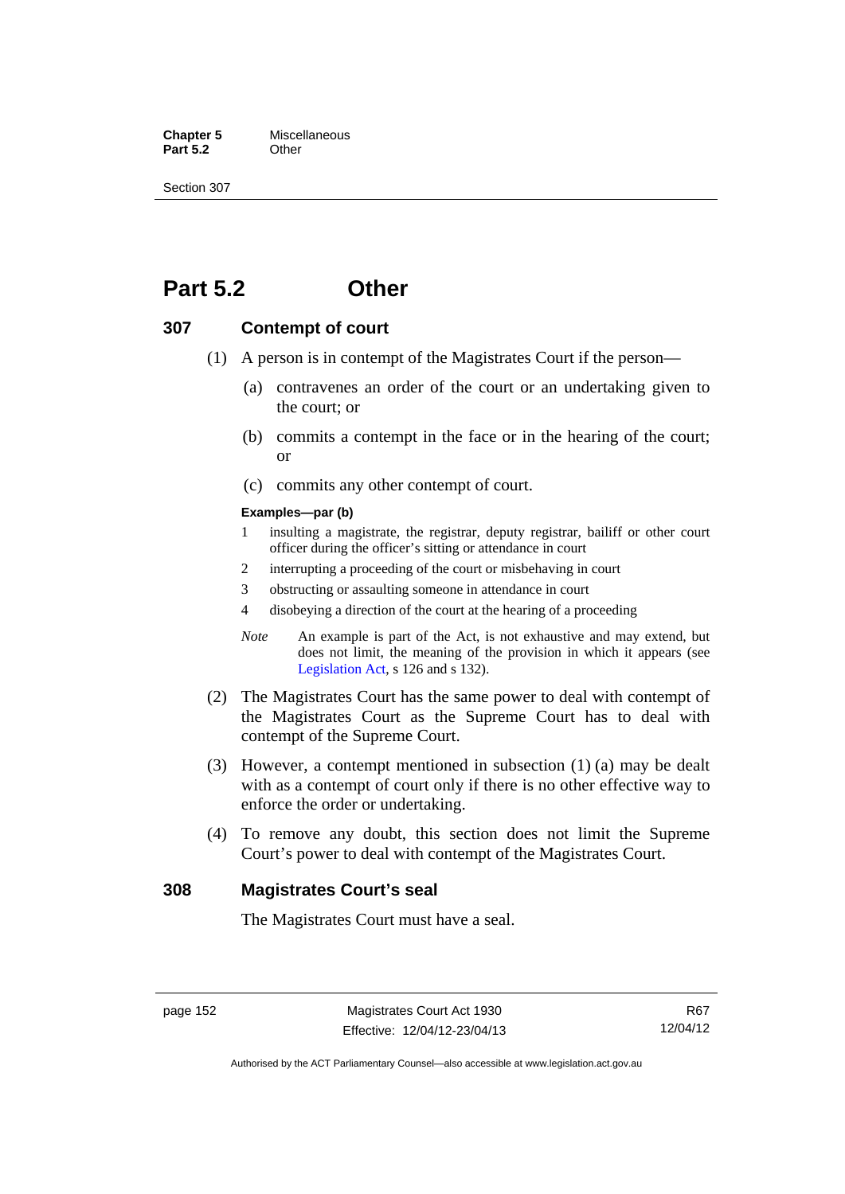# Part 5.2 Other

### 307 Contempt of court

(1) A person is in contempt of the Magistrates Court if the person—

(a) contravenes an order of the court or an undertaking given to the court; or

(b) commits a contempt in the face or in the hearing of the court; or

(c) commits any other contempt of court.

**Examples—par (b)**

1 insulting a magistrate, the registrar, deputy registrar, bailiff or other court officer during the officer's sitting or attendance in court

2 interrupting a proceeding of the court or misbehaving in court

3 obstructing or assaulting someone in attendance in court

4 disobeying a direction of the court at the hearing of a proceeding

*Note* An example is part of the Act, is not exhaustive and may extend, but does not limit, the meaning of the provision in which it appears (see Legislation Act, s 126 and s 132).

(2) The Magistrates Court has the same power to deal with contempt of the Magistrates Court as the Supreme Court has to deal with contempt of the Supreme Court.

(3) However, a contempt mentioned in subsection (1) (a) may be dealt with as a contempt of court only if there is no other effective way to enforce the order or undertaking.

(4) To remove any doubt, this section does not limit the Supreme Court's power to deal with contempt of the Magistrates Court.

### 308 Magistrates Court's seal

The Magistrates Court must have a seal.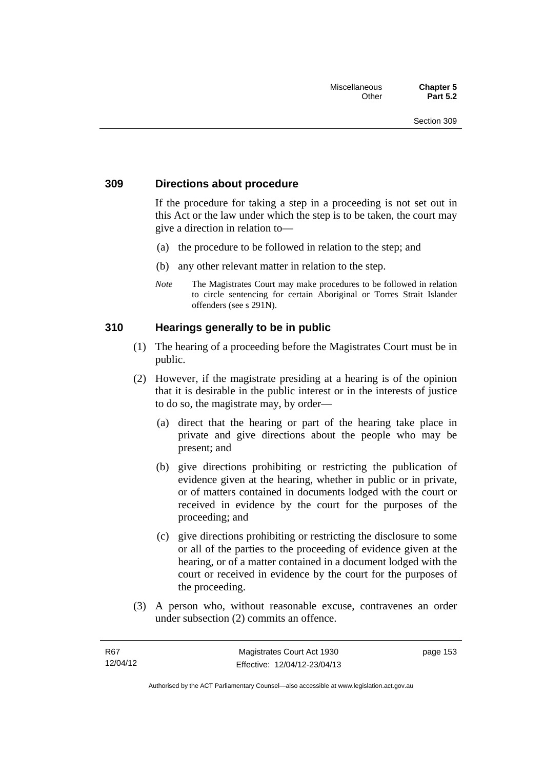### 309 Directions about procedure

If the procedure for taking a step in a proceeding is not set out in this Act or the law under which the step is to be taken, the court may give a direction in relation to—

(a) the procedure to be followed in relation to the step; and

(b) any other relevant matter in relation to the step.

*Note* The Magistrates Court may make procedures to be followed in relation to circle sentencing for certain Aboriginal or Torres Strait Islander offenders (see s 291N).

### 310 Hearings generally to be in public

(1) The hearing of a proceeding before the Magistrates Court must be in public.

(2) However, if the magistrate presiding at a hearing is of the opinion that it is desirable in the public interest or in the interests of justice to do so, the magistrate may, by order—

(a) direct that the hearing or part of the hearing take place in private and give directions about the people who may be present; and

(b) give directions prohibiting or restricting the publication of evidence given at the hearing, whether in public or in private, or of matters contained in documents lodged with the court or received in evidence by the court for the purposes of the proceeding; and

(c) give directions prohibiting or restricting the disclosure to some or all of the parties to the proceeding of evidence given at the hearing, or of a matter contained in a document lodged with the court or received in evidence by the court for the purposes of the proceeding.

(3) A person who, without reasonable excuse, contravenes an order under subsection (2) commits an offence.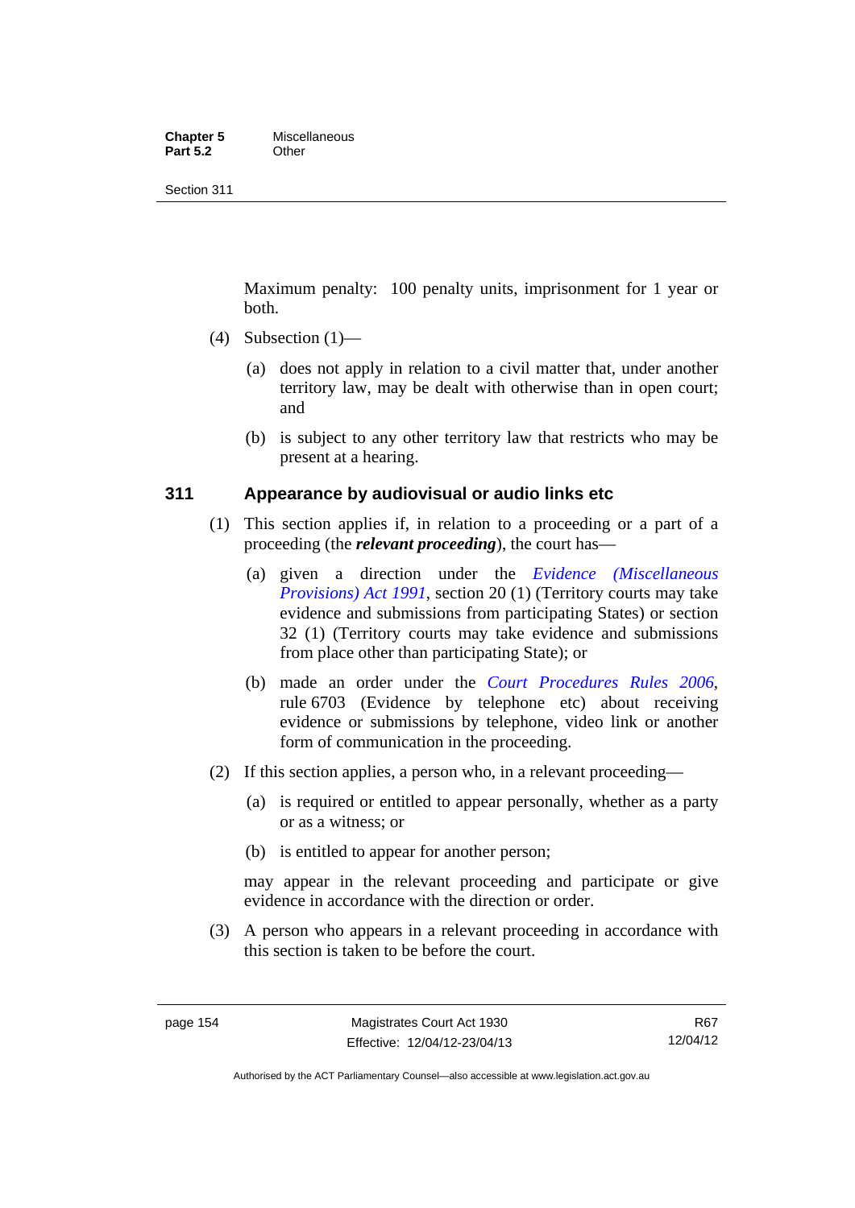Maximum penalty: 100 penalty units, imprisonment for 1 year or both.

(4) Subsection (1)—

(a) does not apply in relation to a civil matter that, under another territory law, may be dealt with otherwise than in open court; and

(b) is subject to any other territory law that restricts who may be present at a hearing.

### 311 Appearance by audiovisual or audio links etc

(1) This section applies if, in relation to a proceeding or a part of a proceeding (the ***relevant proceeding***), the court has—

(a) given a direction under the *Evidence (Miscellaneous Provisions) Act 1991*, section 20 (1) (Territory courts may take evidence and submissions from participating States) or section 32 (1) (Territory courts may take evidence and submissions from place other than participating State); or

(b) made an order under the *Court Procedures Rules 2006*, rule 6703 (Evidence by telephone etc) about receiving evidence or submissions by telephone, video link or another form of communication in the proceeding.

(2) If this section applies, a person who, in a relevant proceeding—

(a) is required or entitled to appear personally, whether as a party or as a witness; or

(b) is entitled to appear for another person;

may appear in the relevant proceeding and participate or give evidence in accordance with the direction or order.

(3) A person who appears in a relevant proceeding in accordance with this section is taken to be before the court.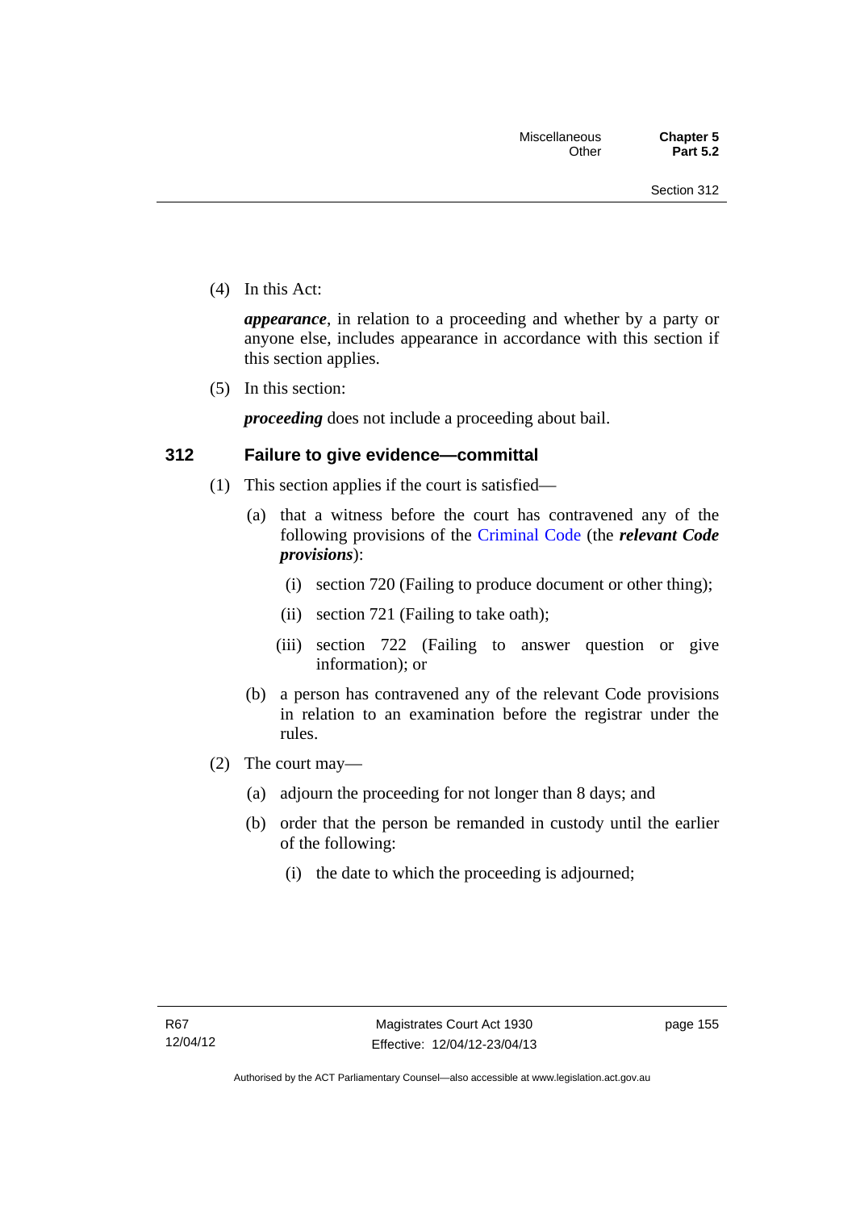(4) In this Act:

***appearance***, in relation to a proceeding and whether by a party or anyone else, includes appearance in accordance with this section if this section applies.

(5) In this section:

***proceeding*** does not include a proceeding about bail.

### 312 Failure to give evidence—committal

(1) This section applies if the court is satisfied—

(a) that a witness before the court has contravened any of the following provisions of the Criminal Code (the ***relevant Code provisions***):

(i) section 720 (Failing to produce document or other thing);

(ii) section 721 (Failing to take oath);

(iii) section 722 (Failing to answer question or give information); or

(b) a person has contravened any of the relevant Code provisions in relation to an examination before the registrar under the rules.

(2) The court may—

(a) adjourn the proceeding for not longer than 8 days; and

(b) order that the person be remanded in custody until the earlier of the following:

(i) the date to which the proceeding is adjourned;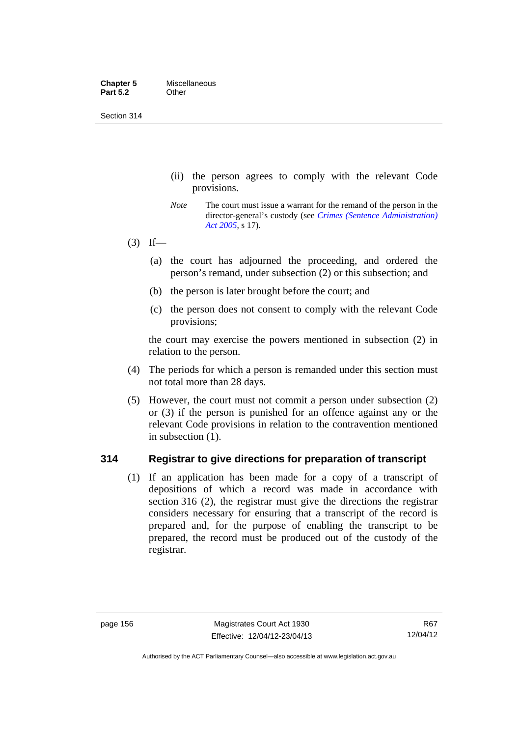(ii) the person agrees to comply with the relevant Code provisions.

*Note* The court must issue a warrant for the remand of the person in the director-general's custody (see *Crimes (Sentence Administration) Act 2005*, s 17).

(3) If—

(a) the court has adjourned the proceeding, and ordered the person's remand, under subsection (2) or this subsection; and

(b) the person is later brought before the court; and

(c) the person does not consent to comply with the relevant Code provisions;

the court may exercise the powers mentioned in subsection (2) in relation to the person.

(4) The periods for which a person is remanded under this section must not total more than 28 days.

(5) However, the court must not commit a person under subsection (2) or (3) if the person is punished for an offence against any or the relevant Code provisions in relation to the contravention mentioned in subsection (1).

### 314 Registrar to give directions for preparation of transcript

(1) If an application has been made for a copy of a transcript of depositions of which a record was made in accordance with section 316 (2), the registrar must give the directions the registrar considers necessary for ensuring that a transcript of the record is prepared and, for the purpose of enabling the transcript to be prepared, the record must be produced out of the custody of the registrar.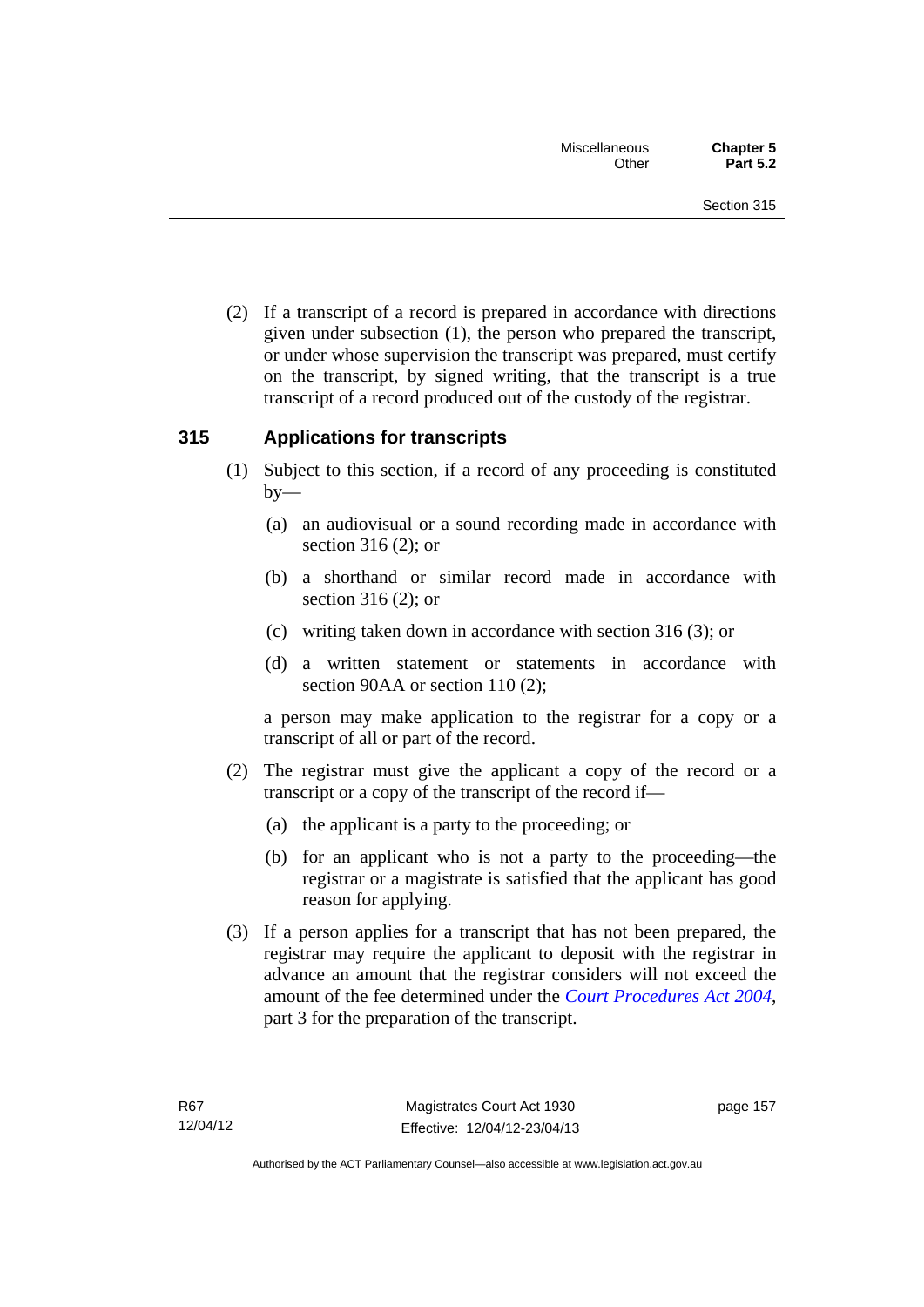(2) If a transcript of a record is prepared in accordance with directions given under subsection (1), the person who prepared the transcript, or under whose supervision the transcript was prepared, must certify on the transcript, by signed writing, that the transcript is a true transcript of a record produced out of the custody of the registrar.

## 315 Applications for transcripts

(1) Subject to this section, if a record of any proceeding is constituted by—

(a) an audiovisual or a sound recording made in accordance with section 316 (2); or

(b) a shorthand or similar record made in accordance with section 316 (2); or

(c) writing taken down in accordance with section 316 (3); or

(d) a written statement or statements in accordance with section 90AA or section 110 (2);

a person may make application to the registrar for a copy or a transcript of all or part of the record.

(2) The registrar must give the applicant a copy of the record or a transcript or a copy of the transcript of the record if—

(a) the applicant is a party to the proceeding; or

(b) for an applicant who is not a party to the proceeding—the registrar or a magistrate is satisfied that the applicant has good reason for applying.

(3) If a person applies for a transcript that has not been prepared, the registrar may require the applicant to deposit with the registrar in advance an amount that the registrar considers will not exceed the amount of the fee determined under the *Court Procedures Act 2004*, part 3 for the preparation of the transcript.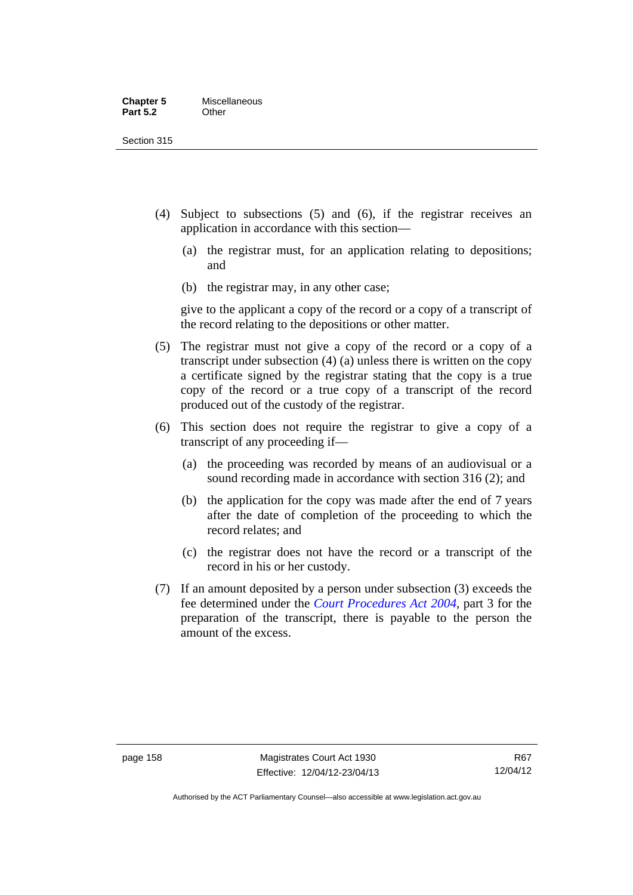(4) Subject to subsections (5) and (6), if the registrar receives an application in accordance with this section—

(a) the registrar must, for an application relating to depositions; and

(b) the registrar may, in any other case;

give to the applicant a copy of the record or a copy of a transcript of the record relating to the depositions or other matter.

(5) The registrar must not give a copy of the record or a copy of a transcript under subsection (4) (a) unless there is written on the copy a certificate signed by the registrar stating that the copy is a true copy of the record or a true copy of a transcript of the record produced out of the custody of the registrar.

(6) This section does not require the registrar to give a copy of a transcript of any proceeding if—

(a) the proceeding was recorded by means of an audiovisual or a sound recording made in accordance with section 316 (2); and

(b) the application for the copy was made after the end of 7 years after the date of completion of the proceeding to which the record relates; and

(c) the registrar does not have the record or a transcript of the record in his or her custody.

(7) If an amount deposited by a person under subsection (3) exceeds the fee determined under the *Court Procedures Act 2004*, part 3 for the preparation of the transcript, there is payable to the person the amount of the excess.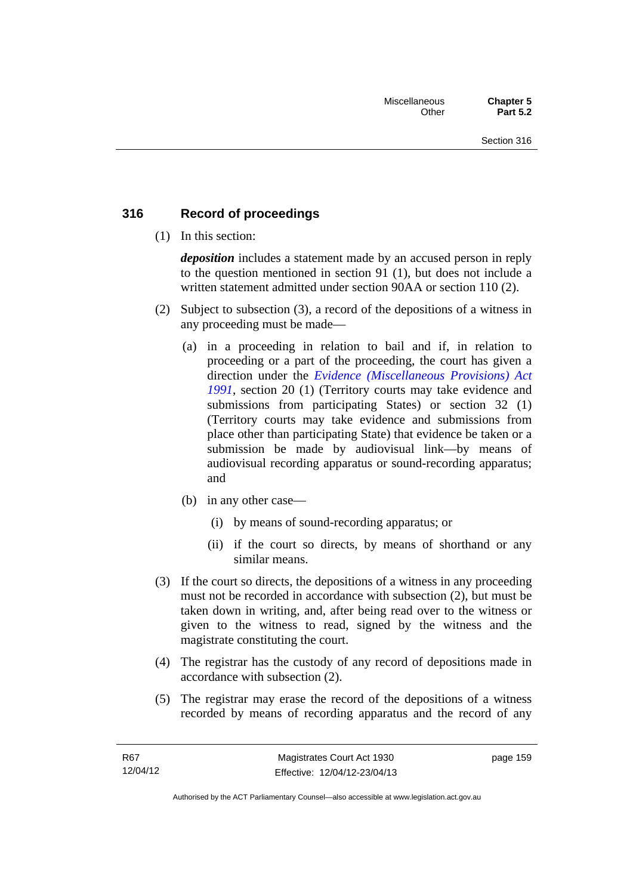## 316 Record of proceedings

(1) In this section:

***deposition*** includes a statement made by an accused person in reply to the question mentioned in section 91 (1), but does not include a written statement admitted under section 90AA or section 110 (2).

(2) Subject to subsection (3), a record of the depositions of a witness in any proceeding must be made—

(a) in a proceeding in relation to bail and if, in relation to proceeding or a part of the proceeding, the court has given a direction under the *Evidence (Miscellaneous Provisions) Act 1991*, section 20 (1) (Territory courts may take evidence and submissions from participating States) or section 32 (1) (Territory courts may take evidence and submissions from place other than participating State) that evidence be taken or a submission be made by audiovisual link—by means of audiovisual recording apparatus or sound-recording apparatus; and

(b) in any other case—

(i) by means of sound-recording apparatus; or

(ii) if the court so directs, by means of shorthand or any similar means.

(3) If the court so directs, the depositions of a witness in any proceeding must not be recorded in accordance with subsection (2), but must be taken down in writing, and, after being read over to the witness or given to the witness to read, signed by the witness and the magistrate constituting the court.

(4) The registrar has the custody of any record of depositions made in accordance with subsection (2).

(5) The registrar may erase the record of the depositions of a witness recorded by means of recording apparatus and the record of any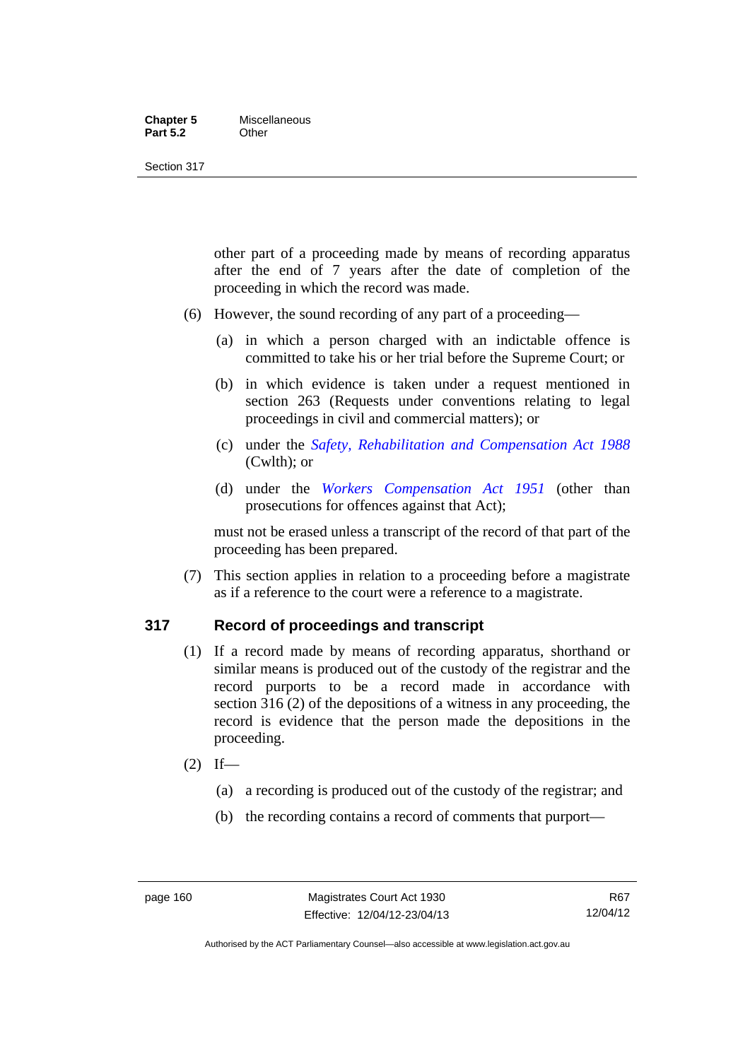other part of a proceeding made by means of recording apparatus after the end of 7 years after the date of completion of the proceeding in which the record was made.

(6) However, the sound recording of any part of a proceeding—

(a) in which a person charged with an indictable offence is committed to take his or her trial before the Supreme Court; or

(b) in which evidence is taken under a request mentioned in section 263 (Requests under conventions relating to legal proceedings in civil and commercial matters); or

(c) under the *Safety, Rehabilitation and Compensation Act 1988* (Cwlth); or

(d) under the *Workers Compensation Act 1951* (other than prosecutions for offences against that Act);

must not be erased unless a transcript of the record of that part of the proceeding has been prepared.

(7) This section applies in relation to a proceeding before a magistrate as if a reference to the court were a reference to a magistrate.

## 317 Record of proceedings and transcript

(1) If a record made by means of recording apparatus, shorthand or similar means is produced out of the custody of the registrar and the record purports to be a record made in accordance with section 316 (2) of the depositions of a witness in any proceeding, the record is evidence that the person made the depositions in the proceeding.

(2) If—

(a) a recording is produced out of the custody of the registrar; and

(b) the recording contains a record of comments that purport—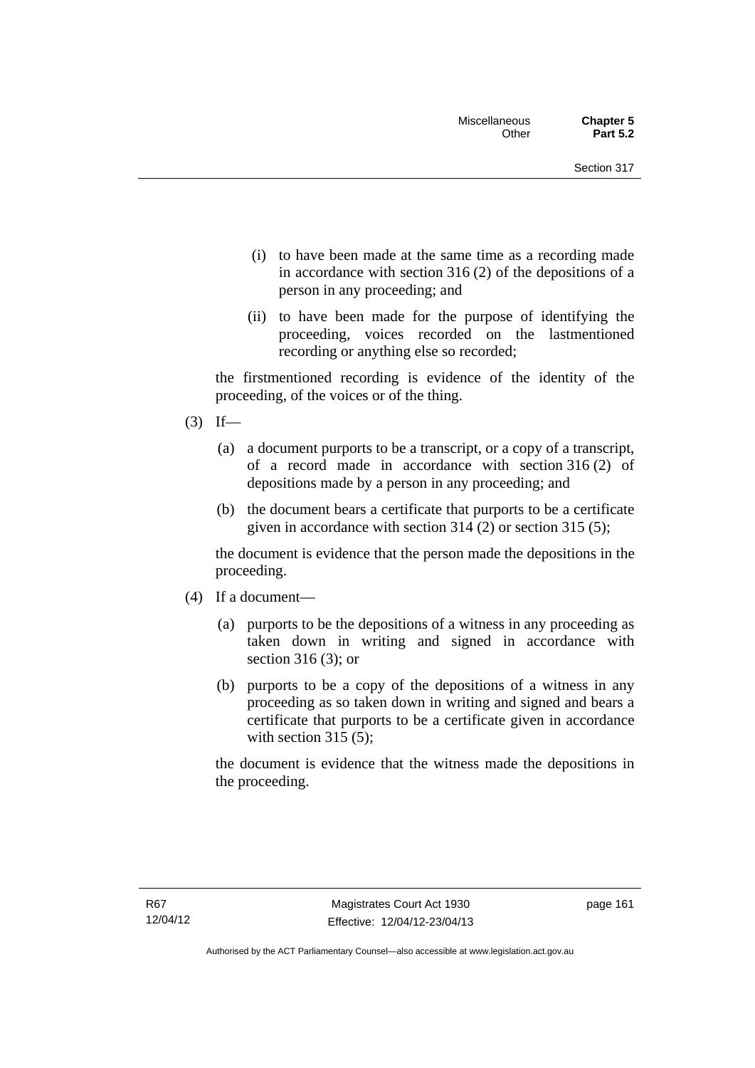(i) to have been made at the same time as a recording made in accordance with section 316 (2) of the depositions of a person in any proceeding; and

(ii) to have been made for the purpose of identifying the proceeding, voices recorded on the lastmentioned recording or anything else so recorded;

the firstmentioned recording is evidence of the identity of the proceeding, of the voices or of the thing.

(3) If—

(a) a document purports to be a transcript, or a copy of a transcript, of a record made in accordance with section 316 (2) of depositions made by a person in any proceeding; and

(b) the document bears a certificate that purports to be a certificate given in accordance with section 314 (2) or section 315 (5);

the document is evidence that the person made the depositions in the proceeding.

(4) If a document—

(a) purports to be the depositions of a witness in any proceeding as taken down in writing and signed in accordance with section 316 (3); or

(b) purports to be a copy of the depositions of a witness in any proceeding as so taken down in writing and signed and bears a certificate that purports to be a certificate given in accordance with section 315 (5);

the document is evidence that the witness made the depositions in the proceeding.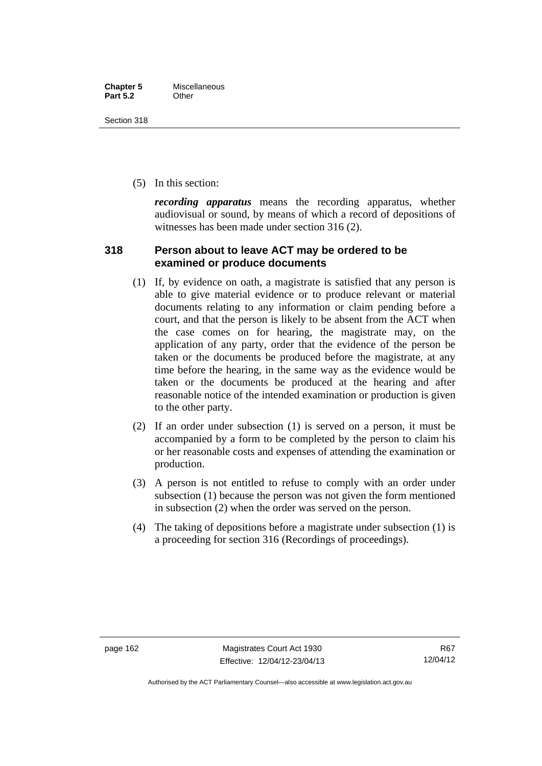(5) In this section:

***recording apparatus*** means the recording apparatus, whether audiovisual or sound, by means of which a record of depositions of witnesses has been made under section 316 (2).

## 318 Person about to leave ACT may be ordered to be examined or produce documents

(1) If, by evidence on oath, a magistrate is satisfied that any person is able to give material evidence or to produce relevant or material documents relating to any information or claim pending before a court, and that the person is likely to be absent from the ACT when the case comes on for hearing, the magistrate may, on the application of any party, order that the evidence of the person be taken or the documents be produced before the magistrate, at any time before the hearing, in the same way as the evidence would be taken or the documents be produced at the hearing and after reasonable notice of the intended examination or production is given to the other party.

(2) If an order under subsection (1) is served on a person, it must be accompanied by a form to be completed by the person to claim his or her reasonable costs and expenses of attending the examination or production.

(3) A person is not entitled to refuse to comply with an order under subsection (1) because the person was not given the form mentioned in subsection (2) when the order was served on the person.

(4) The taking of depositions before a magistrate under subsection (1) is a proceeding for section 316 (Recordings of proceedings).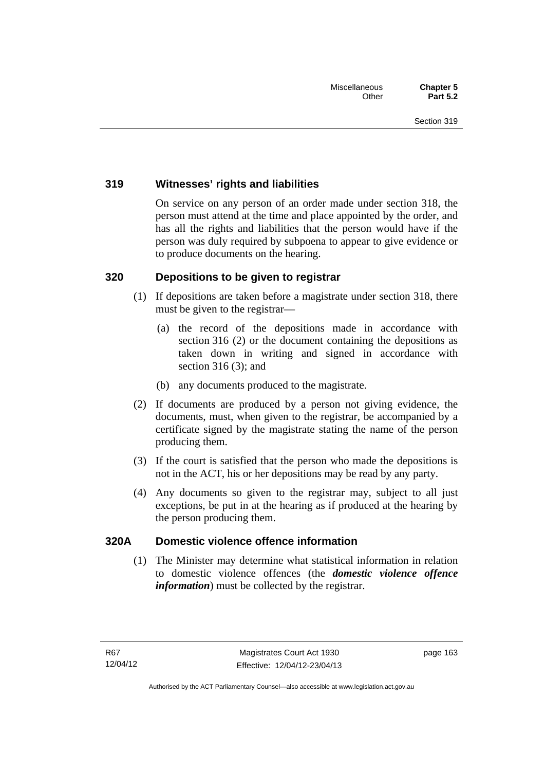### 319 Witnesses' rights and liabilities

On service on any person of an order made under section 318, the person must attend at the time and place appointed by the order, and has all the rights and liabilities that the person would have if the person was duly required by subpoena to appear to give evidence or to produce documents on the hearing.

### 320 Depositions to be given to registrar

(1) If depositions are taken before a magistrate under section 318, there must be given to the registrar—

(a) the record of the depositions made in accordance with section 316 (2) or the document containing the depositions as taken down in writing and signed in accordance with section 316 (3); and

(b) any documents produced to the magistrate.

(2) If documents are produced by a person not giving evidence, the documents, must, when given to the registrar, be accompanied by a certificate signed by the magistrate stating the name of the person producing them.

(3) If the court is satisfied that the person who made the depositions is not in the ACT, his or her depositions may be read by any party.

(4) Any documents so given to the registrar may, subject to all just exceptions, be put in at the hearing as if produced at the hearing by the person producing them.

### 320A Domestic violence offence information

(1) The Minister may determine what statistical information in relation to domestic violence offences (the ***domestic violence offence information***) must be collected by the registrar.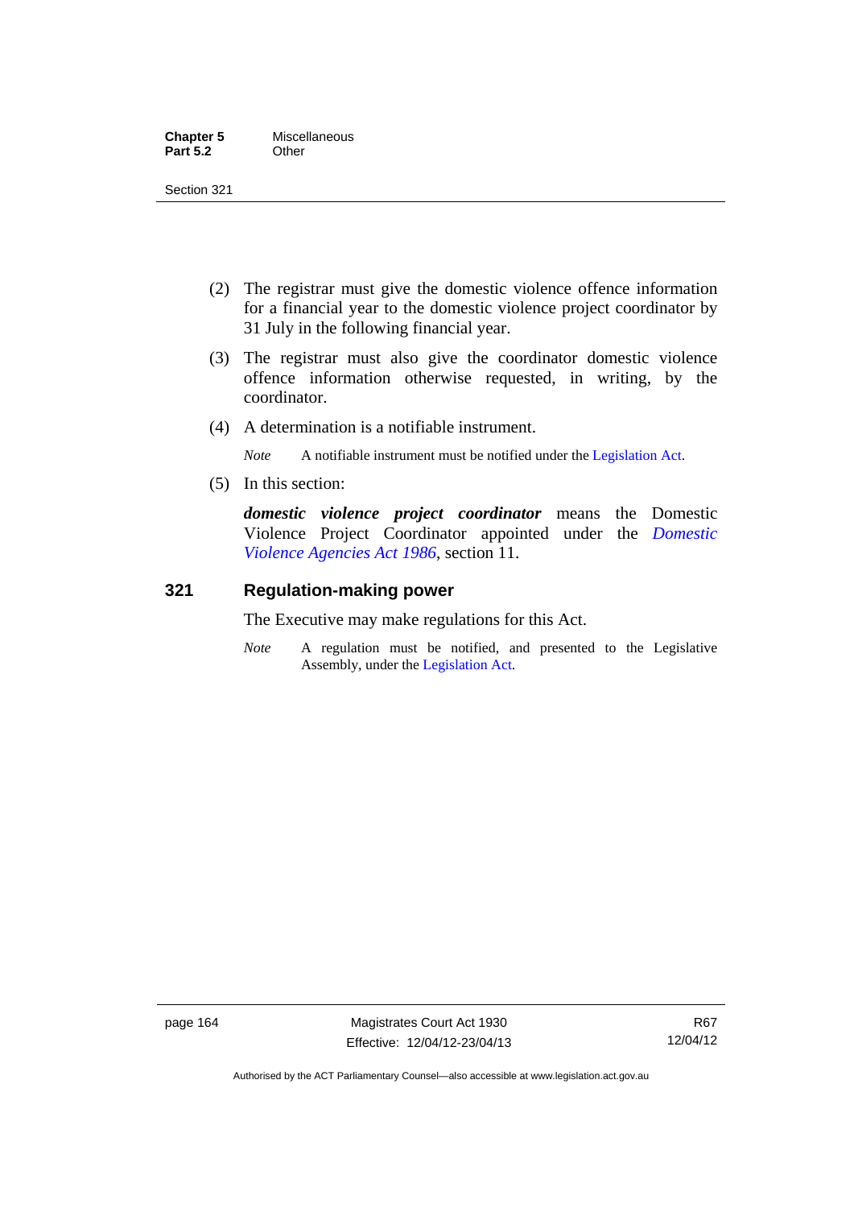(2) The registrar must give the domestic violence offence information for a financial year to the domestic violence project coordinator by 31 July in the following financial year.

(3) The registrar must also give the coordinator domestic violence offence information otherwise requested, in writing, by the coordinator.

(4) A determination is a notifiable instrument.

*Note* A notifiable instrument must be notified under the Legislation Act.

(5) In this section:

***domestic violence project coordinator*** means the Domestic Violence Project Coordinator appointed under the *Domestic Violence Agencies Act 1986*, section 11.

## 321 Regulation-making power

The Executive may make regulations for this Act.

*Note* A regulation must be notified, and presented to the Legislative Assembly, under the Legislation Act.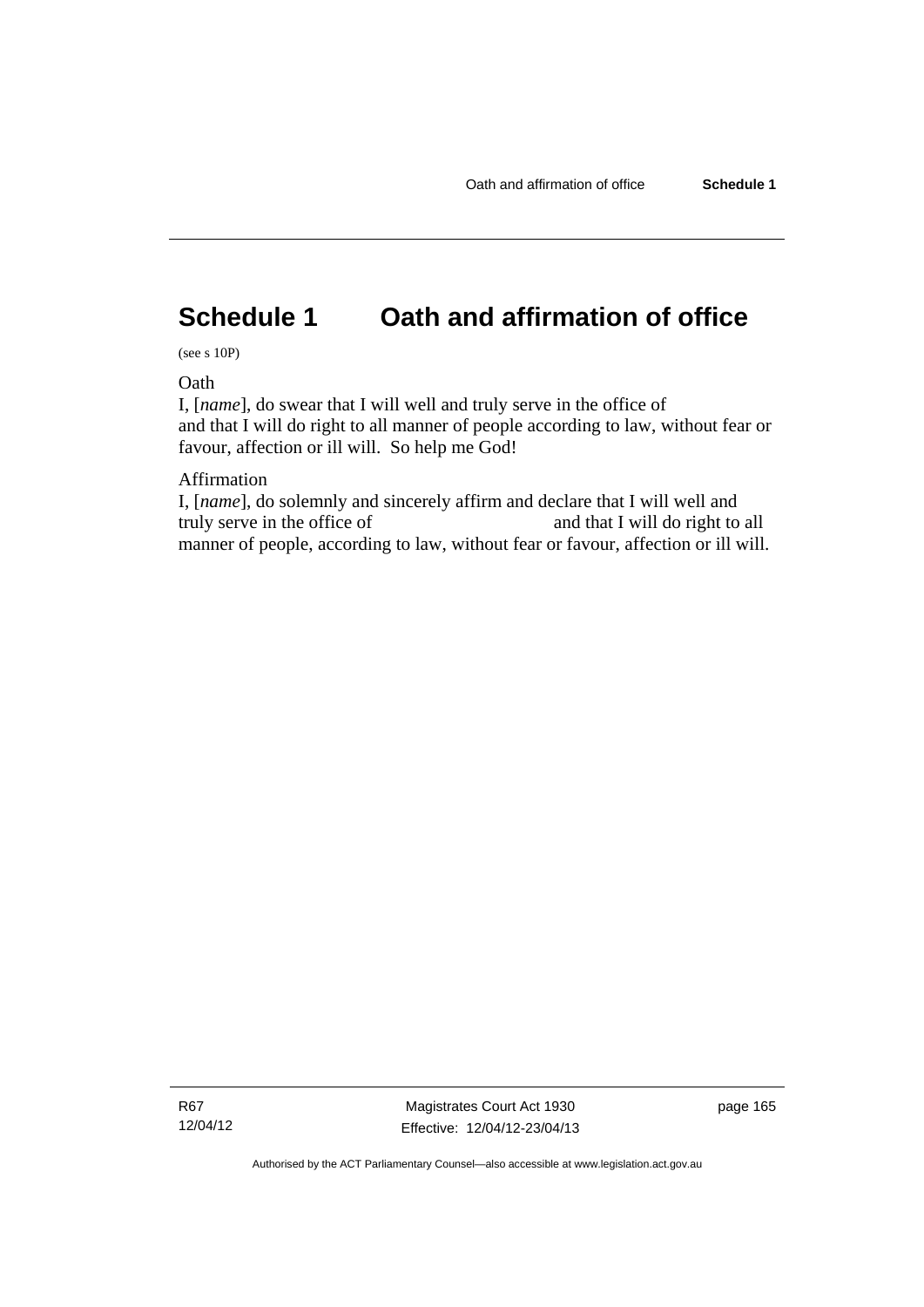# Schedule 1 Oath and affirmation of office

(see s 10P)

Oath

I, [*name*], do swear that I will well and truly serve in the office of and that I will do right to all manner of people according to law, without fear or favour, affection or ill will. So help me God!

Affirmation

I, [*name*], do solemnly and sincerely affirm and declare that I will well and truly serve in the office of                                   and that I will do right to all manner of people, according to law, without fear or favour, affection or ill will.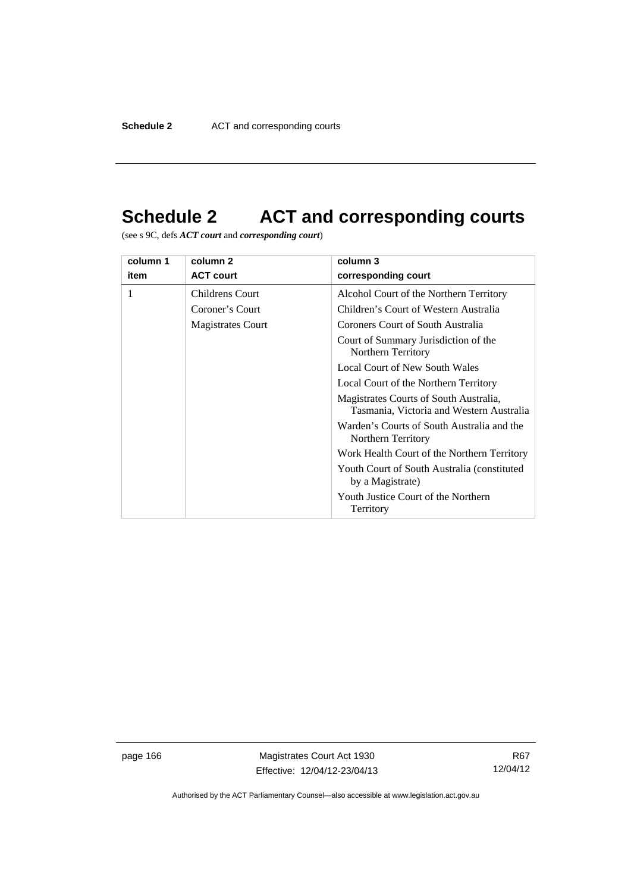# Schedule 2 ACT and corresponding courts

(see s 9C, defs ***ACT court*** and ***corresponding court***)

| column 1<br>item | column 2<br>ACT court | column 3<br>corresponding court |
|---|---|---|
| 1 | Childrens Court<br>Coroner's Court<br>Magistrates Court | Alcohol Court of the Northern Territory<br>Children's Court of Western Australia<br>Coroners Court of South Australia<br>Court of Summary Jurisdiction of the Northern Territory<br>Local Court of New South Wales<br>Local Court of the Northern Territory<br>Magistrates Courts of South Australia, Tasmania, Victoria and Western Australia<br>Warden's Courts of South Australia and the Northern Territory<br>Work Health Court of the Northern Territory<br>Youth Court of South Australia (constituted by a Magistrate)<br>Youth Justice Court of the Northern Territory |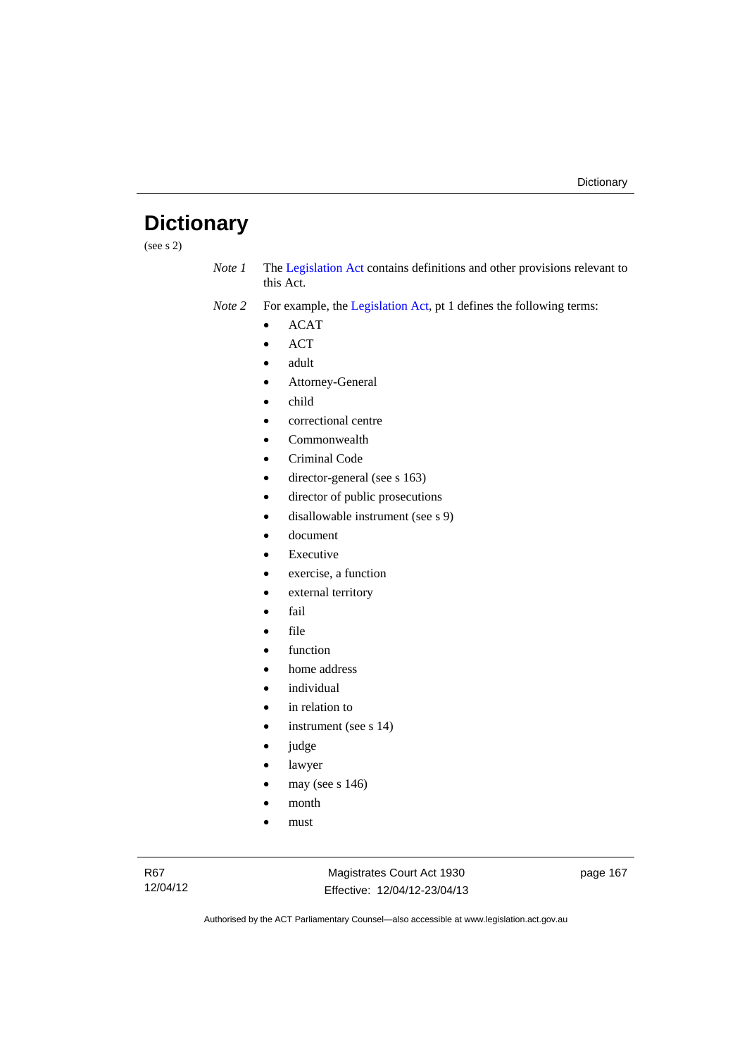# Dictionary

(see s 2)

*Note 1* The Legislation Act contains definitions and other provisions relevant to this Act.

*Note 2* For example, the Legislation Act, pt 1 defines the following terms:

- ACAT
- ACT
- adult
- Attorney-General
- child
- correctional centre
- Commonwealth
- Criminal Code
- director-general (see s 163)
- director of public prosecutions
- disallowable instrument (see s 9)
- document
- Executive
- exercise, a function
- external territory
- fail
- file
- function
- home address
- individual
- in relation to
- instrument (see s 14)
- judge
- lawyer
- may (see s 146)
- month
- must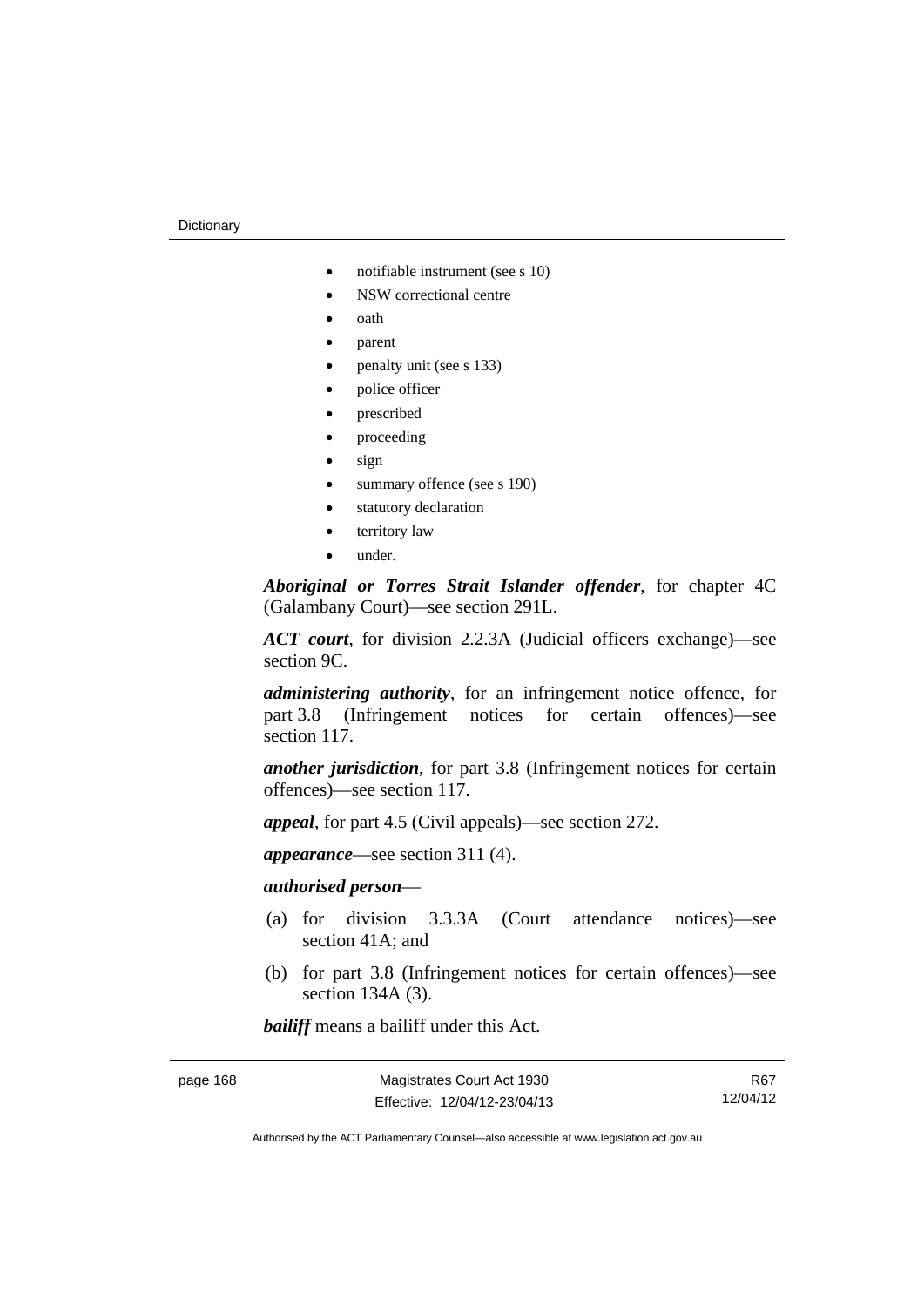- notifiable instrument (see s 10)
- NSW correctional centre
- oath
- parent
- penalty unit (see s 133)
- police officer
- prescribed
- proceeding
- sign
- summary offence (see s 190)
- statutory declaration
- territory law
- under.

***Aboriginal or Torres Strait Islander offender***, for chapter 4C (Galambany Court)—see section 291L.

***ACT court***, for division 2.2.3A (Judicial officers exchange)—see section 9C.

***administering authority***, for an infringement notice offence, for part 3.8 (Infringement notices for certain offences)—see section 117.

***another jurisdiction***, for part 3.8 (Infringement notices for certain offences)—see section 117.

***appeal***, for part 4.5 (Civil appeals)—see section 272.

***appearance***—see section 311 (4).

***authorised person***—

(a) for division 3.3.3A (Court attendance notices)—see section 41A; and

(b) for part 3.8 (Infringement notices for certain offences)—see section 134A (3).

***bailiff*** means a bailiff under this Act.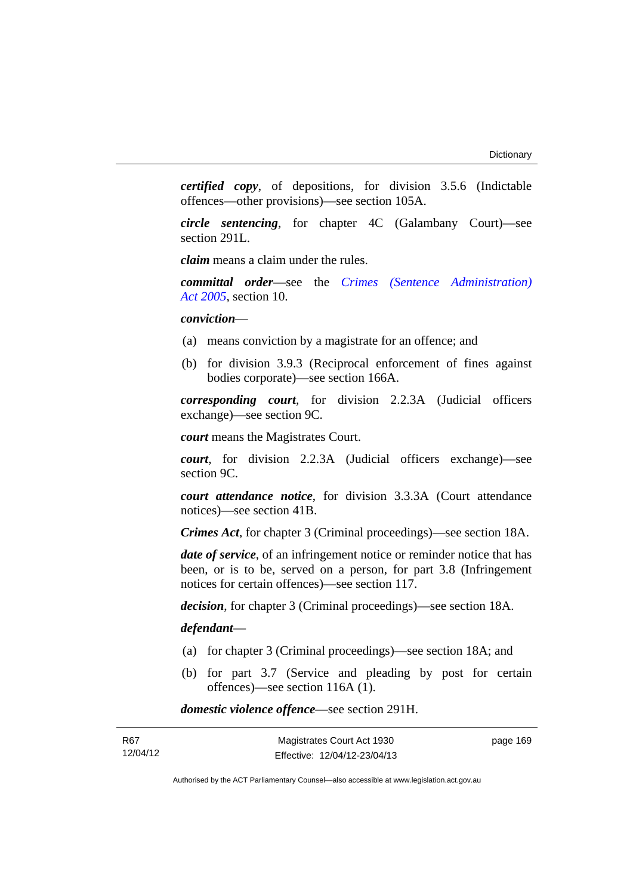***certified copy***, of depositions, for division 3.5.6 (Indictable offences—other provisions)—see section 105A.

***circle sentencing***, for chapter 4C (Galambany Court)—see section 291L.

***claim*** means a claim under the rules.

***committal order***—see the *Crimes (Sentence Administration) Act 2005*, section 10.

***conviction***—

(a) means conviction by a magistrate for an offence; and

(b) for division 3.9.3 (Reciprocal enforcement of fines against bodies corporate)—see section 166A.

***corresponding court***, for division 2.2.3A (Judicial officers exchange)—see section 9C.

***court*** means the Magistrates Court.

***court***, for division 2.2.3A (Judicial officers exchange)—see section 9C.

***court attendance notice***, for division 3.3.3A (Court attendance notices)—see section 41B.

***Crimes Act***, for chapter 3 (Criminal proceedings)—see section 18A.

***date of service***, of an infringement notice or reminder notice that has been, or is to be, served on a person, for part 3.8 (Infringement notices for certain offences)—see section 117.

***decision***, for chapter 3 (Criminal proceedings)—see section 18A.

***defendant***—

(a) for chapter 3 (Criminal proceedings)—see section 18A; and

(b) for part 3.7 (Service and pleading by post for certain offences)—see section 116A (1).

***domestic violence offence***—see section 291H.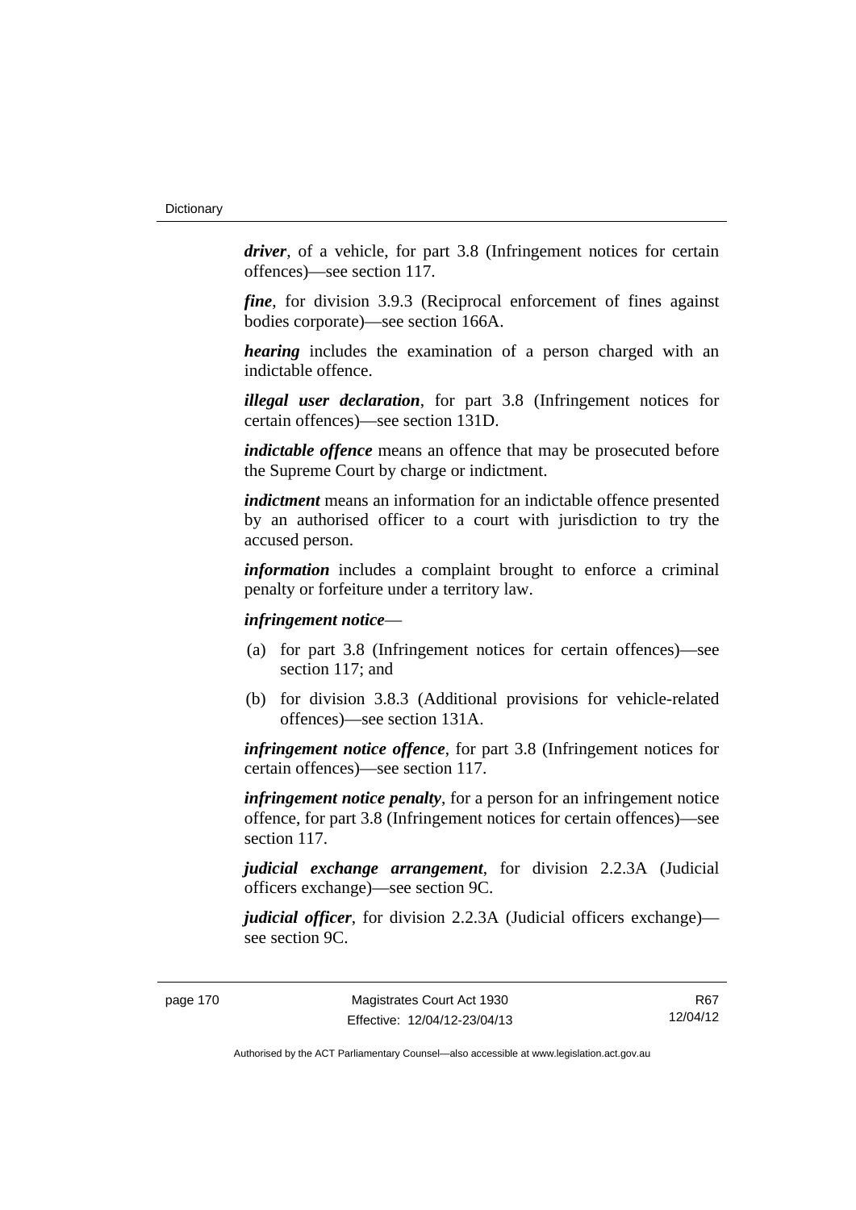***driver***, of a vehicle, for part 3.8 (Infringement notices for certain offences)—see section 117.

***fine***, for division 3.9.3 (Reciprocal enforcement of fines against bodies corporate)—see section 166A.

***hearing*** includes the examination of a person charged with an indictable offence.

***illegal user declaration***, for part 3.8 (Infringement notices for certain offences)—see section 131D.

***indictable offence*** means an offence that may be prosecuted before the Supreme Court by charge or indictment.

***indictment*** means an information for an indictable offence presented by an authorised officer to a court with jurisdiction to try the accused person.

***information*** includes a complaint brought to enforce a criminal penalty or forfeiture under a territory law.

***infringement notice***—

(a) for part 3.8 (Infringement notices for certain offences)—see section 117; and

(b) for division 3.8.3 (Additional provisions for vehicle-related offences)—see section 131A.

***infringement notice offence***, for part 3.8 (Infringement notices for certain offences)—see section 117.

***infringement notice penalty***, for a person for an infringement notice offence, for part 3.8 (Infringement notices for certain offences)—see section 117.

***judicial exchange arrangement***, for division 2.2.3A (Judicial officers exchange)—see section 9C.

***judicial officer***, for division 2.2.3A (Judicial officers exchange)—see section 9C.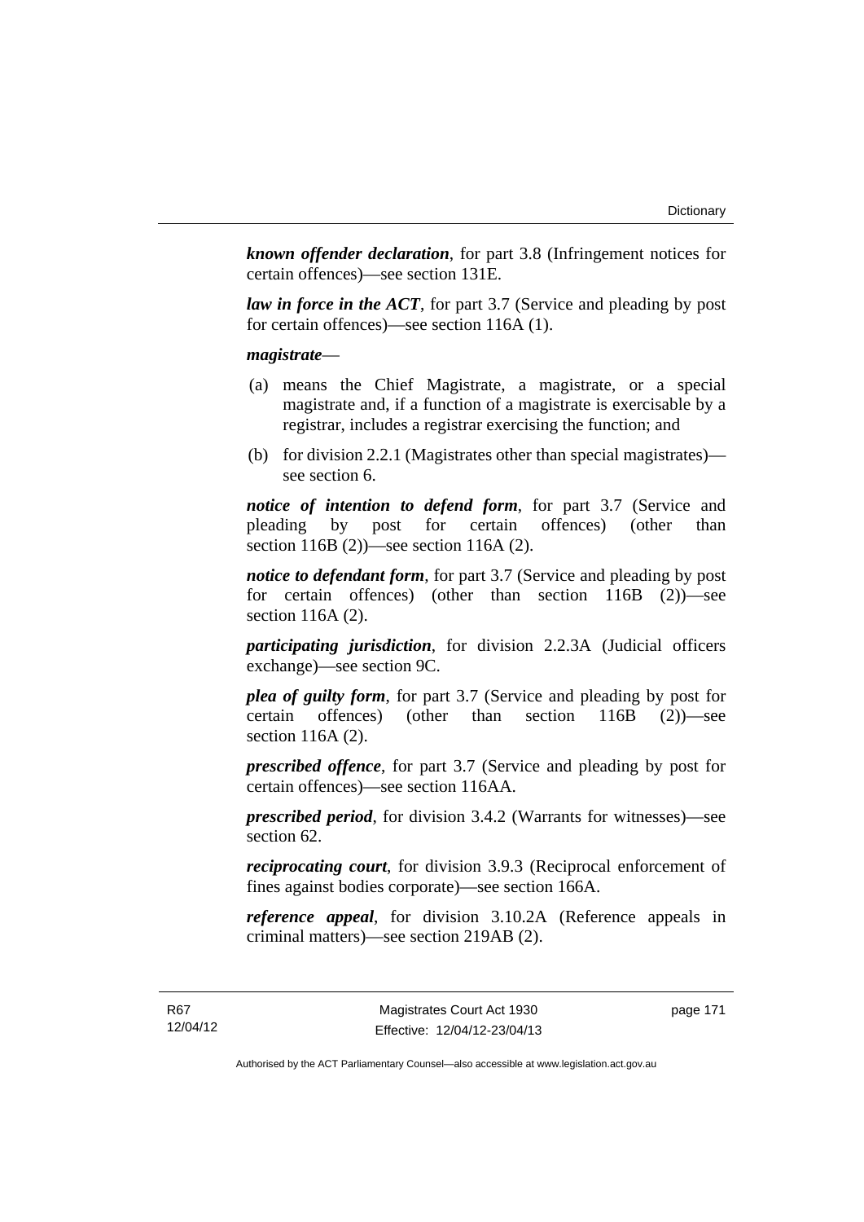***known offender declaration***, for part 3.8 (Infringement notices for certain offences)—see section 131E.

***law in force in the ACT***, for part 3.7 (Service and pleading by post for certain offences)—see section 116A (1).

***magistrate***—

(a) means the Chief Magistrate, a magistrate, or a special magistrate and, if a function of a magistrate is exercisable by a registrar, includes a registrar exercising the function; and

(b) for division 2.2.1 (Magistrates other than special magistrates)—see section 6.

***notice of intention to defend form***, for part 3.7 (Service and pleading by post for certain offences) (other than section 116B (2))—see section 116A (2).

***notice to defendant form***, for part 3.7 (Service and pleading by post for certain offences) (other than section 116B (2))—see section 116A (2).

***participating jurisdiction***, for division 2.2.3A (Judicial officers exchange)—see section 9C.

***plea of guilty form***, for part 3.7 (Service and pleading by post for certain offences) (other than section 116B (2))—see section 116A (2).

***prescribed offence***, for part 3.7 (Service and pleading by post for certain offences)—see section 116AA.

***prescribed period***, for division 3.4.2 (Warrants for witnesses)—see section 62.

***reciprocating court***, for division 3.9.3 (Reciprocal enforcement of fines against bodies corporate)—see section 166A.

***reference appeal***, for division 3.10.2A (Reference appeals in criminal matters)—see section 219AB (2).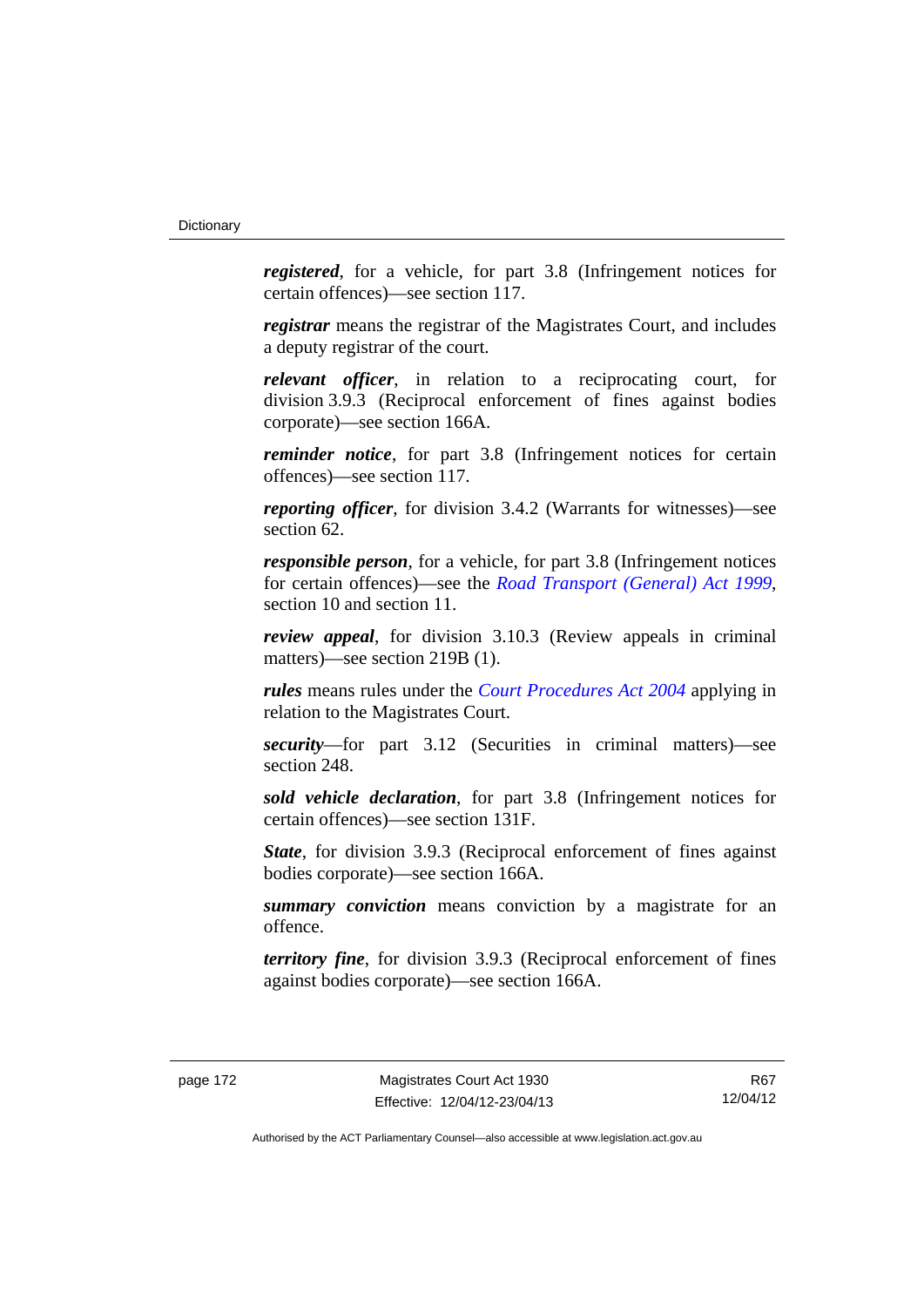***registered***, for a vehicle, for part 3.8 (Infringement notices for certain offences)—see section 117.

***registrar*** means the registrar of the Magistrates Court, and includes a deputy registrar of the court.

***relevant officer***, in relation to a reciprocating court, for division 3.9.3 (Reciprocal enforcement of fines against bodies corporate)—see section 166A.

***reminder notice***, for part 3.8 (Infringement notices for certain offences)—see section 117.

***reporting officer***, for division 3.4.2 (Warrants for witnesses)—see section 62.

***responsible person***, for a vehicle, for part 3.8 (Infringement notices for certain offences)—see the *Road Transport (General) Act 1999*, section 10 and section 11.

***review appeal***, for division 3.10.3 (Review appeals in criminal matters)—see section 219B (1).

***rules*** means rules under the *Court Procedures Act 2004* applying in relation to the Magistrates Court.

***security***—for part 3.12 (Securities in criminal matters)—see section 248.

***sold vehicle declaration***, for part 3.8 (Infringement notices for certain offences)—see section 131F.

***State***, for division 3.9.3 (Reciprocal enforcement of fines against bodies corporate)—see section 166A.

***summary conviction*** means conviction by a magistrate for an offence.

***territory fine***, for division 3.9.3 (Reciprocal enforcement of fines against bodies corporate)—see section 166A.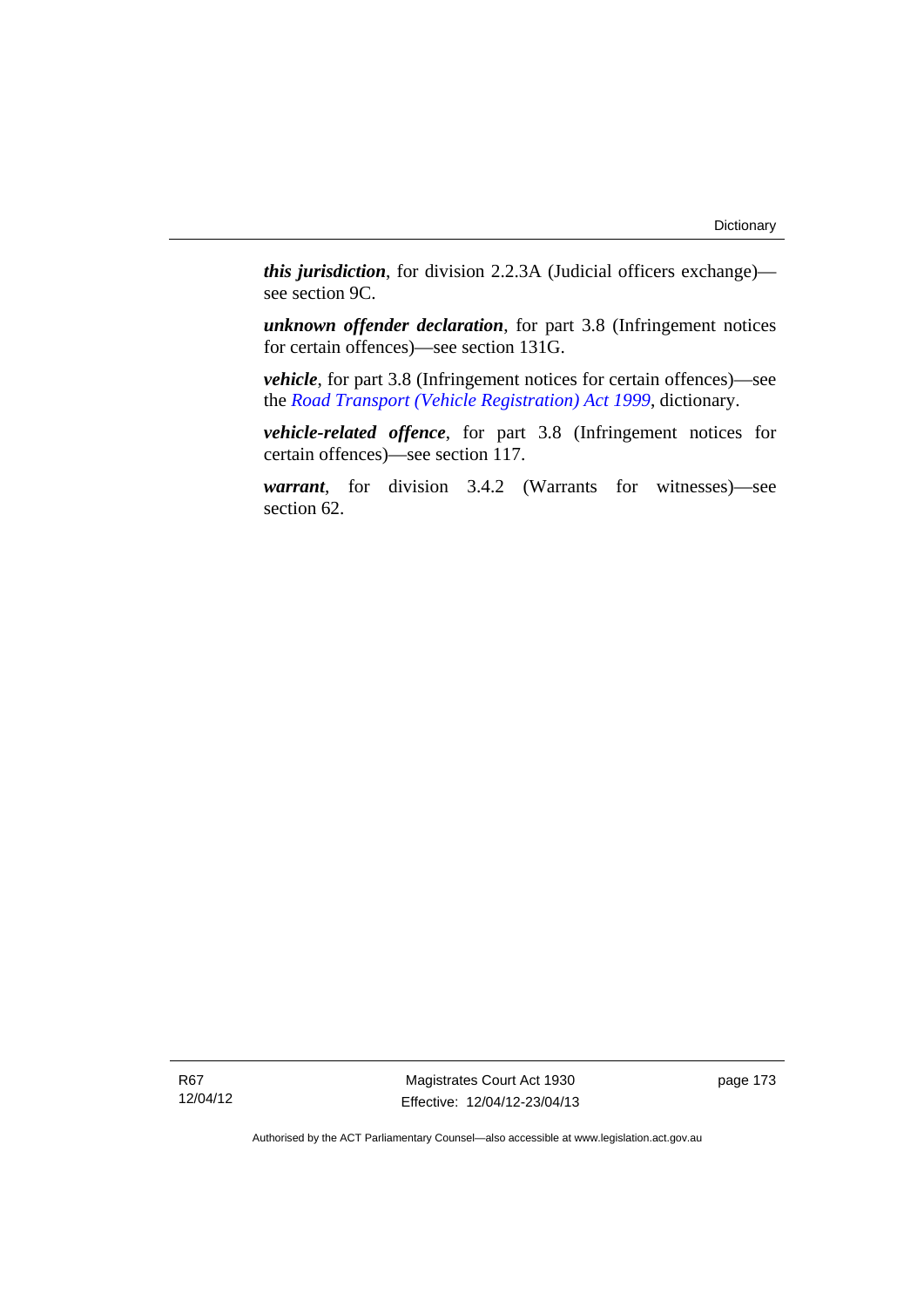***this jurisdiction***, for division 2.2.3A (Judicial officers exchange)—see section 9C.

***unknown offender declaration***, for part 3.8 (Infringement notices for certain offences)—see section 131G.

***vehicle***, for part 3.8 (Infringement notices for certain offences)—see the *Road Transport (Vehicle Registration) Act 1999*, dictionary.

***vehicle-related offence***, for part 3.8 (Infringement notices for certain offences)—see section 117.

***warrant***, for division 3.4.2 (Warrants for witnesses)—see section 62.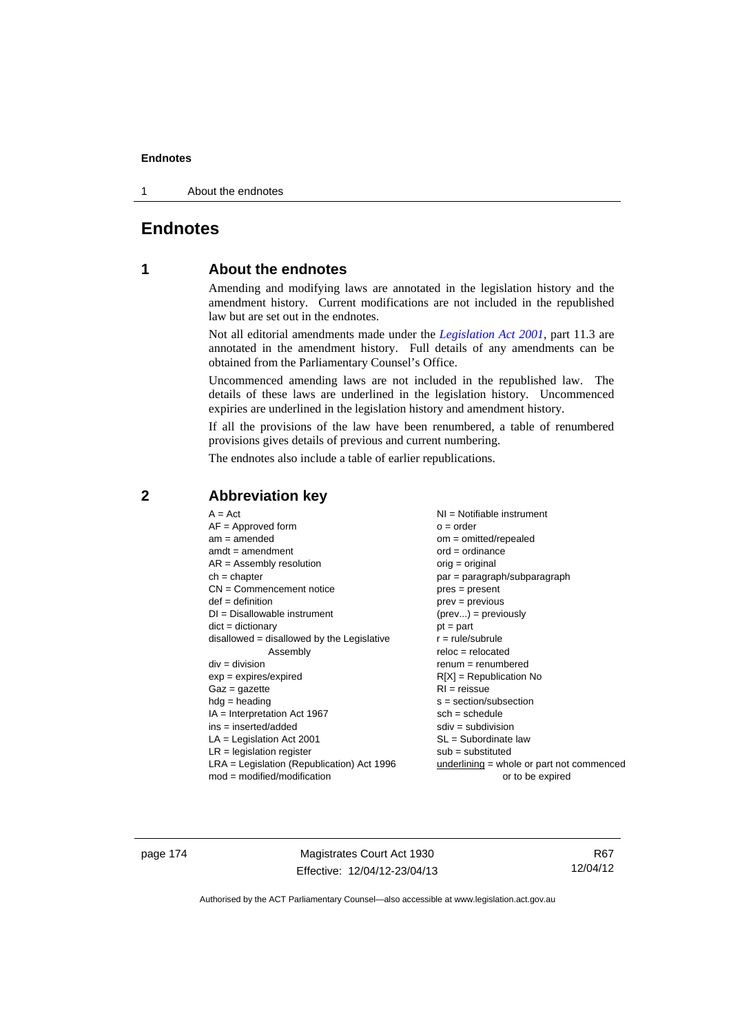# Endnotes

## 1 About the endnotes

Amending and modifying laws are annotated in the legislation history and the amendment history. Current modifications are not included in the republished law but are set out in the endnotes.

Not all editorial amendments made under the *Legislation Act 2001*, part 11.3 are annotated in the amendment history. Full details of any amendments can be obtained from the Parliamentary Counsel's Office.

Uncommenced amending laws are not included in the republished law. The details of these laws are underlined in the legislation history. Uncommenced expiries are underlined in the legislation history and amendment history.

If all the provisions of the law have been renumbered, a table of renumbered provisions gives details of previous and current numbering.

The endnotes also include a table of earlier republications.

## 2 Abbreviation key

A = Act
AF = Approved form
am = amended
amdt = amendment
AR = Assembly resolution
ch = chapter
CN = Commencement notice
def = definition
DI = Disallowable instrument
dict = dictionary
disallowed = disallowed by the Legislative Assembly
div = division
exp = expires/expired
Gaz = gazette
hdg = heading
IA = Interpretation Act 1967
ins = inserted/added
LA = Legislation Act 2001
LR = legislation register
LRA = Legislation (Republication) Act 1996
mod = modified/modification
NI = Notifiable instrument
o = order
om = omitted/repealed
ord = ordinance
orig = original
par = paragraph/subparagraph
pres = present
prev = previous
(prev...) = previously
pt = part
r = rule/subrule
reloc = relocated
renum = renumbered
R[X] = Republication No
RI = reissue
s = section/subsection
sch = schedule
sdiv = subdivision
SL = Subordinate law
sub = substituted
underlining = whole or part not commenced or to be expired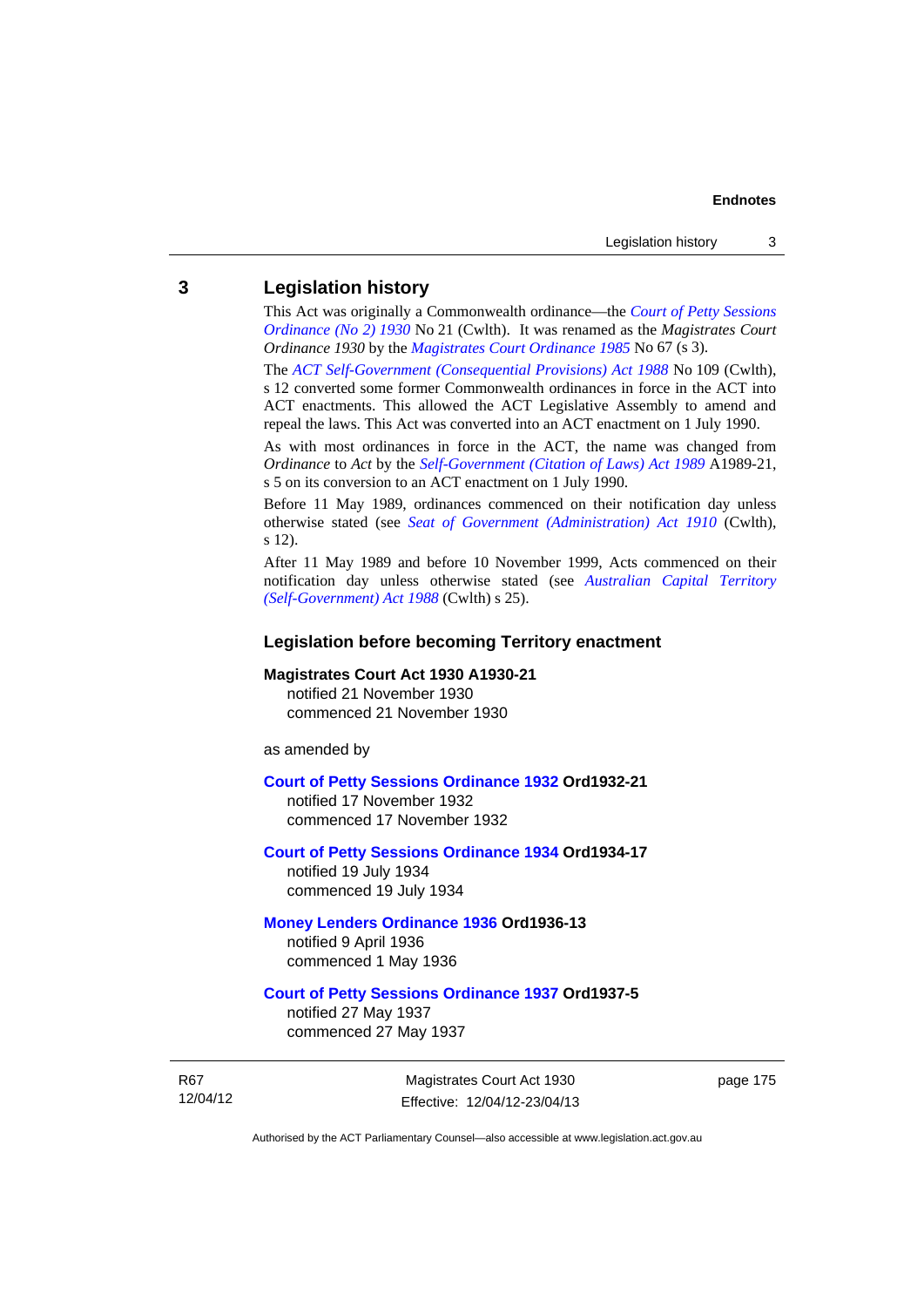## 3 Legislation history

This Act was originally a Commonwealth ordinance—the *Court of Petty Sessions Ordinance (No 2) 1930* No 21 (Cwlth). It was renamed as the *Magistrates Court Ordinance 1930* by the *Magistrates Court Ordinance 1985* No 67 (s 3).

The *ACT Self-Government (Consequential Provisions) Act 1988* No 109 (Cwlth), s 12 converted some former Commonwealth ordinances in force in the ACT into ACT enactments. This allowed the ACT Legislative Assembly to amend and repeal the laws. This Act was converted into an ACT enactment on 1 July 1990.

As with most ordinances in force in the ACT, the name was changed from *Ordinance* to *Act* by the *Self-Government (Citation of Laws) Act 1989* A1989-21, s 5 on its conversion to an ACT enactment on 1 July 1990.

Before 11 May 1989, ordinances commenced on their notification day unless otherwise stated (see *Seat of Government (Administration) Act 1910* (Cwlth), s 12).

After 11 May 1989 and before 10 November 1999, Acts commenced on their notification day unless otherwise stated (see *Australian Capital Territory (Self-Government) Act 1988* (Cwlth) s 25).

### Legislation before becoming Territory enactment

**Magistrates Court Act 1930 A1930-21**
notified 21 November 1930
commenced 21 November 1930

as amended by

**Court of Petty Sessions Ordinance 1932 Ord1932-21**
notified 17 November 1932
commenced 17 November 1932

**Court of Petty Sessions Ordinance 1934 Ord1934-17**
notified 19 July 1934
commenced 19 July 1934

**Money Lenders Ordinance 1936 Ord1936-13**
notified 9 April 1936
commenced 1 May 1936

**Court of Petty Sessions Ordinance 1937 Ord1937-5**
notified 27 May 1937
commenced 27 May 1937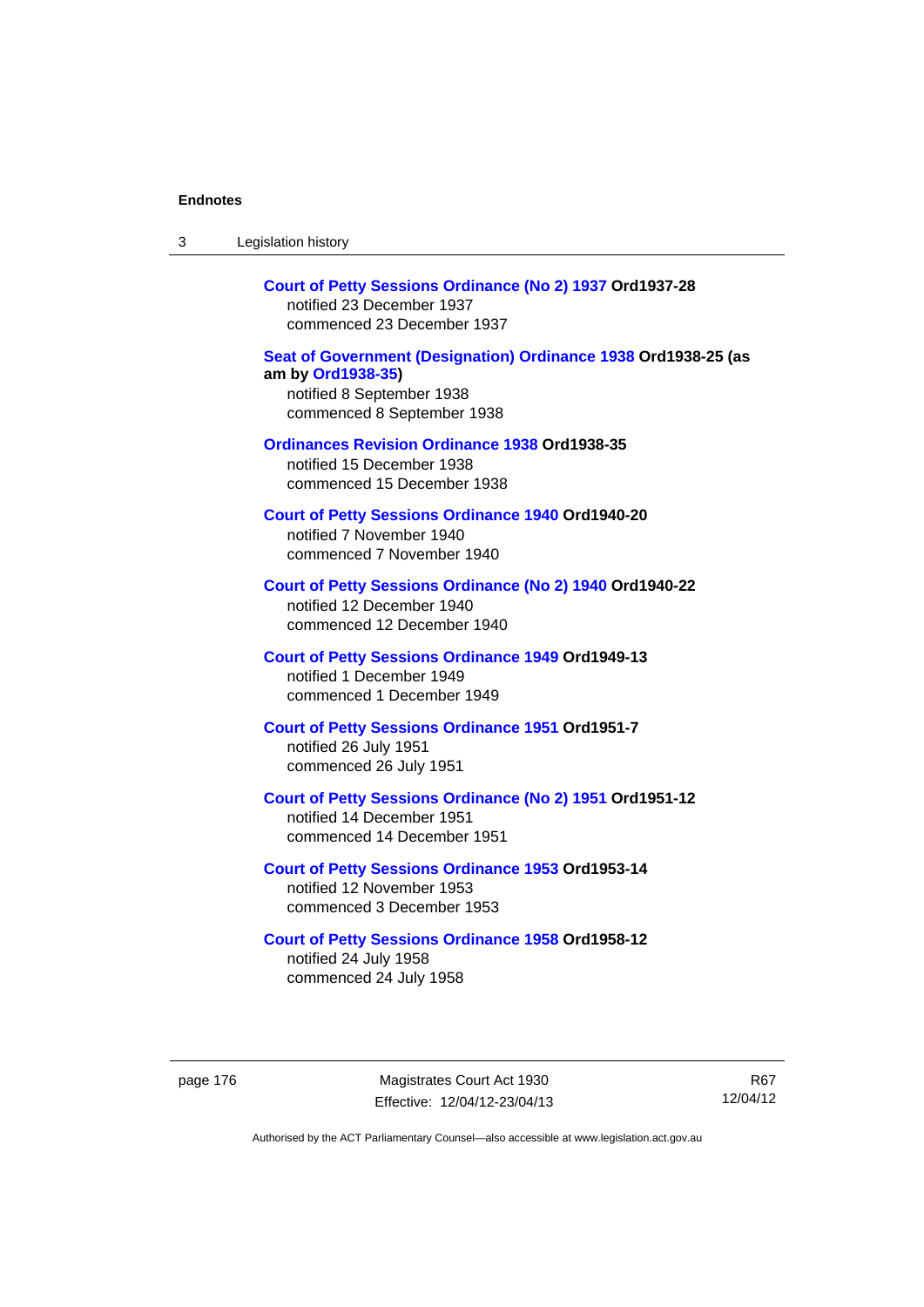**Court of Petty Sessions Ordinance (No 2) 1937 Ord1937-28**
notified 23 December 1937
commenced 23 December 1937

**Seat of Government (Designation) Ordinance 1938 Ord1938-25 (as am by Ord1938-35)**
notified 8 September 1938
commenced 8 September 1938

**Ordinances Revision Ordinance 1938 Ord1938-35**
notified 15 December 1938
commenced 15 December 1938

**Court of Petty Sessions Ordinance 1940 Ord1940-20**
notified 7 November 1940
commenced 7 November 1940

**Court of Petty Sessions Ordinance (No 2) 1940 Ord1940-22**
notified 12 December 1940
commenced 12 December 1940

**Court of Petty Sessions Ordinance 1949 Ord1949-13**
notified 1 December 1949
commenced 1 December 1949

**Court of Petty Sessions Ordinance 1951 Ord1951-7**
notified 26 July 1951
commenced 26 July 1951

**Court of Petty Sessions Ordinance (No 2) 1951 Ord1951-12**
notified 14 December 1951
commenced 14 December 1951

**Court of Petty Sessions Ordinance 1953 Ord1953-14**
notified 12 November 1953
commenced 3 December 1953

**Court of Petty Sessions Ordinance 1958 Ord1958-12**
notified 24 July 1958
commenced 24 July 1958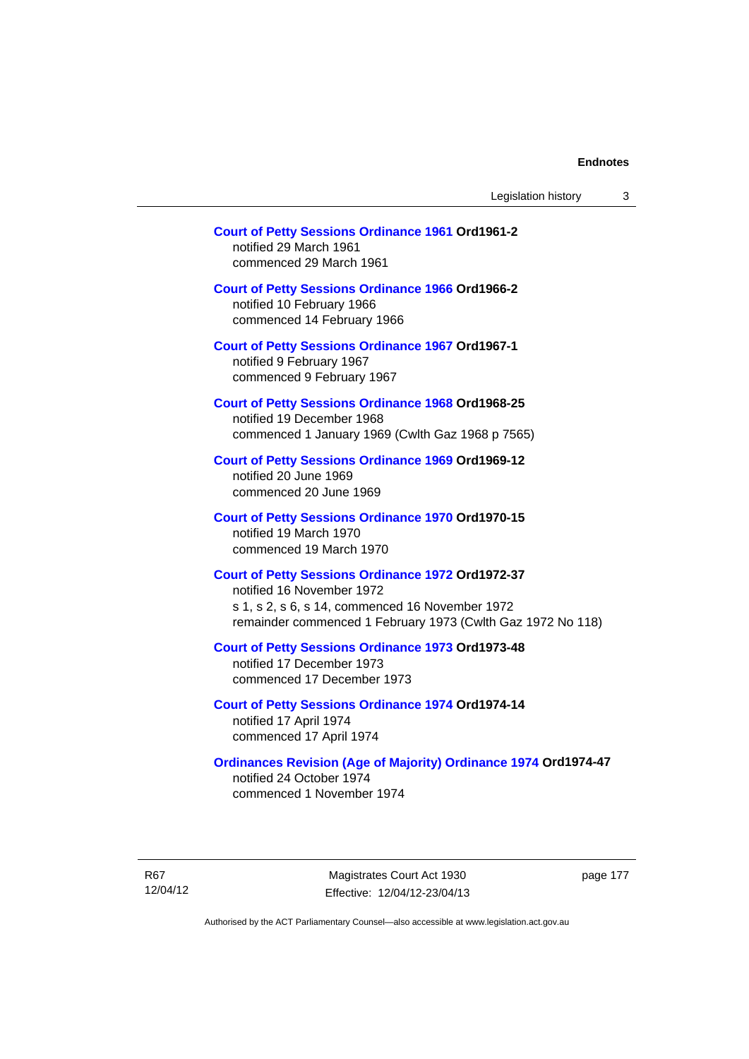**Court of Petty Sessions Ordinance 1961 Ord1961-2**
notified 29 March 1961
commenced 29 March 1961

**Court of Petty Sessions Ordinance 1966 Ord1966-2**
notified 10 February 1966
commenced 14 February 1966

**Court of Petty Sessions Ordinance 1967 Ord1967-1**
notified 9 February 1967
commenced 9 February 1967

**Court of Petty Sessions Ordinance 1968 Ord1968-25**
notified 19 December 1968
commenced 1 January 1969 (Cwlth Gaz 1968 p 7565)

**Court of Petty Sessions Ordinance 1969 Ord1969-12**
notified 20 June 1969
commenced 20 June 1969

**Court of Petty Sessions Ordinance 1970 Ord1970-15**
notified 19 March 1970
commenced 19 March 1970

**Court of Petty Sessions Ordinance 1972 Ord1972-37**
notified 16 November 1972
s 1, s 2, s 6, s 14, commenced 16 November 1972
remainder commenced 1 February 1973 (Cwlth Gaz 1972 No 118)

**Court of Petty Sessions Ordinance 1973 Ord1973-48**
notified 17 December 1973
commenced 17 December 1973

**Court of Petty Sessions Ordinance 1974 Ord1974-14**
notified 17 April 1974
commenced 17 April 1974

**Ordinances Revision (Age of Majority) Ordinance 1974 Ord1974-47**
notified 24 October 1974
commenced 1 November 1974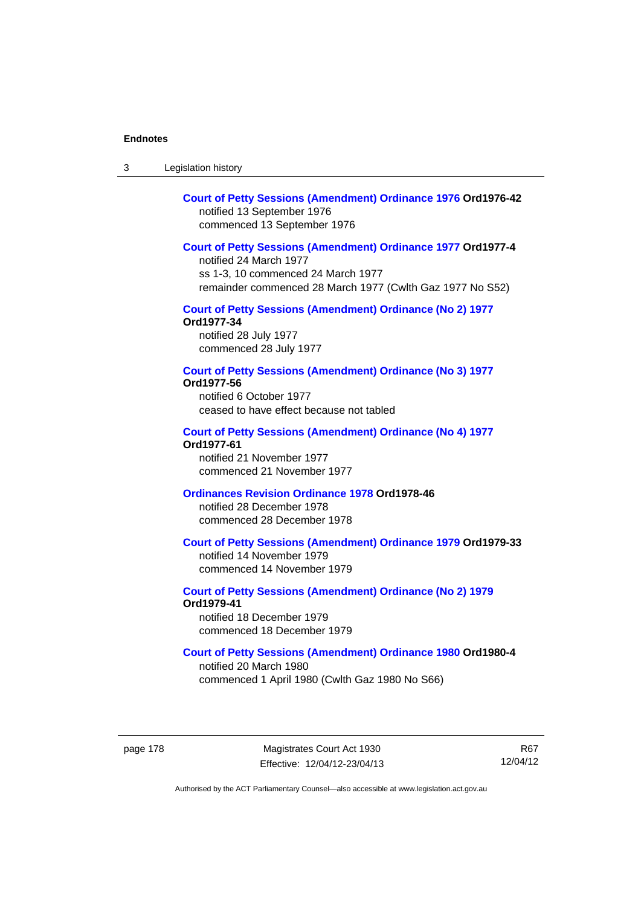**Court of Petty Sessions (Amendment) Ordinance 1976 Ord1976-42**
notified 13 September 1976
commenced 13 September 1976

**Court of Petty Sessions (Amendment) Ordinance 1977 Ord1977-4**
notified 24 March 1977
ss 1-3, 10 commenced 24 March 1977
remainder commenced 28 March 1977 (Cwlth Gaz 1977 No S52)

**Court of Petty Sessions (Amendment) Ordinance (No 2) 1977 Ord1977-34**
notified 28 July 1977
commenced 28 July 1977

**Court of Petty Sessions (Amendment) Ordinance (No 3) 1977 Ord1977-56**
notified 6 October 1977
ceased to have effect because not tabled

**Court of Petty Sessions (Amendment) Ordinance (No 4) 1977 Ord1977-61**
notified 21 November 1977
commenced 21 November 1977

**Ordinances Revision Ordinance 1978 Ord1978-46**
notified 28 December 1978
commenced 28 December 1978

**Court of Petty Sessions (Amendment) Ordinance 1979 Ord1979-33**
notified 14 November 1979
commenced 14 November 1979

**Court of Petty Sessions (Amendment) Ordinance (No 2) 1979 Ord1979-41**
notified 18 December 1979
commenced 18 December 1979

**Court of Petty Sessions (Amendment) Ordinance 1980 Ord1980-4**
notified 20 March 1980
commenced 1 April 1980 (Cwlth Gaz 1980 No S66)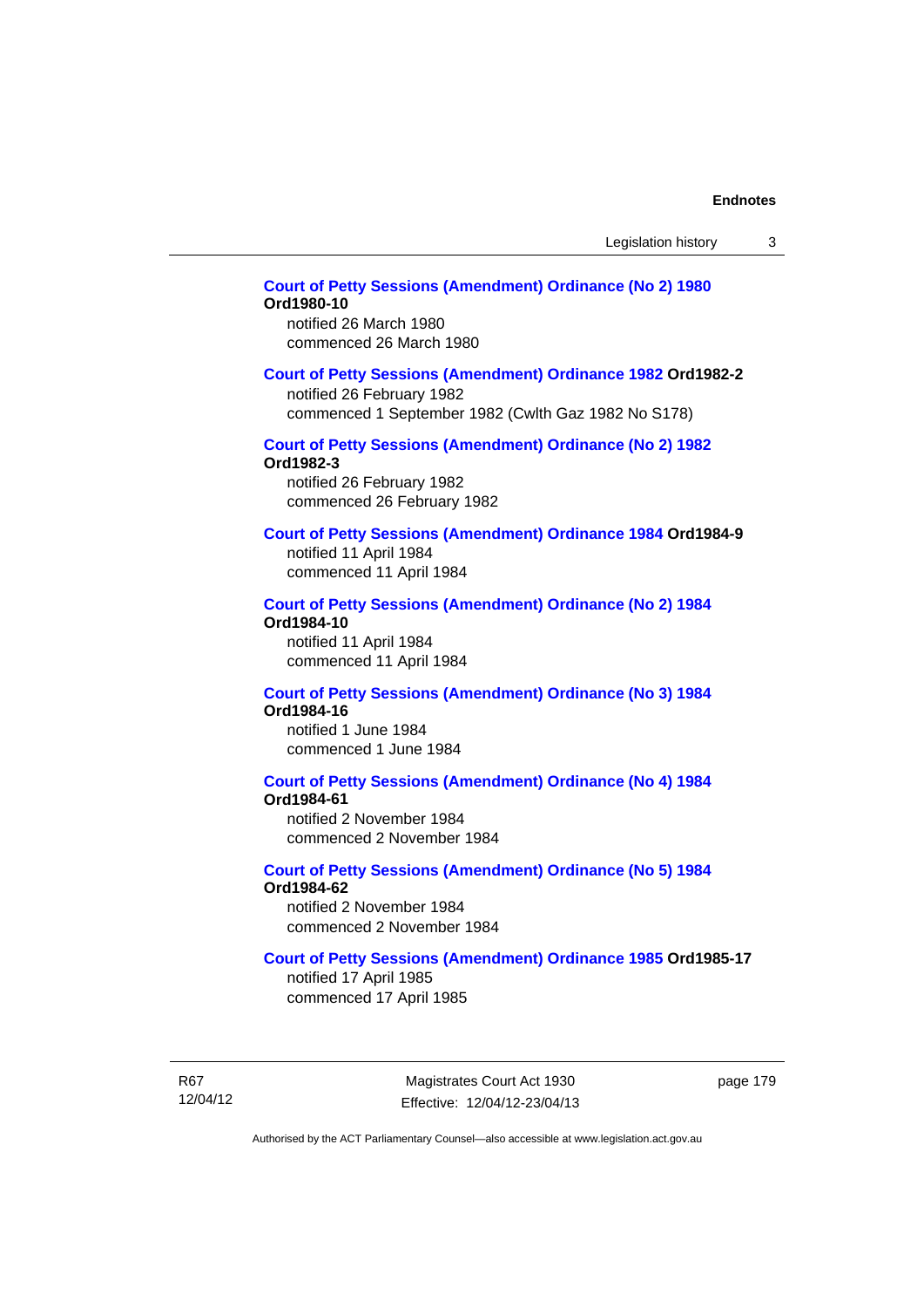**Court of Petty Sessions (Amendment) Ordinance (No 2) 1980 Ord1980-10**

notified 26 March 1980

commenced 26 March 1980

**Court of Petty Sessions (Amendment) Ordinance 1982 Ord1982-2**

notified 26 February 1982

commenced 1 September 1982 (Cwlth Gaz 1982 No S178)

**Court of Petty Sessions (Amendment) Ordinance (No 2) 1982 Ord1982-3**

notified 26 February 1982

commenced 26 February 1982

**Court of Petty Sessions (Amendment) Ordinance 1984 Ord1984-9**

notified 11 April 1984

commenced 11 April 1984

**Court of Petty Sessions (Amendment) Ordinance (No 2) 1984 Ord1984-10**

notified 11 April 1984

commenced 11 April 1984

**Court of Petty Sessions (Amendment) Ordinance (No 3) 1984 Ord1984-16**

notified 1 June 1984

commenced 1 June 1984

**Court of Petty Sessions (Amendment) Ordinance (No 4) 1984 Ord1984-61**

notified 2 November 1984

commenced 2 November 1984

**Court of Petty Sessions (Amendment) Ordinance (No 5) 1984 Ord1984-62**

notified 2 November 1984

commenced 2 November 1984

**Court of Petty Sessions (Amendment) Ordinance 1985 Ord1985-17**

notified 17 April 1985

commenced 17 April 1985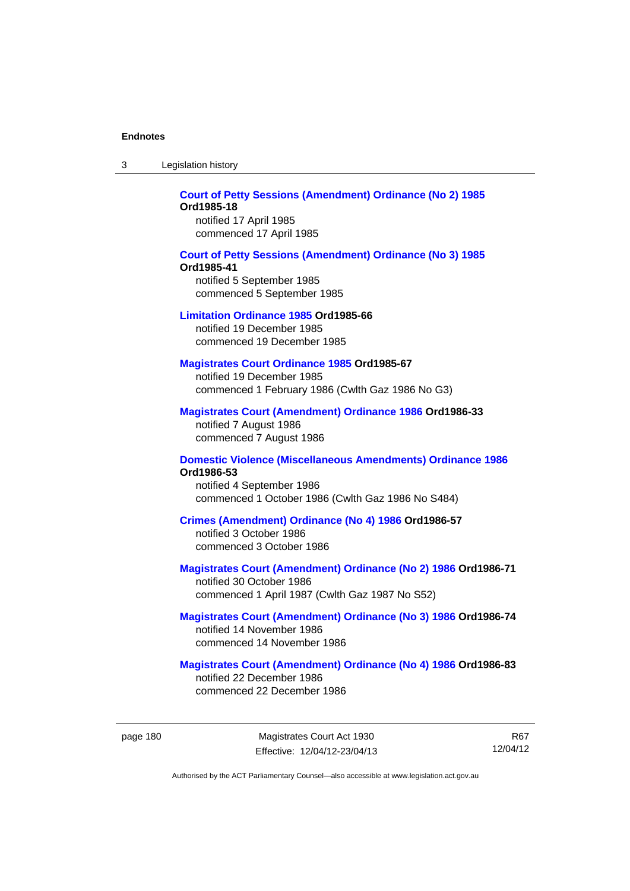**Court of Petty Sessions (Amendment) Ordinance (No 2) 1985 Ord1985-18**
notified 17 April 1985
commenced 17 April 1985

**Court of Petty Sessions (Amendment) Ordinance (No 3) 1985 Ord1985-41**
notified 5 September 1985
commenced 5 September 1985

**Limitation Ordinance 1985 Ord1985-66**
notified 19 December 1985
commenced 19 December 1985

**Magistrates Court Ordinance 1985 Ord1985-67**
notified 19 December 1985
commenced 1 February 1986 (Cwlth Gaz 1986 No G3)

**Magistrates Court (Amendment) Ordinance 1986 Ord1986-33**
notified 7 August 1986
commenced 7 August 1986

**Domestic Violence (Miscellaneous Amendments) Ordinance 1986 Ord1986-53**
notified 4 September 1986
commenced 1 October 1986 (Cwlth Gaz 1986 No S484)

**Crimes (Amendment) Ordinance (No 4) 1986 Ord1986-57**
notified 3 October 1986
commenced 3 October 1986

**Magistrates Court (Amendment) Ordinance (No 2) 1986 Ord1986-71**
notified 30 October 1986
commenced 1 April 1987 (Cwlth Gaz 1987 No S52)

**Magistrates Court (Amendment) Ordinance (No 3) 1986 Ord1986-74**
notified 14 November 1986
commenced 14 November 1986

**Magistrates Court (Amendment) Ordinance (No 4) 1986 Ord1986-83**
notified 22 December 1986
commenced 22 December 1986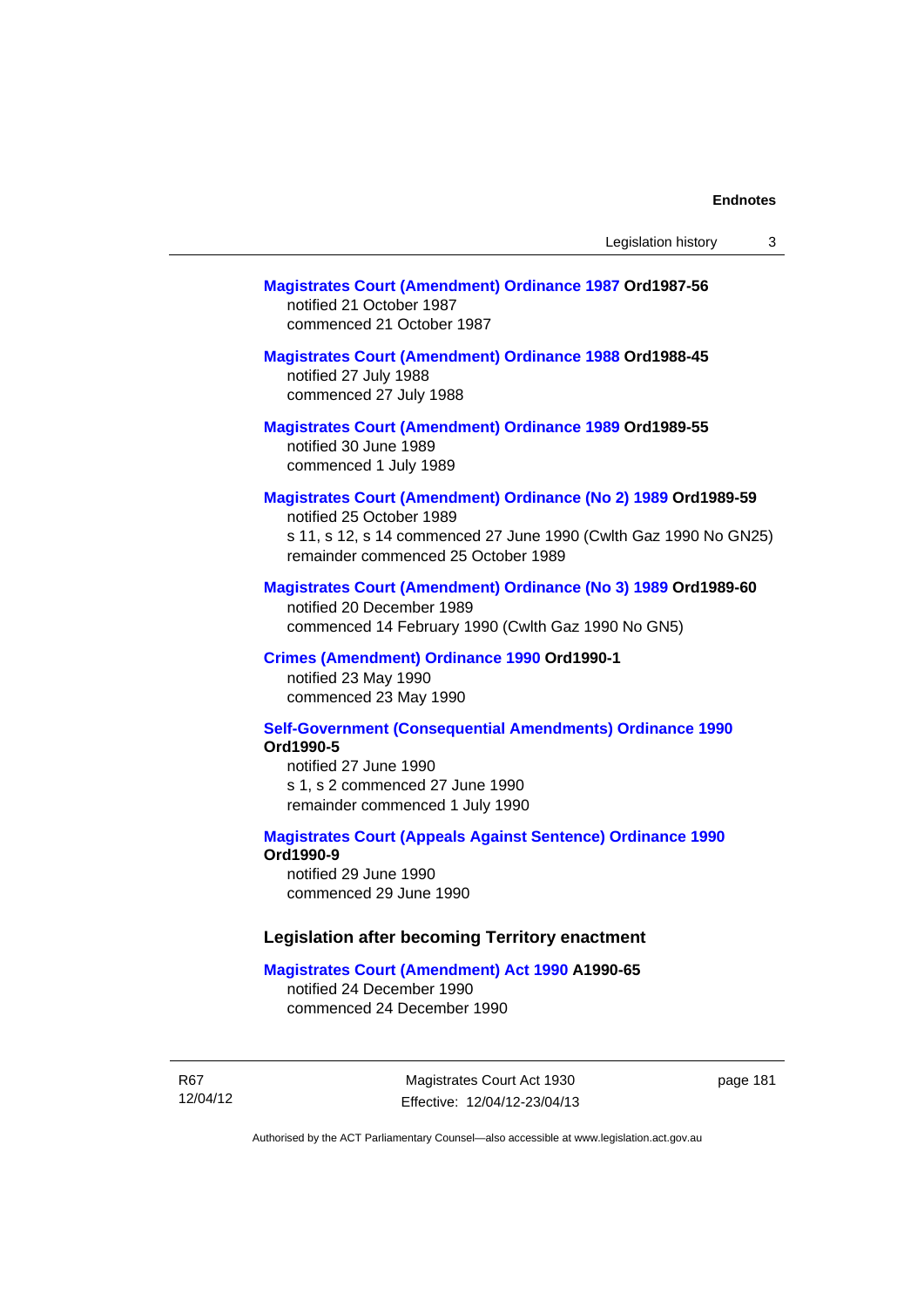**Magistrates Court (Amendment) Ordinance 1987 Ord1987-56**
notified 21 October 1987
commenced 21 October 1987

**Magistrates Court (Amendment) Ordinance 1988 Ord1988-45**
notified 27 July 1988
commenced 27 July 1988

**Magistrates Court (Amendment) Ordinance 1989 Ord1989-55**
notified 30 June 1989
commenced 1 July 1989

**Magistrates Court (Amendment) Ordinance (No 2) 1989 Ord1989-59**
notified 25 October 1989
s 11, s 12, s 14 commenced 27 June 1990 (Cwlth Gaz 1990 No GN25)
remainder commenced 25 October 1989

**Magistrates Court (Amendment) Ordinance (No 3) 1989 Ord1989-60**
notified 20 December 1989
commenced 14 February 1990 (Cwlth Gaz 1990 No GN5)

**Crimes (Amendment) Ordinance 1990 Ord1990-1**
notified 23 May 1990
commenced 23 May 1990

**Self-Government (Consequential Amendments) Ordinance 1990 Ord1990-5**
notified 27 June 1990
s 1, s 2 commenced 27 June 1990
remainder commenced 1 July 1990

**Magistrates Court (Appeals Against Sentence) Ordinance 1990 Ord1990-9**
notified 29 June 1990
commenced 29 June 1990

### Legislation after becoming Territory enactment

**Magistrates Court (Amendment) Act 1990 A1990-65**
notified 24 December 1990
commenced 24 December 1990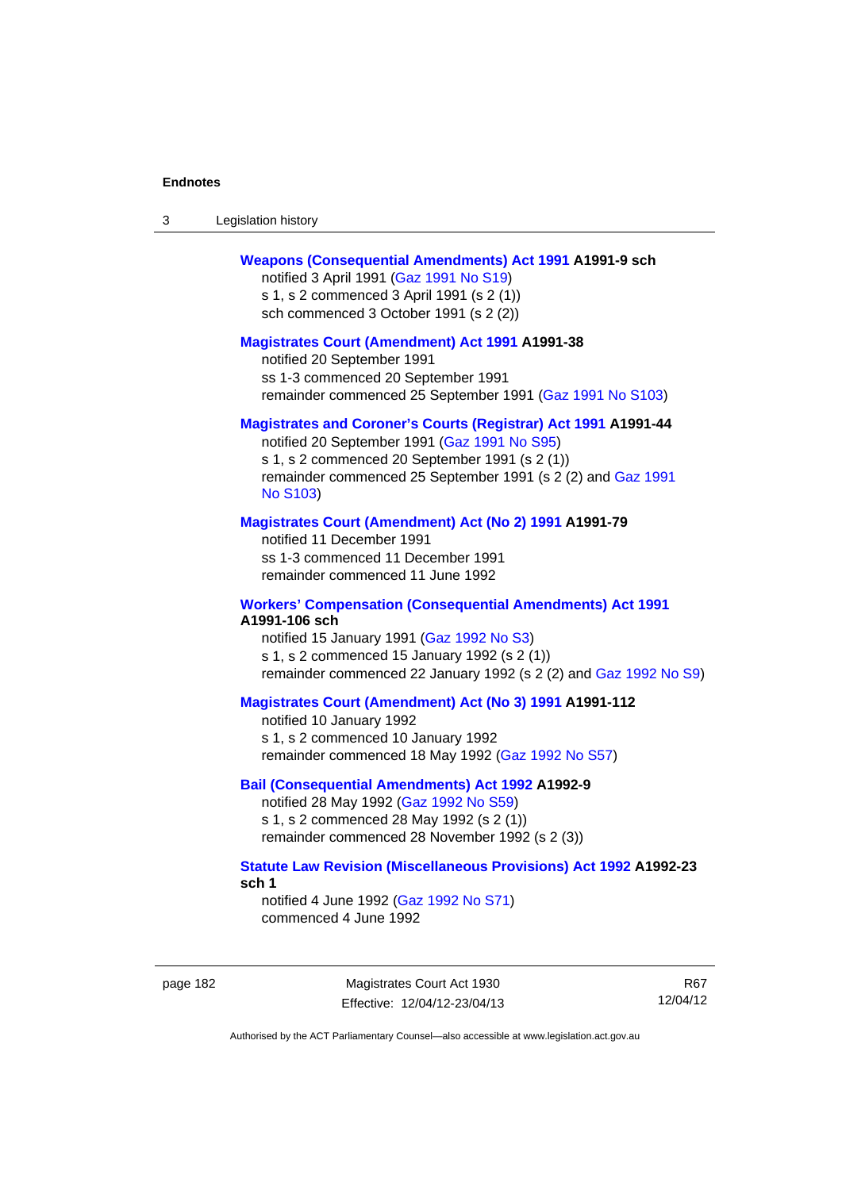**Weapons (Consequential Amendments) Act 1991 A1991-9 sch**
notified 3 April 1991 (Gaz 1991 No S19)
s 1, s 2 commenced 3 April 1991 (s 2 (1))
sch commenced 3 October 1991 (s 2 (2))

**Magistrates Court (Amendment) Act 1991 A1991-38**
notified 20 September 1991
ss 1-3 commenced 20 September 1991
remainder commenced 25 September 1991 (Gaz 1991 No S103)

**Magistrates and Coroner's Courts (Registrar) Act 1991 A1991-44**
notified 20 September 1991 (Gaz 1991 No S95)
s 1, s 2 commenced 20 September 1991 (s 2 (1))
remainder commenced 25 September 1991 (s 2 (2) and Gaz 1991 No S103)

**Magistrates Court (Amendment) Act (No 2) 1991 A1991-79**
notified 11 December 1991
ss 1-3 commenced 11 December 1991
remainder commenced 11 June 1992

**Workers' Compensation (Consequential Amendments) Act 1991 A1991-106 sch**
notified 15 January 1991 (Gaz 1992 No S3)
s 1, s 2 commenced 15 January 1992 (s 2 (1))
remainder commenced 22 January 1992 (s 2 (2) and Gaz 1992 No S9)

**Magistrates Court (Amendment) Act (No 3) 1991 A1991-112**
notified 10 January 1992
s 1, s 2 commenced 10 January 1992
remainder commenced 18 May 1992 (Gaz 1992 No S57)

**Bail (Consequential Amendments) Act 1992 A1992-9**
notified 28 May 1992 (Gaz 1992 No S59)
s 1, s 2 commenced 28 May 1992 (s 2 (1))
remainder commenced 28 November 1992 (s 2 (3))

**Statute Law Revision (Miscellaneous Provisions) Act 1992 A1992-23 sch 1**
notified 4 June 1992 (Gaz 1992 No S71)
commenced 4 June 1992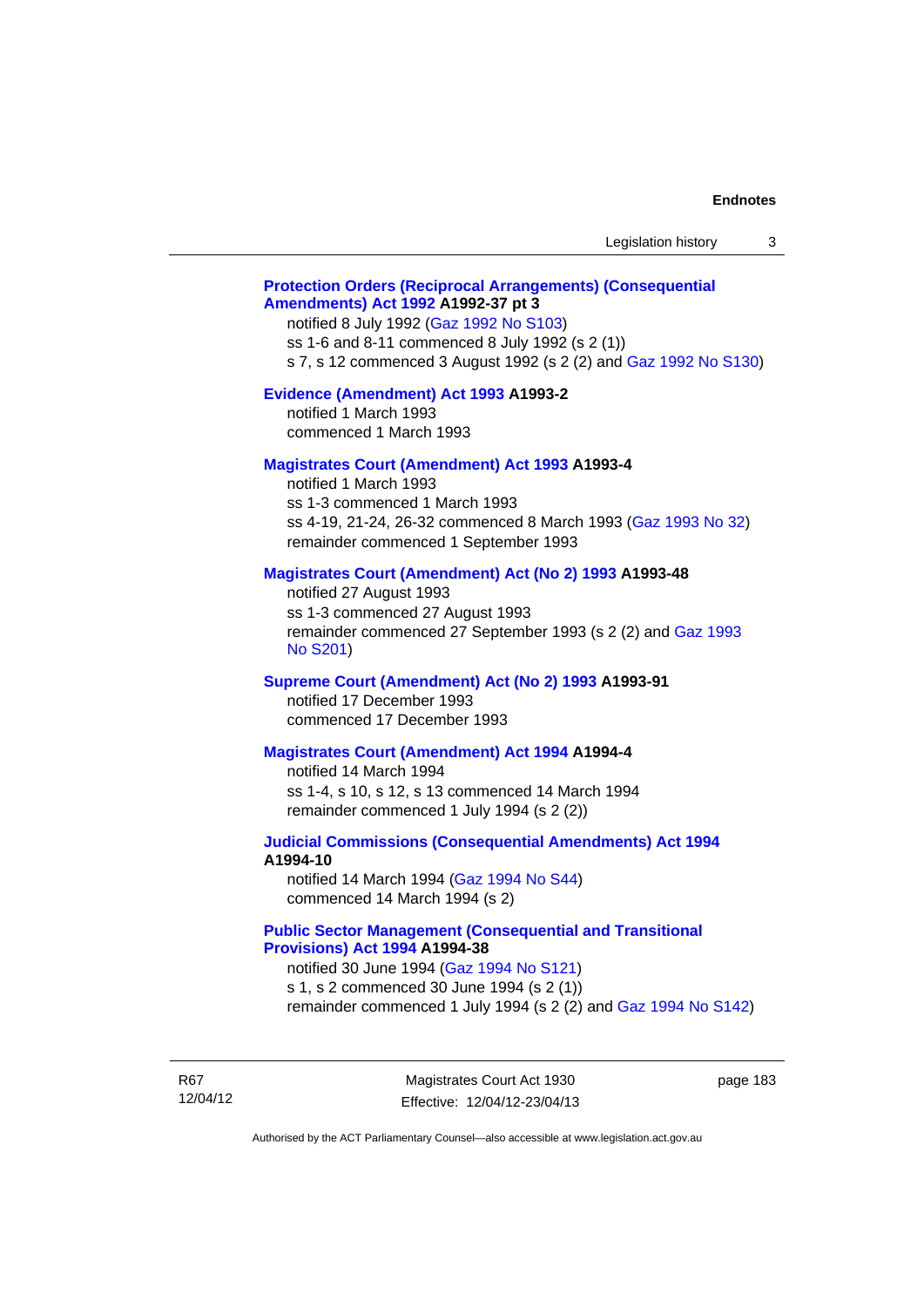**Protection Orders (Reciprocal Arrangements) (Consequential Amendments) Act 1992 A1992-37 pt 3**

notified 8 July 1992 (Gaz 1992 No S103)
ss 1-6 and 8-11 commenced 8 July 1992 (s 2 (1))
s 7, s 12 commenced 3 August 1992 (s 2 (2) and Gaz 1992 No S130)

**Evidence (Amendment) Act 1993 A1993-2**

notified 1 March 1993
commenced 1 March 1993

**Magistrates Court (Amendment) Act 1993 A1993-4**

notified 1 March 1993
ss 1-3 commenced 1 March 1993
ss 4-19, 21-24, 26-32 commenced 8 March 1993 (Gaz 1993 No 32)
remainder commenced 1 September 1993

**Magistrates Court (Amendment) Act (No 2) 1993 A1993-48**

notified 27 August 1993
ss 1-3 commenced 27 August 1993
remainder commenced 27 September 1993 (s 2 (2) and Gaz 1993 No S201)

**Supreme Court (Amendment) Act (No 2) 1993 A1993-91**

notified 17 December 1993
commenced 17 December 1993

**Magistrates Court (Amendment) Act 1994 A1994-4**

notified 14 March 1994
ss 1-4, s 10, s 12, s 13 commenced 14 March 1994
remainder commenced 1 July 1994 (s 2 (2))

**Judicial Commissions (Consequential Amendments) Act 1994 A1994-10**

notified 14 March 1994 (Gaz 1994 No S44)
commenced 14 March 1994 (s 2)

**Public Sector Management (Consequential and Transitional Provisions) Act 1994 A1994-38**

notified 30 June 1994 (Gaz 1994 No S121)
s 1, s 2 commenced 30 June 1994 (s 2 (1))
remainder commenced 1 July 1994 (s 2 (2) and Gaz 1994 No S142)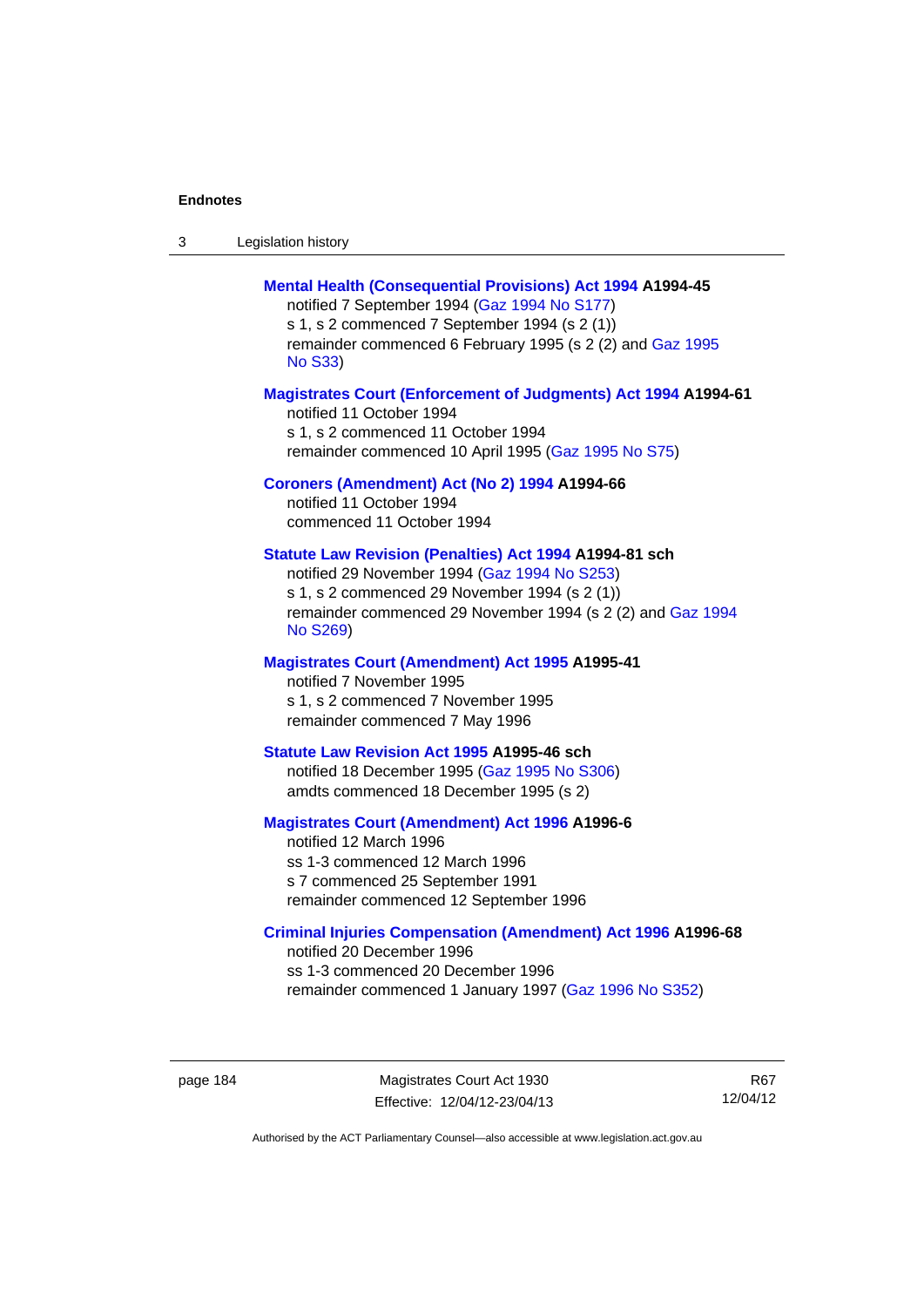**Mental Health (Consequential Provisions) Act 1994 A1994-45**

notified 7 September 1994 (Gaz 1994 No S177)
s 1, s 2 commenced 7 September 1994 (s 2 (1))
remainder commenced 6 February 1995 (s 2 (2) and Gaz 1995 No S33)

**Magistrates Court (Enforcement of Judgments) Act 1994 A1994-61**

notified 11 October 1994
s 1, s 2 commenced 11 October 1994
remainder commenced 10 April 1995 (Gaz 1995 No S75)

**Coroners (Amendment) Act (No 2) 1994 A1994-66**

notified 11 October 1994
commenced 11 October 1994

**Statute Law Revision (Penalties) Act 1994 A1994-81 sch**

notified 29 November 1994 (Gaz 1994 No S253)
s 1, s 2 commenced 29 November 1994 (s 2 (1))
remainder commenced 29 November 1994 (s 2 (2) and Gaz 1994 No S269)

**Magistrates Court (Amendment) Act 1995 A1995-41**

notified 7 November 1995
s 1, s 2 commenced 7 November 1995
remainder commenced 7 May 1996

**Statute Law Revision Act 1995 A1995-46 sch**

notified 18 December 1995 (Gaz 1995 No S306)
amdts commenced 18 December 1995 (s 2)

**Magistrates Court (Amendment) Act 1996 A1996-6**

notified 12 March 1996
ss 1-3 commenced 12 March 1996
s 7 commenced 25 September 1991
remainder commenced 12 September 1996

**Criminal Injuries Compensation (Amendment) Act 1996 A1996-68**

notified 20 December 1996
ss 1-3 commenced 20 December 1996
remainder commenced 1 January 1997 (Gaz 1996 No S352)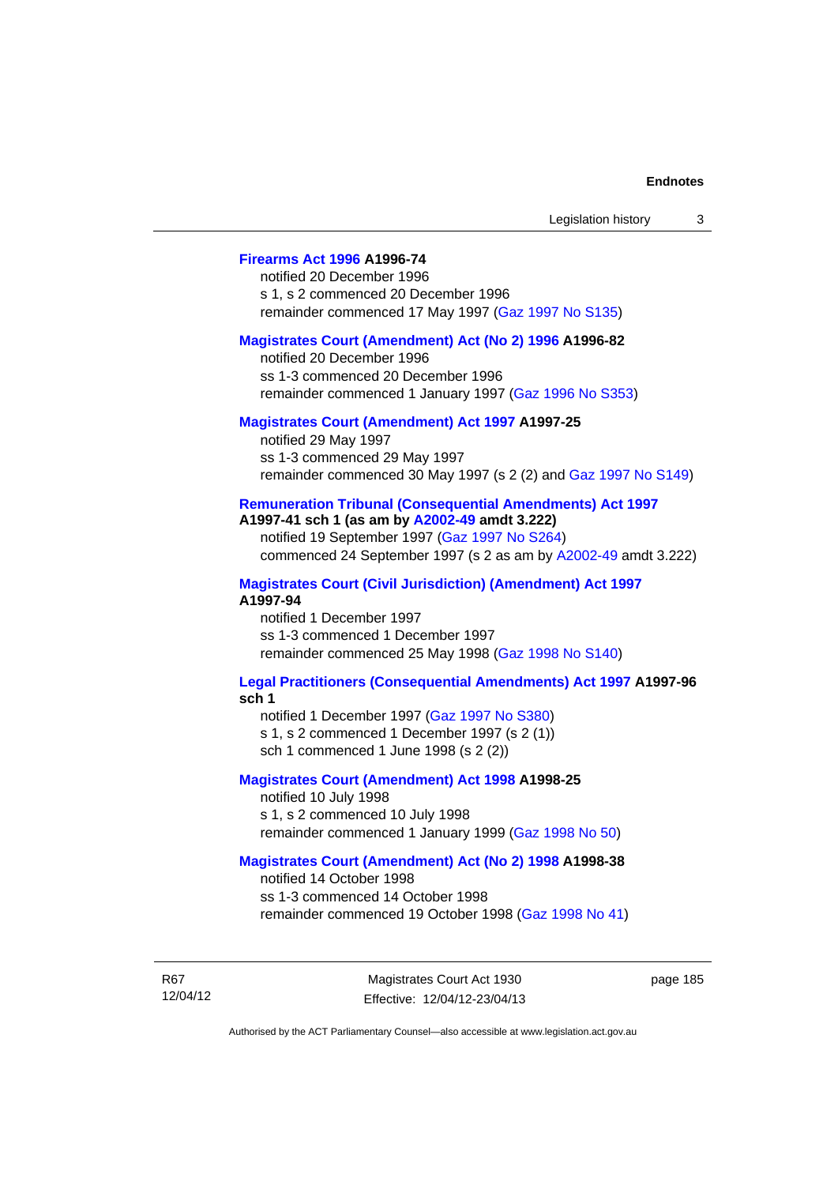**Firearms Act 1996 A1996-74**

notified 20 December 1996
s 1, s 2 commenced 20 December 1996
remainder commenced 17 May 1997 (Gaz 1997 No S135)

**Magistrates Court (Amendment) Act (No 2) 1996 A1996-82**

notified 20 December 1996
ss 1-3 commenced 20 December 1996
remainder commenced 1 January 1997 (Gaz 1996 No S353)

**Magistrates Court (Amendment) Act 1997 A1997-25**

notified 29 May 1997
ss 1-3 commenced 29 May 1997
remainder commenced 30 May 1997 (s 2 (2) and Gaz 1997 No S149)

**Remuneration Tribunal (Consequential Amendments) Act 1997 A1997-41 sch 1 (as am by A2002-49 amdt 3.222)**

notified 19 September 1997 (Gaz 1997 No S264)
commenced 24 September 1997 (s 2 as am by A2002-49 amdt 3.222)

**Magistrates Court (Civil Jurisdiction) (Amendment) Act 1997 A1997-94**

notified 1 December 1997
ss 1-3 commenced 1 December 1997
remainder commenced 25 May 1998 (Gaz 1998 No S140)

**Legal Practitioners (Consequential Amendments) Act 1997 A1997-96 sch 1**

notified 1 December 1997 (Gaz 1997 No S380)
s 1, s 2 commenced 1 December 1997 (s 2 (1))
sch 1 commenced 1 June 1998 (s 2 (2))

**Magistrates Court (Amendment) Act 1998 A1998-25**

notified 10 July 1998
s 1, s 2 commenced 10 July 1998
remainder commenced 1 January 1999 (Gaz 1998 No 50)

**Magistrates Court (Amendment) Act (No 2) 1998 A1998-38**

notified 14 October 1998
ss 1-3 commenced 14 October 1998
remainder commenced 19 October 1998 (Gaz 1998 No 41)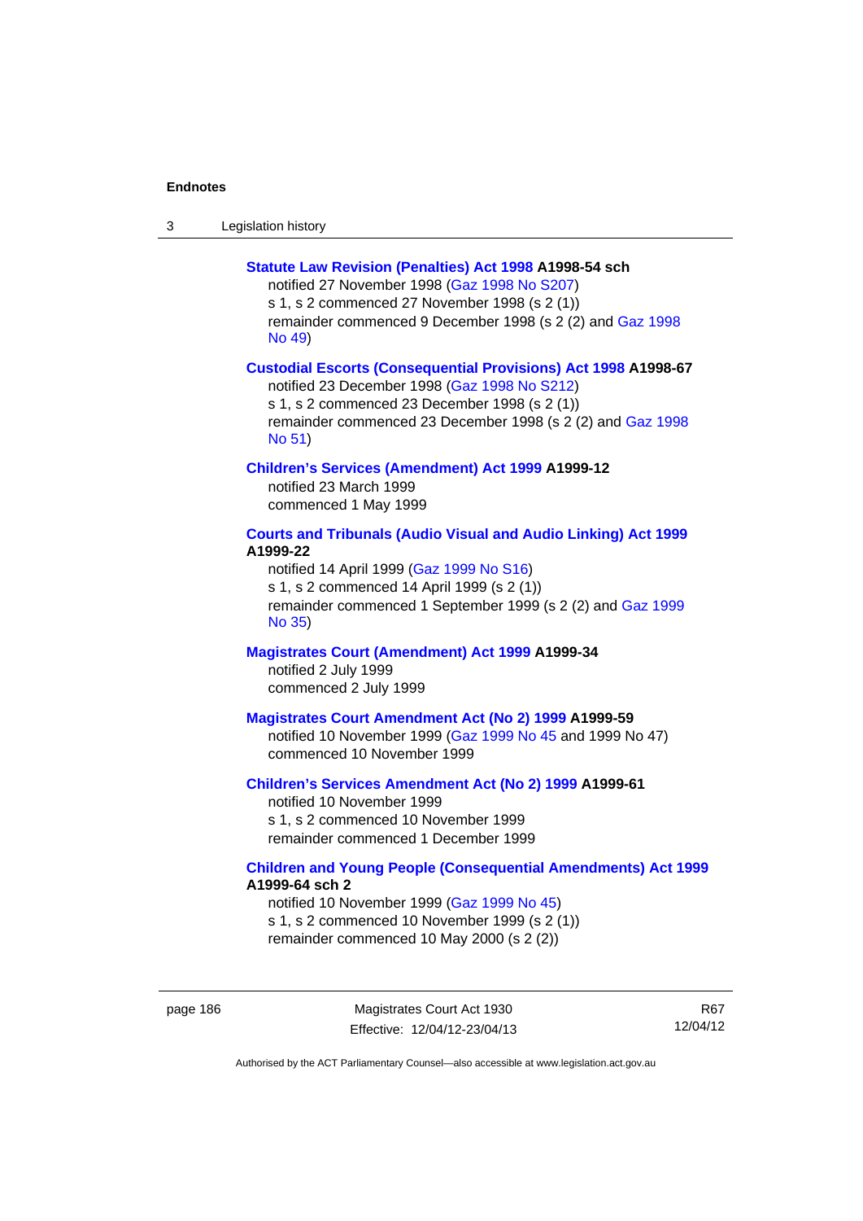**Statute Law Revision (Penalties) Act 1998 A1998-54 sch**

notified 27 November 1998 (Gaz 1998 No S207)
s 1, s 2 commenced 27 November 1998 (s 2 (1))
remainder commenced 9 December 1998 (s 2 (2) and Gaz 1998 No 49)

**Custodial Escorts (Consequential Provisions) Act 1998 A1998-67**

notified 23 December 1998 (Gaz 1998 No S212)
s 1, s 2 commenced 23 December 1998 (s 2 (1))
remainder commenced 23 December 1998 (s 2 (2) and Gaz 1998 No 51)

**Children's Services (Amendment) Act 1999 A1999-12**

notified 23 March 1999
commenced 1 May 1999

**Courts and Tribunals (Audio Visual and Audio Linking) Act 1999 A1999-22**

notified 14 April 1999 (Gaz 1999 No S16)
s 1, s 2 commenced 14 April 1999 (s 2 (1))
remainder commenced 1 September 1999 (s 2 (2) and Gaz 1999 No 35)

**Magistrates Court (Amendment) Act 1999 A1999-34**

notified 2 July 1999
commenced 2 July 1999

**Magistrates Court Amendment Act (No 2) 1999 A1999-59**

notified 10 November 1999 (Gaz 1999 No 45 and 1999 No 47)
commenced 10 November 1999

**Children's Services Amendment Act (No 2) 1999 A1999-61**

notified 10 November 1999
s 1, s 2 commenced 10 November 1999
remainder commenced 1 December 1999

**Children and Young People (Consequential Amendments) Act 1999 A1999-64 sch 2**

notified 10 November 1999 (Gaz 1999 No 45)
s 1, s 2 commenced 10 November 1999 (s 2 (1))
remainder commenced 10 May 2000 (s 2 (2))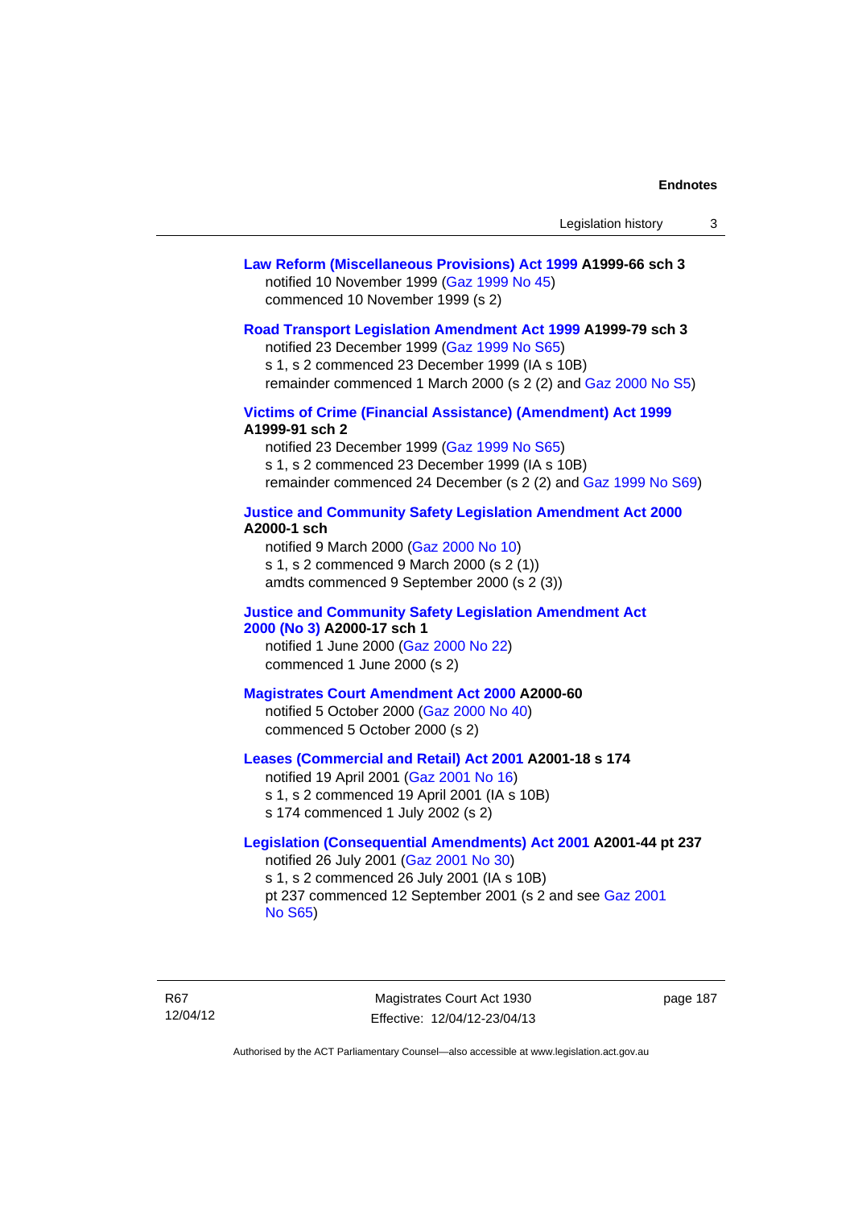**Law Reform (Miscellaneous Provisions) Act 1999 A1999-66 sch 3**
notified 10 November 1999 (Gaz 1999 No 45)
commenced 10 November 1999 (s 2)

**Road Transport Legislation Amendment Act 1999 A1999-79 sch 3**
notified 23 December 1999 (Gaz 1999 No S65)
s 1, s 2 commenced 23 December 1999 (IA s 10B)
remainder commenced 1 March 2000 (s 2 (2) and Gaz 2000 No S5)

**Victims of Crime (Financial Assistance) (Amendment) Act 1999 A1999-91 sch 2**
notified 23 December 1999 (Gaz 1999 No S65)
s 1, s 2 commenced 23 December 1999 (IA s 10B)
remainder commenced 24 December (s 2 (2) and Gaz 1999 No S69)

**Justice and Community Safety Legislation Amendment Act 2000 A2000-1 sch**
notified 9 March 2000 (Gaz 2000 No 10)
s 1, s 2 commenced 9 March 2000 (s 2 (1))
amdts commenced 9 September 2000 (s 2 (3))

**Justice and Community Safety Legislation Amendment Act 2000 (No 3) A2000-17 sch 1**
notified 1 June 2000 (Gaz 2000 No 22)
commenced 1 June 2000 (s 2)

**Magistrates Court Amendment Act 2000 A2000-60**
notified 5 October 2000 (Gaz 2000 No 40)
commenced 5 October 2000 (s 2)

**Leases (Commercial and Retail) Act 2001 A2001-18 s 174**
notified 19 April 2001 (Gaz 2001 No 16)
s 1, s 2 commenced 19 April 2001 (IA s 10B)
s 174 commenced 1 July 2002 (s 2)

**Legislation (Consequential Amendments) Act 2001 A2001-44 pt 237**
notified 26 July 2001 (Gaz 2001 No 30)
s 1, s 2 commenced 26 July 2001 (IA s 10B)
pt 237 commenced 12 September 2001 (s 2 and see Gaz 2001 No S65)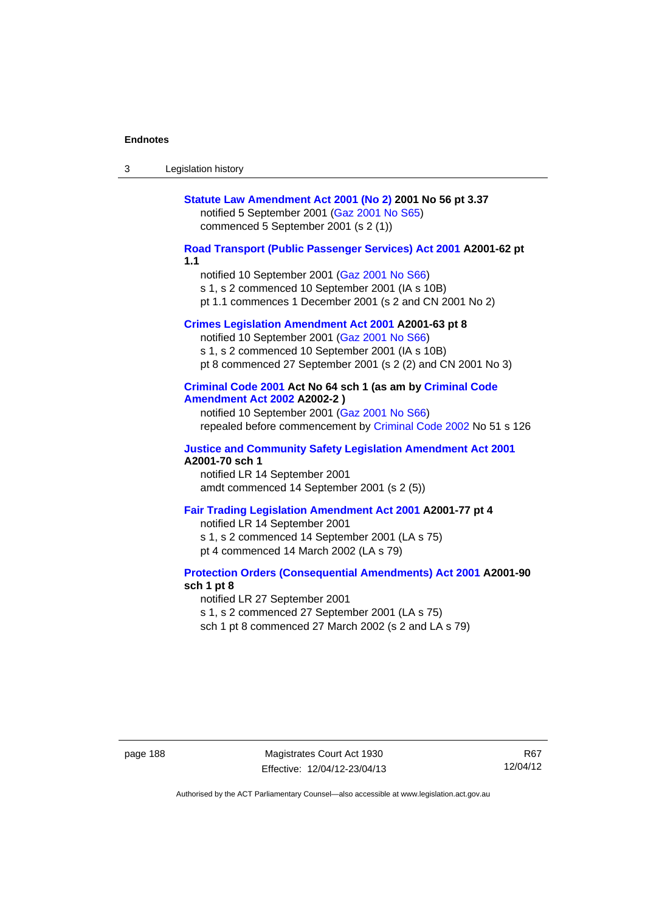**Statute Law Amendment Act 2001 (No 2) 2001 No 56 pt 3.37**
notified 5 September 2001 (Gaz 2001 No S65)
commenced 5 September 2001 (s 2 (1))

**Road Transport (Public Passenger Services) Act 2001 A2001-62 pt 1.1**
notified 10 September 2001 (Gaz 2001 No S66)
s 1, s 2 commenced 10 September 2001 (IA s 10B)
pt 1.1 commences 1 December 2001 (s 2 and CN 2001 No 2)

**Crimes Legislation Amendment Act 2001 A2001-63 pt 8**
notified 10 September 2001 (Gaz 2001 No S66)
s 1, s 2 commenced 10 September 2001 (IA s 10B)
pt 8 commenced 27 September 2001 (s 2 (2) and CN 2001 No 3)

**Criminal Code 2001 Act No 64 sch 1 (as am by Criminal Code Amendment Act 2002 A2002-2 )**
notified 10 September 2001 (Gaz 2001 No S66)
repealed before commencement by Criminal Code 2002 No 51 s 126

**Justice and Community Safety Legislation Amendment Act 2001 A2001-70 sch 1**
notified LR 14 September 2001
amdt commenced 14 September 2001 (s 2 (5))

**Fair Trading Legislation Amendment Act 2001 A2001-77 pt 4**
notified LR 14 September 2001
s 1, s 2 commenced 14 September 2001 (LA s 75)
pt 4 commenced 14 March 2002 (LA s 79)

**Protection Orders (Consequential Amendments) Act 2001 A2001-90 sch 1 pt 8**
notified LR 27 September 2001
s 1, s 2 commenced 27 September 2001 (LA s 75)
sch 1 pt 8 commenced 27 March 2002 (s 2 and LA s 79)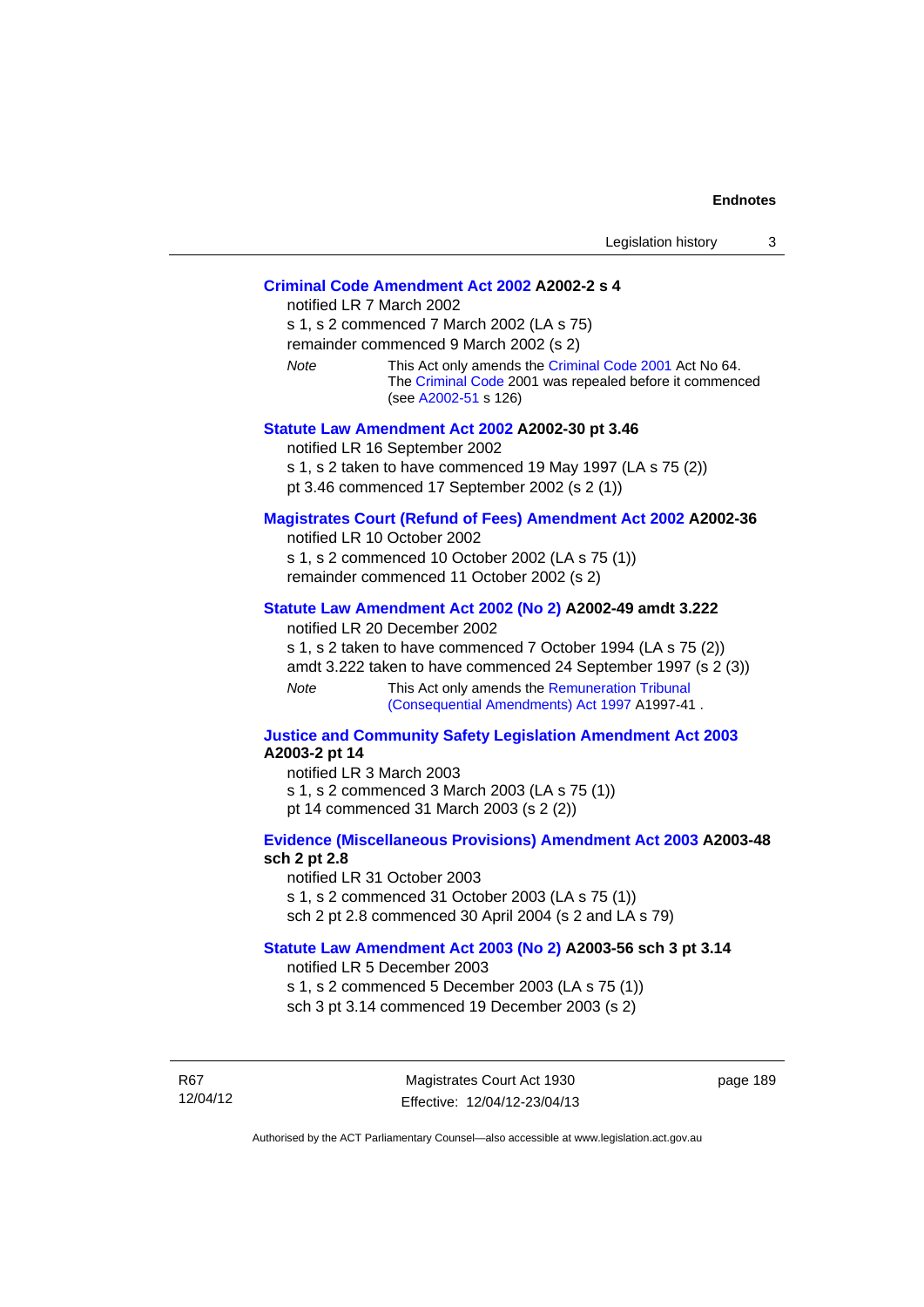**Criminal Code Amendment Act 2002 A2002-2 s 4**

notified LR 7 March 2002

s 1, s 2 commenced 7 March 2002 (LA s 75)

remainder commenced 9 March 2002 (s 2)

*Note* This Act only amends the Criminal Code 2001 Act No 64. The Criminal Code 2001 was repealed before it commenced (see A2002-51 s 126)

**Statute Law Amendment Act 2002 A2002-30 pt 3.46**

notified LR 16 September 2002

s 1, s 2 taken to have commenced 19 May 1997 (LA s 75 (2))

pt 3.46 commenced 17 September 2002 (s 2 (1))

**Magistrates Court (Refund of Fees) Amendment Act 2002 A2002-36**

notified LR 10 October 2002

s 1, s 2 commenced 10 October 2002 (LA s 75 (1))

remainder commenced 11 October 2002 (s 2)

**Statute Law Amendment Act 2002 (No 2) A2002-49 amdt 3.222**

notified LR 20 December 2002

s 1, s 2 taken to have commenced 7 October 1994 (LA s 75 (2))

amdt 3.222 taken to have commenced 24 September 1997 (s 2 (3))

*Note* This Act only amends the Remuneration Tribunal (Consequential Amendments) Act 1997 A1997-41 .

**Justice and Community Safety Legislation Amendment Act 2003 A2003-2 pt 14**

notified LR 3 March 2003

s 1, s 2 commenced 3 March 2003 (LA s 75 (1))

pt 14 commenced 31 March 2003 (s 2 (2))

**Evidence (Miscellaneous Provisions) Amendment Act 2003 A2003-48 sch 2 pt 2.8**

notified LR 31 October 2003

s 1, s 2 commenced 31 October 2003 (LA s 75 (1))

sch 2 pt 2.8 commenced 30 April 2004 (s 2 and LA s 79)

**Statute Law Amendment Act 2003 (No 2) A2003-56 sch 3 pt 3.14**

notified LR 5 December 2003

s 1, s 2 commenced 5 December 2003 (LA s 75 (1))

sch 3 pt 3.14 commenced 19 December 2003 (s 2)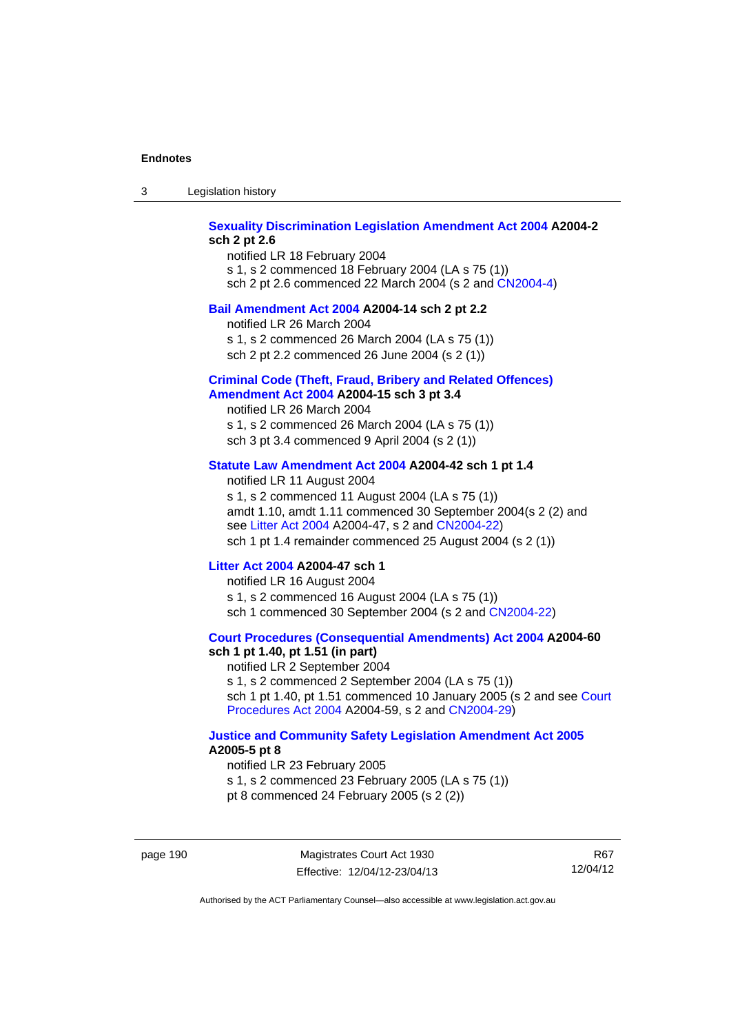**Sexuality Discrimination Legislation Amendment Act 2004 A2004-2 sch 2 pt 2.6**

notified LR 18 February 2004

s 1, s 2 commenced 18 February 2004 (LA s 75 (1))

sch 2 pt 2.6 commenced 22 March 2004 (s 2 and CN2004-4)

**Bail Amendment Act 2004 A2004-14 sch 2 pt 2.2**

notified LR 26 March 2004

s 1, s 2 commenced 26 March 2004 (LA s 75 (1))

sch 2 pt 2.2 commenced 26 June 2004 (s 2 (1))

**Criminal Code (Theft, Fraud, Bribery and Related Offences) Amendment Act 2004 A2004-15 sch 3 pt 3.4**

notified LR 26 March 2004

s 1, s 2 commenced 26 March 2004 (LA s 75 (1))

sch 3 pt 3.4 commenced 9 April 2004 (s 2 (1))

**Statute Law Amendment Act 2004 A2004-42 sch 1 pt 1.4**

notified LR 11 August 2004

s 1, s 2 commenced 11 August 2004 (LA s 75 (1))

amdt 1.10, amdt 1.11 commenced 30 September 2004(s 2 (2) and see Litter Act 2004 A2004-47, s 2 and CN2004-22)

sch 1 pt 1.4 remainder commenced 25 August 2004 (s 2 (1))

**Litter Act 2004 A2004-47 sch 1**

notified LR 16 August 2004

s 1, s 2 commenced 16 August 2004 (LA s 75 (1))

sch 1 commenced 30 September 2004 (s 2 and CN2004-22)

**Court Procedures (Consequential Amendments) Act 2004 A2004-60 sch 1 pt 1.40, pt 1.51 (in part)**

notified LR 2 September 2004

s 1, s 2 commenced 2 September 2004 (LA s 75 (1))

sch 1 pt 1.40, pt 1.51 commenced 10 January 2005 (s 2 and see Court Procedures Act 2004 A2004-59, s 2 and CN2004-29)

**Justice and Community Safety Legislation Amendment Act 2005 A2005-5 pt 8**

notified LR 23 February 2005

s 1, s 2 commenced 23 February 2005 (LA s 75 (1))

pt 8 commenced 24 February 2005 (s 2 (2))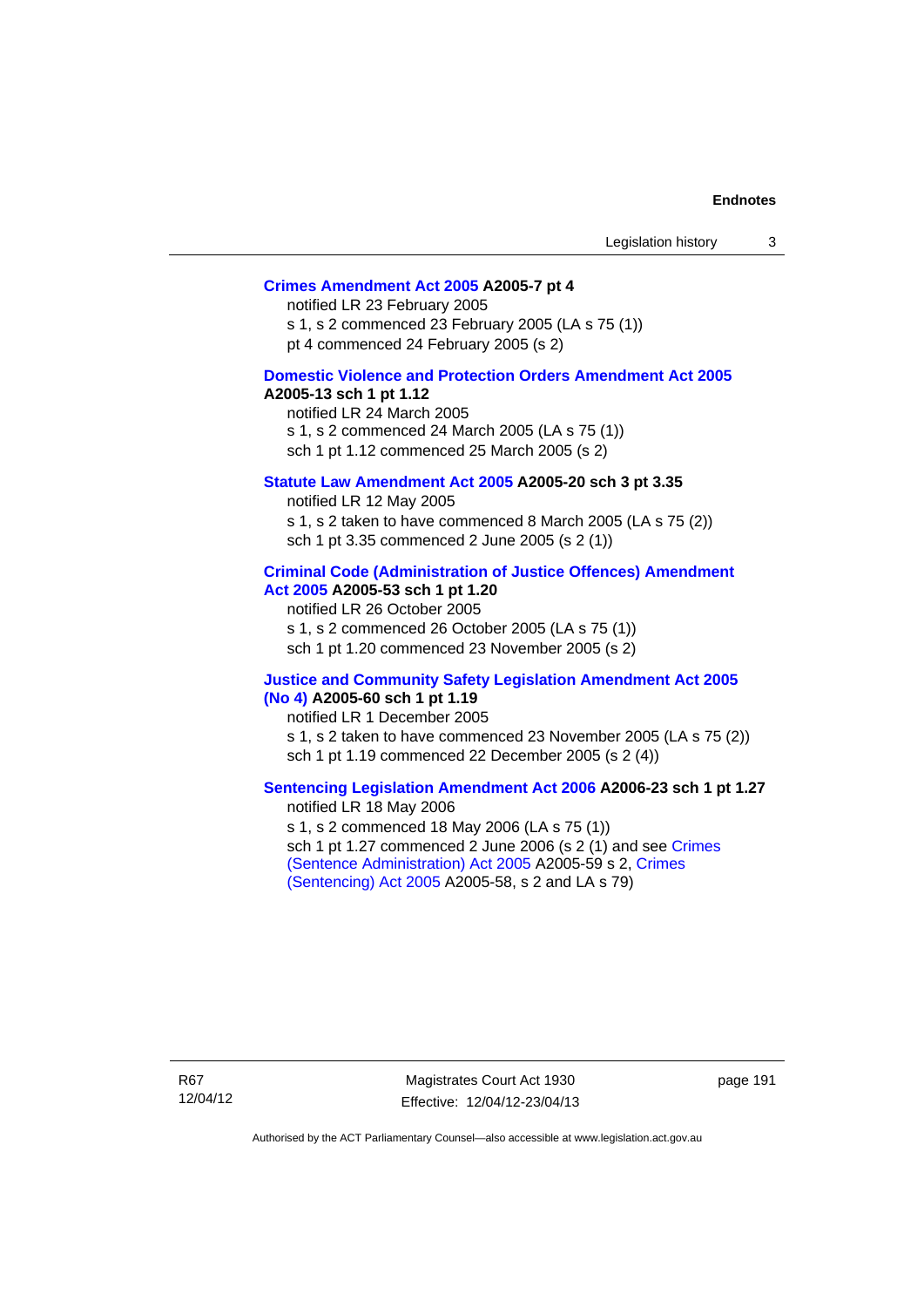**Crimes Amendment Act 2005 A2005-7 pt 4**

notified LR 23 February 2005

s 1, s 2 commenced 23 February 2005 (LA s 75 (1))

pt 4 commenced 24 February 2005 (s 2)

**Domestic Violence and Protection Orders Amendment Act 2005 A2005-13 sch 1 pt 1.12**

notified LR 24 March 2005

s 1, s 2 commenced 24 March 2005 (LA s 75 (1))

sch 1 pt 1.12 commenced 25 March 2005 (s 2)

**Statute Law Amendment Act 2005 A2005-20 sch 3 pt 3.35**

notified LR 12 May 2005

s 1, s 2 taken to have commenced 8 March 2005 (LA s 75 (2))

sch 1 pt 3.35 commenced 2 June 2005 (s 2 (1))

**Criminal Code (Administration of Justice Offences) Amendment Act 2005 A2005-53 sch 1 pt 1.20**

notified LR 26 October 2005

s 1, s 2 commenced 26 October 2005 (LA s 75 (1))

sch 1 pt 1.20 commenced 23 November 2005 (s 2)

**Justice and Community Safety Legislation Amendment Act 2005 (No 4) A2005-60 sch 1 pt 1.19**

notified LR 1 December 2005

s 1, s 2 taken to have commenced 23 November 2005 (LA s 75 (2))

sch 1 pt 1.19 commenced 22 December 2005 (s 2 (4))

**Sentencing Legislation Amendment Act 2006 A2006-23 sch 1 pt 1.27**

notified LR 18 May 2006

s 1, s 2 commenced 18 May 2006 (LA s 75 (1))

sch 1 pt 1.27 commenced 2 June 2006 (s 2 (1) and see Crimes (Sentence Administration) Act 2005 A2005-59 s 2, Crimes (Sentencing) Act 2005 A2005-58, s 2 and LA s 79)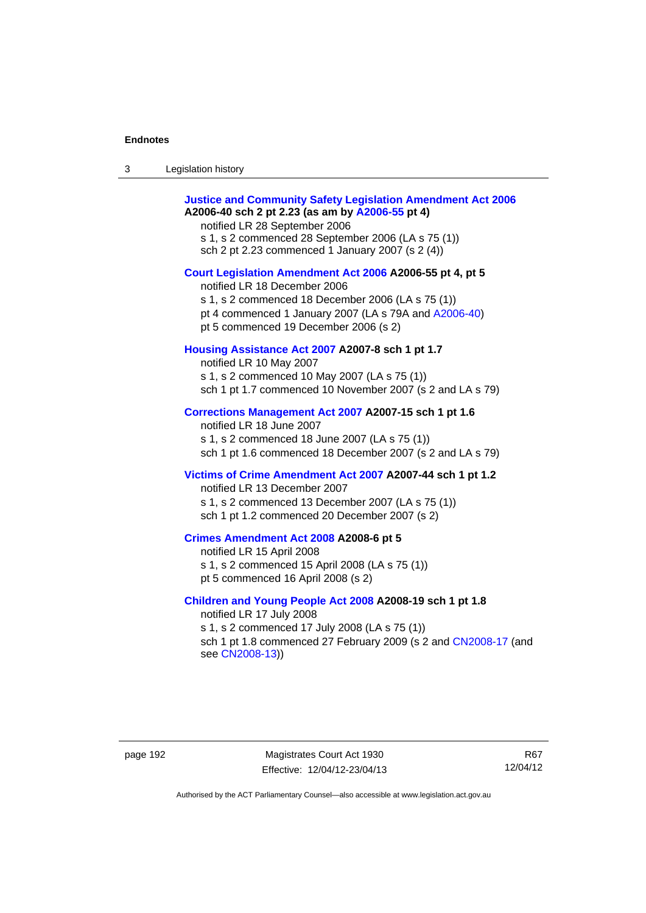**Justice and Community Safety Legislation Amendment Act 2006 A2006-40 sch 2 pt 2.23 (as am by A2006-55 pt 4)**

notified LR 28 September 2006

s 1, s 2 commenced 28 September 2006 (LA s 75 (1))

sch 2 pt 2.23 commenced 1 January 2007 (s 2 (4))

**Court Legislation Amendment Act 2006 A2006-55 pt 4, pt 5**

notified LR 18 December 2006

s 1, s 2 commenced 18 December 2006 (LA s 75 (1))

pt 4 commenced 1 January 2007 (LA s 79A and A2006-40)

pt 5 commenced 19 December 2006 (s 2)

**Housing Assistance Act 2007 A2007-8 sch 1 pt 1.7**

notified LR 10 May 2007

s 1, s 2 commenced 10 May 2007 (LA s 75 (1))

sch 1 pt 1.7 commenced 10 November 2007 (s 2 and LA s 79)

**Corrections Management Act 2007 A2007-15 sch 1 pt 1.6**

notified LR 18 June 2007

s 1, s 2 commenced 18 June 2007 (LA s 75 (1))

sch 1 pt 1.6 commenced 18 December 2007 (s 2 and LA s 79)

**Victims of Crime Amendment Act 2007 A2007-44 sch 1 pt 1.2**

notified LR 13 December 2007

s 1, s 2 commenced 13 December 2007 (LA s 75 (1))

sch 1 pt 1.2 commenced 20 December 2007 (s 2)

**Crimes Amendment Act 2008 A2008-6 pt 5**

notified LR 15 April 2008

s 1, s 2 commenced 15 April 2008 (LA s 75 (1))

pt 5 commenced 16 April 2008 (s 2)

**Children and Young People Act 2008 A2008-19 sch 1 pt 1.8**

notified LR 17 July 2008

s 1, s 2 commenced 17 July 2008 (LA s 75 (1))

sch 1 pt 1.8 commenced 27 February 2009 (s 2 and CN2008-17 (and see CN2008-13))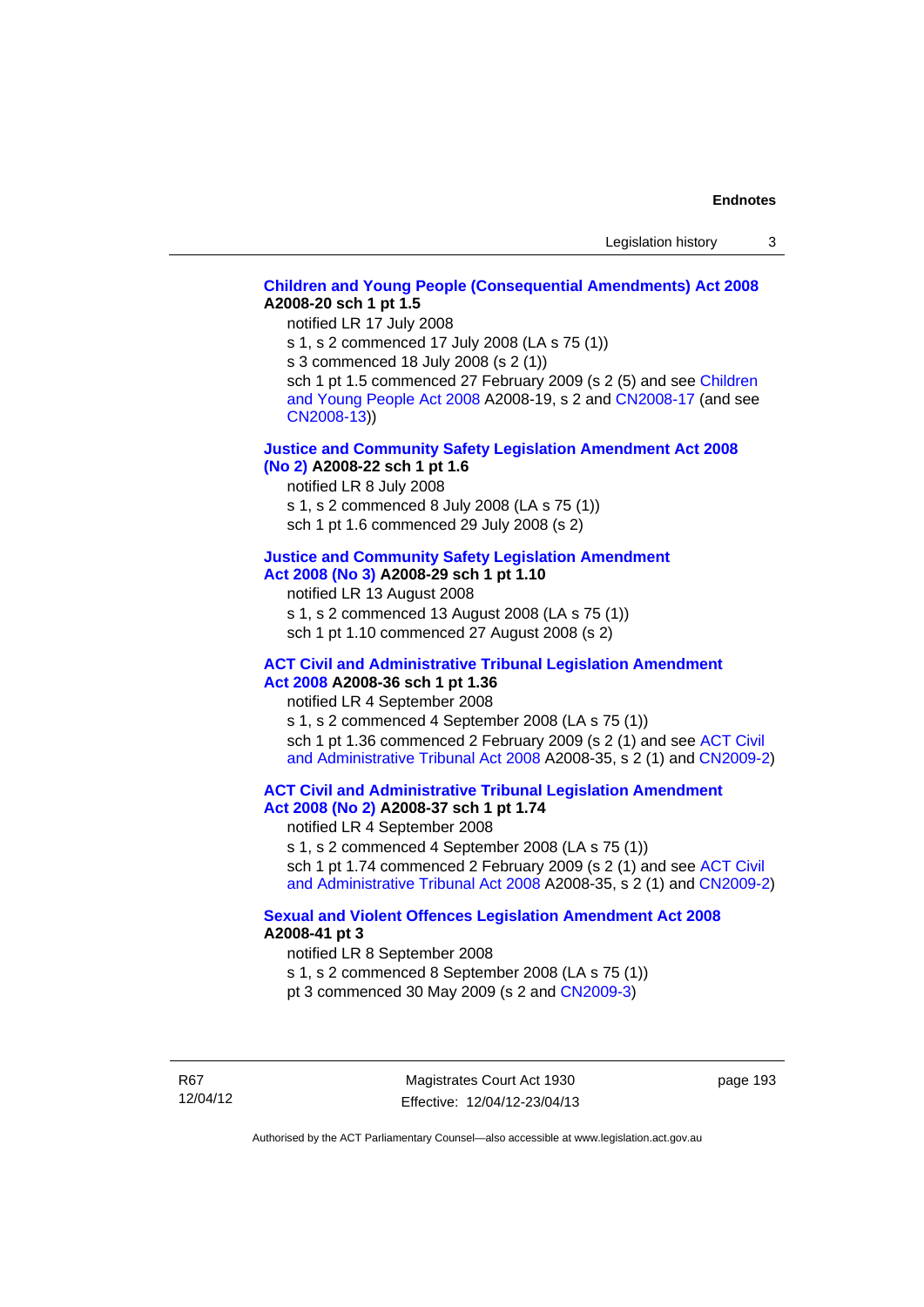**Children and Young People (Consequential Amendments) Act 2008 A2008-20 sch 1 pt 1.5**

notified LR 17 July 2008

s 1, s 2 commenced 17 July 2008 (LA s 75 (1))

s 3 commenced 18 July 2008 (s 2 (1))

sch 1 pt 1.5 commenced 27 February 2009 (s 2 (5) and see Children and Young People Act 2008 A2008-19, s 2 and CN2008-17 (and see CN2008-13))

**Justice and Community Safety Legislation Amendment Act 2008 (No 2) A2008-22 sch 1 pt 1.6**

notified LR 8 July 2008

s 1, s 2 commenced 8 July 2008 (LA s 75 (1))

sch 1 pt 1.6 commenced 29 July 2008 (s 2)

**Justice and Community Safety Legislation Amendment Act 2008 (No 3) A2008-29 sch 1 pt 1.10**

notified LR 13 August 2008

s 1, s 2 commenced 13 August 2008 (LA s 75 (1))

sch 1 pt 1.10 commenced 27 August 2008 (s 2)

**ACT Civil and Administrative Tribunal Legislation Amendment Act 2008 A2008-36 sch 1 pt 1.36**

notified LR 4 September 2008

s 1, s 2 commenced 4 September 2008 (LA s 75 (1))

sch 1 pt 1.36 commenced 2 February 2009 (s 2 (1) and see ACT Civil and Administrative Tribunal Act 2008 A2008-35, s 2 (1) and CN2009-2)

**ACT Civil and Administrative Tribunal Legislation Amendment Act 2008 (No 2) A2008-37 sch 1 pt 1.74**

notified LR 4 September 2008

s 1, s 2 commenced 4 September 2008 (LA s 75 (1))

sch 1 pt 1.74 commenced 2 February 2009 (s 2 (1) and see ACT Civil and Administrative Tribunal Act 2008 A2008-35, s 2 (1) and CN2009-2)

**Sexual and Violent Offences Legislation Amendment Act 2008 A2008-41 pt 3**

notified LR 8 September 2008

s 1, s 2 commenced 8 September 2008 (LA s 75 (1))

pt 3 commenced 30 May 2009 (s 2 and CN2009-3)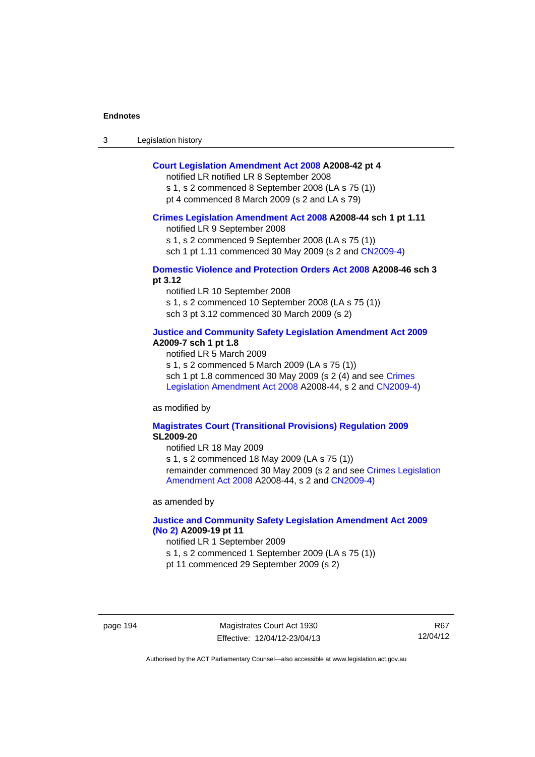**Court Legislation Amendment Act 2008 A2008-42 pt 4**

notified LR notified LR 8 September 2008

s 1, s 2 commenced 8 September 2008 (LA s 75 (1))

pt 4 commenced 8 March 2009 (s 2 and LA s 79)

**Crimes Legislation Amendment Act 2008 A2008-44 sch 1 pt 1.11**

notified LR 9 September 2008

s 1, s 2 commenced 9 September 2008 (LA s 75 (1))

sch 1 pt 1.11 commenced 30 May 2009 (s 2 and CN2009-4)

**Domestic Violence and Protection Orders Act 2008 A2008-46 sch 3 pt 3.12**

notified LR 10 September 2008

s 1, s 2 commenced 10 September 2008 (LA s 75 (1))

sch 3 pt 3.12 commenced 30 March 2009 (s 2)

**Justice and Community Safety Legislation Amendment Act 2009 A2009-7 sch 1 pt 1.8**

notified LR 5 March 2009

s 1, s 2 commenced 5 March 2009 (LA s 75 (1))

sch 1 pt 1.8 commenced 30 May 2009 (s 2 (4) and see Crimes Legislation Amendment Act 2008 A2008-44, s 2 and CN2009-4)

as modified by

**Magistrates Court (Transitional Provisions) Regulation 2009 SL2009-20**

notified LR 18 May 2009

s 1, s 2 commenced 18 May 2009 (LA s 75 (1))

remainder commenced 30 May 2009 (s 2 and see Crimes Legislation Amendment Act 2008 A2008-44, s 2 and CN2009-4)

as amended by

**Justice and Community Safety Legislation Amendment Act 2009 (No 2) A2009-19 pt 11**

notified LR 1 September 2009

s 1, s 2 commenced 1 September 2009 (LA s 75 (1))

pt 11 commenced 29 September 2009 (s 2)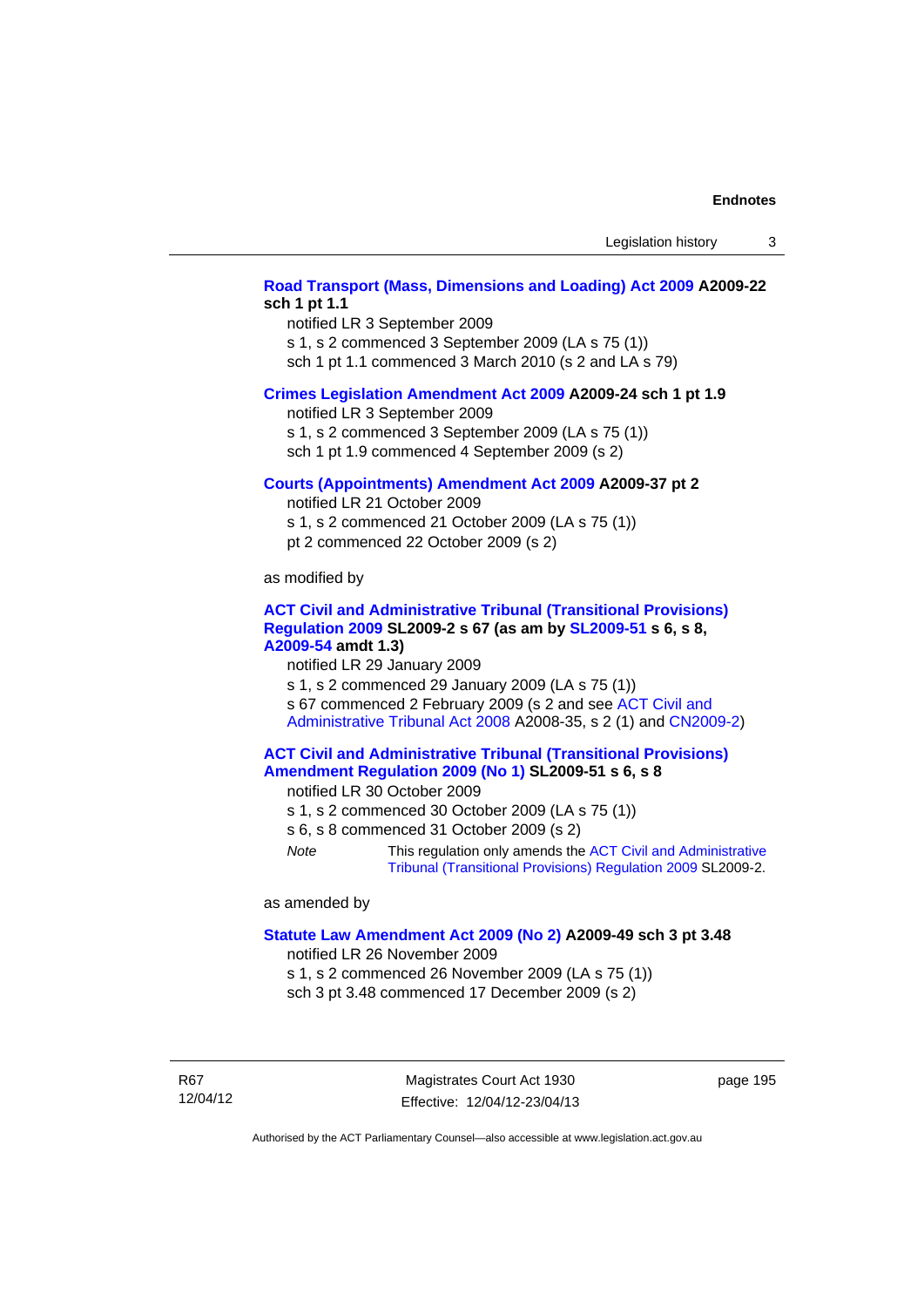**Road Transport (Mass, Dimensions and Loading) Act 2009 A2009-22 sch 1 pt 1.1**

notified LR 3 September 2009

s 1, s 2 commenced 3 September 2009 (LA s 75 (1))

sch 1 pt 1.1 commenced 3 March 2010 (s 2 and LA s 79)

**Crimes Legislation Amendment Act 2009 A2009-24 sch 1 pt 1.9**

notified LR 3 September 2009

s 1, s 2 commenced 3 September 2009 (LA s 75 (1))

sch 1 pt 1.9 commenced 4 September 2009 (s 2)

**Courts (Appointments) Amendment Act 2009 A2009-37 pt 2**

notified LR 21 October 2009

s 1, s 2 commenced 21 October 2009 (LA s 75 (1))

pt 2 commenced 22 October 2009 (s 2)

as modified by

**ACT Civil and Administrative Tribunal (Transitional Provisions) Regulation 2009 SL2009-2 s 67 (as am by SL2009-51 s 6, s 8, A2009-54 amdt 1.3)**

notified LR 29 January 2009

s 1, s 2 commenced 29 January 2009 (LA s 75 (1))

s 67 commenced 2 February 2009 (s 2 and see ACT Civil and Administrative Tribunal Act 2008 A2008-35, s 2 (1) and CN2009-2)

**ACT Civil and Administrative Tribunal (Transitional Provisions) Amendment Regulation 2009 (No 1) SL2009-51 s 6, s 8**

notified LR 30 October 2009

s 1, s 2 commenced 30 October 2009 (LA s 75 (1))

s 6, s 8 commenced 31 October 2009 (s 2)

*Note* This regulation only amends the ACT Civil and Administrative Tribunal (Transitional Provisions) Regulation 2009 SL2009-2.

as amended by

**Statute Law Amendment Act 2009 (No 2) A2009-49 sch 3 pt 3.48**

notified LR 26 November 2009

s 1, s 2 commenced 26 November 2009 (LA s 75 (1))

sch 3 pt 3.48 commenced 17 December 2009 (s 2)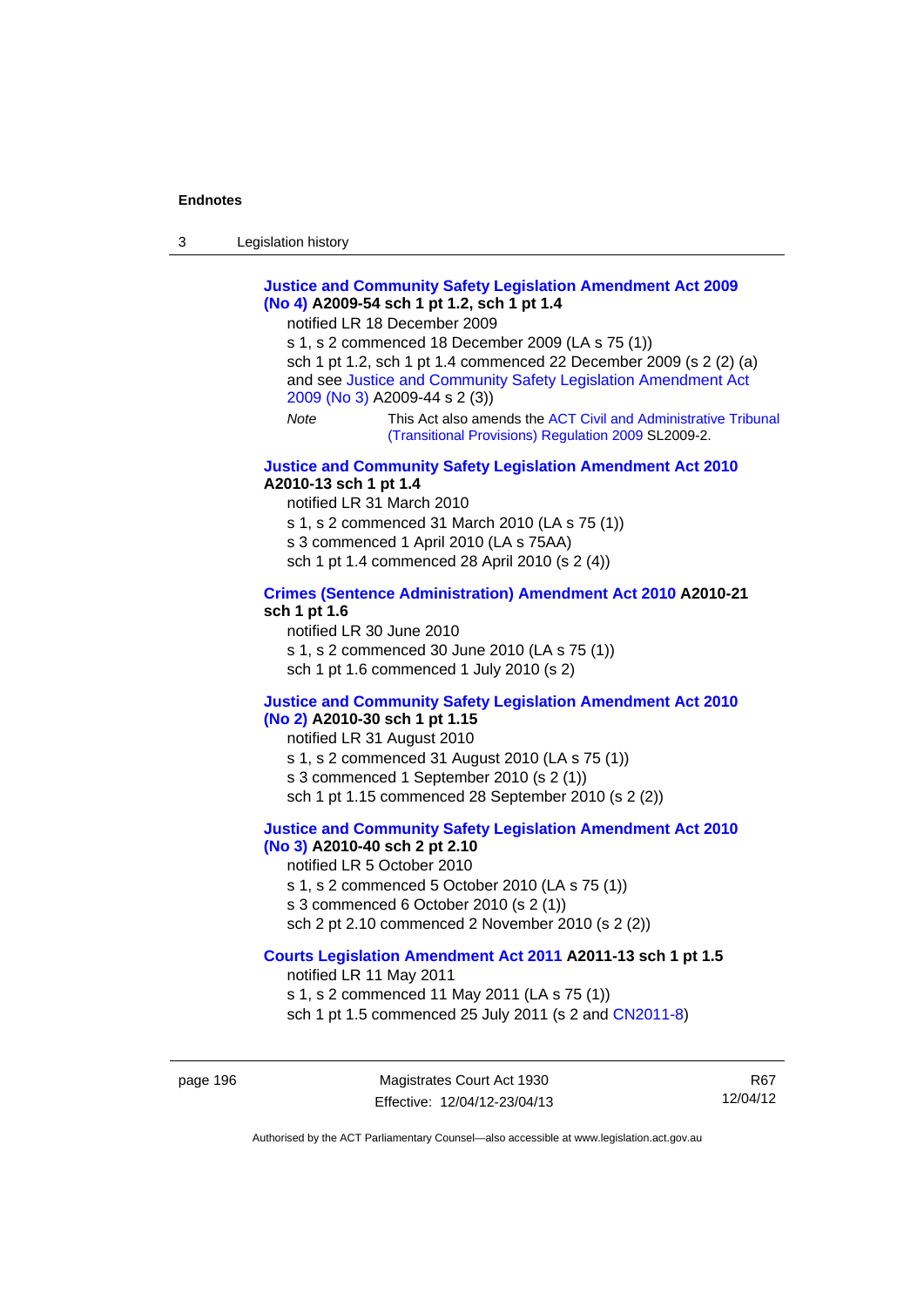**Justice and Community Safety Legislation Amendment Act 2009 (No 4) A2009-54 sch 1 pt 1.2, sch 1 pt 1.4**

notified LR 18 December 2009

s 1, s 2 commenced 18 December 2009 (LA s 75 (1))

sch 1 pt 1.2, sch 1 pt 1.4 commenced 22 December 2009 (s 2 (2) (a) and see Justice and Community Safety Legislation Amendment Act 2009 (No 3) A2009-44 s 2 (3))

*Note* This Act also amends the ACT Civil and Administrative Tribunal (Transitional Provisions) Regulation 2009 SL2009-2.

**Justice and Community Safety Legislation Amendment Act 2010 A2010-13 sch 1 pt 1.4**

notified LR 31 March 2010

s 1, s 2 commenced 31 March 2010 (LA s 75 (1))

s 3 commenced 1 April 2010 (LA s 75AA)

sch 1 pt 1.4 commenced 28 April 2010 (s 2 (4))

**Crimes (Sentence Administration) Amendment Act 2010 A2010-21 sch 1 pt 1.6**

notified LR 30 June 2010

s 1, s 2 commenced 30 June 2010 (LA s 75 (1))

sch 1 pt 1.6 commenced 1 July 2010 (s 2)

**Justice and Community Safety Legislation Amendment Act 2010 (No 2) A2010-30 sch 1 pt 1.15**

notified LR 31 August 2010

s 1, s 2 commenced 31 August 2010 (LA s 75 (1))

s 3 commenced 1 September 2010 (s 2 (1))

sch 1 pt 1.15 commenced 28 September 2010 (s 2 (2))

**Justice and Community Safety Legislation Amendment Act 2010 (No 3) A2010-40 sch 2 pt 2.10**

notified LR 5 October 2010

s 1, s 2 commenced 5 October 2010 (LA s 75 (1))

s 3 commenced 6 October 2010 (s 2 (1))

sch 2 pt 2.10 commenced 2 November 2010 (s 2 (2))

**Courts Legislation Amendment Act 2011 A2011-13 sch 1 pt 1.5**

notified LR 11 May 2011

s 1, s 2 commenced 11 May 2011 (LA s 75 (1))

sch 1 pt 1.5 commenced 25 July 2011 (s 2 and CN2011-8)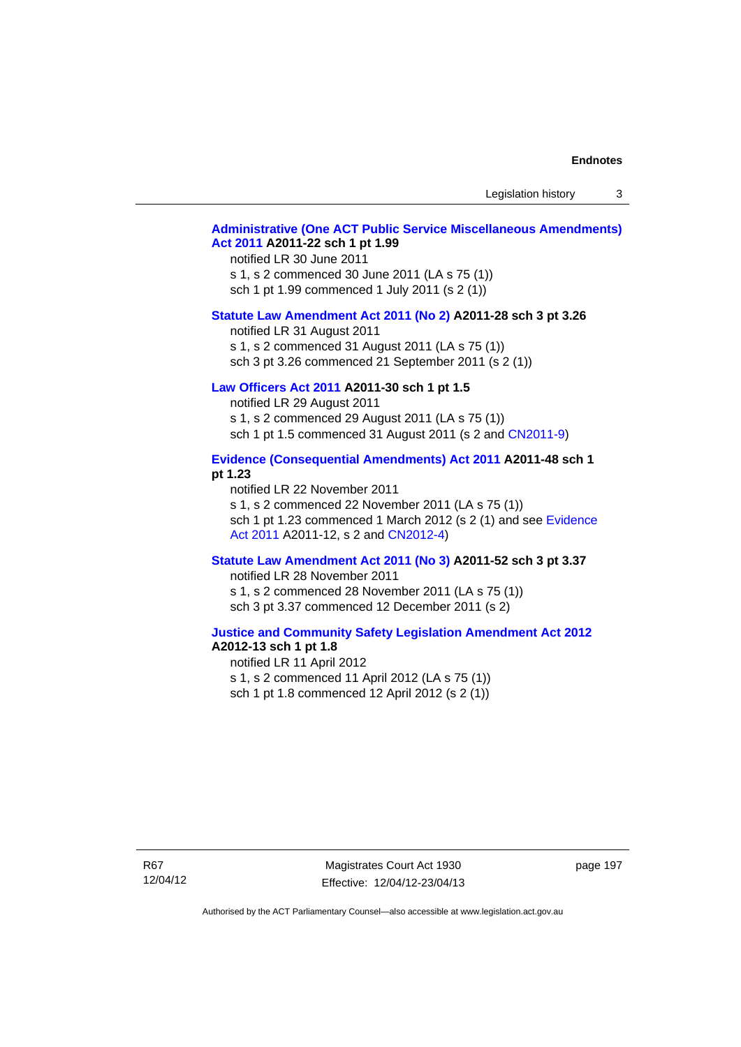**Administrative (One ACT Public Service Miscellaneous Amendments) Act 2011 A2011-22 sch 1 pt 1.99**

notified LR 30 June 2011
s 1, s 2 commenced 30 June 2011 (LA s 75 (1))
sch 1 pt 1.99 commenced 1 July 2011 (s 2 (1))

**Statute Law Amendment Act 2011 (No 2) A2011-28 sch 3 pt 3.26**

notified LR 31 August 2011
s 1, s 2 commenced 31 August 2011 (LA s 75 (1))
sch 3 pt 3.26 commenced 21 September 2011 (s 2 (1))

**Law Officers Act 2011 A2011-30 sch 1 pt 1.5**

notified LR 29 August 2011
s 1, s 2 commenced 29 August 2011 (LA s 75 (1))
sch 1 pt 1.5 commenced 31 August 2011 (s 2 and CN2011-9)

**Evidence (Consequential Amendments) Act 2011 A2011-48 sch 1 pt 1.23**

notified LR 22 November 2011
s 1, s 2 commenced 22 November 2011 (LA s 75 (1))
sch 1 pt 1.23 commenced 1 March 2012 (s 2 (1) and see Evidence Act 2011 A2011-12, s 2 and CN2012-4)

**Statute Law Amendment Act 2011 (No 3) A2011-52 sch 3 pt 3.37**

notified LR 28 November 2011
s 1, s 2 commenced 28 November 2011 (LA s 75 (1))
sch 3 pt 3.37 commenced 12 December 2011 (s 2)

**Justice and Community Safety Legislation Amendment Act 2012 A2012-13 sch 1 pt 1.8**

notified LR 11 April 2012
s 1, s 2 commenced 11 April 2012 (LA s 75 (1))
sch 1 pt 1.8 commenced 12 April 2012 (s 2 (1))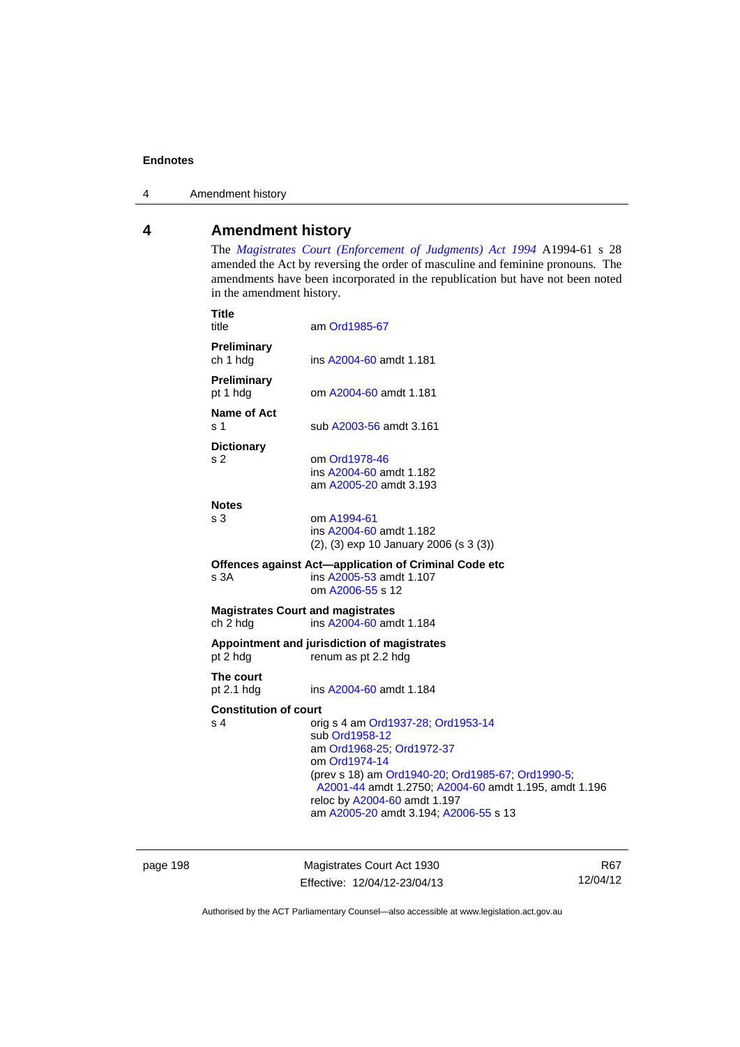# 4 Amendment history

The *Magistrates Court (Enforcement of Judgments) Act 1994* A1994-61 s 28 amended the Act by reversing the order of masculine and feminine pronouns. The amendments have been incorporated in the republication but have not been noted in the amendment history.

**Title**
title — am Ord1985-67

**Preliminary**
ch 1 hdg — ins A2004-60 amdt 1.181

**Preliminary**
pt 1 hdg — om A2004-60 amdt 1.181

**Name of Act**
s 1 — sub A2003-56 amdt 3.161

**Dictionary**
s 2 — om Ord1978-46
ins A2004-60 amdt 1.182
am A2005-20 amdt 3.193

**Notes**
s 3 — om A1994-61
ins A2004-60 amdt 1.182
(2), (3) exp 10 January 2006 (s 3 (3))

**Offences against Act—application of Criminal Code etc**
s 3A — ins A2005-53 amdt 1.107
om A2006-55 s 12

**Magistrates Court and magistrates**
ch 2 hdg — ins A2004-60 amdt 1.184

**Appointment and jurisdiction of magistrates**
pt 2 hdg — renum as pt 2.2 hdg

**The court**
pt 2.1 hdg — ins A2004-60 amdt 1.184

**Constitution of court**
s 4 — orig s 4 am Ord1937-28; Ord1953-14
sub Ord1958-12
am Ord1968-25; Ord1972-37
om Ord1974-14
(prev s 18) am Ord1940-20; Ord1985-67; Ord1990-5; A2001-44 amdt 1.2750; A2004-60 amdt 1.195, amdt 1.196
reloc by A2004-60 amdt 1.197
am A2005-20 amdt 3.194; A2006-55 s 13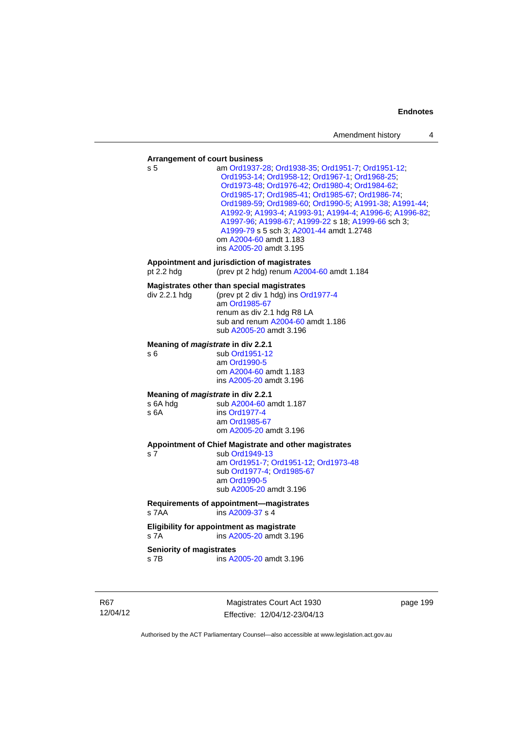**Arrangement of court business**

s 5 — am Ord1937-28; Ord1938-35; Ord1951-7; Ord1951-12; Ord1953-14; Ord1958-12; Ord1967-1; Ord1968-25; Ord1973-48; Ord1976-42; Ord1980-4; Ord1984-62; Ord1985-17; Ord1985-41; Ord1985-67; Ord1986-74; Ord1989-59; Ord1989-60; Ord1990-5; A1991-38; A1991-44; A1992-9; A1993-4; A1993-91; A1994-4; A1996-6; A1996-82; A1997-96; A1998-67; A1999-22 s 18; A1999-66 sch 3; A1999-79 s 5 sch 3; A2001-44 amdt 1.2748
om A2004-60 amdt 1.183
ins A2005-20 amdt 3.195

**Appointment and jurisdiction of magistrates**

pt 2.2 hdg — (prev pt 2 hdg) renum A2004-60 amdt 1.184

**Magistrates other than special magistrates**

div 2.2.1 hdg — (prev pt 2 div 1 hdg) ins Ord1977-4
am Ord1985-67
renum as div 2.1 hdg R8 LA
sub and renum A2004-60 amdt 1.186
sub A2005-20 amdt 3.196

**Meaning of *magistrate* in div 2.2.1**

s 6 — sub Ord1951-12
am Ord1990-5
om A2004-60 amdt 1.183
ins A2005-20 amdt 3.196

**Meaning of *magistrate* in div 2.2.1**

s 6A hdg — sub A2004-60 amdt 1.187

s 6A — ins Ord1977-4
am Ord1985-67
om A2005-20 amdt 3.196

**Appointment of Chief Magistrate and other magistrates**

s 7 — sub Ord1949-13
am Ord1951-7; Ord1951-12; Ord1973-48
sub Ord1977-4; Ord1985-67
am Ord1990-5
sub A2005-20 amdt 3.196

**Requirements of appointment—magistrates**

s 7AA — ins A2009-37 s 4

**Eligibility for appointment as magistrate**

s 7A — ins A2005-20 amdt 3.196

**Seniority of magistrates**

s 7B — ins A2005-20 amdt 3.196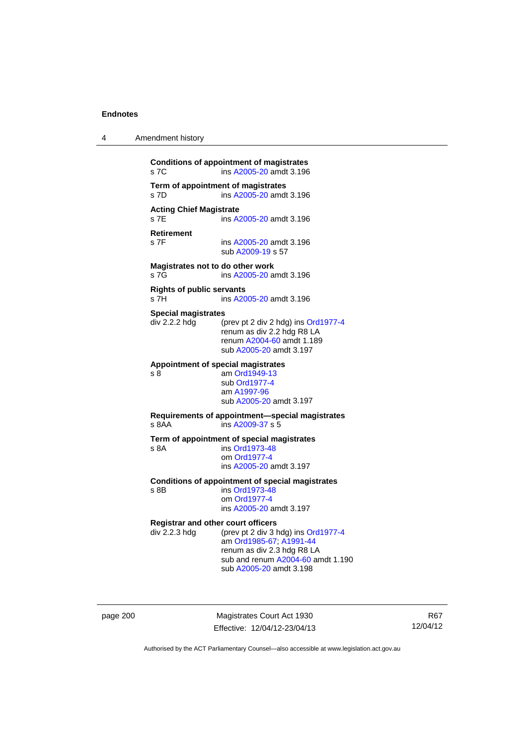**Conditions of appointment of magistrates**
s 7C ins A2005-20 amdt 3.196

**Term of appointment of magistrates**
s 7D ins A2005-20 amdt 3.196

**Acting Chief Magistrate**
s 7E ins A2005-20 amdt 3.196

**Retirement**
s 7F ins A2005-20 amdt 3.196
sub A2009-19 s 57

**Magistrates not to do other work**
s 7G ins A2005-20 amdt 3.196

**Rights of public servants**
s 7H ins A2005-20 amdt 3.196

**Special magistrates**
div 2.2.2 hdg (prev pt 2 div 2 hdg) ins Ord1977-4
renum as div 2.2 hdg R8 LA
renum A2004-60 amdt 1.189
sub A2005-20 amdt 3.197

**Appointment of special magistrates**
s 8 am Ord1949-13
sub Ord1977-4
am A1997-96
sub A2005-20 amdt 3.197

**Requirements of appointment—special magistrates**
s 8AA ins A2009-37 s 5

**Term of appointment of special magistrates**
s 8A ins Ord1973-48
om Ord1977-4
ins A2005-20 amdt 3.197

**Conditions of appointment of special magistrates**
s 8B ins Ord1973-48
om Ord1977-4
ins A2005-20 amdt 3.197

**Registrar and other court officers**
div 2.2.3 hdg (prev pt 2 div 3 hdg) ins Ord1977-4
am Ord1985-67; A1991-44
renum as div 2.3 hdg R8 LA
sub and renum A2004-60 amdt 1.190
sub A2005-20 amdt 3.198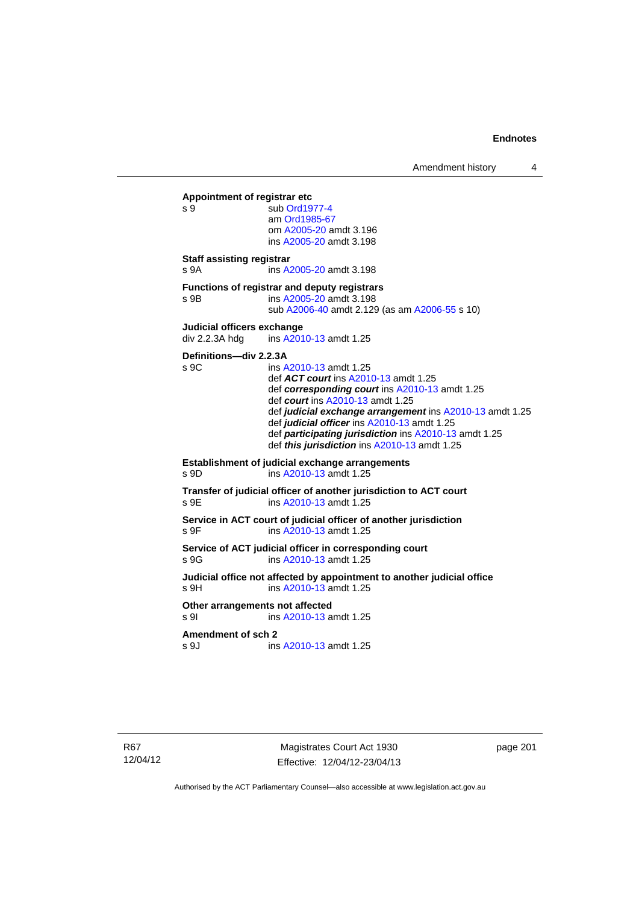**Appointment of registrar etc**

s 9 sub Ord1977-4
am Ord1985-67
om A2005-20 amdt 3.196
ins A2005-20 amdt 3.198

**Staff assisting registrar**

s 9A ins A2005-20 amdt 3.198

**Functions of registrar and deputy registrars**

s 9B ins A2005-20 amdt 3.198
sub A2006-40 amdt 2.129 (as am A2006-55 s 10)

**Judicial officers exchange**

div 2.2.3A hdg ins A2010-13 amdt 1.25

**Definitions—div 2.2.3A**

s 9C ins A2010-13 amdt 1.25
def ***ACT court*** ins A2010-13 amdt 1.25
def ***corresponding court*** ins A2010-13 amdt 1.25
def ***court*** ins A2010-13 amdt 1.25
def ***judicial exchange arrangement*** ins A2010-13 amdt 1.25
def ***judicial officer*** ins A2010-13 amdt 1.25
def ***participating jurisdiction*** ins A2010-13 amdt 1.25
def ***this jurisdiction*** ins A2010-13 amdt 1.25

**Establishment of judicial exchange arrangements**

s 9D ins A2010-13 amdt 1.25

**Transfer of judicial officer of another jurisdiction to ACT court**

s 9E ins A2010-13 amdt 1.25

**Service in ACT court of judicial officer of another jurisdiction**

s 9F ins A2010-13 amdt 1.25

**Service of ACT judicial officer in corresponding court**

s 9G ins A2010-13 amdt 1.25

**Judicial office not affected by appointment to another judicial office**

s 9H ins A2010-13 amdt 1.25

**Other arrangements not affected**

s 9I ins A2010-13 amdt 1.25

**Amendment of sch 2**

s 9J ins A2010-13 amdt 1.25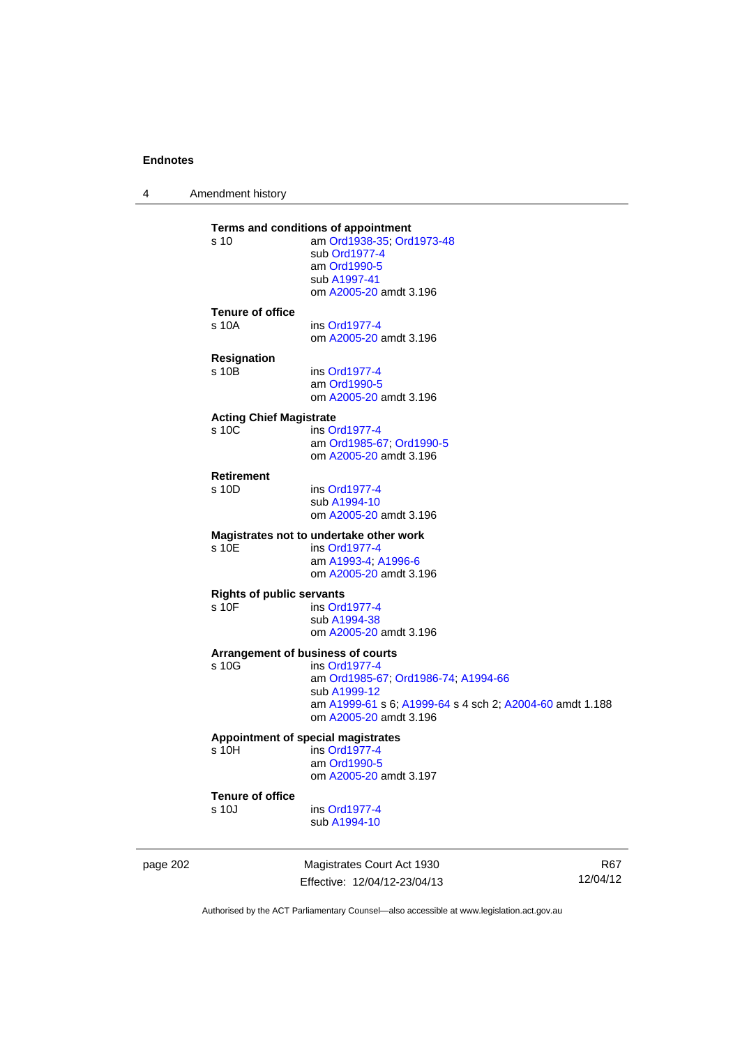**Terms and conditions of appointment**
s 10 am Ord1938-35; Ord1973-48
sub Ord1977-4
am Ord1990-5
sub A1997-41
om A2005-20 amdt 3.196

**Tenure of office**
s 10A ins Ord1977-4
om A2005-20 amdt 3.196

**Resignation**
s 10B ins Ord1977-4
am Ord1990-5
om A2005-20 amdt 3.196

**Acting Chief Magistrate**
s 10C ins Ord1977-4
am Ord1985-67; Ord1990-5
om A2005-20 amdt 3.196

**Retirement**
s 10D ins Ord1977-4
sub A1994-10
om A2005-20 amdt 3.196

**Magistrates not to undertake other work**
s 10E ins Ord1977-4
am A1993-4; A1996-6
om A2005-20 amdt 3.196

**Rights of public servants**
s 10F ins Ord1977-4
sub A1994-38
om A2005-20 amdt 3.196

**Arrangement of business of courts**
s 10G ins Ord1977-4
am Ord1985-67; Ord1986-74; A1994-66
sub A1999-12
am A1999-61 s 6; A1999-64 s 4 sch 2; A2004-60 amdt 1.188
om A2005-20 amdt 3.196

**Appointment of special magistrates**
s 10H ins Ord1977-4
am Ord1990-5
om A2005-20 amdt 3.197

**Tenure of office**
s 10J ins Ord1977-4
sub A1994-10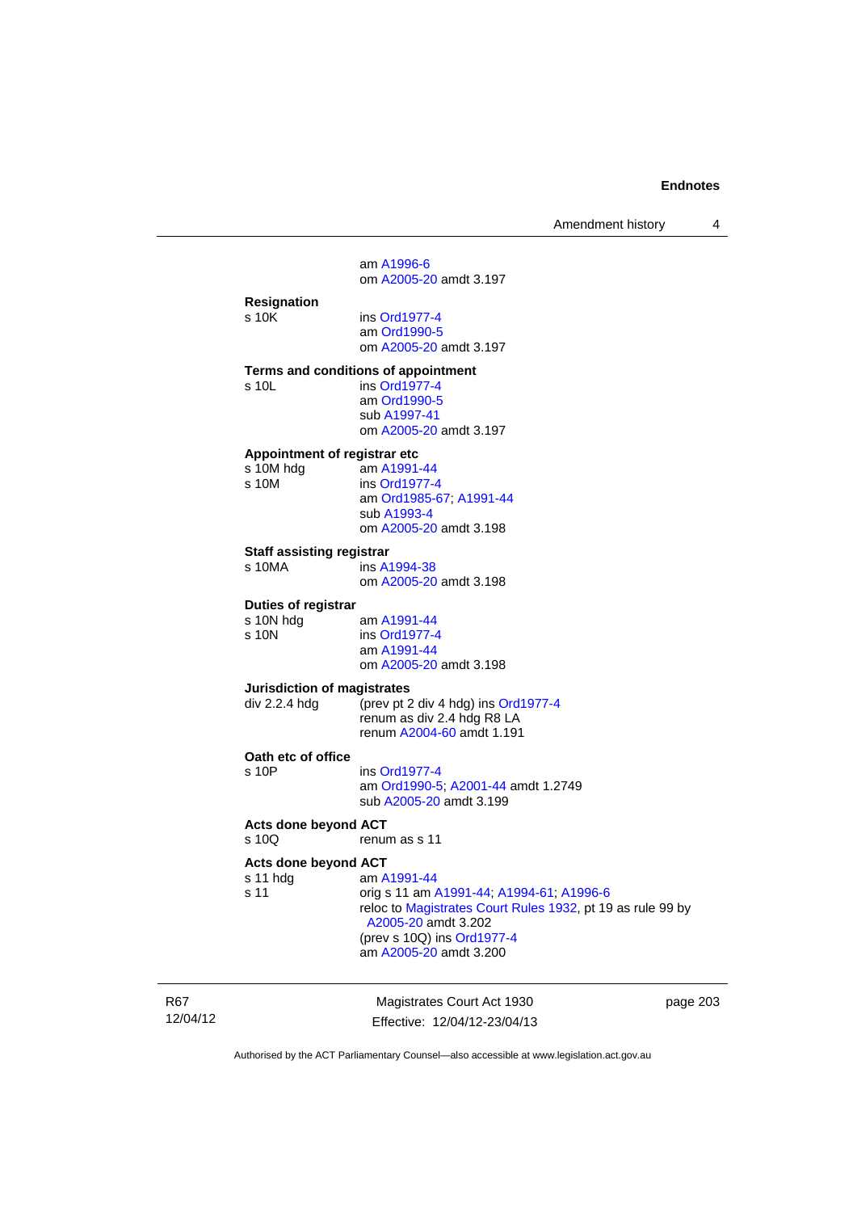am A1996-6
om A2005-20 amdt 3.197

**Resignation**

s 10K — ins Ord1977-4
am Ord1990-5
om A2005-20 amdt 3.197

**Terms and conditions of appointment**

s 10L — ins Ord1977-4
am Ord1990-5
sub A1997-41
om A2005-20 amdt 3.197

**Appointment of registrar etc**

s 10M hdg — am A1991-44

s 10M — ins Ord1977-4
am Ord1985-67; A1991-44
sub A1993-4
om A2005-20 amdt 3.198

**Staff assisting registrar**

s 10MA — ins A1994-38
om A2005-20 amdt 3.198

**Duties of registrar**

s 10N hdg — am A1991-44

s 10N — ins Ord1977-4
am A1991-44
om A2005-20 amdt 3.198

**Jurisdiction of magistrates**

div 2.2.4 hdg — (prev pt 2 div 4 hdg) ins Ord1977-4
renum as div 2.4 hdg R8 LA
renum A2004-60 amdt 1.191

**Oath etc of office**

s 10P — ins Ord1977-4
am Ord1990-5; A2001-44 amdt 1.2749
sub A2005-20 amdt 3.199

**Acts done beyond ACT**

s 10Q — renum as s 11

**Acts done beyond ACT**

s 11 hdg — am A1991-44

s 11 — orig s 11 am A1991-44; A1994-61; A1996-6
reloc to Magistrates Court Rules 1932, pt 19 as rule 99 by A2005-20 amdt 3.202
(prev s 10Q) ins Ord1977-4
am A2005-20 amdt 3.200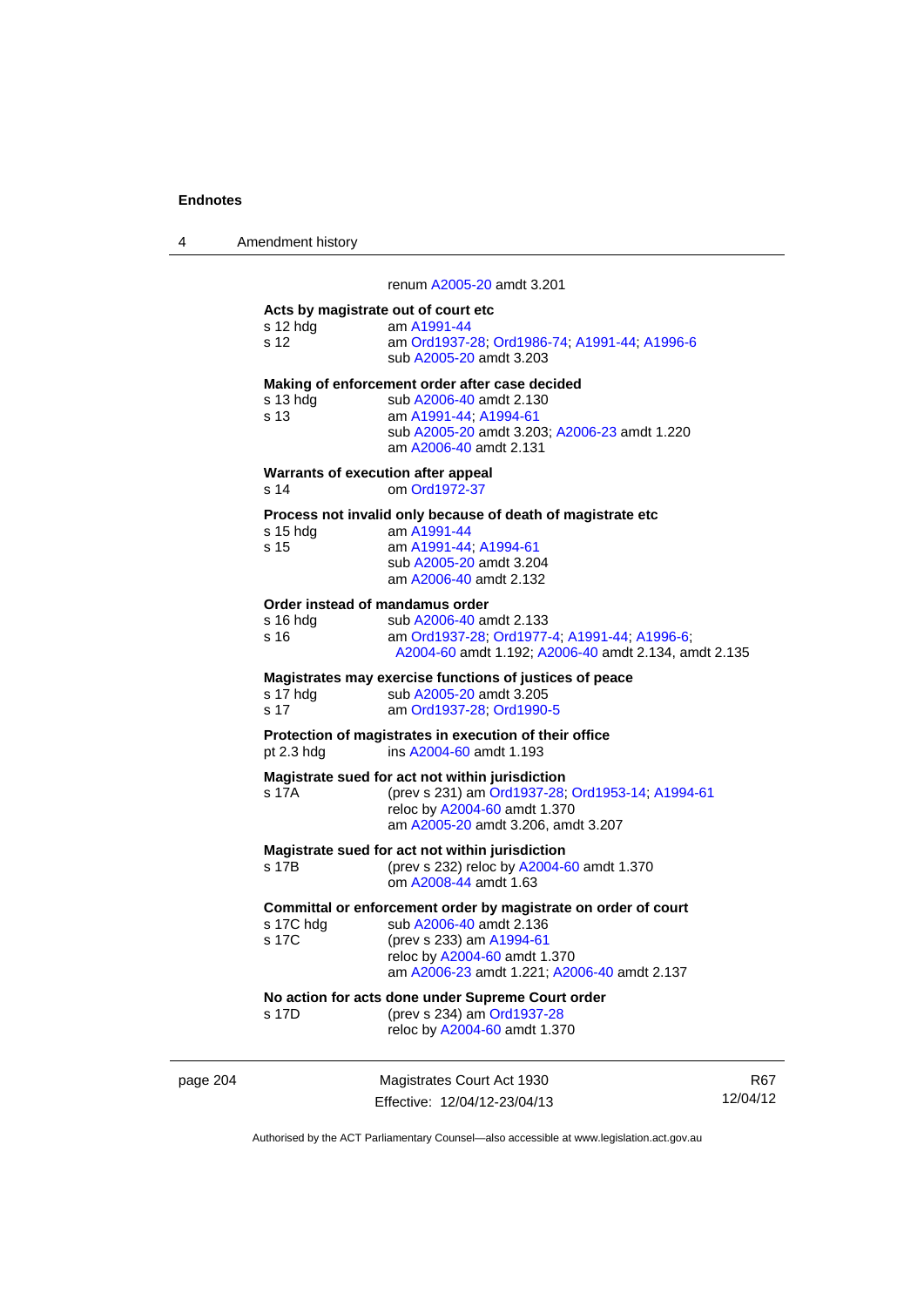renum A2005-20 amdt 3.201

**Acts by magistrate out of court etc**

s 12 hdg am A1991-44

s 12 am Ord1937-28; Ord1986-74; A1991-44; A1996-6
sub A2005-20 amdt 3.203

**Making of enforcement order after case decided**

s 13 hdg sub A2006-40 amdt 2.130

s 13 am A1991-44; A1994-61
sub A2005-20 amdt 3.203; A2006-23 amdt 1.220
am A2006-40 amdt 2.131

**Warrants of execution after appeal**

s 14 om Ord1972-37

**Process not invalid only because of death of magistrate etc**

s 15 hdg am A1991-44

s 15 am A1991-44; A1994-61
sub A2005-20 amdt 3.204
am A2006-40 amdt 2.132

**Order instead of mandamus order**

s 16 hdg sub A2006-40 amdt 2.133

s 16 am Ord1937-28; Ord1977-4; A1991-44; A1996-6; A2004-60 amdt 1.192; A2006-40 amdt 2.134, amdt 2.135

**Magistrates may exercise functions of justices of peace**

s 17 hdg sub A2005-20 amdt 3.205

s 17 am Ord1937-28; Ord1990-5

**Protection of magistrates in execution of their office**

pt 2.3 hdg ins A2004-60 amdt 1.193

**Magistrate sued for act not within jurisdiction**

s 17A (prev s 231) am Ord1937-28; Ord1953-14; A1994-61
reloc by A2004-60 amdt 1.370
am A2005-20 amdt 3.206, amdt 3.207

**Magistrate sued for act not within jurisdiction**

s 17B (prev s 232) reloc by A2004-60 amdt 1.370
om A2008-44 amdt 1.63

**Committal or enforcement order by magistrate on order of court**

s 17C hdg sub A2006-40 amdt 2.136

s 17C (prev s 233) am A1994-61
reloc by A2004-60 amdt 1.370
am A2006-23 amdt 1.221; A2006-40 amdt 2.137

**No action for acts done under Supreme Court order**

s 17D (prev s 234) am Ord1937-28
reloc by A2004-60 amdt 1.370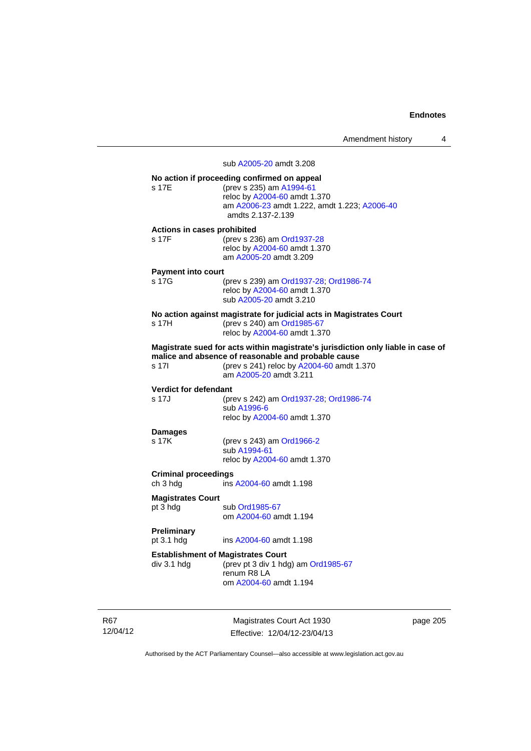sub A2005-20 amdt 3.208

**No action if proceeding confirmed on appeal**
s 17E (prev s 235) am A1994-61
reloc by A2004-60 amdt 1.370
am A2006-23 amdt 1.222, amdt 1.223; A2006-40 amdts 2.137-2.139

**Actions in cases prohibited**
s 17F (prev s 236) am Ord1937-28
reloc by A2004-60 amdt 1.370
am A2005-20 amdt 3.209

**Payment into court**
s 17G (prev s 239) am Ord1937-28; Ord1986-74
reloc by A2004-60 amdt 1.370
sub A2005-20 amdt 3.210

**No action against magistrate for judicial acts in Magistrates Court**
s 17H (prev s 240) am Ord1985-67
reloc by A2004-60 amdt 1.370

**Magistrate sued for acts within magistrate's jurisdiction only liable in case of malice and absence of reasonable and probable cause**
s 17I (prev s 241) reloc by A2004-60 amdt 1.370
am A2005-20 amdt 3.211

**Verdict for defendant**
s 17J (prev s 242) am Ord1937-28; Ord1986-74
sub A1996-6
reloc by A2004-60 amdt 1.370

**Damages**
s 17K (prev s 243) am Ord1966-2
sub A1994-61
reloc by A2004-60 amdt 1.370

**Criminal proceedings**
ch 3 hdg ins A2004-60 amdt 1.198

**Magistrates Court**
pt 3 hdg sub Ord1985-67
om A2004-60 amdt 1.194

**Preliminary**
pt 3.1 hdg ins A2004-60 amdt 1.198

**Establishment of Magistrates Court**
div 3.1 hdg (prev pt 3 div 1 hdg) am Ord1985-67
renum R8 LA
om A2004-60 amdt 1.194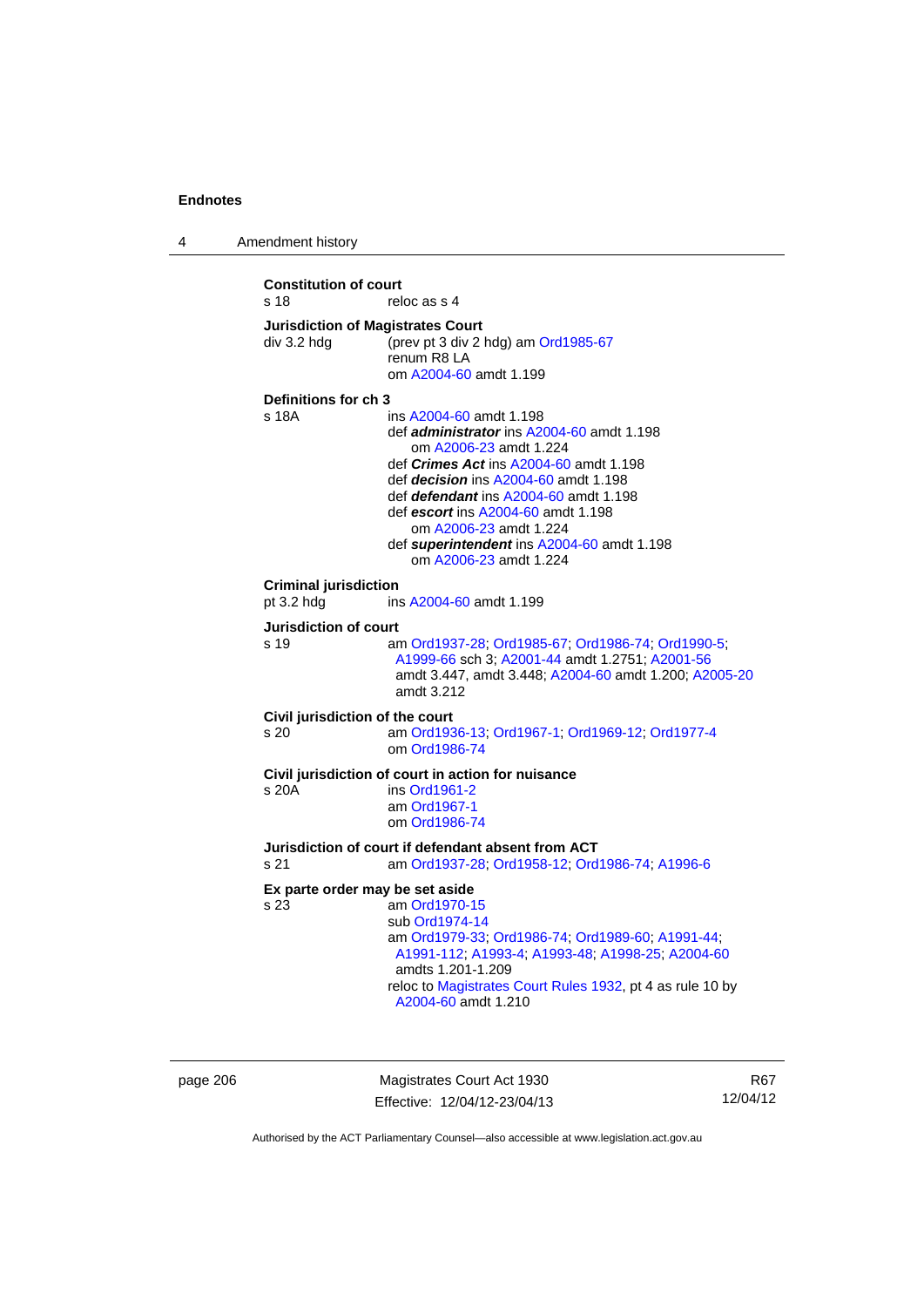**Constitution of court**

s 18 reloc as s 4

**Jurisdiction of Magistrates Court**

div 3.2 hdg (prev pt 3 div 2 hdg) am Ord1985-67
renum R8 LA
om A2004-60 amdt 1.199

**Definitions for ch 3**

s 18A ins A2004-60 amdt 1.198
def ***administrator*** ins A2004-60 amdt 1.198
om A2006-23 amdt 1.224
def ***Crimes Act*** ins A2004-60 amdt 1.198
def ***decision*** ins A2004-60 amdt 1.198
def ***defendant*** ins A2004-60 amdt 1.198
def ***escort*** ins A2004-60 amdt 1.198
om A2006-23 amdt 1.224
def ***superintendent*** ins A2004-60 amdt 1.198
om A2006-23 amdt 1.224

**Criminal jurisdiction**

pt 3.2 hdg ins A2004-60 amdt 1.199

**Jurisdiction of court**

s 19 am Ord1937-28; Ord1985-67; Ord1986-74; Ord1990-5; A1999-66 sch 3; A2001-44 amdt 1.2751; A2001-56 amdt 3.447, amdt 3.448; A2004-60 amdt 1.200; A2005-20 amdt 3.212

**Civil jurisdiction of the court**

s 20 am Ord1936-13; Ord1967-1; Ord1969-12; Ord1977-4
om Ord1986-74

**Civil jurisdiction of court in action for nuisance**

s 20A ins Ord1961-2
am Ord1967-1
om Ord1986-74

**Jurisdiction of court if defendant absent from ACT**

s 21 am Ord1937-28; Ord1958-12; Ord1986-74; A1996-6

**Ex parte order may be set aside**

s 23 am Ord1970-15
sub Ord1974-14
am Ord1979-33; Ord1986-74; Ord1989-60; A1991-44; A1991-112; A1993-4; A1993-48; A1998-25; A2004-60 amdts 1.201-1.209
reloc to Magistrates Court Rules 1932, pt 4 as rule 10 by A2004-60 amdt 1.210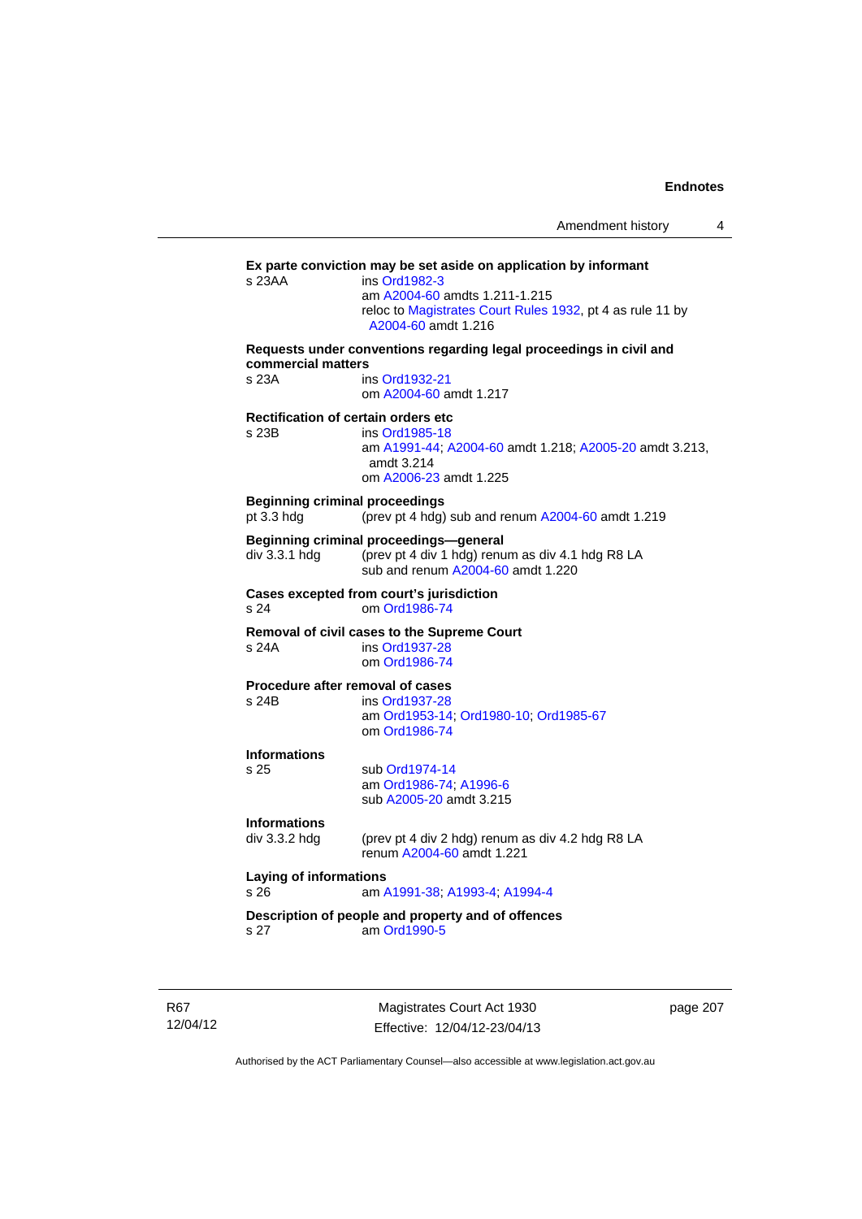**Ex parte conviction may be set aside on application by informant**

s 23AA ins Ord1982-3
am A2004-60 amdts 1.211-1.215
reloc to Magistrates Court Rules 1932, pt 4 as rule 11 by A2004-60 amdt 1.216

**Requests under conventions regarding legal proceedings in civil and commercial matters**

s 23A ins Ord1932-21
om A2004-60 amdt 1.217

**Rectification of certain orders etc**

s 23B ins Ord1985-18
am A1991-44; A2004-60 amdt 1.218; A2005-20 amdt 3.213, amdt 3.214
om A2006-23 amdt 1.225

**Beginning criminal proceedings**

pt 3.3 hdg (prev pt 4 hdg) sub and renum A2004-60 amdt 1.219

**Beginning criminal proceedings—general**

div 3.3.1 hdg (prev pt 4 div 1 hdg) renum as div 4.1 hdg R8 LA
sub and renum A2004-60 amdt 1.220

**Cases excepted from court's jurisdiction**

s 24 om Ord1986-74

**Removal of civil cases to the Supreme Court**

s 24A ins Ord1937-28
om Ord1986-74

**Procedure after removal of cases**

s 24B ins Ord1937-28
am Ord1953-14; Ord1980-10; Ord1985-67
om Ord1986-74

**Informations**

s 25 sub Ord1974-14
am Ord1986-74; A1996-6
sub A2005-20 amdt 3.215

**Informations**

div 3.3.2 hdg (prev pt 4 div 2 hdg) renum as div 4.2 hdg R8 LA
renum A2004-60 amdt 1.221

**Laying of informations**

s 26 am A1991-38; A1993-4; A1994-4

**Description of people and property and of offences**

s 27 am Ord1990-5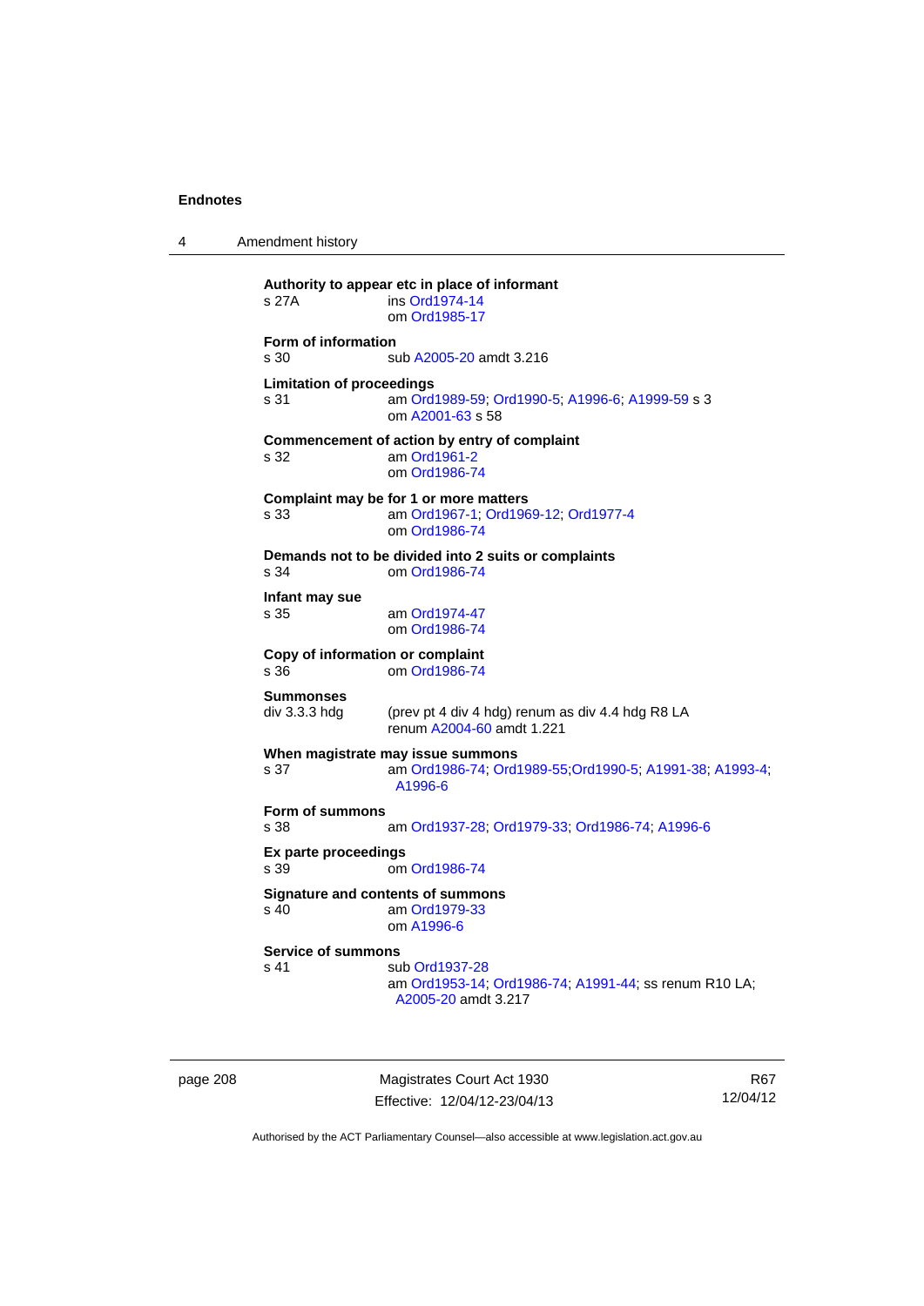**Authority to appear etc in place of informant**
s 27A ins Ord1974-14
om Ord1985-17

**Form of information**
s 30 sub A2005-20 amdt 3.216

**Limitation of proceedings**
s 31 am Ord1989-59; Ord1990-5; A1996-6; A1999-59 s 3
om A2001-63 s 58

**Commencement of action by entry of complaint**
s 32 am Ord1961-2
om Ord1986-74

**Complaint may be for 1 or more matters**
s 33 am Ord1967-1; Ord1969-12; Ord1977-4
om Ord1986-74

**Demands not to be divided into 2 suits or complaints**
s 34 om Ord1986-74

**Infant may sue**
s 35 am Ord1974-47
om Ord1986-74

**Copy of information or complaint**
s 36 om Ord1986-74

**Summonses**
div 3.3.3 hdg (prev pt 4 div 4 hdg) renum as div 4.4 hdg R8 LA
renum A2004-60 amdt 1.221

**When magistrate may issue summons**
s 37 am Ord1986-74; Ord1989-55;Ord1990-5; A1991-38; A1993-4; A1996-6

**Form of summons**
s 38 am Ord1937-28; Ord1979-33; Ord1986-74; A1996-6

**Ex parte proceedings**
s 39 om Ord1986-74

**Signature and contents of summons**
s 40 am Ord1979-33
om A1996-6

**Service of summons**
s 41 sub Ord1937-28
am Ord1953-14; Ord1986-74; A1991-44; ss renum R10 LA; A2005-20 amdt 3.217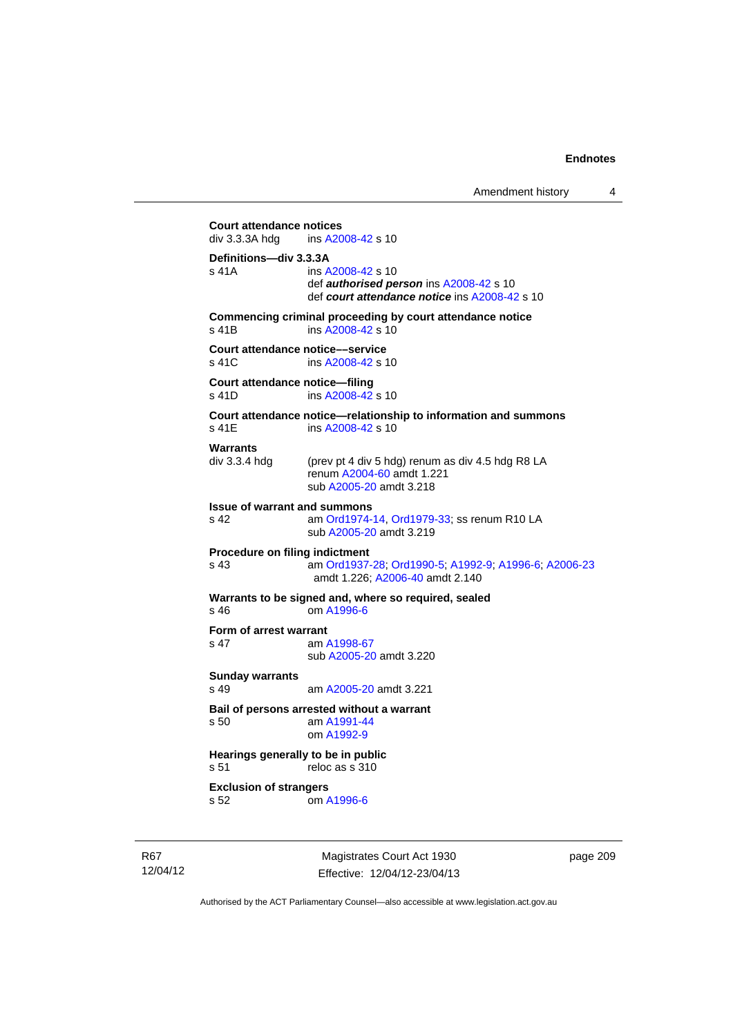**Court attendance notices**

div 3.3.3A hdg ins A2008-42 s 10

**Definitions—div 3.3.3A**

s 41A ins A2008-42 s 10
def ***authorised person*** ins A2008-42 s 10
def ***court attendance notice*** ins A2008-42 s 10

**Commencing criminal proceeding by court attendance notice**

s 41B ins A2008-42 s 10

**Court attendance notice––service**

s 41C ins A2008-42 s 10

**Court attendance notice—filing**

s 41D ins A2008-42 s 10

**Court attendance notice—relationship to information and summons**

s 41E ins A2008-42 s 10

**Warrants**

div 3.3.4 hdg (prev pt 4 div 5 hdg) renum as div 4.5 hdg R8 LA
renum A2004-60 amdt 1.221
sub A2005-20 amdt 3.218

**Issue of warrant and summons**

s 42 am Ord1974-14, Ord1979-33; ss renum R10 LA
sub A2005-20 amdt 3.219

**Procedure on filing indictment**

s 43 am Ord1937-28; Ord1990-5; A1992-9; A1996-6; A2006-23 amdt 1.226; A2006-40 amdt 2.140

**Warrants to be signed and, where so required, sealed**

s 46 om A1996-6

**Form of arrest warrant**

s 47 am A1998-67
sub A2005-20 amdt 3.220

**Sunday warrants**

s 49 am A2005-20 amdt 3.221

**Bail of persons arrested without a warrant**

s 50 am A1991-44
om A1992-9

**Hearings generally to be in public**

s 51 reloc as s 310

**Exclusion of strangers**

s 52 om A1996-6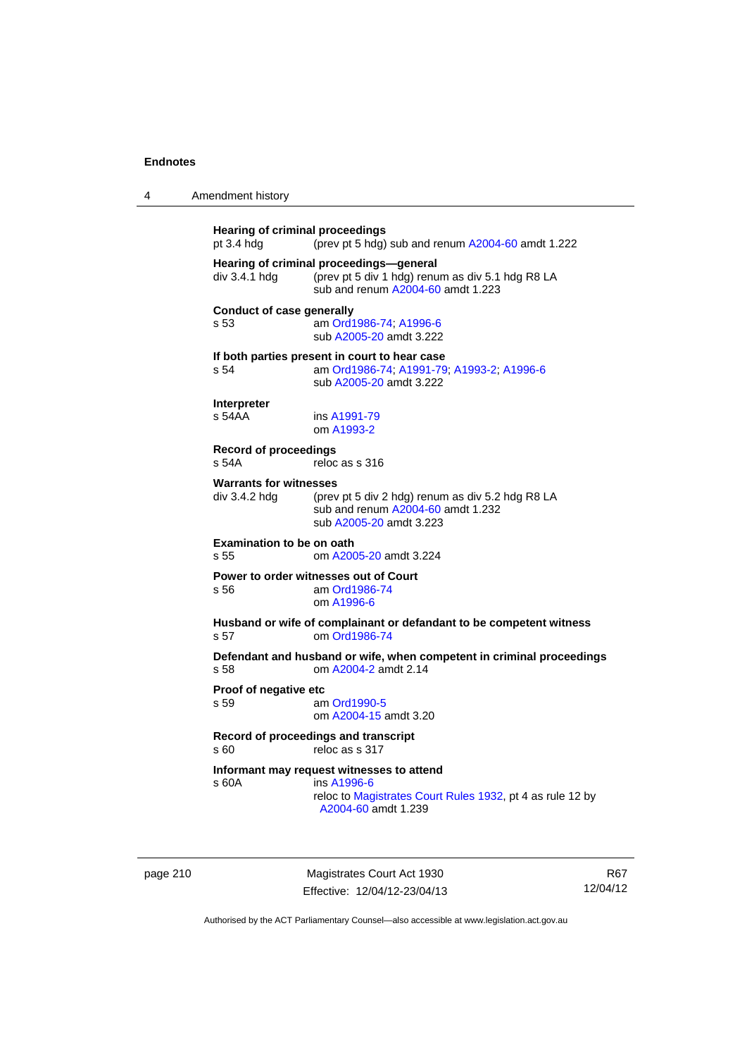**Hearing of criminal proceedings**
pt 3.4 hdg (prev pt 5 hdg) sub and renum A2004-60 amdt 1.222

**Hearing of criminal proceedings—general**
div 3.4.1 hdg (prev pt 5 div 1 hdg) renum as div 5.1 hdg R8 LA
sub and renum A2004-60 amdt 1.223

**Conduct of case generally**
s 53 am Ord1986-74; A1996-6
sub A2005-20 amdt 3.222

**If both parties present in court to hear case**
s 54 am Ord1986-74; A1991-79; A1993-2; A1996-6
sub A2005-20 amdt 3.222

**Interpreter**
s 54AA ins A1991-79
om A1993-2

**Record of proceedings**
s 54A reloc as s 316

**Warrants for witnesses**
div 3.4.2 hdg (prev pt 5 div 2 hdg) renum as div 5.2 hdg R8 LA
sub and renum A2004-60 amdt 1.232
sub A2005-20 amdt 3.223

**Examination to be on oath**
s 55 om A2005-20 amdt 3.224

**Power to order witnesses out of Court**
s 56 am Ord1986-74
om A1996-6

**Husband or wife of complainant or defendant to be competent witness**
s 57 om Ord1986-74

**Defendant and husband or wife, when competent in criminal proceedings**
s 58 om A2004-2 amdt 2.14

**Proof of negative etc**
s 59 am Ord1990-5
om A2004-15 amdt 3.20

**Record of proceedings and transcript**
s 60 reloc as s 317

**Informant may request witnesses to attend**
s 60A ins A1996-6
reloc to Magistrates Court Rules 1932, pt 4 as rule 12 by A2004-60 amdt 1.239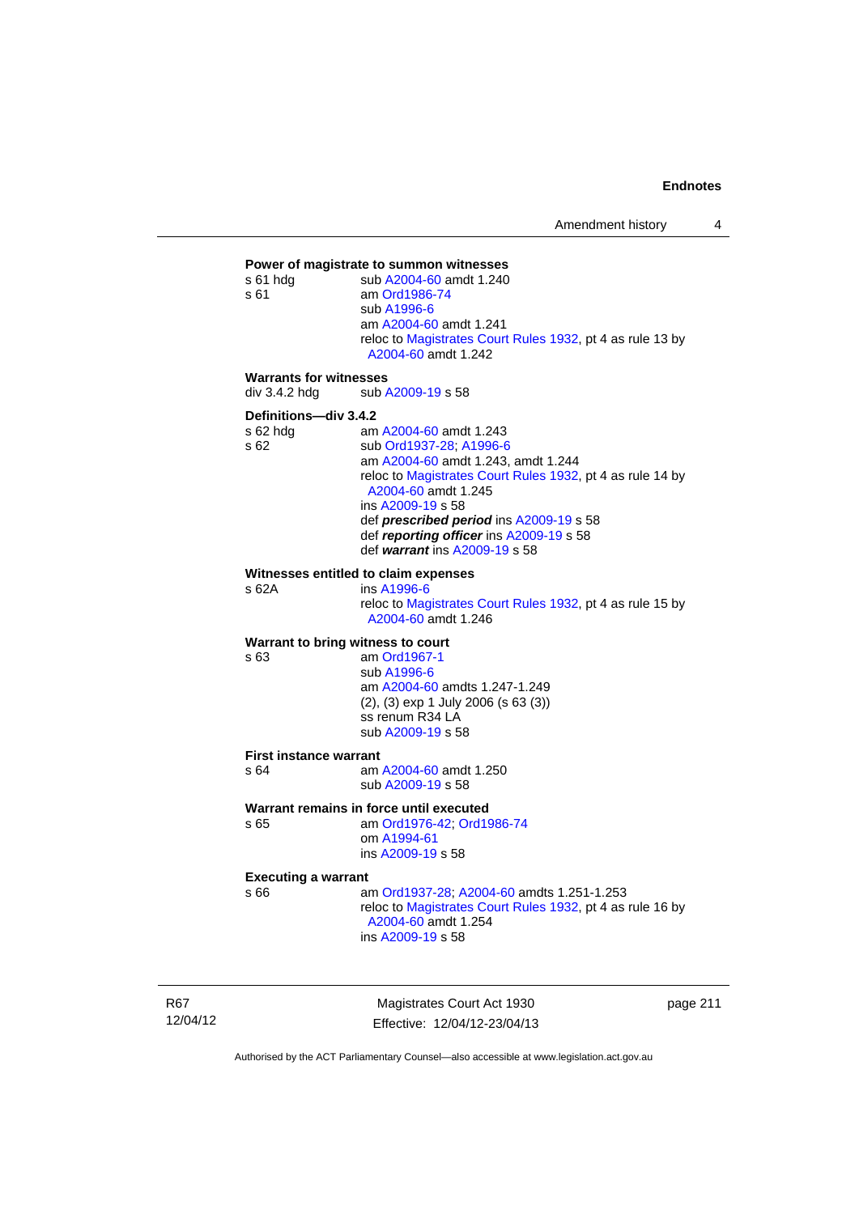**Power of magistrate to summon witnesses**

s 61 hdg	sub A2004-60 amdt 1.240
s 61	am Ord1986-74
	sub A1996-6
	am A2004-60 amdt 1.241
	reloc to Magistrates Court Rules 1932, pt 4 as rule 13 by A2004-60 amdt 1.242

**Warrants for witnesses**

div 3.4.2 hdg	sub A2009-19 s 58

**Definitions—div 3.4.2**

s 62 hdg	am A2004-60 amdt 1.243
s 62	sub Ord1937-28; A1996-6
	am A2004-60 amdt 1.243, amdt 1.244
	reloc to Magistrates Court Rules 1932, pt 4 as rule 14 by A2004-60 amdt 1.245
	ins A2009-19 s 58
	def ***prescribed period*** ins A2009-19 s 58
	def ***reporting officer*** ins A2009-19 s 58
	def ***warrant*** ins A2009-19 s 58

**Witnesses entitled to claim expenses**

s 62A	ins A1996-6
	reloc to Magistrates Court Rules 1932, pt 4 as rule 15 by A2004-60 amdt 1.246

**Warrant to bring witness to court**

s 63	am Ord1967-1
	sub A1996-6
	am A2004-60 amdts 1.247-1.249
	(2), (3) exp 1 July 2006 (s 63 (3))
	ss renum R34 LA
	sub A2009-19 s 58

**First instance warrant**

s 64	am A2004-60 amdt 1.250
	sub A2009-19 s 58

**Warrant remains in force until executed**

s 65	am Ord1976-42; Ord1986-74
	om A1994-61
	ins A2009-19 s 58

**Executing a warrant**

s 66	am Ord1937-28; A2004-60 amdts 1.251-1.253
	reloc to Magistrates Court Rules 1932, pt 4 as rule 16 by A2004-60 amdt 1.254
	ins A2009-19 s 58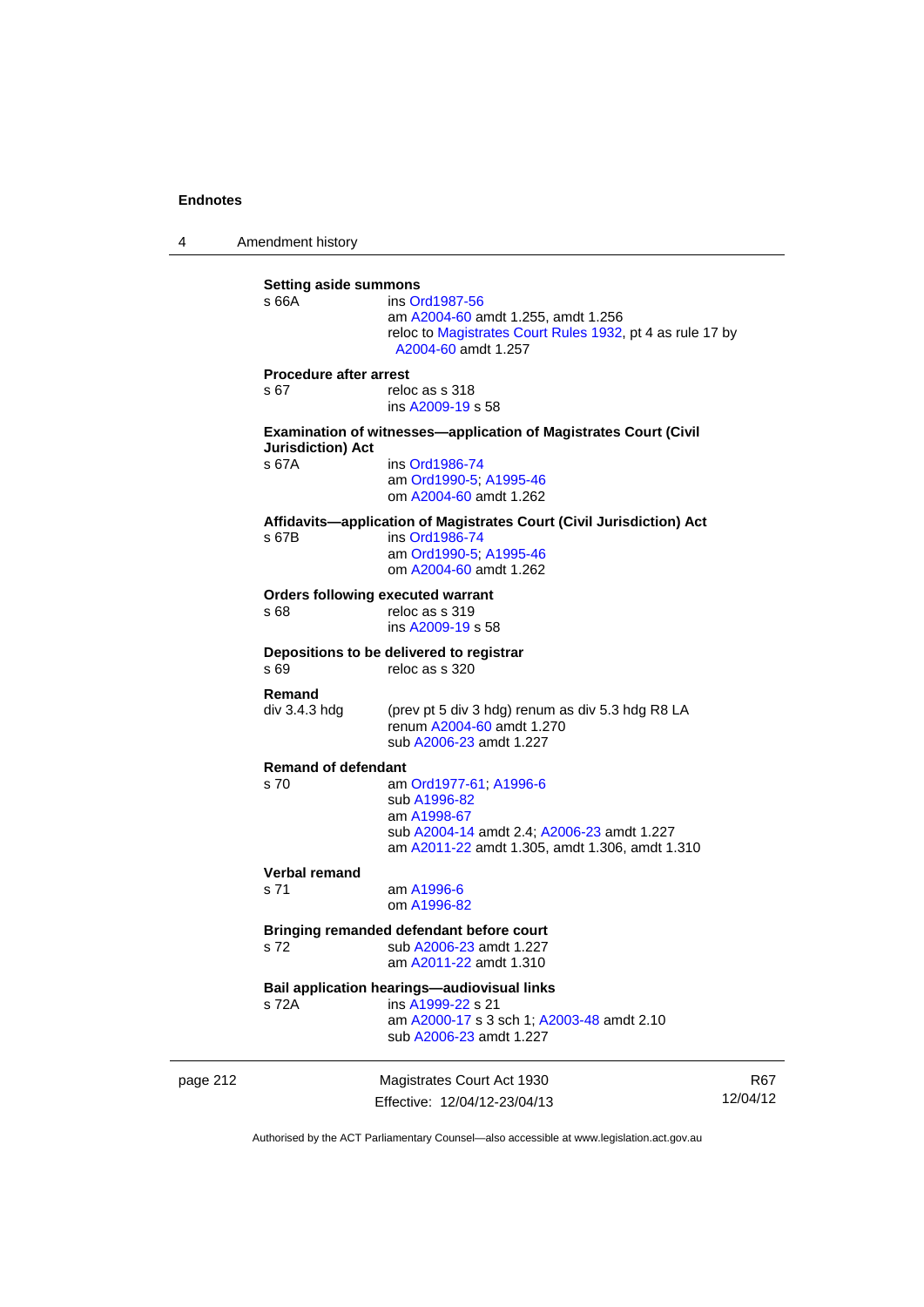**Setting aside summons**

s 66A ins Ord1987-56
am A2004-60 amdt 1.255, amdt 1.256
reloc to Magistrates Court Rules 1932, pt 4 as rule 17 by A2004-60 amdt 1.257

**Procedure after arrest**

s 67 reloc as s 318
ins A2009-19 s 58

**Examination of witnesses—application of Magistrates Court (Civil Jurisdiction) Act**

s 67A ins Ord1986-74
am Ord1990-5; A1995-46
om A2004-60 amdt 1.262

**Affidavits—application of Magistrates Court (Civil Jurisdiction) Act**

s 67B ins Ord1986-74
am Ord1990-5; A1995-46
om A2004-60 amdt 1.262

**Orders following executed warrant**

s 68 reloc as s 319
ins A2009-19 s 58

**Depositions to be delivered to registrar**

s 69 reloc as s 320

**Remand**

div 3.4.3 hdg (prev pt 5 div 3 hdg) renum as div 5.3 hdg R8 LA
renum A2004-60 amdt 1.270
sub A2006-23 amdt 1.227

**Remand of defendant**

s 70 am Ord1977-61; A1996-6
sub A1996-82
am A1998-67
sub A2004-14 amdt 2.4; A2006-23 amdt 1.227
am A2011-22 amdt 1.305, amdt 1.306, amdt 1.310

**Verbal remand**

s 71 am A1996-6
om A1996-82

**Bringing remanded defendant before court**

s 72 sub A2006-23 amdt 1.227
am A2011-22 amdt 1.310

**Bail application hearings—audiovisual links**

s 72A ins A1999-22 s 21
am A2000-17 s 3 sch 1; A2003-48 amdt 2.10
sub A2006-23 amdt 1.227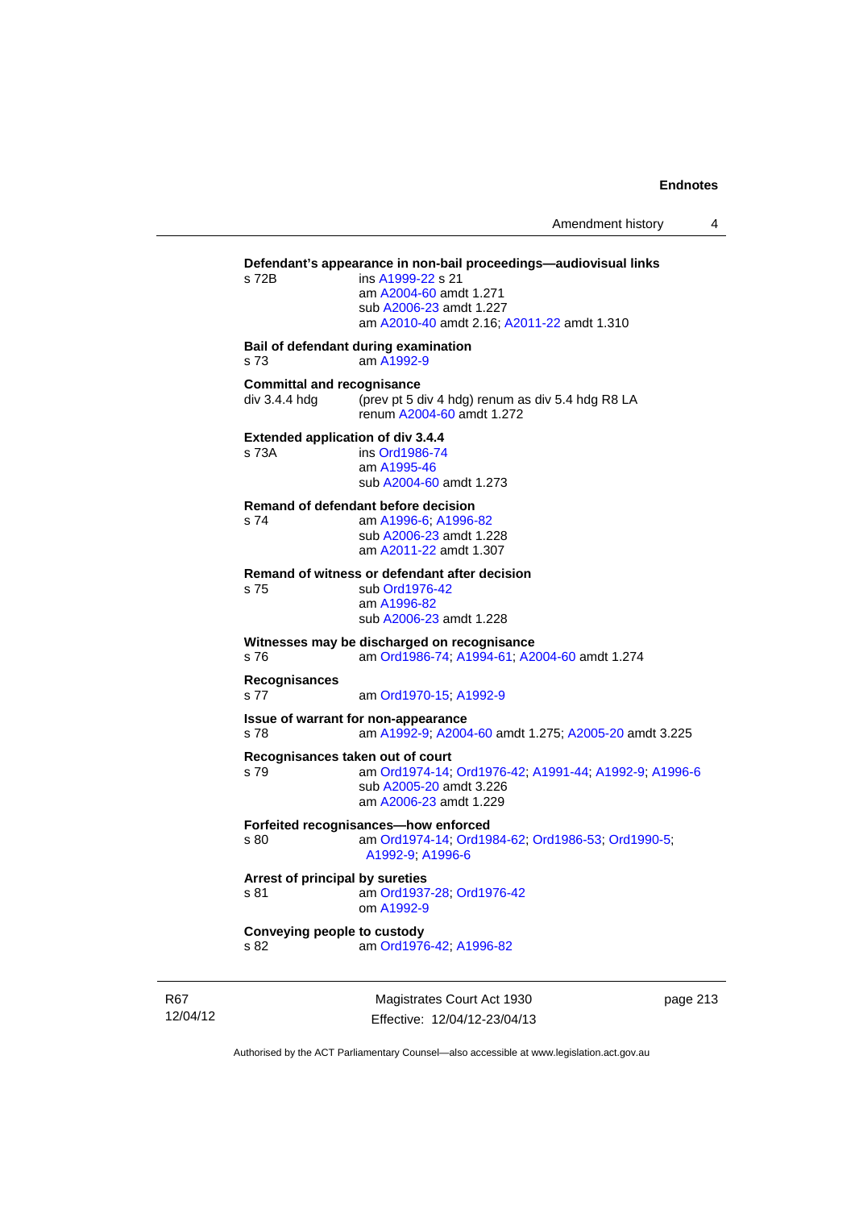**Defendant's appearance in non-bail proceedings—audiovisual links**

s 72B ins A1999-22 s 21
am A2004-60 amdt 1.271
sub A2006-23 amdt 1.227
am A2010-40 amdt 2.16; A2011-22 amdt 1.310

**Bail of defendant during examination**

s 73 am A1992-9

**Committal and recognisance**

div 3.4.4 hdg (prev pt 5 div 4 hdg) renum as div 5.4 hdg R8 LA
renum A2004-60 amdt 1.272

**Extended application of div 3.4.4**

s 73A ins Ord1986-74
am A1995-46
sub A2004-60 amdt 1.273

**Remand of defendant before decision**

s 74 am A1996-6; A1996-82
sub A2006-23 amdt 1.228
am A2011-22 amdt 1.307

**Remand of witness or defendant after decision**

s 75 sub Ord1976-42
am A1996-82
sub A2006-23 amdt 1.228

**Witnesses may be discharged on recognisance**

s 76 am Ord1986-74; A1994-61; A2004-60 amdt 1.274

**Recognisances**

s 77 am Ord1970-15; A1992-9

**Issue of warrant for non-appearance**

s 78 am A1992-9; A2004-60 amdt 1.275; A2005-20 amdt 3.225

**Recognisances taken out of court**

s 79 am Ord1974-14; Ord1976-42; A1991-44; A1992-9; A1996-6
sub A2005-20 amdt 3.226
am A2006-23 amdt 1.229

**Forfeited recognisances—how enforced**

s 80 am Ord1974-14; Ord1984-62; Ord1986-53; Ord1990-5; A1992-9; A1996-6

**Arrest of principal by sureties**

s 81 am Ord1937-28; Ord1976-42
om A1992-9

**Conveying people to custody**

s 82 am Ord1976-42; A1996-82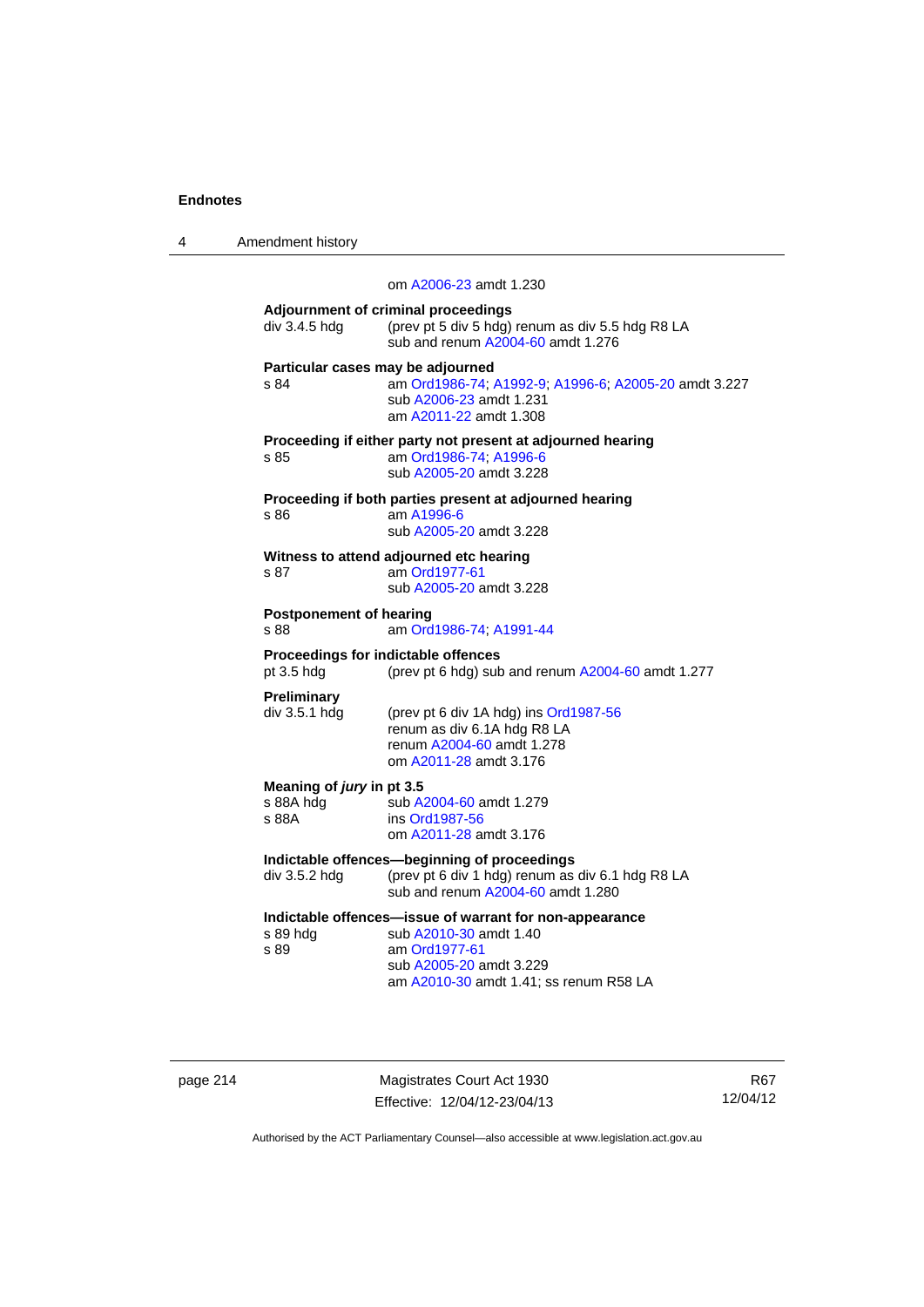om A2006-23 amdt 1.230

**Adjournment of criminal proceedings**

div 3.4.5 hdg (prev pt 5 div 5 hdg) renum as div 5.5 hdg R8 LA
sub and renum A2004-60 amdt 1.276

**Particular cases may be adjourned**

s 84 am Ord1986-74; A1992-9; A1996-6; A2005-20 amdt 3.227
sub A2006-23 amdt 1.231
am A2011-22 amdt 1.308

**Proceeding if either party not present at adjourned hearing**

s 85 am Ord1986-74; A1996-6
sub A2005-20 amdt 3.228

**Proceeding if both parties present at adjourned hearing**

s 86 am A1996-6
sub A2005-20 amdt 3.228

**Witness to attend adjourned etc hearing**

s 87 am Ord1977-61
sub A2005-20 amdt 3.228

**Postponement of hearing**

s 88 am Ord1986-74; A1991-44

**Proceedings for indictable offences**

pt 3.5 hdg (prev pt 6 hdg) sub and renum A2004-60 amdt 1.277

**Preliminary**

div 3.5.1 hdg (prev pt 6 div 1A hdg) ins Ord1987-56
renum as div 6.1A hdg R8 LA
renum A2004-60 amdt 1.278
om A2011-28 amdt 3.176

**Meaning of *jury* in pt 3.5**

s 88A hdg sub A2004-60 amdt 1.279
s 88A ins Ord1987-56
om A2011-28 amdt 3.176

**Indictable offences—beginning of proceedings**

div 3.5.2 hdg (prev pt 6 div 1 hdg) renum as div 6.1 hdg R8 LA
sub and renum A2004-60 amdt 1.280

**Indictable offences—issue of warrant for non-appearance**

s 89 hdg sub A2010-30 amdt 1.40
s 89 am Ord1977-61
sub A2005-20 amdt 3.229
am A2010-30 amdt 1.41; ss renum R58 LA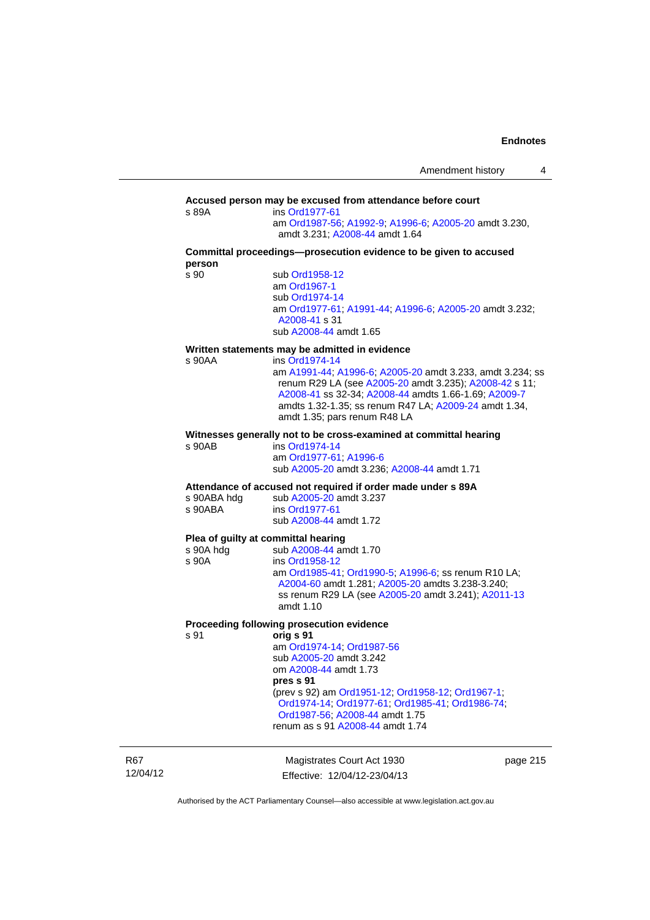**Accused person may be excused from attendance before court**

s 89A — ins Ord1977-61
am Ord1987-56; A1992-9; A1996-6; A2005-20 amdt 3.230, amdt 3.231; A2008-44 amdt 1.64

**Committal proceedings—prosecution evidence to be given to accused person**

s 90 — sub Ord1958-12
am Ord1967-1
sub Ord1974-14
am Ord1977-61; A1991-44; A1996-6; A2005-20 amdt 3.232; A2008-41 s 31
sub A2008-44 amdt 1.65

**Written statements may be admitted in evidence**

s 90AA — ins Ord1974-14
am A1991-44; A1996-6; A2005-20 amdt 3.233, amdt 3.234; ss renum R29 LA (see A2005-20 amdt 3.235); A2008-42 s 11; A2008-41 ss 32-34; A2008-44 amdts 1.66-1.69; A2009-7 amdts 1.32-1.35; ss renum R47 LA; A2009-24 amdt 1.34, amdt 1.35; pars renum R48 LA

**Witnesses generally not to be cross-examined at committal hearing**

s 90AB — ins Ord1974-14
am Ord1977-61; A1996-6
sub A2005-20 amdt 3.236; A2008-44 amdt 1.71

**Attendance of accused not required if order made under s 89A**

s 90ABA hdg — sub A2005-20 amdt 3.237
s 90ABA — ins Ord1977-61
sub A2008-44 amdt 1.72

**Plea of guilty at committal hearing**

s 90A hdg — sub A2008-44 amdt 1.70
s 90A — ins Ord1958-12
am Ord1985-41; Ord1990-5; A1996-6; ss renum R10 LA; A2004-60 amdt 1.281; A2005-20 amdts 3.238-3.240; ss renum R29 LA (see A2005-20 amdt 3.241); A2011-13 amdt 1.10

**Proceeding following prosecution evidence**

s 91 — **orig s 91**
am Ord1974-14; Ord1987-56
sub A2005-20 amdt 3.242
om A2008-44 amdt 1.73
**pres s 91**
(prev s 92) am Ord1951-12; Ord1958-12; Ord1967-1; Ord1974-14; Ord1977-61; Ord1985-41; Ord1986-74; Ord1987-56; A2008-44 amdt 1.75
renum as s 91 A2008-44 amdt 1.74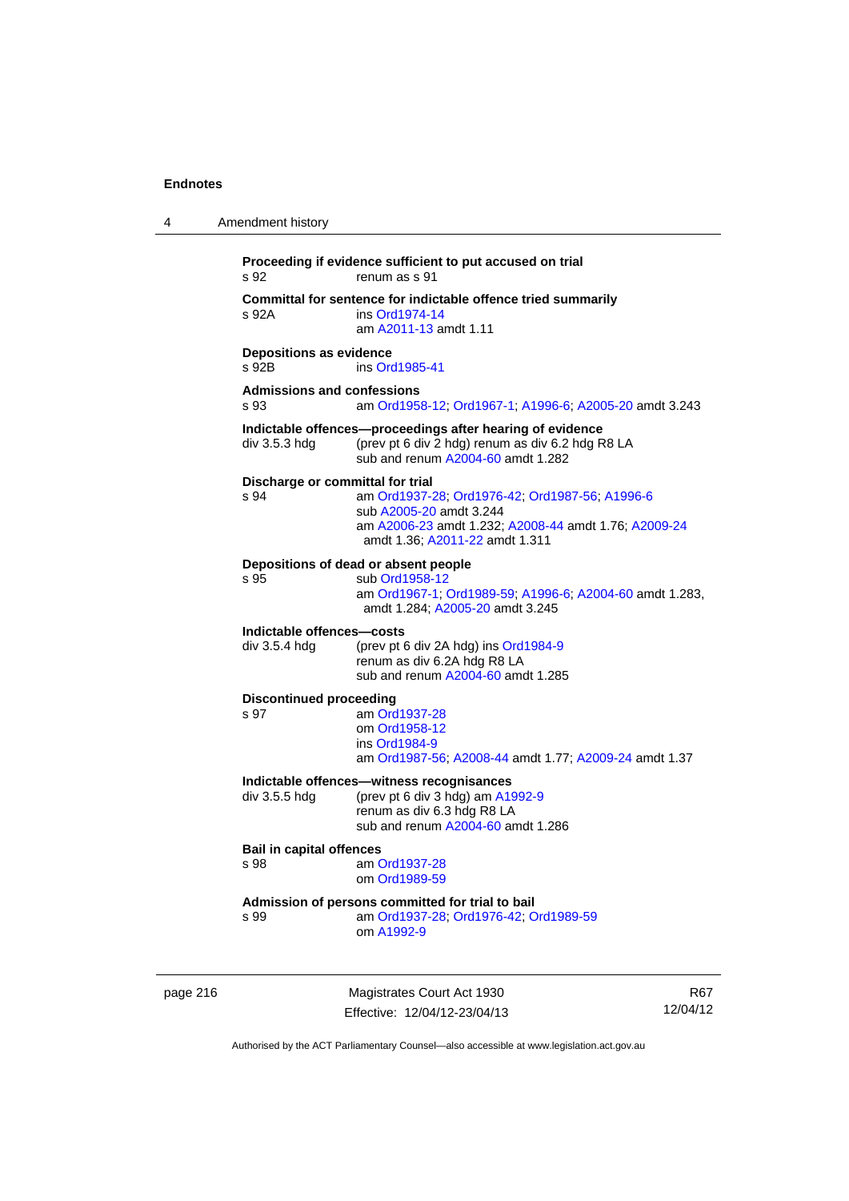**Proceeding if evidence sufficient to put accused on trial**
s 92 renum as s 91

**Committal for sentence for indictable offence tried summarily**
s 92A ins Ord1974-14
am A2011-13 amdt 1.11

**Depositions as evidence**
s 92B ins Ord1985-41

**Admissions and confessions**
s 93 am Ord1958-12; Ord1967-1; A1996-6; A2005-20 amdt 3.243

**Indictable offences—proceedings after hearing of evidence**
div 3.5.3 hdg (prev pt 6 div 2 hdg) renum as div 6.2 hdg R8 LA
sub and renum A2004-60 amdt 1.282

**Discharge or committal for trial**
s 94 am Ord1937-28; Ord1976-42; Ord1987-56; A1996-6
sub A2005-20 amdt 3.244
am A2006-23 amdt 1.232; A2008-44 amdt 1.76; A2009-24 amdt 1.36; A2011-22 amdt 1.311

**Depositions of dead or absent people**
s 95 sub Ord1958-12
am Ord1967-1; Ord1989-59; A1996-6; A2004-60 amdt 1.283, amdt 1.284; A2005-20 amdt 3.245

**Indictable offences—costs**
div 3.5.4 hdg (prev pt 6 div 2A hdg) ins Ord1984-9
renum as div 6.2A hdg R8 LA
sub and renum A2004-60 amdt 1.285

**Discontinued proceeding**
s 97 am Ord1937-28
om Ord1958-12
ins Ord1984-9
am Ord1987-56; A2008-44 amdt 1.77; A2009-24 amdt 1.37

**Indictable offences—witness recognisances**
div 3.5.5 hdg (prev pt 6 div 3 hdg) am A1992-9
renum as div 6.3 hdg R8 LA
sub and renum A2004-60 amdt 1.286

**Bail in capital offences**
s 98 am Ord1937-28
om Ord1989-59

**Admission of persons committed for trial to bail**
s 99 am Ord1937-28; Ord1976-42; Ord1989-59
om A1992-9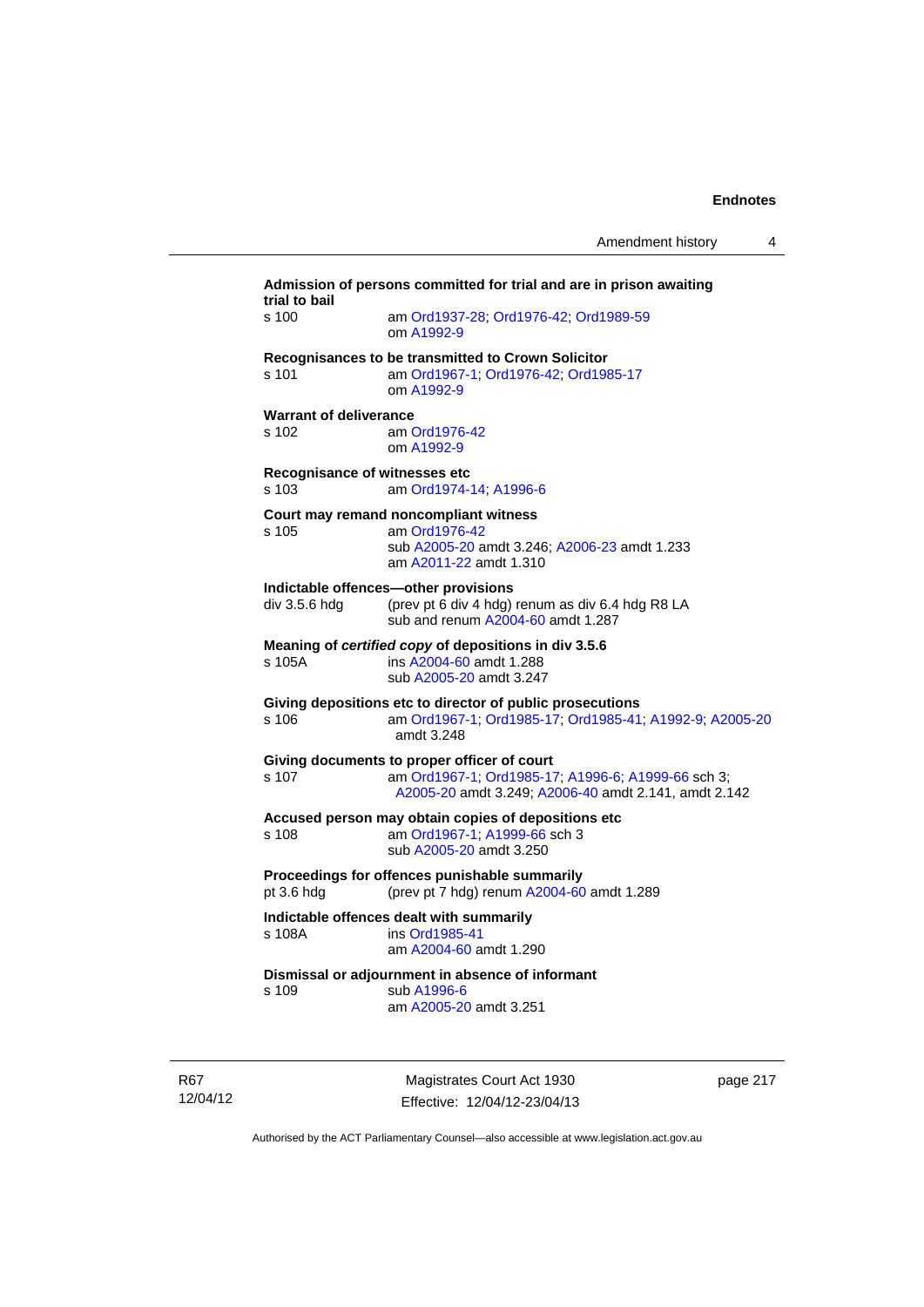**Admission of persons committed for trial and are in prison awaiting trial to bail**

s 100 am Ord1937-28; Ord1976-42; Ord1989-59
om A1992-9

**Recognisances to be transmitted to Crown Solicitor**

s 101 am Ord1967-1; Ord1976-42; Ord1985-17
om A1992-9

**Warrant of deliverance**

s 102 am Ord1976-42
om A1992-9

**Recognisance of witnesses etc**

s 103 am Ord1974-14; A1996-6

**Court may remand noncompliant witness**

s 105 am Ord1976-42
sub A2005-20 amdt 3.246; A2006-23 amdt 1.233
am A2011-22 amdt 1.310

**Indictable offences—other provisions**

div 3.5.6 hdg (prev pt 6 div 4 hdg) renum as div 6.4 hdg R8 LA
sub and renum A2004-60 amdt 1.287

**Meaning of *certified copy* of depositions in div 3.5.6**

s 105A ins A2004-60 amdt 1.288
sub A2005-20 amdt 3.247

**Giving depositions etc to director of public prosecutions**

s 106 am Ord1967-1; Ord1985-17; Ord1985-41; A1992-9; A2005-20 amdt 3.248

**Giving documents to proper officer of court**

s 107 am Ord1967-1; Ord1985-17; A1996-6; A1999-66 sch 3; A2005-20 amdt 3.249; A2006-40 amdt 2.141, amdt 2.142

**Accused person may obtain copies of depositions etc**

s 108 am Ord1967-1; A1999-66 sch 3
sub A2005-20 amdt 3.250

**Proceedings for offences punishable summarily**

pt 3.6 hdg (prev pt 7 hdg) renum A2004-60 amdt 1.289

**Indictable offences dealt with summarily**

s 108A ins Ord1985-41
am A2004-60 amdt 1.290

**Dismissal or adjournment in absence of informant**

s 109 sub A1996-6
am A2005-20 amdt 3.251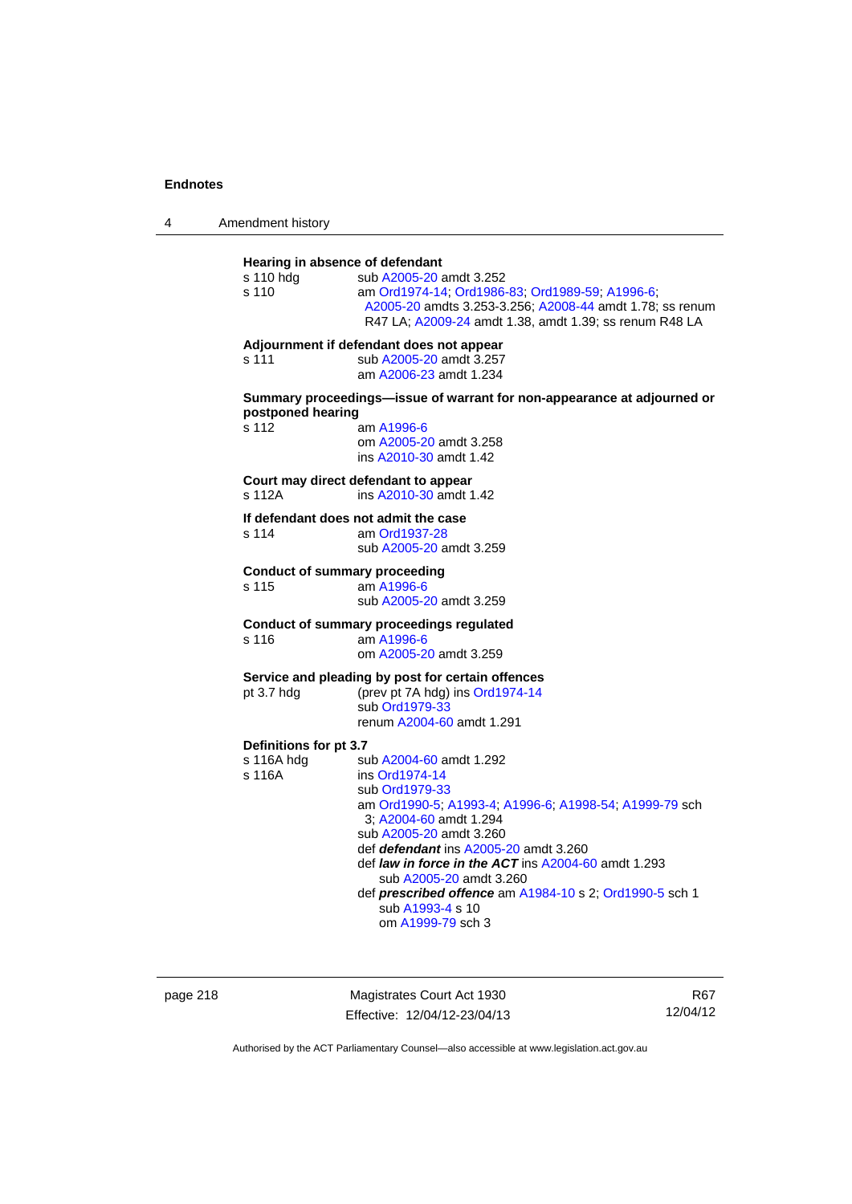**Hearing in absence of defendant**

s 110 hdg — sub A2005-20 amdt 3.252

s 110 — am Ord1974-14; Ord1986-83; Ord1989-59; A1996-6; A2005-20 amdts 3.253-3.256; A2008-44 amdt 1.78; ss renum R47 LA; A2009-24 amdt 1.38, amdt 1.39; ss renum R48 LA

**Adjournment if defendant does not appear**

s 111 — sub A2005-20 amdt 3.257
am A2006-23 amdt 1.234

**Summary proceedings—issue of warrant for non-appearance at adjourned or postponed hearing**

s 112 — am A1996-6
om A2005-20 amdt 3.258
ins A2010-30 amdt 1.42

**Court may direct defendant to appear**

s 112A — ins A2010-30 amdt 1.42

**If defendant does not admit the case**

s 114 — am Ord1937-28
sub A2005-20 amdt 3.259

**Conduct of summary proceeding**

s 115 — am A1996-6
sub A2005-20 amdt 3.259

**Conduct of summary proceedings regulated**

s 116 — am A1996-6
om A2005-20 amdt 3.259

**Service and pleading by post for certain offences**

pt 3.7 hdg — (prev pt 7A hdg) ins Ord1974-14
sub Ord1979-33
renum A2004-60 amdt 1.291

**Definitions for pt 3.7**

s 116A hdg — sub A2004-60 amdt 1.292

s 116A — ins Ord1974-14
sub Ord1979-33
am Ord1990-5; A1993-4; A1996-6; A1998-54; A1999-79 sch 3; A2004-60 amdt 1.294
sub A2005-20 amdt 3.260
def ***defendant*** ins A2005-20 amdt 3.260
def ***law in force in the ACT*** ins A2004-60 amdt 1.293
  sub A2005-20 amdt 3.260
def ***prescribed offence*** am A1984-10 s 2; Ord1990-5 sch 1
  sub A1993-4 s 10
  om A1999-79 sch 3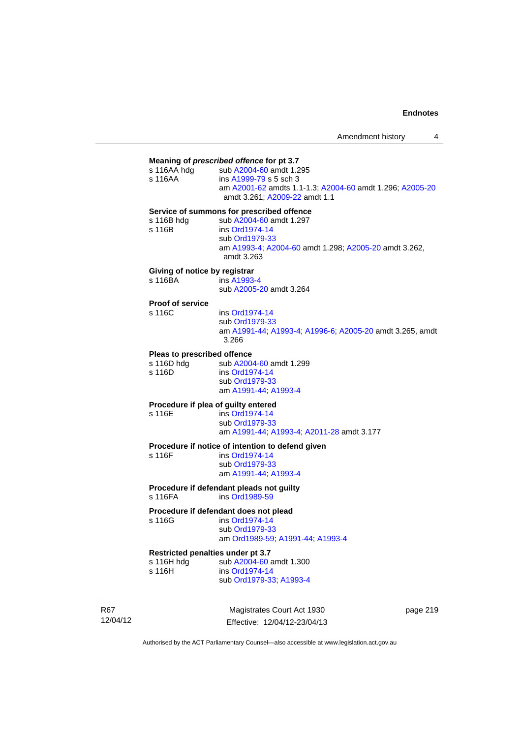**Meaning of *prescribed offence* for pt 3.7**

s 116AA hdg sub A2004-60 amdt 1.295
s 116AA ins A1999-79 s 5 sch 3
am A2001-62 amdts 1.1-1.3; A2004-60 amdt 1.296; A2005-20 amdt 3.261; A2009-22 amdt 1.1

**Service of summons for prescribed offence**

s 116B hdg sub A2004-60 amdt 1.297
s 116B ins Ord1974-14
sub Ord1979-33
am A1993-4; A2004-60 amdt 1.298; A2005-20 amdt 3.262, amdt 3.263

**Giving of notice by registrar**

s 116BA ins A1993-4
sub A2005-20 amdt 3.264

**Proof of service**

s 116C ins Ord1974-14
sub Ord1979-33
am A1991-44; A1993-4; A1996-6; A2005-20 amdt 3.265, amdt 3.266

**Pleas to prescribed offence**

s 116D hdg sub A2004-60 amdt 1.299
s 116D ins Ord1974-14
sub Ord1979-33
am A1991-44; A1993-4

**Procedure if plea of guilty entered**

s 116E ins Ord1974-14
sub Ord1979-33
am A1991-44; A1993-4; A2011-28 amdt 3.177

**Procedure if notice of intention to defend given**

s 116F ins Ord1974-14
sub Ord1979-33
am A1991-44; A1993-4

**Procedure if defendant pleads not guilty**

s 116FA ins Ord1989-59

**Procedure if defendant does not plead**

s 116G ins Ord1974-14
sub Ord1979-33
am Ord1989-59; A1991-44; A1993-4

**Restricted penalties under pt 3.7**

s 116H hdg sub A2004-60 amdt 1.300
s 116H ins Ord1974-14
sub Ord1979-33; A1993-4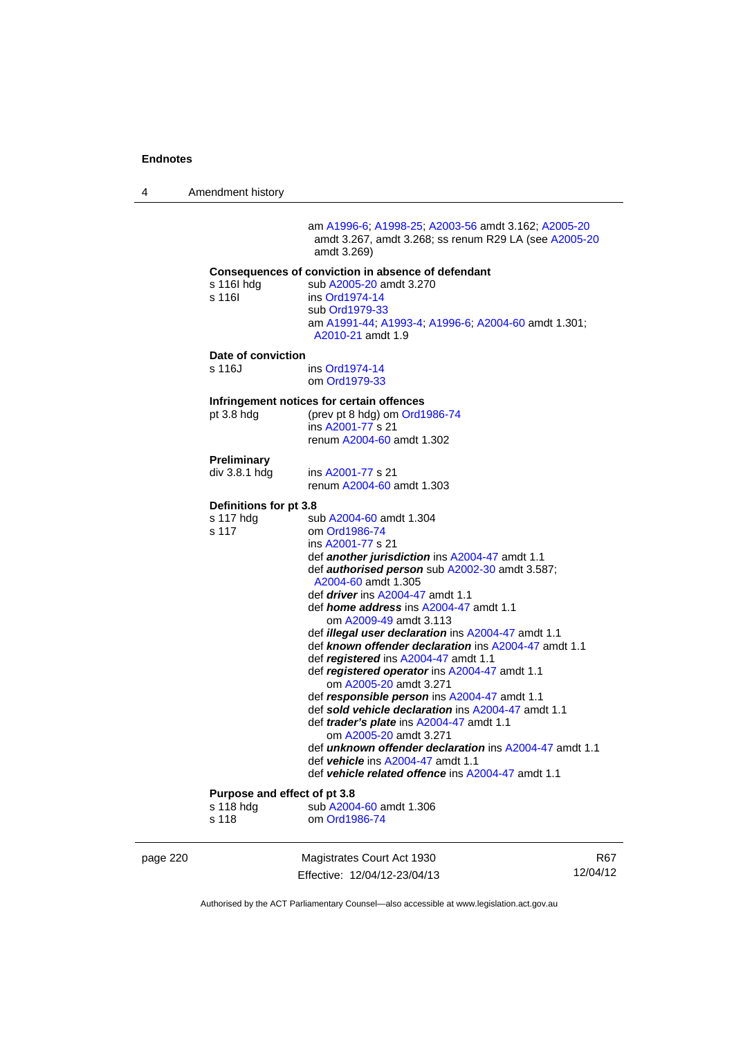am A1996-6; A1998-25; A2003-56 amdt 3.162; A2005-20 amdt 3.267, amdt 3.268; ss renum R29 LA (see A2005-20 amdt 3.269)

**Consequences of conviction in absence of defendant**

| | |
|---|---|
| s 116I hdg | sub A2005-20 amdt 3.270 |
| s 116I | ins Ord1974-14<br>sub Ord1979-33<br>am A1991-44; A1993-4; A1996-6; A2004-60 amdt 1.301; A2010-21 amdt 1.9 |

**Date of conviction**

| | |
|---|---|
| s 116J | ins Ord1974-14<br>om Ord1979-33 |

**Infringement notices for certain offences**

| | |
|---|---|
| pt 3.8 hdg | (prev pt 8 hdg) om Ord1986-74<br>ins A2001-77 s 21<br>renum A2004-60 amdt 1.302 |

**Preliminary**

| | |
|---|---|
| div 3.8.1 hdg | ins A2001-77 s 21<br>renum A2004-60 amdt 1.303 |

**Definitions for pt 3.8**

| | |
|---|---|
| s 117 hdg | sub A2004-60 amdt 1.304 |
| s 117 | om Ord1986-74<br>ins A2001-77 s 21<br>def ***another jurisdiction*** ins A2004-47 amdt 1.1<br>def ***authorised person*** sub A2002-30 amdt 3.587; A2004-60 amdt 1.305<br>def ***driver*** ins A2004-47 amdt 1.1<br>def ***home address*** ins A2004-47 amdt 1.1<br>om A2009-49 amdt 3.113<br>def ***illegal user declaration*** ins A2004-47 amdt 1.1<br>def ***known offender declaration*** ins A2004-47 amdt 1.1<br>def ***registered*** ins A2004-47 amdt 1.1<br>def ***registered operator*** ins A2004-47 amdt 1.1<br>om A2005-20 amdt 3.271<br>def ***responsible person*** ins A2004-47 amdt 1.1<br>def ***sold vehicle declaration*** ins A2004-47 amdt 1.1<br>def ***trader's plate*** ins A2004-47 amdt 1.1<br>om A2005-20 amdt 3.271<br>def ***unknown offender declaration*** ins A2004-47 amdt 1.1<br>def ***vehicle*** ins A2004-47 amdt 1.1<br>def ***vehicle related offence*** ins A2004-47 amdt 1.1 |

**Purpose and effect of pt 3.8**

| | |
|---|---|
| s 118 hdg | sub A2004-60 amdt 1.306 |
| s 118 | om Ord1986-74 |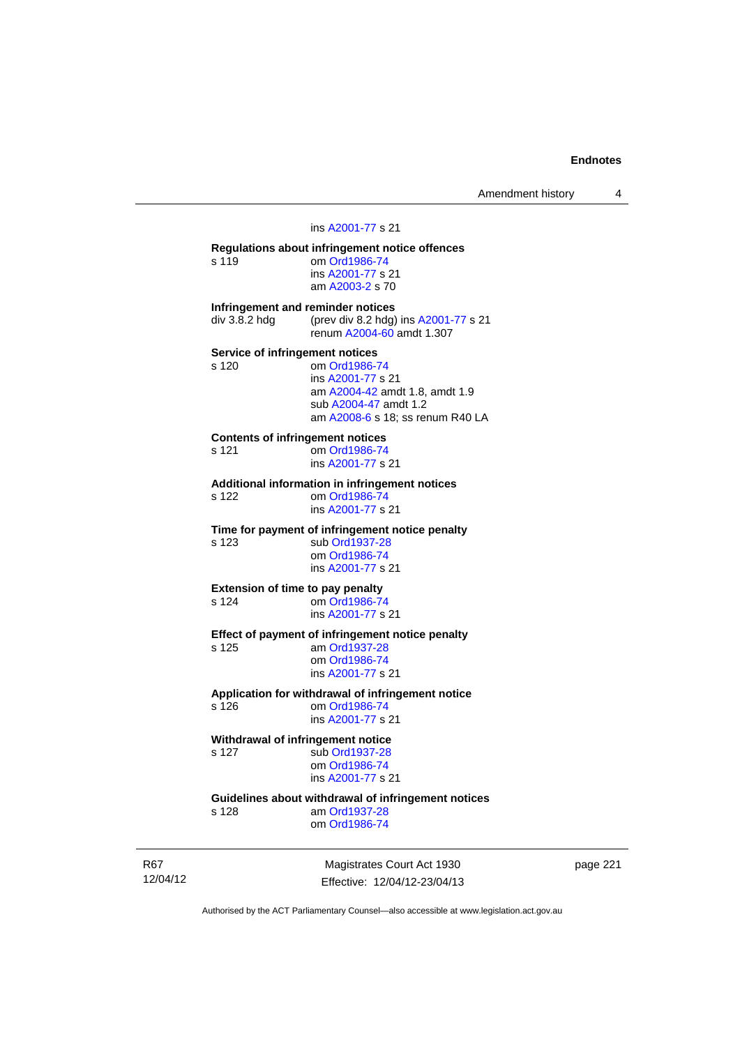ins A2001-77 s 21

**Regulations about infringement notice offences**

s 119 om Ord1986-74
ins A2001-77 s 21
am A2003-2 s 70

**Infringement and reminder notices**

div 3.8.2 hdg (prev div 8.2 hdg) ins A2001-77 s 21
renum A2004-60 amdt 1.307

**Service of infringement notices**

s 120 om Ord1986-74
ins A2001-77 s 21
am A2004-42 amdt 1.8, amdt 1.9
sub A2004-47 amdt 1.2
am A2008-6 s 18; ss renum R40 LA

**Contents of infringement notices**

s 121 om Ord1986-74
ins A2001-77 s 21

**Additional information in infringement notices**

s 122 om Ord1986-74
ins A2001-77 s 21

**Time for payment of infringement notice penalty**

s 123 sub Ord1937-28
om Ord1986-74
ins A2001-77 s 21

**Extension of time to pay penalty**

s 124 om Ord1986-74
ins A2001-77 s 21

**Effect of payment of infringement notice penalty**

s 125 am Ord1937-28
om Ord1986-74
ins A2001-77 s 21

**Application for withdrawal of infringement notice**

s 126 om Ord1986-74
ins A2001-77 s 21

**Withdrawal of infringement notice**

s 127 sub Ord1937-28
om Ord1986-74
ins A2001-77 s 21

**Guidelines about withdrawal of infringement notices**

s 128 am Ord1937-28
om Ord1986-74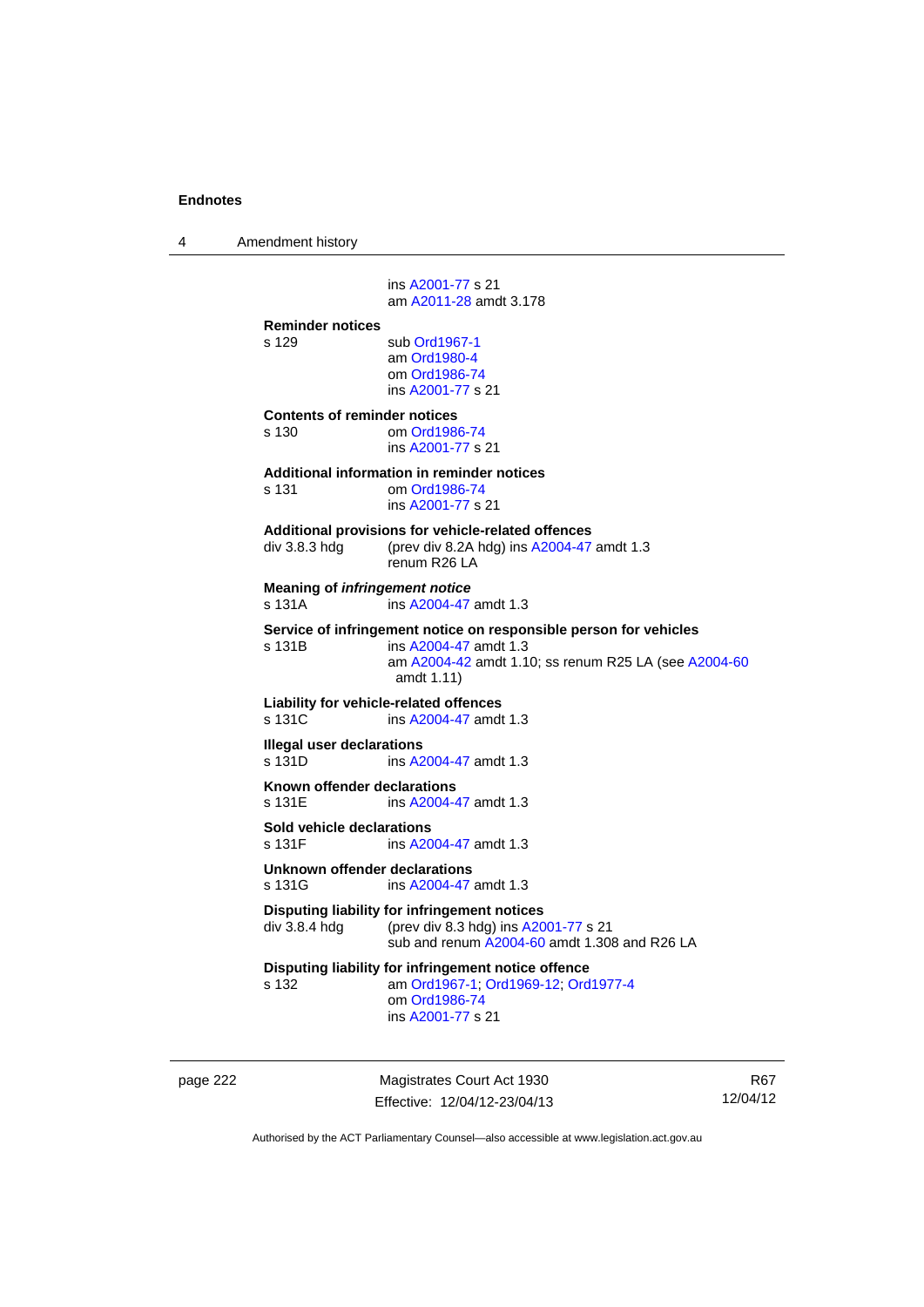ins A2001-77 s 21
am A2011-28 amdt 3.178

**Reminder notices**
s 129 sub Ord1967-1
am Ord1980-4
om Ord1986-74
ins A2001-77 s 21

**Contents of reminder notices**
s 130 om Ord1986-74
ins A2001-77 s 21

**Additional information in reminder notices**
s 131 om Ord1986-74
ins A2001-77 s 21

**Additional provisions for vehicle-related offences**
div 3.8.3 hdg (prev div 8.2A hdg) ins A2004-47 amdt 1.3
renum R26 LA

**Meaning of *infringement notice***
s 131A ins A2004-47 amdt 1.3

**Service of infringement notice on responsible person for vehicles**
s 131B ins A2004-47 amdt 1.3
am A2004-42 amdt 1.10; ss renum R25 LA (see A2004-60 amdt 1.11)

**Liability for vehicle-related offences**
s 131C ins A2004-47 amdt 1.3

**Illegal user declarations**
s 131D ins A2004-47 amdt 1.3

**Known offender declarations**
s 131E ins A2004-47 amdt 1.3

**Sold vehicle declarations**
s 131F ins A2004-47 amdt 1.3

**Unknown offender declarations**
s 131G ins A2004-47 amdt 1.3

**Disputing liability for infringement notices**
div 3.8.4 hdg (prev div 8.3 hdg) ins A2001-77 s 21
sub and renum A2004-60 amdt 1.308 and R26 LA

**Disputing liability for infringement notice offence**
s 132 am Ord1967-1; Ord1969-12; Ord1977-4
om Ord1986-74
ins A2001-77 s 21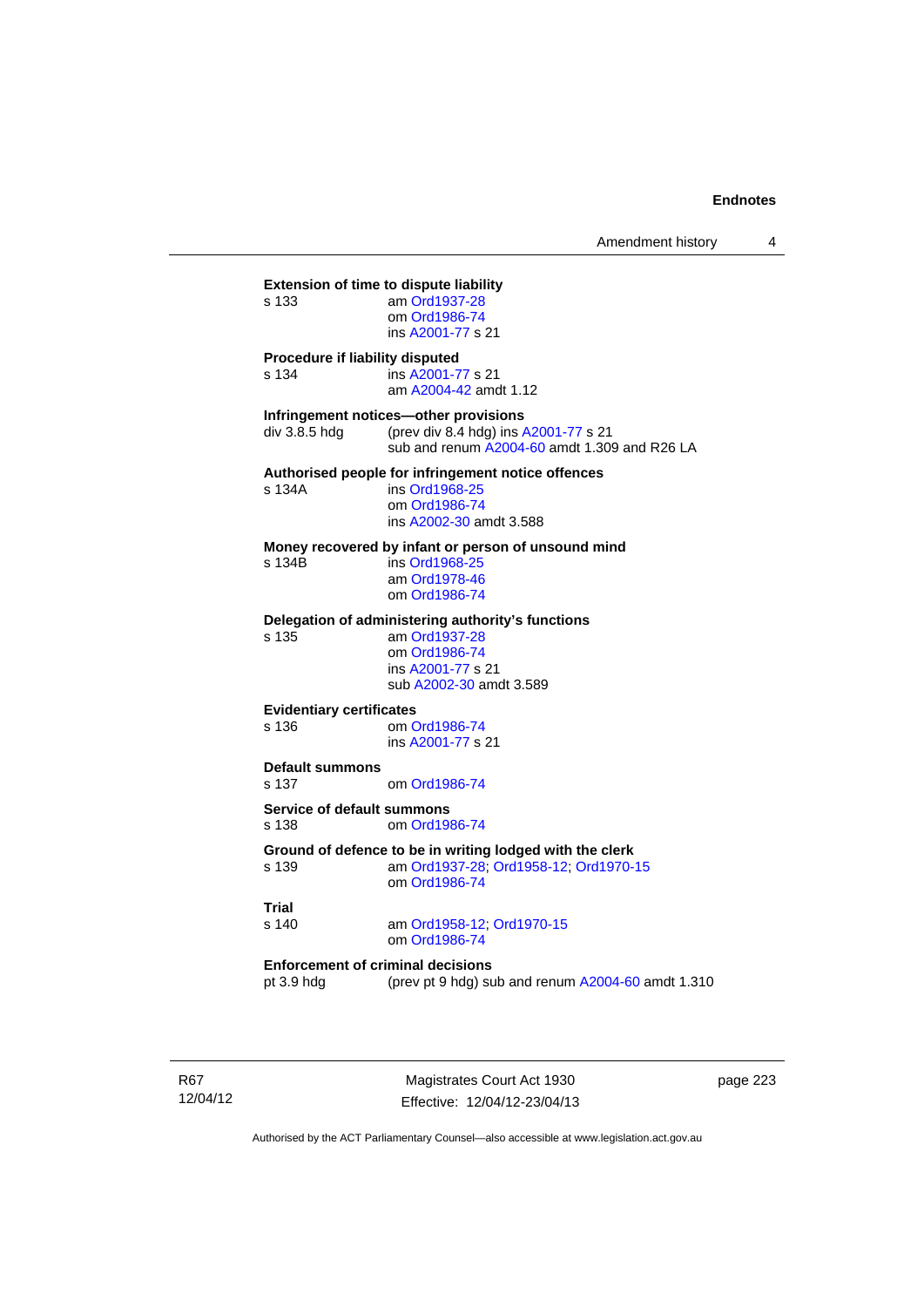**Extension of time to dispute liability**

s 133 am Ord1937-28
om Ord1986-74
ins A2001-77 s 21

**Procedure if liability disputed**

s 134 ins A2001-77 s 21
am A2004-42 amdt 1.12

**Infringement notices—other provisions**

div 3.8.5 hdg (prev div 8.4 hdg) ins A2001-77 s 21
sub and renum A2004-60 amdt 1.309 and R26 LA

**Authorised people for infringement notice offences**

s 134A ins Ord1968-25
om Ord1986-74
ins A2002-30 amdt 3.588

**Money recovered by infant or person of unsound mind**

s 134B ins Ord1968-25
am Ord1978-46
om Ord1986-74

**Delegation of administering authority's functions**

s 135 am Ord1937-28
om Ord1986-74
ins A2001-77 s 21
sub A2002-30 amdt 3.589

**Evidentiary certificates**

s 136 om Ord1986-74
ins A2001-77 s 21

**Default summons**

s 137 om Ord1986-74

**Service of default summons**

s 138 om Ord1986-74

**Ground of defence to be in writing lodged with the clerk**

s 139 am Ord1937-28; Ord1958-12; Ord1970-15
om Ord1986-74

**Trial**

s 140 am Ord1958-12; Ord1970-15
om Ord1986-74

**Enforcement of criminal decisions**

pt 3.9 hdg (prev pt 9 hdg) sub and renum A2004-60 amdt 1.310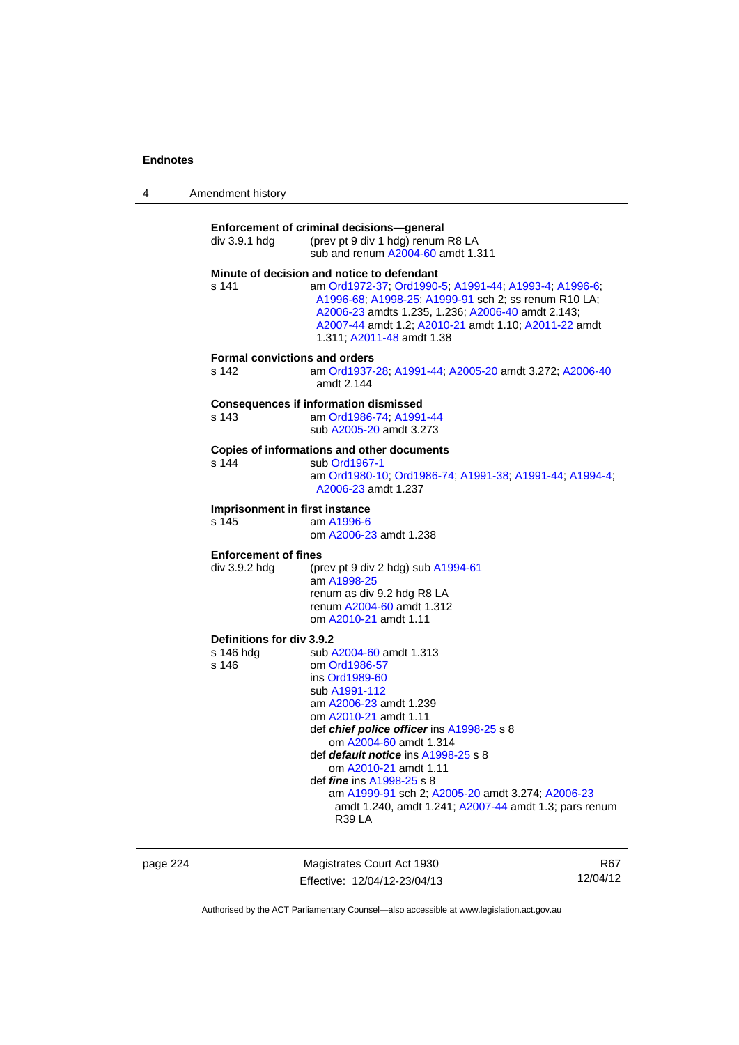**Enforcement of criminal decisions—general**

div 3.9.1 hdg (prev pt 9 div 1 hdg) renum R8 LA
sub and renum A2004-60 amdt 1.311

**Minute of decision and notice to defendant**

s 141 am Ord1972-37; Ord1990-5; A1991-44; A1993-4; A1996-6; A1996-68; A1998-25; A1999-91 sch 2; ss renum R10 LA; A2006-23 amdts 1.235, 1.236; A2006-40 amdt 2.143; A2007-44 amdt 1.2; A2010-21 amdt 1.10; A2011-22 amdt 1.311; A2011-48 amdt 1.38

**Formal convictions and orders**

s 142 am Ord1937-28; A1991-44; A2005-20 amdt 3.272; A2006-40 amdt 2.144

**Consequences if information dismissed**

s 143 am Ord1986-74; A1991-44
sub A2005-20 amdt 3.273

**Copies of informations and other documents**

s 144 sub Ord1967-1
am Ord1980-10; Ord1986-74; A1991-38; A1991-44; A1994-4; A2006-23 amdt 1.237

**Imprisonment in first instance**

s 145 am A1996-6
om A2006-23 amdt 1.238

**Enforcement of fines**

div 3.9.2 hdg (prev pt 9 div 2 hdg) sub A1994-61
am A1998-25
renum as div 9.2 hdg R8 LA
renum A2004-60 amdt 1.312
om A2010-21 amdt 1.11

**Definitions for div 3.9.2**

s 146 hdg sub A2004-60 amdt 1.313

s 146 om Ord1986-57
ins Ord1989-60
sub A1991-112
am A2006-23 amdt 1.239
om A2010-21 amdt 1.11
def ***chief police officer*** ins A1998-25 s 8
om A2004-60 amdt 1.314
def ***default notice*** ins A1998-25 s 8
om A2010-21 amdt 1.11
def ***fine*** ins A1998-25 s 8
am A1999-91 sch 2; A2005-20 amdt 3.274; A2006-23 amdt 1.240, amdt 1.241; A2007-44 amdt 1.3; pars renum R39 LA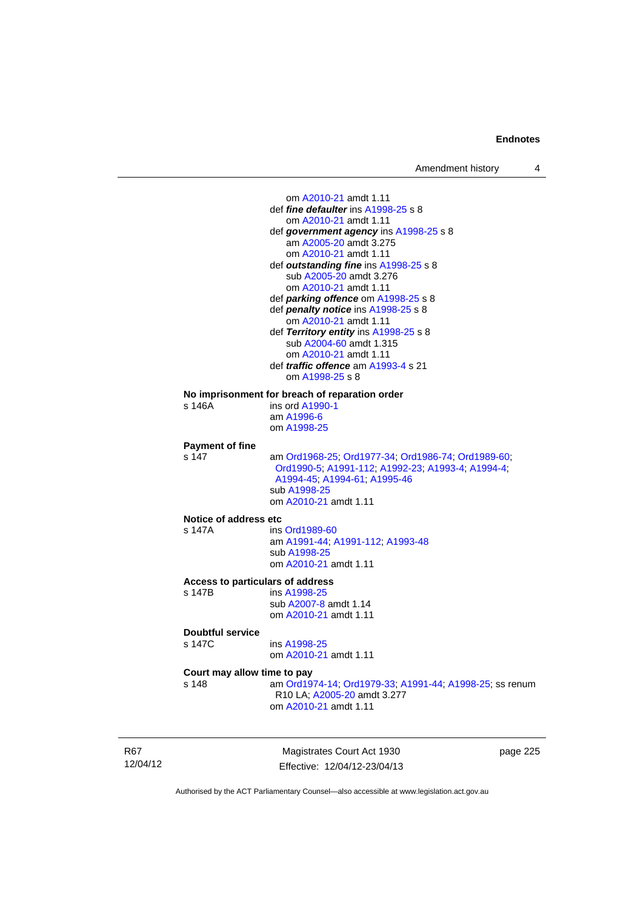om A2010-21 amdt 1.11
def ***fine defaulter*** ins A1998-25 s 8
om A2010-21 amdt 1.11
def ***government agency*** ins A1998-25 s 8
am A2005-20 amdt 3.275
om A2010-21 amdt 1.11
def ***outstanding fine*** ins A1998-25 s 8
sub A2005-20 amdt 3.276
om A2010-21 amdt 1.11
def ***parking offence*** om A1998-25 s 8
def ***penalty notice*** ins A1998-25 s 8
om A2010-21 amdt 1.11
def ***Territory entity*** ins A1998-25 s 8
sub A2004-60 amdt 1.315
om A2010-21 amdt 1.11
def ***traffic offence*** am A1993-4 s 21
om A1998-25 s 8

**No imprisonment for breach of reparation order**
s 146A ins ord A1990-1
am A1996-6
om A1998-25

**Payment of fine**
s 147 am Ord1968-25; Ord1977-34; Ord1986-74; Ord1989-60; Ord1990-5; A1991-112; A1992-23; A1993-4; A1994-4; A1994-45; A1994-61; A1995-46
sub A1998-25
om A2010-21 amdt 1.11

**Notice of address etc**
s 147A ins Ord1989-60
am A1991-44; A1991-112; A1993-48
sub A1998-25
om A2010-21 amdt 1.11

**Access to particulars of address**
s 147B ins A1998-25
sub A2007-8 amdt 1.14
om A2010-21 amdt 1.11

**Doubtful service**
s 147C ins A1998-25
om A2010-21 amdt 1.11

**Court may allow time to pay**
s 148 am Ord1974-14; Ord1979-33; A1991-44; A1998-25; ss renum R10 LA; A2005-20 amdt 3.277
om A2010-21 amdt 1.11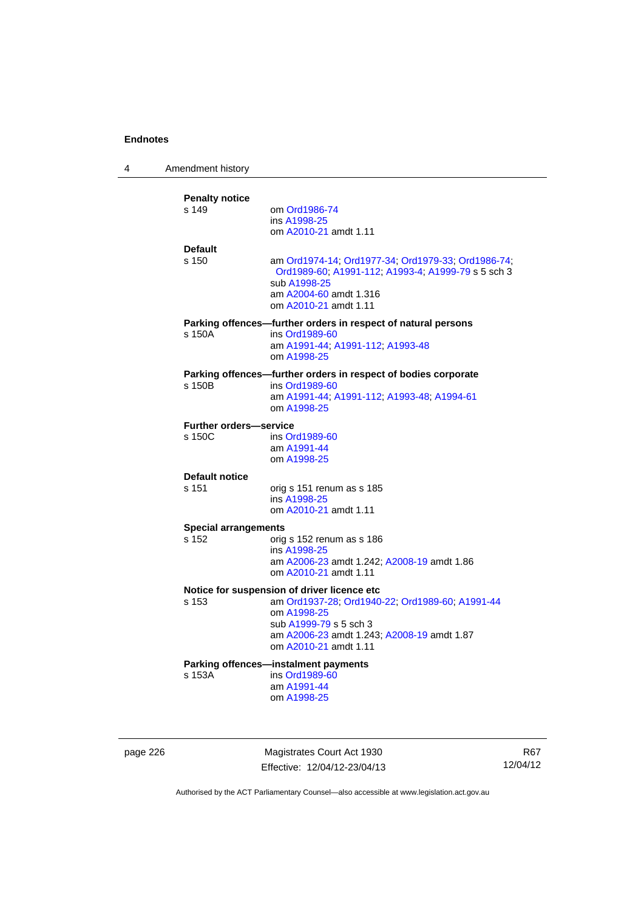**Penalty notice**

s 149 om Ord1986-74
ins A1998-25
om A2010-21 amdt 1.11

**Default**

s 150 am Ord1974-14; Ord1977-34; Ord1979-33; Ord1986-74; Ord1989-60; A1991-112; A1993-4; A1999-79 s 5 sch 3
sub A1998-25
am A2004-60 amdt 1.316
om A2010-21 amdt 1.11

**Parking offences—further orders in respect of natural persons**

s 150A ins Ord1989-60
am A1991-44; A1991-112; A1993-48
om A1998-25

**Parking offences—further orders in respect of bodies corporate**

s 150B ins Ord1989-60
am A1991-44; A1991-112; A1993-48; A1994-61
om A1998-25

**Further orders—service**

s 150C ins Ord1989-60
am A1991-44
om A1998-25

**Default notice**

s 151 orig s 151 renum as s 185
ins A1998-25
om A2010-21 amdt 1.11

**Special arrangements**

s 152 orig s 152 renum as s 186
ins A1998-25
am A2006-23 amdt 1.242; A2008-19 amdt 1.86
om A2010-21 amdt 1.11

**Notice for suspension of driver licence etc**

s 153 am Ord1937-28; Ord1940-22; Ord1989-60; A1991-44
om A1998-25
sub A1999-79 s 5 sch 3
am A2006-23 amdt 1.243; A2008-19 amdt 1.87
om A2010-21 amdt 1.11

**Parking offences—instalment payments**

s 153A ins Ord1989-60
am A1991-44
om A1998-25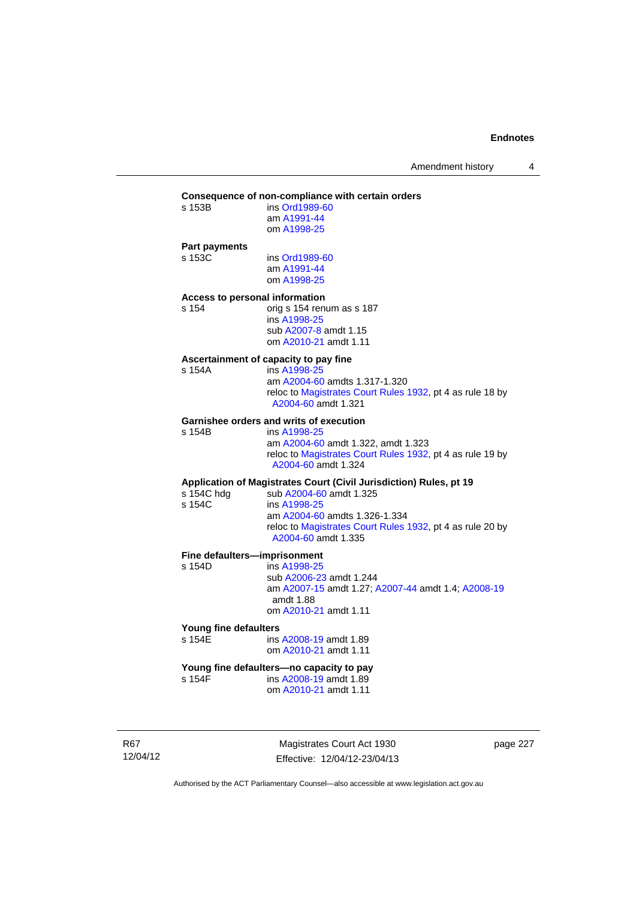**Consequence of non-compliance with certain orders**

s 153B ins Ord1989-60
am A1991-44
om A1998-25

**Part payments**

s 153C ins Ord1989-60
am A1991-44
om A1998-25

**Access to personal information**

s 154 orig s 154 renum as s 187
ins A1998-25
sub A2007-8 amdt 1.15
om A2010-21 amdt 1.11

**Ascertainment of capacity to pay fine**

s 154A ins A1998-25
am A2004-60 amdts 1.317-1.320
reloc to Magistrates Court Rules 1932, pt 4 as rule 18 by A2004-60 amdt 1.321

**Garnishee orders and writs of execution**

s 154B ins A1998-25
am A2004-60 amdt 1.322, amdt 1.323
reloc to Magistrates Court Rules 1932, pt 4 as rule 19 by A2004-60 amdt 1.324

**Application of Magistrates Court (Civil Jurisdiction) Rules, pt 19**

s 154C hdg sub A2004-60 amdt 1.325
s 154C ins A1998-25
am A2004-60 amdts 1.326-1.334
reloc to Magistrates Court Rules 1932, pt 4 as rule 20 by A2004-60 amdt 1.335

**Fine defaulters—imprisonment**

s 154D ins A1998-25
sub A2006-23 amdt 1.244
am A2007-15 amdt 1.27; A2007-44 amdt 1.4; A2008-19 amdt 1.88
om A2010-21 amdt 1.11

**Young fine defaulters**

s 154E ins A2008-19 amdt 1.89
om A2010-21 amdt 1.11

**Young fine defaulters—no capacity to pay**

s 154F ins A2008-19 amdt 1.89
om A2010-21 amdt 1.11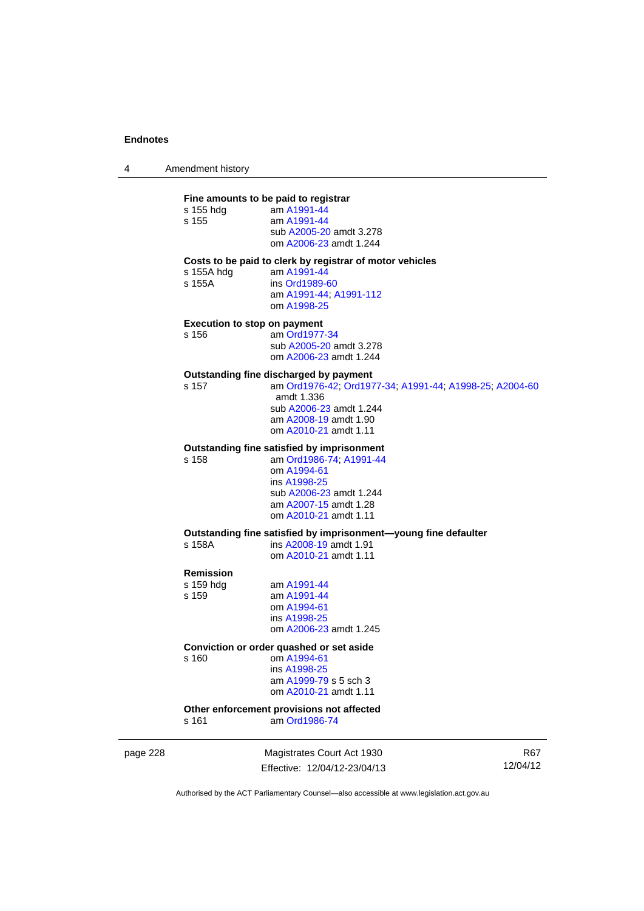**Fine amounts to be paid to registrar**

s 155 hdg am A1991-44
s 155 am A1991-44
sub A2005-20 amdt 3.278
om A2006-23 amdt 1.244

**Costs to be paid to clerk by registrar of motor vehicles**

s 155A hdg am A1991-44
s 155A ins Ord1989-60
am A1991-44; A1991-112
om A1998-25

**Execution to stop on payment**

s 156 am Ord1977-34
sub A2005-20 amdt 3.278
om A2006-23 amdt 1.244

**Outstanding fine discharged by payment**

s 157 am Ord1976-42; Ord1977-34; A1991-44; A1998-25; A2004-60 amdt 1.336
sub A2006-23 amdt 1.244
am A2008-19 amdt 1.90
om A2010-21 amdt 1.11

**Outstanding fine satisfied by imprisonment**

s 158 am Ord1986-74; A1991-44
om A1994-61
ins A1998-25
sub A2006-23 amdt 1.244
am A2007-15 amdt 1.28
om A2010-21 amdt 1.11

**Outstanding fine satisfied by imprisonment—young fine defaulter**

s 158A ins A2008-19 amdt 1.91
om A2010-21 amdt 1.11

**Remission**

s 159 hdg am A1991-44
s 159 am A1991-44
om A1994-61
ins A1998-25
om A2006-23 amdt 1.245

**Conviction or order quashed or set aside**

s 160 om A1994-61
ins A1998-25
am A1999-79 s 5 sch 3
om A2010-21 amdt 1.11

**Other enforcement provisions not affected**

s 161 am Ord1986-74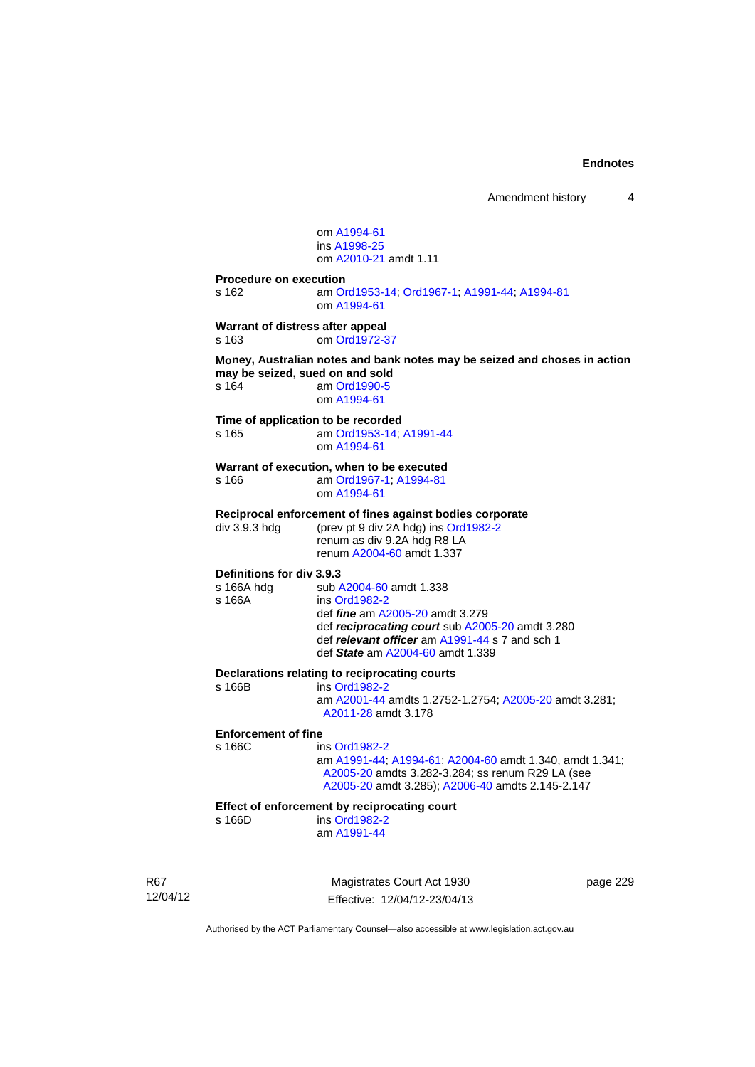om A1994-61
ins A1998-25
om A2010-21 amdt 1.11

**Procedure on execution**
s 162 am Ord1953-14; Ord1967-1; A1991-44; A1994-81
om A1994-61

**Warrant of distress after appeal**
s 163 om Ord1972-37

**Money, Australian notes and bank notes may be seized and choses in action may be seized, sued on and sold**
s 164 am Ord1990-5
om A1994-61

**Time of application to be recorded**
s 165 am Ord1953-14; A1991-44
om A1994-61

**Warrant of execution, when to be executed**
s 166 am Ord1967-1; A1994-81
om A1994-61

**Reciprocal enforcement of fines against bodies corporate**
div 3.9.3 hdg (prev pt 9 div 2A hdg) ins Ord1982-2
renum as div 9.2A hdg R8 LA
renum A2004-60 amdt 1.337

**Definitions for div 3.9.3**
s 166A hdg sub A2004-60 amdt 1.338
s 166A ins Ord1982-2
def ***fine*** am A2005-20 amdt 3.279
def ***reciprocating court*** sub A2005-20 amdt 3.280
def ***relevant officer*** am A1991-44 s 7 and sch 1
def ***State*** am A2004-60 amdt 1.339

**Declarations relating to reciprocating courts**
s 166B ins Ord1982-2
am A2001-44 amdts 1.2752-1.2754; A2005-20 amdt 3.281; A2011-28 amdt 3.178

**Enforcement of fine**
s 166C ins Ord1982-2
am A1991-44; A1994-61; A2004-60 amdt 1.340, amdt 1.341; A2005-20 amdts 3.282-3.284; ss renum R29 LA (see A2005-20 amdt 3.285); A2006-40 amdts 2.145-2.147

**Effect of enforcement by reciprocating court**
s 166D ins Ord1982-2
am A1991-44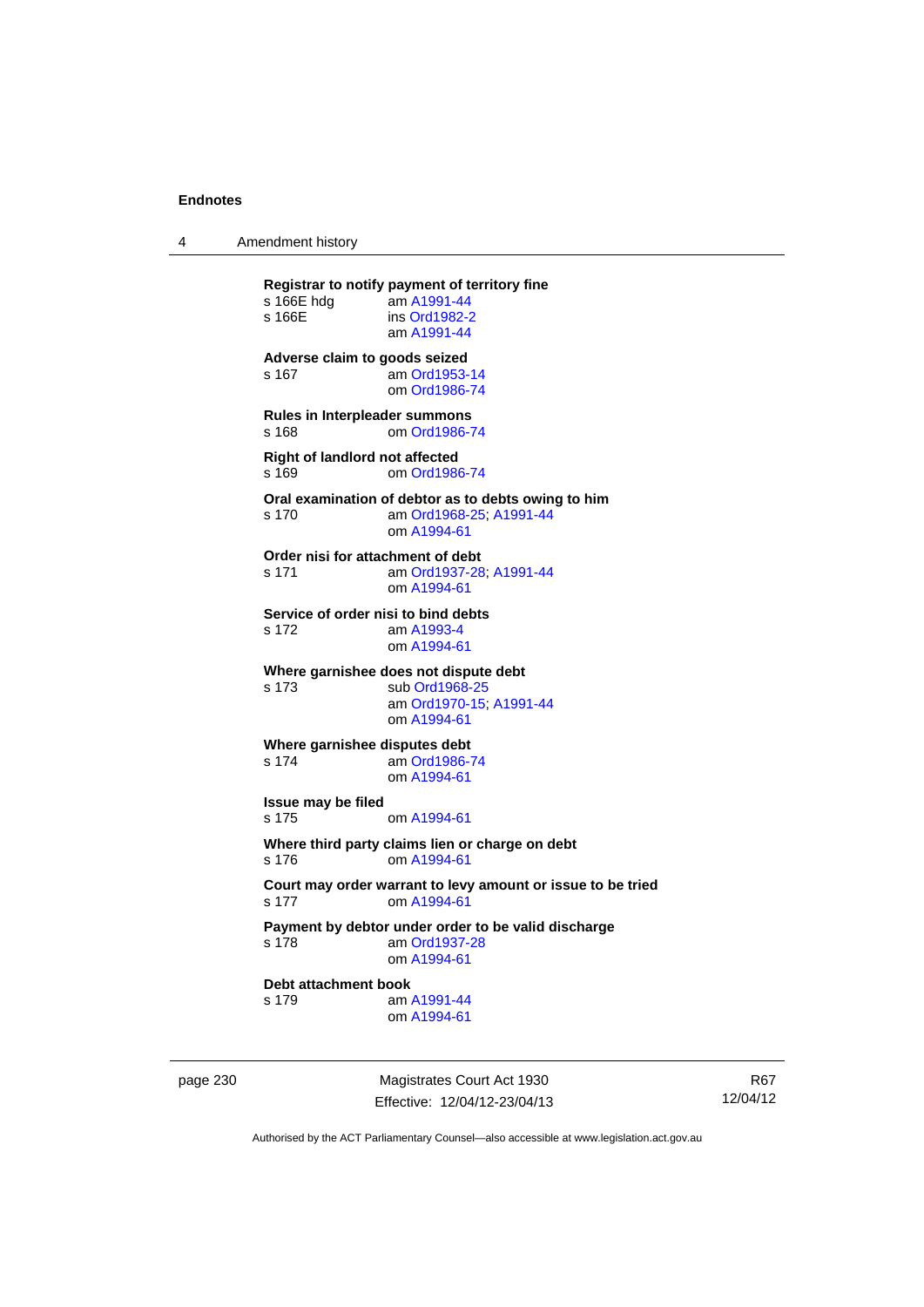**Registrar to notify payment of territory fine**
s 166E hdg am A1991-44
s 166E ins Ord1982-2
am A1991-44

**Adverse claim to goods seized**
s 167 am Ord1953-14
om Ord1986-74

**Rules in Interpleader summons**
s 168 om Ord1986-74

**Right of landlord not affected**
s 169 om Ord1986-74

**Oral examination of debtor as to debts owing to him**
s 170 am Ord1968-25; A1991-44
om A1994-61

**Order nisi for attachment of debt**
s 171 am Ord1937-28; A1991-44
om A1994-61

**Service of order nisi to bind debts**
s 172 am A1993-4
om A1994-61

**Where garnishee does not dispute debt**
s 173 sub Ord1968-25
am Ord1970-15; A1991-44
om A1994-61

**Where garnishee disputes debt**
s 174 am Ord1986-74
om A1994-61

**Issue may be filed**
s 175 om A1994-61

**Where third party claims lien or charge on debt**
s 176 om A1994-61

**Court may order warrant to levy amount or issue to be tried**
s 177 om A1994-61

**Payment by debtor under order to be valid discharge**
s 178 am Ord1937-28
om A1994-61

**Debt attachment book**
s 179 am A1991-44
om A1994-61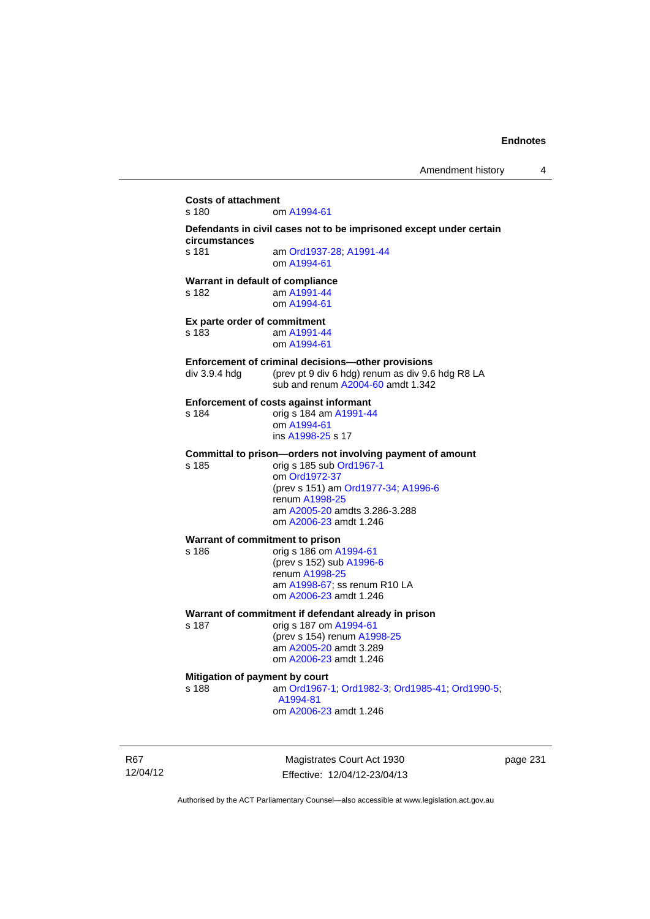**Costs of attachment**
s 180 om A1994-61

**Defendants in civil cases not to be imprisoned except under certain circumstances**
s 181 am Ord1937-28; A1991-44
om A1994-61

**Warrant in default of compliance**
s 182 am A1991-44
om A1994-61

**Ex parte order of commitment**
s 183 am A1991-44
om A1994-61

**Enforcement of criminal decisions—other provisions**
div 3.9.4 hdg (prev pt 9 div 6 hdg) renum as div 9.6 hdg R8 LA
sub and renum A2004-60 amdt 1.342

**Enforcement of costs against informant**
s 184 orig s 184 am A1991-44
om A1994-61
ins A1998-25 s 17

**Committal to prison—orders not involving payment of amount**
s 185 orig s 185 sub Ord1967-1
om Ord1972-37
(prev s 151) am Ord1977-34; A1996-6
renum A1998-25
am A2005-20 amdts 3.286-3.288
om A2006-23 amdt 1.246

**Warrant of commitment to prison**
s 186 orig s 186 om A1994-61
(prev s 152) sub A1996-6
renum A1998-25
am A1998-67; ss renum R10 LA
om A2006-23 amdt 1.246

**Warrant of commitment if defendant already in prison**
s 187 orig s 187 om A1994-61
(prev s 154) renum A1998-25
am A2005-20 amdt 3.289
om A2006-23 amdt 1.246

**Mitigation of payment by court**
s 188 am Ord1967-1; Ord1982-3; Ord1985-41; Ord1990-5; A1994-81
om A2006-23 amdt 1.246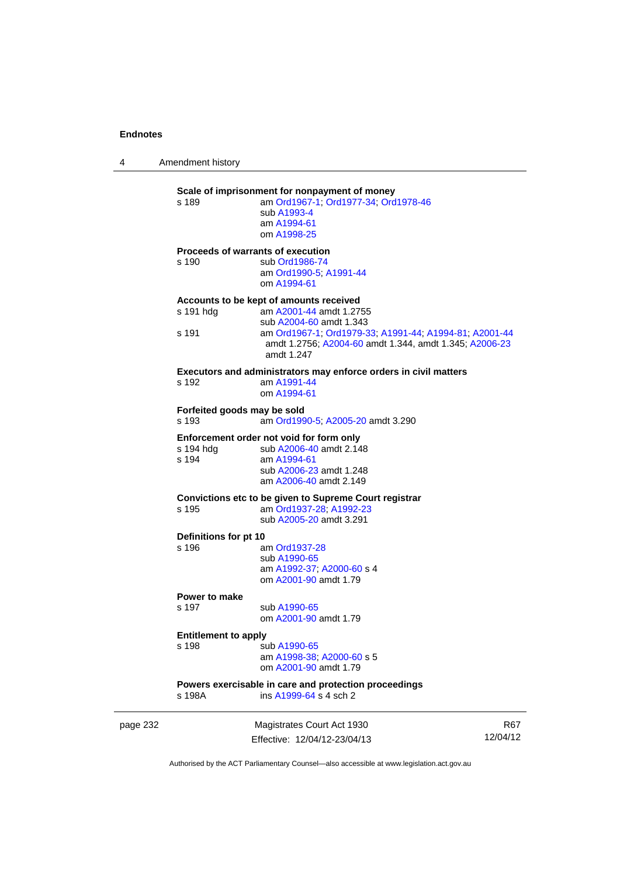**Scale of imprisonment for nonpayment of money**

s 189 am Ord1967-1; Ord1977-34; Ord1978-46
sub A1993-4
am A1994-61
om A1998-25

**Proceeds of warrants of execution**

s 190 sub Ord1986-74
am Ord1990-5; A1991-44
om A1994-61

**Accounts to be kept of amounts received**

s 191 hdg am A2001-44 amdt 1.2755
sub A2004-60 amdt 1.343

s 191 am Ord1967-1; Ord1979-33; A1991-44; A1994-81; A2001-44 amdt 1.2756; A2004-60 amdt 1.344, amdt 1.345; A2006-23 amdt 1.247

**Executors and administrators may enforce orders in civil matters**

s 192 am A1991-44
om A1994-61

**Forfeited goods may be sold**

s 193 am Ord1990-5; A2005-20 amdt 3.290

**Enforcement order not void for form only**

s 194 hdg sub A2006-40 amdt 2.148

s 194 am A1994-61
sub A2006-23 amdt 1.248
am A2006-40 amdt 2.149

**Convictions etc to be given to Supreme Court registrar**

s 195 am Ord1937-28; A1992-23
sub A2005-20 amdt 3.291

**Definitions for pt 10**

s 196 am Ord1937-28
sub A1990-65
am A1992-37; A2000-60 s 4
om A2001-90 amdt 1.79

**Power to make**

s 197 sub A1990-65
om A2001-90 amdt 1.79

**Entitlement to apply**

s 198 sub A1990-65
am A1998-38; A2000-60 s 5
om A2001-90 amdt 1.79

**Powers exercisable in care and protection proceedings**

s 198A ins A1999-64 s 4 sch 2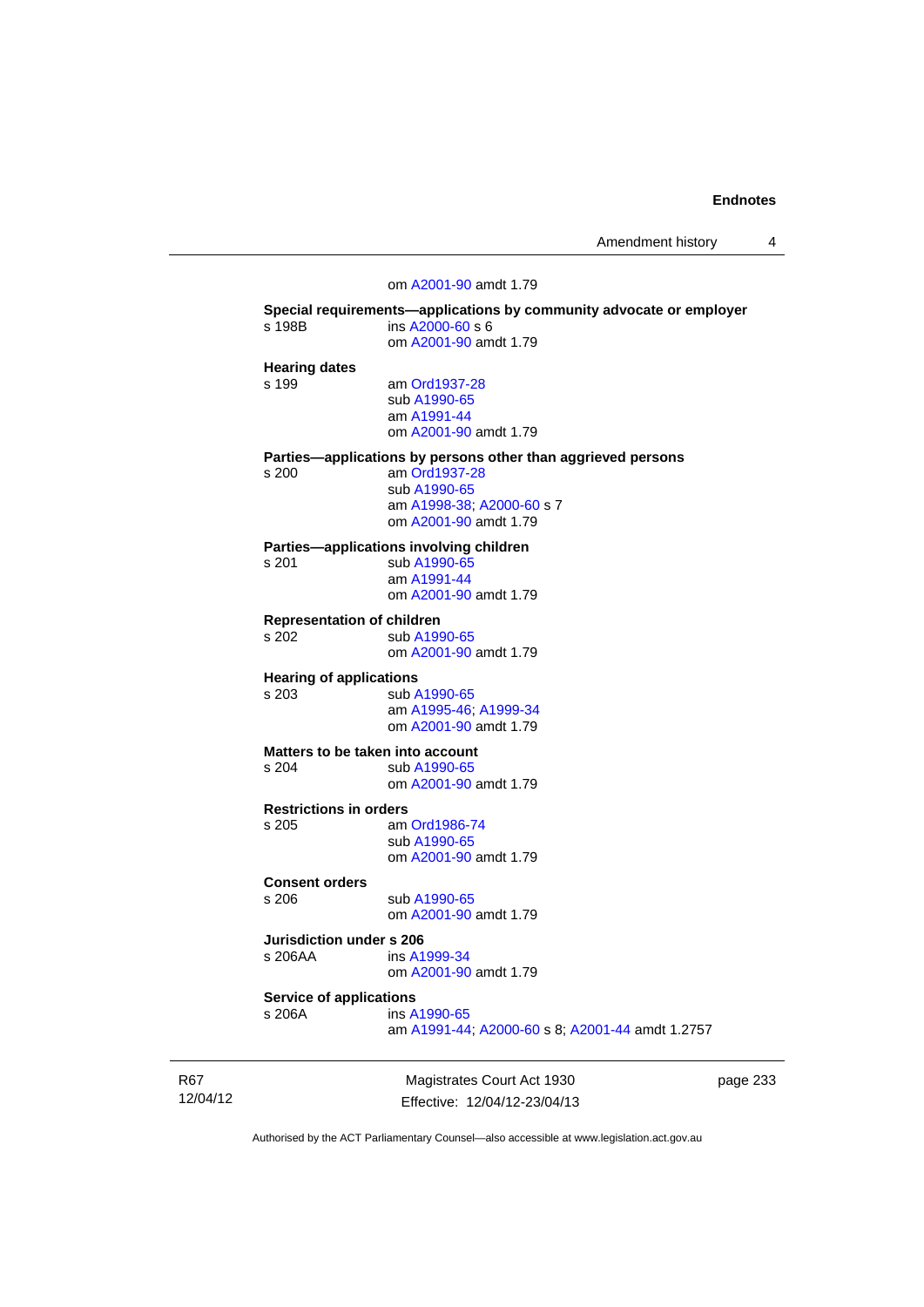om A2001-90 amdt 1.79

**Special requirements—applications by community advocate or employer**
s 198B ins A2000-60 s 6
om A2001-90 amdt 1.79

**Hearing dates**
s 199 am Ord1937-28
sub A1990-65
am A1991-44
om A2001-90 amdt 1.79

**Parties—applications by persons other than aggrieved persons**
s 200 am Ord1937-28
sub A1990-65
am A1998-38; A2000-60 s 7
om A2001-90 amdt 1.79

**Parties—applications involving children**
s 201 sub A1990-65
am A1991-44
om A2001-90 amdt 1.79

**Representation of children**
s 202 sub A1990-65
om A2001-90 amdt 1.79

**Hearing of applications**
s 203 sub A1990-65
am A1995-46; A1999-34
om A2001-90 amdt 1.79

**Matters to be taken into account**
s 204 sub A1990-65
om A2001-90 amdt 1.79

**Restrictions in orders**
s 205 am Ord1986-74
sub A1990-65
om A2001-90 amdt 1.79

**Consent orders**
s 206 sub A1990-65
om A2001-90 amdt 1.79

**Jurisdiction under s 206**
s 206AA ins A1999-34
om A2001-90 amdt 1.79

**Service of applications**
s 206A ins A1990-65
am A1991-44; A2000-60 s 8; A2001-44 amdt 1.2757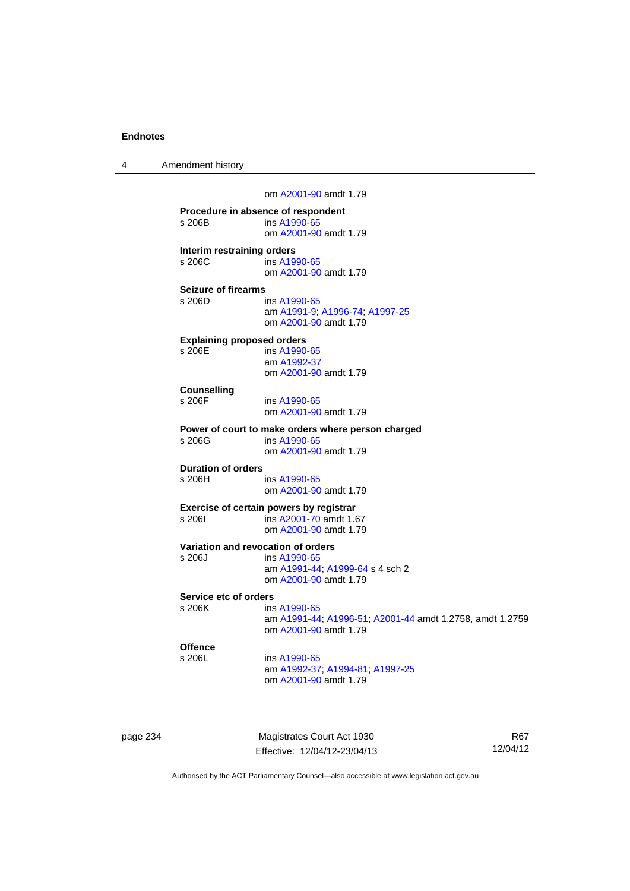om A2001-90 amdt 1.79

**Procedure in absence of respondent**
s 206B ins A1990-65
om A2001-90 amdt 1.79

**Interim restraining orders**
s 206C ins A1990-65
om A2001-90 amdt 1.79

**Seizure of firearms**
s 206D ins A1990-65
am A1991-9; A1996-74; A1997-25
om A2001-90 amdt 1.79

**Explaining proposed orders**
s 206E ins A1990-65
am A1992-37
om A2001-90 amdt 1.79

**Counselling**
s 206F ins A1990-65
om A2001-90 amdt 1.79

**Power of court to make orders where person charged**
s 206G ins A1990-65
om A2001-90 amdt 1.79

**Duration of orders**
s 206H ins A1990-65
om A2001-90 amdt 1.79

**Exercise of certain powers by registrar**
s 206I ins A2001-70 amdt 1.67
om A2001-90 amdt 1.79

**Variation and revocation of orders**
s 206J ins A1990-65
am A1991-44; A1999-64 s 4 sch 2
om A2001-90 amdt 1.79

**Service etc of orders**
s 206K ins A1990-65
am A1991-44; A1996-51; A2001-44 amdt 1.2758, amdt 1.2759
om A2001-90 amdt 1.79

**Offence**
s 206L ins A1990-65
am A1992-37; A1994-81; A1997-25
om A2001-90 amdt 1.79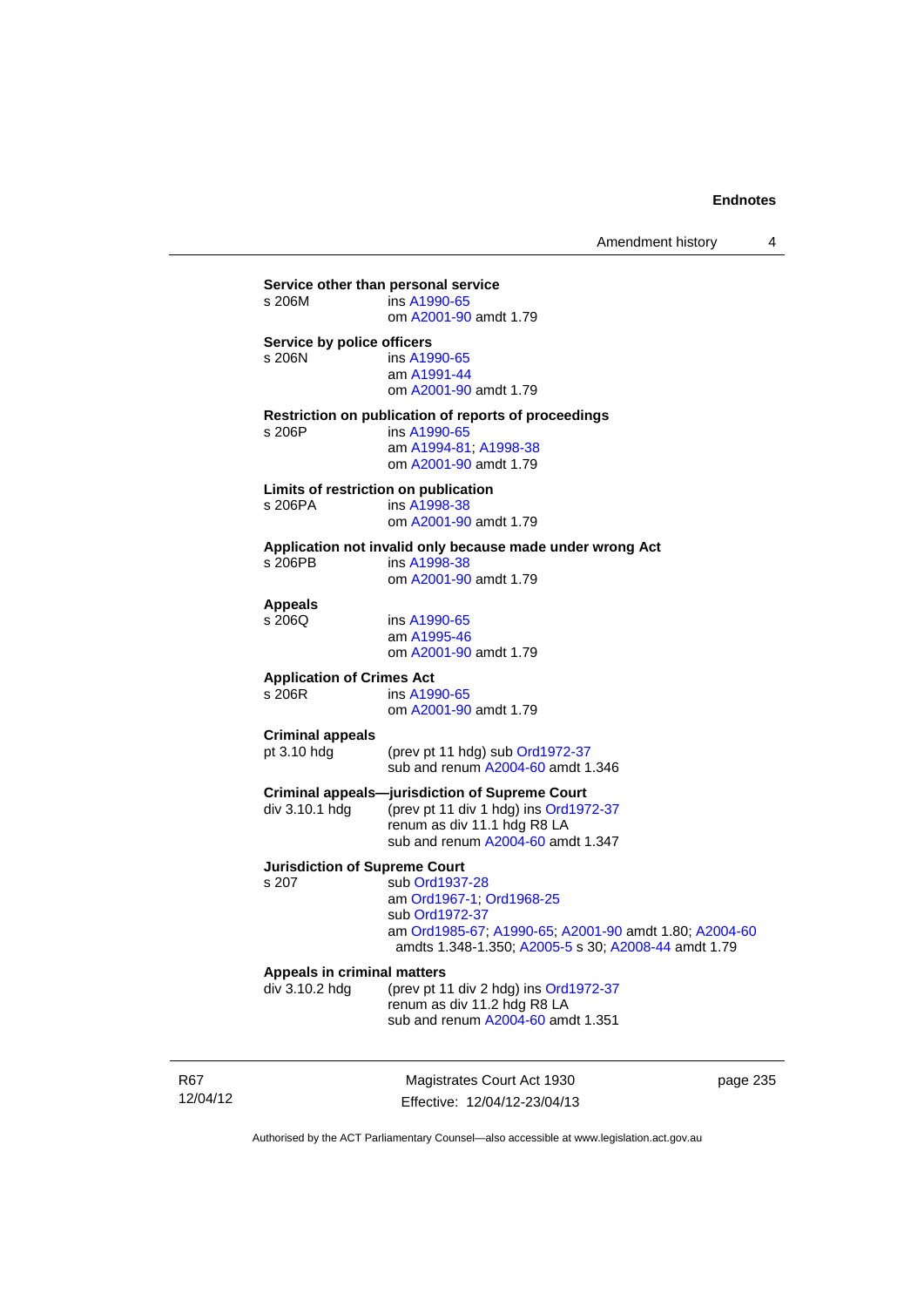**Service other than personal service**

s 206M ins A1990-65
om A2001-90 amdt 1.79

**Service by police officers**

s 206N ins A1990-65
am A1991-44
om A2001-90 amdt 1.79

**Restriction on publication of reports of proceedings**

s 206P ins A1990-65
am A1994-81; A1998-38
om A2001-90 amdt 1.79

**Limits of restriction on publication**

s 206PA ins A1998-38
om A2001-90 amdt 1.79

**Application not invalid only because made under wrong Act**

s 206PB ins A1998-38
om A2001-90 amdt 1.79

**Appeals**

s 206Q ins A1990-65
am A1995-46
om A2001-90 amdt 1.79

**Application of Crimes Act**

s 206R ins A1990-65
om A2001-90 amdt 1.79

**Criminal appeals**

pt 3.10 hdg (prev pt 11 hdg) sub Ord1972-37
sub and renum A2004-60 amdt 1.346

**Criminal appeals—jurisdiction of Supreme Court**

div 3.10.1 hdg (prev pt 11 div 1 hdg) ins Ord1972-37
renum as div 11.1 hdg R8 LA
sub and renum A2004-60 amdt 1.347

**Jurisdiction of Supreme Court**

s 207 sub Ord1937-28
am Ord1967-1; Ord1968-25
sub Ord1972-37
am Ord1985-67; A1990-65; A2001-90 amdt 1.80; A2004-60 amdts 1.348-1.350; A2005-5 s 30; A2008-44 amdt 1.79

**Appeals in criminal matters**

div 3.10.2 hdg (prev pt 11 div 2 hdg) ins Ord1972-37
renum as div 11.2 hdg R8 LA
sub and renum A2004-60 amdt 1.351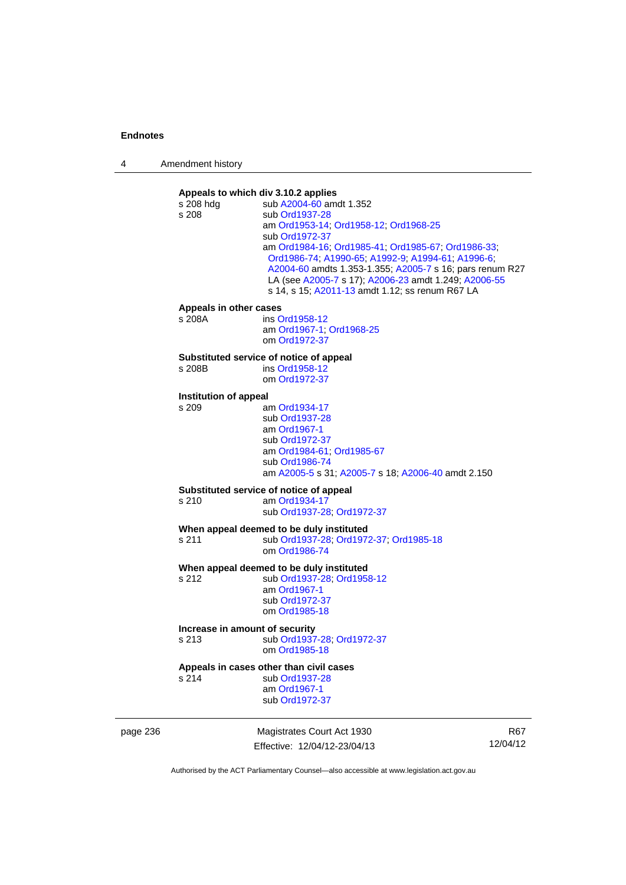**Appeals to which div 3.10.2 applies**

s 208 hdg sub A2004-60 amdt 1.352

s 208 sub Ord1937-28
am Ord1953-14; Ord1958-12; Ord1968-25
sub Ord1972-37
am Ord1984-16; Ord1985-41; Ord1985-67; Ord1986-33; Ord1986-74; A1990-65; A1992-9; A1994-61; A1996-6; A2004-60 amdts 1.353-1.355; A2005-7 s 16; pars renum R27 LA (see A2005-7 s 17); A2006-23 amdt 1.249; A2006-55 s 14, s 15; A2011-13 amdt 1.12; ss renum R67 LA

**Appeals in other cases**

s 208A ins Ord1958-12
am Ord1967-1; Ord1968-25
om Ord1972-37

**Substituted service of notice of appeal**

s 208B ins Ord1958-12
om Ord1972-37

**Institution of appeal**

s 209 am Ord1934-17
sub Ord1937-28
am Ord1967-1
sub Ord1972-37
am Ord1984-61; Ord1985-67
sub Ord1986-74
am A2005-5 s 31; A2005-7 s 18; A2006-40 amdt 2.150

**Substituted service of notice of appeal**

s 210 am Ord1934-17
sub Ord1937-28; Ord1972-37

**When appeal deemed to be duly instituted**

s 211 sub Ord1937-28; Ord1972-37; Ord1985-18
om Ord1986-74

**When appeal deemed to be duly instituted**

s 212 sub Ord1937-28; Ord1958-12
am Ord1967-1
sub Ord1972-37
om Ord1985-18

**Increase in amount of security**

s 213 sub Ord1937-28; Ord1972-37
om Ord1985-18

**Appeals in cases other than civil cases**

s 214 sub Ord1937-28
am Ord1967-1
sub Ord1972-37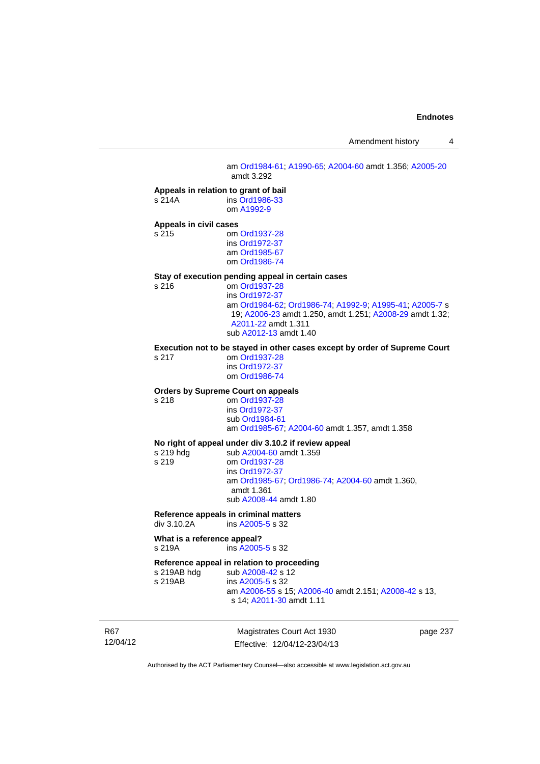am Ord1984-61; A1990-65; A2004-60 amdt 1.356; A2005-20 amdt 3.292

**Appeals in relation to grant of bail**

s 214A ins Ord1986-33
om A1992-9

**Appeals in civil cases**

s 215 om Ord1937-28
ins Ord1972-37
am Ord1985-67
om Ord1986-74

**Stay of execution pending appeal in certain cases**

s 216 om Ord1937-28
ins Ord1972-37
am Ord1984-62; Ord1986-74; A1992-9; A1995-41; A2005-7 s 19; A2006-23 amdt 1.250, amdt 1.251; A2008-29 amdt 1.32; A2011-22 amdt 1.311
sub A2012-13 amdt 1.40

**Execution not to be stayed in other cases except by order of Supreme Court**

s 217 om Ord1937-28
ins Ord1972-37
om Ord1986-74

**Orders by Supreme Court on appeals**

s 218 om Ord1937-28
ins Ord1972-37
sub Ord1984-61
am Ord1985-67; A2004-60 amdt 1.357, amdt 1.358

**No right of appeal under div 3.10.2 if review appeal**

s 219 hdg sub A2004-60 amdt 1.359
s 219 om Ord1937-28
ins Ord1972-37
am Ord1985-67; Ord1986-74; A2004-60 amdt 1.360, amdt 1.361
sub A2008-44 amdt 1.80

**Reference appeals in criminal matters**

div 3.10.2A ins A2005-5 s 32

**What is a reference appeal?**

s 219A ins A2005-5 s 32

**Reference appeal in relation to proceeding**

s 219AB hdg sub A2008-42 s 12
s 219AB ins A2005-5 s 32
am A2006-55 s 15; A2006-40 amdt 2.151; A2008-42 s 13, s 14; A2011-30 amdt 1.11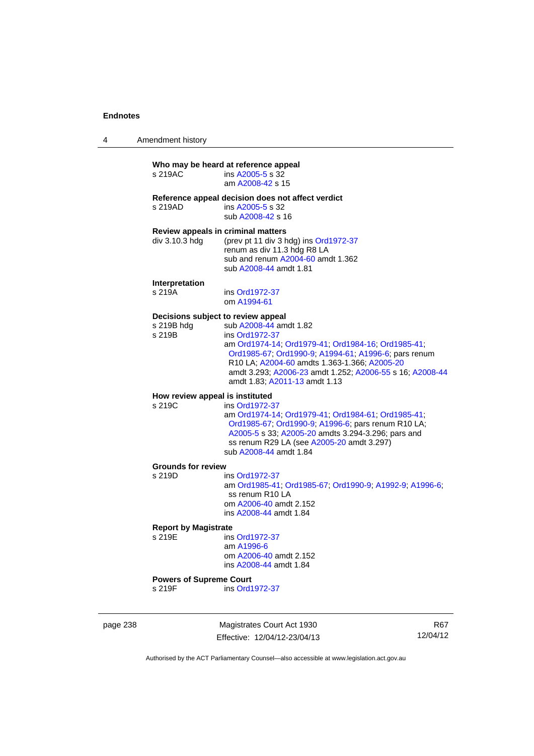**Who may be heard at reference appeal**

s 219AC — ins A2005-5 s 32
am A2008-42 s 15

**Reference appeal decision does not affect verdict**

s 219AD — ins A2005-5 s 32
sub A2008-42 s 16

**Review appeals in criminal matters**

div 3.10.3 hdg — (prev pt 11 div 3 hdg) ins Ord1972-37
renum as div 11.3 hdg R8 LA
sub and renum A2004-60 amdt 1.362
sub A2008-44 amdt 1.81

**Interpretation**

s 219A — ins Ord1972-37
om A1994-61

**Decisions subject to review appeal**

s 219B hdg — sub A2008-44 amdt 1.82

s 219B — ins Ord1972-37
am Ord1974-14; Ord1979-41; Ord1984-16; Ord1985-41; Ord1985-67; Ord1990-9; A1994-61; A1996-6; pars renum R10 LA; A2004-60 amdts 1.363-1.366; A2005-20 amdt 3.293; A2006-23 amdt 1.252; A2006-55 s 16; A2008-44 amdt 1.83; A2011-13 amdt 1.13

**How review appeal is instituted**

s 219C — ins Ord1972-37
am Ord1974-14; Ord1979-41; Ord1984-61; Ord1985-41; Ord1985-67; Ord1990-9; A1996-6; pars renum R10 LA; A2005-5 s 33; A2005-20 amdts 3.294-3.296; pars and ss renum R29 LA (see A2005-20 amdt 3.297)
sub A2008-44 amdt 1.84

**Grounds for review**

s 219D — ins Ord1972-37
am Ord1985-41; Ord1985-67; Ord1990-9; A1992-9; A1996-6; ss renum R10 LA
om A2006-40 amdt 2.152
ins A2008-44 amdt 1.84

**Report by Magistrate**

s 219E — ins Ord1972-37
am A1996-6
om A2006-40 amdt 2.152
ins A2008-44 amdt 1.84

**Powers of Supreme Court**

s 219F — ins Ord1972-37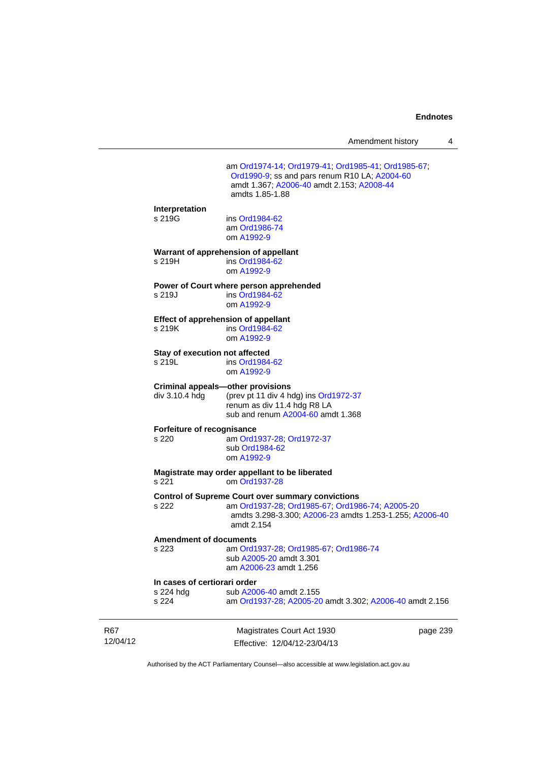am Ord1974-14; Ord1979-41; Ord1985-41; Ord1985-67; Ord1990-9; ss and pars renum R10 LA; A2004-60 amdt 1.367; A2006-40 amdt 2.153; A2008-44 amdts 1.85-1.88

**Interpretation**

s 219G ins Ord1984-62
am Ord1986-74
om A1992-9

**Warrant of apprehension of appellant**

s 219H ins Ord1984-62
om A1992-9

**Power of Court where person apprehended**

s 219J ins Ord1984-62
om A1992-9

**Effect of apprehension of appellant**

s 219K ins Ord1984-62
om A1992-9

**Stay of execution not affected**

s 219L ins Ord1984-62
om A1992-9

**Criminal appeals—other provisions**

div 3.10.4 hdg (prev pt 11 div 4 hdg) ins Ord1972-37
renum as div 11.4 hdg R8 LA
sub and renum A2004-60 amdt 1.368

**Forfeiture of recognisance**

s 220 am Ord1937-28; Ord1972-37
sub Ord1984-62
om A1992-9

**Magistrate may order appellant to be liberated**

s 221 om Ord1937-28

**Control of Supreme Court over summary convictions**

s 222 am Ord1937-28; Ord1985-67; Ord1986-74; A2005-20 amdts 3.298-3.300; A2006-23 amdts 1.253-1.255; A2006-40 amdt 2.154

**Amendment of documents**

s 223 am Ord1937-28; Ord1985-67; Ord1986-74
sub A2005-20 amdt 3.301
am A2006-23 amdt 1.256

**In cases of certiorari order**

s 224 hdg sub A2006-40 amdt 2.155
s 224 am Ord1937-28; A2005-20 amdt 3.302; A2006-40 amdt 2.156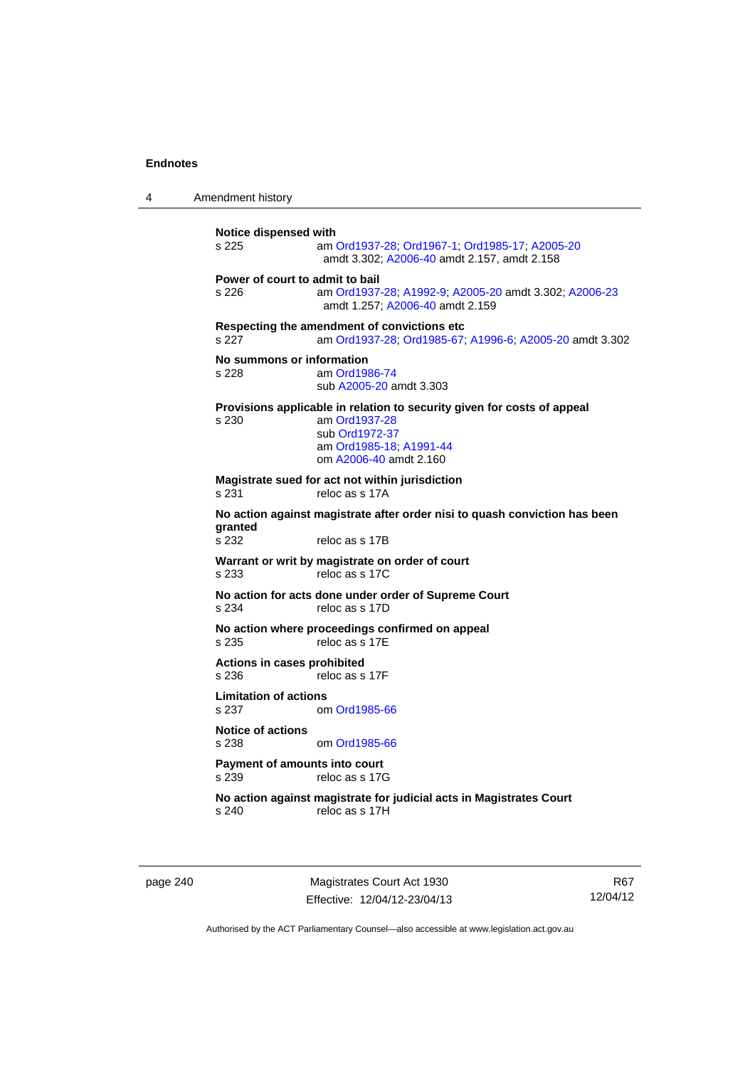**Notice dispensed with**
s 225 am Ord1937-28; Ord1967-1; Ord1985-17; A2005-20 amdt 3.302; A2006-40 amdt 2.157, amdt 2.158

**Power of court to admit to bail**
s 226 am Ord1937-28; A1992-9; A2005-20 amdt 3.302; A2006-23 amdt 1.257; A2006-40 amdt 2.159

**Respecting the amendment of convictions etc**
s 227 am Ord1937-28; Ord1985-67; A1996-6; A2005-20 amdt 3.302

**No summons or information**
s 228 am Ord1986-74
sub A2005-20 amdt 3.303

**Provisions applicable in relation to security given for costs of appeal**
s 230 am Ord1937-28
sub Ord1972-37
am Ord1985-18; A1991-44
om A2006-40 amdt 2.160

**Magistrate sued for act not within jurisdiction**
s 231 reloc as s 17A

**No action against magistrate after order nisi to quash conviction has been granted**
s 232 reloc as s 17B

**Warrant or writ by magistrate on order of court**
s 233 reloc as s 17C

**No action for acts done under order of Supreme Court**
s 234 reloc as s 17D

**No action where proceedings confirmed on appeal**
s 235 reloc as s 17E

**Actions in cases prohibited**
s 236 reloc as s 17F

**Limitation of actions**
s 237 om Ord1985-66

**Notice of actions**
s 238 om Ord1985-66

**Payment of amounts into court**
s 239 reloc as s 17G

**No action against magistrate for judicial acts in Magistrates Court**
s 240 reloc as s 17H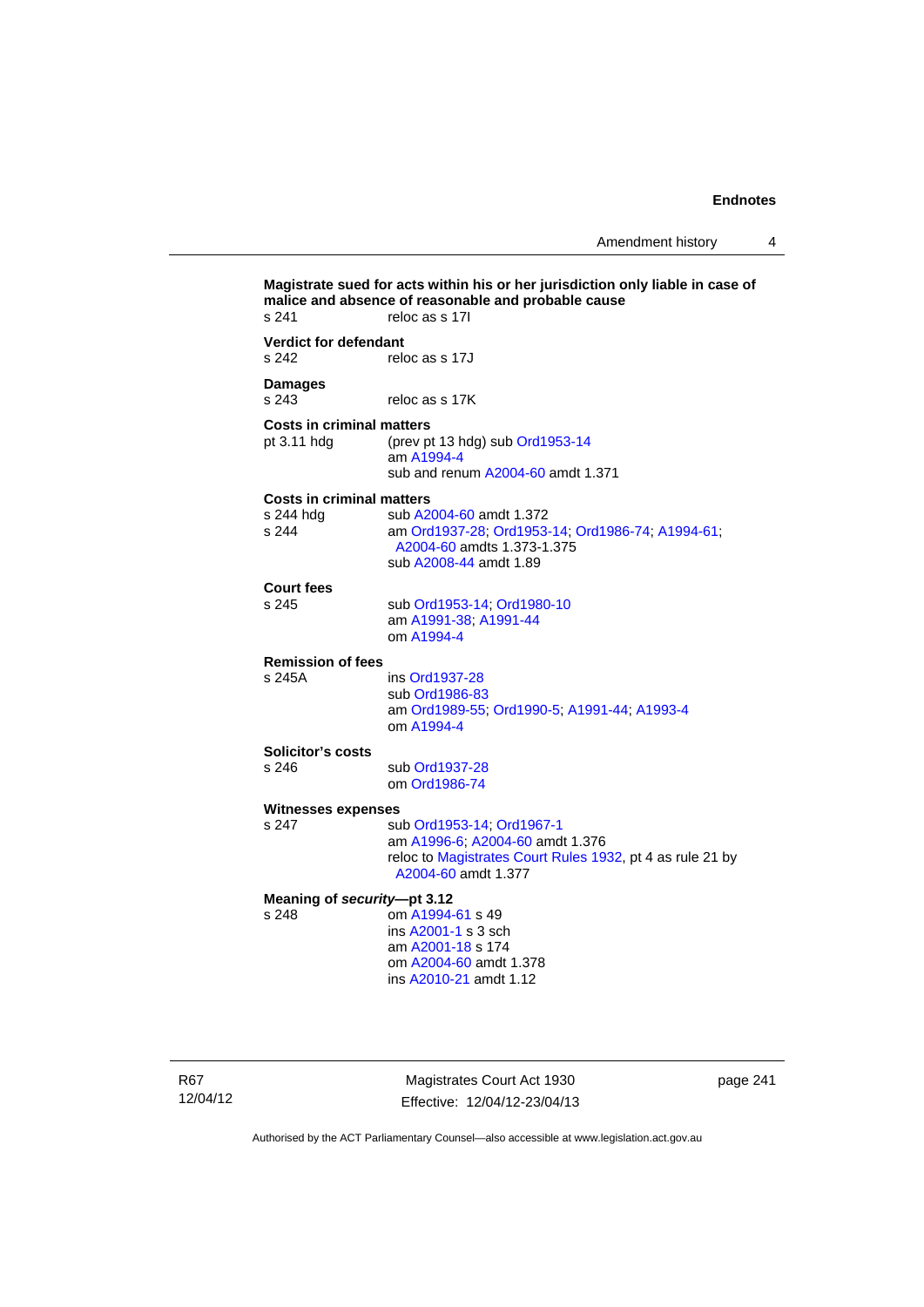**Magistrate sued for acts within his or her jurisdiction only liable in case of malice and absence of reasonable and probable cause**

s 241 reloc as s 17I

**Verdict for defendant**

s 242 reloc as s 17J

**Damages**

s 243 reloc as s 17K

**Costs in criminal matters**

pt 3.11 hdg (prev pt 13 hdg) sub Ord1953-14
am A1994-4
sub and renum A2004-60 amdt 1.371

**Costs in criminal matters**

s 244 hdg sub A2004-60 amdt 1.372
s 244 am Ord1937-28; Ord1953-14; Ord1986-74; A1994-61; A2004-60 amdts 1.373-1.375
sub A2008-44 amdt 1.89

**Court fees**

s 245 sub Ord1953-14; Ord1980-10
am A1991-38; A1991-44
om A1994-4

**Remission of fees**

s 245A ins Ord1937-28
sub Ord1986-83
am Ord1989-55; Ord1990-5; A1991-44; A1993-4
om A1994-4

**Solicitor's costs**

s 246 sub Ord1937-28
om Ord1986-74

**Witnesses expenses**

s 247 sub Ord1953-14; Ord1967-1
am A1996-6; A2004-60 amdt 1.376
reloc to Magistrates Court Rules 1932, pt 4 as rule 21 by A2004-60 amdt 1.377

**Meaning of *security*—pt 3.12**

s 248 om A1994-61 s 49
ins A2001-1 s 3 sch
am A2001-18 s 174
om A2004-60 amdt 1.378
ins A2010-21 amdt 1.12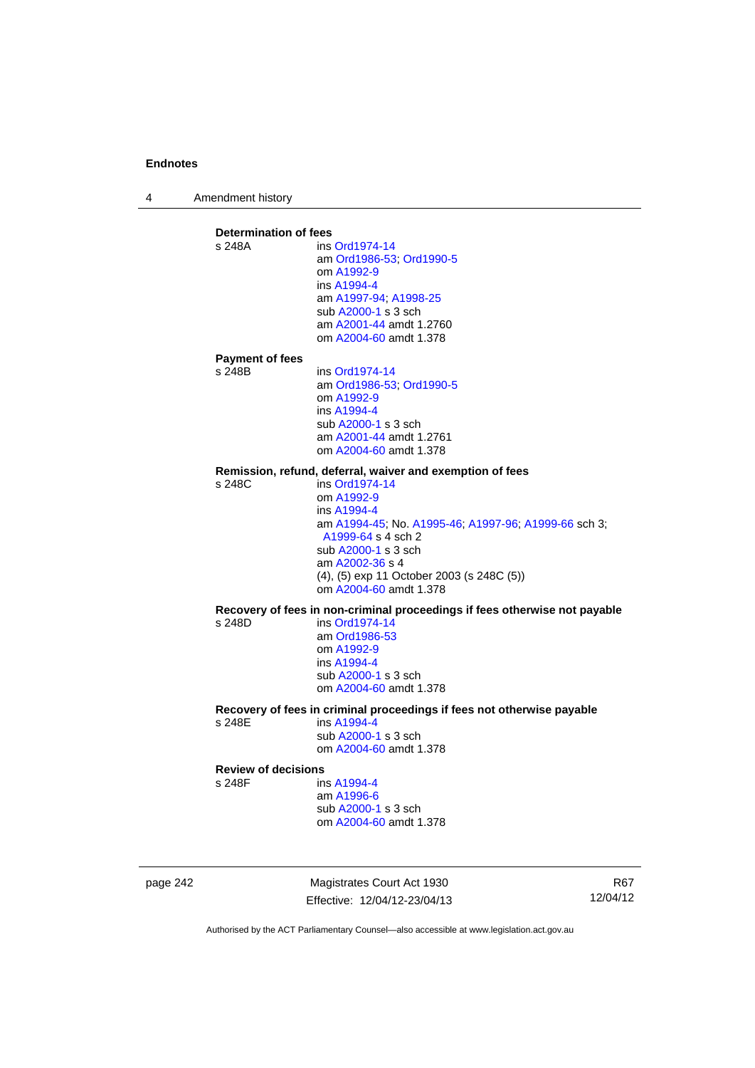**Determination of fees**

s 248A
ins Ord1974-14
am Ord1986-53; Ord1990-5
om A1992-9
ins A1994-4
am A1997-94; A1998-25
sub A2000-1 s 3 sch
am A2001-44 amdt 1.2760
om A2004-60 amdt 1.378

**Payment of fees**

s 248B
ins Ord1974-14
am Ord1986-53; Ord1990-5
om A1992-9
ins A1994-4
sub A2000-1 s 3 sch
am A2001-44 amdt 1.2761
om A2004-60 amdt 1.378

**Remission, refund, deferral, waiver and exemption of fees**

s 248C
ins Ord1974-14
om A1992-9
ins A1994-4
am A1994-45; No. A1995-46; A1997-96; A1999-66 sch 3; A1999-64 s 4 sch 2
sub A2000-1 s 3 sch
am A2002-36 s 4
(4), (5) exp 11 October 2003 (s 248C (5))
om A2004-60 amdt 1.378

**Recovery of fees in non-criminal proceedings if fees otherwise not payable**

s 248D
ins Ord1974-14
am Ord1986-53
om A1992-9
ins A1994-4
sub A2000-1 s 3 sch
om A2004-60 amdt 1.378

**Recovery of fees in criminal proceedings if fees not otherwise payable**

s 248E
ins A1994-4
sub A2000-1 s 3 sch
om A2004-60 amdt 1.378

**Review of decisions**

s 248F
ins A1994-4
am A1996-6
sub A2000-1 s 3 sch
om A2004-60 amdt 1.378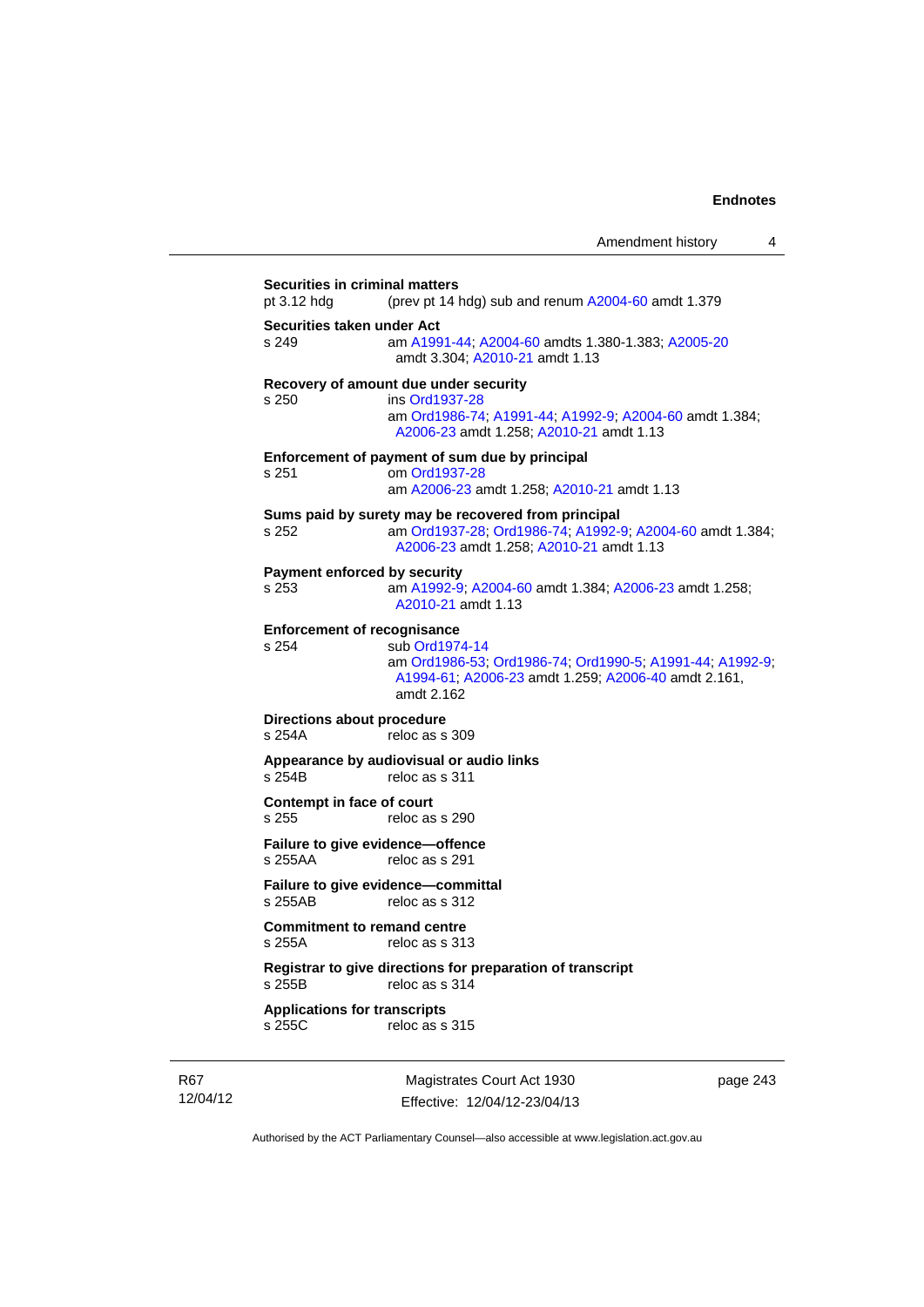**Securities in criminal matters**
pt 3.12 hdg (prev pt 14 hdg) sub and renum A2004-60 amdt 1.379

**Securities taken under Act**
s 249 am A1991-44; A2004-60 amdts 1.380-1.383; A2005-20 amdt 3.304; A2010-21 amdt 1.13

**Recovery of amount due under security**
s 250 ins Ord1937-28
am Ord1986-74; A1991-44; A1992-9; A2004-60 amdt 1.384; A2006-23 amdt 1.258; A2010-21 amdt 1.13

**Enforcement of payment of sum due by principal**
s 251 om Ord1937-28
am A2006-23 amdt 1.258; A2010-21 amdt 1.13

**Sums paid by surety may be recovered from principal**
s 252 am Ord1937-28; Ord1986-74; A1992-9; A2004-60 amdt 1.384; A2006-23 amdt 1.258; A2010-21 amdt 1.13

**Payment enforced by security**
s 253 am A1992-9; A2004-60 amdt 1.384; A2006-23 amdt 1.258; A2010-21 amdt 1.13

**Enforcement of recognisance**
s 254 sub Ord1974-14
am Ord1986-53; Ord1986-74; Ord1990-5; A1991-44; A1992-9; A1994-61; A2006-23 amdt 1.259; A2006-40 amdt 2.161, amdt 2.162

**Directions about procedure**
s 254A reloc as s 309

**Appearance by audiovisual or audio links**
s 254B reloc as s 311

**Contempt in face of court**
s 255 reloc as s 290

**Failure to give evidence—offence**
s 255AA reloc as s 291

**Failure to give evidence—committal**
s 255AB reloc as s 312

**Commitment to remand centre**
s 255A reloc as s 313

**Registrar to give directions for preparation of transcript**
s 255B reloc as s 314

**Applications for transcripts**
s 255C reloc as s 315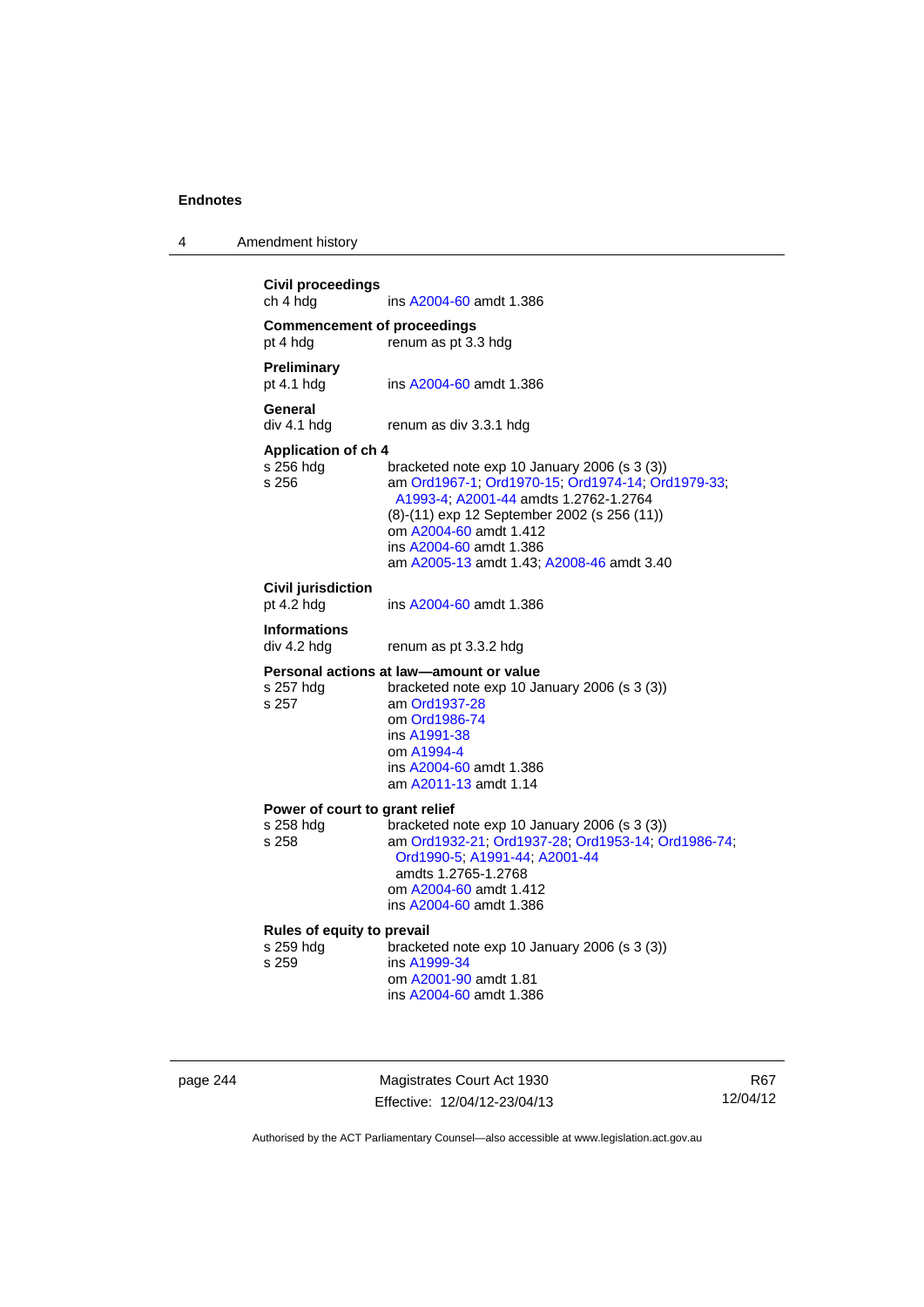**Civil proceedings**
ch 4 hdg — ins A2004-60 amdt 1.386

**Commencement of proceedings**
pt 4 hdg — renum as pt 3.3 hdg

**Preliminary**
pt 4.1 hdg — ins A2004-60 amdt 1.386

**General**
div 4.1 hdg — renum as div 3.3.1 hdg

**Application of ch 4**
s 256 hdg — bracketed note exp 10 January 2006 (s 3 (3))
s 256 — am Ord1967-1; Ord1970-15; Ord1974-14; Ord1979-33; A1993-4; A2001-44 amdts 1.2762-1.2764
(8)-(11) exp 12 September 2002 (s 256 (11))
om A2004-60 amdt 1.412
ins A2004-60 amdt 1.386
am A2005-13 amdt 1.43; A2008-46 amdt 3.40

**Civil jurisdiction**
pt 4.2 hdg — ins A2004-60 amdt 1.386

**Informations**
div 4.2 hdg — renum as pt 3.3.2 hdg

**Personal actions at law—amount or value**
s 257 hdg — bracketed note exp 10 January 2006 (s 3 (3))
s 257 — am Ord1937-28
om Ord1986-74
ins A1991-38
om A1994-4
ins A2004-60 amdt 1.386
am A2011-13 amdt 1.14

**Power of court to grant relief**
s 258 hdg — bracketed note exp 10 January 2006 (s 3 (3))
s 258 — am Ord1932-21; Ord1937-28; Ord1953-14; Ord1986-74; Ord1990-5; A1991-44; A2001-44 amdts 1.2765-1.2768
om A2004-60 amdt 1.412
ins A2004-60 amdt 1.386

**Rules of equity to prevail**
s 259 hdg — bracketed note exp 10 January 2006 (s 3 (3))
s 259 — ins A1999-34
om A2001-90 amdt 1.81
ins A2004-60 amdt 1.386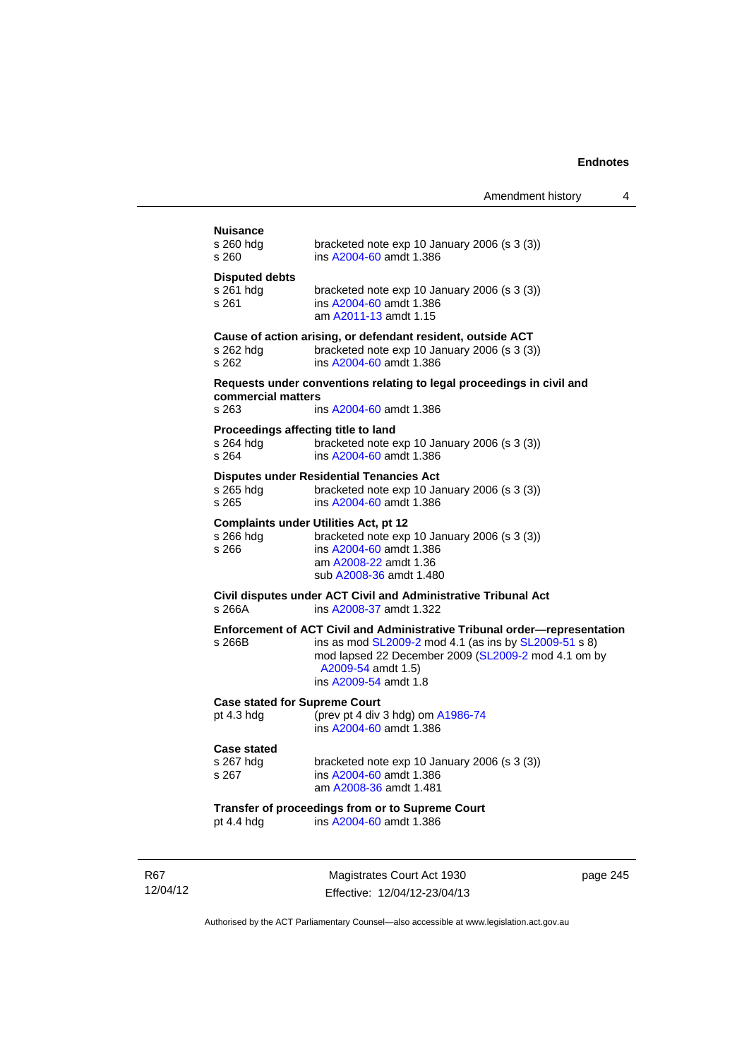**Nuisance**

s 260 hdg bracketed note exp 10 January 2006 (s 3 (3))
s 260 ins A2004-60 amdt 1.386

**Disputed debts**

s 261 hdg bracketed note exp 10 January 2006 (s 3 (3))
s 261 ins A2004-60 amdt 1.386
am A2011-13 amdt 1.15

**Cause of action arising, or defendant resident, outside ACT**

s 262 hdg bracketed note exp 10 January 2006 (s 3 (3))
s 262 ins A2004-60 amdt 1.386

**Requests under conventions relating to legal proceedings in civil and commercial matters**

s 263 ins A2004-60 amdt 1.386

**Proceedings affecting title to land**

s 264 hdg bracketed note exp 10 January 2006 (s 3 (3))
s 264 ins A2004-60 amdt 1.386

**Disputes under Residential Tenancies Act**

s 265 hdg bracketed note exp 10 January 2006 (s 3 (3))
s 265 ins A2004-60 amdt 1.386

**Complaints under Utilities Act, pt 12**

s 266 hdg bracketed note exp 10 January 2006 (s 3 (3))
s 266 ins A2004-60 amdt 1.386
am A2008-22 amdt 1.36
sub A2008-36 amdt 1.480

**Civil disputes under ACT Civil and Administrative Tribunal Act**

s 266A ins A2008-37 amdt 1.322

**Enforcement of ACT Civil and Administrative Tribunal order—representation**

s 266B ins as mod SL2009-2 mod 4.1 (as ins by SL2009-51 s 8)
mod lapsed 22 December 2009 (SL2009-2 mod 4.1 om by A2009-54 amdt 1.5)
ins A2009-54 amdt 1.8

**Case stated for Supreme Court**

pt 4.3 hdg (prev pt 4 div 3 hdg) om A1986-74
ins A2004-60 amdt 1.386

**Case stated**

s 267 hdg bracketed note exp 10 January 2006 (s 3 (3))
s 267 ins A2004-60 amdt 1.386
am A2008-36 amdt 1.481

**Transfer of proceedings from or to Supreme Court**

pt 4.4 hdg ins A2004-60 amdt 1.386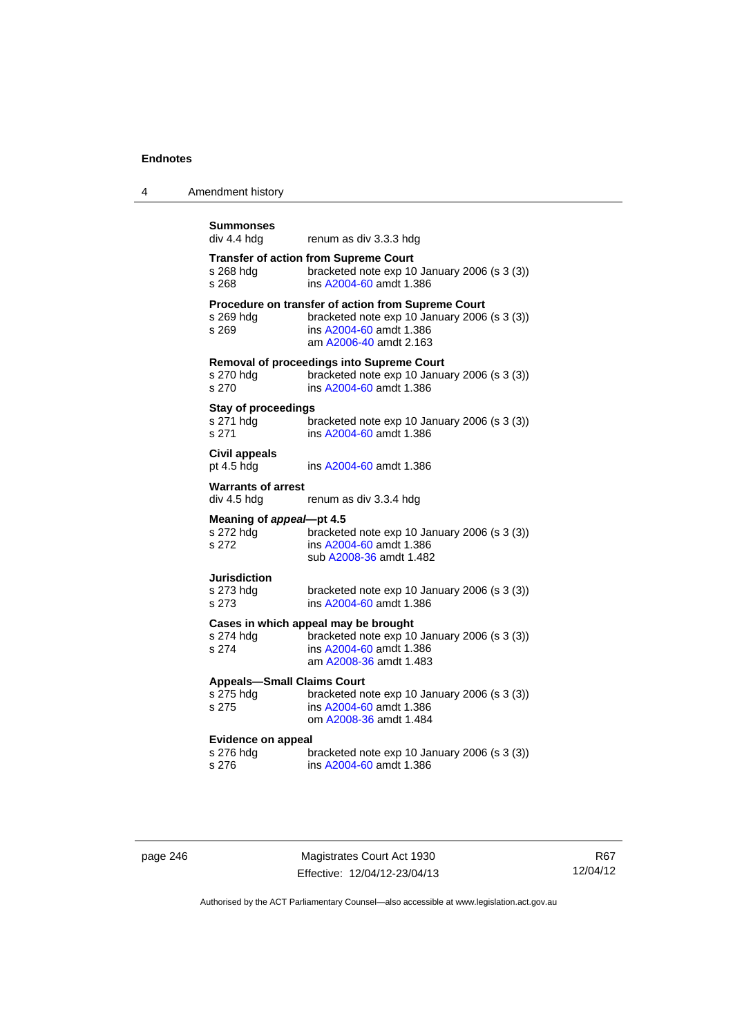**Summonses**
div 4.4 hdg renum as div 3.3.3 hdg

**Transfer of action from Supreme Court**
s 268 hdg bracketed note exp 10 January 2006 (s 3 (3))
s 268 ins A2004-60 amdt 1.386

**Procedure on transfer of action from Supreme Court**
s 269 hdg bracketed note exp 10 January 2006 (s 3 (3))
s 269 ins A2004-60 amdt 1.386
am A2006-40 amdt 2.163

**Removal of proceedings into Supreme Court**
s 270 hdg bracketed note exp 10 January 2006 (s 3 (3))
s 270 ins A2004-60 amdt 1.386

**Stay of proceedings**
s 271 hdg bracketed note exp 10 January 2006 (s 3 (3))
s 271 ins A2004-60 amdt 1.386

**Civil appeals**
pt 4.5 hdg ins A2004-60 amdt 1.386

**Warrants of arrest**
div 4.5 hdg renum as div 3.3.4 hdg

**Meaning of *appeal*—pt 4.5**
s 272 hdg bracketed note exp 10 January 2006 (s 3 (3))
s 272 ins A2004-60 amdt 1.386
sub A2008-36 amdt 1.482

**Jurisdiction**
s 273 hdg bracketed note exp 10 January 2006 (s 3 (3))
s 273 ins A2004-60 amdt 1.386

**Cases in which appeal may be brought**
s 274 hdg bracketed note exp 10 January 2006 (s 3 (3))
s 274 ins A2004-60 amdt 1.386
am A2008-36 amdt 1.483

**Appeals—Small Claims Court**
s 275 hdg bracketed note exp 10 January 2006 (s 3 (3))
s 275 ins A2004-60 amdt 1.386
om A2008-36 amdt 1.484

**Evidence on appeal**
s 276 hdg bracketed note exp 10 January 2006 (s 3 (3))
s 276 ins A2004-60 amdt 1.386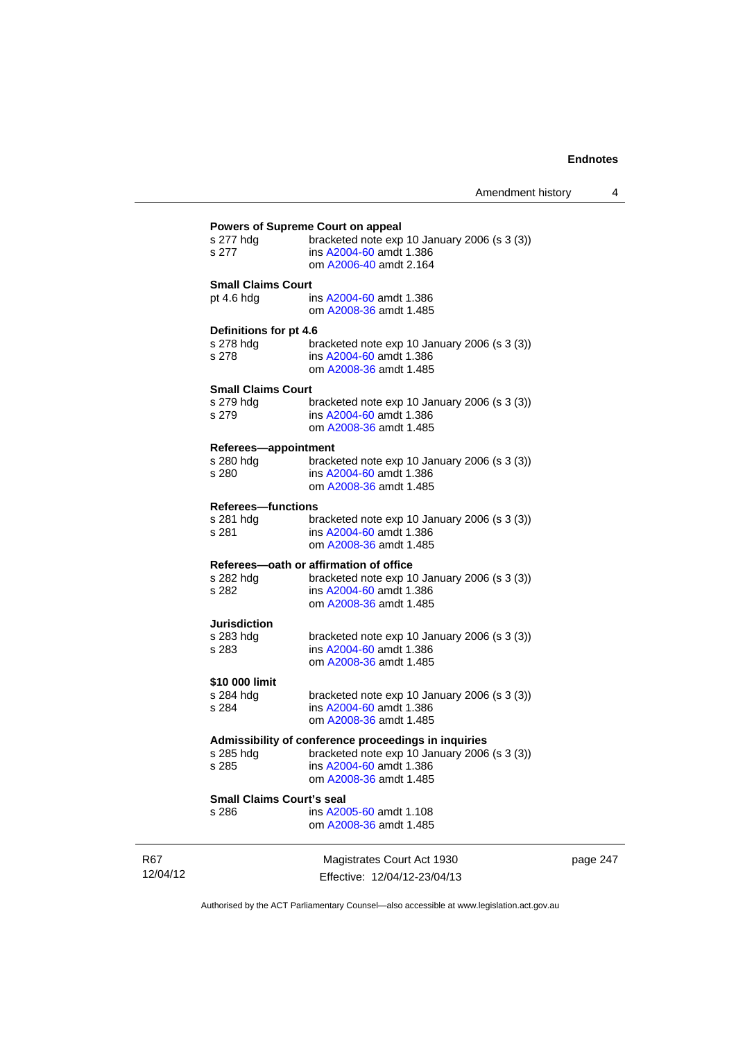**Powers of Supreme Court on appeal**

s 277 hdg bracketed note exp 10 January 2006 (s 3 (3))
s 277 ins A2004-60 amdt 1.386
om A2006-40 amdt 2.164

**Small Claims Court**

pt 4.6 hdg ins A2004-60 amdt 1.386
om A2008-36 amdt 1.485

**Definitions for pt 4.6**

s 278 hdg bracketed note exp 10 January 2006 (s 3 (3))
s 278 ins A2004-60 amdt 1.386
om A2008-36 amdt 1.485

**Small Claims Court**

s 279 hdg bracketed note exp 10 January 2006 (s 3 (3))
s 279 ins A2004-60 amdt 1.386
om A2008-36 amdt 1.485

**Referees—appointment**

s 280 hdg bracketed note exp 10 January 2006 (s 3 (3))
s 280 ins A2004-60 amdt 1.386
om A2008-36 amdt 1.485

**Referees—functions**

s 281 hdg bracketed note exp 10 January 2006 (s 3 (3))
s 281 ins A2004-60 amdt 1.386
om A2008-36 amdt 1.485

**Referees—oath or affirmation of office**

s 282 hdg bracketed note exp 10 January 2006 (s 3 (3))
s 282 ins A2004-60 amdt 1.386
om A2008-36 amdt 1.485

**Jurisdiction**

s 283 hdg bracketed note exp 10 January 2006 (s 3 (3))
s 283 ins A2004-60 amdt 1.386
om A2008-36 amdt 1.485

**$10 000 limit**

s 284 hdg bracketed note exp 10 January 2006 (s 3 (3))
s 284 ins A2004-60 amdt 1.386
om A2008-36 amdt 1.485

**Admissibility of conference proceedings in inquiries**

s 285 hdg bracketed note exp 10 January 2006 (s 3 (3))
s 285 ins A2004-60 amdt 1.386
om A2008-36 amdt 1.485

**Small Claims Court's seal**

s 286 ins A2005-60 amdt 1.108
om A2008-36 amdt 1.485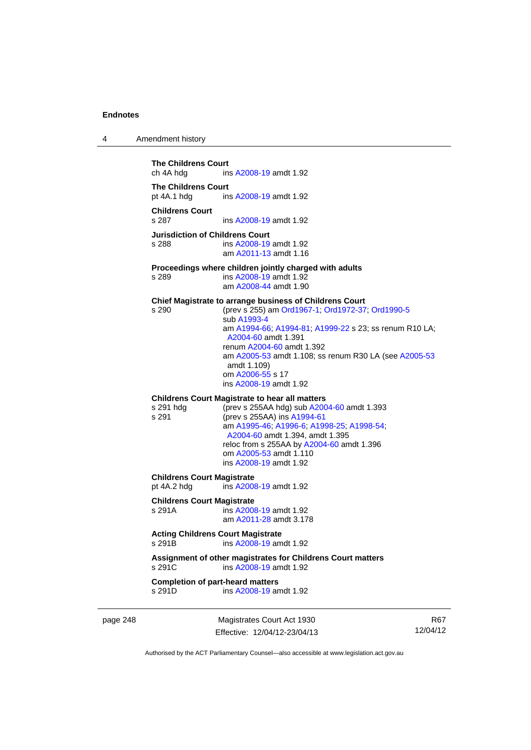**The Childrens Court**
ch 4A hdg ins A2008-19 amdt 1.92

**The Childrens Court**
pt 4A.1 hdg ins A2008-19 amdt 1.92

**Childrens Court**
s 287 ins A2008-19 amdt 1.92

**Jurisdiction of Childrens Court**
s 288 ins A2008-19 amdt 1.92
am A2011-13 amdt 1.16

**Proceedings where children jointly charged with adults**
s 289 ins A2008-19 amdt 1.92
am A2008-44 amdt 1.90

**Chief Magistrate to arrange business of Childrens Court**
s 290 (prev s 255) am Ord1967-1; Ord1972-37; Ord1990-5
sub A1993-4
am A1994-66; A1994-81; A1999-22 s 23; ss renum R10 LA; A2004-60 amdt 1.391
renum A2004-60 amdt 1.392
am A2005-53 amdt 1.108; ss renum R30 LA (see A2005-53 amdt 1.109)
om A2006-55 s 17
ins A2008-19 amdt 1.92

**Childrens Court Magistrate to hear all matters**
s 291 hdg (prev s 255AA hdg) sub A2004-60 amdt 1.393
s 291 (prev s 255AA) ins A1994-61
am A1995-46; A1996-6; A1998-25; A1998-54; A2004-60 amdt 1.394, amdt 1.395
reloc from s 255AA by A2004-60 amdt 1.396
om A2005-53 amdt 1.110
ins A2008-19 amdt 1.92

**Childrens Court Magistrate**
pt 4A.2 hdg ins A2008-19 amdt 1.92

**Childrens Court Magistrate**
s 291A ins A2008-19 amdt 1.92
am A2011-28 amdt 3.178

**Acting Childrens Court Magistrate**
s 291B ins A2008-19 amdt 1.92

**Assignment of other magistrates for Childrens Court matters**
s 291C ins A2008-19 amdt 1.92

**Completion of part-heard matters**
s 291D ins A2008-19 amdt 1.92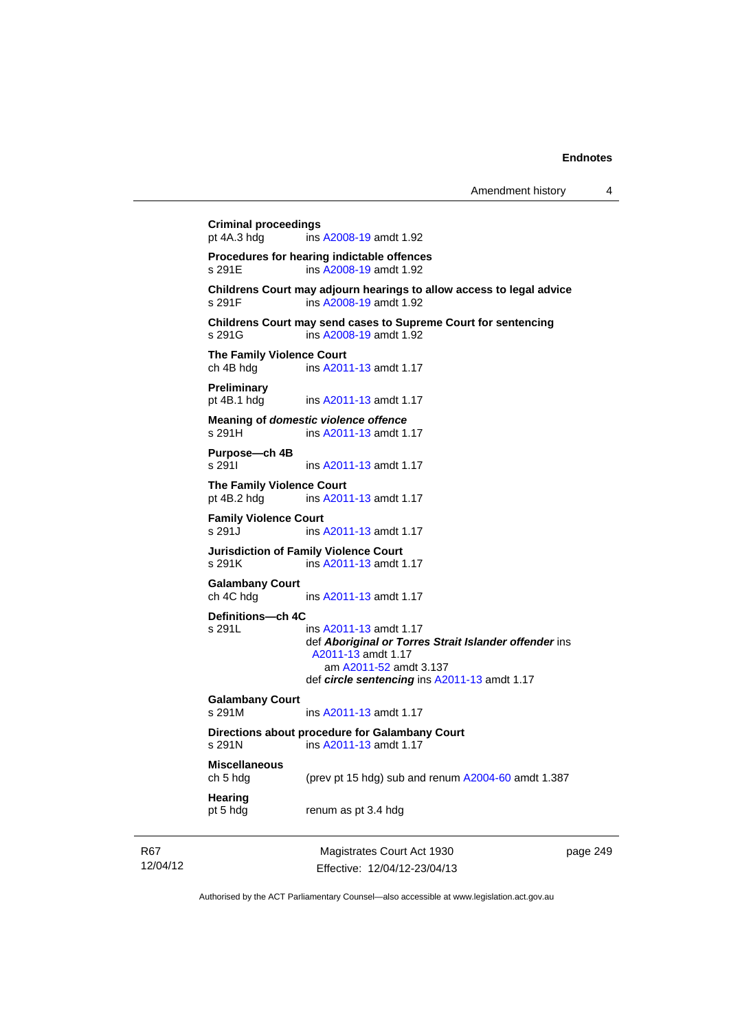**Criminal proceedings**
pt 4A.3 hdg ins A2008-19 amdt 1.92

**Procedures for hearing indictable offences**
s 291E ins A2008-19 amdt 1.92

**Childrens Court may adjourn hearings to allow access to legal advice**
s 291F ins A2008-19 amdt 1.92

**Childrens Court may send cases to Supreme Court for sentencing**
s 291G ins A2008-19 amdt 1.92

**The Family Violence Court**
ch 4B hdg ins A2011-13 amdt 1.17

**Preliminary**
pt 4B.1 hdg ins A2011-13 amdt 1.17

**Meaning of *domestic violence offence***
s 291H ins A2011-13 amdt 1.17

**Purpose—ch 4B**
s 291I ins A2011-13 amdt 1.17

**The Family Violence Court**
pt 4B.2 hdg ins A2011-13 amdt 1.17

**Family Violence Court**
s 291J ins A2011-13 amdt 1.17

**Jurisdiction of Family Violence Court**
s 291K ins A2011-13 amdt 1.17

**Galambany Court**
ch 4C hdg ins A2011-13 amdt 1.17

**Definitions—ch 4C**
s 291L ins A2011-13 amdt 1.17
def ***Aboriginal or Torres Strait Islander offender*** ins A2011-13 amdt 1.17
am A2011-52 amdt 3.137
def ***circle sentencing*** ins A2011-13 amdt 1.17

**Galambany Court**
s 291M ins A2011-13 amdt 1.17

**Directions about procedure for Galambany Court**
s 291N ins A2011-13 amdt 1.17

**Miscellaneous**
ch 5 hdg (prev pt 15 hdg) sub and renum A2004-60 amdt 1.387

**Hearing**
pt 5 hdg renum as pt 3.4 hdg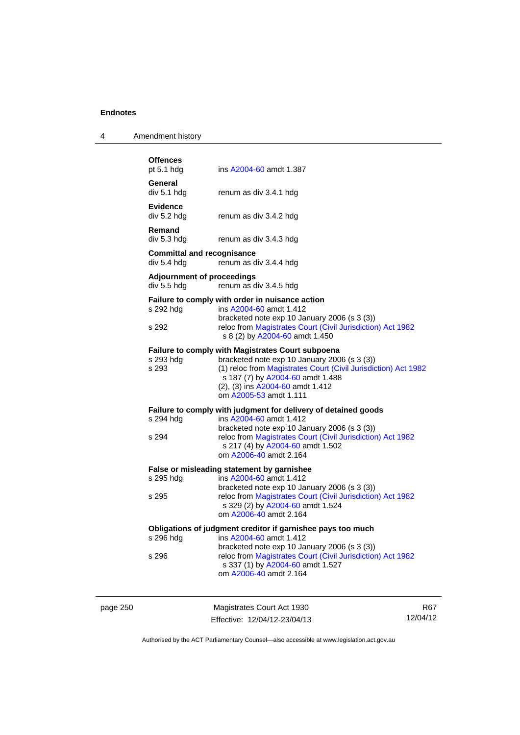**Offences**
pt 5.1 hdg ins A2004-60 amdt 1.387

**General**
div 5.1 hdg renum as div 3.4.1 hdg

**Evidence**
div 5.2 hdg renum as div 3.4.2 hdg

**Remand**
div 5.3 hdg renum as div 3.4.3 hdg

**Committal and recognisance**
div 5.4 hdg renum as div 3.4.4 hdg

**Adjournment of proceedings**
div 5.5 hdg renum as div 3.4.5 hdg

**Failure to comply with order in nuisance action**
s 292 hdg ins A2004-60 amdt 1.412
bracketed note exp 10 January 2006 (s 3 (3))
s 292 reloc from Magistrates Court (Civil Jurisdiction) Act 1982 s 8 (2) by A2004-60 amdt 1.450

**Failure to comply with Magistrates Court subpoena**
s 293 hdg bracketed note exp 10 January 2006 (s 3 (3))
s 293 (1) reloc from Magistrates Court (Civil Jurisdiction) Act 1982 s 187 (7) by A2004-60 amdt 1.488
(2), (3) ins A2004-60 amdt 1.412
om A2005-53 amdt 1.111

**Failure to comply with judgment for delivery of detained goods**
s 294 hdg ins A2004-60 amdt 1.412
bracketed note exp 10 January 2006 (s 3 (3))
s 294 reloc from Magistrates Court (Civil Jurisdiction) Act 1982 s 217 (4) by A2004-60 amdt 1.502
om A2006-40 amdt 2.164

**False or misleading statement by garnishee**
s 295 hdg ins A2004-60 amdt 1.412
bracketed note exp 10 January 2006 (s 3 (3))
s 295 reloc from Magistrates Court (Civil Jurisdiction) Act 1982 s 329 (2) by A2004-60 amdt 1.524
om A2006-40 amdt 2.164

**Obligations of judgment creditor if garnishee pays too much**
s 296 hdg ins A2004-60 amdt 1.412
bracketed note exp 10 January 2006 (s 3 (3))
s 296 reloc from Magistrates Court (Civil Jurisdiction) Act 1982 s 337 (1) by A2004-60 amdt 1.527
om A2006-40 amdt 2.164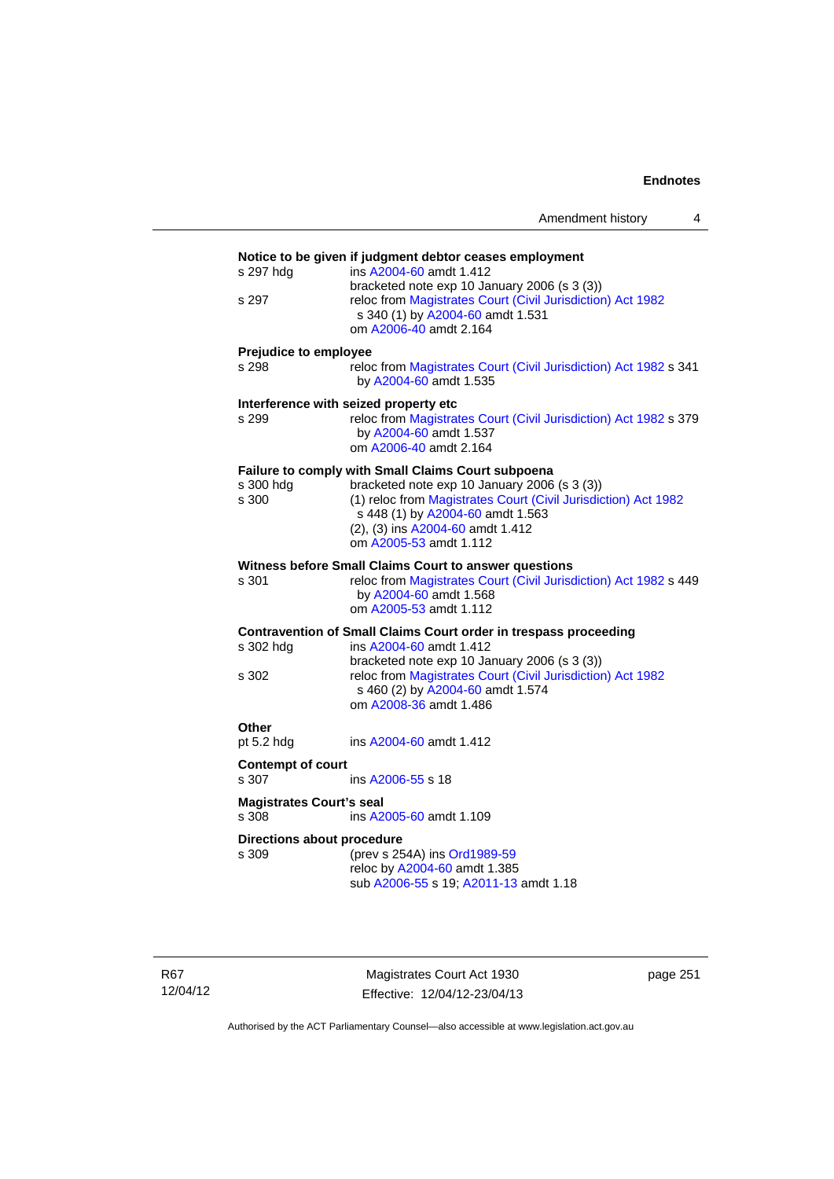**Notice to be given if judgment debtor ceases employment**

s 297 hdg — ins A2004-60 amdt 1.412
bracketed note exp 10 January 2006 (s 3 (3))

s 297 — reloc from Magistrates Court (Civil Jurisdiction) Act 1982 s 340 (1) by A2004-60 amdt 1.531
om A2006-40 amdt 2.164

**Prejudice to employee**

s 298 — reloc from Magistrates Court (Civil Jurisdiction) Act 1982 s 341 by A2004-60 amdt 1.535

**Interference with seized property etc**

s 299 — reloc from Magistrates Court (Civil Jurisdiction) Act 1982 s 379 by A2004-60 amdt 1.537
om A2006-40 amdt 2.164

**Failure to comply with Small Claims Court subpoena**

s 300 hdg — bracketed note exp 10 January 2006 (s 3 (3))

s 300 — (1) reloc from Magistrates Court (Civil Jurisdiction) Act 1982 s 448 (1) by A2004-60 amdt 1.563
(2), (3) ins A2004-60 amdt 1.412
om A2005-53 amdt 1.112

**Witness before Small Claims Court to answer questions**

s 301 — reloc from Magistrates Court (Civil Jurisdiction) Act 1982 s 449 by A2004-60 amdt 1.568
om A2005-53 amdt 1.112

**Contravention of Small Claims Court order in trespass proceeding**

s 302 hdg — ins A2004-60 amdt 1.412
bracketed note exp 10 January 2006 (s 3 (3))

s 302 — reloc from Magistrates Court (Civil Jurisdiction) Act 1982 s 460 (2) by A2004-60 amdt 1.574
om A2008-36 amdt 1.486

**Other**

pt 5.2 hdg — ins A2004-60 amdt 1.412

**Contempt of court**

s 307 — ins A2006-55 s 18

**Magistrates Court's seal**

s 308 — ins A2005-60 amdt 1.109

**Directions about procedure**

s 309 — (prev s 254A) ins Ord1989-59
reloc by A2004-60 amdt 1.385
sub A2006-55 s 19; A2011-13 amdt 1.18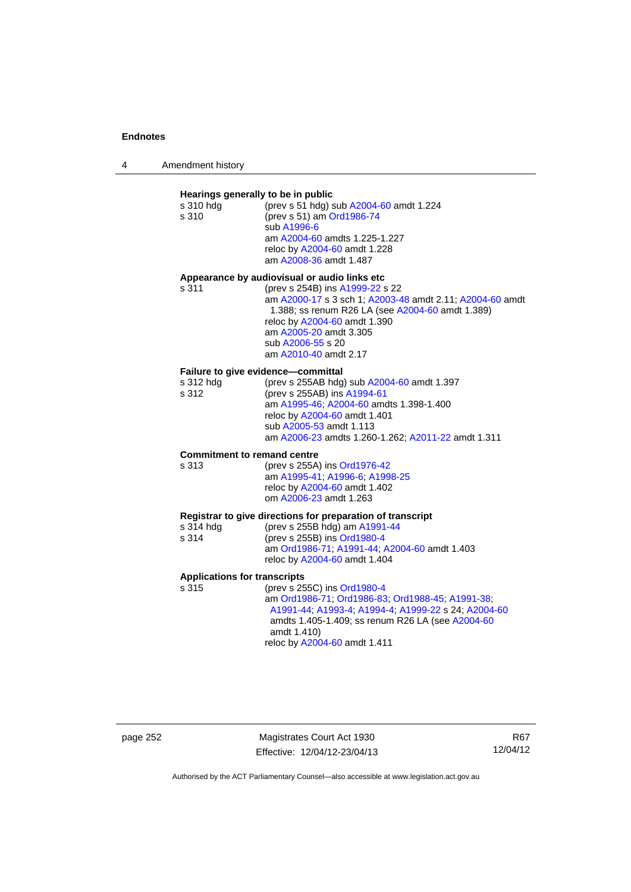**Hearings generally to be in public**

s 310 hdg (prev s 51 hdg) sub A2004-60 amdt 1.224
s 310 (prev s 51) am Ord1986-74
sub A1996-6
am A2004-60 amdts 1.225-1.227
reloc by A2004-60 amdt 1.228
am A2008-36 amdt 1.487

**Appearance by audiovisual or audio links etc**

s 311 (prev s 254B) ins A1999-22 s 22
am A2000-17 s 3 sch 1; A2003-48 amdt 2.11; A2004-60 amdt 1.388; ss renum R26 LA (see A2004-60 amdt 1.389)
reloc by A2004-60 amdt 1.390
am A2005-20 amdt 3.305
sub A2006-55 s 20
am A2010-40 amdt 2.17

**Failure to give evidence—committal**

s 312 hdg (prev s 255AB hdg) sub A2004-60 amdt 1.397
s 312 (prev s 255AB) ins A1994-61
am A1995-46; A2004-60 amdts 1.398-1.400
reloc by A2004-60 amdt 1.401
sub A2005-53 amdt 1.113
am A2006-23 amdts 1.260-1.262; A2011-22 amdt 1.311

**Commitment to remand centre**

s 313 (prev s 255A) ins Ord1976-42
am A1995-41; A1996-6; A1998-25
reloc by A2004-60 amdt 1.402
om A2006-23 amdt 1.263

**Registrar to give directions for preparation of transcript**

s 314 hdg (prev s 255B hdg) am A1991-44
s 314 (prev s 255B) ins Ord1980-4
am Ord1986-71; A1991-44; A2004-60 amdt 1.403
reloc by A2004-60 amdt 1.404

**Applications for transcripts**

s 315 (prev s 255C) ins Ord1980-4
am Ord1986-71; Ord1986-83; Ord1988-45; A1991-38; A1991-44; A1993-4; A1994-4; A1999-22 s 24; A2004-60 amdts 1.405-1.409; ss renum R26 LA (see A2004-60 amdt 1.410)
reloc by A2004-60 amdt 1.411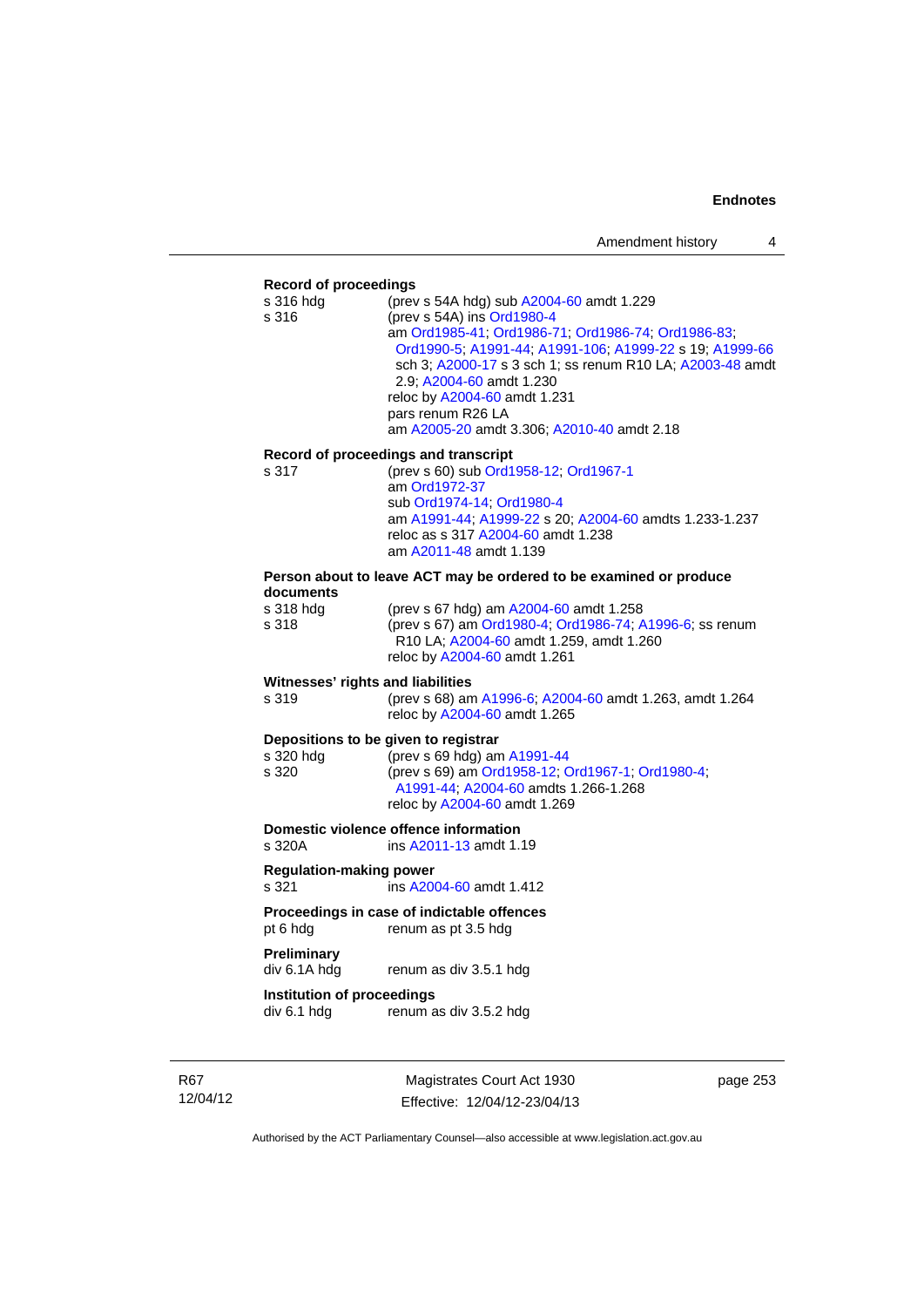**Record of proceedings**

| | |
|---|---|
| s 316 hdg | (prev s 54A hdg) sub A2004-60 amdt 1.229 |
| s 316 | (prev s 54A) ins Ord1980-4<br>am Ord1985-41; Ord1986-71; Ord1986-74; Ord1986-83; Ord1990-5; A1991-44; A1991-106; A1999-22 s 19; A1999-66 sch 3; A2000-17 s 3 sch 1; ss renum R10 LA; A2003-48 amdt 2.9; A2004-60 amdt 1.230<br>reloc by A2004-60 amdt 1.231<br>pars renum R26 LA<br>am A2005-20 amdt 3.306; A2010-40 amdt 2.18 |

**Record of proceedings and transcript**

| | |
|---|---|
| s 317 | (prev s 60) sub Ord1958-12; Ord1967-1<br>am Ord1972-37<br>sub Ord1974-14; Ord1980-4<br>am A1991-44; A1999-22 s 20; A2004-60 amdts 1.233-1.237<br>reloc as s 317 A2004-60 amdt 1.238<br>am A2011-48 amdt 1.139 |

**Person about to leave ACT may be ordered to be examined or produce documents**

| | |
|---|---|
| s 318 hdg | (prev s 67 hdg) am A2004-60 amdt 1.258 |
| s 318 | (prev s 67) am Ord1980-4; Ord1986-74; A1996-6; ss renum R10 LA; A2004-60 amdt 1.259, amdt 1.260<br>reloc by A2004-60 amdt 1.261 |

**Witnesses' rights and liabilities**

| | |
|---|---|
| s 319 | (prev s 68) am A1996-6; A2004-60 amdt 1.263, amdt 1.264<br>reloc by A2004-60 amdt 1.265 |

**Depositions to be given to registrar**

| | |
|---|---|
| s 320 hdg | (prev s 69 hdg) am A1991-44 |
| s 320 | (prev s 69) am Ord1958-12; Ord1967-1; Ord1980-4; A1991-44; A2004-60 amdts 1.266-1.268<br>reloc by A2004-60 amdt 1.269 |

**Domestic violence offence information**

| | |
|---|---|
| s 320A | ins A2011-13 amdt 1.19 |

**Regulation-making power**

| | |
|---|---|
| s 321 | ins A2004-60 amdt 1.412 |

**Proceedings in case of indictable offences**

| | |
|---|---|
| pt 6 hdg | renum as pt 3.5 hdg |

**Preliminary**

| | |
|---|---|
| div 6.1A hdg | renum as div 3.5.1 hdg |

**Institution of proceedings**

| | |
|---|---|
| div 6.1 hdg | renum as div 3.5.2 hdg |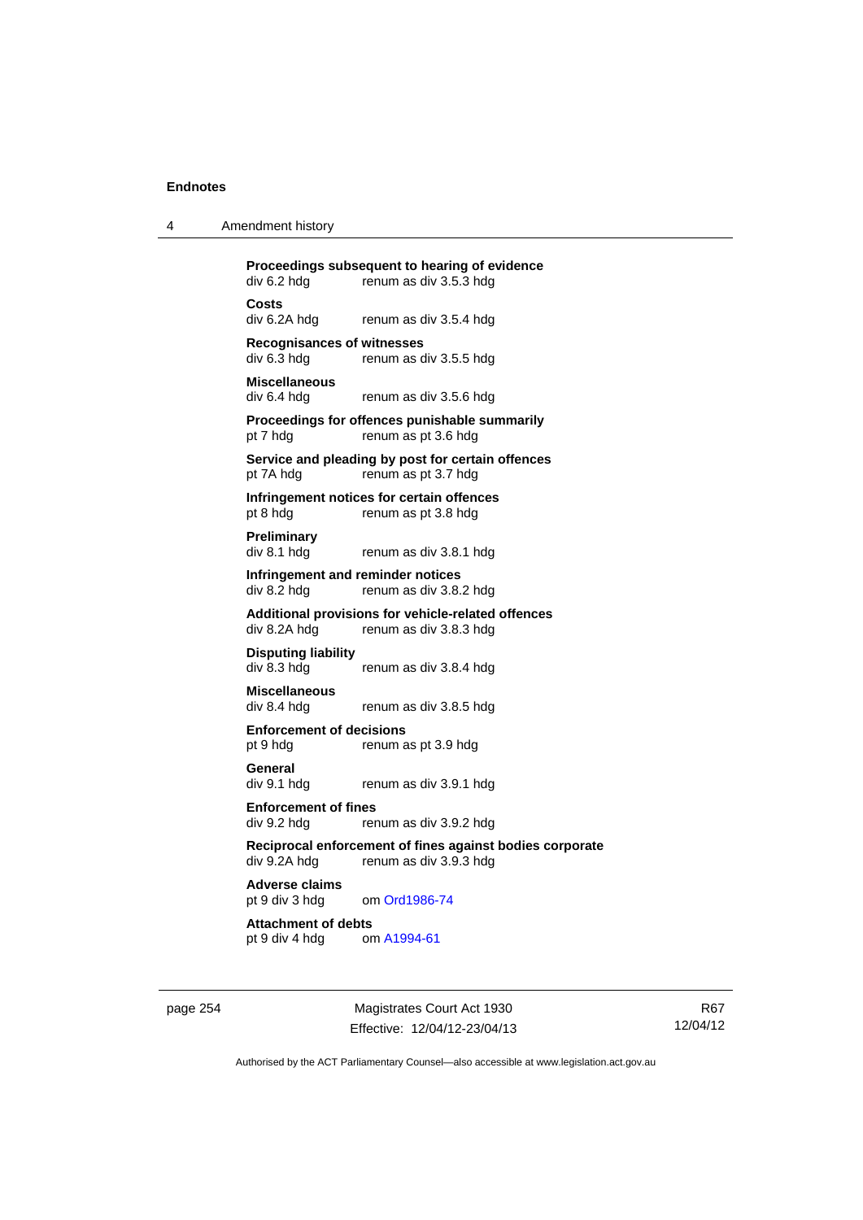**Proceedings subsequent to hearing of evidence**
div 6.2 hdg renum as div 3.5.3 hdg

**Costs**
div 6.2A hdg renum as div 3.5.4 hdg

**Recognisances of witnesses**
div 6.3 hdg renum as div 3.5.5 hdg

**Miscellaneous**
div 6.4 hdg renum as div 3.5.6 hdg

**Proceedings for offences punishable summarily**
pt 7 hdg renum as pt 3.6 hdg

**Service and pleading by post for certain offences**
pt 7A hdg renum as pt 3.7 hdg

**Infringement notices for certain offences**
pt 8 hdg renum as pt 3.8 hdg

**Preliminary**
div 8.1 hdg renum as div 3.8.1 hdg

**Infringement and reminder notices**
div 8.2 hdg renum as div 3.8.2 hdg

**Additional provisions for vehicle-related offences**
div 8.2A hdg renum as div 3.8.3 hdg

**Disputing liability**
div 8.3 hdg renum as div 3.8.4 hdg

**Miscellaneous**
div 8.4 hdg renum as div 3.8.5 hdg

**Enforcement of decisions**
pt 9 hdg renum as pt 3.9 hdg

**General**
div 9.1 hdg renum as div 3.9.1 hdg

**Enforcement of fines**
div 9.2 hdg renum as div 3.9.2 hdg

**Reciprocal enforcement of fines against bodies corporate**
div 9.2A hdg renum as div 3.9.3 hdg

**Adverse claims**
pt 9 div 3 hdg om Ord1986-74

**Attachment of debts**
pt 9 div 4 hdg om A1994-61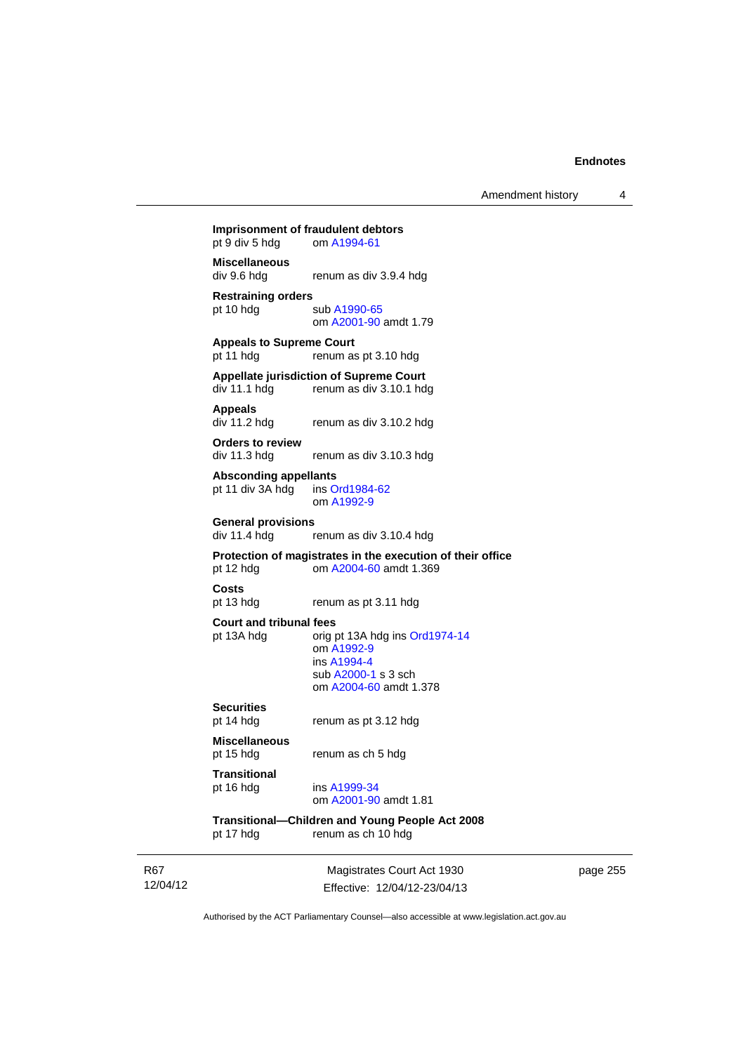**Imprisonment of fraudulent debtors**
pt 9 div 5 hdg om A1994-61

**Miscellaneous**
div 9.6 hdg renum as div 3.9.4 hdg

**Restraining orders**
pt 10 hdg sub A1990-65
om A2001-90 amdt 1.79

**Appeals to Supreme Court**
pt 11 hdg renum as pt 3.10 hdg

**Appellate jurisdiction of Supreme Court**
div 11.1 hdg renum as div 3.10.1 hdg

**Appeals**
div 11.2 hdg renum as div 3.10.2 hdg

**Orders to review**
div 11.3 hdg renum as div 3.10.3 hdg

**Absconding appellants**
pt 11 div 3A hdg ins Ord1984-62
om A1992-9

**General provisions**
div 11.4 hdg renum as div 3.10.4 hdg

**Protection of magistrates in the execution of their office**
pt 12 hdg om A2004-60 amdt 1.369

**Costs**
pt 13 hdg renum as pt 3.11 hdg

**Court and tribunal fees**
pt 13A hdg orig pt 13A hdg ins Ord1974-14
om A1992-9
ins A1994-4
sub A2000-1 s 3 sch
om A2004-60 amdt 1.378

**Securities**
pt 14 hdg renum as pt 3.12 hdg

**Miscellaneous**
pt 15 hdg renum as ch 5 hdg

**Transitional**
pt 16 hdg ins A1999-34
om A2001-90 amdt 1.81

**Transitional—Children and Young People Act 2008**
pt 17 hdg renum as ch 10 hdg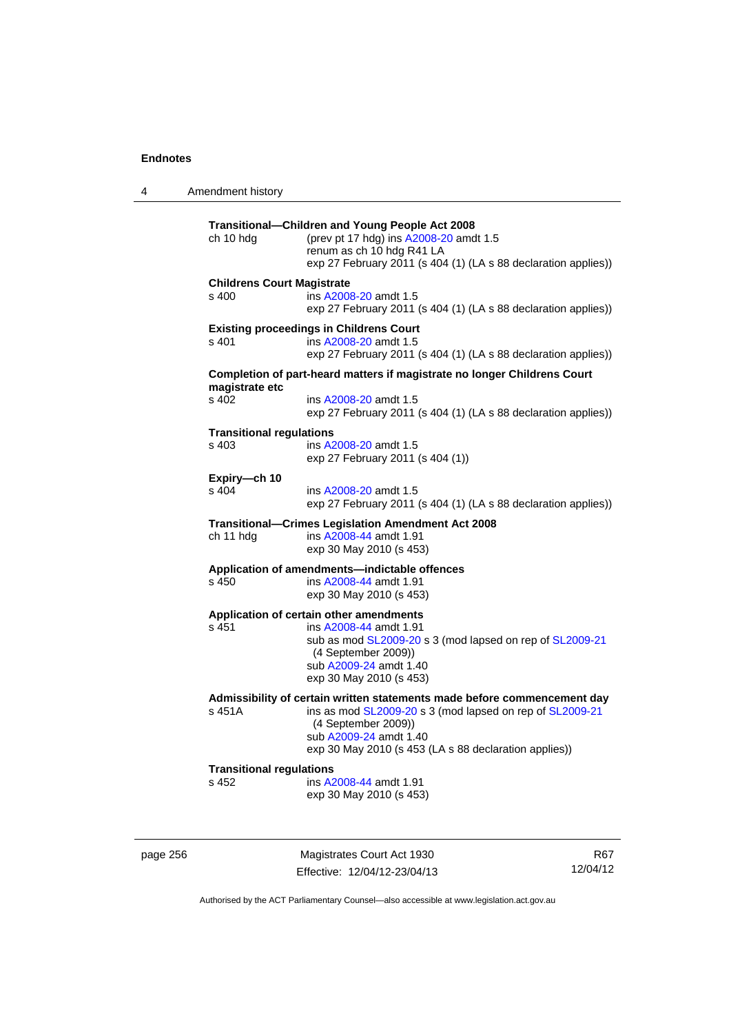**Transitional—Children and Young People Act 2008**

ch 10 hdg — (prev pt 17 hdg) ins A2008-20 amdt 1.5
renum as ch 10 hdg R41 LA
exp 27 February 2011 (s 404 (1) (LA s 88 declaration applies))

**Childrens Court Magistrate**

s 400 — ins A2008-20 amdt 1.5
exp 27 February 2011 (s 404 (1) (LA s 88 declaration applies))

**Existing proceedings in Childrens Court**

s 401 — ins A2008-20 amdt 1.5
exp 27 February 2011 (s 404 (1) (LA s 88 declaration applies))

**Completion of part-heard matters if magistrate no longer Childrens Court magistrate etc**

s 402 — ins A2008-20 amdt 1.5
exp 27 February 2011 (s 404 (1) (LA s 88 declaration applies))

**Transitional regulations**

s 403 — ins A2008-20 amdt 1.5
exp 27 February 2011 (s 404 (1))

**Expiry—ch 10**

s 404 — ins A2008-20 amdt 1.5
exp 27 February 2011 (s 404 (1) (LA s 88 declaration applies))

**Transitional—Crimes Legislation Amendment Act 2008**

ch 11 hdg — ins A2008-44 amdt 1.91
exp 30 May 2010 (s 453)

**Application of amendments—indictable offences**

s 450 — ins A2008-44 amdt 1.91
exp 30 May 2010 (s 453)

**Application of certain other amendments**

s 451 — ins A2008-44 amdt 1.91
sub as mod SL2009-20 s 3 (mod lapsed on rep of SL2009-21 (4 September 2009))
sub A2009-24 amdt 1.40
exp 30 May 2010 (s 453)

**Admissibility of certain written statements made before commencement day**

s 451A — ins as mod SL2009-20 s 3 (mod lapsed on rep of SL2009-21 (4 September 2009))
sub A2009-24 amdt 1.40
exp 30 May 2010 (s 453 (LA s 88 declaration applies))

**Transitional regulations**

s 452 — ins A2008-44 amdt 1.91
exp 30 May 2010 (s 453)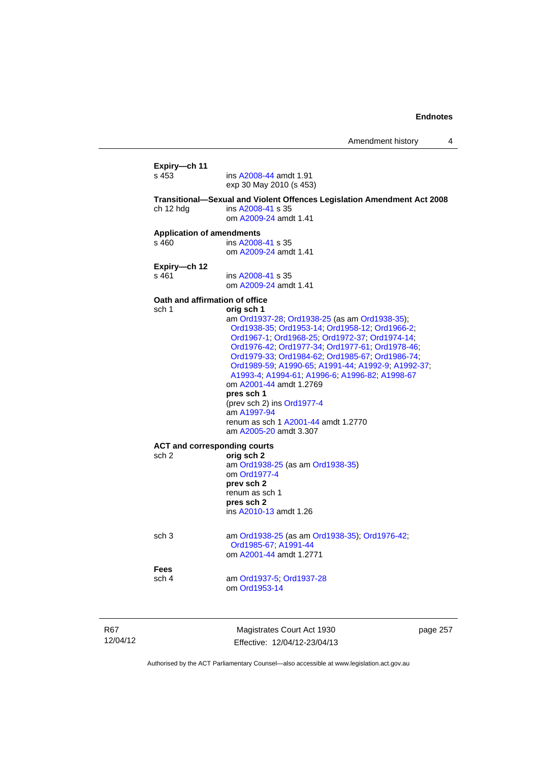**Expiry—ch 11**

s 453 ins A2008-44 amdt 1.91
exp 30 May 2010 (s 453)

**Transitional—Sexual and Violent Offences Legislation Amendment Act 2008**

ch 12 hdg ins A2008-41 s 35
om A2009-24 amdt 1.41

**Application of amendments**

s 460 ins A2008-41 s 35
om A2009-24 amdt 1.41

**Expiry—ch 12**

s 461 ins A2008-41 s 35
om A2009-24 amdt 1.41

**Oath and affirmation of office**

sch 1 **orig sch 1**
am Ord1937-28; Ord1938-25 (as am Ord1938-35); Ord1938-35; Ord1953-14; Ord1958-12; Ord1966-2; Ord1967-1; Ord1968-25; Ord1972-37; Ord1974-14; Ord1976-42; Ord1977-34; Ord1977-61; Ord1978-46; Ord1979-33; Ord1984-62; Ord1985-67; Ord1986-74; Ord1989-59; A1990-65; A1991-44; A1992-9; A1992-37; A1993-4; A1994-61; A1996-6; A1996-82; A1998-67
om A2001-44 amdt 1.2769
**pres sch 1**
(prev sch 2) ins Ord1977-4
am A1997-94
renum as sch 1 A2001-44 amdt 1.2770
am A2005-20 amdt 3.307

**ACT and corresponding courts**

sch 2 **orig sch 2**
am Ord1938-25 (as am Ord1938-35)
om Ord1977-4
**prev sch 2**
renum as sch 1
**pres sch 2**
ins A2010-13 amdt 1.26

sch 3 am Ord1938-25 (as am Ord1938-35); Ord1976-42; Ord1985-67; A1991-44
om A2001-44 amdt 1.2771

**Fees**

sch 4 am Ord1937-5; Ord1937-28
om Ord1953-14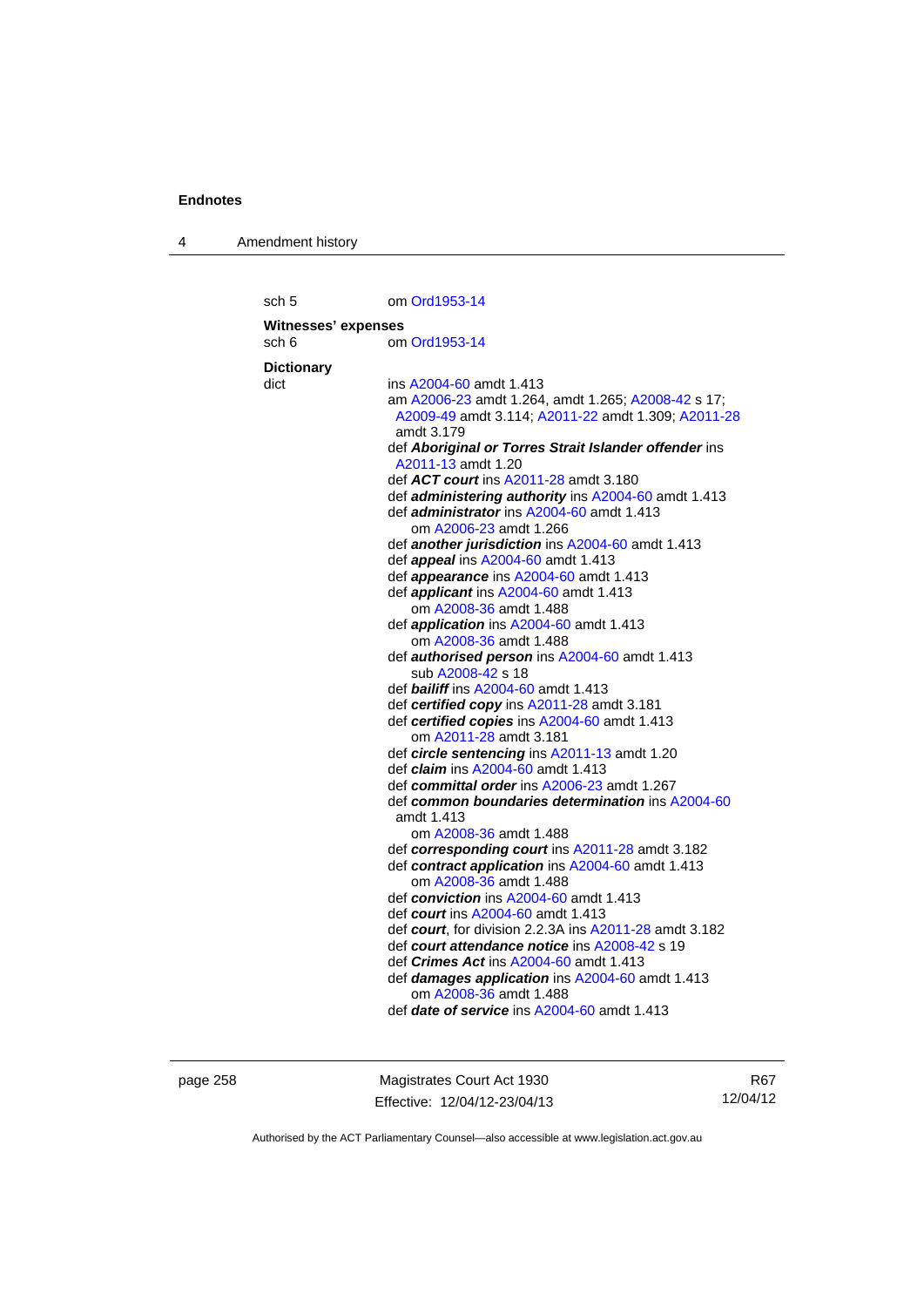sch 5 om Ord1953-14

**Witnesses' expenses**

sch 6 om Ord1953-14

**Dictionary**

dict ins A2004-60 amdt 1.413
am A2006-23 amdt 1.264, amdt 1.265; A2008-42 s 17; A2009-49 amdt 3.114; A2011-22 amdt 1.309; A2011-28 amdt 3.179
def ***Aboriginal or Torres Strait Islander offender*** ins A2011-13 amdt 1.20
def ***ACT court*** ins A2011-28 amdt 3.180
def ***administering authority*** ins A2004-60 amdt 1.413
def ***administrator*** ins A2004-60 amdt 1.413
om A2006-23 amdt 1.266
def ***another jurisdiction*** ins A2004-60 amdt 1.413
def ***appeal*** ins A2004-60 amdt 1.413
def ***appearance*** ins A2004-60 amdt 1.413
def ***applicant*** ins A2004-60 amdt 1.413
om A2008-36 amdt 1.488
def ***application*** ins A2004-60 amdt 1.413
om A2008-36 amdt 1.488
def ***authorised person*** ins A2004-60 amdt 1.413
sub A2008-42 s 18
def ***bailiff*** ins A2004-60 amdt 1.413
def ***certified copy*** ins A2011-28 amdt 3.181
def ***certified copies*** ins A2004-60 amdt 1.413
om A2011-28 amdt 3.181
def ***circle sentencing*** ins A2011-13 amdt 1.20
def ***claim*** ins A2004-60 amdt 1.413
def ***committal order*** ins A2006-23 amdt 1.267
def ***common boundaries determination*** ins A2004-60 amdt 1.413
om A2008-36 amdt 1.488
def ***corresponding court*** ins A2011-28 amdt 3.182
def ***contract application*** ins A2004-60 amdt 1.413
om A2008-36 amdt 1.488
def ***conviction*** ins A2004-60 amdt 1.413
def ***court*** ins A2004-60 amdt 1.413
def ***court***, for division 2.2.3A ins A2011-28 amdt 3.182
def ***court attendance notice*** ins A2008-42 s 19
def ***Crimes Act*** ins A2004-60 amdt 1.413
def ***damages application*** ins A2004-60 amdt 1.413
om A2008-36 amdt 1.488
def ***date of service*** ins A2004-60 amdt 1.413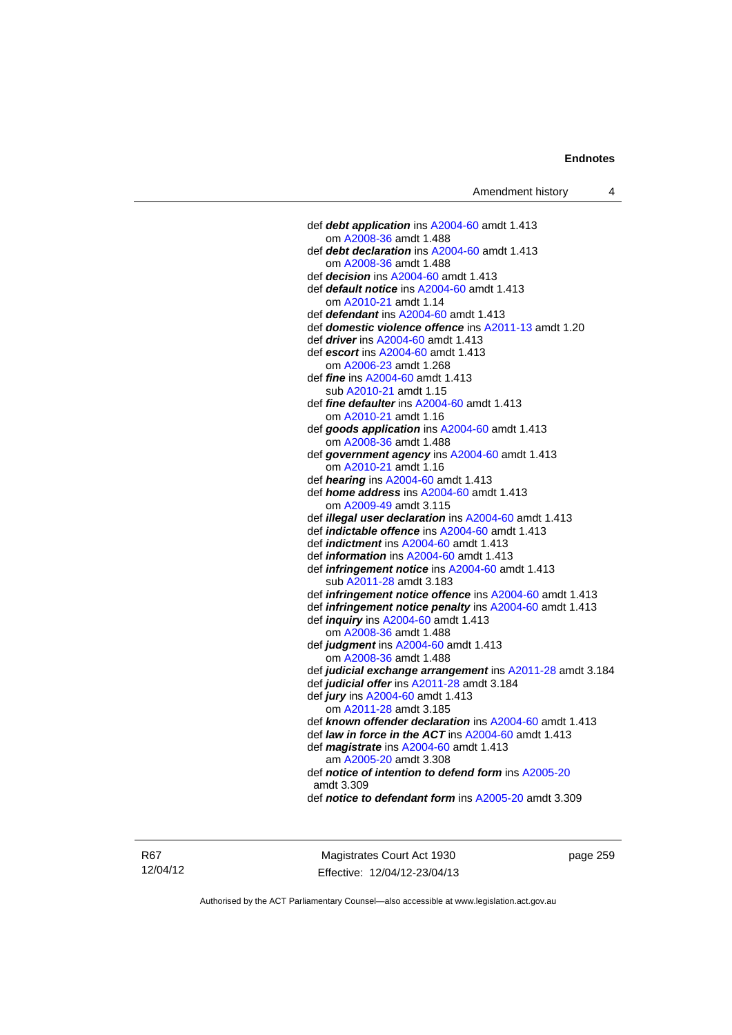def ***debt application*** ins A2004-60 amdt 1.413
om A2008-36 amdt 1.488
def ***debt declaration*** ins A2004-60 amdt 1.413
om A2008-36 amdt 1.488
def ***decision*** ins A2004-60 amdt 1.413
def ***default notice*** ins A2004-60 amdt 1.413
om A2010-21 amdt 1.14
def ***defendant*** ins A2004-60 amdt 1.413
def ***domestic violence offence*** ins A2011-13 amdt 1.20
def ***driver*** ins A2004-60 amdt 1.413
def ***escort*** ins A2004-60 amdt 1.413
om A2006-23 amdt 1.268
def ***fine*** ins A2004-60 amdt 1.413
sub A2010-21 amdt 1.15
def ***fine defaulter*** ins A2004-60 amdt 1.413
om A2010-21 amdt 1.16
def ***goods application*** ins A2004-60 amdt 1.413
om A2008-36 amdt 1.488
def ***government agency*** ins A2004-60 amdt 1.413
om A2010-21 amdt 1.16
def ***hearing*** ins A2004-60 amdt 1.413
def ***home address*** ins A2004-60 amdt 1.413
om A2009-49 amdt 3.115
def ***illegal user declaration*** ins A2004-60 amdt 1.413
def ***indictable offence*** ins A2004-60 amdt 1.413
def ***indictment*** ins A2004-60 amdt 1.413
def ***information*** ins A2004-60 amdt 1.413
def ***infringement notice*** ins A2004-60 amdt 1.413
sub A2011-28 amdt 3.183
def ***infringement notice offence*** ins A2004-60 amdt 1.413
def ***infringement notice penalty*** ins A2004-60 amdt 1.413
def ***inquiry*** ins A2004-60 amdt 1.413
om A2008-36 amdt 1.488
def ***judgment*** ins A2004-60 amdt 1.413
om A2008-36 amdt 1.488
def ***judicial exchange arrangement*** ins A2011-28 amdt 3.184
def ***judicial offer*** ins A2011-28 amdt 3.184
def ***jury*** ins A2004-60 amdt 1.413
om A2011-28 amdt 3.185
def ***known offender declaration*** ins A2004-60 amdt 1.413
def ***law in force in the ACT*** ins A2004-60 amdt 1.413
def ***magistrate*** ins A2004-60 amdt 1.413
am A2005-20 amdt 3.308
def ***notice of intention to defend form*** ins A2005-20 amdt 3.309
def ***notice to defendant form*** ins A2005-20 amdt 3.309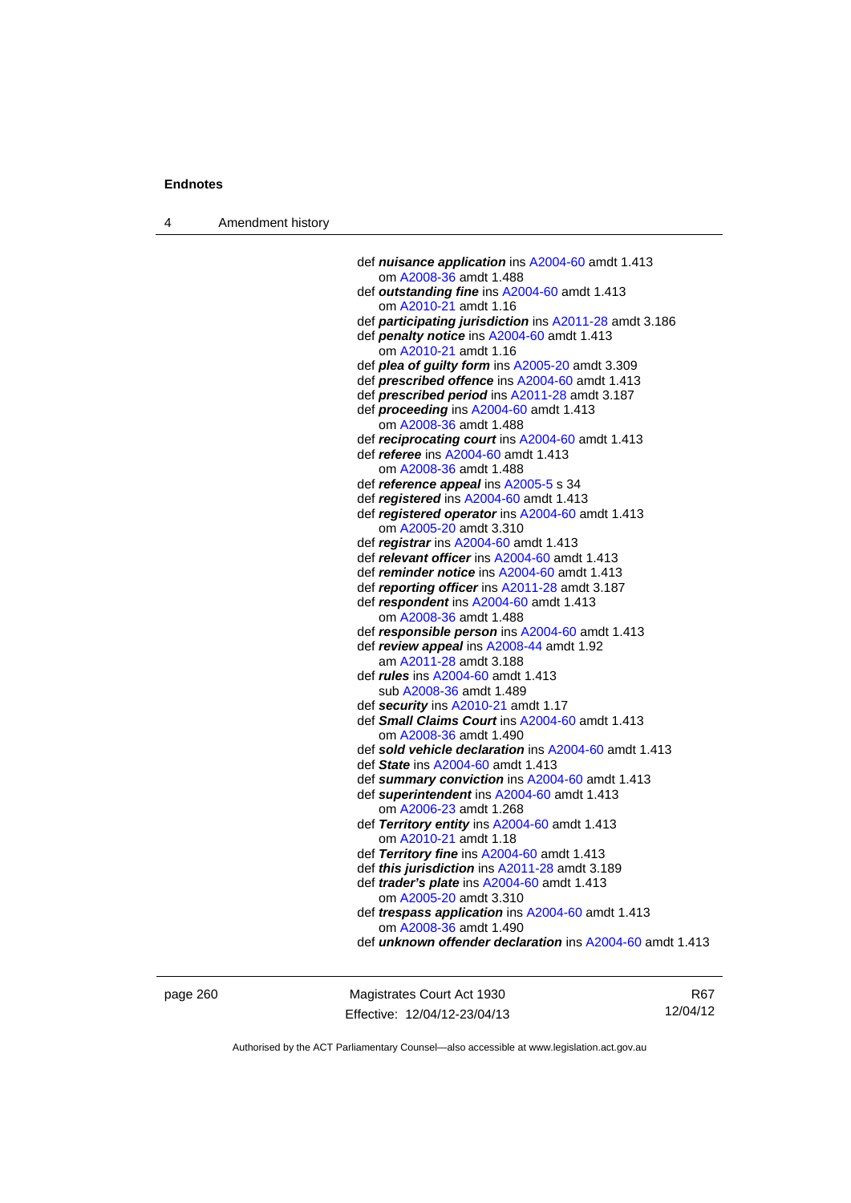def ***nuisance application*** ins A2004-60 amdt 1.413
om A2008-36 amdt 1.488
def ***outstanding fine*** ins A2004-60 amdt 1.413
om A2010-21 amdt 1.16
def ***participating jurisdiction*** ins A2011-28 amdt 3.186
def ***penalty notice*** ins A2004-60 amdt 1.413
om A2010-21 amdt 1.16
def ***plea of guilty form*** ins A2005-20 amdt 3.309
def ***prescribed offence*** ins A2004-60 amdt 1.413
def ***prescribed period*** ins A2011-28 amdt 3.187
def ***proceeding*** ins A2004-60 amdt 1.413
om A2008-36 amdt 1.488
def ***reciprocating court*** ins A2004-60 amdt 1.413
def ***referee*** ins A2004-60 amdt 1.413
om A2008-36 amdt 1.488
def ***reference appeal*** ins A2005-5 s 34
def ***registered*** ins A2004-60 amdt 1.413
def ***registered operator*** ins A2004-60 amdt 1.413
om A2005-20 amdt 3.310
def ***registrar*** ins A2004-60 amdt 1.413
def ***relevant officer*** ins A2004-60 amdt 1.413
def ***reminder notice*** ins A2004-60 amdt 1.413
def ***reporting officer*** ins A2011-28 amdt 3.187
def ***respondent*** ins A2004-60 amdt 1.413
om A2008-36 amdt 1.488
def ***responsible person*** ins A2004-60 amdt 1.413
def ***review appeal*** ins A2008-44 amdt 1.92
am A2011-28 amdt 3.188
def ***rules*** ins A2004-60 amdt 1.413
sub A2008-36 amdt 1.489
def ***security*** ins A2010-21 amdt 1.17
def ***Small Claims Court*** ins A2004-60 amdt 1.413
om A2008-36 amdt 1.490
def ***sold vehicle declaration*** ins A2004-60 amdt 1.413
def ***State*** ins A2004-60 amdt 1.413
def ***summary conviction*** ins A2004-60 amdt 1.413
def ***superintendent*** ins A2004-60 amdt 1.413
om A2006-23 amdt 1.268
def ***Territory entity*** ins A2004-60 amdt 1.413
om A2010-21 amdt 1.18
def ***Territory fine*** ins A2004-60 amdt 1.413
def ***this jurisdiction*** ins A2011-28 amdt 3.189
def ***trader's plate*** ins A2004-60 amdt 1.413
om A2005-20 amdt 3.310
def ***trespass application*** ins A2004-60 amdt 1.413
om A2008-36 amdt 1.490
def ***unknown offender declaration*** ins A2004-60 amdt 1.413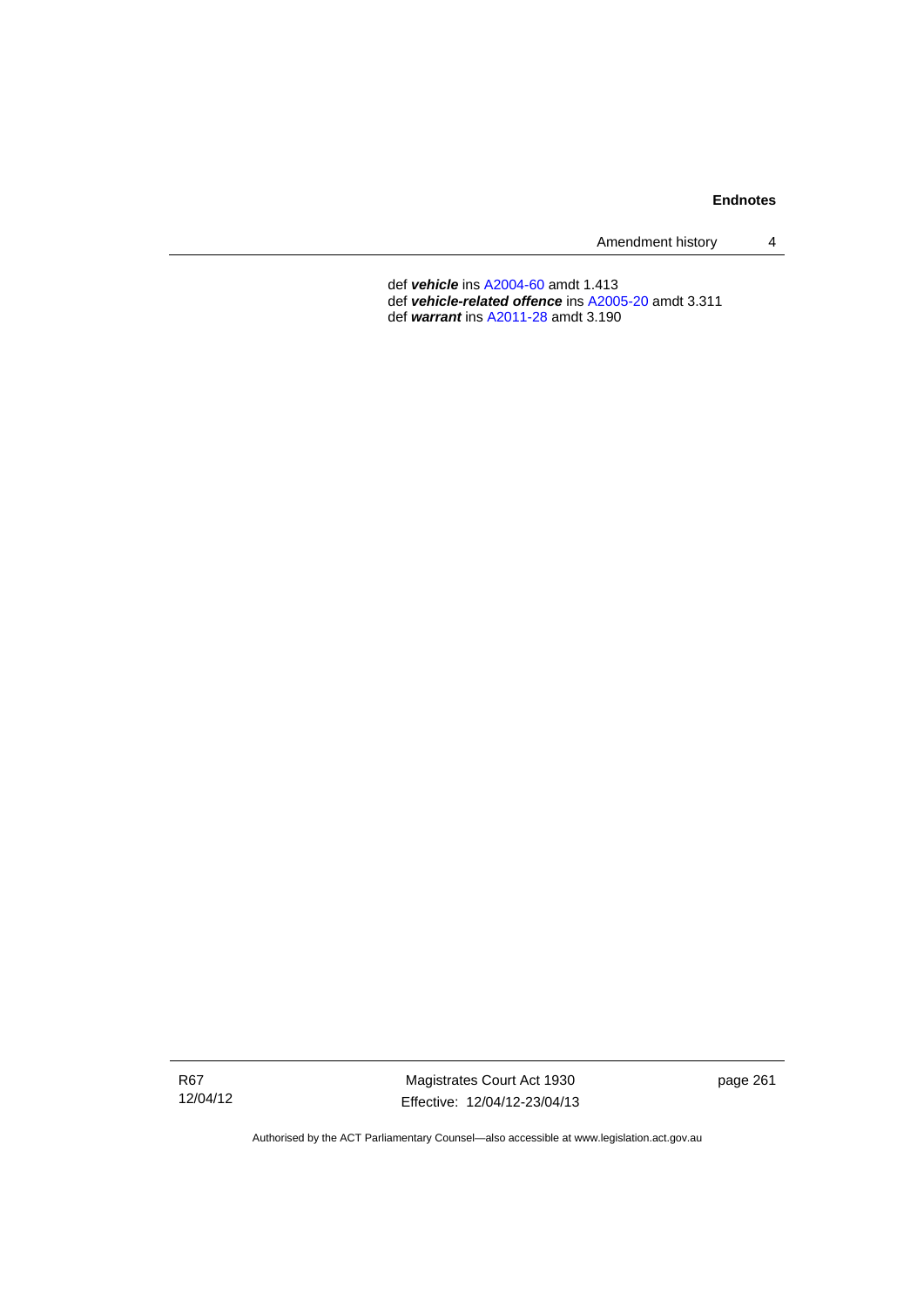def ***vehicle*** ins A2004-60 amdt 1.413
def ***vehicle-related offence*** ins A2005-20 amdt 3.311
def ***warrant*** ins A2011-28 amdt 3.190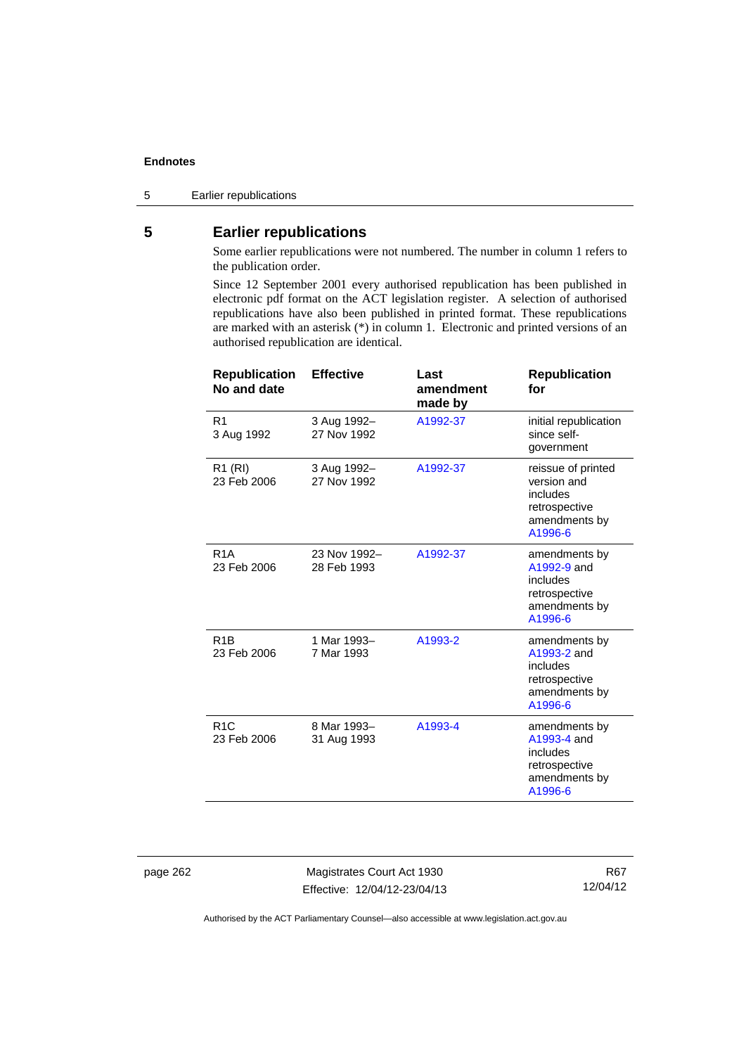## 5 Earlier republications

Some earlier republications were not numbered. The number in column 1 refers to the publication order.

Since 12 September 2001 every authorised republication has been published in electronic pdf format on the ACT legislation register. A selection of authorised republications have also been published in printed format. These republications are marked with an asterisk (*) in column 1. Electronic and printed versions of an authorised republication are identical.

| Republication No and date | Effective | Last amendment made by | Republication for |
|---|---|---|---|
| R1<br>3 Aug 1992 | 3 Aug 1992–<br>27 Nov 1992 | A1992-37 | initial republication since self-government |
| R1 (RI)<br>23 Feb 2006 | 3 Aug 1992–<br>27 Nov 1992 | A1992-37 | reissue of printed version and includes retrospective amendments by A1996-6 |
| R1A<br>23 Feb 2006 | 23 Nov 1992–<br>28 Feb 1993 | A1992-37 | amendments by A1992-9 and includes retrospective amendments by A1996-6 |
| R1B<br>23 Feb 2006 | 1 Mar 1993–<br>7 Mar 1993 | A1993-2 | amendments by A1993-2 and includes retrospective amendments by A1996-6 |
| R1C<br>23 Feb 2006 | 8 Mar 1993–<br>31 Aug 1993 | A1993-4 | amendments by A1993-4 and includes retrospective amendments by A1996-6 |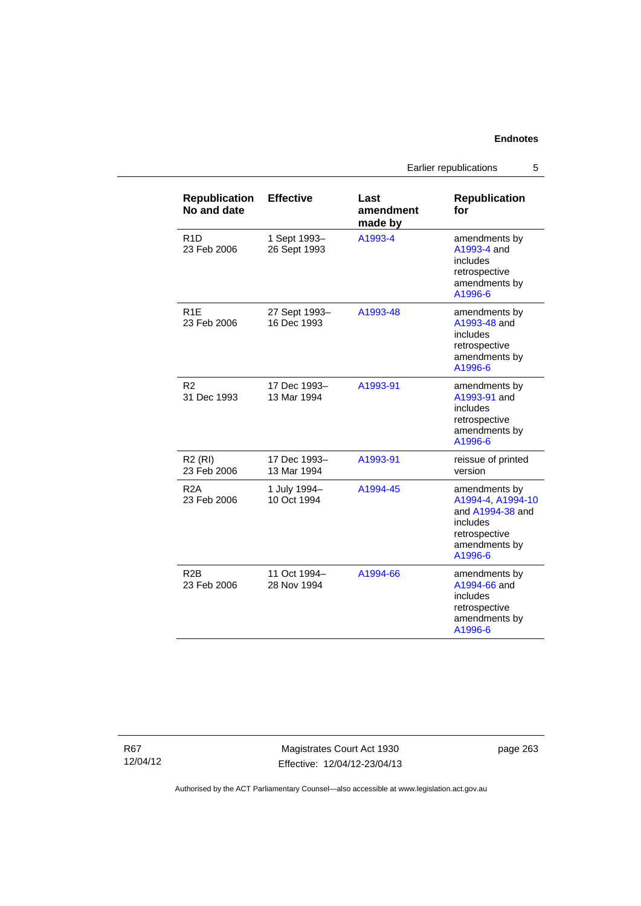| Republication No and date | Effective | Last amendment made by | Republication for |
|---|---|---|---|
| R1D<br>23 Feb 2006 | 1 Sept 1993–<br>26 Sept 1993 | A1993-4 | amendments by A1993-4 and includes retrospective amendments by A1996-6 |
| R1E<br>23 Feb 2006 | 27 Sept 1993–<br>16 Dec 1993 | A1993-48 | amendments by A1993-48 and includes retrospective amendments by A1996-6 |
| R2<br>31 Dec 1993 | 17 Dec 1993–<br>13 Mar 1994 | A1993-91 | amendments by A1993-91 and includes retrospective amendments by A1996-6 |
| R2 (RI)<br>23 Feb 2006 | 17 Dec 1993–<br>13 Mar 1994 | A1993-91 | reissue of printed version |
| R2A<br>23 Feb 2006 | 1 July 1994–<br>10 Oct 1994 | A1994-45 | amendments by A1994-4, A1994-10 and A1994-38 and includes retrospective amendments by A1996-6 |
| R2B<br>23 Feb 2006 | 11 Oct 1994–<br>28 Nov 1994 | A1994-66 | amendments by A1994-66 and includes retrospective amendments by A1996-6 |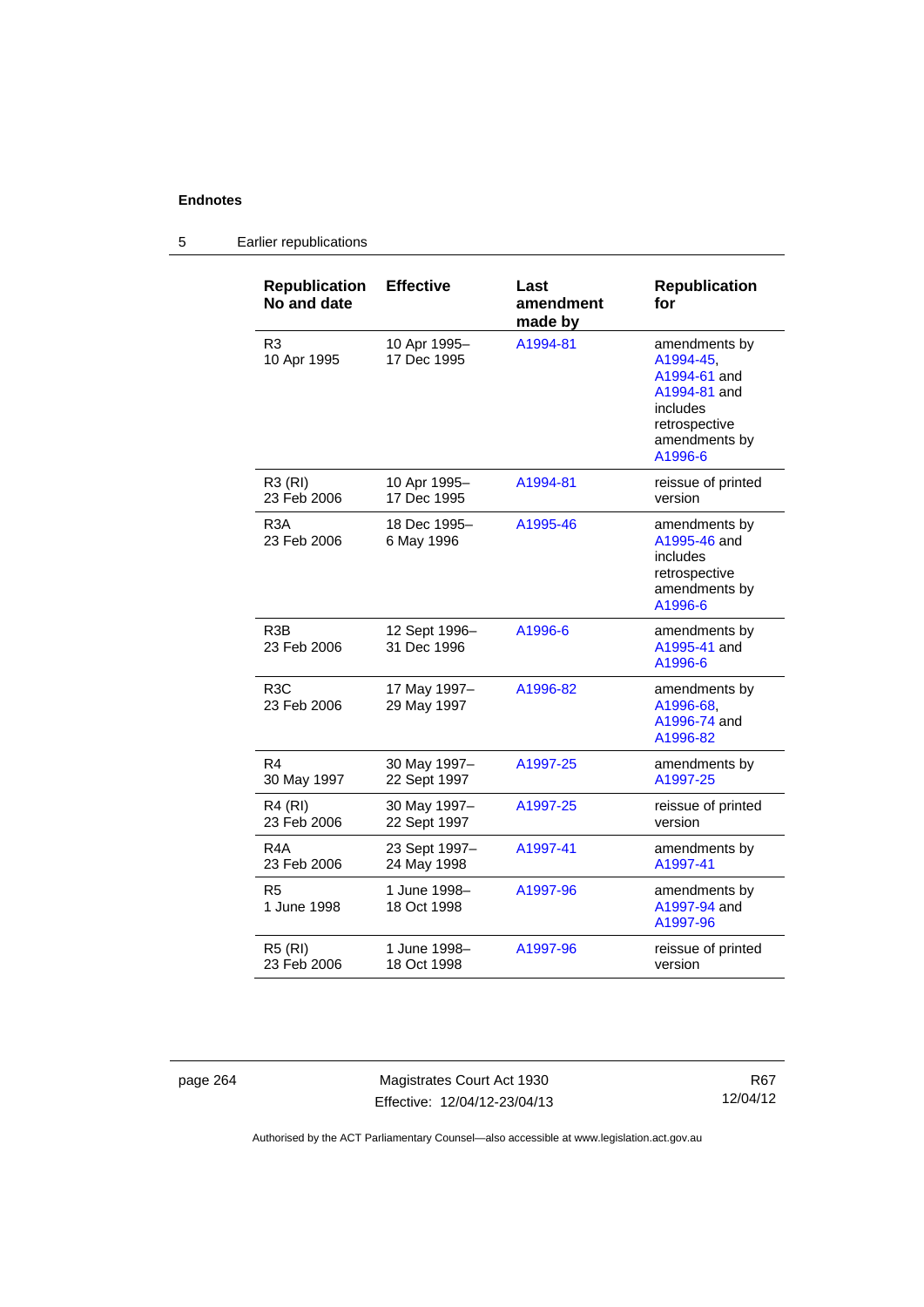## 5 Earlier republications

| Republication No and date | Effective | Last amendment made by | Republication for |
|---|---|---|---|
| R3 10 Apr 1995 | 10 Apr 1995– 17 Dec 1995 | A1994-81 | amendments by A1994-45, A1994-61 and A1994-81 and includes retrospective amendments by A1996-6 |
| R3 (RI) 23 Feb 2006 | 10 Apr 1995– 17 Dec 1995 | A1994-81 | reissue of printed version |
| R3A 23 Feb 2006 | 18 Dec 1995– 6 May 1996 | A1995-46 | amendments by A1995-46 and includes retrospective amendments by A1996-6 |
| R3B 23 Feb 2006 | 12 Sept 1996– 31 Dec 1996 | A1996-6 | amendments by A1995-41 and A1996-6 |
| R3C 23 Feb 2006 | 17 May 1997– 29 May 1997 | A1996-82 | amendments by A1996-68, A1996-74 and A1996-82 |
| R4 30 May 1997 | 30 May 1997– 22 Sept 1997 | A1997-25 | amendments by A1997-25 |
| R4 (RI) 23 Feb 2006 | 30 May 1997– 22 Sept 1997 | A1997-25 | reissue of printed version |
| R4A 23 Feb 2006 | 23 Sept 1997– 24 May 1998 | A1997-41 | amendments by A1997-41 |
| R5 1 June 1998 | 1 June 1998– 18 Oct 1998 | A1997-96 | amendments by A1997-94 and A1997-96 |
| R5 (RI) 23 Feb 2006 | 1 June 1998– 18 Oct 1998 | A1997-96 | reissue of printed version |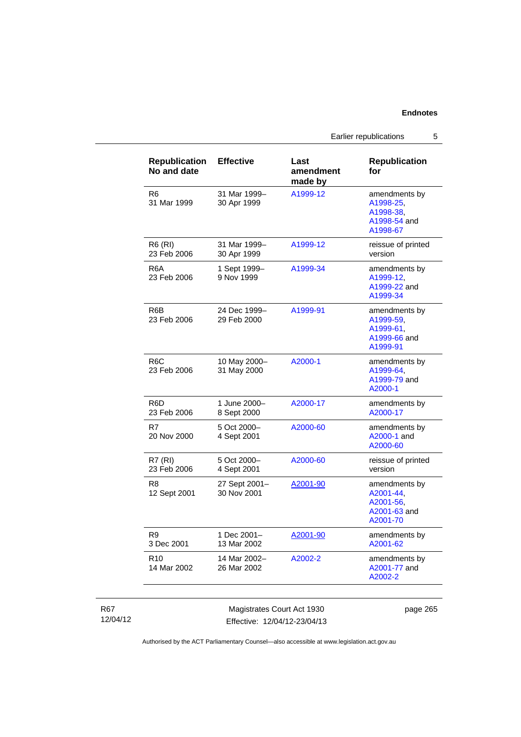| Republication No and date | Effective | Last amendment made by | Republication for |
|---|---|---|---|
| R6<br>31 Mar 1999 | 31 Mar 1999–<br>30 Apr 1999 | A1999-12 | amendments by A1998-25, A1998-38, A1998-54 and A1998-67 |
| R6 (RI)<br>23 Feb 2006 | 31 Mar 1999–<br>30 Apr 1999 | A1999-12 | reissue of printed version |
| R6A<br>23 Feb 2006 | 1 Sept 1999–<br>9 Nov 1999 | A1999-34 | amendments by A1999-12, A1999-22 and A1999-34 |
| R6B<br>23 Feb 2006 | 24 Dec 1999–<br>29 Feb 2000 | A1999-91 | amendments by A1999-59, A1999-61, A1999-66 and A1999-91 |
| R6C<br>23 Feb 2006 | 10 May 2000–<br>31 May 2000 | A2000-1 | amendments by A1999-64, A1999-79 and A2000-1 |
| R6D<br>23 Feb 2006 | 1 June 2000–<br>8 Sept 2000 | A2000-17 | amendments by A2000-17 |
| R7<br>20 Nov 2000 | 5 Oct 2000–<br>4 Sept 2001 | A2000-60 | amendments by A2000-1 and A2000-60 |
| R7 (RI)<br>23 Feb 2006 | 5 Oct 2000–<br>4 Sept 2001 | A2000-60 | reissue of printed version |
| R8<br>12 Sept 2001 | 27 Sept 2001–<br>30 Nov 2001 | A2001-90 | amendments by A2001-44, A2001-56, A2001-63 and A2001-70 |
| R9<br>3 Dec 2001 | 1 Dec 2001–<br>13 Mar 2002 | A2001-90 | amendments by A2001-62 |
| R10<br>14 Mar 2002 | 14 Mar 2002–<br>26 Mar 2002 | A2002-2 | amendments by A2001-77 and A2002-2 |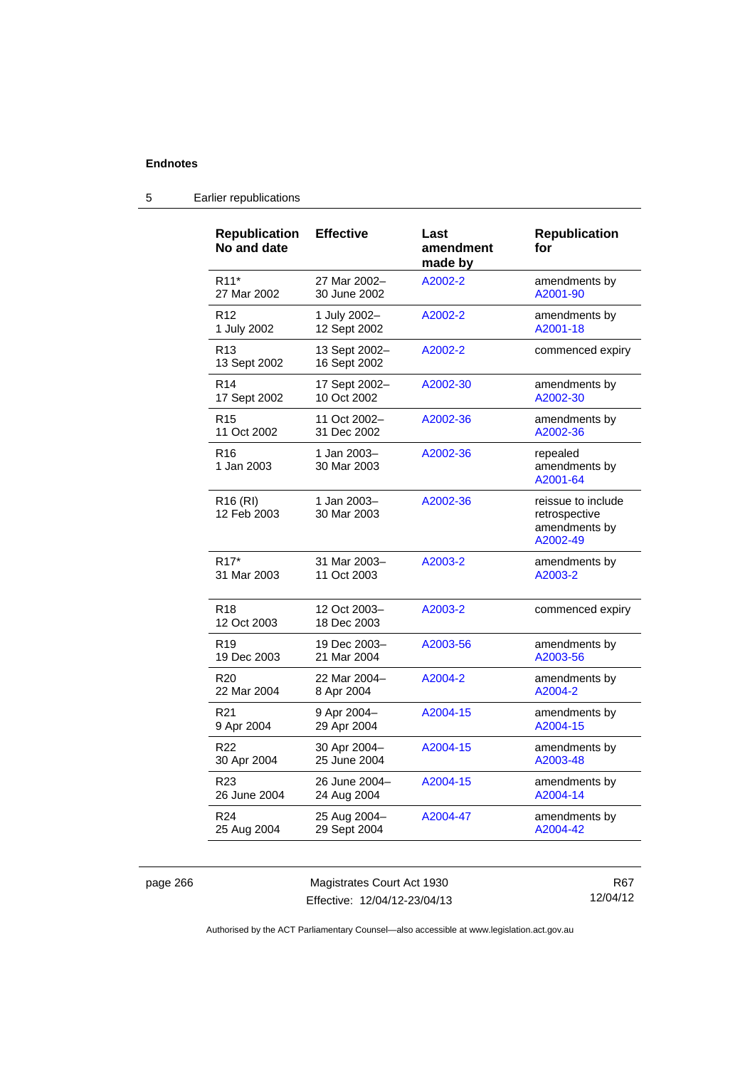## 5 Earlier republications

| Republication No and date | Effective | Last amendment made by | Republication for |
|---|---|---|---|
| R11* 27 Mar 2002 | 27 Mar 2002– 30 June 2002 | A2002-2 | amendments by A2001-90 |
| R12 1 July 2002 | 1 July 2002– 12 Sept 2002 | A2002-2 | amendments by A2001-18 |
| R13 13 Sept 2002 | 13 Sept 2002– 16 Sept 2002 | A2002-2 | commenced expiry |
| R14 17 Sept 2002 | 17 Sept 2002– 10 Oct 2002 | A2002-30 | amendments by A2002-30 |
| R15 11 Oct 2002 | 11 Oct 2002– 31 Dec 2002 | A2002-36 | amendments by A2002-36 |
| R16 1 Jan 2003 | 1 Jan 2003– 30 Mar 2003 | A2002-36 | repealed amendments by A2001-64 |
| R16 (RI) 12 Feb 2003 | 1 Jan 2003– 30 Mar 2003 | A2002-36 | reissue to include retrospective amendments by A2002-49 |
| R17* 31 Mar 2003 | 31 Mar 2003– 11 Oct 2003 | A2003-2 | amendments by A2003-2 |
| R18 12 Oct 2003 | 12 Oct 2003– 18 Dec 2003 | A2003-2 | commenced expiry |
| R19 19 Dec 2003 | 19 Dec 2003– 21 Mar 2004 | A2003-56 | amendments by A2003-56 |
| R20 22 Mar 2004 | 22 Mar 2004– 8 Apr 2004 | A2004-2 | amendments by A2004-2 |
| R21 9 Apr 2004 | 9 Apr 2004– 29 Apr 2004 | A2004-15 | amendments by A2004-15 |
| R22 30 Apr 2004 | 30 Apr 2004– 25 June 2004 | A2004-15 | amendments by A2003-48 |
| R23 26 June 2004 | 26 June 2004– 24 Aug 2004 | A2004-15 | amendments by A2004-14 |
| R24 25 Aug 2004 | 25 Aug 2004– 29 Sept 2004 | A2004-47 | amendments by A2004-42 |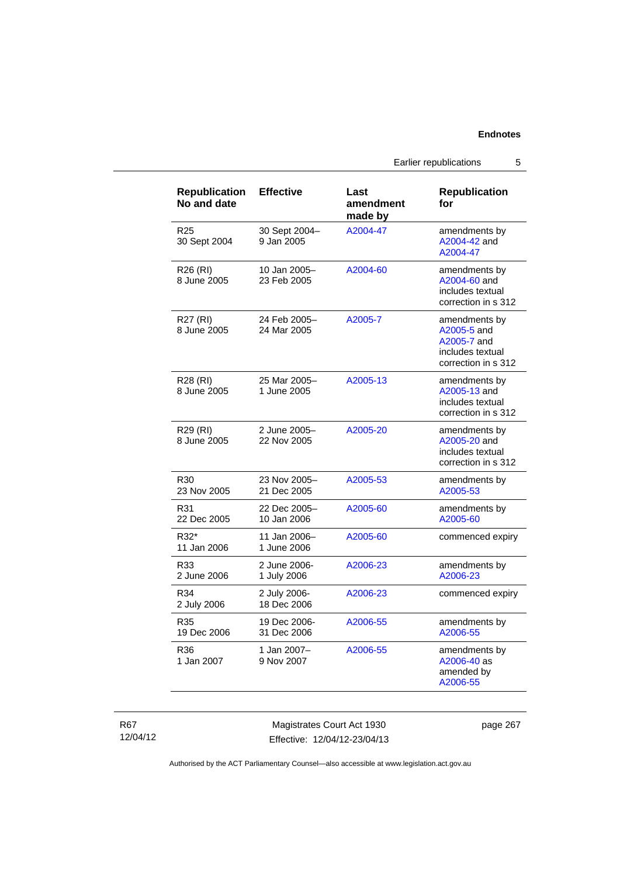| Republication No and date | Effective | Last amendment made by | Republication for |
|---|---|---|---|
| R25<br>30 Sept 2004 | 30 Sept 2004–<br>9 Jan 2005 | A2004-47 | amendments by A2004-42 and A2004-47 |
| R26 (RI)<br>8 June 2005 | 10 Jan 2005–<br>23 Feb 2005 | A2004-60 | amendments by A2004-60 and includes textual correction in s 312 |
| R27 (RI)<br>8 June 2005 | 24 Feb 2005–<br>24 Mar 2005 | A2005-7 | amendments by A2005-5 and A2005-7 and includes textual correction in s 312 |
| R28 (RI)<br>8 June 2005 | 25 Mar 2005–<br>1 June 2005 | A2005-13 | amendments by A2005-13 and includes textual correction in s 312 |
| R29 (RI)<br>8 June 2005 | 2 June 2005–<br>22 Nov 2005 | A2005-20 | amendments by A2005-20 and includes textual correction in s 312 |
| R30<br>23 Nov 2005 | 23 Nov 2005–<br>21 Dec 2005 | A2005-53 | amendments by A2005-53 |
| R31<br>22 Dec 2005 | 22 Dec 2005–<br>10 Jan 2006 | A2005-60 | amendments by A2005-60 |
| R32*<br>11 Jan 2006 | 11 Jan 2006–<br>1 June 2006 | A2005-60 | commenced expiry |
| R33<br>2 June 2006 | 2 June 2006-<br>1 July 2006 | A2006-23 | amendments by A2006-23 |
| R34<br>2 July 2006 | 2 July 2006-<br>18 Dec 2006 | A2006-23 | commenced expiry |
| R35<br>19 Dec 2006 | 19 Dec 2006-<br>31 Dec 2006 | A2006-55 | amendments by A2006-55 |
| R36<br>1 Jan 2007 | 1 Jan 2007–<br>9 Nov 2007 | A2006-55 | amendments by A2006-40 as amended by A2006-55 |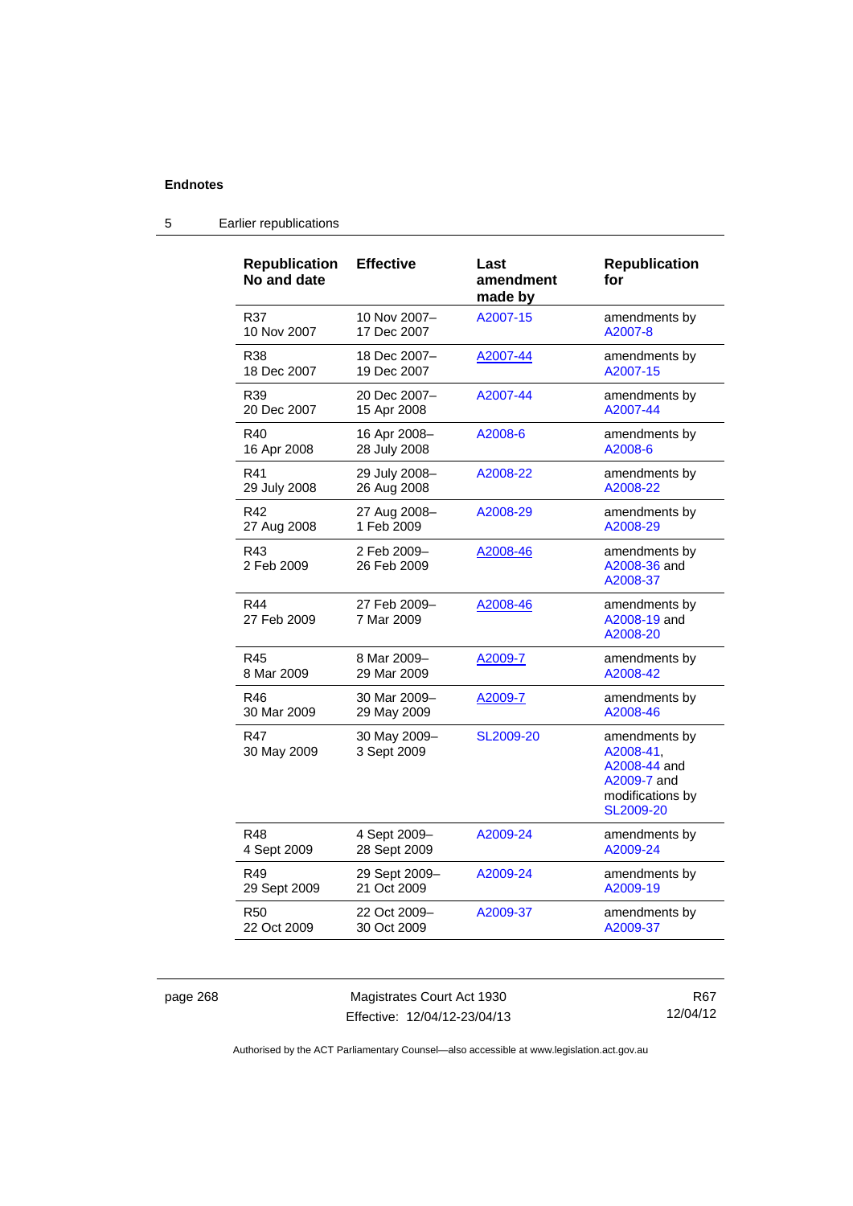## 5 Earlier republications

| Republication No and date | Effective | Last amendment made by | Republication for |
|---|---|---|---|
| R37 10 Nov 2007 | 10 Nov 2007– 17 Dec 2007 | A2007-15 | amendments by A2007-8 |
| R38 18 Dec 2007 | 18 Dec 2007– 19 Dec 2007 | A2007-44 | amendments by A2007-15 |
| R39 20 Dec 2007 | 20 Dec 2007– 15 Apr 2008 | A2007-44 | amendments by A2007-44 |
| R40 16 Apr 2008 | 16 Apr 2008– 28 July 2008 | A2008-6 | amendments by A2008-6 |
| R41 29 July 2008 | 29 July 2008– 26 Aug 2008 | A2008-22 | amendments by A2008-22 |
| R42 27 Aug 2008 | 27 Aug 2008– 1 Feb 2009 | A2008-29 | amendments by A2008-29 |
| R43 2 Feb 2009 | 2 Feb 2009– 26 Feb 2009 | A2008-46 | amendments by A2008-36 and A2008-37 |
| R44 27 Feb 2009 | 27 Feb 2009– 7 Mar 2009 | A2008-46 | amendments by A2008-19 and A2008-20 |
| R45 8 Mar 2009 | 8 Mar 2009– 29 Mar 2009 | A2009-7 | amendments by A2008-42 |
| R46 30 Mar 2009 | 30 Mar 2009– 29 May 2009 | A2009-7 | amendments by A2008-46 |
| R47 30 May 2009 | 30 May 2009– 3 Sept 2009 | SL2009-20 | amendments by A2008-41, A2008-44 and A2009-7 and modifications by SL2009-20 |
| R48 4 Sept 2009 | 4 Sept 2009– 28 Sept 2009 | A2009-24 | amendments by A2009-24 |
| R49 29 Sept 2009 | 29 Sept 2009– 21 Oct 2009 | A2009-24 | amendments by A2009-19 |
| R50 22 Oct 2009 | 22 Oct 2009– 30 Oct 2009 | A2009-37 | amendments by A2009-37 |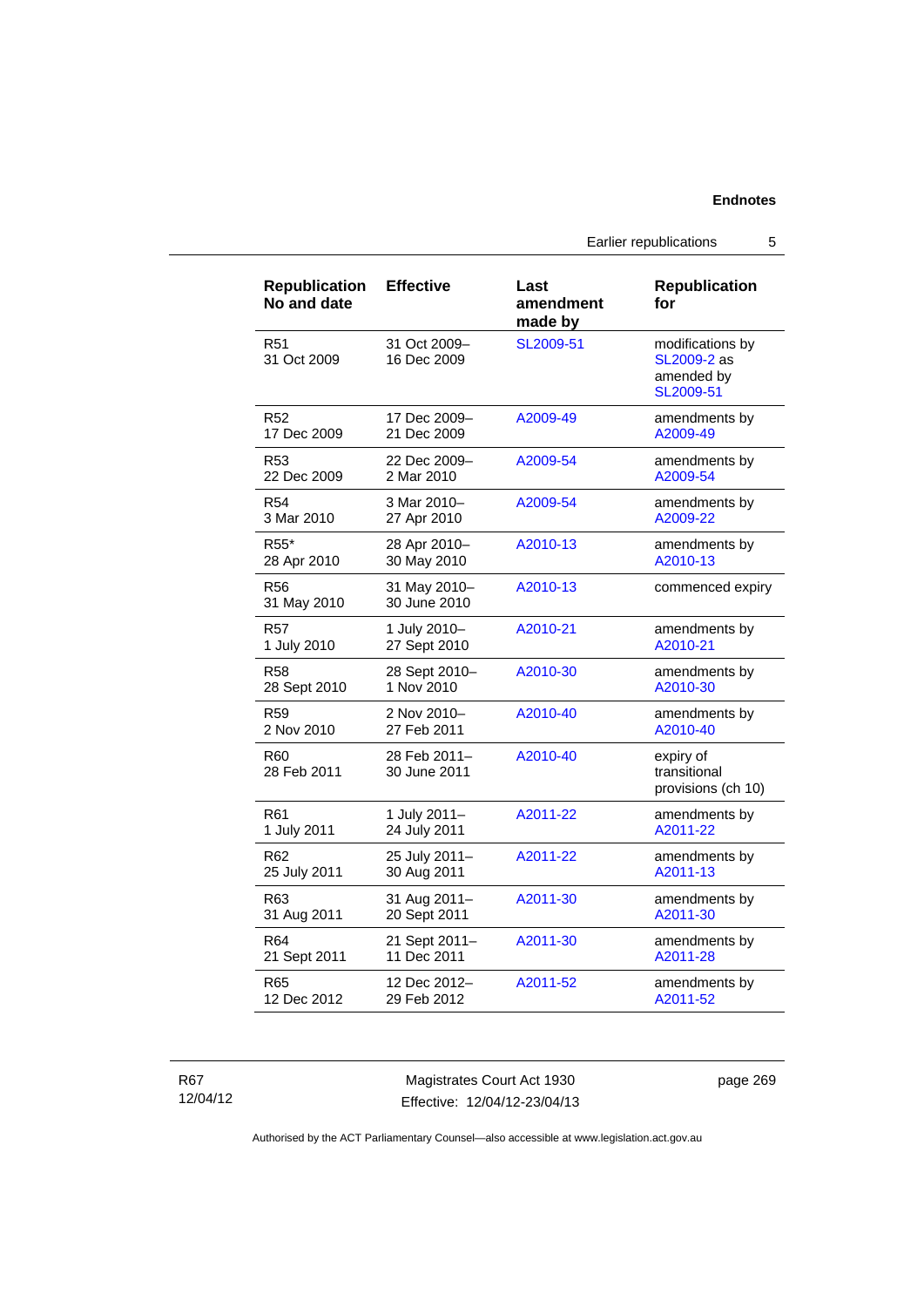| Republication No and date | Effective | Last amendment made by | Republication for |
|---|---|---|---|
| R51 31 Oct 2009 | 31 Oct 2009– 16 Dec 2009 | SL2009-51 | modifications by SL2009-2 as amended by SL2009-51 |
| R52 17 Dec 2009 | 17 Dec 2009– 21 Dec 2009 | A2009-49 | amendments by A2009-49 |
| R53 22 Dec 2009 | 22 Dec 2009– 2 Mar 2010 | A2009-54 | amendments by A2009-54 |
| R54 3 Mar 2010 | 3 Mar 2010– 27 Apr 2010 | A2009-54 | amendments by A2009-22 |
| R55* 28 Apr 2010 | 28 Apr 2010– 30 May 2010 | A2010-13 | amendments by A2010-13 |
| R56 31 May 2010 | 31 May 2010– 30 June 2010 | A2010-13 | commenced expiry |
| R57 1 July 2010 | 1 July 2010– 27 Sept 2010 | A2010-21 | amendments by A2010-21 |
| R58 28 Sept 2010 | 28 Sept 2010– 1 Nov 2010 | A2010-30 | amendments by A2010-30 |
| R59 2 Nov 2010 | 2 Nov 2010– 27 Feb 2011 | A2010-40 | amendments by A2010-40 |
| R60 28 Feb 2011 | 28 Feb 2011– 30 June 2011 | A2010-40 | expiry of transitional provisions (ch 10) |
| R61 1 July 2011 | 1 July 2011– 24 July 2011 | A2011-22 | amendments by A2011-22 |
| R62 25 July 2011 | 25 July 2011– 30 Aug 2011 | A2011-22 | amendments by A2011-13 |
| R63 31 Aug 2011 | 31 Aug 2011– 20 Sept 2011 | A2011-30 | amendments by A2011-30 |
| R64 21 Sept 2011 | 21 Sept 2011– 11 Dec 2011 | A2011-30 | amendments by A2011-28 |
| R65 12 Dec 2012 | 12 Dec 2012– 29 Feb 2012 | A2011-52 | amendments by A2011-52 |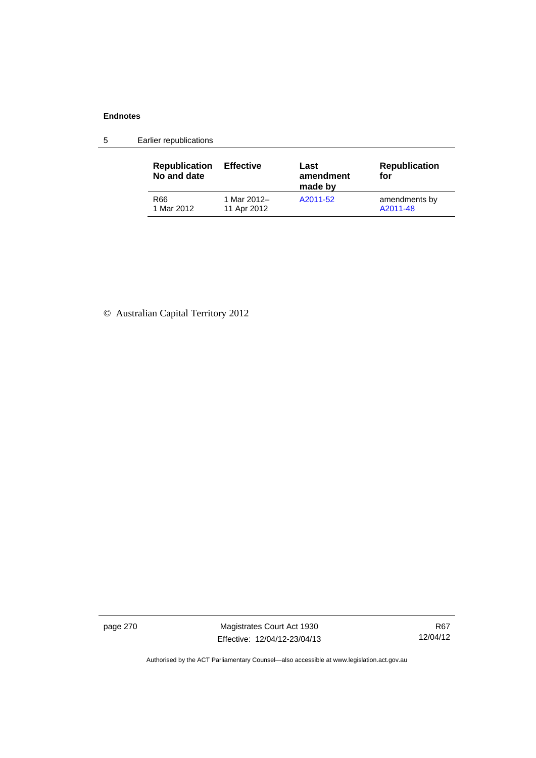## 5 Earlier republications

| Republication No and date | Effective | Last amendment made by | Republication for |
|---|---|---|---|
| R66<br>1 Mar 2012 | 1 Mar 2012–<br>11 Apr 2012 | A2011-52 | amendments by<br>A2011-48 |

© Australian Capital Territory 2012